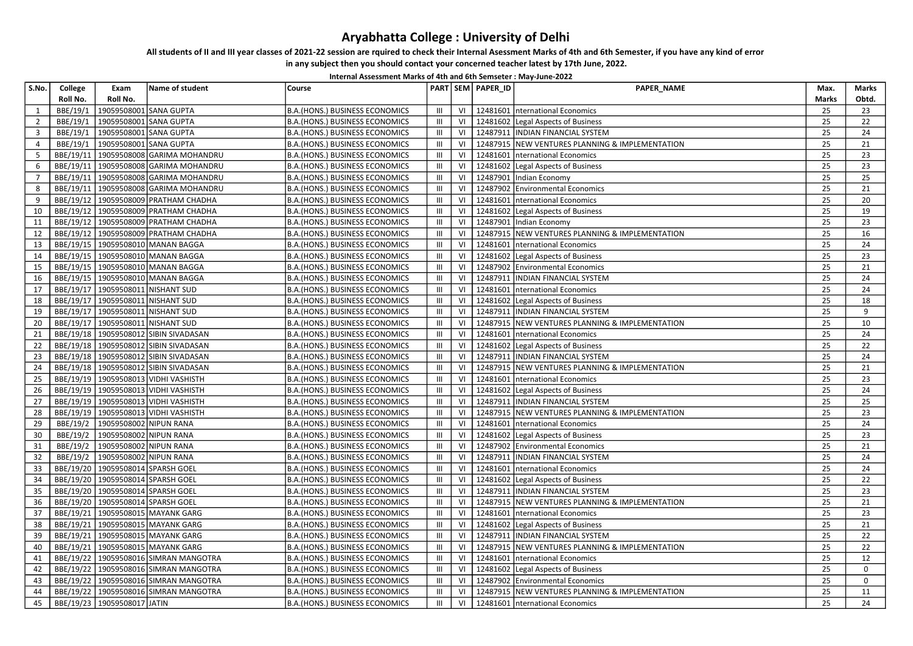# Aryabhatta College : University of Delhi

**All students of II and III year classes of 2021-22 session are rquired to check their Internal Asessment Marks of 4th and 6th Semester, if you have any kind of error in any subject then you should contact your concerned teacher latest by 17th June, 2022.**

**Internal Assessment Marks of 4th and 6th Semseter : May-June-2022**

| S.No. | College Roll No. | Exam Roll No. | Name of student | Course | PART | SEM | PAPER_ID | PAPER_NAME | Max. Marks | Marks Obtd. |
|---|---|---|---|---|---|---|---|---|---|---|
| 1 | BBE/19/1 | 19059508001 | SANA GUPTA | B.A.(HONS.) BUSINESS ECONOMICS | III | VI | 12481601 | nternational Economics | 25 | 23 |
| 2 | BBE/19/1 | 19059508001 | SANA GUPTA | B.A.(HONS.) BUSINESS ECONOMICS | III | VI | 12481602 | Legal Aspects of Business | 25 | 22 |
| 3 | BBE/19/1 | 19059508001 | SANA GUPTA | B.A.(HONS.) BUSINESS ECONOMICS | III | VI | 12487911 | INDIAN FINANCIAL SYSTEM | 25 | 24 |
| 4 | BBE/19/1 | 19059508001 | SANA GUPTA | B.A.(HONS.) BUSINESS ECONOMICS | III | VI | 12487915 | NEW VENTURES PLANNING & IMPLEMENTATION | 25 | 21 |
| 5 | BBE/19/11 | 19059508008 | GARIMA MOHANDRU | B.A.(HONS.) BUSINESS ECONOMICS | III | VI | 12481601 | nternational Economics | 25 | 23 |
| 6 | BBE/19/11 | 19059508008 | GARIMA MOHANDRU | B.A.(HONS.) BUSINESS ECONOMICS | III | VI | 12481602 | Legal Aspects of Business | 25 | 23 |
| 7 | BBE/19/11 | 19059508008 | GARIMA MOHANDRU | B.A.(HONS.) BUSINESS ECONOMICS | III | VI | 12487901 | Indian Economy | 25 | 25 |
| 8 | BBE/19/11 | 19059508008 | GARIMA MOHANDRU | B.A.(HONS.) BUSINESS ECONOMICS | III | VI | 12487902 | Environmental Economics | 25 | 21 |
| 9 | BBE/19/12 | 19059508009 | PRATHAM CHADHA | B.A.(HONS.) BUSINESS ECONOMICS | III | VI | 12481601 | nternational Economics | 25 | 20 |
| 10 | BBE/19/12 | 19059508009 | PRATHAM CHADHA | B.A.(HONS.) BUSINESS ECONOMICS | III | VI | 12481602 | Legal Aspects of Business | 25 | 19 |
| 11 | BBE/19/12 | 19059508009 | PRATHAM CHADHA | B.A.(HONS.) BUSINESS ECONOMICS | III | VI | 12487901 | Indian Economy | 25 | 23 |
| 12 | BBE/19/12 | 19059508009 | PRATHAM CHADHA | B.A.(HONS.) BUSINESS ECONOMICS | III | VI | 12487915 | NEW VENTURES PLANNING & IMPLEMENTATION | 25 | 16 |
| 13 | BBE/19/15 | 19059508010 | MANAN BAGGA | B.A.(HONS.) BUSINESS ECONOMICS | III | VI | 12481601 | nternational Economics | 25 | 24 |
| 14 | BBE/19/15 | 19059508010 | MANAN BAGGA | B.A.(HONS.) BUSINESS ECONOMICS | III | VI | 12481602 | Legal Aspects of Business | 25 | 23 |
| 15 | BBE/19/15 | 19059508010 | MANAN BAGGA | B.A.(HONS.) BUSINESS ECONOMICS | III | VI | 12487902 | Environmental Economics | 25 | 21 |
| 16 | BBE/19/15 | 19059508010 | MANAN BAGGA | B.A.(HONS.) BUSINESS ECONOMICS | III | VI | 12487911 | INDIAN FINANCIAL SYSTEM | 25 | 24 |
| 17 | BBE/19/17 | 19059508011 | NISHANT SUD | B.A.(HONS.) BUSINESS ECONOMICS | III | VI | 12481601 | nternational Economics | 25 | 24 |
| 18 | BBE/19/17 | 19059508011 | NISHANT SUD | B.A.(HONS.) BUSINESS ECONOMICS | III | VI | 12481602 | Legal Aspects of Business | 25 | 18 |
| 19 | BBE/19/17 | 19059508011 | NISHANT SUD | B.A.(HONS.) BUSINESS ECONOMICS | III | VI | 12487911 | INDIAN FINANCIAL SYSTEM | 25 | 9 |
| 20 | BBE/19/17 | 19059508011 | NISHANT SUD | B.A.(HONS.) BUSINESS ECONOMICS | III | VI | 12487915 | NEW VENTURES PLANNING & IMPLEMENTATION | 25 | 10 |
| 21 | BBE/19/18 | 19059508012 | SIBIN SIVADASAN | B.A.(HONS.) BUSINESS ECONOMICS | III | VI | 12481601 | nternational Economics | 25 | 24 |
| 22 | BBE/19/18 | 19059508012 | SIBIN SIVADASAN | B.A.(HONS.) BUSINESS ECONOMICS | III | VI | 12481602 | Legal Aspects of Business | 25 | 22 |
| 23 | BBE/19/18 | 19059508012 | SIBIN SIVADASAN | B.A.(HONS.) BUSINESS ECONOMICS | III | VI | 12487911 | INDIAN FINANCIAL SYSTEM | 25 | 24 |
| 24 | BBE/19/18 | 19059508012 | SIBIN SIVADASAN | B.A.(HONS.) BUSINESS ECONOMICS | III | VI | 12487915 | NEW VENTURES PLANNING & IMPLEMENTATION | 25 | 21 |
| 25 | BBE/19/19 | 19059508013 | VIDHI VASHISTH | B.A.(HONS.) BUSINESS ECONOMICS | III | VI | 12481601 | nternational Economics | 25 | 23 |
| 26 | BBE/19/19 | 19059508013 | VIDHI VASHISTH | B.A.(HONS.) BUSINESS ECONOMICS | III | VI | 12481602 | Legal Aspects of Business | 25 | 24 |
| 27 | BBE/19/19 | 19059508013 | VIDHI VASHISTH | B.A.(HONS.) BUSINESS ECONOMICS | III | VI | 12487911 | INDIAN FINANCIAL SYSTEM | 25 | 25 |
| 28 | BBE/19/19 | 19059508013 | VIDHI VASHISTH | B.A.(HONS.) BUSINESS ECONOMICS | III | VI | 12487915 | NEW VENTURES PLANNING & IMPLEMENTATION | 25 | 23 |
| 29 | BBE/19/2 | 19059508002 | NIPUN RANA | B.A.(HONS.) BUSINESS ECONOMICS | III | VI | 12481601 | nternational Economics | 25 | 24 |
| 30 | BBE/19/2 | 19059508002 | NIPUN RANA | B.A.(HONS.) BUSINESS ECONOMICS | III | VI | 12481602 | Legal Aspects of Business | 25 | 23 |
| 31 | BBE/19/2 | 19059508002 | NIPUN RANA | B.A.(HONS.) BUSINESS ECONOMICS | III | VI | 12487902 | Environmental Economics | 25 | 21 |
| 32 | BBE/19/2 | 19059508002 | NIPUN RANA | B.A.(HONS.) BUSINESS ECONOMICS | III | VI | 12487911 | INDIAN FINANCIAL SYSTEM | 25 | 24 |
| 33 | BBE/19/20 | 19059508014 | SPARSH GOEL | B.A.(HONS.) BUSINESS ECONOMICS | III | VI | 12481601 | nternational Economics | 25 | 24 |
| 34 | BBE/19/20 | 19059508014 | SPARSH GOEL | B.A.(HONS.) BUSINESS ECONOMICS | III | VI | 12481602 | Legal Aspects of Business | 25 | 22 |
| 35 | BBE/19/20 | 19059508014 | SPARSH GOEL | B.A.(HONS.) BUSINESS ECONOMICS | III | VI | 12487911 | INDIAN FINANCIAL SYSTEM | 25 | 23 |
| 36 | BBE/19/20 | 19059508014 | SPARSH GOEL | B.A.(HONS.) BUSINESS ECONOMICS | III | VI | 12487915 | NEW VENTURES PLANNING & IMPLEMENTATION | 25 | 21 |
| 37 | BBE/19/21 | 19059508015 | MAYANK GARG | B.A.(HONS.) BUSINESS ECONOMICS | III | VI | 12481601 | nternational Economics | 25 | 23 |
| 38 | BBE/19/21 | 19059508015 | MAYANK GARG | B.A.(HONS.) BUSINESS ECONOMICS | III | VI | 12481602 | Legal Aspects of Business | 25 | 21 |
| 39 | BBE/19/21 | 19059508015 | MAYANK GARG | B.A.(HONS.) BUSINESS ECONOMICS | III | VI | 12487911 | INDIAN FINANCIAL SYSTEM | 25 | 22 |
| 40 | BBE/19/21 | 19059508015 | MAYANK GARG | B.A.(HONS.) BUSINESS ECONOMICS | III | VI | 12487915 | NEW VENTURES PLANNING & IMPLEMENTATION | 25 | 22 |
| 41 | BBE/19/22 | 19059508016 | SIMRAN MANGOTRA | B.A.(HONS.) BUSINESS ECONOMICS | III | VI | 12481601 | nternational Economics | 25 | 12 |
| 42 | BBE/19/22 | 19059508016 | SIMRAN MANGOTRA | B.A.(HONS.) BUSINESS ECONOMICS | III | VI | 12481602 | Legal Aspects of Business | 25 | 0 |
| 43 | BBE/19/22 | 19059508016 | SIMRAN MANGOTRA | B.A.(HONS.) BUSINESS ECONOMICS | III | VI | 12487902 | Environmental Economics | 25 | 0 |
| 44 | BBE/19/22 | 19059508016 | SIMRAN MANGOTRA | B.A.(HONS.) BUSINESS ECONOMICS | III | VI | 12487915 | NEW VENTURES PLANNING & IMPLEMENTATION | 25 | 11 |
| 45 | BBE/19/23 | 19059508017 | JATIN | B.A.(HONS.) BUSINESS ECONOMICS | III | VI | 12481601 | nternational Economics | 25 | 24 |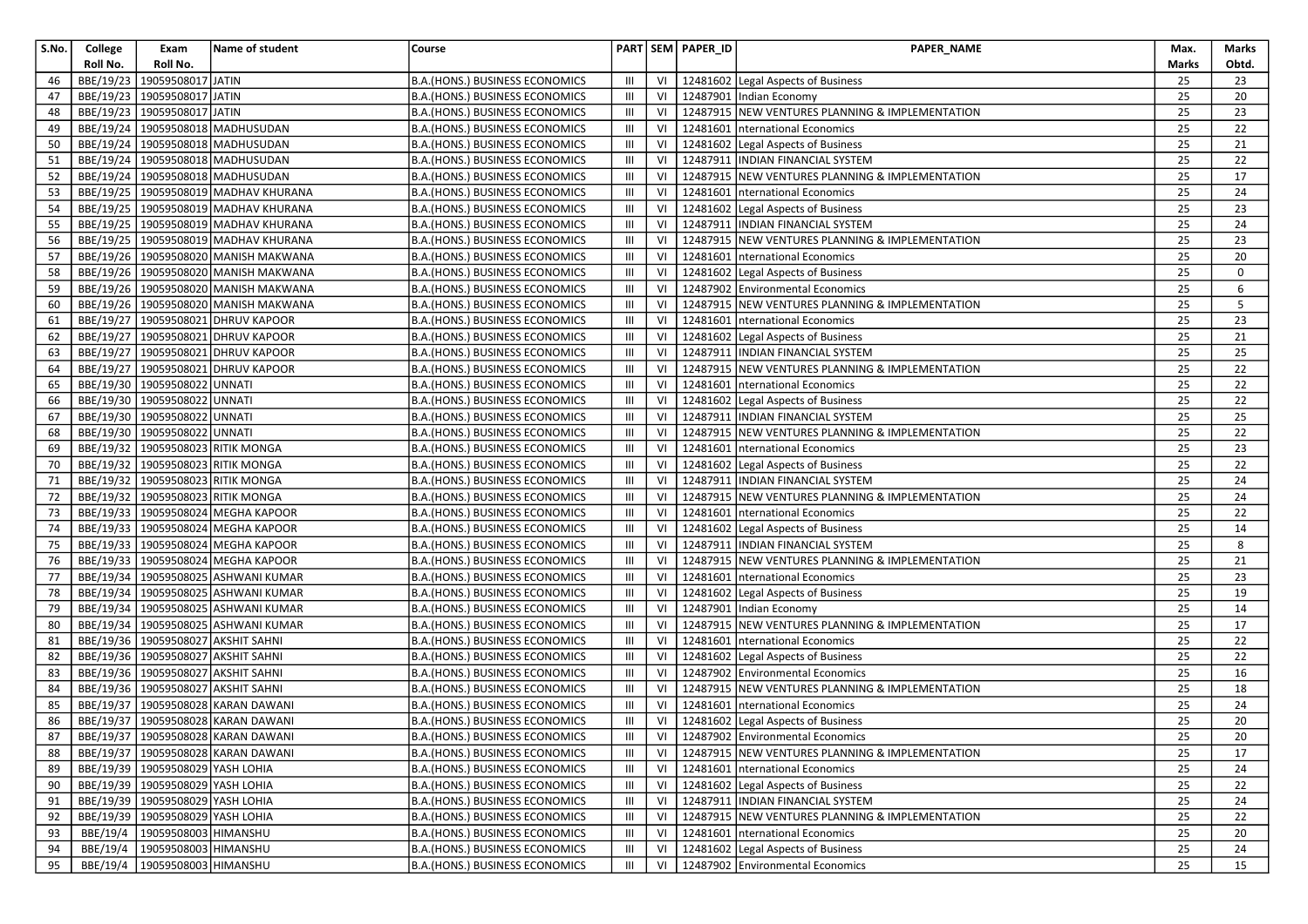| S.No. | College Roll No. | Exam Roll No. | Name of student | Course | PART | SEM | PAPER_ID | PAPER_NAME | Max. Marks | Marks Obtd. |
|---|---|---|---|---|---|---|---|---|---|---|
| 46 | BBE/19/23 | 19059508017 | JATIN | B.A.(HONS.) BUSINESS ECONOMICS | III | VI | 12481602 | Legal Aspects of Business | 25 | 23 |
| 47 | BBE/19/23 | 19059508017 | JATIN | B.A.(HONS.) BUSINESS ECONOMICS | III | VI | 12487901 | Indian Economy | 25 | 20 |
| 48 | BBE/19/23 | 19059508017 | JATIN | B.A.(HONS.) BUSINESS ECONOMICS | III | VI | 12487915 | NEW VENTURES PLANNING & IMPLEMENTATION | 25 | 23 |
| 49 | BBE/19/24 | 19059508018 | MADHUSUDAN | B.A.(HONS.) BUSINESS ECONOMICS | III | VI | 12481601 | nternational Economics | 25 | 22 |
| 50 | BBE/19/24 | 19059508018 | MADHUSUDAN | B.A.(HONS.) BUSINESS ECONOMICS | III | VI | 12481602 | Legal Aspects of Business | 25 | 21 |
| 51 | BBE/19/24 | 19059508018 | MADHUSUDAN | B.A.(HONS.) BUSINESS ECONOMICS | III | VI | 12487911 | INDIAN FINANCIAL SYSTEM | 25 | 22 |
| 52 | BBE/19/24 | 19059508018 | MADHUSUDAN | B.A.(HONS.) BUSINESS ECONOMICS | III | VI | 12487915 | NEW VENTURES PLANNING & IMPLEMENTATION | 25 | 17 |
| 53 | BBE/19/25 | 19059508019 | MADHAV KHURANA | B.A.(HONS.) BUSINESS ECONOMICS | III | VI | 12481601 | nternational Economics | 25 | 24 |
| 54 | BBE/19/25 | 19059508019 | MADHAV KHURANA | B.A.(HONS.) BUSINESS ECONOMICS | III | VI | 12481602 | Legal Aspects of Business | 25 | 23 |
| 55 | BBE/19/25 | 19059508019 | MADHAV KHURANA | B.A.(HONS.) BUSINESS ECONOMICS | III | VI | 12487911 | INDIAN FINANCIAL SYSTEM | 25 | 24 |
| 56 | BBE/19/25 | 19059508019 | MADHAV KHURANA | B.A.(HONS.) BUSINESS ECONOMICS | III | VI | 12487915 | NEW VENTURES PLANNING & IMPLEMENTATION | 25 | 23 |
| 57 | BBE/19/26 | 19059508020 | MANISH MAKWANA | B.A.(HONS.) BUSINESS ECONOMICS | III | VI | 12481601 | nternational Economics | 25 | 20 |
| 58 | BBE/19/26 | 19059508020 | MANISH MAKWANA | B.A.(HONS.) BUSINESS ECONOMICS | III | VI | 12481602 | Legal Aspects of Business | 25 | 0 |
| 59 | BBE/19/26 | 19059508020 | MANISH MAKWANA | B.A.(HONS.) BUSINESS ECONOMICS | III | VI | 12487902 | Environmental Economics | 25 | 6 |
| 60 | BBE/19/26 | 19059508020 | MANISH MAKWANA | B.A.(HONS.) BUSINESS ECONOMICS | III | VI | 12487915 | NEW VENTURES PLANNING & IMPLEMENTATION | 25 | 5 |
| 61 | BBE/19/27 | 19059508021 | DHRUV KAPOOR | B.A.(HONS.) BUSINESS ECONOMICS | III | VI | 12481601 | nternational Economics | 25 | 23 |
| 62 | BBE/19/27 | 19059508021 | DHRUV KAPOOR | B.A.(HONS.) BUSINESS ECONOMICS | III | VI | 12481602 | Legal Aspects of Business | 25 | 21 |
| 63 | BBE/19/27 | 19059508021 | DHRUV KAPOOR | B.A.(HONS.) BUSINESS ECONOMICS | III | VI | 12487911 | INDIAN FINANCIAL SYSTEM | 25 | 25 |
| 64 | BBE/19/27 | 19059508021 | DHRUV KAPOOR | B.A.(HONS.) BUSINESS ECONOMICS | III | VI | 12487915 | NEW VENTURES PLANNING & IMPLEMENTATION | 25 | 22 |
| 65 | BBE/19/30 | 19059508022 | UNNATI | B.A.(HONS.) BUSINESS ECONOMICS | III | VI | 12481601 | nternational Economics | 25 | 22 |
| 66 | BBE/19/30 | 19059508022 | UNNATI | B.A.(HONS.) BUSINESS ECONOMICS | III | VI | 12481602 | Legal Aspects of Business | 25 | 22 |
| 67 | BBE/19/30 | 19059508022 | UNNATI | B.A.(HONS.) BUSINESS ECONOMICS | III | VI | 12487911 | INDIAN FINANCIAL SYSTEM | 25 | 25 |
| 68 | BBE/19/30 | 19059508022 | UNNATI | B.A.(HONS.) BUSINESS ECONOMICS | III | VI | 12487915 | NEW VENTURES PLANNING & IMPLEMENTATION | 25 | 22 |
| 69 | BBE/19/32 | 19059508023 | RITIK MONGA | B.A.(HONS.) BUSINESS ECONOMICS | III | VI | 12481601 | nternational Economics | 25 | 23 |
| 70 | BBE/19/32 | 19059508023 | RITIK MONGA | B.A.(HONS.) BUSINESS ECONOMICS | III | VI | 12481602 | Legal Aspects of Business | 25 | 22 |
| 71 | BBE/19/32 | 19059508023 | RITIK MONGA | B.A.(HONS.) BUSINESS ECONOMICS | III | VI | 12487911 | INDIAN FINANCIAL SYSTEM | 25 | 24 |
| 72 | BBE/19/32 | 19059508023 | RITIK MONGA | B.A.(HONS.) BUSINESS ECONOMICS | III | VI | 12487915 | NEW VENTURES PLANNING & IMPLEMENTATION | 25 | 24 |
| 73 | BBE/19/33 | 19059508024 | MEGHA KAPOOR | B.A.(HONS.) BUSINESS ECONOMICS | III | VI | 12481601 | nternational Economics | 25 | 22 |
| 74 | BBE/19/33 | 19059508024 | MEGHA KAPOOR | B.A.(HONS.) BUSINESS ECONOMICS | III | VI | 12481602 | Legal Aspects of Business | 25 | 14 |
| 75 | BBE/19/33 | 19059508024 | MEGHA KAPOOR | B.A.(HONS.) BUSINESS ECONOMICS | III | VI | 12487911 | INDIAN FINANCIAL SYSTEM | 25 | 8 |
| 76 | BBE/19/33 | 19059508024 | MEGHA KAPOOR | B.A.(HONS.) BUSINESS ECONOMICS | III | VI | 12487915 | NEW VENTURES PLANNING & IMPLEMENTATION | 25 | 21 |
| 77 | BBE/19/34 | 19059508025 | ASHWANI KUMAR | B.A.(HONS.) BUSINESS ECONOMICS | III | VI | 12481601 | nternational Economics | 25 | 23 |
| 78 | BBE/19/34 | 19059508025 | ASHWANI KUMAR | B.A.(HONS.) BUSINESS ECONOMICS | III | VI | 12481602 | Legal Aspects of Business | 25 | 19 |
| 79 | BBE/19/34 | 19059508025 | ASHWANI KUMAR | B.A.(HONS.) BUSINESS ECONOMICS | III | VI | 12487901 | Indian Economy | 25 | 14 |
| 80 | BBE/19/34 | 19059508025 | ASHWANI KUMAR | B.A.(HONS.) BUSINESS ECONOMICS | III | VI | 12487915 | NEW VENTURES PLANNING & IMPLEMENTATION | 25 | 17 |
| 81 | BBE/19/36 | 19059508027 | AKSHIT SAHNI | B.A.(HONS.) BUSINESS ECONOMICS | III | VI | 12481601 | nternational Economics | 25 | 22 |
| 82 | BBE/19/36 | 19059508027 | AKSHIT SAHNI | B.A.(HONS.) BUSINESS ECONOMICS | III | VI | 12481602 | Legal Aspects of Business | 25 | 22 |
| 83 | BBE/19/36 | 19059508027 | AKSHIT SAHNI | B.A.(HONS.) BUSINESS ECONOMICS | III | VI | 12487902 | Environmental Economics | 25 | 16 |
| 84 | BBE/19/36 | 19059508027 | AKSHIT SAHNI | B.A.(HONS.) BUSINESS ECONOMICS | III | VI | 12487915 | NEW VENTURES PLANNING & IMPLEMENTATION | 25 | 18 |
| 85 | BBE/19/37 | 19059508028 | KARAN DAWANI | B.A.(HONS.) BUSINESS ECONOMICS | III | VI | 12481601 | nternational Economics | 25 | 24 |
| 86 | BBE/19/37 | 19059508028 | KARAN DAWANI | B.A.(HONS.) BUSINESS ECONOMICS | III | VI | 12481602 | Legal Aspects of Business | 25 | 20 |
| 87 | BBE/19/37 | 19059508028 | KARAN DAWANI | B.A.(HONS.) BUSINESS ECONOMICS | III | VI | 12487902 | Environmental Economics | 25 | 20 |
| 88 | BBE/19/37 | 19059508028 | KARAN DAWANI | B.A.(HONS.) BUSINESS ECONOMICS | III | VI | 12487915 | NEW VENTURES PLANNING & IMPLEMENTATION | 25 | 17 |
| 89 | BBE/19/39 | 19059508029 | YASH LOHIA | B.A.(HONS.) BUSINESS ECONOMICS | III | VI | 12481601 | nternational Economics | 25 | 24 |
| 90 | BBE/19/39 | 19059508029 | YASH LOHIA | B.A.(HONS.) BUSINESS ECONOMICS | III | VI | 12481602 | Legal Aspects of Business | 25 | 22 |
| 91 | BBE/19/39 | 19059508029 | YASH LOHIA | B.A.(HONS.) BUSINESS ECONOMICS | III | VI | 12487911 | INDIAN FINANCIAL SYSTEM | 25 | 24 |
| 92 | BBE/19/39 | 19059508029 | YASH LOHIA | B.A.(HONS.) BUSINESS ECONOMICS | III | VI | 12487915 | NEW VENTURES PLANNING & IMPLEMENTATION | 25 | 22 |
| 93 | BBE/19/4 | 19059508003 | HIMANSHU | B.A.(HONS.) BUSINESS ECONOMICS | III | VI | 12481601 | nternational Economics | 25 | 20 |
| 94 | BBE/19/4 | 19059508003 | HIMANSHU | B.A.(HONS.) BUSINESS ECONOMICS | III | VI | 12481602 | Legal Aspects of Business | 25 | 24 |
| 95 | BBE/19/4 | 19059508003 | HIMANSHU | B.A.(HONS.) BUSINESS ECONOMICS | III | VI | 12487902 | Environmental Economics | 25 | 15 |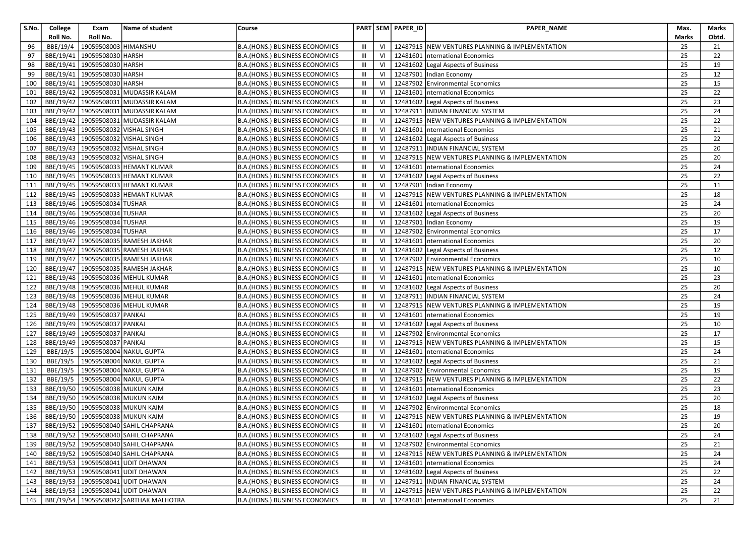| S.No. | College Roll No. | Exam Roll No. | Name of student | Course | PART | SEM | PAPER_ID | PAPER_NAME | Max. Marks | Marks Obtd. |
|---|---|---|---|---|---|---|---|---|---|---|
| 96 | BBE/19/4 | 19059508003 | HIMANSHU | B.A.(HONS.) BUSINESS ECONOMICS | III | VI | 12487915 | NEW VENTURES PLANNING & IMPLEMENTATION | 25 | 21 |
| 97 | BBE/19/41 | 19059508030 | HARSH | B.A.(HONS.) BUSINESS ECONOMICS | III | VI | 12481601 | nternational Economics | 25 | 22 |
| 98 | BBE/19/41 | 19059508030 | HARSH | B.A.(HONS.) BUSINESS ECONOMICS | III | VI | 12481602 | Legal Aspects of Business | 25 | 19 |
| 99 | BBE/19/41 | 19059508030 | HARSH | B.A.(HONS.) BUSINESS ECONOMICS | III | VI | 12487901 | Indian Economy | 25 | 12 |
| 100 | BBE/19/41 | 19059508030 | HARSH | B.A.(HONS.) BUSINESS ECONOMICS | III | VI | 12487902 | Environmental Economics | 25 | 15 |
| 101 | BBE/19/42 | 19059508031 | MUDASSIR KALAM | B.A.(HONS.) BUSINESS ECONOMICS | III | VI | 12481601 | nternational Economics | 25 | 22 |
| 102 | BBE/19/42 | 19059508031 | MUDASSIR KALAM | B.A.(HONS.) BUSINESS ECONOMICS | III | VI | 12481602 | Legal Aspects of Business | 25 | 23 |
| 103 | BBE/19/42 | 19059508031 | MUDASSIR KALAM | B.A.(HONS.) BUSINESS ECONOMICS | III | VI | 12487911 | INDIAN FINANCIAL SYSTEM | 25 | 24 |
| 104 | BBE/19/42 | 19059508031 | MUDASSIR KALAM | B.A.(HONS.) BUSINESS ECONOMICS | III | VI | 12487915 | NEW VENTURES PLANNING & IMPLEMENTATION | 25 | 22 |
| 105 | BBE/19/43 | 19059508032 | VISHAL SINGH | B.A.(HONS.) BUSINESS ECONOMICS | III | VI | 12481601 | nternational Economics | 25 | 21 |
| 106 | BBE/19/43 | 19059508032 | VISHAL SINGH | B.A.(HONS.) BUSINESS ECONOMICS | III | VI | 12481602 | Legal Aspects of Business | 25 | 22 |
| 107 | BBE/19/43 | 19059508032 | VISHAL SINGH | B.A.(HONS.) BUSINESS ECONOMICS | III | VI | 12487911 | INDIAN FINANCIAL SYSTEM | 25 | 20 |
| 108 | BBE/19/43 | 19059508032 | VISHAL SINGH | B.A.(HONS.) BUSINESS ECONOMICS | III | VI | 12487915 | NEW VENTURES PLANNING & IMPLEMENTATION | 25 | 20 |
| 109 | BBE/19/45 | 19059508033 | HEMANT KUMAR | B.A.(HONS.) BUSINESS ECONOMICS | III | VI | 12481601 | nternational Economics | 25 | 24 |
| 110 | BBE/19/45 | 19059508033 | HEMANT KUMAR | B.A.(HONS.) BUSINESS ECONOMICS | III | VI | 12481602 | Legal Aspects of Business | 25 | 22 |
| 111 | BBE/19/45 | 19059508033 | HEMANT KUMAR | B.A.(HONS.) BUSINESS ECONOMICS | III | VI | 12487901 | Indian Economy | 25 | 11 |
| 112 | BBE/19/45 | 19059508033 | HEMANT KUMAR | B.A.(HONS.) BUSINESS ECONOMICS | III | VI | 12487915 | NEW VENTURES PLANNING & IMPLEMENTATION | 25 | 18 |
| 113 | BBE/19/46 | 19059508034 | TUSHAR | B.A.(HONS.) BUSINESS ECONOMICS | III | VI | 12481601 | nternational Economics | 25 | 24 |
| 114 | BBE/19/46 | 19059508034 | TUSHAR | B.A.(HONS.) BUSINESS ECONOMICS | III | VI | 12481602 | Legal Aspects of Business | 25 | 20 |
| 115 | BBE/19/46 | 19059508034 | TUSHAR | B.A.(HONS.) BUSINESS ECONOMICS | III | VI | 12487901 | Indian Economy | 25 | 19 |
| 116 | BBE/19/46 | 19059508034 | TUSHAR | B.A.(HONS.) BUSINESS ECONOMICS | III | VI | 12487902 | Environmental Economics | 25 | 17 |
| 117 | BBE/19/47 | 19059508035 | RAMESH JAKHAR | B.A.(HONS.) BUSINESS ECONOMICS | III | VI | 12481601 | nternational Economics | 25 | 20 |
| 118 | BBE/19/47 | 19059508035 | RAMESH JAKHAR | B.A.(HONS.) BUSINESS ECONOMICS | III | VI | 12481602 | Legal Aspects of Business | 25 | 12 |
| 119 | BBE/19/47 | 19059508035 | RAMESH JAKHAR | B.A.(HONS.) BUSINESS ECONOMICS | III | VI | 12487902 | Environmental Economics | 25 | 10 |
| 120 | BBE/19/47 | 19059508035 | RAMESH JAKHAR | B.A.(HONS.) BUSINESS ECONOMICS | III | VI | 12487915 | NEW VENTURES PLANNING & IMPLEMENTATION | 25 | 10 |
| 121 | BBE/19/48 | 19059508036 | MEHUL KUMAR | B.A.(HONS.) BUSINESS ECONOMICS | III | VI | 12481601 | nternational Economics | 25 | 23 |
| 122 | BBE/19/48 | 19059508036 | MEHUL KUMAR | B.A.(HONS.) BUSINESS ECONOMICS | III | VI | 12481602 | Legal Aspects of Business | 25 | 20 |
| 123 | BBE/19/48 | 19059508036 | MEHUL KUMAR | B.A.(HONS.) BUSINESS ECONOMICS | III | VI | 12487911 | INDIAN FINANCIAL SYSTEM | 25 | 24 |
| 124 | BBE/19/48 | 19059508036 | MEHUL KUMAR | B.A.(HONS.) BUSINESS ECONOMICS | III | VI | 12487915 | NEW VENTURES PLANNING & IMPLEMENTATION | 25 | 19 |
| 125 | BBE/19/49 | 19059508037 | PANKAJ | B.A.(HONS.) BUSINESS ECONOMICS | III | VI | 12481601 | nternational Economics | 25 | 19 |
| 126 | BBE/19/49 | 19059508037 | PANKAJ | B.A.(HONS.) BUSINESS ECONOMICS | III | VI | 12481602 | Legal Aspects of Business | 25 | 10 |
| 127 | BBE/19/49 | 19059508037 | PANKAJ | B.A.(HONS.) BUSINESS ECONOMICS | III | VI | 12487902 | Environmental Economics | 25 | 17 |
| 128 | BBE/19/49 | 19059508037 | PANKAJ | B.A.(HONS.) BUSINESS ECONOMICS | III | VI | 12487915 | NEW VENTURES PLANNING & IMPLEMENTATION | 25 | 15 |
| 129 | BBE/19/5 | 19059508004 | NAKUL GUPTA | B.A.(HONS.) BUSINESS ECONOMICS | III | VI | 12481601 | nternational Economics | 25 | 24 |
| 130 | BBE/19/5 | 19059508004 | NAKUL GUPTA | B.A.(HONS.) BUSINESS ECONOMICS | III | VI | 12481602 | Legal Aspects of Business | 25 | 21 |
| 131 | BBE/19/5 | 19059508004 | NAKUL GUPTA | B.A.(HONS.) BUSINESS ECONOMICS | III | VI | 12487902 | Environmental Economics | 25 | 19 |
| 132 | BBE/19/5 | 19059508004 | NAKUL GUPTA | B.A.(HONS.) BUSINESS ECONOMICS | III | VI | 12487915 | NEW VENTURES PLANNING & IMPLEMENTATION | 25 | 22 |
| 133 | BBE/19/50 | 19059508038 | MUKUN KAIM | B.A.(HONS.) BUSINESS ECONOMICS | III | VI | 12481601 | nternational Economics | 25 | 23 |
| 134 | BBE/19/50 | 19059508038 | MUKUN KAIM | B.A.(HONS.) BUSINESS ECONOMICS | III | VI | 12481602 | Legal Aspects of Business | 25 | 20 |
| 135 | BBE/19/50 | 19059508038 | MUKUN KAIM | B.A.(HONS.) BUSINESS ECONOMICS | III | VI | 12487902 | Environmental Economics | 25 | 18 |
| 136 | BBE/19/50 | 19059508038 | MUKUN KAIM | B.A.(HONS.) BUSINESS ECONOMICS | III | VI | 12487915 | NEW VENTURES PLANNING & IMPLEMENTATION | 25 | 19 |
| 137 | BBE/19/52 | 19059508040 | SAHIL CHAPRANA | B.A.(HONS.) BUSINESS ECONOMICS | III | VI | 12481601 | nternational Economics | 25 | 20 |
| 138 | BBE/19/52 | 19059508040 | SAHIL CHAPRANA | B.A.(HONS.) BUSINESS ECONOMICS | III | VI | 12481602 | Legal Aspects of Business | 25 | 24 |
| 139 | BBE/19/52 | 19059508040 | SAHIL CHAPRANA | B.A.(HONS.) BUSINESS ECONOMICS | III | VI | 12487902 | Environmental Economics | 25 | 21 |
| 140 | BBE/19/52 | 19059508040 | SAHIL CHAPRANA | B.A.(HONS.) BUSINESS ECONOMICS | III | VI | 12487915 | NEW VENTURES PLANNING & IMPLEMENTATION | 25 | 24 |
| 141 | BBE/19/53 | 19059508041 | UDIT DHAWAN | B.A.(HONS.) BUSINESS ECONOMICS | III | VI | 12481601 | nternational Economics | 25 | 24 |
| 142 | BBE/19/53 | 19059508041 | UDIT DHAWAN | B.A.(HONS.) BUSINESS ECONOMICS | III | VI | 12481602 | Legal Aspects of Business | 25 | 22 |
| 143 | BBE/19/53 | 19059508041 | UDIT DHAWAN | B.A.(HONS.) BUSINESS ECONOMICS | III | VI | 12487911 | INDIAN FINANCIAL SYSTEM | 25 | 24 |
| 144 | BBE/19/53 | 19059508041 | UDIT DHAWAN | B.A.(HONS.) BUSINESS ECONOMICS | III | VI | 12487915 | NEW VENTURES PLANNING & IMPLEMENTATION | 25 | 22 |
| 145 | BBE/19/54 | 19059508042 | SARTHAK MALHOTRA | B.A.(HONS.) BUSINESS ECONOMICS | III | VI | 12481601 | nternational Economics | 25 | 21 |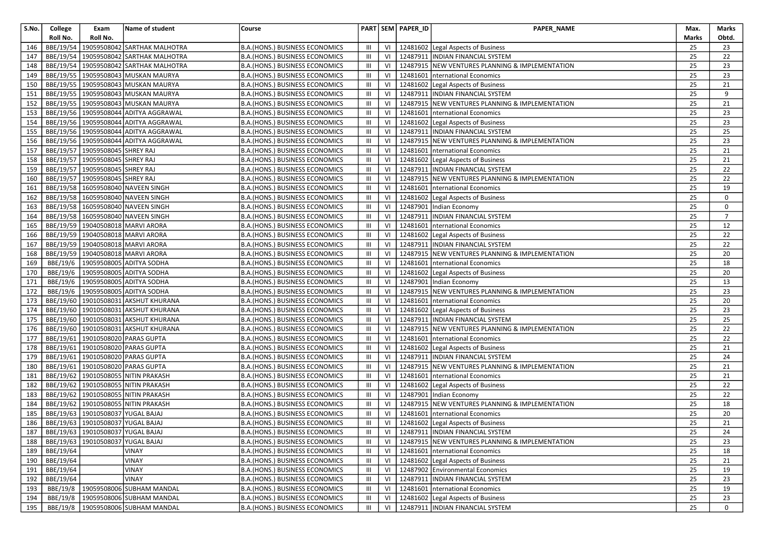| S.No. | College Roll No. | Exam Roll No. | Name of student | Course | PART | SEM | PAPER_ID | PAPER_NAME | Max. Marks | Marks Obtd. |
|---|---|---|---|---|---|---|---|---|---|---|
| 146 | BBE/19/54 | 19059508042 | SARTHAK MALHOTRA | B.A.(HONS.) BUSINESS ECONOMICS | III | VI | 12481602 | Legal Aspects of Business | 25 | 23 |
| 147 | BBE/19/54 | 19059508042 | SARTHAK MALHOTRA | B.A.(HONS.) BUSINESS ECONOMICS | III | VI | 12487911 | INDIAN FINANCIAL SYSTEM | 25 | 22 |
| 148 | BBE/19/54 | 19059508042 | SARTHAK MALHOTRA | B.A.(HONS.) BUSINESS ECONOMICS | III | VI | 12487915 | NEW VENTURES PLANNING & IMPLEMENTATION | 25 | 23 |
| 149 | BBE/19/55 | 19059508043 | MUSKAN MAURYA | B.A.(HONS.) BUSINESS ECONOMICS | III | VI | 12481601 | nternational Economics | 25 | 23 |
| 150 | BBE/19/55 | 19059508043 | MUSKAN MAURYA | B.A.(HONS.) BUSINESS ECONOMICS | III | VI | 12481602 | Legal Aspects of Business | 25 | 21 |
| 151 | BBE/19/55 | 19059508043 | MUSKAN MAURYA | B.A.(HONS.) BUSINESS ECONOMICS | III | VI | 12487911 | INDIAN FINANCIAL SYSTEM | 25 | 9 |
| 152 | BBE/19/55 | 19059508043 | MUSKAN MAURYA | B.A.(HONS.) BUSINESS ECONOMICS | III | VI | 12487915 | NEW VENTURES PLANNING & IMPLEMENTATION | 25 | 21 |
| 153 | BBE/19/56 | 19059508044 | ADITYA AGGRAWAL | B.A.(HONS.) BUSINESS ECONOMICS | III | VI | 12481601 | nternational Economics | 25 | 23 |
| 154 | BBE/19/56 | 19059508044 | ADITYA AGGRAWAL | B.A.(HONS.) BUSINESS ECONOMICS | III | VI | 12481602 | Legal Aspects of Business | 25 | 23 |
| 155 | BBE/19/56 | 19059508044 | ADITYA AGGRAWAL | B.A.(HONS.) BUSINESS ECONOMICS | III | VI | 12487911 | INDIAN FINANCIAL SYSTEM | 25 | 25 |
| 156 | BBE/19/56 | 19059508044 | ADITYA AGGRAWAL | B.A.(HONS.) BUSINESS ECONOMICS | III | VI | 12487915 | NEW VENTURES PLANNING & IMPLEMENTATION | 25 | 23 |
| 157 | BBE/19/57 | 19059508045 | SHREY RAJ | B.A.(HONS.) BUSINESS ECONOMICS | III | VI | 12481601 | nternational Economics | 25 | 21 |
| 158 | BBE/19/57 | 19059508045 | SHREY RAJ | B.A.(HONS.) BUSINESS ECONOMICS | III | VI | 12481602 | Legal Aspects of Business | 25 | 21 |
| 159 | BBE/19/57 | 19059508045 | SHREY RAJ | B.A.(HONS.) BUSINESS ECONOMICS | III | VI | 12487911 | INDIAN FINANCIAL SYSTEM | 25 | 22 |
| 160 | BBE/19/57 | 19059508045 | SHREY RAJ | B.A.(HONS.) BUSINESS ECONOMICS | III | VI | 12487915 | NEW VENTURES PLANNING & IMPLEMENTATION | 25 | 22 |
| 161 | BBE/19/58 | 16059508040 | NAVEEN SINGH | B.A.(HONS.) BUSINESS ECONOMICS | III | VI | 12481601 | nternational Economics | 25 | 19 |
| 162 | BBE/19/58 | 16059508040 | NAVEEN SINGH | B.A.(HONS.) BUSINESS ECONOMICS | III | VI | 12481602 | Legal Aspects of Business | 25 | 0 |
| 163 | BBE/19/58 | 16059508040 | NAVEEN SINGH | B.A.(HONS.) BUSINESS ECONOMICS | III | VI | 12487901 | Indian Economy | 25 | 0 |
| 164 | BBE/19/58 | 16059508040 | NAVEEN SINGH | B.A.(HONS.) BUSINESS ECONOMICS | III | VI | 12487911 | INDIAN FINANCIAL SYSTEM | 25 | 7 |
| 165 | BBE/19/59 | 19040508018 | MARVI ARORA | B.A.(HONS.) BUSINESS ECONOMICS | III | VI | 12481601 | nternational Economics | 25 | 12 |
| 166 | BBE/19/59 | 19040508018 | MARVI ARORA | B.A.(HONS.) BUSINESS ECONOMICS | III | VI | 12481602 | Legal Aspects of Business | 25 | 22 |
| 167 | BBE/19/59 | 19040508018 | MARVI ARORA | B.A.(HONS.) BUSINESS ECONOMICS | III | VI | 12487911 | INDIAN FINANCIAL SYSTEM | 25 | 22 |
| 168 | BBE/19/59 | 19040508018 | MARVI ARORA | B.A.(HONS.) BUSINESS ECONOMICS | III | VI | 12487915 | NEW VENTURES PLANNING & IMPLEMENTATION | 25 | 20 |
| 169 | BBE/19/6 | 19059508005 | ADITYA SODHA | B.A.(HONS.) BUSINESS ECONOMICS | III | VI | 12481601 | nternational Economics | 25 | 18 |
| 170 | BBE/19/6 | 19059508005 | ADITYA SODHA | B.A.(HONS.) BUSINESS ECONOMICS | III | VI | 12481602 | Legal Aspects of Business | 25 | 20 |
| 171 | BBE/19/6 | 19059508005 | ADITYA SODHA | B.A.(HONS.) BUSINESS ECONOMICS | III | VI | 12487901 | Indian Economy | 25 | 13 |
| 172 | BBE/19/6 | 19059508005 | ADITYA SODHA | B.A.(HONS.) BUSINESS ECONOMICS | III | VI | 12487915 | NEW VENTURES PLANNING & IMPLEMENTATION | 25 | 23 |
| 173 | BBE/19/60 | 19010508031 | AKSHUT KHURANA | B.A.(HONS.) BUSINESS ECONOMICS | III | VI | 12481601 | nternational Economics | 25 | 20 |
| 174 | BBE/19/60 | 19010508031 | AKSHUT KHURANA | B.A.(HONS.) BUSINESS ECONOMICS | III | VI | 12481602 | Legal Aspects of Business | 25 | 23 |
| 175 | BBE/19/60 | 19010508031 | AKSHUT KHURANA | B.A.(HONS.) BUSINESS ECONOMICS | III | VI | 12487911 | INDIAN FINANCIAL SYSTEM | 25 | 25 |
| 176 | BBE/19/60 | 19010508031 | AKSHUT KHURANA | B.A.(HONS.) BUSINESS ECONOMICS | III | VI | 12487915 | NEW VENTURES PLANNING & IMPLEMENTATION | 25 | 22 |
| 177 | BBE/19/61 | 19010508020 | PARAS GUPTA | B.A.(HONS.) BUSINESS ECONOMICS | III | VI | 12481601 | nternational Economics | 25 | 22 |
| 178 | BBE/19/61 | 19010508020 | PARAS GUPTA | B.A.(HONS.) BUSINESS ECONOMICS | III | VI | 12481602 | Legal Aspects of Business | 25 | 21 |
| 179 | BBE/19/61 | 19010508020 | PARAS GUPTA | B.A.(HONS.) BUSINESS ECONOMICS | III | VI | 12487911 | INDIAN FINANCIAL SYSTEM | 25 | 24 |
| 180 | BBE/19/61 | 19010508020 | PARAS GUPTA | B.A.(HONS.) BUSINESS ECONOMICS | III | VI | 12487915 | NEW VENTURES PLANNING & IMPLEMENTATION | 25 | 21 |
| 181 | BBE/19/62 | 19010508055 | NITIN PRAKASH | B.A.(HONS.) BUSINESS ECONOMICS | III | VI | 12481601 | nternational Economics | 25 | 21 |
| 182 | BBE/19/62 | 19010508055 | NITIN PRAKASH | B.A.(HONS.) BUSINESS ECONOMICS | III | VI | 12481602 | Legal Aspects of Business | 25 | 22 |
| 183 | BBE/19/62 | 19010508055 | NITIN PRAKASH | B.A.(HONS.) BUSINESS ECONOMICS | III | VI | 12487901 | Indian Economy | 25 | 22 |
| 184 | BBE/19/62 | 19010508055 | NITIN PRAKASH | B.A.(HONS.) BUSINESS ECONOMICS | III | VI | 12487915 | NEW VENTURES PLANNING & IMPLEMENTATION | 25 | 18 |
| 185 | BBE/19/63 | 19010508037 | YUGAL BAJAJ | B.A.(HONS.) BUSINESS ECONOMICS | III | VI | 12481601 | nternational Economics | 25 | 20 |
| 186 | BBE/19/63 | 19010508037 | YUGAL BAJAJ | B.A.(HONS.) BUSINESS ECONOMICS | III | VI | 12481602 | Legal Aspects of Business | 25 | 21 |
| 187 | BBE/19/63 | 19010508037 | YUGAL BAJAJ | B.A.(HONS.) BUSINESS ECONOMICS | III | VI | 12487911 | INDIAN FINANCIAL SYSTEM | 25 | 24 |
| 188 | BBE/19/63 | 19010508037 | YUGAL BAJAJ | B.A.(HONS.) BUSINESS ECONOMICS | III | VI | 12487915 | NEW VENTURES PLANNING & IMPLEMENTATION | 25 | 23 |
| 189 | BBE/19/64 | | VINAY | B.A.(HONS.) BUSINESS ECONOMICS | III | VI | 12481601 | nternational Economics | 25 | 18 |
| 190 | BBE/19/64 | | VINAY | B.A.(HONS.) BUSINESS ECONOMICS | III | VI | 12481602 | Legal Aspects of Business | 25 | 21 |
| 191 | BBE/19/64 | | VINAY | B.A.(HONS.) BUSINESS ECONOMICS | III | VI | 12487902 | Environmental Economics | 25 | 19 |
| 192 | BBE/19/64 | | VINAY | B.A.(HONS.) BUSINESS ECONOMICS | III | VI | 12487911 | INDIAN FINANCIAL SYSTEM | 25 | 23 |
| 193 | BBE/19/8 | 19059508006 | SUBHAM MANDAL | B.A.(HONS.) BUSINESS ECONOMICS | III | VI | 12481601 | nternational Economics | 25 | 19 |
| 194 | BBE/19/8 | 19059508006 | SUBHAM MANDAL | B.A.(HONS.) BUSINESS ECONOMICS | III | VI | 12481602 | Legal Aspects of Business | 25 | 23 |
| 195 | BBE/19/8 | 19059508006 | SUBHAM MANDAL | B.A.(HONS.) BUSINESS ECONOMICS | III | VI | 12487911 | INDIAN FINANCIAL SYSTEM | 25 | 0 |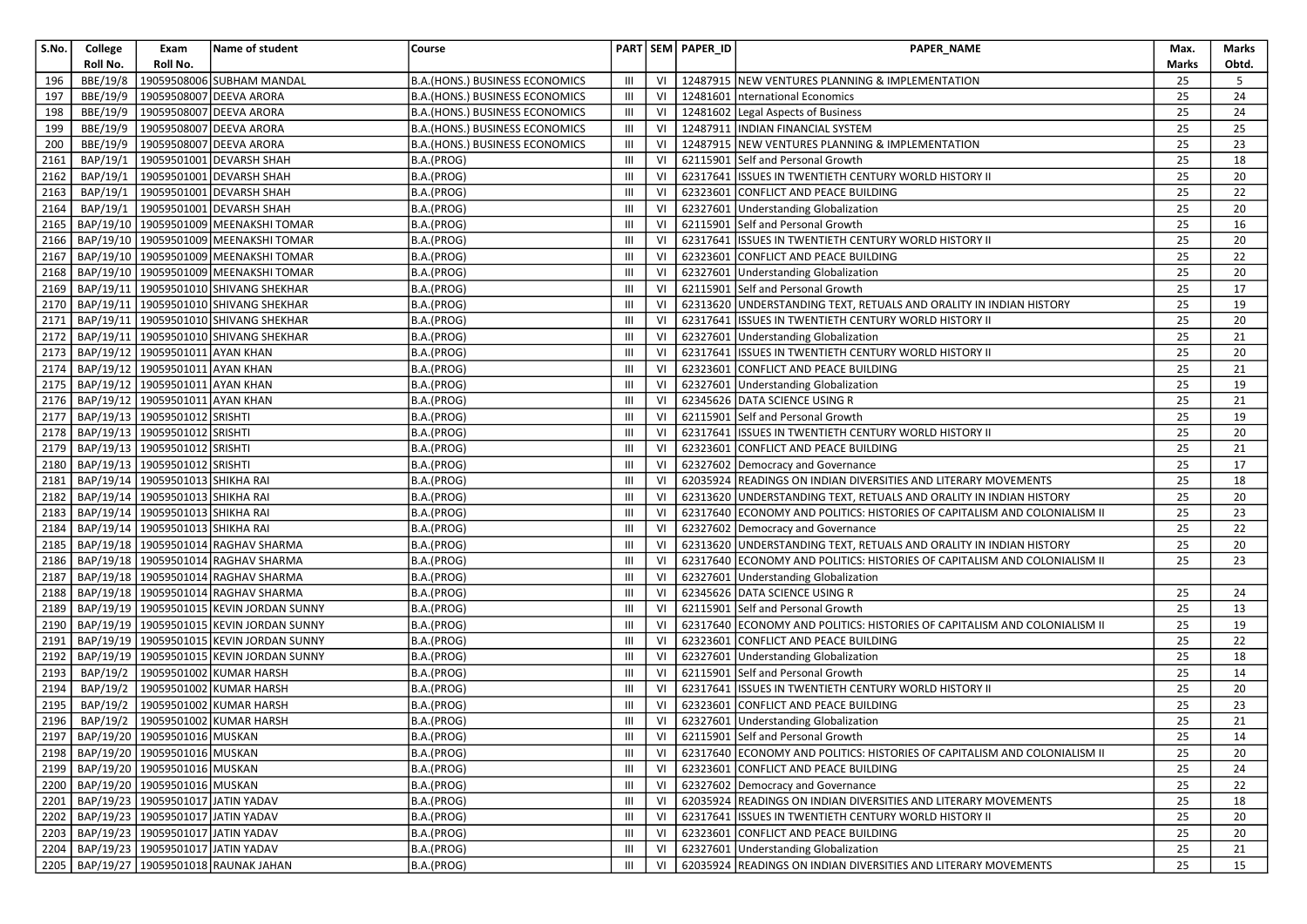| S.No. | College Roll No. | Exam Roll No. | Name of student | Course | PART | SEM | PAPER_ID | PAPER_NAME | Max. Marks | Marks Obtd. |
|---|---|---|---|---|---|---|---|---|---|---|
| 196 | BBE/19/8 | 19059508006 | SUBHAM MANDAL | B.A.(HONS.) BUSINESS ECONOMICS | III | VI | 12487915 | NEW VENTURES PLANNING & IMPLEMENTATION | 25 | 5 |
| 197 | BBE/19/9 | 19059508007 | DEEVA ARORA | B.A.(HONS.) BUSINESS ECONOMICS | III | VI | 12481601 | nternational Economics | 25 | 24 |
| 198 | BBE/19/9 | 19059508007 | DEEVA ARORA | B.A.(HONS.) BUSINESS ECONOMICS | III | VI | 12481602 | Legal Aspects of Business | 25 | 24 |
| 199 | BBE/19/9 | 19059508007 | DEEVA ARORA | B.A.(HONS.) BUSINESS ECONOMICS | III | VI | 12487911 | INDIAN FINANCIAL SYSTEM | 25 | 25 |
| 200 | BBE/19/9 | 19059508007 | DEEVA ARORA | B.A.(HONS.) BUSINESS ECONOMICS | III | VI | 12487915 | NEW VENTURES PLANNING & IMPLEMENTATION | 25 | 23 |
| 2161 | BAP/19/1 | 19059501001 | DEVARSH SHAH | B.A.(PROG) | III | VI | 62115901 | Self and Personal Growth | 25 | 18 |
| 2162 | BAP/19/1 | 19059501001 | DEVARSH SHAH | B.A.(PROG) | III | VI | 62317641 | ISSUES IN TWENTIETH CENTURY WORLD HISTORY II | 25 | 20 |
| 2163 | BAP/19/1 | 19059501001 | DEVARSH SHAH | B.A.(PROG) | III | VI | 62323601 | CONFLICT AND PEACE BUILDING | 25 | 22 |
| 2164 | BAP/19/1 | 19059501001 | DEVARSH SHAH | B.A.(PROG) | III | VI | 62327601 | Understanding Globalization | 25 | 20 |
| 2165 | BAP/19/10 | 19059501009 | MEENAKSHI TOMAR | B.A.(PROG) | III | VI | 62115901 | Self and Personal Growth | 25 | 16 |
| 2166 | BAP/19/10 | 19059501009 | MEENAKSHI TOMAR | B.A.(PROG) | III | VI | 62317641 | ISSUES IN TWENTIETH CENTURY WORLD HISTORY II | 25 | 20 |
| 2167 | BAP/19/10 | 19059501009 | MEENAKSHI TOMAR | B.A.(PROG) | III | VI | 62323601 | CONFLICT AND PEACE BUILDING | 25 | 22 |
| 2168 | BAP/19/10 | 19059501009 | MEENAKSHI TOMAR | B.A.(PROG) | III | VI | 62327601 | Understanding Globalization | 25 | 20 |
| 2169 | BAP/19/11 | 19059501010 | SHIVANG SHEKHAR | B.A.(PROG) | III | VI | 62115901 | Self and Personal Growth | 25 | 17 |
| 2170 | BAP/19/11 | 19059501010 | SHIVANG SHEKHAR | B.A.(PROG) | III | VI | 62313620 | UNDERSTANDING TEXT, RETUALS AND ORALITY IN INDIAN HISTORY | 25 | 19 |
| 2171 | BAP/19/11 | 19059501010 | SHIVANG SHEKHAR | B.A.(PROG) | III | VI | 62317641 | ISSUES IN TWENTIETH CENTURY WORLD HISTORY II | 25 | 20 |
| 2172 | BAP/19/11 | 19059501010 | SHIVANG SHEKHAR | B.A.(PROG) | III | VI | 62327601 | Understanding Globalization | 25 | 21 |
| 2173 | BAP/19/12 | 19059501011 | AYAN KHAN | B.A.(PROG) | III | VI | 62317641 | ISSUES IN TWENTIETH CENTURY WORLD HISTORY II | 25 | 20 |
| 2174 | BAP/19/12 | 19059501011 | AYAN KHAN | B.A.(PROG) | III | VI | 62323601 | CONFLICT AND PEACE BUILDING | 25 | 21 |
| 2175 | BAP/19/12 | 19059501011 | AYAN KHAN | B.A.(PROG) | III | VI | 62327601 | Understanding Globalization | 25 | 19 |
| 2176 | BAP/19/12 | 19059501011 | AYAN KHAN | B.A.(PROG) | III | VI | 62345626 | DATA SCIENCE USING R | 25 | 21 |
| 2177 | BAP/19/13 | 19059501012 | SRISHTI | B.A.(PROG) | III | VI | 62115901 | Self and Personal Growth | 25 | 19 |
| 2178 | BAP/19/13 | 19059501012 | SRISHTI | B.A.(PROG) | III | VI | 62317641 | ISSUES IN TWENTIETH CENTURY WORLD HISTORY II | 25 | 20 |
| 2179 | BAP/19/13 | 19059501012 | SRISHTI | B.A.(PROG) | III | VI | 62323601 | CONFLICT AND PEACE BUILDING | 25 | 21 |
| 2180 | BAP/19/13 | 19059501012 | SRISHTI | B.A.(PROG) | III | VI | 62327602 | Democracy and Governance | 25 | 17 |
| 2181 | BAP/19/14 | 19059501013 | SHIKHA RAI | B.A.(PROG) | III | VI | 62035924 | READINGS ON INDIAN DIVERSITIES AND LITERARY MOVEMENTS | 25 | 18 |
| 2182 | BAP/19/14 | 19059501013 | SHIKHA RAI | B.A.(PROG) | III | VI | 62313620 | UNDERSTANDING TEXT, RETUALS AND ORALITY IN INDIAN HISTORY | 25 | 20 |
| 2183 | BAP/19/14 | 19059501013 | SHIKHA RAI | B.A.(PROG) | III | VI | 62317640 | ECONOMY AND POLITICS: HISTORIES OF CAPITALISM AND COLONIALISM II | 25 | 23 |
| 2184 | BAP/19/14 | 19059501013 | SHIKHA RAI | B.A.(PROG) | III | VI | 62327602 | Democracy and Governance | 25 | 22 |
| 2185 | BAP/19/18 | 19059501014 | RAGHAV SHARMA | B.A.(PROG) | III | VI | 62313620 | UNDERSTANDING TEXT, RETUALS AND ORALITY IN INDIAN HISTORY | 25 | 20 |
| 2186 | BAP/19/18 | 19059501014 | RAGHAV SHARMA | B.A.(PROG) | III | VI | 62317640 | ECONOMY AND POLITICS: HISTORIES OF CAPITALISM AND COLONIALISM II | 25 | 23 |
| 2187 | BAP/19/18 | 19059501014 | RAGHAV SHARMA | B.A.(PROG) | III | VI | 62327601 | Understanding Globalization | | |
| 2188 | BAP/19/18 | 19059501014 | RAGHAV SHARMA | B.A.(PROG) | III | VI | 62345626 | DATA SCIENCE USING R | 25 | 24 |
| 2189 | BAP/19/19 | 19059501015 | KEVIN JORDAN SUNNY | B.A.(PROG) | III | VI | 62115901 | Self and Personal Growth | 25 | 13 |
| 2190 | BAP/19/19 | 19059501015 | KEVIN JORDAN SUNNY | B.A.(PROG) | III | VI | 62317640 | ECONOMY AND POLITICS: HISTORIES OF CAPITALISM AND COLONIALISM II | 25 | 19 |
| 2191 | BAP/19/19 | 19059501015 | KEVIN JORDAN SUNNY | B.A.(PROG) | III | VI | 62323601 | CONFLICT AND PEACE BUILDING | 25 | 22 |
| 2192 | BAP/19/19 | 19059501015 | KEVIN JORDAN SUNNY | B.A.(PROG) | III | VI | 62327601 | Understanding Globalization | 25 | 18 |
| 2193 | BAP/19/2 | 19059501002 | KUMAR HARSH | B.A.(PROG) | III | VI | 62115901 | Self and Personal Growth | 25 | 14 |
| 2194 | BAP/19/2 | 19059501002 | KUMAR HARSH | B.A.(PROG) | III | VI | 62317641 | ISSUES IN TWENTIETH CENTURY WORLD HISTORY II | 25 | 20 |
| 2195 | BAP/19/2 | 19059501002 | KUMAR HARSH | B.A.(PROG) | III | VI | 62323601 | CONFLICT AND PEACE BUILDING | 25 | 23 |
| 2196 | BAP/19/2 | 19059501002 | KUMAR HARSH | B.A.(PROG) | III | VI | 62327601 | Understanding Globalization | 25 | 21 |
| 2197 | BAP/19/20 | 19059501016 | MUSKAN | B.A.(PROG) | III | VI | 62115901 | Self and Personal Growth | 25 | 14 |
| 2198 | BAP/19/20 | 19059501016 | MUSKAN | B.A.(PROG) | III | VI | 62317640 | ECONOMY AND POLITICS: HISTORIES OF CAPITALISM AND COLONIALISM II | 25 | 20 |
| 2199 | BAP/19/20 | 19059501016 | MUSKAN | B.A.(PROG) | III | VI | 62323601 | CONFLICT AND PEACE BUILDING | 25 | 24 |
| 2200 | BAP/19/20 | 19059501016 | MUSKAN | B.A.(PROG) | III | VI | 62327602 | Democracy and Governance | 25 | 22 |
| 2201 | BAP/19/23 | 19059501017 | JATIN YADAV | B.A.(PROG) | III | VI | 62035924 | READINGS ON INDIAN DIVERSITIES AND LITERARY MOVEMENTS | 25 | 18 |
| 2202 | BAP/19/23 | 19059501017 | JATIN YADAV | B.A.(PROG) | III | VI | 62317641 | ISSUES IN TWENTIETH CENTURY WORLD HISTORY II | 25 | 20 |
| 2203 | BAP/19/23 | 19059501017 | JATIN YADAV | B.A.(PROG) | III | VI | 62323601 | CONFLICT AND PEACE BUILDING | 25 | 20 |
| 2204 | BAP/19/23 | 19059501017 | JATIN YADAV | B.A.(PROG) | III | VI | 62327601 | Understanding Globalization | 25 | 21 |
| 2205 | BAP/19/27 | 19059501018 | RAUNAK JAHAN | B.A.(PROG) | III | VI | 62035924 | READINGS ON INDIAN DIVERSITIES AND LITERARY MOVEMENTS | 25 | 15 |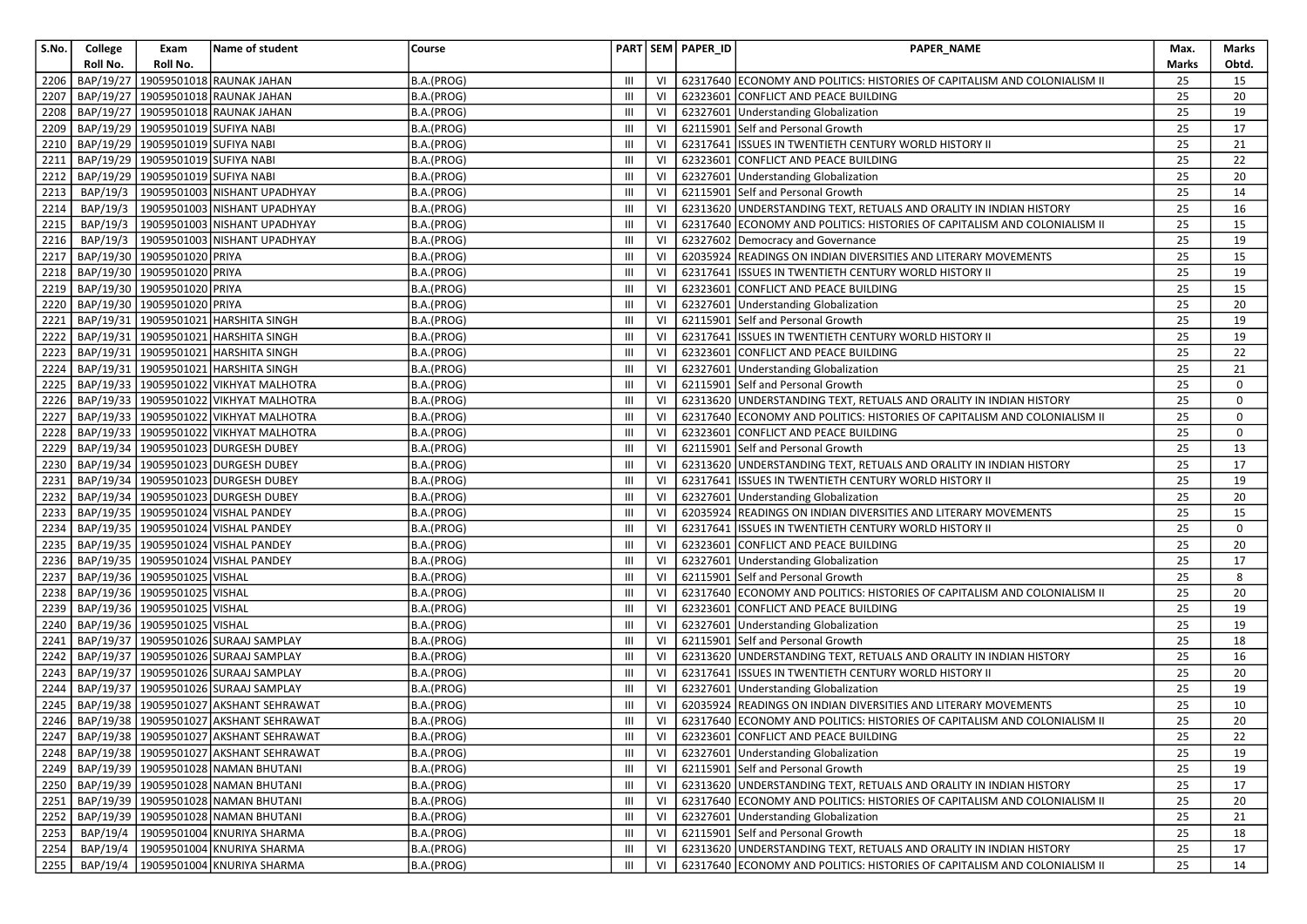| S.No. | College Roll No. | Exam Roll No. | Name of student | Course | PART | SEM | PAPER_ID | PAPER_NAME | Max. Marks | Marks Obtd. |
|---|---|---|---|---|---|---|---|---|---|---|
| 2206 | BAP/19/27 | 19059501018 | RAUNAK JAHAN | B.A.(PROG) | III | VI | 62317640 | ECONOMY AND POLITICS: HISTORIES OF CAPITALISM AND COLONIALISM II | 25 | 15 |
| 2207 | BAP/19/27 | 19059501018 | RAUNAK JAHAN | B.A.(PROG) | III | VI | 62323601 | CONFLICT AND PEACE BUILDING | 25 | 20 |
| 2208 | BAP/19/27 | 19059501018 | RAUNAK JAHAN | B.A.(PROG) | III | VI | 62327601 | Understanding Globalization | 25 | 19 |
| 2209 | BAP/19/29 | 19059501019 | SUFIYA NABI | B.A.(PROG) | III | VI | 62115901 | Self and Personal Growth | 25 | 17 |
| 2210 | BAP/19/29 | 19059501019 | SUFIYA NABI | B.A.(PROG) | III | VI | 62317641 | ISSUES IN TWENTIETH CENTURY WORLD HISTORY II | 25 | 21 |
| 2211 | BAP/19/29 | 19059501019 | SUFIYA NABI | B.A.(PROG) | III | VI | 62323601 | CONFLICT AND PEACE BUILDING | 25 | 22 |
| 2212 | BAP/19/29 | 19059501019 | SUFIYA NABI | B.A.(PROG) | III | VI | 62327601 | Understanding Globalization | 25 | 20 |
| 2213 | BAP/19/3 | 19059501003 | NISHANT UPADHYAY | B.A.(PROG) | III | VI | 62115901 | Self and Personal Growth | 25 | 14 |
| 2214 | BAP/19/3 | 19059501003 | NISHANT UPADHYAY | B.A.(PROG) | III | VI | 62313620 | UNDERSTANDING TEXT, RETUALS AND ORALITY IN INDIAN HISTORY | 25 | 16 |
| 2215 | BAP/19/3 | 19059501003 | NISHANT UPADHYAY | B.A.(PROG) | III | VI | 62317640 | ECONOMY AND POLITICS: HISTORIES OF CAPITALISM AND COLONIALISM II | 25 | 15 |
| 2216 | BAP/19/3 | 19059501003 | NISHANT UPADHYAY | B.A.(PROG) | III | VI | 62327602 | Democracy and Governance | 25 | 19 |
| 2217 | BAP/19/30 | 19059501020 | PRIYA | B.A.(PROG) | III | VI | 62035924 | READINGS ON INDIAN DIVERSITIES AND LITERARY MOVEMENTS | 25 | 15 |
| 2218 | BAP/19/30 | 19059501020 | PRIYA | B.A.(PROG) | III | VI | 62317641 | ISSUES IN TWENTIETH CENTURY WORLD HISTORY II | 25 | 19 |
| 2219 | BAP/19/30 | 19059501020 | PRIYA | B.A.(PROG) | III | VI | 62323601 | CONFLICT AND PEACE BUILDING | 25 | 15 |
| 2220 | BAP/19/30 | 19059501020 | PRIYA | B.A.(PROG) | III | VI | 62327601 | Understanding Globalization | 25 | 20 |
| 2221 | BAP/19/31 | 19059501021 | HARSHITA SINGH | B.A.(PROG) | III | VI | 62115901 | Self and Personal Growth | 25 | 19 |
| 2222 | BAP/19/31 | 19059501021 | HARSHITA SINGH | B.A.(PROG) | III | VI | 62317641 | ISSUES IN TWENTIETH CENTURY WORLD HISTORY II | 25 | 19 |
| 2223 | BAP/19/31 | 19059501021 | HARSHITA SINGH | B.A.(PROG) | III | VI | 62323601 | CONFLICT AND PEACE BUILDING | 25 | 22 |
| 2224 | BAP/19/31 | 19059501021 | HARSHITA SINGH | B.A.(PROG) | III | VI | 62327601 | Understanding Globalization | 25 | 21 |
| 2225 | BAP/19/33 | 19059501022 | VIKHYAT MALHOTRA | B.A.(PROG) | III | VI | 62115901 | Self and Personal Growth | 25 | 0 |
| 2226 | BAP/19/33 | 19059501022 | VIKHYAT MALHOTRA | B.A.(PROG) | III | VI | 62313620 | UNDERSTANDING TEXT, RETUALS AND ORALITY IN INDIAN HISTORY | 25 | 0 |
| 2227 | BAP/19/33 | 19059501022 | VIKHYAT MALHOTRA | B.A.(PROG) | III | VI | 62317640 | ECONOMY AND POLITICS: HISTORIES OF CAPITALISM AND COLONIALISM II | 25 | 0 |
| 2228 | BAP/19/33 | 19059501022 | VIKHYAT MALHOTRA | B.A.(PROG) | III | VI | 62323601 | CONFLICT AND PEACE BUILDING | 25 | 0 |
| 2229 | BAP/19/34 | 19059501023 | DURGESH DUBEY | B.A.(PROG) | III | VI | 62115901 | Self and Personal Growth | 25 | 13 |
| 2230 | BAP/19/34 | 19059501023 | DURGESH DUBEY | B.A.(PROG) | III | VI | 62313620 | UNDERSTANDING TEXT, RETUALS AND ORALITY IN INDIAN HISTORY | 25 | 17 |
| 2231 | BAP/19/34 | 19059501023 | DURGESH DUBEY | B.A.(PROG) | III | VI | 62317641 | ISSUES IN TWENTIETH CENTURY WORLD HISTORY II | 25 | 19 |
| 2232 | BAP/19/34 | 19059501023 | DURGESH DUBEY | B.A.(PROG) | III | VI | 62327601 | Understanding Globalization | 25 | 20 |
| 2233 | BAP/19/35 | 19059501024 | VISHAL PANDEY | B.A.(PROG) | III | VI | 62035924 | READINGS ON INDIAN DIVERSITIES AND LITERARY MOVEMENTS | 25 | 15 |
| 2234 | BAP/19/35 | 19059501024 | VISHAL PANDEY | B.A.(PROG) | III | VI | 62317641 | ISSUES IN TWENTIETH CENTURY WORLD HISTORY II | 25 | 0 |
| 2235 | BAP/19/35 | 19059501024 | VISHAL PANDEY | B.A.(PROG) | III | VI | 62323601 | CONFLICT AND PEACE BUILDING | 25 | 20 |
| 2236 | BAP/19/35 | 19059501024 | VISHAL PANDEY | B.A.(PROG) | III | VI | 62327601 | Understanding Globalization | 25 | 17 |
| 2237 | BAP/19/36 | 19059501025 | VISHAL | B.A.(PROG) | III | VI | 62115901 | Self and Personal Growth | 25 | 8 |
| 2238 | BAP/19/36 | 19059501025 | VISHAL | B.A.(PROG) | III | VI | 62317640 | ECONOMY AND POLITICS: HISTORIES OF CAPITALISM AND COLONIALISM II | 25 | 20 |
| 2239 | BAP/19/36 | 19059501025 | VISHAL | B.A.(PROG) | III | VI | 62323601 | CONFLICT AND PEACE BUILDING | 25 | 19 |
| 2240 | BAP/19/36 | 19059501025 | VISHAL | B.A.(PROG) | III | VI | 62327601 | Understanding Globalization | 25 | 19 |
| 2241 | BAP/19/37 | 19059501026 | SURAAJ SAMPLAY | B.A.(PROG) | III | VI | 62115901 | Self and Personal Growth | 25 | 18 |
| 2242 | BAP/19/37 | 19059501026 | SURAAJ SAMPLAY | B.A.(PROG) | III | VI | 62313620 | UNDERSTANDING TEXT, RETUALS AND ORALITY IN INDIAN HISTORY | 25 | 16 |
| 2243 | BAP/19/37 | 19059501026 | SURAAJ SAMPLAY | B.A.(PROG) | III | VI | 62317641 | ISSUES IN TWENTIETH CENTURY WORLD HISTORY II | 25 | 20 |
| 2244 | BAP/19/37 | 19059501026 | SURAAJ SAMPLAY | B.A.(PROG) | III | VI | 62327601 | Understanding Globalization | 25 | 19 |
| 2245 | BAP/19/38 | 19059501027 | AKSHANT SEHRAWAT | B.A.(PROG) | III | VI | 62035924 | READINGS ON INDIAN DIVERSITIES AND LITERARY MOVEMENTS | 25 | 10 |
| 2246 | BAP/19/38 | 19059501027 | AKSHANT SEHRAWAT | B.A.(PROG) | III | VI | 62317640 | ECONOMY AND POLITICS: HISTORIES OF CAPITALISM AND COLONIALISM II | 25 | 20 |
| 2247 | BAP/19/38 | 19059501027 | AKSHANT SEHRAWAT | B.A.(PROG) | III | VI | 62323601 | CONFLICT AND PEACE BUILDING | 25 | 22 |
| 2248 | BAP/19/38 | 19059501027 | AKSHANT SEHRAWAT | B.A.(PROG) | III | VI | 62327601 | Understanding Globalization | 25 | 19 |
| 2249 | BAP/19/39 | 19059501028 | NAMAN BHUTANI | B.A.(PROG) | III | VI | 62115901 | Self and Personal Growth | 25 | 19 |
| 2250 | BAP/19/39 | 19059501028 | NAMAN BHUTANI | B.A.(PROG) | III | VI | 62313620 | UNDERSTANDING TEXT, RETUALS AND ORALITY IN INDIAN HISTORY | 25 | 17 |
| 2251 | BAP/19/39 | 19059501028 | NAMAN BHUTANI | B.A.(PROG) | III | VI | 62317640 | ECONOMY AND POLITICS: HISTORIES OF CAPITALISM AND COLONIALISM II | 25 | 20 |
| 2252 | BAP/19/39 | 19059501028 | NAMAN BHUTANI | B.A.(PROG) | III | VI | 62327601 | Understanding Globalization | 25 | 21 |
| 2253 | BAP/19/4 | 19059501004 | KNURIYA SHARMA | B.A.(PROG) | III | VI | 62115901 | Self and Personal Growth | 25 | 18 |
| 2254 | BAP/19/4 | 19059501004 | KNURIYA SHARMA | B.A.(PROG) | III | VI | 62313620 | UNDERSTANDING TEXT, RETUALS AND ORALITY IN INDIAN HISTORY | 25 | 17 |
| 2255 | BAP/19/4 | 19059501004 | KNURIYA SHARMA | B.A.(PROG) | III | VI | 62317640 | ECONOMY AND POLITICS: HISTORIES OF CAPITALISM AND COLONIALISM II | 25 | 14 |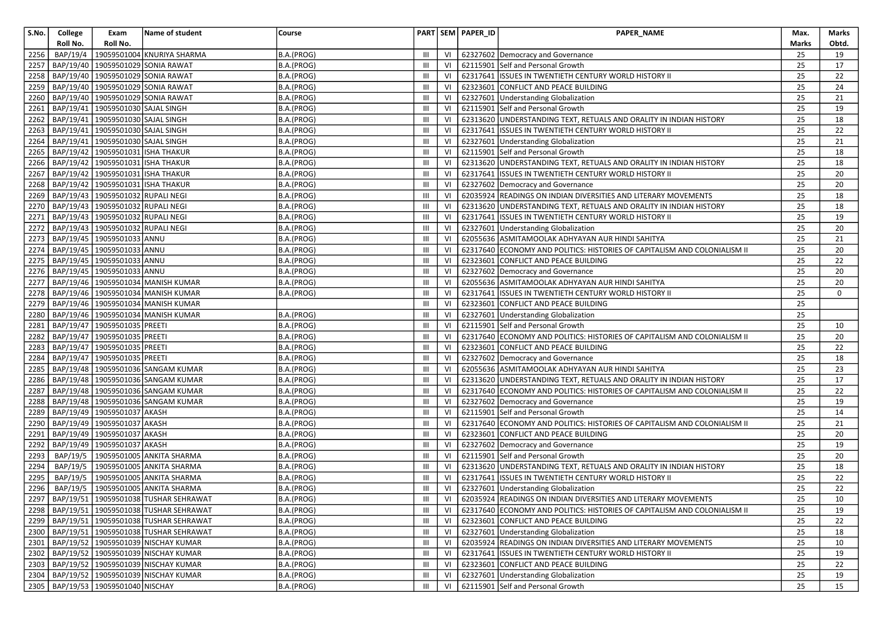| S.No. | College Roll No. | Exam Roll No. | Name of student | Course | PART | SEM | PAPER_ID | PAPER_NAME | Max. Marks | Marks Obtd. |
|---|---|---|---|---|---|---|---|---|---|---|
| 2256 | BAP/19/4 | 19059501004 | KNURIYA SHARMA | B.A.(PROG) | III | VI | 62327602 | Democracy and Governance | 25 | 19 |
| 2257 | BAP/19/40 | 19059501029 | SONIA RAWAT | B.A.(PROG) | III | VI | 62115901 | Self and Personal Growth | 25 | 17 |
| 2258 | BAP/19/40 | 19059501029 | SONIA RAWAT | B.A.(PROG) | III | VI | 62317641 | ISSUES IN TWENTIETH CENTURY WORLD HISTORY II | 25 | 22 |
| 2259 | BAP/19/40 | 19059501029 | SONIA RAWAT | B.A.(PROG) | III | VI | 62323601 | CONFLICT AND PEACE BUILDING | 25 | 24 |
| 2260 | BAP/19/40 | 19059501029 | SONIA RAWAT | B.A.(PROG) | III | VI | 62327601 | Understanding Globalization | 25 | 21 |
| 2261 | BAP/19/41 | 19059501030 | SAJAL SINGH | B.A.(PROG) | III | VI | 62115901 | Self and Personal Growth | 25 | 19 |
| 2262 | BAP/19/41 | 19059501030 | SAJAL SINGH | B.A.(PROG) | III | VI | 62313620 | UNDERSTANDING TEXT, RETUALS AND ORALITY IN INDIAN HISTORY | 25 | 18 |
| 2263 | BAP/19/41 | 19059501030 | SAJAL SINGH | B.A.(PROG) | III | VI | 62317641 | ISSUES IN TWENTIETH CENTURY WORLD HISTORY II | 25 | 22 |
| 2264 | BAP/19/41 | 19059501030 | SAJAL SINGH | B.A.(PROG) | III | VI | 62327601 | Understanding Globalization | 25 | 21 |
| 2265 | BAP/19/42 | 19059501031 | ISHA THAKUR | B.A.(PROG) | III | VI | 62115901 | Self and Personal Growth | 25 | 18 |
| 2266 | BAP/19/42 | 19059501031 | ISHA THAKUR | B.A.(PROG) | III | VI | 62313620 | UNDERSTANDING TEXT, RETUALS AND ORALITY IN INDIAN HISTORY | 25 | 18 |
| 2267 | BAP/19/42 | 19059501031 | ISHA THAKUR | B.A.(PROG) | III | VI | 62317641 | ISSUES IN TWENTIETH CENTURY WORLD HISTORY II | 25 | 20 |
| 2268 | BAP/19/42 | 19059501031 | ISHA THAKUR | B.A.(PROG) | III | VI | 62327602 | Democracy and Governance | 25 | 20 |
| 2269 | BAP/19/43 | 19059501032 | RUPALI NEGI | B.A.(PROG) | III | VI | 62035924 | READINGS ON INDIAN DIVERSITIES AND LITERARY MOVEMENTS | 25 | 18 |
| 2270 | BAP/19/43 | 19059501032 | RUPALI NEGI | B.A.(PROG) | III | VI | 62313620 | UNDERSTANDING TEXT, RETUALS AND ORALITY IN INDIAN HISTORY | 25 | 18 |
| 2271 | BAP/19/43 | 19059501032 | RUPALI NEGI | B.A.(PROG) | III | VI | 62317641 | ISSUES IN TWENTIETH CENTURY WORLD HISTORY II | 25 | 19 |
| 2272 | BAP/19/43 | 19059501032 | RUPALI NEGI | B.A.(PROG) | III | VI | 62327601 | Understanding Globalization | 25 | 20 |
| 2273 | BAP/19/45 | 19059501033 | ANNU | B.A.(PROG) | III | VI | 62055636 | ASMITAMOOLAK ADHYAYAN AUR HINDI SAHITYA | 25 | 21 |
| 2274 | BAP/19/45 | 19059501033 | ANNU | B.A.(PROG) | III | VI | 62317640 | ECONOMY AND POLITICS: HISTORIES OF CAPITALISM AND COLONIALISM II | 25 | 20 |
| 2275 | BAP/19/45 | 19059501033 | ANNU | B.A.(PROG) | III | VI | 62323601 | CONFLICT AND PEACE BUILDING | 25 | 22 |
| 2276 | BAP/19/45 | 19059501033 | ANNU | B.A.(PROG) | III | VI | 62327602 | Democracy and Governance | 25 | 20 |
| 2277 | BAP/19/46 | 19059501034 | MANISH KUMAR | B.A.(PROG) | III | VI | 62055636 | ASMITAMOOLAK ADHYAYAN AUR HINDI SAHITYA | 25 | 20 |
| 2278 | BAP/19/46 | 19059501034 | MANISH KUMAR | B.A.(PROG) | III | VI | 62317641 | ISSUES IN TWENTIETH CENTURY WORLD HISTORY II | 25 | 0 |
| 2279 | BAP/19/46 | 19059501034 | MANISH KUMAR | | III | VI | 62323601 | CONFLICT AND PEACE BUILDING | 25 | |
| 2280 | BAP/19/46 | 19059501034 | MANISH KUMAR | B.A.(PROG) | III | VI | 62327601 | Understanding Globalization | 25 | |
| 2281 | BAP/19/47 | 19059501035 | PREETI | B.A.(PROG) | III | VI | 62115901 | Self and Personal Growth | 25 | 10 |
| 2282 | BAP/19/47 | 19059501035 | PREETI | B.A.(PROG) | III | VI | 62317640 | ECONOMY AND POLITICS: HISTORIES OF CAPITALISM AND COLONIALISM II | 25 | 20 |
| 2283 | BAP/19/47 | 19059501035 | PREETI | B.A.(PROG) | III | VI | 62323601 | CONFLICT AND PEACE BUILDING | 25 | 22 |
| 2284 | BAP/19/47 | 19059501035 | PREETI | B.A.(PROG) | III | VI | 62327602 | Democracy and Governance | 25 | 18 |
| 2285 | BAP/19/48 | 19059501036 | SANGAM KUMAR | B.A.(PROG) | III | VI | 62055636 | ASMITAMOOLAK ADHYAYAN AUR HINDI SAHITYA | 25 | 23 |
| 2286 | BAP/19/48 | 19059501036 | SANGAM KUMAR | B.A.(PROG) | III | VI | 62313620 | UNDERSTANDING TEXT, RETUALS AND ORALITY IN INDIAN HISTORY | 25 | 17 |
| 2287 | BAP/19/48 | 19059501036 | SANGAM KUMAR | B.A.(PROG) | III | VI | 62317640 | ECONOMY AND POLITICS: HISTORIES OF CAPITALISM AND COLONIALISM II | 25 | 22 |
| 2288 | BAP/19/48 | 19059501036 | SANGAM KUMAR | B.A.(PROG) | III | VI | 62327602 | Democracy and Governance | 25 | 19 |
| 2289 | BAP/19/49 | 19059501037 | AKASH | B.A.(PROG) | III | VI | 62115901 | Self and Personal Growth | 25 | 14 |
| 2290 | BAP/19/49 | 19059501037 | AKASH | B.A.(PROG) | III | VI | 62317640 | ECONOMY AND POLITICS: HISTORIES OF CAPITALISM AND COLONIALISM II | 25 | 21 |
| 2291 | BAP/19/49 | 19059501037 | AKASH | B.A.(PROG) | III | VI | 62323601 | CONFLICT AND PEACE BUILDING | 25 | 20 |
| 2292 | BAP/19/49 | 19059501037 | AKASH | B.A.(PROG) | III | VI | 62327602 | Democracy and Governance | 25 | 19 |
| 2293 | BAP/19/5 | 19059501005 | ANKITA SHARMA | B.A.(PROG) | III | VI | 62115901 | Self and Personal Growth | 25 | 20 |
| 2294 | BAP/19/5 | 19059501005 | ANKITA SHARMA | B.A.(PROG) | III | VI | 62313620 | UNDERSTANDING TEXT, RETUALS AND ORALITY IN INDIAN HISTORY | 25 | 18 |
| 2295 | BAP/19/5 | 19059501005 | ANKITA SHARMA | B.A.(PROG) | III | VI | 62317641 | ISSUES IN TWENTIETH CENTURY WORLD HISTORY II | 25 | 22 |
| 2296 | BAP/19/5 | 19059501005 | ANKITA SHARMA | B.A.(PROG) | III | VI | 62327601 | Understanding Globalization | 25 | 22 |
| 2297 | BAP/19/51 | 19059501038 | TUSHAR SEHRAWAT | B.A.(PROG) | III | VI | 62035924 | READINGS ON INDIAN DIVERSITIES AND LITERARY MOVEMENTS | 25 | 10 |
| 2298 | BAP/19/51 | 19059501038 | TUSHAR SEHRAWAT | B.A.(PROG) | III | VI | 62317640 | ECONOMY AND POLITICS: HISTORIES OF CAPITALISM AND COLONIALISM II | 25 | 19 |
| 2299 | BAP/19/51 | 19059501038 | TUSHAR SEHRAWAT | B.A.(PROG) | III | VI | 62323601 | CONFLICT AND PEACE BUILDING | 25 | 22 |
| 2300 | BAP/19/51 | 19059501038 | TUSHAR SEHRAWAT | B.A.(PROG) | III | VI | 62327601 | Understanding Globalization | 25 | 18 |
| 2301 | BAP/19/52 | 19059501039 | NISCHAY KUMAR | B.A.(PROG) | III | VI | 62035924 | READINGS ON INDIAN DIVERSITIES AND LITERARY MOVEMENTS | 25 | 10 |
| 2302 | BAP/19/52 | 19059501039 | NISCHAY KUMAR | B.A.(PROG) | III | VI | 62317641 | ISSUES IN TWENTIETH CENTURY WORLD HISTORY II | 25 | 19 |
| 2303 | BAP/19/52 | 19059501039 | NISCHAY KUMAR | B.A.(PROG) | III | VI | 62323601 | CONFLICT AND PEACE BUILDING | 25 | 22 |
| 2304 | BAP/19/52 | 19059501039 | NISCHAY KUMAR | B.A.(PROG) | III | VI | 62327601 | Understanding Globalization | 25 | 19 |
| 2305 | BAP/19/53 | 19059501040 | NISCHAY | B.A.(PROG) | III | VI | 62115901 | Self and Personal Growth | 25 | 15 |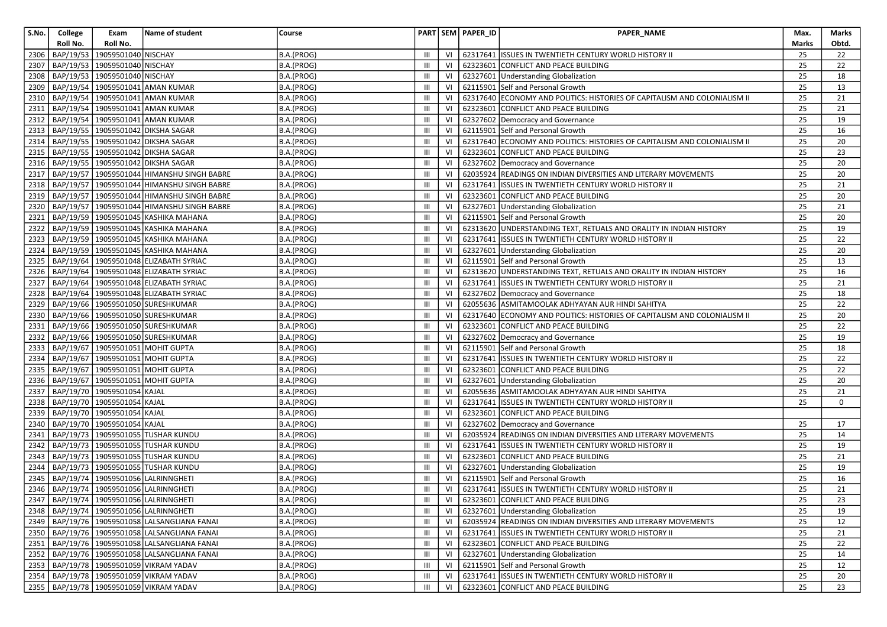| S.No. | College Roll No. | Exam Roll No. | Name of student | Course | PART | SEM | PAPER_ID | PAPER_NAME | Max. Marks | Marks Obtd. |
|---|---|---|---|---|---|---|---|---|---|---|
| 2306 | BAP/19/53 | 19059501040 | NISCHAY | B.A.(PROG) | III | VI | 62317641 | ISSUES IN TWENTIETH CENTURY WORLD HISTORY II | 25 | 22 |
| 2307 | BAP/19/53 | 19059501040 | NISCHAY | B.A.(PROG) | III | VI | 62323601 | CONFLICT AND PEACE BUILDING | 25 | 22 |
| 2308 | BAP/19/53 | 19059501040 | NISCHAY | B.A.(PROG) | III | VI | 62327601 | Understanding Globalization | 25 | 18 |
| 2309 | BAP/19/54 | 19059501041 | AMAN KUMAR | B.A.(PROG) | III | VI | 62115901 | Self and Personal Growth | 25 | 13 |
| 2310 | BAP/19/54 | 19059501041 | AMAN KUMAR | B.A.(PROG) | III | VI | 62317640 | ECONOMY AND POLITICS: HISTORIES OF CAPITALISM AND COLONIALISM II | 25 | 21 |
| 2311 | BAP/19/54 | 19059501041 | AMAN KUMAR | B.A.(PROG) | III | VI | 62323601 | CONFLICT AND PEACE BUILDING | 25 | 21 |
| 2312 | BAP/19/54 | 19059501041 | AMAN KUMAR | B.A.(PROG) | III | VI | 62327602 | Democracy and Governance | 25 | 19 |
| 2313 | BAP/19/55 | 19059501042 | DIKSHA SAGAR | B.A.(PROG) | III | VI | 62115901 | Self and Personal Growth | 25 | 16 |
| 2314 | BAP/19/55 | 19059501042 | DIKSHA SAGAR | B.A.(PROG) | III | VI | 62317640 | ECONOMY AND POLITICS: HISTORIES OF CAPITALISM AND COLONIALISM II | 25 | 20 |
| 2315 | BAP/19/55 | 19059501042 | DIKSHA SAGAR | B.A.(PROG) | III | VI | 62323601 | CONFLICT AND PEACE BUILDING | 25 | 23 |
| 2316 | BAP/19/55 | 19059501042 | DIKSHA SAGAR | B.A.(PROG) | III | VI | 62327602 | Democracy and Governance | 25 | 20 |
| 2317 | BAP/19/57 | 19059501044 | HIMANSHU SINGH BABRE | B.A.(PROG) | III | VI | 62035924 | READINGS ON INDIAN DIVERSITIES AND LITERARY MOVEMENTS | 25 | 20 |
| 2318 | BAP/19/57 | 19059501044 | HIMANSHU SINGH BABRE | B.A.(PROG) | III | VI | 62317641 | ISSUES IN TWENTIETH CENTURY WORLD HISTORY II | 25 | 21 |
| 2319 | BAP/19/57 | 19059501044 | HIMANSHU SINGH BABRE | B.A.(PROG) | III | VI | 62323601 | CONFLICT AND PEACE BUILDING | 25 | 20 |
| 2320 | BAP/19/57 | 19059501044 | HIMANSHU SINGH BABRE | B.A.(PROG) | III | VI | 62327601 | Understanding Globalization | 25 | 21 |
| 2321 | BAP/19/59 | 19059501045 | KASHIKA MAHANA | B.A.(PROG) | III | VI | 62115901 | Self and Personal Growth | 25 | 20 |
| 2322 | BAP/19/59 | 19059501045 | KASHIKA MAHANA | B.A.(PROG) | III | VI | 62313620 | UNDERSTANDING TEXT, RETUALS AND ORALITY IN INDIAN HISTORY | 25 | 19 |
| 2323 | BAP/19/59 | 19059501045 | KASHIKA MAHANA | B.A.(PROG) | III | VI | 62317641 | ISSUES IN TWENTIETH CENTURY WORLD HISTORY II | 25 | 22 |
| 2324 | BAP/19/59 | 19059501045 | KASHIKA MAHANA | B.A.(PROG) | III | VI | 62327601 | Understanding Globalization | 25 | 20 |
| 2325 | BAP/19/64 | 19059501048 | ELIZABATH SYRIAC | B.A.(PROG) | III | VI | 62115901 | Self and Personal Growth | 25 | 13 |
| 2326 | BAP/19/64 | 19059501048 | ELIZABATH SYRIAC | B.A.(PROG) | III | VI | 62313620 | UNDERSTANDING TEXT, RETUALS AND ORALITY IN INDIAN HISTORY | 25 | 16 |
| 2327 | BAP/19/64 | 19059501048 | ELIZABATH SYRIAC | B.A.(PROG) | III | VI | 62317641 | ISSUES IN TWENTIETH CENTURY WORLD HISTORY II | 25 | 21 |
| 2328 | BAP/19/64 | 19059501048 | ELIZABATH SYRIAC | B.A.(PROG) | III | VI | 62327602 | Democracy and Governance | 25 | 18 |
| 2329 | BAP/19/66 | 19059501050 | SURESHKUMAR | B.A.(PROG) | III | VI | 62055636 | ASMITAMOOLAK ADHYAYAN AUR HINDI SAHITYA | 25 | 22 |
| 2330 | BAP/19/66 | 19059501050 | SURESHKUMAR | B.A.(PROG) | III | VI | 62317640 | ECONOMY AND POLITICS: HISTORIES OF CAPITALISM AND COLONIALISM II | 25 | 20 |
| 2331 | BAP/19/66 | 19059501050 | SURESHKUMAR | B.A.(PROG) | III | VI | 62323601 | CONFLICT AND PEACE BUILDING | 25 | 22 |
| 2332 | BAP/19/66 | 19059501050 | SURESHKUMAR | B.A.(PROG) | III | VI | 62327602 | Democracy and Governance | 25 | 19 |
| 2333 | BAP/19/67 | 19059501051 | MOHIT GUPTA | B.A.(PROG) | III | VI | 62115901 | Self and Personal Growth | 25 | 18 |
| 2334 | BAP/19/67 | 19059501051 | MOHIT GUPTA | B.A.(PROG) | III | VI | 62317641 | ISSUES IN TWENTIETH CENTURY WORLD HISTORY II | 25 | 22 |
| 2335 | BAP/19/67 | 19059501051 | MOHIT GUPTA | B.A.(PROG) | III | VI | 62323601 | CONFLICT AND PEACE BUILDING | 25 | 22 |
| 2336 | BAP/19/67 | 19059501051 | MOHIT GUPTA | B.A.(PROG) | III | VI | 62327601 | Understanding Globalization | 25 | 20 |
| 2337 | BAP/19/70 | 19059501054 | KAJAL | B.A.(PROG) | III | VI | 62055636 | ASMITAMOOLAK ADHYAYAN AUR HINDI SAHITYA | 25 | 21 |
| 2338 | BAP/19/70 | 19059501054 | KAJAL | B.A.(PROG) | III | VI | 62317641 | ISSUES IN TWENTIETH CENTURY WORLD HISTORY II | 25 | 0 |
| 2339 | BAP/19/70 | 19059501054 | KAJAL | B.A.(PROG) | III | VI | 62323601 | CONFLICT AND PEACE BUILDING | | |
| 2340 | BAP/19/70 | 19059501054 | KAJAL | B.A.(PROG) | III | VI | 62327602 | Democracy and Governance | 25 | 17 |
| 2341 | BAP/19/73 | 19059501055 | TUSHAR KUNDU | B.A.(PROG) | III | VI | 62035924 | READINGS ON INDIAN DIVERSITIES AND LITERARY MOVEMENTS | 25 | 14 |
| 2342 | BAP/19/73 | 19059501055 | TUSHAR KUNDU | B.A.(PROG) | III | VI | 62317641 | ISSUES IN TWENTIETH CENTURY WORLD HISTORY II | 25 | 19 |
| 2343 | BAP/19/73 | 19059501055 | TUSHAR KUNDU | B.A.(PROG) | III | VI | 62323601 | CONFLICT AND PEACE BUILDING | 25 | 21 |
| 2344 | BAP/19/73 | 19059501055 | TUSHAR KUNDU | B.A.(PROG) | III | VI | 62327601 | Understanding Globalization | 25 | 19 |
| 2345 | BAP/19/74 | 19059501056 | LALRINNGHETI | B.A.(PROG) | III | VI | 62115901 | Self and Personal Growth | 25 | 16 |
| 2346 | BAP/19/74 | 19059501056 | LALRINNGHETI | B.A.(PROG) | III | VI | 62317641 | ISSUES IN TWENTIETH CENTURY WORLD HISTORY II | 25 | 21 |
| 2347 | BAP/19/74 | 19059501056 | LALRINNGHETI | B.A.(PROG) | III | VI | 62323601 | CONFLICT AND PEACE BUILDING | 25 | 23 |
| 2348 | BAP/19/74 | 19059501056 | LALRINNGHETI | B.A.(PROG) | III | VI | 62327601 | Understanding Globalization | 25 | 19 |
| 2349 | BAP/19/76 | 19059501058 | LALSANGLIANA FANAI | B.A.(PROG) | III | VI | 62035924 | READINGS ON INDIAN DIVERSITIES AND LITERARY MOVEMENTS | 25 | 12 |
| 2350 | BAP/19/76 | 19059501058 | LALSANGLIANA FANAI | B.A.(PROG) | III | VI | 62317641 | ISSUES IN TWENTIETH CENTURY WORLD HISTORY II | 25 | 21 |
| 2351 | BAP/19/76 | 19059501058 | LALSANGLIANA FANAI | B.A.(PROG) | III | VI | 62323601 | CONFLICT AND PEACE BUILDING | 25 | 22 |
| 2352 | BAP/19/76 | 19059501058 | LALSANGLIANA FANAI | B.A.(PROG) | III | VI | 62327601 | Understanding Globalization | 25 | 14 |
| 2353 | BAP/19/78 | 19059501059 | VIKRAM YADAV | B.A.(PROG) | III | VI | 62115901 | Self and Personal Growth | 25 | 12 |
| 2354 | BAP/19/78 | 19059501059 | VIKRAM YADAV | B.A.(PROG) | III | VI | 62317641 | ISSUES IN TWENTIETH CENTURY WORLD HISTORY II | 25 | 20 |
| 2355 | BAP/19/78 | 19059501059 | VIKRAM YADAV | B.A.(PROG) | III | VI | 62323601 | CONFLICT AND PEACE BUILDING | 25 | 23 |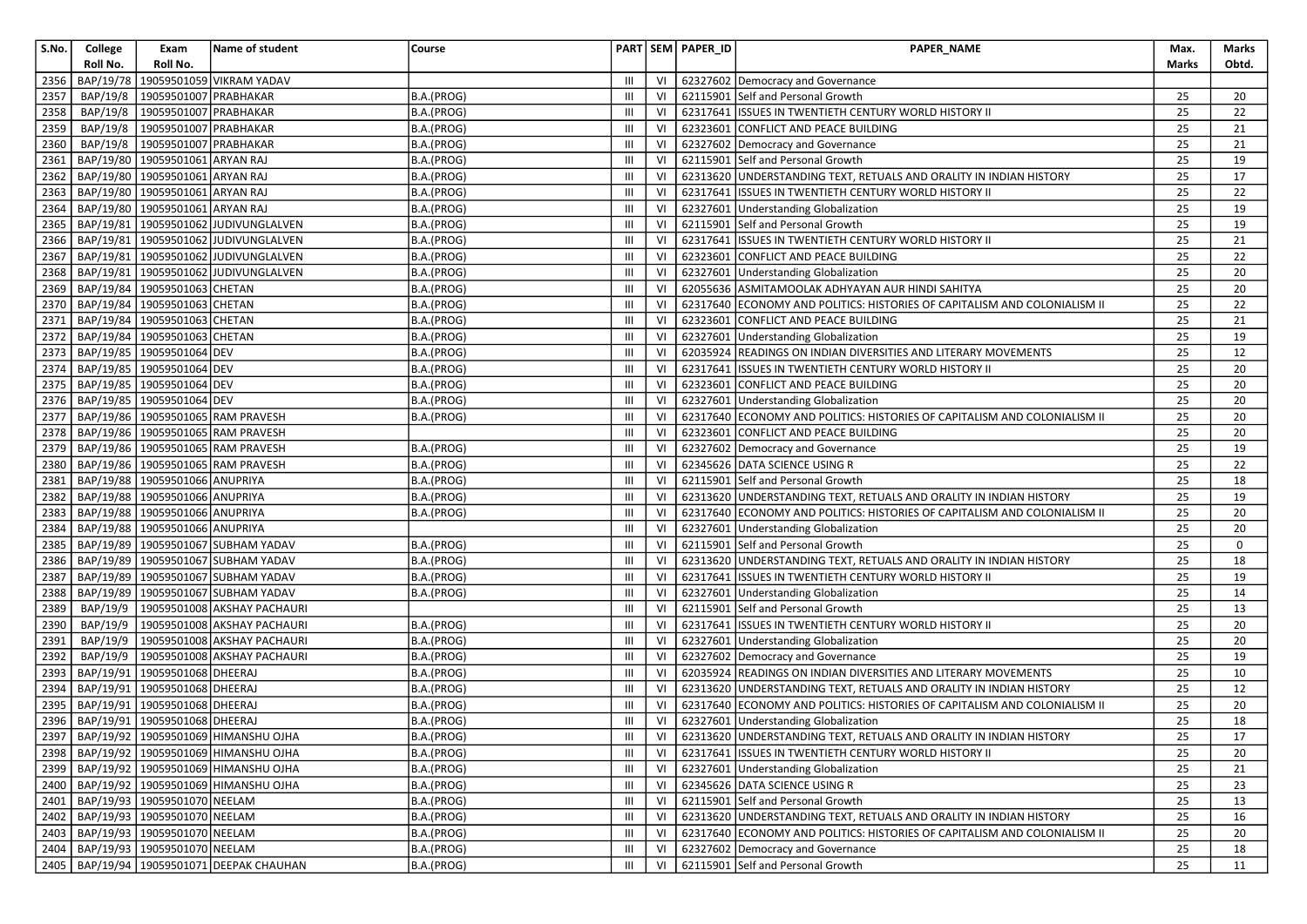| S.No. | College Roll No. | Exam Roll No. | Name of student | Course | PART | SEM | PAPER_ID | PAPER_NAME | Max. Marks | Marks Obtd. |
|---|---|---|---|---|---|---|---|---|---|---|
| 2356 | BAP/19/78 | 19059501059 | VIKRAM YADAV | | III | VI | 62327602 | Democracy and Governance | | |
| 2357 | BAP/19/8 | 19059501007 | PRABHAKAR | B.A.(PROG) | III | VI | 62115901 | Self and Personal Growth | 25 | 20 |
| 2358 | BAP/19/8 | 19059501007 | PRABHAKAR | B.A.(PROG) | III | VI | 62317641 | ISSUES IN TWENTIETH CENTURY WORLD HISTORY II | 25 | 22 |
| 2359 | BAP/19/8 | 19059501007 | PRABHAKAR | B.A.(PROG) | III | VI | 62323601 | CONFLICT AND PEACE BUILDING | 25 | 21 |
| 2360 | BAP/19/8 | 19059501007 | PRABHAKAR | B.A.(PROG) | III | VI | 62327602 | Democracy and Governance | 25 | 21 |
| 2361 | BAP/19/80 | 19059501061 | ARYAN RAJ | B.A.(PROG) | III | VI | 62115901 | Self and Personal Growth | 25 | 19 |
| 2362 | BAP/19/80 | 19059501061 | ARYAN RAJ | B.A.(PROG) | III | VI | 62313620 | UNDERSTANDING TEXT, RETUALS AND ORALITY IN INDIAN HISTORY | 25 | 17 |
| 2363 | BAP/19/80 | 19059501061 | ARYAN RAJ | B.A.(PROG) | III | VI | 62317641 | ISSUES IN TWENTIETH CENTURY WORLD HISTORY II | 25 | 22 |
| 2364 | BAP/19/80 | 19059501061 | ARYAN RAJ | B.A.(PROG) | III | VI | 62327601 | Understanding Globalization | 25 | 19 |
| 2365 | BAP/19/81 | 19059501062 | JUDIVUNGLALVEN | B.A.(PROG) | III | VI | 62115901 | Self and Personal Growth | 25 | 19 |
| 2366 | BAP/19/81 | 19059501062 | JUDIVUNGLALVEN | B.A.(PROG) | III | VI | 62317641 | ISSUES IN TWENTIETH CENTURY WORLD HISTORY II | 25 | 21 |
| 2367 | BAP/19/81 | 19059501062 | JUDIVUNGLALVEN | B.A.(PROG) | III | VI | 62323601 | CONFLICT AND PEACE BUILDING | 25 | 22 |
| 2368 | BAP/19/81 | 19059501062 | JUDIVUNGLALVEN | B.A.(PROG) | III | VI | 62327601 | Understanding Globalization | 25 | 20 |
| 2369 | BAP/19/84 | 19059501063 | CHETAN | B.A.(PROG) | III | VI | 62055636 | ASMITAMOOLAK ADHYAYAN AUR HINDI SAHITYA | 25 | 20 |
| 2370 | BAP/19/84 | 19059501063 | CHETAN | B.A.(PROG) | III | VI | 62317640 | ECONOMY AND POLITICS: HISTORIES OF CAPITALISM AND COLONIALISM II | 25 | 22 |
| 2371 | BAP/19/84 | 19059501063 | CHETAN | B.A.(PROG) | III | VI | 62323601 | CONFLICT AND PEACE BUILDING | 25 | 21 |
| 2372 | BAP/19/84 | 19059501063 | CHETAN | B.A.(PROG) | III | VI | 62327601 | Understanding Globalization | 25 | 19 |
| 2373 | BAP/19/85 | 19059501064 | DEV | B.A.(PROG) | III | VI | 62035924 | READINGS ON INDIAN DIVERSITIES AND LITERARY MOVEMENTS | 25 | 12 |
| 2374 | BAP/19/85 | 19059501064 | DEV | B.A.(PROG) | III | VI | 62317641 | ISSUES IN TWENTIETH CENTURY WORLD HISTORY II | 25 | 20 |
| 2375 | BAP/19/85 | 19059501064 | DEV | B.A.(PROG) | III | VI | 62323601 | CONFLICT AND PEACE BUILDING | 25 | 20 |
| 2376 | BAP/19/85 | 19059501064 | DEV | B.A.(PROG) | III | VI | 62327601 | Understanding Globalization | 25 | 20 |
| 2377 | BAP/19/86 | 19059501065 | RAM PRAVESH | B.A.(PROG) | III | VI | 62317640 | ECONOMY AND POLITICS: HISTORIES OF CAPITALISM AND COLONIALISM II | 25 | 20 |
| 2378 | BAP/19/86 | 19059501065 | RAM PRAVESH | | III | VI | 62323601 | CONFLICT AND PEACE BUILDING | 25 | 20 |
| 2379 | BAP/19/86 | 19059501065 | RAM PRAVESH | B.A.(PROG) | III | VI | 62327602 | Democracy and Governance | 25 | 19 |
| 2380 | BAP/19/86 | 19059501065 | RAM PRAVESH | B.A.(PROG) | III | VI | 62345626 | DATA SCIENCE USING R | 25 | 22 |
| 2381 | BAP/19/88 | 19059501066 | ANUPRIYA | B.A.(PROG) | III | VI | 62115901 | Self and Personal Growth | 25 | 18 |
| 2382 | BAP/19/88 | 19059501066 | ANUPRIYA | B.A.(PROG) | III | VI | 62313620 | UNDERSTANDING TEXT, RETUALS AND ORALITY IN INDIAN HISTORY | 25 | 19 |
| 2383 | BAP/19/88 | 19059501066 | ANUPRIYA | B.A.(PROG) | III | VI | 62317640 | ECONOMY AND POLITICS: HISTORIES OF CAPITALISM AND COLONIALISM II | 25 | 20 |
| 2384 | BAP/19/88 | 19059501066 | ANUPRIYA | | III | VI | 62327601 | Understanding Globalization | 25 | 20 |
| 2385 | BAP/19/89 | 19059501067 | SUBHAM YADAV | B.A.(PROG) | III | VI | 62115901 | Self and Personal Growth | 25 | 0 |
| 2386 | BAP/19/89 | 19059501067 | SUBHAM YADAV | B.A.(PROG) | III | VI | 62313620 | UNDERSTANDING TEXT, RETUALS AND ORALITY IN INDIAN HISTORY | 25 | 18 |
| 2387 | BAP/19/89 | 19059501067 | SUBHAM YADAV | B.A.(PROG) | III | VI | 62317641 | ISSUES IN TWENTIETH CENTURY WORLD HISTORY II | 25 | 19 |
| 2388 | BAP/19/89 | 19059501067 | SUBHAM YADAV | B.A.(PROG) | III | VI | 62327601 | Understanding Globalization | 25 | 14 |
| 2389 | BAP/19/9 | 19059501008 | AKSHAY PACHAURI | | III | VI | 62115901 | Self and Personal Growth | 25 | 13 |
| 2390 | BAP/19/9 | 19059501008 | AKSHAY PACHAURI | B.A.(PROG) | III | VI | 62317641 | ISSUES IN TWENTIETH CENTURY WORLD HISTORY II | 25 | 20 |
| 2391 | BAP/19/9 | 19059501008 | AKSHAY PACHAURI | B.A.(PROG) | III | VI | 62327601 | Understanding Globalization | 25 | 20 |
| 2392 | BAP/19/9 | 19059501008 | AKSHAY PACHAURI | B.A.(PROG) | III | VI | 62327602 | Democracy and Governance | 25 | 19 |
| 2393 | BAP/19/91 | 19059501068 | DHEERAJ | B.A.(PROG) | III | VI | 62035924 | READINGS ON INDIAN DIVERSITIES AND LITERARY MOVEMENTS | 25 | 10 |
| 2394 | BAP/19/91 | 19059501068 | DHEERAJ | B.A.(PROG) | III | VI | 62313620 | UNDERSTANDING TEXT, RETUALS AND ORALITY IN INDIAN HISTORY | 25 | 12 |
| 2395 | BAP/19/91 | 19059501068 | DHEERAJ | B.A.(PROG) | III | VI | 62317640 | ECONOMY AND POLITICS: HISTORIES OF CAPITALISM AND COLONIALISM II | 25 | 20 |
| 2396 | BAP/19/91 | 19059501068 | DHEERAJ | B.A.(PROG) | III | VI | 62327601 | Understanding Globalization | 25 | 18 |
| 2397 | BAP/19/92 | 19059501069 | HIMANSHU OJHA | B.A.(PROG) | III | VI | 62313620 | UNDERSTANDING TEXT, RETUALS AND ORALITY IN INDIAN HISTORY | 25 | 17 |
| 2398 | BAP/19/92 | 19059501069 | HIMANSHU OJHA | B.A.(PROG) | III | VI | 62317641 | ISSUES IN TWENTIETH CENTURY WORLD HISTORY II | 25 | 20 |
| 2399 | BAP/19/92 | 19059501069 | HIMANSHU OJHA | B.A.(PROG) | III | VI | 62327601 | Understanding Globalization | 25 | 21 |
| 2400 | BAP/19/92 | 19059501069 | HIMANSHU OJHA | B.A.(PROG) | III | VI | 62345626 | DATA SCIENCE USING R | 25 | 23 |
| 2401 | BAP/19/93 | 19059501070 | NEELAM | B.A.(PROG) | III | VI | 62115901 | Self and Personal Growth | 25 | 13 |
| 2402 | BAP/19/93 | 19059501070 | NEELAM | B.A.(PROG) | III | VI | 62313620 | UNDERSTANDING TEXT, RETUALS AND ORALITY IN INDIAN HISTORY | 25 | 16 |
| 2403 | BAP/19/93 | 19059501070 | NEELAM | B.A.(PROG) | III | VI | 62317640 | ECONOMY AND POLITICS: HISTORIES OF CAPITALISM AND COLONIALISM II | 25 | 20 |
| 2404 | BAP/19/93 | 19059501070 | NEELAM | B.A.(PROG) | III | VI | 62327602 | Democracy and Governance | 25 | 18 |
| 2405 | BAP/19/94 | 19059501071 | DEEPAK CHAUHAN | B.A.(PROG) | III | VI | 62115901 | Self and Personal Growth | 25 | 11 |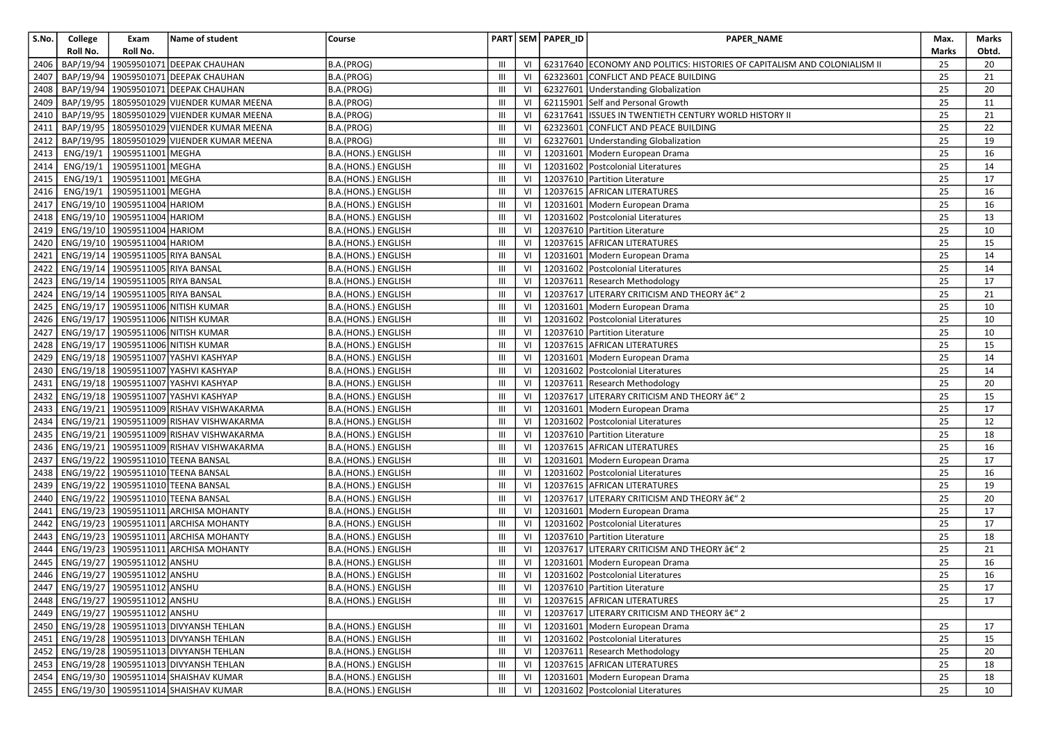| S.No. | College Roll No. | Exam Roll No. | Name of student | Course | PART | SEM | PAPER_ID | PAPER_NAME | Max. Marks | Marks Obtd. |
|---|---|---|---|---|---|---|---|---|---|---|
| 2406 | BAP/19/94 | 19059501071 | DEEPAK CHAUHAN | B.A.(PROG) | III | VI | 62317640 | ECONOMY AND POLITICS: HISTORIES OF CAPITALISM AND COLONIALISM II | 25 | 20 |
| 2407 | BAP/19/94 | 19059501071 | DEEPAK CHAUHAN | B.A.(PROG) | III | VI | 62323601 | CONFLICT AND PEACE BUILDING | 25 | 21 |
| 2408 | BAP/19/94 | 19059501071 | DEEPAK CHAUHAN | B.A.(PROG) | III | VI | 62327601 | Understanding Globalization | 25 | 20 |
| 2409 | BAP/19/95 | 18059501029 | VIJENDER KUMAR MEENA | B.A.(PROG) | III | VI | 62115901 | Self and Personal Growth | 25 | 11 |
| 2410 | BAP/19/95 | 18059501029 | VIJENDER KUMAR MEENA | B.A.(PROG) | III | VI | 62317641 | ISSUES IN TWENTIETH CENTURY WORLD HISTORY II | 25 | 21 |
| 2411 | BAP/19/95 | 18059501029 | VIJENDER KUMAR MEENA | B.A.(PROG) | III | VI | 62323601 | CONFLICT AND PEACE BUILDING | 25 | 22 |
| 2412 | BAP/19/95 | 18059501029 | VIJENDER KUMAR MEENA | B.A.(PROG) | III | VI | 62327601 | Understanding Globalization | 25 | 19 |
| 2413 | ENG/19/1 | 19059511001 | MEGHA | B.A.(HONS.) ENGLISH | III | VI | 12031601 | Modern European Drama | 25 | 16 |
| 2414 | ENG/19/1 | 19059511001 | MEGHA | B.A.(HONS.) ENGLISH | III | VI | 12031602 | Postcolonial Literatures | 25 | 14 |
| 2415 | ENG/19/1 | 19059511001 | MEGHA | B.A.(HONS.) ENGLISH | III | VI | 12037610 | Partition Literature | 25 | 17 |
| 2416 | ENG/19/1 | 19059511001 | MEGHA | B.A.(HONS.) ENGLISH | III | VI | 12037615 | AFRICAN LITERATURES | 25 | 16 |
| 2417 | ENG/19/10 | 19059511004 | HARIOM | B.A.(HONS.) ENGLISH | III | VI | 12031601 | Modern European Drama | 25 | 16 |
| 2418 | ENG/19/10 | 19059511004 | HARIOM | B.A.(HONS.) ENGLISH | III | VI | 12031602 | Postcolonial Literatures | 25 | 13 |
| 2419 | ENG/19/10 | 19059511004 | HARIOM | B.A.(HONS.) ENGLISH | III | VI | 12037610 | Partition Literature | 25 | 10 |
| 2420 | ENG/19/10 | 19059511004 | HARIOM | B.A.(HONS.) ENGLISH | III | VI | 12037615 | AFRICAN LITERATURES | 25 | 15 |
| 2421 | ENG/19/14 | 19059511005 | RIYA BANSAL | B.A.(HONS.) ENGLISH | III | VI | 12031601 | Modern European Drama | 25 | 14 |
| 2422 | ENG/19/14 | 19059511005 | RIYA BANSAL | B.A.(HONS.) ENGLISH | III | VI | 12031602 | Postcolonial Literatures | 25 | 14 |
| 2423 | ENG/19/14 | 19059511005 | RIYA BANSAL | B.A.(HONS.) ENGLISH | III | VI | 12037611 | Research Methodology | 25 | 17 |
| 2424 | ENG/19/14 | 19059511005 | RIYA BANSAL | B.A.(HONS.) ENGLISH | III | VI | 12037617 | LITERARY CRITICISM AND THEORY â€" 2 | 25 | 21 |
| 2425 | ENG/19/17 | 19059511006 | NITISH KUMAR | B.A.(HONS.) ENGLISH | III | VI | 12031601 | Modern European Drama | 25 | 10 |
| 2426 | ENG/19/17 | 19059511006 | NITISH KUMAR | B.A.(HONS.) ENGLISH | III | VI | 12031602 | Postcolonial Literatures | 25 | 10 |
| 2427 | ENG/19/17 | 19059511006 | NITISH KUMAR | B.A.(HONS.) ENGLISH | III | VI | 12037610 | Partition Literature | 25 | 10 |
| 2428 | ENG/19/17 | 19059511006 | NITISH KUMAR | B.A.(HONS.) ENGLISH | III | VI | 12037615 | AFRICAN LITERATURES | 25 | 15 |
| 2429 | ENG/19/18 | 19059511007 | YASHVI KASHYAP | B.A.(HONS.) ENGLISH | III | VI | 12031601 | Modern European Drama | 25 | 14 |
| 2430 | ENG/19/18 | 19059511007 | YASHVI KASHYAP | B.A.(HONS.) ENGLISH | III | VI | 12031602 | Postcolonial Literatures | 25 | 14 |
| 2431 | ENG/19/18 | 19059511007 | YASHVI KASHYAP | B.A.(HONS.) ENGLISH | III | VI | 12037611 | Research Methodology | 25 | 20 |
| 2432 | ENG/19/18 | 19059511007 | YASHVI KASHYAP | B.A.(HONS.) ENGLISH | III | VI | 12037617 | LITERARY CRITICISM AND THEORY â€" 2 | 25 | 15 |
| 2433 | ENG/19/21 | 19059511009 | RISHAV VISHWAKARMA | B.A.(HONS.) ENGLISH | III | VI | 12031601 | Modern European Drama | 25 | 17 |
| 2434 | ENG/19/21 | 19059511009 | RISHAV VISHWAKARMA | B.A.(HONS.) ENGLISH | III | VI | 12031602 | Postcolonial Literatures | 25 | 12 |
| 2435 | ENG/19/21 | 19059511009 | RISHAV VISHWAKARMA | B.A.(HONS.) ENGLISH | III | VI | 12037610 | Partition Literature | 25 | 18 |
| 2436 | ENG/19/21 | 19059511009 | RISHAV VISHWAKARMA | B.A.(HONS.) ENGLISH | III | VI | 12037615 | AFRICAN LITERATURES | 25 | 16 |
| 2437 | ENG/19/22 | 19059511010 | TEENA BANSAL | B.A.(HONS.) ENGLISH | III | VI | 12031601 | Modern European Drama | 25 | 17 |
| 2438 | ENG/19/22 | 19059511010 | TEENA BANSAL | B.A.(HONS.) ENGLISH | III | VI | 12031602 | Postcolonial Literatures | 25 | 16 |
| 2439 | ENG/19/22 | 19059511010 | TEENA BANSAL | B.A.(HONS.) ENGLISH | III | VI | 12037615 | AFRICAN LITERATURES | 25 | 19 |
| 2440 | ENG/19/22 | 19059511010 | TEENA BANSAL | B.A.(HONS.) ENGLISH | III | VI | 12037617 | LITERARY CRITICISM AND THEORY â€" 2 | 25 | 20 |
| 2441 | ENG/19/23 | 19059511011 | ARCHISA MOHANTY | B.A.(HONS.) ENGLISH | III | VI | 12031601 | Modern European Drama | 25 | 17 |
| 2442 | ENG/19/23 | 19059511011 | ARCHISA MOHANTY | B.A.(HONS.) ENGLISH | III | VI | 12031602 | Postcolonial Literatures | 25 | 17 |
| 2443 | ENG/19/23 | 19059511011 | ARCHISA MOHANTY | B.A.(HONS.) ENGLISH | III | VI | 12037610 | Partition Literature | 25 | 18 |
| 2444 | ENG/19/23 | 19059511011 | ARCHISA MOHANTY | B.A.(HONS.) ENGLISH | III | VI | 12037617 | LITERARY CRITICISM AND THEORY â€" 2 | 25 | 21 |
| 2445 | ENG/19/27 | 19059511012 | ANSHU | B.A.(HONS.) ENGLISH | III | VI | 12031601 | Modern European Drama | 25 | 16 |
| 2446 | ENG/19/27 | 19059511012 | ANSHU | B.A.(HONS.) ENGLISH | III | VI | 12031602 | Postcolonial Literatures | 25 | 16 |
| 2447 | ENG/19/27 | 19059511012 | ANSHU | B.A.(HONS.) ENGLISH | III | VI | 12037610 | Partition Literature | 25 | 17 |
| 2448 | ENG/19/27 | 19059511012 | ANSHU | B.A.(HONS.) ENGLISH | III | VI | 12037615 | AFRICAN LITERATURES | 25 | 17 |
| 2449 | ENG/19/27 | 19059511012 | ANSHU | | III | VI | 12037617 | LITERARY CRITICISM AND THEORY â€" 2 | | |
| 2450 | ENG/19/28 | 19059511013 | DIVYANSH TEHLAN | B.A.(HONS.) ENGLISH | III | VI | 12031601 | Modern European Drama | 25 | 17 |
| 2451 | ENG/19/28 | 19059511013 | DIVYANSH TEHLAN | B.A.(HONS.) ENGLISH | III | VI | 12031602 | Postcolonial Literatures | 25 | 15 |
| 2452 | ENG/19/28 | 19059511013 | DIVYANSH TEHLAN | B.A.(HONS.) ENGLISH | III | VI | 12037611 | Research Methodology | 25 | 20 |
| 2453 | ENG/19/28 | 19059511013 | DIVYANSH TEHLAN | B.A.(HONS.) ENGLISH | III | VI | 12037615 | AFRICAN LITERATURES | 25 | 18 |
| 2454 | ENG/19/30 | 19059511014 | SHAISHAV KUMAR | B.A.(HONS.) ENGLISH | III | VI | 12031601 | Modern European Drama | 25 | 18 |
| 2455 | ENG/19/30 | 19059511014 | SHAISHAV KUMAR | B.A.(HONS.) ENGLISH | III | VI | 12031602 | Postcolonial Literatures | 25 | 10 |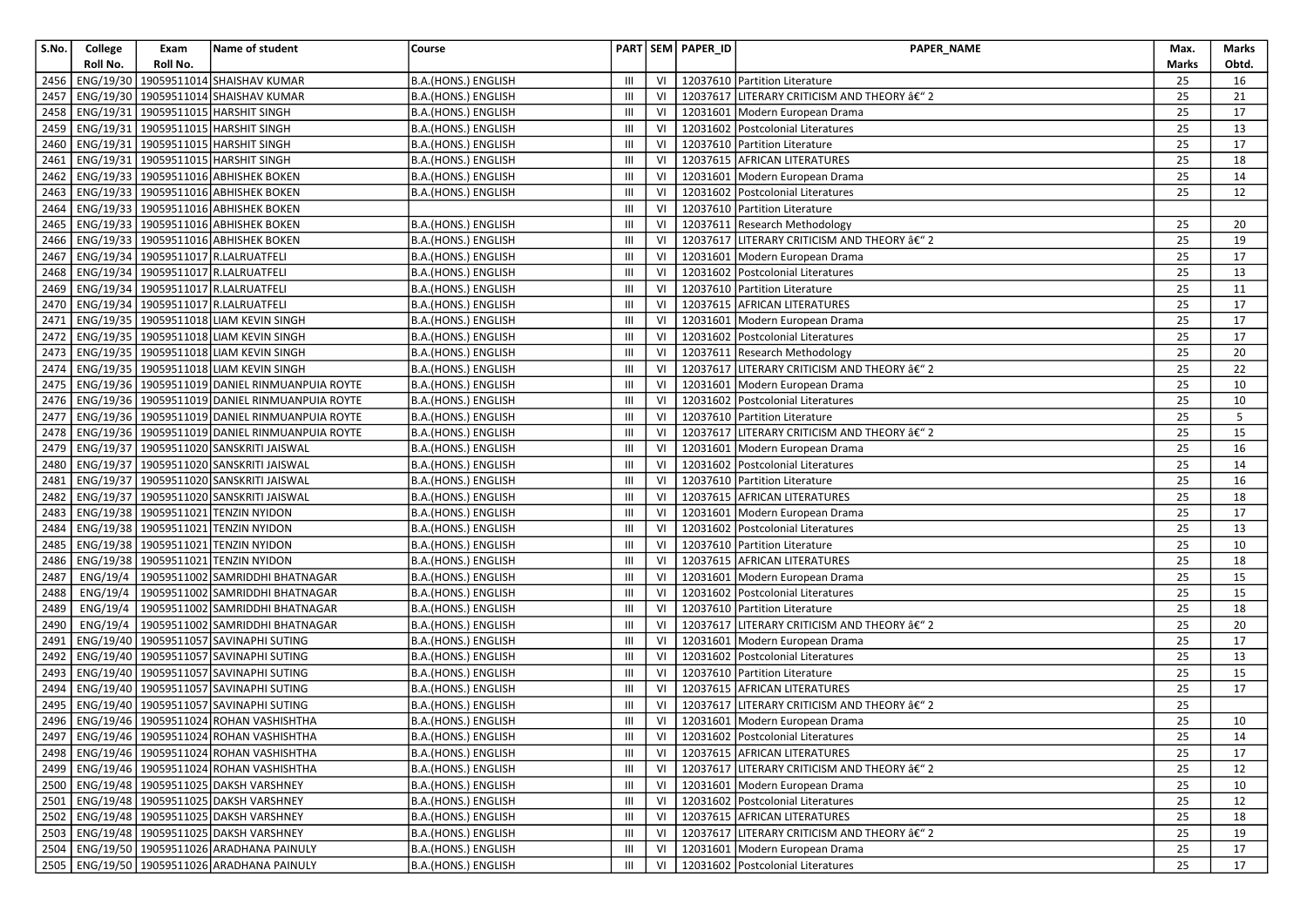| S.No. | College Roll No. | Exam Roll No. | Name of student | Course | PART | SEM | PAPER_ID | PAPER_NAME | Max. Marks | Marks Obtd. |
|---|---|---|---|---|---|---|---|---|---|---|
| 2456 | ENG/19/30 | 19059511014 | SHAISHAV KUMAR | B.A.(HONS.) ENGLISH | III | VI | 12037610 | Partition Literature | 25 | 16 |
| 2457 | ENG/19/30 | 19059511014 | SHAISHAV KUMAR | B.A.(HONS.) ENGLISH | III | VI | 12037617 | LITERARY CRITICISM AND THEORY â€" 2 | 25 | 21 |
| 2458 | ENG/19/31 | 19059511015 | HARSHIT SINGH | B.A.(HONS.) ENGLISH | III | VI | 12031601 | Modern European Drama | 25 | 17 |
| 2459 | ENG/19/31 | 19059511015 | HARSHIT SINGH | B.A.(HONS.) ENGLISH | III | VI | 12031602 | Postcolonial Literatures | 25 | 13 |
| 2460 | ENG/19/31 | 19059511015 | HARSHIT SINGH | B.A.(HONS.) ENGLISH | III | VI | 12037610 | Partition Literature | 25 | 17 |
| 2461 | ENG/19/31 | 19059511015 | HARSHIT SINGH | B.A.(HONS.) ENGLISH | III | VI | 12037615 | AFRICAN LITERATURES | 25 | 18 |
| 2462 | ENG/19/33 | 19059511016 | ABHISHEK BOKEN | B.A.(HONS.) ENGLISH | III | VI | 12031601 | Modern European Drama | 25 | 14 |
| 2463 | ENG/19/33 | 19059511016 | ABHISHEK BOKEN | B.A.(HONS.) ENGLISH | III | VI | 12031602 | Postcolonial Literatures | 25 | 12 |
| 2464 | ENG/19/33 | 19059511016 | ABHISHEK BOKEN | | III | VI | 12037610 | Partition Literature | | |
| 2465 | ENG/19/33 | 19059511016 | ABHISHEK BOKEN | B.A.(HONS.) ENGLISH | III | VI | 12037611 | Research Methodology | 25 | 20 |
| 2466 | ENG/19/33 | 19059511016 | ABHISHEK BOKEN | B.A.(HONS.) ENGLISH | III | VI | 12037617 | LITERARY CRITICISM AND THEORY â€" 2 | 25 | 19 |
| 2467 | ENG/19/34 | 19059511017 | R.LALRUATFELI | B.A.(HONS.) ENGLISH | III | VI | 12031601 | Modern European Drama | 25 | 17 |
| 2468 | ENG/19/34 | 19059511017 | R.LALRUATFELI | B.A.(HONS.) ENGLISH | III | VI | 12031602 | Postcolonial Literatures | 25 | 13 |
| 2469 | ENG/19/34 | 19059511017 | R.LALRUATFELI | B.A.(HONS.) ENGLISH | III | VI | 12037610 | Partition Literature | 25 | 11 |
| 2470 | ENG/19/34 | 19059511017 | R.LALRUATFELI | B.A.(HONS.) ENGLISH | III | VI | 12037615 | AFRICAN LITERATURES | 25 | 17 |
| 2471 | ENG/19/35 | 19059511018 | LIAM KEVIN SINGH | B.A.(HONS.) ENGLISH | III | VI | 12031601 | Modern European Drama | 25 | 17 |
| 2472 | ENG/19/35 | 19059511018 | LIAM KEVIN SINGH | B.A.(HONS.) ENGLISH | III | VI | 12031602 | Postcolonial Literatures | 25 | 17 |
| 2473 | ENG/19/35 | 19059511018 | LIAM KEVIN SINGH | B.A.(HONS.) ENGLISH | III | VI | 12037611 | Research Methodology | 25 | 20 |
| 2474 | ENG/19/35 | 19059511018 | LIAM KEVIN SINGH | B.A.(HONS.) ENGLISH | III | VI | 12037617 | LITERARY CRITICISM AND THEORY â€" 2 | 25 | 22 |
| 2475 | ENG/19/36 | 19059511019 | DANIEL RINMUANPUIA ROYTE | B.A.(HONS.) ENGLISH | III | VI | 12031601 | Modern European Drama | 25 | 10 |
| 2476 | ENG/19/36 | 19059511019 | DANIEL RINMUANPUIA ROYTE | B.A.(HONS.) ENGLISH | III | VI | 12031602 | Postcolonial Literatures | 25 | 10 |
| 2477 | ENG/19/36 | 19059511019 | DANIEL RINMUANPUIA ROYTE | B.A.(HONS.) ENGLISH | III | VI | 12037610 | Partition Literature | 25 | 5 |
| 2478 | ENG/19/36 | 19059511019 | DANIEL RINMUANPUIA ROYTE | B.A.(HONS.) ENGLISH | III | VI | 12037617 | LITERARY CRITICISM AND THEORY â€" 2 | 25 | 15 |
| 2479 | ENG/19/37 | 19059511020 | SANSKRITI JAISWAL | B.A.(HONS.) ENGLISH | III | VI | 12031601 | Modern European Drama | 25 | 16 |
| 2480 | ENG/19/37 | 19059511020 | SANSKRITI JAISWAL | B.A.(HONS.) ENGLISH | III | VI | 12031602 | Postcolonial Literatures | 25 | 14 |
| 2481 | ENG/19/37 | 19059511020 | SANSKRITI JAISWAL | B.A.(HONS.) ENGLISH | III | VI | 12037610 | Partition Literature | 25 | 16 |
| 2482 | ENG/19/37 | 19059511020 | SANSKRITI JAISWAL | B.A.(HONS.) ENGLISH | III | VI | 12037615 | AFRICAN LITERATURES | 25 | 18 |
| 2483 | ENG/19/38 | 19059511021 | TENZIN NYIDON | B.A.(HONS.) ENGLISH | III | VI | 12031601 | Modern European Drama | 25 | 17 |
| 2484 | ENG/19/38 | 19059511021 | TENZIN NYIDON | B.A.(HONS.) ENGLISH | III | VI | 12031602 | Postcolonial Literatures | 25 | 13 |
| 2485 | ENG/19/38 | 19059511021 | TENZIN NYIDON | B.A.(HONS.) ENGLISH | III | VI | 12037610 | Partition Literature | 25 | 10 |
| 2486 | ENG/19/38 | 19059511021 | TENZIN NYIDON | B.A.(HONS.) ENGLISH | III | VI | 12037615 | AFRICAN LITERATURES | 25 | 18 |
| 2487 | ENG/19/4 | 19059511002 | SAMRIDDHI BHATNAGAR | B.A.(HONS.) ENGLISH | III | VI | 12031601 | Modern European Drama | 25 | 15 |
| 2488 | ENG/19/4 | 19059511002 | SAMRIDDHI BHATNAGAR | B.A.(HONS.) ENGLISH | III | VI | 12031602 | Postcolonial Literatures | 25 | 15 |
| 2489 | ENG/19/4 | 19059511002 | SAMRIDDHI BHATNAGAR | B.A.(HONS.) ENGLISH | III | VI | 12037610 | Partition Literature | 25 | 18 |
| 2490 | ENG/19/4 | 19059511002 | SAMRIDDHI BHATNAGAR | B.A.(HONS.) ENGLISH | III | VI | 12037617 | LITERARY CRITICISM AND THEORY â€" 2 | 25 | 20 |
| 2491 | ENG/19/40 | 19059511057 | SAVINAPHI SUTING | B.A.(HONS.) ENGLISH | III | VI | 12031601 | Modern European Drama | 25 | 17 |
| 2492 | ENG/19/40 | 19059511057 | SAVINAPHI SUTING | B.A.(HONS.) ENGLISH | III | VI | 12031602 | Postcolonial Literatures | 25 | 13 |
| 2493 | ENG/19/40 | 19059511057 | SAVINAPHI SUTING | B.A.(HONS.) ENGLISH | III | VI | 12037610 | Partition Literature | 25 | 15 |
| 2494 | ENG/19/40 | 19059511057 | SAVINAPHI SUTING | B.A.(HONS.) ENGLISH | III | VI | 12037615 | AFRICAN LITERATURES | 25 | 17 |
| 2495 | ENG/19/40 | 19059511057 | SAVINAPHI SUTING | B.A.(HONS.) ENGLISH | III | VI | 12037617 | LITERARY CRITICISM AND THEORY â€" 2 | 25 | |
| 2496 | ENG/19/46 | 19059511024 | ROHAN VASHISHTHA | B.A.(HONS.) ENGLISH | III | VI | 12031601 | Modern European Drama | 25 | 10 |
| 2497 | ENG/19/46 | 19059511024 | ROHAN VASHISHTHA | B.A.(HONS.) ENGLISH | III | VI | 12031602 | Postcolonial Literatures | 25 | 14 |
| 2498 | ENG/19/46 | 19059511024 | ROHAN VASHISHTHA | B.A.(HONS.) ENGLISH | III | VI | 12037615 | AFRICAN LITERATURES | 25 | 17 |
| 2499 | ENG/19/46 | 19059511024 | ROHAN VASHISHTHA | B.A.(HONS.) ENGLISH | III | VI | 12037617 | LITERARY CRITICISM AND THEORY â€" 2 | 25 | 12 |
| 2500 | ENG/19/48 | 19059511025 | DAKSH VARSHNEY | B.A.(HONS.) ENGLISH | III | VI | 12031601 | Modern European Drama | 25 | 10 |
| 2501 | ENG/19/48 | 19059511025 | DAKSH VARSHNEY | B.A.(HONS.) ENGLISH | III | VI | 12031602 | Postcolonial Literatures | 25 | 12 |
| 2502 | ENG/19/48 | 19059511025 | DAKSH VARSHNEY | B.A.(HONS.) ENGLISH | III | VI | 12037615 | AFRICAN LITERATURES | 25 | 18 |
| 2503 | ENG/19/48 | 19059511025 | DAKSH VARSHNEY | B.A.(HONS.) ENGLISH | III | VI | 12037617 | LITERARY CRITICISM AND THEORY â€" 2 | 25 | 19 |
| 2504 | ENG/19/50 | 19059511026 | ARADHANA PAINULY | B.A.(HONS.) ENGLISH | III | VI | 12031601 | Modern European Drama | 25 | 17 |
| 2505 | ENG/19/50 | 19059511026 | ARADHANA PAINULY | B.A.(HONS.) ENGLISH | III | VI | 12031602 | Postcolonial Literatures | 25 | 17 |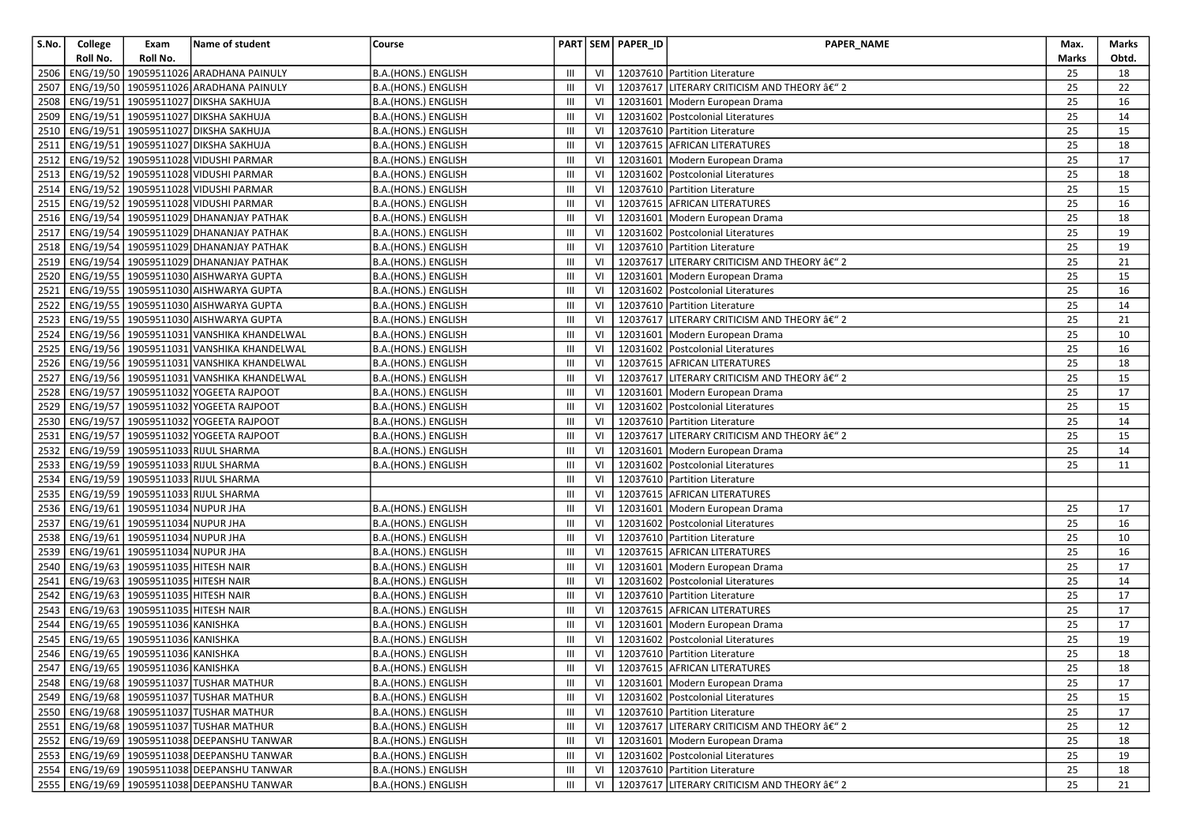| S.No. | College Roll No. | Exam Roll No. | Name of student | Course | PART | SEM | PAPER_ID | PAPER_NAME | Max. Marks | Marks Obtd. |
|---|---|---|---|---|---|---|---|---|---|---|
| 2506 | ENG/19/50 | 19059511026 | ARADHANA PAINULY | B.A.(HONS.) ENGLISH | III | VI | 12037610 | Partition Literature | 25 | 18 |
| 2507 | ENG/19/50 | 19059511026 | ARADHANA PAINULY | B.A.(HONS.) ENGLISH | III | VI | 12037617 | LITERARY CRITICISM AND THEORY â€" 2 | 25 | 22 |
| 2508 | ENG/19/51 | 19059511027 | DIKSHA SAKHUJA | B.A.(HONS.) ENGLISH | III | VI | 12031601 | Modern European Drama | 25 | 16 |
| 2509 | ENG/19/51 | 19059511027 | DIKSHA SAKHUJA | B.A.(HONS.) ENGLISH | III | VI | 12031602 | Postcolonial Literatures | 25 | 14 |
| 2510 | ENG/19/51 | 19059511027 | DIKSHA SAKHUJA | B.A.(HONS.) ENGLISH | III | VI | 12037610 | Partition Literature | 25 | 15 |
| 2511 | ENG/19/51 | 19059511027 | DIKSHA SAKHUJA | B.A.(HONS.) ENGLISH | III | VI | 12037615 | AFRICAN LITERATURES | 25 | 18 |
| 2512 | ENG/19/52 | 19059511028 | VIDUSHI PARMAR | B.A.(HONS.) ENGLISH | III | VI | 12031601 | Modern European Drama | 25 | 17 |
| 2513 | ENG/19/52 | 19059511028 | VIDUSHI PARMAR | B.A.(HONS.) ENGLISH | III | VI | 12031602 | Postcolonial Literatures | 25 | 18 |
| 2514 | ENG/19/52 | 19059511028 | VIDUSHI PARMAR | B.A.(HONS.) ENGLISH | III | VI | 12037610 | Partition Literature | 25 | 15 |
| 2515 | ENG/19/52 | 19059511028 | VIDUSHI PARMAR | B.A.(HONS.) ENGLISH | III | VI | 12037615 | AFRICAN LITERATURES | 25 | 16 |
| 2516 | ENG/19/54 | 19059511029 | DHANANJAY PATHAK | B.A.(HONS.) ENGLISH | III | VI | 12031601 | Modern European Drama | 25 | 18 |
| 2517 | ENG/19/54 | 19059511029 | DHANANJAY PATHAK | B.A.(HONS.) ENGLISH | III | VI | 12031602 | Postcolonial Literatures | 25 | 19 |
| 2518 | ENG/19/54 | 19059511029 | DHANANJAY PATHAK | B.A.(HONS.) ENGLISH | III | VI | 12037610 | Partition Literature | 25 | 19 |
| 2519 | ENG/19/54 | 19059511029 | DHANANJAY PATHAK | B.A.(HONS.) ENGLISH | III | VI | 12037617 | LITERARY CRITICISM AND THEORY â€" 2 | 25 | 21 |
| 2520 | ENG/19/55 | 19059511030 | AISHWARYA GUPTA | B.A.(HONS.) ENGLISH | III | VI | 12031601 | Modern European Drama | 25 | 15 |
| 2521 | ENG/19/55 | 19059511030 | AISHWARYA GUPTA | B.A.(HONS.) ENGLISH | III | VI | 12031602 | Postcolonial Literatures | 25 | 16 |
| 2522 | ENG/19/55 | 19059511030 | AISHWARYA GUPTA | B.A.(HONS.) ENGLISH | III | VI | 12037610 | Partition Literature | 25 | 14 |
| 2523 | ENG/19/55 | 19059511030 | AISHWARYA GUPTA | B.A.(HONS.) ENGLISH | III | VI | 12037617 | LITERARY CRITICISM AND THEORY â€" 2 | 25 | 21 |
| 2524 | ENG/19/56 | 19059511031 | VANSHIKA KHANDELWAL | B.A.(HONS.) ENGLISH | III | VI | 12031601 | Modern European Drama | 25 | 10 |
| 2525 | ENG/19/56 | 19059511031 | VANSHIKA KHANDELWAL | B.A.(HONS.) ENGLISH | III | VI | 12031602 | Postcolonial Literatures | 25 | 16 |
| 2526 | ENG/19/56 | 19059511031 | VANSHIKA KHANDELWAL | B.A.(HONS.) ENGLISH | III | VI | 12037615 | AFRICAN LITERATURES | 25 | 18 |
| 2527 | ENG/19/56 | 19059511031 | VANSHIKA KHANDELWAL | B.A.(HONS.) ENGLISH | III | VI | 12037617 | LITERARY CRITICISM AND THEORY â€" 2 | 25 | 15 |
| 2528 | ENG/19/57 | 19059511032 | YOGEETA RAJPOOT | B.A.(HONS.) ENGLISH | III | VI | 12031601 | Modern European Drama | 25 | 17 |
| 2529 | ENG/19/57 | 19059511032 | YOGEETA RAJPOOT | B.A.(HONS.) ENGLISH | III | VI | 12031602 | Postcolonial Literatures | 25 | 15 |
| 2530 | ENG/19/57 | 19059511032 | YOGEETA RAJPOOT | B.A.(HONS.) ENGLISH | III | VI | 12037610 | Partition Literature | 25 | 14 |
| 2531 | ENG/19/57 | 19059511032 | YOGEETA RAJPOOT | B.A.(HONS.) ENGLISH | III | VI | 12037617 | LITERARY CRITICISM AND THEORY â€" 2 | 25 | 15 |
| 2532 | ENG/19/59 | 19059511033 | RIJUL SHARMA | B.A.(HONS.) ENGLISH | III | VI | 12031601 | Modern European Drama | 25 | 14 |
| 2533 | ENG/19/59 | 19059511033 | RIJUL SHARMA | B.A.(HONS.) ENGLISH | III | VI | 12031602 | Postcolonial Literatures | 25 | 11 |
| 2534 | ENG/19/59 | 19059511033 | RIJUL SHARMA | | III | VI | 12037610 | Partition Literature | | |
| 2535 | ENG/19/59 | 19059511033 | RIJUL SHARMA | | III | VI | 12037615 | AFRICAN LITERATURES | | |
| 2536 | ENG/19/61 | 19059511034 | NUPUR JHA | B.A.(HONS.) ENGLISH | III | VI | 12031601 | Modern European Drama | 25 | 17 |
| 2537 | ENG/19/61 | 19059511034 | NUPUR JHA | B.A.(HONS.) ENGLISH | III | VI | 12031602 | Postcolonial Literatures | 25 | 16 |
| 2538 | ENG/19/61 | 19059511034 | NUPUR JHA | B.A.(HONS.) ENGLISH | III | VI | 12037610 | Partition Literature | 25 | 10 |
| 2539 | ENG/19/61 | 19059511034 | NUPUR JHA | B.A.(HONS.) ENGLISH | III | VI | 12037615 | AFRICAN LITERATURES | 25 | 16 |
| 2540 | ENG/19/63 | 19059511035 | HITESH NAIR | B.A.(HONS.) ENGLISH | III | VI | 12031601 | Modern European Drama | 25 | 17 |
| 2541 | ENG/19/63 | 19059511035 | HITESH NAIR | B.A.(HONS.) ENGLISH | III | VI | 12031602 | Postcolonial Literatures | 25 | 14 |
| 2542 | ENG/19/63 | 19059511035 | HITESH NAIR | B.A.(HONS.) ENGLISH | III | VI | 12037610 | Partition Literature | 25 | 17 |
| 2543 | ENG/19/63 | 19059511035 | HITESH NAIR | B.A.(HONS.) ENGLISH | III | VI | 12037615 | AFRICAN LITERATURES | 25 | 17 |
| 2544 | ENG/19/65 | 19059511036 | KANISHKA | B.A.(HONS.) ENGLISH | III | VI | 12031601 | Modern European Drama | 25 | 17 |
| 2545 | ENG/19/65 | 19059511036 | KANISHKA | B.A.(HONS.) ENGLISH | III | VI | 12031602 | Postcolonial Literatures | 25 | 19 |
| 2546 | ENG/19/65 | 19059511036 | KANISHKA | B.A.(HONS.) ENGLISH | III | VI | 12037610 | Partition Literature | 25 | 18 |
| 2547 | ENG/19/65 | 19059511036 | KANISHKA | B.A.(HONS.) ENGLISH | III | VI | 12037615 | AFRICAN LITERATURES | 25 | 18 |
| 2548 | ENG/19/68 | 19059511037 | TUSHAR MATHUR | B.A.(HONS.) ENGLISH | III | VI | 12031601 | Modern European Drama | 25 | 17 |
| 2549 | ENG/19/68 | 19059511037 | TUSHAR MATHUR | B.A.(HONS.) ENGLISH | III | VI | 12031602 | Postcolonial Literatures | 25 | 15 |
| 2550 | ENG/19/68 | 19059511037 | TUSHAR MATHUR | B.A.(HONS.) ENGLISH | III | VI | 12037610 | Partition Literature | 25 | 17 |
| 2551 | ENG/19/68 | 19059511037 | TUSHAR MATHUR | B.A.(HONS.) ENGLISH | III | VI | 12037617 | LITERARY CRITICISM AND THEORY â€" 2 | 25 | 12 |
| 2552 | ENG/19/69 | 19059511038 | DEEPANSHU TANWAR | B.A.(HONS.) ENGLISH | III | VI | 12031601 | Modern European Drama | 25 | 18 |
| 2553 | ENG/19/69 | 19059511038 | DEEPANSHU TANWAR | B.A.(HONS.) ENGLISH | III | VI | 12031602 | Postcolonial Literatures | 25 | 19 |
| 2554 | ENG/19/69 | 19059511038 | DEEPANSHU TANWAR | B.A.(HONS.) ENGLISH | III | VI | 12037610 | Partition Literature | 25 | 18 |
| 2555 | ENG/19/69 | 19059511038 | DEEPANSHU TANWAR | B.A.(HONS.) ENGLISH | III | VI | 12037617 | LITERARY CRITICISM AND THEORY â€" 2 | 25 | 21 |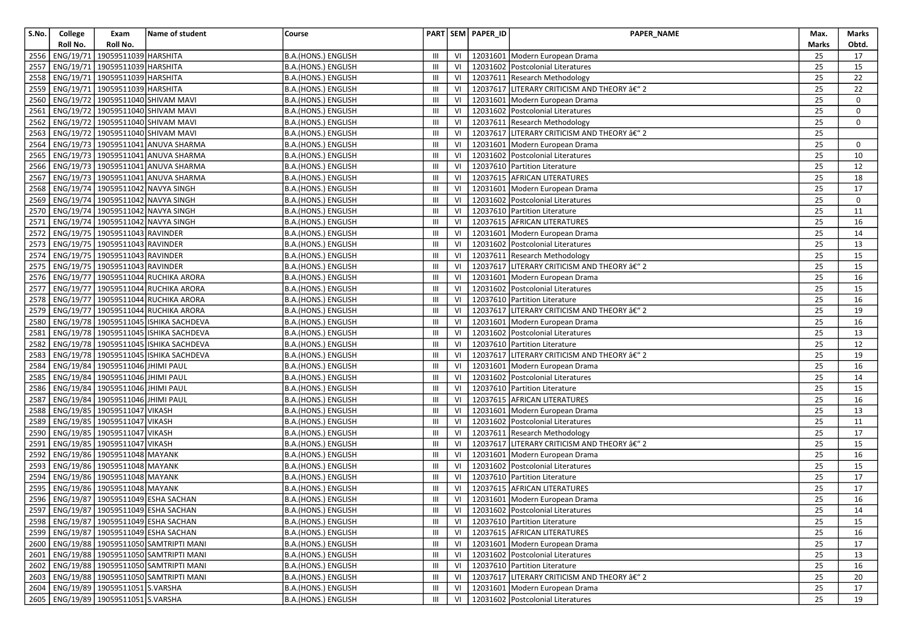| S.No. | College Roll No. | Exam Roll No. | Name of student | Course | PART | SEM | PAPER_ID | PAPER_NAME | Max. Marks | Marks Obtd. |
|---|---|---|---|---|---|---|---|---|---|---|
| 2556 | ENG/19/71 | 19059511039 | HARSHITA | B.A.(HONS.) ENGLISH | III | VI | 12031601 | Modern European Drama | 25 | 17 |
| 2557 | ENG/19/71 | 19059511039 | HARSHITA | B.A.(HONS.) ENGLISH | III | VI | 12031602 | Postcolonial Literatures | 25 | 15 |
| 2558 | ENG/19/71 | 19059511039 | HARSHITA | B.A.(HONS.) ENGLISH | III | VI | 12037611 | Research Methodology | 25 | 22 |
| 2559 | ENG/19/71 | 19059511039 | HARSHITA | B.A.(HONS.) ENGLISH | III | VI | 12037617 | LITERARY CRITICISM AND THEORY â€" 2 | 25 | 22 |
| 2560 | ENG/19/72 | 19059511040 | SHIVAM MAVI | B.A.(HONS.) ENGLISH | III | VI | 12031601 | Modern European Drama | 25 | 0 |
| 2561 | ENG/19/72 | 19059511040 | SHIVAM MAVI | B.A.(HONS.) ENGLISH | III | VI | 12031602 | Postcolonial Literatures | 25 | 0 |
| 2562 | ENG/19/72 | 19059511040 | SHIVAM MAVI | B.A.(HONS.) ENGLISH | III | VI | 12037611 | Research Methodology | 25 | 0 |
| 2563 | ENG/19/72 | 19059511040 | SHIVAM MAVI | B.A.(HONS.) ENGLISH | III | VI | 12037617 | LITERARY CRITICISM AND THEORY â€" 2 | 25 | |
| 2564 | ENG/19/73 | 19059511041 | ANUVA SHARMA | B.A.(HONS.) ENGLISH | III | VI | 12031601 | Modern European Drama | 25 | 0 |
| 2565 | ENG/19/73 | 19059511041 | ANUVA SHARMA | B.A.(HONS.) ENGLISH | III | VI | 12031602 | Postcolonial Literatures | 25 | 10 |
| 2566 | ENG/19/73 | 19059511041 | ANUVA SHARMA | B.A.(HONS.) ENGLISH | III | VI | 12037610 | Partition Literature | 25 | 12 |
| 2567 | ENG/19/73 | 19059511041 | ANUVA SHARMA | B.A.(HONS.) ENGLISH | III | VI | 12037615 | AFRICAN LITERATURES | 25 | 18 |
| 2568 | ENG/19/74 | 19059511042 | NAVYA SINGH | B.A.(HONS.) ENGLISH | III | VI | 12031601 | Modern European Drama | 25 | 17 |
| 2569 | ENG/19/74 | 19059511042 | NAVYA SINGH | B.A.(HONS.) ENGLISH | III | VI | 12031602 | Postcolonial Literatures | 25 | 0 |
| 2570 | ENG/19/74 | 19059511042 | NAVYA SINGH | B.A.(HONS.) ENGLISH | III | VI | 12037610 | Partition Literature | 25 | 11 |
| 2571 | ENG/19/74 | 19059511042 | NAVYA SINGH | B.A.(HONS.) ENGLISH | III | VI | 12037615 | AFRICAN LITERATURES | 25 | 16 |
| 2572 | ENG/19/75 | 19059511043 | RAVINDER | B.A.(HONS.) ENGLISH | III | VI | 12031601 | Modern European Drama | 25 | 14 |
| 2573 | ENG/19/75 | 19059511043 | RAVINDER | B.A.(HONS.) ENGLISH | III | VI | 12031602 | Postcolonial Literatures | 25 | 13 |
| 2574 | ENG/19/75 | 19059511043 | RAVINDER | B.A.(HONS.) ENGLISH | III | VI | 12037611 | Research Methodology | 25 | 15 |
| 2575 | ENG/19/75 | 19059511043 | RAVINDER | B.A.(HONS.) ENGLISH | III | VI | 12037617 | LITERARY CRITICISM AND THEORY â€" 2 | 25 | 15 |
| 2576 | ENG/19/77 | 19059511044 | RUCHIKA ARORA | B.A.(HONS.) ENGLISH | III | VI | 12031601 | Modern European Drama | 25 | 16 |
| 2577 | ENG/19/77 | 19059511044 | RUCHIKA ARORA | B.A.(HONS.) ENGLISH | III | VI | 12031602 | Postcolonial Literatures | 25 | 15 |
| 2578 | ENG/19/77 | 19059511044 | RUCHIKA ARORA | B.A.(HONS.) ENGLISH | III | VI | 12037610 | Partition Literature | 25 | 16 |
| 2579 | ENG/19/77 | 19059511044 | RUCHIKA ARORA | B.A.(HONS.) ENGLISH | III | VI | 12037617 | LITERARY CRITICISM AND THEORY â€" 2 | 25 | 19 |
| 2580 | ENG/19/78 | 19059511045 | ISHIKA SACHDEVA | B.A.(HONS.) ENGLISH | III | VI | 12031601 | Modern European Drama | 25 | 16 |
| 2581 | ENG/19/78 | 19059511045 | ISHIKA SACHDEVA | B.A.(HONS.) ENGLISH | III | VI | 12031602 | Postcolonial Literatures | 25 | 13 |
| 2582 | ENG/19/78 | 19059511045 | ISHIKA SACHDEVA | B.A.(HONS.) ENGLISH | III | VI | 12037610 | Partition Literature | 25 | 12 |
| 2583 | ENG/19/78 | 19059511045 | ISHIKA SACHDEVA | B.A.(HONS.) ENGLISH | III | VI | 12037617 | LITERARY CRITICISM AND THEORY â€" 2 | 25 | 19 |
| 2584 | ENG/19/84 | 19059511046 | JHIMI PAUL | B.A.(HONS.) ENGLISH | III | VI | 12031601 | Modern European Drama | 25 | 16 |
| 2585 | ENG/19/84 | 19059511046 | JHIMI PAUL | B.A.(HONS.) ENGLISH | III | VI | 12031602 | Postcolonial Literatures | 25 | 14 |
| 2586 | ENG/19/84 | 19059511046 | JHIMI PAUL | B.A.(HONS.) ENGLISH | III | VI | 12037610 | Partition Literature | 25 | 15 |
| 2587 | ENG/19/84 | 19059511046 | JHIMI PAUL | B.A.(HONS.) ENGLISH | III | VI | 12037615 | AFRICAN LITERATURES | 25 | 16 |
| 2588 | ENG/19/85 | 19059511047 | VIKASH | B.A.(HONS.) ENGLISH | III | VI | 12031601 | Modern European Drama | 25 | 13 |
| 2589 | ENG/19/85 | 19059511047 | VIKASH | B.A.(HONS.) ENGLISH | III | VI | 12031602 | Postcolonial Literatures | 25 | 11 |
| 2590 | ENG/19/85 | 19059511047 | VIKASH | B.A.(HONS.) ENGLISH | III | VI | 12037611 | Research Methodology | 25 | 17 |
| 2591 | ENG/19/85 | 19059511047 | VIKASH | B.A.(HONS.) ENGLISH | III | VI | 12037617 | LITERARY CRITICISM AND THEORY â€" 2 | 25 | 15 |
| 2592 | ENG/19/86 | 19059511048 | MAYANK | B.A.(HONS.) ENGLISH | III | VI | 12031601 | Modern European Drama | 25 | 16 |
| 2593 | ENG/19/86 | 19059511048 | MAYANK | B.A.(HONS.) ENGLISH | III | VI | 12031602 | Postcolonial Literatures | 25 | 15 |
| 2594 | ENG/19/86 | 19059511048 | MAYANK | B.A.(HONS.) ENGLISH | III | VI | 12037610 | Partition Literature | 25 | 17 |
| 2595 | ENG/19/86 | 19059511048 | MAYANK | B.A.(HONS.) ENGLISH | III | VI | 12037615 | AFRICAN LITERATURES | 25 | 17 |
| 2596 | ENG/19/87 | 19059511049 | ESHA SACHAN | B.A.(HONS.) ENGLISH | III | VI | 12031601 | Modern European Drama | 25 | 16 |
| 2597 | ENG/19/87 | 19059511049 | ESHA SACHAN | B.A.(HONS.) ENGLISH | III | VI | 12031602 | Postcolonial Literatures | 25 | 14 |
| 2598 | ENG/19/87 | 19059511049 | ESHA SACHAN | B.A.(HONS.) ENGLISH | III | VI | 12037610 | Partition Literature | 25 | 15 |
| 2599 | ENG/19/87 | 19059511049 | ESHA SACHAN | B.A.(HONS.) ENGLISH | III | VI | 12037615 | AFRICAN LITERATURES | 25 | 16 |
| 2600 | ENG/19/88 | 19059511050 | SAMTRIPTI MANI | B.A.(HONS.) ENGLISH | III | VI | 12031601 | Modern European Drama | 25 | 17 |
| 2601 | ENG/19/88 | 19059511050 | SAMTRIPTI MANI | B.A.(HONS.) ENGLISH | III | VI | 12031602 | Postcolonial Literatures | 25 | 13 |
| 2602 | ENG/19/88 | 19059511050 | SAMTRIPTI MANI | B.A.(HONS.) ENGLISH | III | VI | 12037610 | Partition Literature | 25 | 16 |
| 2603 | ENG/19/88 | 19059511050 | SAMTRIPTI MANI | B.A.(HONS.) ENGLISH | III | VI | 12037617 | LITERARY CRITICISM AND THEORY â€" 2 | 25 | 20 |
| 2604 | ENG/19/89 | 19059511051 | S.VARSHA | B.A.(HONS.) ENGLISH | III | VI | 12031601 | Modern European Drama | 25 | 17 |
| 2605 | ENG/19/89 | 19059511051 | S.VARSHA | B.A.(HONS.) ENGLISH | III | VI | 12031602 | Postcolonial Literatures | 25 | 19 |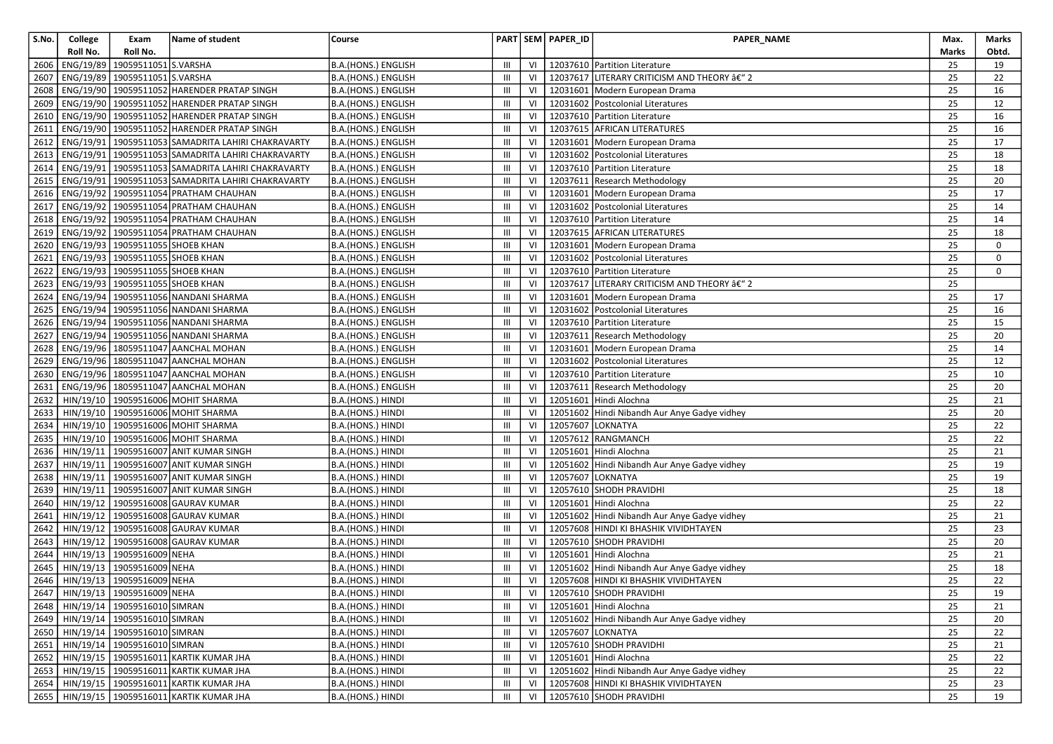| S.No. | College Roll No. | Exam Roll No. | Name of student | Course | PART | SEM | PAPER_ID | PAPER_NAME | Max. Marks | Marks Obtd. |
|---|---|---|---|---|---|---|---|---|---|---|
| 2606 | ENG/19/89 | 19059511051 | S.VARSHA | B.A.(HONS.) ENGLISH | III | VI | 12037610 | Partition Literature | 25 | 19 |
| 2607 | ENG/19/89 | 19059511051 | S.VARSHA | B.A.(HONS.) ENGLISH | III | VI | 12037617 | LITERARY CRITICISM AND THEORY â€" 2 | 25 | 22 |
| 2608 | ENG/19/90 | 19059511052 | HARENDER PRATAP SINGH | B.A.(HONS.) ENGLISH | III | VI | 12031601 | Modern European Drama | 25 | 16 |
| 2609 | ENG/19/90 | 19059511052 | HARENDER PRATAP SINGH | B.A.(HONS.) ENGLISH | III | VI | 12031602 | Postcolonial Literatures | 25 | 12 |
| 2610 | ENG/19/90 | 19059511052 | HARENDER PRATAP SINGH | B.A.(HONS.) ENGLISH | III | VI | 12037610 | Partition Literature | 25 | 16 |
| 2611 | ENG/19/90 | 19059511052 | HARENDER PRATAP SINGH | B.A.(HONS.) ENGLISH | III | VI | 12037615 | AFRICAN LITERATURES | 25 | 16 |
| 2612 | ENG/19/91 | 19059511053 | SAMADRITA LAHIRI CHAKRAVARTY | B.A.(HONS.) ENGLISH | III | VI | 12031601 | Modern European Drama | 25 | 17 |
| 2613 | ENG/19/91 | 19059511053 | SAMADRITA LAHIRI CHAKRAVARTY | B.A.(HONS.) ENGLISH | III | VI | 12031602 | Postcolonial Literatures | 25 | 18 |
| 2614 | ENG/19/91 | 19059511053 | SAMADRITA LAHIRI CHAKRAVARTY | B.A.(HONS.) ENGLISH | III | VI | 12037610 | Partition Literature | 25 | 18 |
| 2615 | ENG/19/91 | 19059511053 | SAMADRITA LAHIRI CHAKRAVARTY | B.A.(HONS.) ENGLISH | III | VI | 12037611 | Research Methodology | 25 | 20 |
| 2616 | ENG/19/92 | 19059511054 | PRATHAM CHAUHAN | B.A.(HONS.) ENGLISH | III | VI | 12031601 | Modern European Drama | 25 | 17 |
| 2617 | ENG/19/92 | 19059511054 | PRATHAM CHAUHAN | B.A.(HONS.) ENGLISH | III | VI | 12031602 | Postcolonial Literatures | 25 | 14 |
| 2618 | ENG/19/92 | 19059511054 | PRATHAM CHAUHAN | B.A.(HONS.) ENGLISH | III | VI | 12037610 | Partition Literature | 25 | 14 |
| 2619 | ENG/19/92 | 19059511054 | PRATHAM CHAUHAN | B.A.(HONS.) ENGLISH | III | VI | 12037615 | AFRICAN LITERATURES | 25 | 18 |
| 2620 | ENG/19/93 | 19059511055 | SHOEB KHAN | B.A.(HONS.) ENGLISH | III | VI | 12031601 | Modern European Drama | 25 | 0 |
| 2621 | ENG/19/93 | 19059511055 | SHOEB KHAN | B.A.(HONS.) ENGLISH | III | VI | 12031602 | Postcolonial Literatures | 25 | 0 |
| 2622 | ENG/19/93 | 19059511055 | SHOEB KHAN | B.A.(HONS.) ENGLISH | III | VI | 12037610 | Partition Literature | 25 | 0 |
| 2623 | ENG/19/93 | 19059511055 | SHOEB KHAN | B.A.(HONS.) ENGLISH | III | VI | 12037617 | LITERARY CRITICISM AND THEORY â€" 2 | 25 | |
| 2624 | ENG/19/94 | 19059511056 | NANDANI SHARMA | B.A.(HONS.) ENGLISH | III | VI | 12031601 | Modern European Drama | 25 | 17 |
| 2625 | ENG/19/94 | 19059511056 | NANDANI SHARMA | B.A.(HONS.) ENGLISH | III | VI | 12031602 | Postcolonial Literatures | 25 | 16 |
| 2626 | ENG/19/94 | 19059511056 | NANDANI SHARMA | B.A.(HONS.) ENGLISH | III | VI | 12037610 | Partition Literature | 25 | 15 |
| 2627 | ENG/19/94 | 19059511056 | NANDANI SHARMA | B.A.(HONS.) ENGLISH | III | VI | 12037611 | Research Methodology | 25 | 20 |
| 2628 | ENG/19/96 | 18059511047 | AANCHAL MOHAN | B.A.(HONS.) ENGLISH | III | VI | 12031601 | Modern European Drama | 25 | 14 |
| 2629 | ENG/19/96 | 18059511047 | AANCHAL MOHAN | B.A.(HONS.) ENGLISH | III | VI | 12031602 | Postcolonial Literatures | 25 | 12 |
| 2630 | ENG/19/96 | 18059511047 | AANCHAL MOHAN | B.A.(HONS.) ENGLISH | III | VI | 12037610 | Partition Literature | 25 | 10 |
| 2631 | ENG/19/96 | 18059511047 | AANCHAL MOHAN | B.A.(HONS.) ENGLISH | III | VI | 12037611 | Research Methodology | 25 | 20 |
| 2632 | HIN/19/10 | 19059516006 | MOHIT SHARMA | B.A.(HONS.) HINDI | III | VI | 12051601 | Hindi Alochna | 25 | 21 |
| 2633 | HIN/19/10 | 19059516006 | MOHIT SHARMA | B.A.(HONS.) HINDI | III | VI | 12051602 | Hindi Nibandh Aur Anye Gadye vidhey | 25 | 20 |
| 2634 | HIN/19/10 | 19059516006 | MOHIT SHARMA | B.A.(HONS.) HINDI | III | VI | 12057607 | LOKNATYA | 25 | 22 |
| 2635 | HIN/19/10 | 19059516006 | MOHIT SHARMA | B.A.(HONS.) HINDI | III | VI | 12057612 | RANGMANCH | 25 | 22 |
| 2636 | HIN/19/11 | 19059516007 | ANIT KUMAR SINGH | B.A.(HONS.) HINDI | III | VI | 12051601 | Hindi Alochna | 25 | 21 |
| 2637 | HIN/19/11 | 19059516007 | ANIT KUMAR SINGH | B.A.(HONS.) HINDI | III | VI | 12051602 | Hindi Nibandh Aur Anye Gadye vidhey | 25 | 19 |
| 2638 | HIN/19/11 | 19059516007 | ANIT KUMAR SINGH | B.A.(HONS.) HINDI | III | VI | 12057607 | LOKNATYA | 25 | 19 |
| 2639 | HIN/19/11 | 19059516007 | ANIT KUMAR SINGH | B.A.(HONS.) HINDI | III | VI | 12057610 | SHODH PRAVIDHI | 25 | 18 |
| 2640 | HIN/19/12 | 19059516008 | GAURAV KUMAR | B.A.(HONS.) HINDI | III | VI | 12051601 | Hindi Alochna | 25 | 22 |
| 2641 | HIN/19/12 | 19059516008 | GAURAV KUMAR | B.A.(HONS.) HINDI | III | VI | 12051602 | Hindi Nibandh Aur Anye Gadye vidhey | 25 | 21 |
| 2642 | HIN/19/12 | 19059516008 | GAURAV KUMAR | B.A.(HONS.) HINDI | III | VI | 12057608 | HINDI KI BHASHIK VIVIDHTAYEN | 25 | 23 |
| 2643 | HIN/19/12 | 19059516008 | GAURAV KUMAR | B.A.(HONS.) HINDI | III | VI | 12057610 | SHODH PRAVIDHI | 25 | 20 |
| 2644 | HIN/19/13 | 19059516009 | NEHA | B.A.(HONS.) HINDI | III | VI | 12051601 | Hindi Alochna | 25 | 21 |
| 2645 | HIN/19/13 | 19059516009 | NEHA | B.A.(HONS.) HINDI | III | VI | 12051602 | Hindi Nibandh Aur Anye Gadye vidhey | 25 | 18 |
| 2646 | HIN/19/13 | 19059516009 | NEHA | B.A.(HONS.) HINDI | III | VI | 12057608 | HINDI KI BHASHIK VIVIDHTAYEN | 25 | 22 |
| 2647 | HIN/19/13 | 19059516009 | NEHA | B.A.(HONS.) HINDI | III | VI | 12057610 | SHODH PRAVIDHI | 25 | 19 |
| 2648 | HIN/19/14 | 19059516010 | SIMRAN | B.A.(HONS.) HINDI | III | VI | 12051601 | Hindi Alochna | 25 | 21 |
| 2649 | HIN/19/14 | 19059516010 | SIMRAN | B.A.(HONS.) HINDI | III | VI | 12051602 | Hindi Nibandh Aur Anye Gadye vidhey | 25 | 20 |
| 2650 | HIN/19/14 | 19059516010 | SIMRAN | B.A.(HONS.) HINDI | III | VI | 12057607 | LOKNATYA | 25 | 22 |
| 2651 | HIN/19/14 | 19059516010 | SIMRAN | B.A.(HONS.) HINDI | III | VI | 12057610 | SHODH PRAVIDHI | 25 | 21 |
| 2652 | HIN/19/15 | 19059516011 | KARTIK KUMAR JHA | B.A.(HONS.) HINDI | III | VI | 12051601 | Hindi Alochna | 25 | 22 |
| 2653 | HIN/19/15 | 19059516011 | KARTIK KUMAR JHA | B.A.(HONS.) HINDI | III | VI | 12051602 | Hindi Nibandh Aur Anye Gadye vidhey | 25 | 22 |
| 2654 | HIN/19/15 | 19059516011 | KARTIK KUMAR JHA | B.A.(HONS.) HINDI | III | VI | 12057608 | HINDI KI BHASHIK VIVIDHTAYEN | 25 | 23 |
| 2655 | HIN/19/15 | 19059516011 | KARTIK KUMAR JHA | B.A.(HONS.) HINDI | III | VI | 12057610 | SHODH PRAVIDHI | 25 | 19 |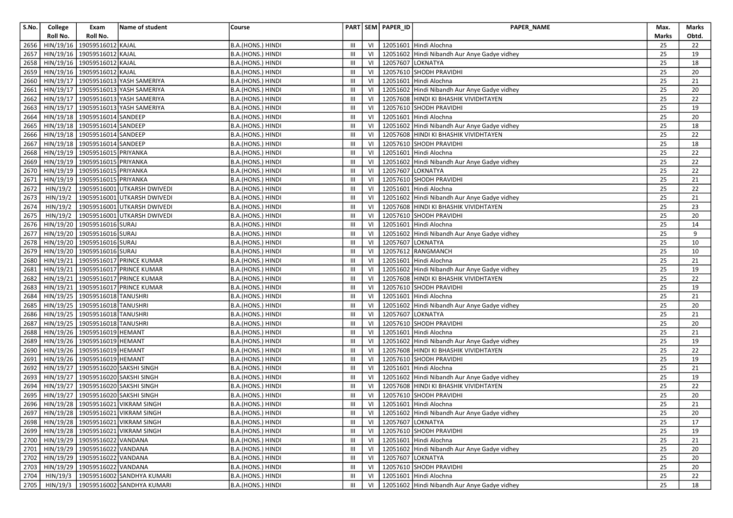| S.No. | College Roll No. | Exam Roll No. | Name of student | Course | PART | SEM | PAPER_ID | PAPER_NAME | Max. Marks | Marks Obtd. |
|---|---|---|---|---|---|---|---|---|---|---|
| 2656 | HIN/19/16 | 19059516012 | KAJAL | B.A.(HONS.) HINDI | III | VI | 12051601 | Hindi Alochna | 25 | 22 |
| 2657 | HIN/19/16 | 19059516012 | KAJAL | B.A.(HONS.) HINDI | III | VI | 12051602 | Hindi Nibandh Aur Anye Gadye vidhey | 25 | 19 |
| 2658 | HIN/19/16 | 19059516012 | KAJAL | B.A.(HONS.) HINDI | III | VI | 12057607 | LOKNATYA | 25 | 18 |
| 2659 | HIN/19/16 | 19059516012 | KAJAL | B.A.(HONS.) HINDI | III | VI | 12057610 | SHODH PRAVIDHI | 25 | 20 |
| 2660 | HIN/19/17 | 19059516013 | YASH SAMERIYA | B.A.(HONS.) HINDI | III | VI | 12051601 | Hindi Alochna | 25 | 21 |
| 2661 | HIN/19/17 | 19059516013 | YASH SAMERIYA | B.A.(HONS.) HINDI | III | VI | 12051602 | Hindi Nibandh Aur Anye Gadye vidhey | 25 | 20 |
| 2662 | HIN/19/17 | 19059516013 | YASH SAMERIYA | B.A.(HONS.) HINDI | III | VI | 12057608 | HINDI KI BHASHIK VIVIDHTAYEN | 25 | 22 |
| 2663 | HIN/19/17 | 19059516013 | YASH SAMERIYA | B.A.(HONS.) HINDI | III | VI | 12057610 | SHODH PRAVIDHI | 25 | 19 |
| 2664 | HIN/19/18 | 19059516014 | SANDEEP | B.A.(HONS.) HINDI | III | VI | 12051601 | Hindi Alochna | 25 | 20 |
| 2665 | HIN/19/18 | 19059516014 | SANDEEP | B.A.(HONS.) HINDI | III | VI | 12051602 | Hindi Nibandh Aur Anye Gadye vidhey | 25 | 18 |
| 2666 | HIN/19/18 | 19059516014 | SANDEEP | B.A.(HONS.) HINDI | III | VI | 12057608 | HINDI KI BHASHIK VIVIDHTAYEN | 25 | 22 |
| 2667 | HIN/19/18 | 19059516014 | SANDEEP | B.A.(HONS.) HINDI | III | VI | 12057610 | SHODH PRAVIDHI | 25 | 18 |
| 2668 | HIN/19/19 | 19059516015 | PRIYANKA | B.A.(HONS.) HINDI | III | VI | 12051601 | Hindi Alochna | 25 | 22 |
| 2669 | HIN/19/19 | 19059516015 | PRIYANKA | B.A.(HONS.) HINDI | III | VI | 12051602 | Hindi Nibandh Aur Anye Gadye vidhey | 25 | 22 |
| 2670 | HIN/19/19 | 19059516015 | PRIYANKA | B.A.(HONS.) HINDI | III | VI | 12057607 | LOKNATYA | 25 | 22 |
| 2671 | HIN/19/19 | 19059516015 | PRIYANKA | B.A.(HONS.) HINDI | III | VI | 12057610 | SHODH PRAVIDHI | 25 | 21 |
| 2672 | HIN/19/2 | 19059516001 | UTKARSH DWIVEDI | B.A.(HONS.) HINDI | III | VI | 12051601 | Hindi Alochna | 25 | 22 |
| 2673 | HIN/19/2 | 19059516001 | UTKARSH DWIVEDI | B.A.(HONS.) HINDI | III | VI | 12051602 | Hindi Nibandh Aur Anye Gadye vidhey | 25 | 21 |
| 2674 | HIN/19/2 | 19059516001 | UTKARSH DWIVEDI | B.A.(HONS.) HINDI | III | VI | 12057608 | HINDI KI BHASHIK VIVIDHTAYEN | 25 | 23 |
| 2675 | HIN/19/2 | 19059516001 | UTKARSH DWIVEDI | B.A.(HONS.) HINDI | III | VI | 12057610 | SHODH PRAVIDHI | 25 | 20 |
| 2676 | HIN/19/20 | 19059516016 | SURAJ | B.A.(HONS.) HINDI | III | VI | 12051601 | Hindi Alochna | 25 | 14 |
| 2677 | HIN/19/20 | 19059516016 | SURAJ | B.A.(HONS.) HINDI | III | VI | 12051602 | Hindi Nibandh Aur Anye Gadye vidhey | 25 | 9 |
| 2678 | HIN/19/20 | 19059516016 | SURAJ | B.A.(HONS.) HINDI | III | VI | 12057607 | LOKNATYA | 25 | 10 |
| 2679 | HIN/19/20 | 19059516016 | SURAJ | B.A.(HONS.) HINDI | III | VI | 12057612 | RANGMANCH | 25 | 10 |
| 2680 | HIN/19/21 | 19059516017 | PRINCE KUMAR | B.A.(HONS.) HINDI | III | VI | 12051601 | Hindi Alochna | 25 | 21 |
| 2681 | HIN/19/21 | 19059516017 | PRINCE KUMAR | B.A.(HONS.) HINDI | III | VI | 12051602 | Hindi Nibandh Aur Anye Gadye vidhey | 25 | 19 |
| 2682 | HIN/19/21 | 19059516017 | PRINCE KUMAR | B.A.(HONS.) HINDI | III | VI | 12057608 | HINDI KI BHASHIK VIVIDHTAYEN | 25 | 22 |
| 2683 | HIN/19/21 | 19059516017 | PRINCE KUMAR | B.A.(HONS.) HINDI | III | VI | 12057610 | SHODH PRAVIDHI | 25 | 19 |
| 2684 | HIN/19/25 | 19059516018 | TANUSHRI | B.A.(HONS.) HINDI | III | VI | 12051601 | Hindi Alochna | 25 | 21 |
| 2685 | HIN/19/25 | 19059516018 | TANUSHRI | B.A.(HONS.) HINDI | III | VI | 12051602 | Hindi Nibandh Aur Anye Gadye vidhey | 25 | 20 |
| 2686 | HIN/19/25 | 19059516018 | TANUSHRI | B.A.(HONS.) HINDI | III | VI | 12057607 | LOKNATYA | 25 | 21 |
| 2687 | HIN/19/25 | 19059516018 | TANUSHRI | B.A.(HONS.) HINDI | III | VI | 12057610 | SHODH PRAVIDHI | 25 | 20 |
| 2688 | HIN/19/26 | 19059516019 | HEMANT | B.A.(HONS.) HINDI | III | VI | 12051601 | Hindi Alochna | 25 | 21 |
| 2689 | HIN/19/26 | 19059516019 | HEMANT | B.A.(HONS.) HINDI | III | VI | 12051602 | Hindi Nibandh Aur Anye Gadye vidhey | 25 | 19 |
| 2690 | HIN/19/26 | 19059516019 | HEMANT | B.A.(HONS.) HINDI | III | VI | 12057608 | HINDI KI BHASHIK VIVIDHTAYEN | 25 | 22 |
| 2691 | HIN/19/26 | 19059516019 | HEMANT | B.A.(HONS.) HINDI | III | VI | 12057610 | SHODH PRAVIDHI | 25 | 19 |
| 2692 | HIN/19/27 | 19059516020 | SAKSHI SINGH | B.A.(HONS.) HINDI | III | VI | 12051601 | Hindi Alochna | 25 | 21 |
| 2693 | HIN/19/27 | 19059516020 | SAKSHI SINGH | B.A.(HONS.) HINDI | III | VI | 12051602 | Hindi Nibandh Aur Anye Gadye vidhey | 25 | 19 |
| 2694 | HIN/19/27 | 19059516020 | SAKSHI SINGH | B.A.(HONS.) HINDI | III | VI | 12057608 | HINDI KI BHASHIK VIVIDHTAYEN | 25 | 22 |
| 2695 | HIN/19/27 | 19059516020 | SAKSHI SINGH | B.A.(HONS.) HINDI | III | VI | 12057610 | SHODH PRAVIDHI | 25 | 20 |
| 2696 | HIN/19/28 | 19059516021 | VIKRAM SINGH | B.A.(HONS.) HINDI | III | VI | 12051601 | Hindi Alochna | 25 | 21 |
| 2697 | HIN/19/28 | 19059516021 | VIKRAM SINGH | B.A.(HONS.) HINDI | III | VI | 12051602 | Hindi Nibandh Aur Anye Gadye vidhey | 25 | 20 |
| 2698 | HIN/19/28 | 19059516021 | VIKRAM SINGH | B.A.(HONS.) HINDI | III | VI | 12057607 | LOKNATYA | 25 | 17 |
| 2699 | HIN/19/28 | 19059516021 | VIKRAM SINGH | B.A.(HONS.) HINDI | III | VI | 12057610 | SHODH PRAVIDHI | 25 | 19 |
| 2700 | HIN/19/29 | 19059516022 | VANDANA | B.A.(HONS.) HINDI | III | VI | 12051601 | Hindi Alochna | 25 | 21 |
| 2701 | HIN/19/29 | 19059516022 | VANDANA | B.A.(HONS.) HINDI | III | VI | 12051602 | Hindi Nibandh Aur Anye Gadye vidhey | 25 | 20 |
| 2702 | HIN/19/29 | 19059516022 | VANDANA | B.A.(HONS.) HINDI | III | VI | 12057607 | LOKNATYA | 25 | 20 |
| 2703 | HIN/19/29 | 19059516022 | VANDANA | B.A.(HONS.) HINDI | III | VI | 12057610 | SHODH PRAVIDHI | 25 | 20 |
| 2704 | HIN/19/3 | 19059516002 | SANDHYA KUMARI | B.A.(HONS.) HINDI | III | VI | 12051601 | Hindi Alochna | 25 | 22 |
| 2705 | HIN/19/3 | 19059516002 | SANDHYA KUMARI | B.A.(HONS.) HINDI | III | VI | 12051602 | Hindi Nibandh Aur Anye Gadye vidhey | 25 | 18 |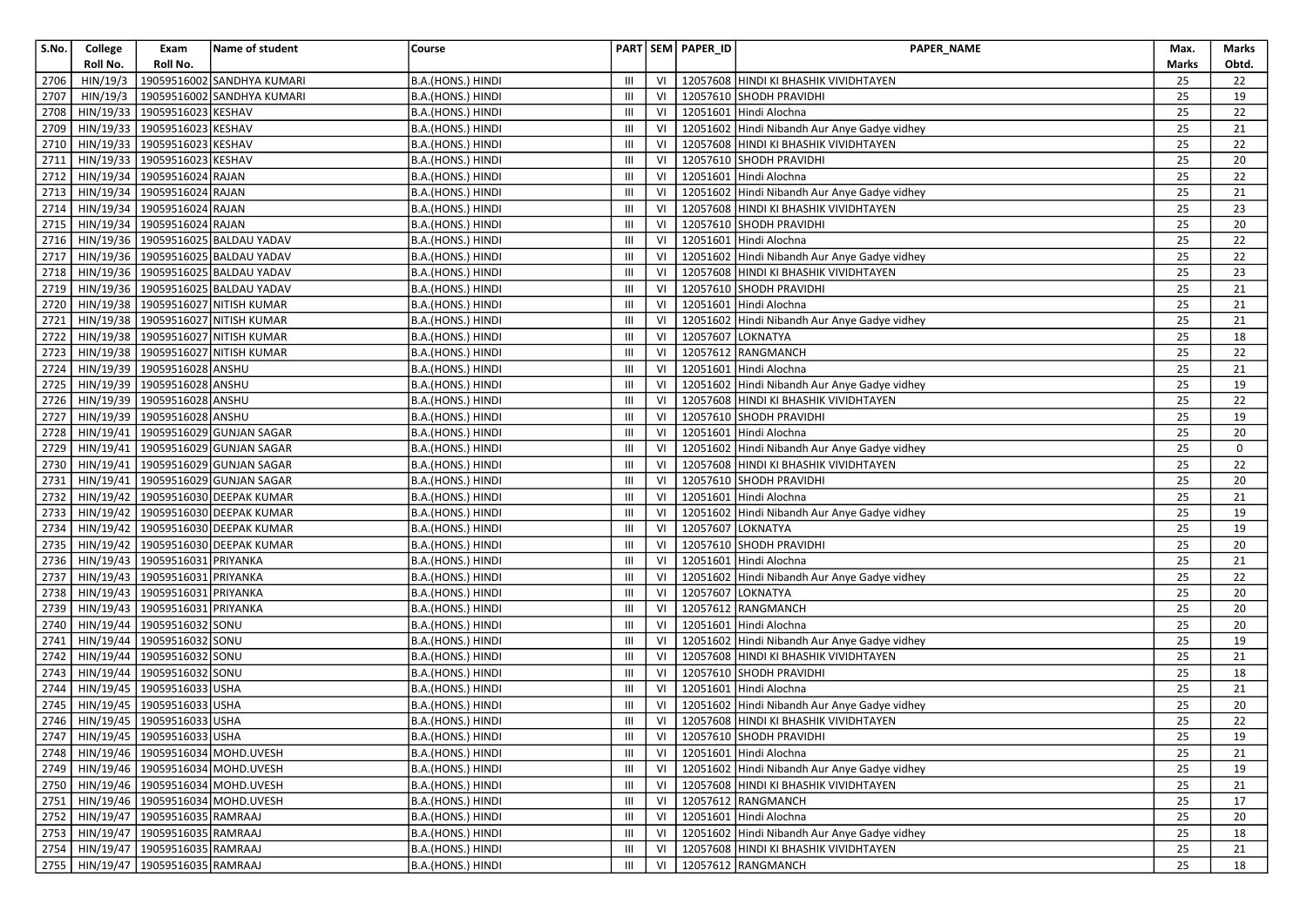| S.No. | College Roll No. | Exam Roll No. | Name of student | Course | PART | SEM | PAPER_ID | PAPER_NAME | Max. Marks | Marks Obtd. |
|---|---|---|---|---|---|---|---|---|---|---|
| 2706 | HIN/19/3 | 19059516002 | SANDHYA KUMARI | B.A.(HONS.) HINDI | III | VI | 12057608 | HINDI KI BHASHIK VIVIDHTAYEN | 25 | 22 |
| 2707 | HIN/19/3 | 19059516002 | SANDHYA KUMARI | B.A.(HONS.) HINDI | III | VI | 12057610 | SHODH PRAVIDHI | 25 | 19 |
| 2708 | HIN/19/33 | 19059516023 | KESHAV | B.A.(HONS.) HINDI | III | VI | 12051601 | Hindi Alochna | 25 | 22 |
| 2709 | HIN/19/33 | 19059516023 | KESHAV | B.A.(HONS.) HINDI | III | VI | 12051602 | Hindi Nibandh Aur Anye Gadye vidhey | 25 | 21 |
| 2710 | HIN/19/33 | 19059516023 | KESHAV | B.A.(HONS.) HINDI | III | VI | 12057608 | HINDI KI BHASHIK VIVIDHTAYEN | 25 | 22 |
| 2711 | HIN/19/33 | 19059516023 | KESHAV | B.A.(HONS.) HINDI | III | VI | 12057610 | SHODH PRAVIDHI | 25 | 20 |
| 2712 | HIN/19/34 | 19059516024 | RAJAN | B.A.(HONS.) HINDI | III | VI | 12051601 | Hindi Alochna | 25 | 22 |
| 2713 | HIN/19/34 | 19059516024 | RAJAN | B.A.(HONS.) HINDI | III | VI | 12051602 | Hindi Nibandh Aur Anye Gadye vidhey | 25 | 21 |
| 2714 | HIN/19/34 | 19059516024 | RAJAN | B.A.(HONS.) HINDI | III | VI | 12057608 | HINDI KI BHASHIK VIVIDHTAYEN | 25 | 23 |
| 2715 | HIN/19/34 | 19059516024 | RAJAN | B.A.(HONS.) HINDI | III | VI | 12057610 | SHODH PRAVIDHI | 25 | 20 |
| 2716 | HIN/19/36 | 19059516025 | BALDAU YADAV | B.A.(HONS.) HINDI | III | VI | 12051601 | Hindi Alochna | 25 | 22 |
| 2717 | HIN/19/36 | 19059516025 | BALDAU YADAV | B.A.(HONS.) HINDI | III | VI | 12051602 | Hindi Nibandh Aur Anye Gadye vidhey | 25 | 22 |
| 2718 | HIN/19/36 | 19059516025 | BALDAU YADAV | B.A.(HONS.) HINDI | III | VI | 12057608 | HINDI KI BHASHIK VIVIDHTAYEN | 25 | 23 |
| 2719 | HIN/19/36 | 19059516025 | BALDAU YADAV | B.A.(HONS.) HINDI | III | VI | 12057610 | SHODH PRAVIDHI | 25 | 21 |
| 2720 | HIN/19/38 | 19059516027 | NITISH KUMAR | B.A.(HONS.) HINDI | III | VI | 12051601 | Hindi Alochna | 25 | 21 |
| 2721 | HIN/19/38 | 19059516027 | NITISH KUMAR | B.A.(HONS.) HINDI | III | VI | 12051602 | Hindi Nibandh Aur Anye Gadye vidhey | 25 | 21 |
| 2722 | HIN/19/38 | 19059516027 | NITISH KUMAR | B.A.(HONS.) HINDI | III | VI | 12057607 | LOKNATYA | 25 | 18 |
| 2723 | HIN/19/38 | 19059516027 | NITISH KUMAR | B.A.(HONS.) HINDI | III | VI | 12057612 | RANGMANCH | 25 | 22 |
| 2724 | HIN/19/39 | 19059516028 | ANSHU | B.A.(HONS.) HINDI | III | VI | 12051601 | Hindi Alochna | 25 | 21 |
| 2725 | HIN/19/39 | 19059516028 | ANSHU | B.A.(HONS.) HINDI | III | VI | 12051602 | Hindi Nibandh Aur Anye Gadye vidhey | 25 | 19 |
| 2726 | HIN/19/39 | 19059516028 | ANSHU | B.A.(HONS.) HINDI | III | VI | 12057608 | HINDI KI BHASHIK VIVIDHTAYEN | 25 | 22 |
| 2727 | HIN/19/39 | 19059516028 | ANSHU | B.A.(HONS.) HINDI | III | VI | 12057610 | SHODH PRAVIDHI | 25 | 19 |
| 2728 | HIN/19/41 | 19059516029 | GUNJAN SAGAR | B.A.(HONS.) HINDI | III | VI | 12051601 | Hindi Alochna | 25 | 20 |
| 2729 | HIN/19/41 | 19059516029 | GUNJAN SAGAR | B.A.(HONS.) HINDI | III | VI | 12051602 | Hindi Nibandh Aur Anye Gadye vidhey | 25 | 0 |
| 2730 | HIN/19/41 | 19059516029 | GUNJAN SAGAR | B.A.(HONS.) HINDI | III | VI | 12057608 | HINDI KI BHASHIK VIVIDHTAYEN | 25 | 22 |
| 2731 | HIN/19/41 | 19059516029 | GUNJAN SAGAR | B.A.(HONS.) HINDI | III | VI | 12057610 | SHODH PRAVIDHI | 25 | 20 |
| 2732 | HIN/19/42 | 19059516030 | DEEPAK KUMAR | B.A.(HONS.) HINDI | III | VI | 12051601 | Hindi Alochna | 25 | 21 |
| 2733 | HIN/19/42 | 19059516030 | DEEPAK KUMAR | B.A.(HONS.) HINDI | III | VI | 12051602 | Hindi Nibandh Aur Anye Gadye vidhey | 25 | 19 |
| 2734 | HIN/19/42 | 19059516030 | DEEPAK KUMAR | B.A.(HONS.) HINDI | III | VI | 12057607 | LOKNATYA | 25 | 19 |
| 2735 | HIN/19/42 | 19059516030 | DEEPAK KUMAR | B.A.(HONS.) HINDI | III | VI | 12057610 | SHODH PRAVIDHI | 25 | 20 |
| 2736 | HIN/19/43 | 19059516031 | PRIYANKA | B.A.(HONS.) HINDI | III | VI | 12051601 | Hindi Alochna | 25 | 21 |
| 2737 | HIN/19/43 | 19059516031 | PRIYANKA | B.A.(HONS.) HINDI | III | VI | 12051602 | Hindi Nibandh Aur Anye Gadye vidhey | 25 | 22 |
| 2738 | HIN/19/43 | 19059516031 | PRIYANKA | B.A.(HONS.) HINDI | III | VI | 12057607 | LOKNATYA | 25 | 20 |
| 2739 | HIN/19/43 | 19059516031 | PRIYANKA | B.A.(HONS.) HINDI | III | VI | 12057612 | RANGMANCH | 25 | 20 |
| 2740 | HIN/19/44 | 19059516032 | SONU | B.A.(HONS.) HINDI | III | VI | 12051601 | Hindi Alochna | 25 | 20 |
| 2741 | HIN/19/44 | 19059516032 | SONU | B.A.(HONS.) HINDI | III | VI | 12051602 | Hindi Nibandh Aur Anye Gadye vidhey | 25 | 19 |
| 2742 | HIN/19/44 | 19059516032 | SONU | B.A.(HONS.) HINDI | III | VI | 12057608 | HINDI KI BHASHIK VIVIDHTAYEN | 25 | 21 |
| 2743 | HIN/19/44 | 19059516032 | SONU | B.A.(HONS.) HINDI | III | VI | 12057610 | SHODH PRAVIDHI | 25 | 18 |
| 2744 | HIN/19/45 | 19059516033 | USHA | B.A.(HONS.) HINDI | III | VI | 12051601 | Hindi Alochna | 25 | 21 |
| 2745 | HIN/19/45 | 19059516033 | USHA | B.A.(HONS.) HINDI | III | VI | 12051602 | Hindi Nibandh Aur Anye Gadye vidhey | 25 | 20 |
| 2746 | HIN/19/45 | 19059516033 | USHA | B.A.(HONS.) HINDI | III | VI | 12057608 | HINDI KI BHASHIK VIVIDHTAYEN | 25 | 22 |
| 2747 | HIN/19/45 | 19059516033 | USHA | B.A.(HONS.) HINDI | III | VI | 12057610 | SHODH PRAVIDHI | 25 | 19 |
| 2748 | HIN/19/46 | 19059516034 | MOHD.UVESH | B.A.(HONS.) HINDI | III | VI | 12051601 | Hindi Alochna | 25 | 21 |
| 2749 | HIN/19/46 | 19059516034 | MOHD.UVESH | B.A.(HONS.) HINDI | III | VI | 12051602 | Hindi Nibandh Aur Anye Gadye vidhey | 25 | 19 |
| 2750 | HIN/19/46 | 19059516034 | MOHD.UVESH | B.A.(HONS.) HINDI | III | VI | 12057608 | HINDI KI BHASHIK VIVIDHTAYEN | 25 | 21 |
| 2751 | HIN/19/46 | 19059516034 | MOHD.UVESH | B.A.(HONS.) HINDI | III | VI | 12057612 | RANGMANCH | 25 | 17 |
| 2752 | HIN/19/47 | 19059516035 | RAMRAAJ | B.A.(HONS.) HINDI | III | VI | 12051601 | Hindi Alochna | 25 | 20 |
| 2753 | HIN/19/47 | 19059516035 | RAMRAAJ | B.A.(HONS.) HINDI | III | VI | 12051602 | Hindi Nibandh Aur Anye Gadye vidhey | 25 | 18 |
| 2754 | HIN/19/47 | 19059516035 | RAMRAAJ | B.A.(HONS.) HINDI | III | VI | 12057608 | HINDI KI BHASHIK VIVIDHTAYEN | 25 | 21 |
| 2755 | HIN/19/47 | 19059516035 | RAMRAAJ | B.A.(HONS.) HINDI | III | VI | 12057612 | RANGMANCH | 25 | 18 |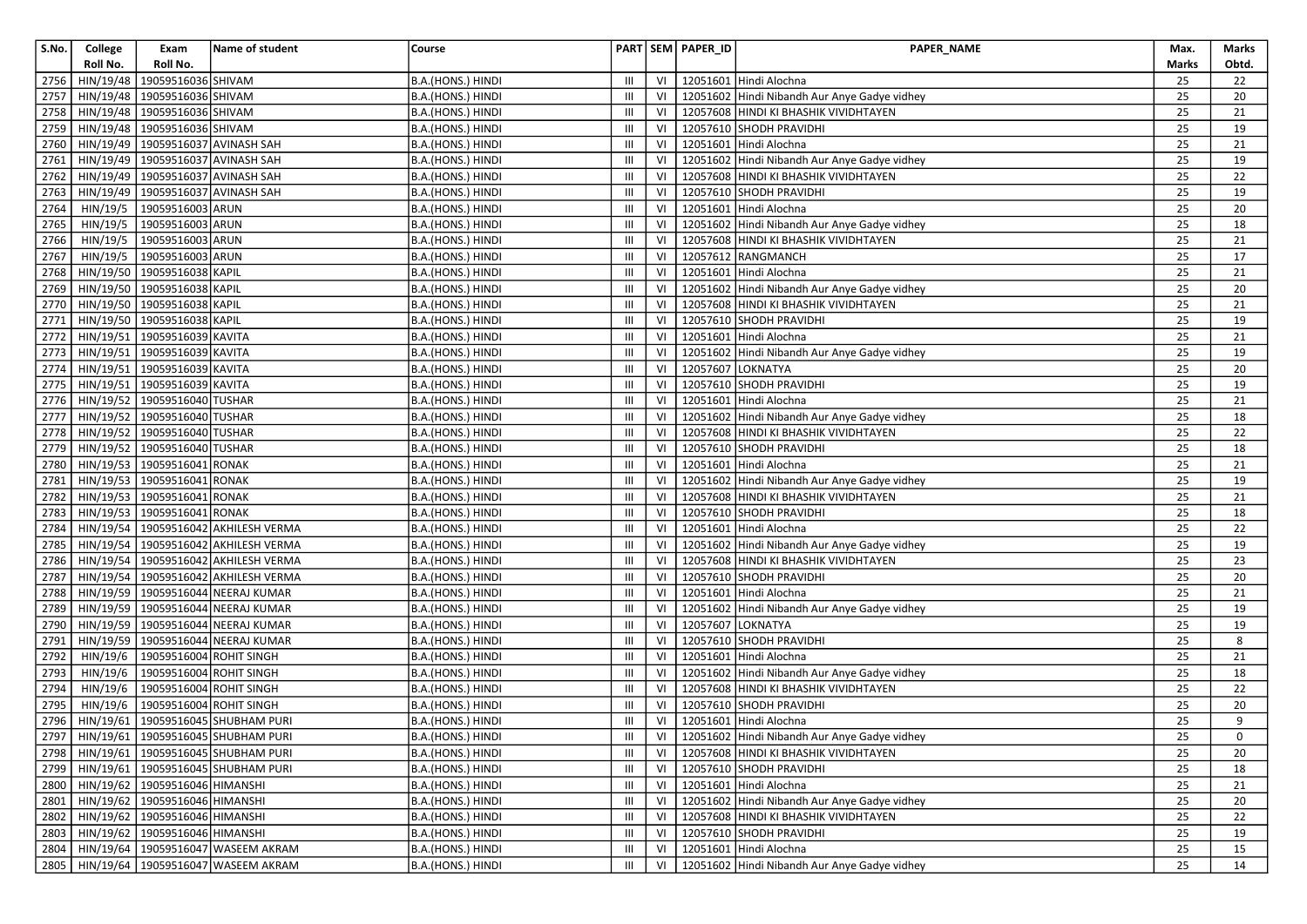| S.No. | College Roll No. | Exam Roll No. | Name of student | Course | PART | SEM | PAPER_ID | PAPER_NAME | Max. Marks | Marks Obtd. |
|---|---|---|---|---|---|---|---|---|---|---|
| 2756 | HIN/19/48 | 19059516036 | SHIVAM | B.A.(HONS.) HINDI | III | VI | 12051601 | Hindi Alochna | 25 | 22 |
| 2757 | HIN/19/48 | 19059516036 | SHIVAM | B.A.(HONS.) HINDI | III | VI | 12051602 | Hindi Nibandh Aur Anye Gadye vidhey | 25 | 20 |
| 2758 | HIN/19/48 | 19059516036 | SHIVAM | B.A.(HONS.) HINDI | III | VI | 12057608 | HINDI KI BHASHIK VIVIDHTAYEN | 25 | 21 |
| 2759 | HIN/19/48 | 19059516036 | SHIVAM | B.A.(HONS.) HINDI | III | VI | 12057610 | SHODH PRAVIDHI | 25 | 19 |
| 2760 | HIN/19/49 | 19059516037 | AVINASH SAH | B.A.(HONS.) HINDI | III | VI | 12051601 | Hindi Alochna | 25 | 21 |
| 2761 | HIN/19/49 | 19059516037 | AVINASH SAH | B.A.(HONS.) HINDI | III | VI | 12051602 | Hindi Nibandh Aur Anye Gadye vidhey | 25 | 19 |
| 2762 | HIN/19/49 | 19059516037 | AVINASH SAH | B.A.(HONS.) HINDI | III | VI | 12057608 | HINDI KI BHASHIK VIVIDHTAYEN | 25 | 22 |
| 2763 | HIN/19/49 | 19059516037 | AVINASH SAH | B.A.(HONS.) HINDI | III | VI | 12057610 | SHODH PRAVIDHI | 25 | 19 |
| 2764 | HIN/19/5 | 19059516003 | ARUN | B.A.(HONS.) HINDI | III | VI | 12051601 | Hindi Alochna | 25 | 20 |
| 2765 | HIN/19/5 | 19059516003 | ARUN | B.A.(HONS.) HINDI | III | VI | 12051602 | Hindi Nibandh Aur Anye Gadye vidhey | 25 | 18 |
| 2766 | HIN/19/5 | 19059516003 | ARUN | B.A.(HONS.) HINDI | III | VI | 12057608 | HINDI KI BHASHIK VIVIDHTAYEN | 25 | 21 |
| 2767 | HIN/19/5 | 19059516003 | ARUN | B.A.(HONS.) HINDI | III | VI | 12057612 | RANGMANCH | 25 | 17 |
| 2768 | HIN/19/50 | 19059516038 | KAPIL | B.A.(HONS.) HINDI | III | VI | 12051601 | Hindi Alochna | 25 | 21 |
| 2769 | HIN/19/50 | 19059516038 | KAPIL | B.A.(HONS.) HINDI | III | VI | 12051602 | Hindi Nibandh Aur Anye Gadye vidhey | 25 | 20 |
| 2770 | HIN/19/50 | 19059516038 | KAPIL | B.A.(HONS.) HINDI | III | VI | 12057608 | HINDI KI BHASHIK VIVIDHTAYEN | 25 | 21 |
| 2771 | HIN/19/50 | 19059516038 | KAPIL | B.A.(HONS.) HINDI | III | VI | 12057610 | SHODH PRAVIDHI | 25 | 19 |
| 2772 | HIN/19/51 | 19059516039 | KAVITA | B.A.(HONS.) HINDI | III | VI | 12051601 | Hindi Alochna | 25 | 21 |
| 2773 | HIN/19/51 | 19059516039 | KAVITA | B.A.(HONS.) HINDI | III | VI | 12051602 | Hindi Nibandh Aur Anye Gadye vidhey | 25 | 19 |
| 2774 | HIN/19/51 | 19059516039 | KAVITA | B.A.(HONS.) HINDI | III | VI | 12057607 | LOKNATYA | 25 | 20 |
| 2775 | HIN/19/51 | 19059516039 | KAVITA | B.A.(HONS.) HINDI | III | VI | 12057610 | SHODH PRAVIDHI | 25 | 19 |
| 2776 | HIN/19/52 | 19059516040 | TUSHAR | B.A.(HONS.) HINDI | III | VI | 12051601 | Hindi Alochna | 25 | 21 |
| 2777 | HIN/19/52 | 19059516040 | TUSHAR | B.A.(HONS.) HINDI | III | VI | 12051602 | Hindi Nibandh Aur Anye Gadye vidhey | 25 | 18 |
| 2778 | HIN/19/52 | 19059516040 | TUSHAR | B.A.(HONS.) HINDI | III | VI | 12057608 | HINDI KI BHASHIK VIVIDHTAYEN | 25 | 22 |
| 2779 | HIN/19/52 | 19059516040 | TUSHAR | B.A.(HONS.) HINDI | III | VI | 12057610 | SHODH PRAVIDHI | 25 | 18 |
| 2780 | HIN/19/53 | 19059516041 | RONAK | B.A.(HONS.) HINDI | III | VI | 12051601 | Hindi Alochna | 25 | 21 |
| 2781 | HIN/19/53 | 19059516041 | RONAK | B.A.(HONS.) HINDI | III | VI | 12051602 | Hindi Nibandh Aur Anye Gadye vidhey | 25 | 19 |
| 2782 | HIN/19/53 | 19059516041 | RONAK | B.A.(HONS.) HINDI | III | VI | 12057608 | HINDI KI BHASHIK VIVIDHTAYEN | 25 | 21 |
| 2783 | HIN/19/53 | 19059516041 | RONAK | B.A.(HONS.) HINDI | III | VI | 12057610 | SHODH PRAVIDHI | 25 | 18 |
| 2784 | HIN/19/54 | 19059516042 | AKHILESH VERMA | B.A.(HONS.) HINDI | III | VI | 12051601 | Hindi Alochna | 25 | 22 |
| 2785 | HIN/19/54 | 19059516042 | AKHILESH VERMA | B.A.(HONS.) HINDI | III | VI | 12051602 | Hindi Nibandh Aur Anye Gadye vidhey | 25 | 19 |
| 2786 | HIN/19/54 | 19059516042 | AKHILESH VERMA | B.A.(HONS.) HINDI | III | VI | 12057608 | HINDI KI BHASHIK VIVIDHTAYEN | 25 | 23 |
| 2787 | HIN/19/54 | 19059516042 | AKHILESH VERMA | B.A.(HONS.) HINDI | III | VI | 12057610 | SHODH PRAVIDHI | 25 | 20 |
| 2788 | HIN/19/59 | 19059516044 | NEERAJ KUMAR | B.A.(HONS.) HINDI | III | VI | 12051601 | Hindi Alochna | 25 | 21 |
| 2789 | HIN/19/59 | 19059516044 | NEERAJ KUMAR | B.A.(HONS.) HINDI | III | VI | 12051602 | Hindi Nibandh Aur Anye Gadye vidhey | 25 | 19 |
| 2790 | HIN/19/59 | 19059516044 | NEERAJ KUMAR | B.A.(HONS.) HINDI | III | VI | 12057607 | LOKNATYA | 25 | 19 |
| 2791 | HIN/19/59 | 19059516044 | NEERAJ KUMAR | B.A.(HONS.) HINDI | III | VI | 12057610 | SHODH PRAVIDHI | 25 | 8 |
| 2792 | HIN/19/6 | 19059516004 | ROHIT SINGH | B.A.(HONS.) HINDI | III | VI | 12051601 | Hindi Alochna | 25 | 21 |
| 2793 | HIN/19/6 | 19059516004 | ROHIT SINGH | B.A.(HONS.) HINDI | III | VI | 12051602 | Hindi Nibandh Aur Anye Gadye vidhey | 25 | 18 |
| 2794 | HIN/19/6 | 19059516004 | ROHIT SINGH | B.A.(HONS.) HINDI | III | VI | 12057608 | HINDI KI BHASHIK VIVIDHTAYEN | 25 | 22 |
| 2795 | HIN/19/6 | 19059516004 | ROHIT SINGH | B.A.(HONS.) HINDI | III | VI | 12057610 | SHODH PRAVIDHI | 25 | 20 |
| 2796 | HIN/19/61 | 19059516045 | SHUBHAM PURI | B.A.(HONS.) HINDI | III | VI | 12051601 | Hindi Alochna | 25 | 9 |
| 2797 | HIN/19/61 | 19059516045 | SHUBHAM PURI | B.A.(HONS.) HINDI | III | VI | 12051602 | Hindi Nibandh Aur Anye Gadye vidhey | 25 | 0 |
| 2798 | HIN/19/61 | 19059516045 | SHUBHAM PURI | B.A.(HONS.) HINDI | III | VI | 12057608 | HINDI KI BHASHIK VIVIDHTAYEN | 25 | 20 |
| 2799 | HIN/19/61 | 19059516045 | SHUBHAM PURI | B.A.(HONS.) HINDI | III | VI | 12057610 | SHODH PRAVIDHI | 25 | 18 |
| 2800 | HIN/19/62 | 19059516046 | HIMANSHI | B.A.(HONS.) HINDI | III | VI | 12051601 | Hindi Alochna | 25 | 21 |
| 2801 | HIN/19/62 | 19059516046 | HIMANSHI | B.A.(HONS.) HINDI | III | VI | 12051602 | Hindi Nibandh Aur Anye Gadye vidhey | 25 | 20 |
| 2802 | HIN/19/62 | 19059516046 | HIMANSHI | B.A.(HONS.) HINDI | III | VI | 12057608 | HINDI KI BHASHIK VIVIDHTAYEN | 25 | 22 |
| 2803 | HIN/19/62 | 19059516046 | HIMANSHI | B.A.(HONS.) HINDI | III | VI | 12057610 | SHODH PRAVIDHI | 25 | 19 |
| 2804 | HIN/19/64 | 19059516047 | WASEEM AKRAM | B.A.(HONS.) HINDI | III | VI | 12051601 | Hindi Alochna | 25 | 15 |
| 2805 | HIN/19/64 | 19059516047 | WASEEM AKRAM | B.A.(HONS.) HINDI | III | VI | 12051602 | Hindi Nibandh Aur Anye Gadye vidhey | 25 | 14 |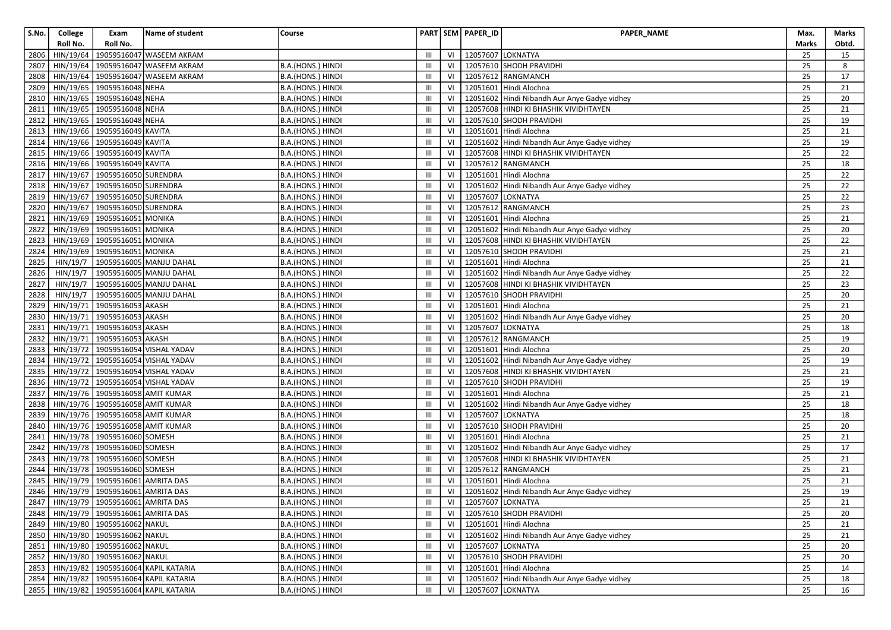| S.No. | College Roll No. | Exam Roll No. | Name of student | Course | PART | SEM | PAPER_ID | PAPER_NAME | Max. Marks | Marks Obtd. |
|---|---|---|---|---|---|---|---|---|---|---|
| 2806 | HIN/19/64 | 19059516047 | WASEEM AKRAM | | III | VI | 12057607 | LOKNATYA | 25 | 15 |
| 2807 | HIN/19/64 | 19059516047 | WASEEM AKRAM | B.A.(HONS.) HINDI | III | VI | 12057610 | SHODH PRAVIDHI | 25 | 8 |
| 2808 | HIN/19/64 | 19059516047 | WASEEM AKRAM | B.A.(HONS.) HINDI | III | VI | 12057612 | RANGMANCH | 25 | 17 |
| 2809 | HIN/19/65 | 19059516048 | NEHA | B.A.(HONS.) HINDI | III | VI | 12051601 | Hindi Alochna | 25 | 21 |
| 2810 | HIN/19/65 | 19059516048 | NEHA | B.A.(HONS.) HINDI | III | VI | 12051602 | Hindi Nibandh Aur Anye Gadye vidhey | 25 | 20 |
| 2811 | HIN/19/65 | 19059516048 | NEHA | B.A.(HONS.) HINDI | III | VI | 12057608 | HINDI KI BHASHIK VIVIDHTAYEN | 25 | 21 |
| 2812 | HIN/19/65 | 19059516048 | NEHA | B.A.(HONS.) HINDI | III | VI | 12057610 | SHODH PRAVIDHI | 25 | 19 |
| 2813 | HIN/19/66 | 19059516049 | KAVITA | B.A.(HONS.) HINDI | III | VI | 12051601 | Hindi Alochna | 25 | 21 |
| 2814 | HIN/19/66 | 19059516049 | KAVITA | B.A.(HONS.) HINDI | III | VI | 12051602 | Hindi Nibandh Aur Anye Gadye vidhey | 25 | 19 |
| 2815 | HIN/19/66 | 19059516049 | KAVITA | B.A.(HONS.) HINDI | III | VI | 12057608 | HINDI KI BHASHIK VIVIDHTAYEN | 25 | 22 |
| 2816 | HIN/19/66 | 19059516049 | KAVITA | B.A.(HONS.) HINDI | III | VI | 12057612 | RANGMANCH | 25 | 18 |
| 2817 | HIN/19/67 | 19059516050 | SURENDRA | B.A.(HONS.) HINDI | III | VI | 12051601 | Hindi Alochna | 25 | 22 |
| 2818 | HIN/19/67 | 19059516050 | SURENDRA | B.A.(HONS.) HINDI | III | VI | 12051602 | Hindi Nibandh Aur Anye Gadye vidhey | 25 | 22 |
| 2819 | HIN/19/67 | 19059516050 | SURENDRA | B.A.(HONS.) HINDI | III | VI | 12057607 | LOKNATYA | 25 | 22 |
| 2820 | HIN/19/67 | 19059516050 | SURENDRA | B.A.(HONS.) HINDI | III | VI | 12057612 | RANGMANCH | 25 | 23 |
| 2821 | HIN/19/69 | 19059516051 | MONIKA | B.A.(HONS.) HINDI | III | VI | 12051601 | Hindi Alochna | 25 | 21 |
| 2822 | HIN/19/69 | 19059516051 | MONIKA | B.A.(HONS.) HINDI | III | VI | 12051602 | Hindi Nibandh Aur Anye Gadye vidhey | 25 | 20 |
| 2823 | HIN/19/69 | 19059516051 | MONIKA | B.A.(HONS.) HINDI | III | VI | 12057608 | HINDI KI BHASHIK VIVIDHTAYEN | 25 | 22 |
| 2824 | HIN/19/69 | 19059516051 | MONIKA | B.A.(HONS.) HINDI | III | VI | 12057610 | SHODH PRAVIDHI | 25 | 21 |
| 2825 | HIN/19/7 | 19059516005 | MANJU DAHAL | B.A.(HONS.) HINDI | III | VI | 12051601 | Hindi Alochna | 25 | 21 |
| 2826 | HIN/19/7 | 19059516005 | MANJU DAHAL | B.A.(HONS.) HINDI | III | VI | 12051602 | Hindi Nibandh Aur Anye Gadye vidhey | 25 | 22 |
| 2827 | HIN/19/7 | 19059516005 | MANJU DAHAL | B.A.(HONS.) HINDI | III | VI | 12057608 | HINDI KI BHASHIK VIVIDHTAYEN | 25 | 23 |
| 2828 | HIN/19/7 | 19059516005 | MANJU DAHAL | B.A.(HONS.) HINDI | III | VI | 12057610 | SHODH PRAVIDHI | 25 | 20 |
| 2829 | HIN/19/71 | 19059516053 | AKASH | B.A.(HONS.) HINDI | III | VI | 12051601 | Hindi Alochna | 25 | 21 |
| 2830 | HIN/19/71 | 19059516053 | AKASH | B.A.(HONS.) HINDI | III | VI | 12051602 | Hindi Nibandh Aur Anye Gadye vidhey | 25 | 20 |
| 2831 | HIN/19/71 | 19059516053 | AKASH | B.A.(HONS.) HINDI | III | VI | 12057607 | LOKNATYA | 25 | 18 |
| 2832 | HIN/19/71 | 19059516053 | AKASH | B.A.(HONS.) HINDI | III | VI | 12057612 | RANGMANCH | 25 | 19 |
| 2833 | HIN/19/72 | 19059516054 | VISHAL YADAV | B.A.(HONS.) HINDI | III | VI | 12051601 | Hindi Alochna | 25 | 20 |
| 2834 | HIN/19/72 | 19059516054 | VISHAL YADAV | B.A.(HONS.) HINDI | III | VI | 12051602 | Hindi Nibandh Aur Anye Gadye vidhey | 25 | 19 |
| 2835 | HIN/19/72 | 19059516054 | VISHAL YADAV | B.A.(HONS.) HINDI | III | VI | 12057608 | HINDI KI BHASHIK VIVIDHTAYEN | 25 | 21 |
| 2836 | HIN/19/72 | 19059516054 | VISHAL YADAV | B.A.(HONS.) HINDI | III | VI | 12057610 | SHODH PRAVIDHI | 25 | 19 |
| 2837 | HIN/19/76 | 19059516058 | AMIT KUMAR | B.A.(HONS.) HINDI | III | VI | 12051601 | Hindi Alochna | 25 | 21 |
| 2838 | HIN/19/76 | 19059516058 | AMIT KUMAR | B.A.(HONS.) HINDI | III | VI | 12051602 | Hindi Nibandh Aur Anye Gadye vidhey | 25 | 18 |
| 2839 | HIN/19/76 | 19059516058 | AMIT KUMAR | B.A.(HONS.) HINDI | III | VI | 12057607 | LOKNATYA | 25 | 18 |
| 2840 | HIN/19/76 | 19059516058 | AMIT KUMAR | B.A.(HONS.) HINDI | III | VI | 12057610 | SHODH PRAVIDHI | 25 | 20 |
| 2841 | HIN/19/78 | 19059516060 | SOMESH | B.A.(HONS.) HINDI | III | VI | 12051601 | Hindi Alochna | 25 | 21 |
| 2842 | HIN/19/78 | 19059516060 | SOMESH | B.A.(HONS.) HINDI | III | VI | 12051602 | Hindi Nibandh Aur Anye Gadye vidhey | 25 | 17 |
| 2843 | HIN/19/78 | 19059516060 | SOMESH | B.A.(HONS.) HINDI | III | VI | 12057608 | HINDI KI BHASHIK VIVIDHTAYEN | 25 | 21 |
| 2844 | HIN/19/78 | 19059516060 | SOMESH | B.A.(HONS.) HINDI | III | VI | 12057612 | RANGMANCH | 25 | 21 |
| 2845 | HIN/19/79 | 19059516061 | AMRITA DAS | B.A.(HONS.) HINDI | III | VI | 12051601 | Hindi Alochna | 25 | 21 |
| 2846 | HIN/19/79 | 19059516061 | AMRITA DAS | B.A.(HONS.) HINDI | III | VI | 12051602 | Hindi Nibandh Aur Anye Gadye vidhey | 25 | 19 |
| 2847 | HIN/19/79 | 19059516061 | AMRITA DAS | B.A.(HONS.) HINDI | III | VI | 12057607 | LOKNATYA | 25 | 21 |
| 2848 | HIN/19/79 | 19059516061 | AMRITA DAS | B.A.(HONS.) HINDI | III | VI | 12057610 | SHODH PRAVIDHI | 25 | 20 |
| 2849 | HIN/19/80 | 19059516062 | NAKUL | B.A.(HONS.) HINDI | III | VI | 12051601 | Hindi Alochna | 25 | 21 |
| 2850 | HIN/19/80 | 19059516062 | NAKUL | B.A.(HONS.) HINDI | III | VI | 12051602 | Hindi Nibandh Aur Anye Gadye vidhey | 25 | 21 |
| 2851 | HIN/19/80 | 19059516062 | NAKUL | B.A.(HONS.) HINDI | III | VI | 12057607 | LOKNATYA | 25 | 20 |
| 2852 | HIN/19/80 | 19059516062 | NAKUL | B.A.(HONS.) HINDI | III | VI | 12057610 | SHODH PRAVIDHI | 25 | 20 |
| 2853 | HIN/19/82 | 19059516064 | KAPIL KATARIA | B.A.(HONS.) HINDI | III | VI | 12051601 | Hindi Alochna | 25 | 14 |
| 2854 | HIN/19/82 | 19059516064 | KAPIL KATARIA | B.A.(HONS.) HINDI | III | VI | 12051602 | Hindi Nibandh Aur Anye Gadye vidhey | 25 | 18 |
| 2855 | HIN/19/82 | 19059516064 | KAPIL KATARIA | B.A.(HONS.) HINDI | III | VI | 12057607 | LOKNATYA | 25 | 16 |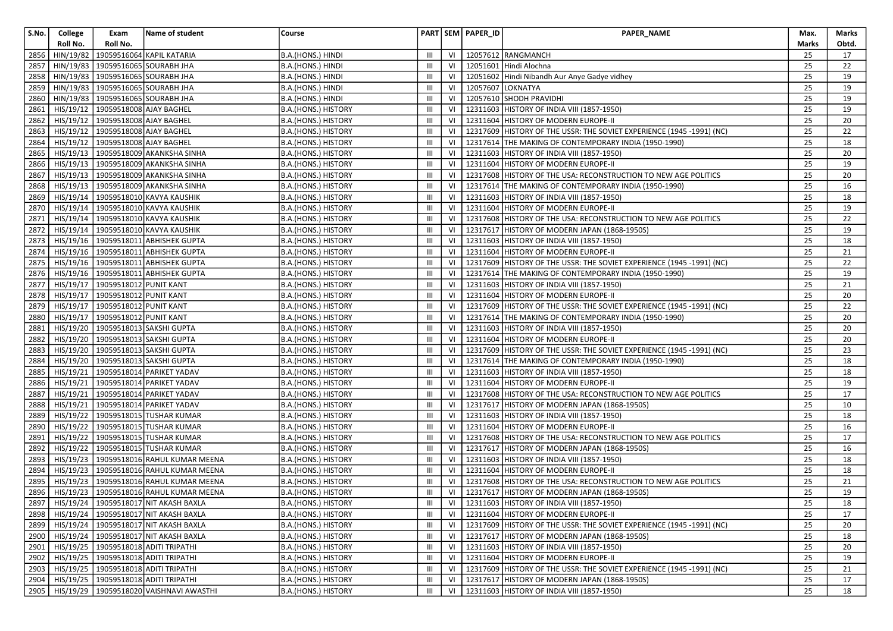| S.No. | College Roll No. | Exam Roll No. | Name of student | Course | PART | SEM | PAPER_ID | PAPER_NAME | Max. Marks | Marks Obtd. |
|---|---|---|---|---|---|---|---|---|---|---|
| 2856 | HIN/19/82 | 19059516064 | KAPIL KATARIA | B.A.(HONS.) HINDI | III | VI | 12057612 | RANGMANCH | 25 | 17 |
| 2857 | HIN/19/83 | 19059516065 | SOURABH JHA | B.A.(HONS.) HINDI | III | VI | 12051601 | Hindi Alochna | 25 | 22 |
| 2858 | HIN/19/83 | 19059516065 | SOURABH JHA | B.A.(HONS.) HINDI | III | VI | 12051602 | Hindi Nibandh Aur Anye Gadye vidhey | 25 | 19 |
| 2859 | HIN/19/83 | 19059516065 | SOURABH JHA | B.A.(HONS.) HINDI | III | VI | 12057607 | LOKNATYA | 25 | 19 |
| 2860 | HIN/19/83 | 19059516065 | SOURABH JHA | B.A.(HONS.) HINDI | III | VI | 12057610 | SHODH PRAVIDHI | 25 | 19 |
| 2861 | HIS/19/12 | 19059518008 | AJAY BAGHEL | B.A.(HONS.) HISTORY | III | VI | 12311603 | HISTORY OF INDIA VIII (1857-1950) | 25 | 19 |
| 2862 | HIS/19/12 | 19059518008 | AJAY BAGHEL | B.A.(HONS.) HISTORY | III | VI | 12311604 | HISTORY OF MODERN EUROPE-II | 25 | 20 |
| 2863 | HIS/19/12 | 19059518008 | AJAY BAGHEL | B.A.(HONS.) HISTORY | III | VI | 12317609 | HISTORY OF THE USSR: THE SOVIET EXPERIENCE (1945 -1991) (NC) | 25 | 22 |
| 2864 | HIS/19/12 | 19059518008 | AJAY BAGHEL | B.A.(HONS.) HISTORY | III | VI | 12317614 | THE MAKING OF CONTEMPORARY INDIA (1950-1990) | 25 | 18 |
| 2865 | HIS/19/13 | 19059518009 | AKANKSHA SINHA | B.A.(HONS.) HISTORY | III | VI | 12311603 | HISTORY OF INDIA VIII (1857-1950) | 25 | 20 |
| 2866 | HIS/19/13 | 19059518009 | AKANKSHA SINHA | B.A.(HONS.) HISTORY | III | VI | 12311604 | HISTORY OF MODERN EUROPE-II | 25 | 19 |
| 2867 | HIS/19/13 | 19059518009 | AKANKSHA SINHA | B.A.(HONS.) HISTORY | III | VI | 12317608 | HISTORY OF THE USA: RECONSTRUCTION TO NEW AGE POLITICS | 25 | 20 |
| 2868 | HIS/19/13 | 19059518009 | AKANKSHA SINHA | B.A.(HONS.) HISTORY | III | VI | 12317614 | THE MAKING OF CONTEMPORARY INDIA (1950-1990) | 25 | 16 |
| 2869 | HIS/19/14 | 19059518010 | KAVYA KAUSHIK | B.A.(HONS.) HISTORY | III | VI | 12311603 | HISTORY OF INDIA VIII (1857-1950) | 25 | 18 |
| 2870 | HIS/19/14 | 19059518010 | KAVYA KAUSHIK | B.A.(HONS.) HISTORY | III | VI | 12311604 | HISTORY OF MODERN EUROPE-II | 25 | 19 |
| 2871 | HIS/19/14 | 19059518010 | KAVYA KAUSHIK | B.A.(HONS.) HISTORY | III | VI | 12317608 | HISTORY OF THE USA: RECONSTRUCTION TO NEW AGE POLITICS | 25 | 22 |
| 2872 | HIS/19/14 | 19059518010 | KAVYA KAUSHIK | B.A.(HONS.) HISTORY | III | VI | 12317617 | HISTORY OF MODERN JAPAN (1868-1950S) | 25 | 19 |
| 2873 | HIS/19/16 | 19059518011 | ABHISHEK GUPTA | B.A.(HONS.) HISTORY | III | VI | 12311603 | HISTORY OF INDIA VIII (1857-1950) | 25 | 18 |
| 2874 | HIS/19/16 | 19059518011 | ABHISHEK GUPTA | B.A.(HONS.) HISTORY | III | VI | 12311604 | HISTORY OF MODERN EUROPE-II | 25 | 21 |
| 2875 | HIS/19/16 | 19059518011 | ABHISHEK GUPTA | B.A.(HONS.) HISTORY | III | VI | 12317609 | HISTORY OF THE USSR: THE SOVIET EXPERIENCE (1945 -1991) (NC) | 25 | 22 |
| 2876 | HIS/19/16 | 19059518011 | ABHISHEK GUPTA | B.A.(HONS.) HISTORY | III | VI | 12317614 | THE MAKING OF CONTEMPORARY INDIA (1950-1990) | 25 | 19 |
| 2877 | HIS/19/17 | 19059518012 | PUNIT KANT | B.A.(HONS.) HISTORY | III | VI | 12311603 | HISTORY OF INDIA VIII (1857-1950) | 25 | 21 |
| 2878 | HIS/19/17 | 19059518012 | PUNIT KANT | B.A.(HONS.) HISTORY | III | VI | 12311604 | HISTORY OF MODERN EUROPE-II | 25 | 20 |
| 2879 | HIS/19/17 | 19059518012 | PUNIT KANT | B.A.(HONS.) HISTORY | III | VI | 12317609 | HISTORY OF THE USSR: THE SOVIET EXPERIENCE (1945 -1991) (NC) | 25 | 22 |
| 2880 | HIS/19/17 | 19059518012 | PUNIT KANT | B.A.(HONS.) HISTORY | III | VI | 12317614 | THE MAKING OF CONTEMPORARY INDIA (1950-1990) | 25 | 20 |
| 2881 | HIS/19/20 | 19059518013 | SAKSHI GUPTA | B.A.(HONS.) HISTORY | III | VI | 12311603 | HISTORY OF INDIA VIII (1857-1950) | 25 | 20 |
| 2882 | HIS/19/20 | 19059518013 | SAKSHI GUPTA | B.A.(HONS.) HISTORY | III | VI | 12311604 | HISTORY OF MODERN EUROPE-II | 25 | 20 |
| 2883 | HIS/19/20 | 19059518013 | SAKSHI GUPTA | B.A.(HONS.) HISTORY | III | VI | 12317609 | HISTORY OF THE USSR: THE SOVIET EXPERIENCE (1945 -1991) (NC) | 25 | 23 |
| 2884 | HIS/19/20 | 19059518013 | SAKSHI GUPTA | B.A.(HONS.) HISTORY | III | VI | 12317614 | THE MAKING OF CONTEMPORARY INDIA (1950-1990) | 25 | 18 |
| 2885 | HIS/19/21 | 19059518014 | PARIKET YADAV | B.A.(HONS.) HISTORY | III | VI | 12311603 | HISTORY OF INDIA VIII (1857-1950) | 25 | 18 |
| 2886 | HIS/19/21 | 19059518014 | PARIKET YADAV | B.A.(HONS.) HISTORY | III | VI | 12311604 | HISTORY OF MODERN EUROPE-II | 25 | 19 |
| 2887 | HIS/19/21 | 19059518014 | PARIKET YADAV | B.A.(HONS.) HISTORY | III | VI | 12317608 | HISTORY OF THE USA: RECONSTRUCTION TO NEW AGE POLITICS | 25 | 17 |
| 2888 | HIS/19/21 | 19059518014 | PARIKET YADAV | B.A.(HONS.) HISTORY | III | VI | 12317617 | HISTORY OF MODERN JAPAN (1868-1950S) | 25 | 10 |
| 2889 | HIS/19/22 | 19059518015 | TUSHAR KUMAR | B.A.(HONS.) HISTORY | III | VI | 12311603 | HISTORY OF INDIA VIII (1857-1950) | 25 | 18 |
| 2890 | HIS/19/22 | 19059518015 | TUSHAR KUMAR | B.A.(HONS.) HISTORY | III | VI | 12311604 | HISTORY OF MODERN EUROPE-II | 25 | 16 |
| 2891 | HIS/19/22 | 19059518015 | TUSHAR KUMAR | B.A.(HONS.) HISTORY | III | VI | 12317608 | HISTORY OF THE USA: RECONSTRUCTION TO NEW AGE POLITICS | 25 | 17 |
| 2892 | HIS/19/22 | 19059518015 | TUSHAR KUMAR | B.A.(HONS.) HISTORY | III | VI | 12317617 | HISTORY OF MODERN JAPAN (1868-1950S) | 25 | 16 |
| 2893 | HIS/19/23 | 19059518016 | RAHUL KUMAR MEENA | B.A.(HONS.) HISTORY | III | VI | 12311603 | HISTORY OF INDIA VIII (1857-1950) | 25 | 18 |
| 2894 | HIS/19/23 | 19059518016 | RAHUL KUMAR MEENA | B.A.(HONS.) HISTORY | III | VI | 12311604 | HISTORY OF MODERN EUROPE-II | 25 | 18 |
| 2895 | HIS/19/23 | 19059518016 | RAHUL KUMAR MEENA | B.A.(HONS.) HISTORY | III | VI | 12317608 | HISTORY OF THE USA: RECONSTRUCTION TO NEW AGE POLITICS | 25 | 21 |
| 2896 | HIS/19/23 | 19059518016 | RAHUL KUMAR MEENA | B.A.(HONS.) HISTORY | III | VI | 12317617 | HISTORY OF MODERN JAPAN (1868-1950S) | 25 | 19 |
| 2897 | HIS/19/24 | 19059518017 | NIT AKASH BAXLA | B.A.(HONS.) HISTORY | III | VI | 12311603 | HISTORY OF INDIA VIII (1857-1950) | 25 | 18 |
| 2898 | HIS/19/24 | 19059518017 | NIT AKASH BAXLA | B.A.(HONS.) HISTORY | III | VI | 12311604 | HISTORY OF MODERN EUROPE-II | 25 | 17 |
| 2899 | HIS/19/24 | 19059518017 | NIT AKASH BAXLA | B.A.(HONS.) HISTORY | III | VI | 12317609 | HISTORY OF THE USSR: THE SOVIET EXPERIENCE (1945 -1991) (NC) | 25 | 20 |
| 2900 | HIS/19/24 | 19059518017 | NIT AKASH BAXLA | B.A.(HONS.) HISTORY | III | VI | 12317617 | HISTORY OF MODERN JAPAN (1868-1950S) | 25 | 18 |
| 2901 | HIS/19/25 | 19059518018 | ADITI TRIPATHI | B.A.(HONS.) HISTORY | III | VI | 12311603 | HISTORY OF INDIA VIII (1857-1950) | 25 | 20 |
| 2902 | HIS/19/25 | 19059518018 | ADITI TRIPATHI | B.A.(HONS.) HISTORY | III | VI | 12311604 | HISTORY OF MODERN EUROPE-II | 25 | 19 |
| 2903 | HIS/19/25 | 19059518018 | ADITI TRIPATHI | B.A.(HONS.) HISTORY | III | VI | 12317609 | HISTORY OF THE USSR: THE SOVIET EXPERIENCE (1945 -1991) (NC) | 25 | 21 |
| 2904 | HIS/19/25 | 19059518018 | ADITI TRIPATHI | B.A.(HONS.) HISTORY | III | VI | 12317617 | HISTORY OF MODERN JAPAN (1868-1950S) | 25 | 17 |
| 2905 | HIS/19/29 | 19059518020 | VAISHNAVI AWASTHI | B.A.(HONS.) HISTORY | III | VI | 12311603 | HISTORY OF INDIA VIII (1857-1950) | 25 | 18 |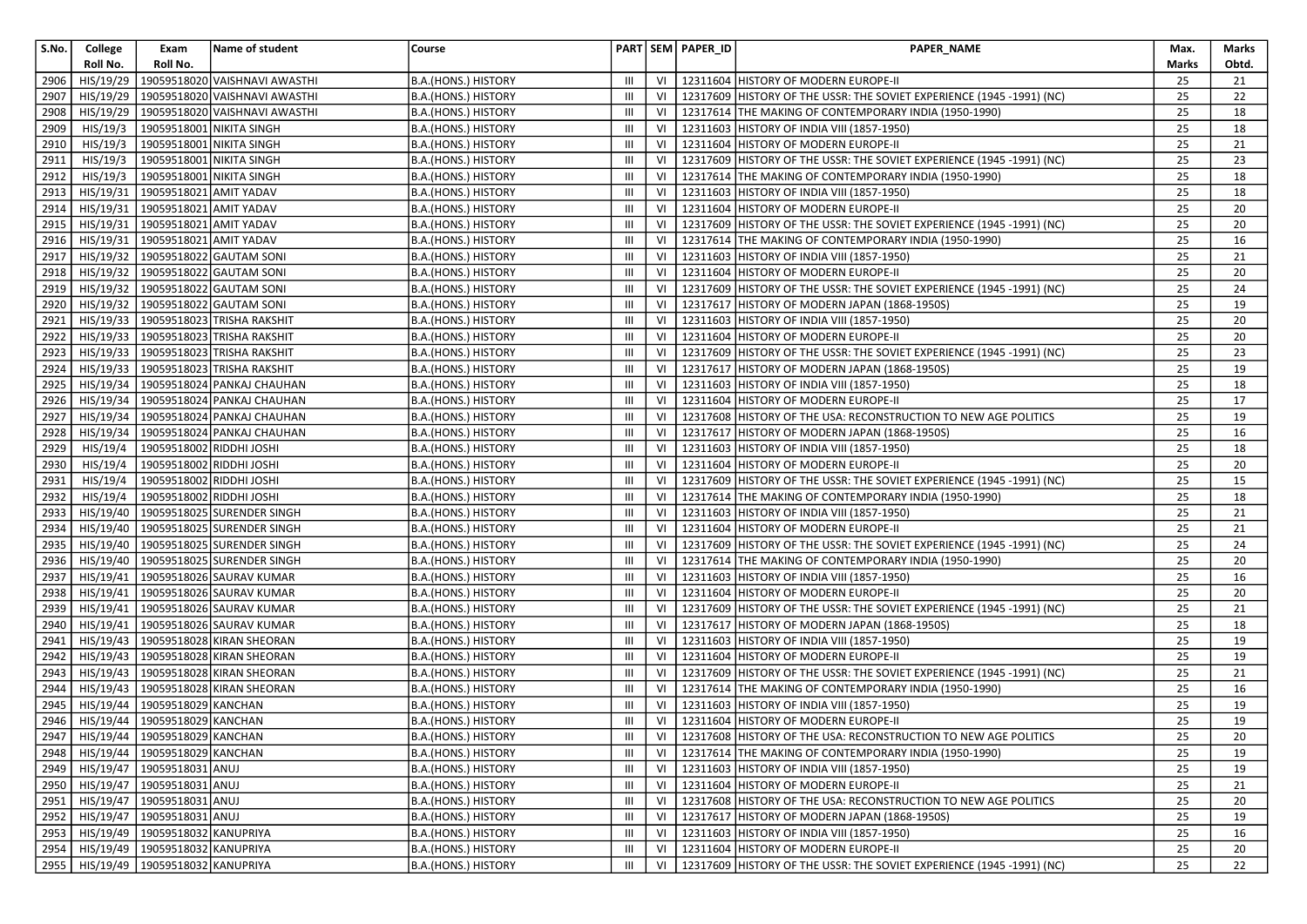| S.No. | College Roll No. | Exam Roll No. | Name of student | Course | PART | SEM | PAPER_ID | PAPER_NAME | Max. Marks | Marks Obtd. |
|---|---|---|---|---|---|---|---|---|---|---|
| 2906 | HIS/19/29 | 19059518020 | VAISHNAVI AWASTHI | B.A.(HONS.) HISTORY | III | VI | 12311604 | HISTORY OF MODERN EUROPE-II | 25 | 21 |
| 2907 | HIS/19/29 | 19059518020 | VAISHNAVI AWASTHI | B.A.(HONS.) HISTORY | III | VI | 12317609 | HISTORY OF THE USSR: THE SOVIET EXPERIENCE (1945 -1991) (NC) | 25 | 22 |
| 2908 | HIS/19/29 | 19059518020 | VAISHNAVI AWASTHI | B.A.(HONS.) HISTORY | III | VI | 12317614 | THE MAKING OF CONTEMPORARY INDIA (1950-1990) | 25 | 18 |
| 2909 | HIS/19/3 | 19059518001 | NIKITA SINGH | B.A.(HONS.) HISTORY | III | VI | 12311603 | HISTORY OF INDIA VIII (1857-1950) | 25 | 18 |
| 2910 | HIS/19/3 | 19059518001 | NIKITA SINGH | B.A.(HONS.) HISTORY | III | VI | 12311604 | HISTORY OF MODERN EUROPE-II | 25 | 21 |
| 2911 | HIS/19/3 | 19059518001 | NIKITA SINGH | B.A.(HONS.) HISTORY | III | VI | 12317609 | HISTORY OF THE USSR: THE SOVIET EXPERIENCE (1945 -1991) (NC) | 25 | 23 |
| 2912 | HIS/19/3 | 19059518001 | NIKITA SINGH | B.A.(HONS.) HISTORY | III | VI | 12317614 | THE MAKING OF CONTEMPORARY INDIA (1950-1990) | 25 | 18 |
| 2913 | HIS/19/31 | 19059518021 | AMIT YADAV | B.A.(HONS.) HISTORY | III | VI | 12311603 | HISTORY OF INDIA VIII (1857-1950) | 25 | 18 |
| 2914 | HIS/19/31 | 19059518021 | AMIT YADAV | B.A.(HONS.) HISTORY | III | VI | 12311604 | HISTORY OF MODERN EUROPE-II | 25 | 20 |
| 2915 | HIS/19/31 | 19059518021 | AMIT YADAV | B.A.(HONS.) HISTORY | III | VI | 12317609 | HISTORY OF THE USSR: THE SOVIET EXPERIENCE (1945 -1991) (NC) | 25 | 20 |
| 2916 | HIS/19/31 | 19059518021 | AMIT YADAV | B.A.(HONS.) HISTORY | III | VI | 12317614 | THE MAKING OF CONTEMPORARY INDIA (1950-1990) | 25 | 16 |
| 2917 | HIS/19/32 | 19059518022 | GAUTAM SONI | B.A.(HONS.) HISTORY | III | VI | 12311603 | HISTORY OF INDIA VIII (1857-1950) | 25 | 21 |
| 2918 | HIS/19/32 | 19059518022 | GAUTAM SONI | B.A.(HONS.) HISTORY | III | VI | 12311604 | HISTORY OF MODERN EUROPE-II | 25 | 20 |
| 2919 | HIS/19/32 | 19059518022 | GAUTAM SONI | B.A.(HONS.) HISTORY | III | VI | 12317609 | HISTORY OF THE USSR: THE SOVIET EXPERIENCE (1945 -1991) (NC) | 25 | 24 |
| 2920 | HIS/19/32 | 19059518022 | GAUTAM SONI | B.A.(HONS.) HISTORY | III | VI | 12317617 | HISTORY OF MODERN JAPAN (1868-1950S) | 25 | 19 |
| 2921 | HIS/19/33 | 19059518023 | TRISHA RAKSHIT | B.A.(HONS.) HISTORY | III | VI | 12311603 | HISTORY OF INDIA VIII (1857-1950) | 25 | 20 |
| 2922 | HIS/19/33 | 19059518023 | TRISHA RAKSHIT | B.A.(HONS.) HISTORY | III | VI | 12311604 | HISTORY OF MODERN EUROPE-II | 25 | 20 |
| 2923 | HIS/19/33 | 19059518023 | TRISHA RAKSHIT | B.A.(HONS.) HISTORY | III | VI | 12317609 | HISTORY OF THE USSR: THE SOVIET EXPERIENCE (1945 -1991) (NC) | 25 | 23 |
| 2924 | HIS/19/33 | 19059518023 | TRISHA RAKSHIT | B.A.(HONS.) HISTORY | III | VI | 12317617 | HISTORY OF MODERN JAPAN (1868-1950S) | 25 | 19 |
| 2925 | HIS/19/34 | 19059518024 | PANKAJ CHAUHAN | B.A.(HONS.) HISTORY | III | VI | 12311603 | HISTORY OF INDIA VIII (1857-1950) | 25 | 18 |
| 2926 | HIS/19/34 | 19059518024 | PANKAJ CHAUHAN | B.A.(HONS.) HISTORY | III | VI | 12311604 | HISTORY OF MODERN EUROPE-II | 25 | 17 |
| 2927 | HIS/19/34 | 19059518024 | PANKAJ CHAUHAN | B.A.(HONS.) HISTORY | III | VI | 12317608 | HISTORY OF THE USA: RECONSTRUCTION TO NEW AGE POLITICS | 25 | 19 |
| 2928 | HIS/19/34 | 19059518024 | PANKAJ CHAUHAN | B.A.(HONS.) HISTORY | III | VI | 12317617 | HISTORY OF MODERN JAPAN (1868-1950S) | 25 | 16 |
| 2929 | HIS/19/4 | 19059518002 | RIDDHI JOSHI | B.A.(HONS.) HISTORY | III | VI | 12311603 | HISTORY OF INDIA VIII (1857-1950) | 25 | 18 |
| 2930 | HIS/19/4 | 19059518002 | RIDDHI JOSHI | B.A.(HONS.) HISTORY | III | VI | 12311604 | HISTORY OF MODERN EUROPE-II | 25 | 20 |
| 2931 | HIS/19/4 | 19059518002 | RIDDHI JOSHI | B.A.(HONS.) HISTORY | III | VI | 12317609 | HISTORY OF THE USSR: THE SOVIET EXPERIENCE (1945 -1991) (NC) | 25 | 15 |
| 2932 | HIS/19/4 | 19059518002 | RIDDHI JOSHI | B.A.(HONS.) HISTORY | III | VI | 12317614 | THE MAKING OF CONTEMPORARY INDIA (1950-1990) | 25 | 18 |
| 2933 | HIS/19/40 | 19059518025 | SURENDER SINGH | B.A.(HONS.) HISTORY | III | VI | 12311603 | HISTORY OF INDIA VIII (1857-1950) | 25 | 21 |
| 2934 | HIS/19/40 | 19059518025 | SURENDER SINGH | B.A.(HONS.) HISTORY | III | VI | 12311604 | HISTORY OF MODERN EUROPE-II | 25 | 21 |
| 2935 | HIS/19/40 | 19059518025 | SURENDER SINGH | B.A.(HONS.) HISTORY | III | VI | 12317609 | HISTORY OF THE USSR: THE SOVIET EXPERIENCE (1945 -1991) (NC) | 25 | 24 |
| 2936 | HIS/19/40 | 19059518025 | SURENDER SINGH | B.A.(HONS.) HISTORY | III | VI | 12317614 | THE MAKING OF CONTEMPORARY INDIA (1950-1990) | 25 | 20 |
| 2937 | HIS/19/41 | 19059518026 | SAURAV KUMAR | B.A.(HONS.) HISTORY | III | VI | 12311603 | HISTORY OF INDIA VIII (1857-1950) | 25 | 16 |
| 2938 | HIS/19/41 | 19059518026 | SAURAV KUMAR | B.A.(HONS.) HISTORY | III | VI | 12311604 | HISTORY OF MODERN EUROPE-II | 25 | 20 |
| 2939 | HIS/19/41 | 19059518026 | SAURAV KUMAR | B.A.(HONS.) HISTORY | III | VI | 12317609 | HISTORY OF THE USSR: THE SOVIET EXPERIENCE (1945 -1991) (NC) | 25 | 21 |
| 2940 | HIS/19/41 | 19059518026 | SAURAV KUMAR | B.A.(HONS.) HISTORY | III | VI | 12317617 | HISTORY OF MODERN JAPAN (1868-1950S) | 25 | 18 |
| 2941 | HIS/19/43 | 19059518028 | KIRAN SHEORAN | B.A.(HONS.) HISTORY | III | VI | 12311603 | HISTORY OF INDIA VIII (1857-1950) | 25 | 19 |
| 2942 | HIS/19/43 | 19059518028 | KIRAN SHEORAN | B.A.(HONS.) HISTORY | III | VI | 12311604 | HISTORY OF MODERN EUROPE-II | 25 | 19 |
| 2943 | HIS/19/43 | 19059518028 | KIRAN SHEORAN | B.A.(HONS.) HISTORY | III | VI | 12317609 | HISTORY OF THE USSR: THE SOVIET EXPERIENCE (1945 -1991) (NC) | 25 | 21 |
| 2944 | HIS/19/43 | 19059518028 | KIRAN SHEORAN | B.A.(HONS.) HISTORY | III | VI | 12317614 | THE MAKING OF CONTEMPORARY INDIA (1950-1990) | 25 | 16 |
| 2945 | HIS/19/44 | 19059518029 | KANCHAN | B.A.(HONS.) HISTORY | III | VI | 12311603 | HISTORY OF INDIA VIII (1857-1950) | 25 | 19 |
| 2946 | HIS/19/44 | 19059518029 | KANCHAN | B.A.(HONS.) HISTORY | III | VI | 12311604 | HISTORY OF MODERN EUROPE-II | 25 | 19 |
| 2947 | HIS/19/44 | 19059518029 | KANCHAN | B.A.(HONS.) HISTORY | III | VI | 12317608 | HISTORY OF THE USA: RECONSTRUCTION TO NEW AGE POLITICS | 25 | 20 |
| 2948 | HIS/19/44 | 19059518029 | KANCHAN | B.A.(HONS.) HISTORY | III | VI | 12317614 | THE MAKING OF CONTEMPORARY INDIA (1950-1990) | 25 | 19 |
| 2949 | HIS/19/47 | 19059518031 | ANUJ | B.A.(HONS.) HISTORY | III | VI | 12311603 | HISTORY OF INDIA VIII (1857-1950) | 25 | 19 |
| 2950 | HIS/19/47 | 19059518031 | ANUJ | B.A.(HONS.) HISTORY | III | VI | 12311604 | HISTORY OF MODERN EUROPE-II | 25 | 21 |
| 2951 | HIS/19/47 | 19059518031 | ANUJ | B.A.(HONS.) HISTORY | III | VI | 12317608 | HISTORY OF THE USA: RECONSTRUCTION TO NEW AGE POLITICS | 25 | 20 |
| 2952 | HIS/19/47 | 19059518031 | ANUJ | B.A.(HONS.) HISTORY | III | VI | 12317617 | HISTORY OF MODERN JAPAN (1868-1950S) | 25 | 19 |
| 2953 | HIS/19/49 | 19059518032 | KANUPRIYA | B.A.(HONS.) HISTORY | III | VI | 12311603 | HISTORY OF INDIA VIII (1857-1950) | 25 | 16 |
| 2954 | HIS/19/49 | 19059518032 | KANUPRIYA | B.A.(HONS.) HISTORY | III | VI | 12311604 | HISTORY OF MODERN EUROPE-II | 25 | 20 |
| 2955 | HIS/19/49 | 19059518032 | KANUPRIYA | B.A.(HONS.) HISTORY | III | VI | 12317609 | HISTORY OF THE USSR: THE SOVIET EXPERIENCE (1945 -1991) (NC) | 25 | 22 |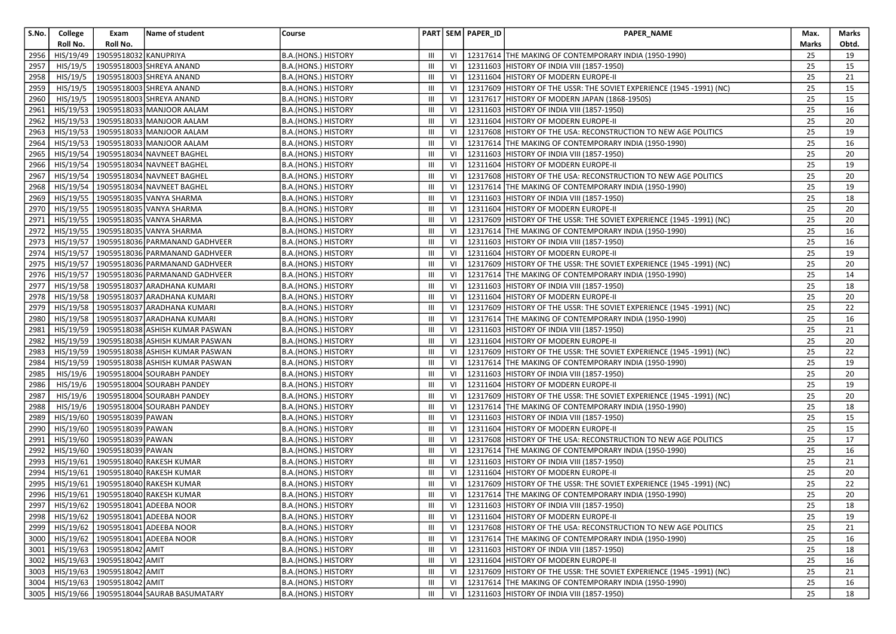| S.No. | College Roll No. | Exam Roll No. | Name of student | Course | PART | SEM | PAPER_ID | PAPER_NAME | Max. Marks | Marks Obtd. |
|---|---|---|---|---|---|---|---|---|---|---|
| 2956 | HIS/19/49 | 19059518032 | KANUPRIYA | B.A.(HONS.) HISTORY | III | VI | 12317614 | THE MAKING OF CONTEMPORARY INDIA (1950-1990) | 25 | 19 |
| 2957 | HIS/19/5 | 19059518003 | SHREYA ANAND | B.A.(HONS.) HISTORY | III | VI | 12311603 | HISTORY OF INDIA VIII (1857-1950) | 25 | 15 |
| 2958 | HIS/19/5 | 19059518003 | SHREYA ANAND | B.A.(HONS.) HISTORY | III | VI | 12311604 | HISTORY OF MODERN EUROPE-II | 25 | 21 |
| 2959 | HIS/19/5 | 19059518003 | SHREYA ANAND | B.A.(HONS.) HISTORY | III | VI | 12317609 | HISTORY OF THE USSR: THE SOVIET EXPERIENCE (1945 -1991) (NC) | 25 | 15 |
| 2960 | HIS/19/5 | 19059518003 | SHREYA ANAND | B.A.(HONS.) HISTORY | III | VI | 12317617 | HISTORY OF MODERN JAPAN (1868-1950S) | 25 | 15 |
| 2961 | HIS/19/53 | 19059518033 | MANJOOR AALAM | B.A.(HONS.) HISTORY | III | VI | 12311603 | HISTORY OF INDIA VIII (1857-1950) | 25 | 16 |
| 2962 | HIS/19/53 | 19059518033 | MANJOOR AALAM | B.A.(HONS.) HISTORY | III | VI | 12311604 | HISTORY OF MODERN EUROPE-II | 25 | 20 |
| 2963 | HIS/19/53 | 19059518033 | MANJOOR AALAM | B.A.(HONS.) HISTORY | III | VI | 12317608 | HISTORY OF THE USA: RECONSTRUCTION TO NEW AGE POLITICS | 25 | 19 |
| 2964 | HIS/19/53 | 19059518033 | MANJOOR AALAM | B.A.(HONS.) HISTORY | III | VI | 12317614 | THE MAKING OF CONTEMPORARY INDIA (1950-1990) | 25 | 16 |
| 2965 | HIS/19/54 | 19059518034 | NAVNEET BAGHEL | B.A.(HONS.) HISTORY | III | VI | 12311603 | HISTORY OF INDIA VIII (1857-1950) | 25 | 20 |
| 2966 | HIS/19/54 | 19059518034 | NAVNEET BAGHEL | B.A.(HONS.) HISTORY | III | VI | 12311604 | HISTORY OF MODERN EUROPE-II | 25 | 19 |
| 2967 | HIS/19/54 | 19059518034 | NAVNEET BAGHEL | B.A.(HONS.) HISTORY | III | VI | 12317608 | HISTORY OF THE USA: RECONSTRUCTION TO NEW AGE POLITICS | 25 | 20 |
| 2968 | HIS/19/54 | 19059518034 | NAVNEET BAGHEL | B.A.(HONS.) HISTORY | III | VI | 12317614 | THE MAKING OF CONTEMPORARY INDIA (1950-1990) | 25 | 19 |
| 2969 | HIS/19/55 | 19059518035 | VANYA SHARMA | B.A.(HONS.) HISTORY | III | VI | 12311603 | HISTORY OF INDIA VIII (1857-1950) | 25 | 18 |
| 2970 | HIS/19/55 | 19059518035 | VANYA SHARMA | B.A.(HONS.) HISTORY | III | VI | 12311604 | HISTORY OF MODERN EUROPE-II | 25 | 20 |
| 2971 | HIS/19/55 | 19059518035 | VANYA SHARMA | B.A.(HONS.) HISTORY | III | VI | 12317609 | HISTORY OF THE USSR: THE SOVIET EXPERIENCE (1945 -1991) (NC) | 25 | 20 |
| 2972 | HIS/19/55 | 19059518035 | VANYA SHARMA | B.A.(HONS.) HISTORY | III | VI | 12317614 | THE MAKING OF CONTEMPORARY INDIA (1950-1990) | 25 | 16 |
| 2973 | HIS/19/57 | 19059518036 | PARMANAND GADHVEER | B.A.(HONS.) HISTORY | III | VI | 12311603 | HISTORY OF INDIA VIII (1857-1950) | 25 | 16 |
| 2974 | HIS/19/57 | 19059518036 | PARMANAND GADHVEER | B.A.(HONS.) HISTORY | III | VI | 12311604 | HISTORY OF MODERN EUROPE-II | 25 | 19 |
| 2975 | HIS/19/57 | 19059518036 | PARMANAND GADHVEER | B.A.(HONS.) HISTORY | III | VI | 12317609 | HISTORY OF THE USSR: THE SOVIET EXPERIENCE (1945 -1991) (NC) | 25 | 20 |
| 2976 | HIS/19/57 | 19059518036 | PARMANAND GADHVEER | B.A.(HONS.) HISTORY | III | VI | 12317614 | THE MAKING OF CONTEMPORARY INDIA (1950-1990) | 25 | 14 |
| 2977 | HIS/19/58 | 19059518037 | ARADHANA KUMARI | B.A.(HONS.) HISTORY | III | VI | 12311603 | HISTORY OF INDIA VIII (1857-1950) | 25 | 18 |
| 2978 | HIS/19/58 | 19059518037 | ARADHANA KUMARI | B.A.(HONS.) HISTORY | III | VI | 12311604 | HISTORY OF MODERN EUROPE-II | 25 | 20 |
| 2979 | HIS/19/58 | 19059518037 | ARADHANA KUMARI | B.A.(HONS.) HISTORY | III | VI | 12317609 | HISTORY OF THE USSR: THE SOVIET EXPERIENCE (1945 -1991) (NC) | 25 | 22 |
| 2980 | HIS/19/58 | 19059518037 | ARADHANA KUMARI | B.A.(HONS.) HISTORY | III | VI | 12317614 | THE MAKING OF CONTEMPORARY INDIA (1950-1990) | 25 | 16 |
| 2981 | HIS/19/59 | 19059518038 | ASHISH KUMAR PASWAN | B.A.(HONS.) HISTORY | III | VI | 12311603 | HISTORY OF INDIA VIII (1857-1950) | 25 | 21 |
| 2982 | HIS/19/59 | 19059518038 | ASHISH KUMAR PASWAN | B.A.(HONS.) HISTORY | III | VI | 12311604 | HISTORY OF MODERN EUROPE-II | 25 | 20 |
| 2983 | HIS/19/59 | 19059518038 | ASHISH KUMAR PASWAN | B.A.(HONS.) HISTORY | III | VI | 12317609 | HISTORY OF THE USSR: THE SOVIET EXPERIENCE (1945 -1991) (NC) | 25 | 22 |
| 2984 | HIS/19/59 | 19059518038 | ASHISH KUMAR PASWAN | B.A.(HONS.) HISTORY | III | VI | 12317614 | THE MAKING OF CONTEMPORARY INDIA (1950-1990) | 25 | 19 |
| 2985 | HIS/19/6 | 19059518004 | SOURABH PANDEY | B.A.(HONS.) HISTORY | III | VI | 12311603 | HISTORY OF INDIA VIII (1857-1950) | 25 | 20 |
| 2986 | HIS/19/6 | 19059518004 | SOURABH PANDEY | B.A.(HONS.) HISTORY | III | VI | 12311604 | HISTORY OF MODERN EUROPE-II | 25 | 19 |
| 2987 | HIS/19/6 | 19059518004 | SOURABH PANDEY | B.A.(HONS.) HISTORY | III | VI | 12317609 | HISTORY OF THE USSR: THE SOVIET EXPERIENCE (1945 -1991) (NC) | 25 | 20 |
| 2988 | HIS/19/6 | 19059518004 | SOURABH PANDEY | B.A.(HONS.) HISTORY | III | VI | 12317614 | THE MAKING OF CONTEMPORARY INDIA (1950-1990) | 25 | 18 |
| 2989 | HIS/19/60 | 19059518039 | PAWAN | B.A.(HONS.) HISTORY | III | VI | 12311603 | HISTORY OF INDIA VIII (1857-1950) | 25 | 15 |
| 2990 | HIS/19/60 | 19059518039 | PAWAN | B.A.(HONS.) HISTORY | III | VI | 12311604 | HISTORY OF MODERN EUROPE-II | 25 | 15 |
| 2991 | HIS/19/60 | 19059518039 | PAWAN | B.A.(HONS.) HISTORY | III | VI | 12317608 | HISTORY OF THE USA: RECONSTRUCTION TO NEW AGE POLITICS | 25 | 17 |
| 2992 | HIS/19/60 | 19059518039 | PAWAN | B.A.(HONS.) HISTORY | III | VI | 12317614 | THE MAKING OF CONTEMPORARY INDIA (1950-1990) | 25 | 16 |
| 2993 | HIS/19/61 | 19059518040 | RAKESH KUMAR | B.A.(HONS.) HISTORY | III | VI | 12311603 | HISTORY OF INDIA VIII (1857-1950) | 25 | 21 |
| 2994 | HIS/19/61 | 19059518040 | RAKESH KUMAR | B.A.(HONS.) HISTORY | III | VI | 12311604 | HISTORY OF MODERN EUROPE-II | 25 | 20 |
| 2995 | HIS/19/61 | 19059518040 | RAKESH KUMAR | B.A.(HONS.) HISTORY | III | VI | 12317609 | HISTORY OF THE USSR: THE SOVIET EXPERIENCE (1945 -1991) (NC) | 25 | 22 |
| 2996 | HIS/19/61 | 19059518040 | RAKESH KUMAR | B.A.(HONS.) HISTORY | III | VI | 12317614 | THE MAKING OF CONTEMPORARY INDIA (1950-1990) | 25 | 20 |
| 2997 | HIS/19/62 | 19059518041 | ADEEBA NOOR | B.A.(HONS.) HISTORY | III | VI | 12311603 | HISTORY OF INDIA VIII (1857-1950) | 25 | 18 |
| 2998 | HIS/19/62 | 19059518041 | ADEEBA NOOR | B.A.(HONS.) HISTORY | III | VI | 12311604 | HISTORY OF MODERN EUROPE-II | 25 | 19 |
| 2999 | HIS/19/62 | 19059518041 | ADEEBA NOOR | B.A.(HONS.) HISTORY | III | VI | 12317608 | HISTORY OF THE USA: RECONSTRUCTION TO NEW AGE POLITICS | 25 | 21 |
| 3000 | HIS/19/62 | 19059518041 | ADEEBA NOOR | B.A.(HONS.) HISTORY | III | VI | 12317614 | THE MAKING OF CONTEMPORARY INDIA (1950-1990) | 25 | 16 |
| 3001 | HIS/19/63 | 19059518042 | AMIT | B.A.(HONS.) HISTORY | III | VI | 12311603 | HISTORY OF INDIA VIII (1857-1950) | 25 | 18 |
| 3002 | HIS/19/63 | 19059518042 | AMIT | B.A.(HONS.) HISTORY | III | VI | 12311604 | HISTORY OF MODERN EUROPE-II | 25 | 16 |
| 3003 | HIS/19/63 | 19059518042 | AMIT | B.A.(HONS.) HISTORY | III | VI | 12317609 | HISTORY OF THE USSR: THE SOVIET EXPERIENCE (1945 -1991) (NC) | 25 | 21 |
| 3004 | HIS/19/63 | 19059518042 | AMIT | B.A.(HONS.) HISTORY | III | VI | 12317614 | THE MAKING OF CONTEMPORARY INDIA (1950-1990) | 25 | 16 |
| 3005 | HIS/19/66 | 19059518044 | SAURAB BASUMATARY | B.A.(HONS.) HISTORY | III | VI | 12311603 | HISTORY OF INDIA VIII (1857-1950) | 25 | 18 |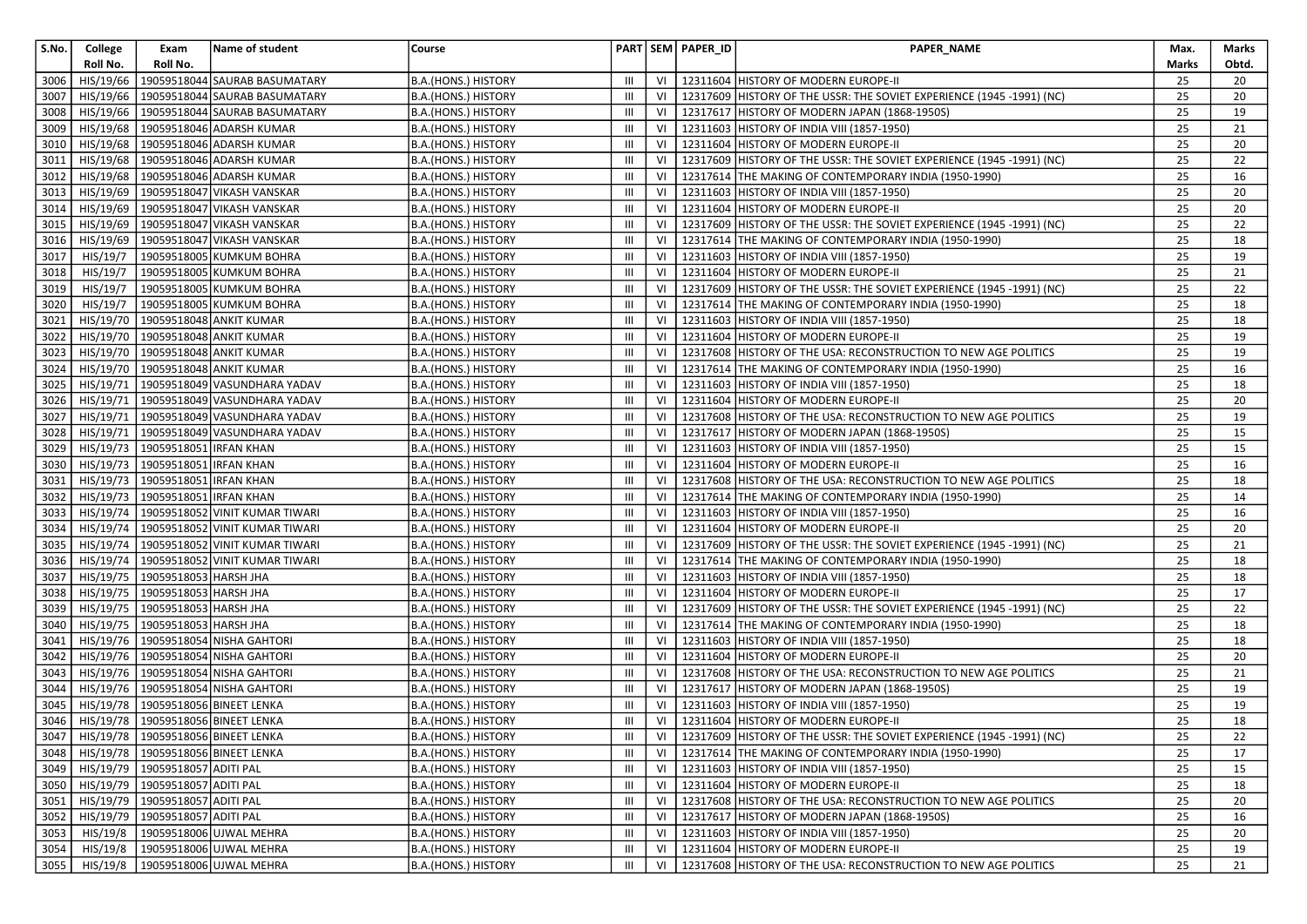| S.No. | College Roll No. | Exam Roll No. | Name of student | Course | PART | SEM | PAPER_ID | PAPER_NAME | Max. Marks | Marks Obtd. |
|---|---|---|---|---|---|---|---|---|---|---|
| 3006 | HIS/19/66 | 19059518044 | SAURAB BASUMATARY | B.A.(HONS.) HISTORY | III | VI | 12311604 | HISTORY OF MODERN EUROPE-II | 25 | 20 |
| 3007 | HIS/19/66 | 19059518044 | SAURAB BASUMATARY | B.A.(HONS.) HISTORY | III | VI | 12317609 | HISTORY OF THE USSR: THE SOVIET EXPERIENCE (1945 -1991) (NC) | 25 | 20 |
| 3008 | HIS/19/66 | 19059518044 | SAURAB BASUMATARY | B.A.(HONS.) HISTORY | III | VI | 12317617 | HISTORY OF MODERN JAPAN (1868-1950S) | 25 | 19 |
| 3009 | HIS/19/68 | 19059518046 | ADARSH KUMAR | B.A.(HONS.) HISTORY | III | VI | 12311603 | HISTORY OF INDIA VIII (1857-1950) | 25 | 21 |
| 3010 | HIS/19/68 | 19059518046 | ADARSH KUMAR | B.A.(HONS.) HISTORY | III | VI | 12311604 | HISTORY OF MODERN EUROPE-II | 25 | 20 |
| 3011 | HIS/19/68 | 19059518046 | ADARSH KUMAR | B.A.(HONS.) HISTORY | III | VI | 12317609 | HISTORY OF THE USSR: THE SOVIET EXPERIENCE (1945 -1991) (NC) | 25 | 22 |
| 3012 | HIS/19/68 | 19059518046 | ADARSH KUMAR | B.A.(HONS.) HISTORY | III | VI | 12317614 | THE MAKING OF CONTEMPORARY INDIA (1950-1990) | 25 | 16 |
| 3013 | HIS/19/69 | 19059518047 | VIKASH VANSKAR | B.A.(HONS.) HISTORY | III | VI | 12311603 | HISTORY OF INDIA VIII (1857-1950) | 25 | 20 |
| 3014 | HIS/19/69 | 19059518047 | VIKASH VANSKAR | B.A.(HONS.) HISTORY | III | VI | 12311604 | HISTORY OF MODERN EUROPE-II | 25 | 20 |
| 3015 | HIS/19/69 | 19059518047 | VIKASH VANSKAR | B.A.(HONS.) HISTORY | III | VI | 12317609 | HISTORY OF THE USSR: THE SOVIET EXPERIENCE (1945 -1991) (NC) | 25 | 22 |
| 3016 | HIS/19/69 | 19059518047 | VIKASH VANSKAR | B.A.(HONS.) HISTORY | III | VI | 12317614 | THE MAKING OF CONTEMPORARY INDIA (1950-1990) | 25 | 18 |
| 3017 | HIS/19/7 | 19059518005 | KUMKUM BOHRA | B.A.(HONS.) HISTORY | III | VI | 12311603 | HISTORY OF INDIA VIII (1857-1950) | 25 | 19 |
| 3018 | HIS/19/7 | 19059518005 | KUMKUM BOHRA | B.A.(HONS.) HISTORY | III | VI | 12311604 | HISTORY OF MODERN EUROPE-II | 25 | 21 |
| 3019 | HIS/19/7 | 19059518005 | KUMKUM BOHRA | B.A.(HONS.) HISTORY | III | VI | 12317609 | HISTORY OF THE USSR: THE SOVIET EXPERIENCE (1945 -1991) (NC) | 25 | 22 |
| 3020 | HIS/19/7 | 19059518005 | KUMKUM BOHRA | B.A.(HONS.) HISTORY | III | VI | 12317614 | THE MAKING OF CONTEMPORARY INDIA (1950-1990) | 25 | 18 |
| 3021 | HIS/19/70 | 19059518048 | ANKIT KUMAR | B.A.(HONS.) HISTORY | III | VI | 12311603 | HISTORY OF INDIA VIII (1857-1950) | 25 | 18 |
| 3022 | HIS/19/70 | 19059518048 | ANKIT KUMAR | B.A.(HONS.) HISTORY | III | VI | 12311604 | HISTORY OF MODERN EUROPE-II | 25 | 19 |
| 3023 | HIS/19/70 | 19059518048 | ANKIT KUMAR | B.A.(HONS.) HISTORY | III | VI | 12317608 | HISTORY OF THE USA: RECONSTRUCTION TO NEW AGE POLITICS | 25 | 19 |
| 3024 | HIS/19/70 | 19059518048 | ANKIT KUMAR | B.A.(HONS.) HISTORY | III | VI | 12317614 | THE MAKING OF CONTEMPORARY INDIA (1950-1990) | 25 | 16 |
| 3025 | HIS/19/71 | 19059518049 | VASUNDHARA YADAV | B.A.(HONS.) HISTORY | III | VI | 12311603 | HISTORY OF INDIA VIII (1857-1950) | 25 | 18 |
| 3026 | HIS/19/71 | 19059518049 | VASUNDHARA YADAV | B.A.(HONS.) HISTORY | III | VI | 12311604 | HISTORY OF MODERN EUROPE-II | 25 | 20 |
| 3027 | HIS/19/71 | 19059518049 | VASUNDHARA YADAV | B.A.(HONS.) HISTORY | III | VI | 12317608 | HISTORY OF THE USA: RECONSTRUCTION TO NEW AGE POLITICS | 25 | 19 |
| 3028 | HIS/19/71 | 19059518049 | VASUNDHARA YADAV | B.A.(HONS.) HISTORY | III | VI | 12317617 | HISTORY OF MODERN JAPAN (1868-1950S) | 25 | 15 |
| 3029 | HIS/19/73 | 19059518051 | IRFAN KHAN | B.A.(HONS.) HISTORY | III | VI | 12311603 | HISTORY OF INDIA VIII (1857-1950) | 25 | 15 |
| 3030 | HIS/19/73 | 19059518051 | IRFAN KHAN | B.A.(HONS.) HISTORY | III | VI | 12311604 | HISTORY OF MODERN EUROPE-II | 25 | 16 |
| 3031 | HIS/19/73 | 19059518051 | IRFAN KHAN | B.A.(HONS.) HISTORY | III | VI | 12317608 | HISTORY OF THE USA: RECONSTRUCTION TO NEW AGE POLITICS | 25 | 18 |
| 3032 | HIS/19/73 | 19059518051 | IRFAN KHAN | B.A.(HONS.) HISTORY | III | VI | 12317614 | THE MAKING OF CONTEMPORARY INDIA (1950-1990) | 25 | 14 |
| 3033 | HIS/19/74 | 19059518052 | VINIT KUMAR TIWARI | B.A.(HONS.) HISTORY | III | VI | 12311603 | HISTORY OF INDIA VIII (1857-1950) | 25 | 16 |
| 3034 | HIS/19/74 | 19059518052 | VINIT KUMAR TIWARI | B.A.(HONS.) HISTORY | III | VI | 12311604 | HISTORY OF MODERN EUROPE-II | 25 | 20 |
| 3035 | HIS/19/74 | 19059518052 | VINIT KUMAR TIWARI | B.A.(HONS.) HISTORY | III | VI | 12317609 | HISTORY OF THE USSR: THE SOVIET EXPERIENCE (1945 -1991) (NC) | 25 | 21 |
| 3036 | HIS/19/74 | 19059518052 | VINIT KUMAR TIWARI | B.A.(HONS.) HISTORY | III | VI | 12317614 | THE MAKING OF CONTEMPORARY INDIA (1950-1990) | 25 | 18 |
| 3037 | HIS/19/75 | 19059518053 | HARSH JHA | B.A.(HONS.) HISTORY | III | VI | 12311603 | HISTORY OF INDIA VIII (1857-1950) | 25 | 18 |
| 3038 | HIS/19/75 | 19059518053 | HARSH JHA | B.A.(HONS.) HISTORY | III | VI | 12311604 | HISTORY OF MODERN EUROPE-II | 25 | 17 |
| 3039 | HIS/19/75 | 19059518053 | HARSH JHA | B.A.(HONS.) HISTORY | III | VI | 12317609 | HISTORY OF THE USSR: THE SOVIET EXPERIENCE (1945 -1991) (NC) | 25 | 22 |
| 3040 | HIS/19/75 | 19059518053 | HARSH JHA | B.A.(HONS.) HISTORY | III | VI | 12317614 | THE MAKING OF CONTEMPORARY INDIA (1950-1990) | 25 | 18 |
| 3041 | HIS/19/76 | 19059518054 | NISHA GAHTORI | B.A.(HONS.) HISTORY | III | VI | 12311603 | HISTORY OF INDIA VIII (1857-1950) | 25 | 18 |
| 3042 | HIS/19/76 | 19059518054 | NISHA GAHTORI | B.A.(HONS.) HISTORY | III | VI | 12311604 | HISTORY OF MODERN EUROPE-II | 25 | 20 |
| 3043 | HIS/19/76 | 19059518054 | NISHA GAHTORI | B.A.(HONS.) HISTORY | III | VI | 12317608 | HISTORY OF THE USA: RECONSTRUCTION TO NEW AGE POLITICS | 25 | 21 |
| 3044 | HIS/19/76 | 19059518054 | NISHA GAHTORI | B.A.(HONS.) HISTORY | III | VI | 12317617 | HISTORY OF MODERN JAPAN (1868-1950S) | 25 | 19 |
| 3045 | HIS/19/78 | 19059518056 | BINEET LENKA | B.A.(HONS.) HISTORY | III | VI | 12311603 | HISTORY OF INDIA VIII (1857-1950) | 25 | 19 |
| 3046 | HIS/19/78 | 19059518056 | BINEET LENKA | B.A.(HONS.) HISTORY | III | VI | 12311604 | HISTORY OF MODERN EUROPE-II | 25 | 18 |
| 3047 | HIS/19/78 | 19059518056 | BINEET LENKA | B.A.(HONS.) HISTORY | III | VI | 12317609 | HISTORY OF THE USSR: THE SOVIET EXPERIENCE (1945 -1991) (NC) | 25 | 22 |
| 3048 | HIS/19/78 | 19059518056 | BINEET LENKA | B.A.(HONS.) HISTORY | III | VI | 12317614 | THE MAKING OF CONTEMPORARY INDIA (1950-1990) | 25 | 17 |
| 3049 | HIS/19/79 | 19059518057 | ADITI PAL | B.A.(HONS.) HISTORY | III | VI | 12311603 | HISTORY OF INDIA VIII (1857-1950) | 25 | 15 |
| 3050 | HIS/19/79 | 19059518057 | ADITI PAL | B.A.(HONS.) HISTORY | III | VI | 12311604 | HISTORY OF MODERN EUROPE-II | 25 | 18 |
| 3051 | HIS/19/79 | 19059518057 | ADITI PAL | B.A.(HONS.) HISTORY | III | VI | 12317608 | HISTORY OF THE USA: RECONSTRUCTION TO NEW AGE POLITICS | 25 | 20 |
| 3052 | HIS/19/79 | 19059518057 | ADITI PAL | B.A.(HONS.) HISTORY | III | VI | 12317617 | HISTORY OF MODERN JAPAN (1868-1950S) | 25 | 16 |
| 3053 | HIS/19/8 | 19059518006 | UJWAL MEHRA | B.A.(HONS.) HISTORY | III | VI | 12311603 | HISTORY OF INDIA VIII (1857-1950) | 25 | 20 |
| 3054 | HIS/19/8 | 19059518006 | UJWAL MEHRA | B.A.(HONS.) HISTORY | III | VI | 12311604 | HISTORY OF MODERN EUROPE-II | 25 | 19 |
| 3055 | HIS/19/8 | 19059518006 | UJWAL MEHRA | B.A.(HONS.) HISTORY | III | VI | 12317608 | HISTORY OF THE USA: RECONSTRUCTION TO NEW AGE POLITICS | 25 | 21 |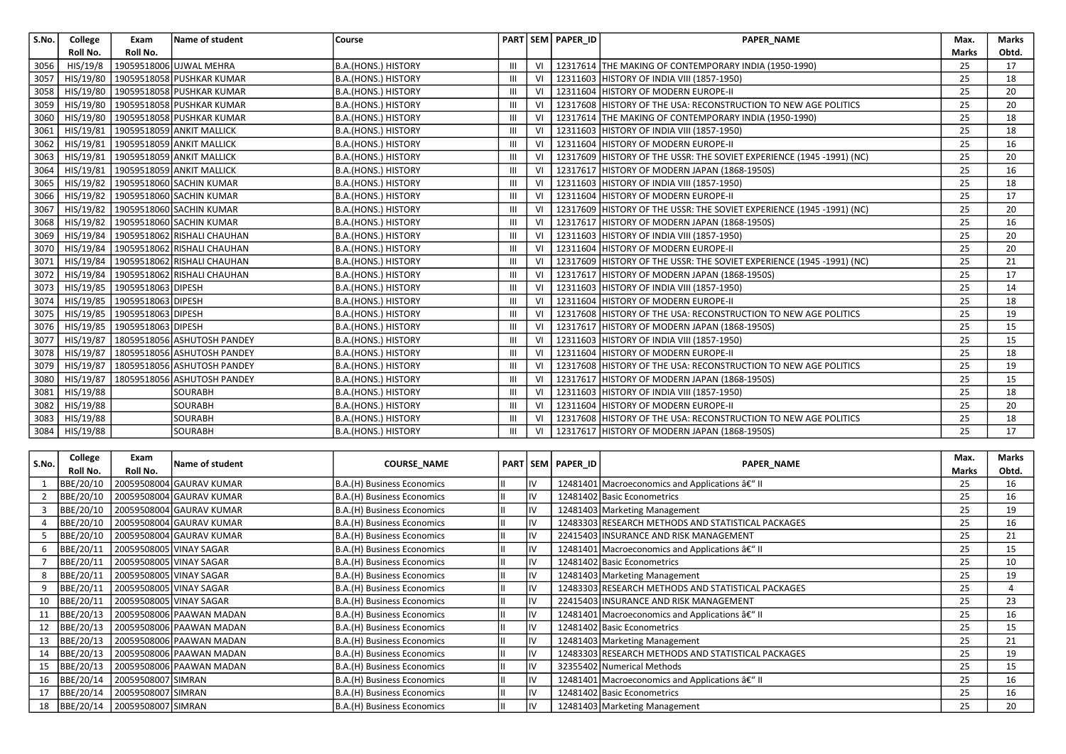| S.No. | College Roll No. | Exam Roll No. | Name of student | Course | PART | SEM | PAPER_ID | PAPER_NAME | Max. Marks | Marks Obtd. |
|---|---|---|---|---|---|---|---|---|---|---|
| 3056 | HIS/19/8 | 19059518006 | UJWAL MEHRA | B.A.(HONS.) HISTORY | III | VI | 12317614 | THE MAKING OF CONTEMPORARY INDIA (1950-1990) | 25 | 17 |
| 3057 | HIS/19/80 | 19059518058 | PUSHKAR KUMAR | B.A.(HONS.) HISTORY | III | VI | 12311603 | HISTORY OF INDIA VIII (1857-1950) | 25 | 18 |
| 3058 | HIS/19/80 | 19059518058 | PUSHKAR KUMAR | B.A.(HONS.) HISTORY | III | VI | 12311604 | HISTORY OF MODERN EUROPE-II | 25 | 20 |
| 3059 | HIS/19/80 | 19059518058 | PUSHKAR KUMAR | B.A.(HONS.) HISTORY | III | VI | 12317608 | HISTORY OF THE USA: RECONSTRUCTION TO NEW AGE POLITICS | 25 | 20 |
| 3060 | HIS/19/80 | 19059518058 | PUSHKAR KUMAR | B.A.(HONS.) HISTORY | III | VI | 12317614 | THE MAKING OF CONTEMPORARY INDIA (1950-1990) | 25 | 18 |
| 3061 | HIS/19/81 | 19059518059 | ANKIT MALLICK | B.A.(HONS.) HISTORY | III | VI | 12311603 | HISTORY OF INDIA VIII (1857-1950) | 25 | 18 |
| 3062 | HIS/19/81 | 19059518059 | ANKIT MALLICK | B.A.(HONS.) HISTORY | III | VI | 12311604 | HISTORY OF MODERN EUROPE-II | 25 | 16 |
| 3063 | HIS/19/81 | 19059518059 | ANKIT MALLICK | B.A.(HONS.) HISTORY | III | VI | 12317609 | HISTORY OF THE USSR: THE SOVIET EXPERIENCE (1945 -1991) (NC) | 25 | 20 |
| 3064 | HIS/19/81 | 19059518059 | ANKIT MALLICK | B.A.(HONS.) HISTORY | III | VI | 12317617 | HISTORY OF MODERN JAPAN (1868-1950S) | 25 | 16 |
| 3065 | HIS/19/82 | 19059518060 | SACHIN KUMAR | B.A.(HONS.) HISTORY | III | VI | 12311603 | HISTORY OF INDIA VIII (1857-1950) | 25 | 18 |
| 3066 | HIS/19/82 | 19059518060 | SACHIN KUMAR | B.A.(HONS.) HISTORY | III | VI | 12311604 | HISTORY OF MODERN EUROPE-II | 25 | 17 |
| 3067 | HIS/19/82 | 19059518060 | SACHIN KUMAR | B.A.(HONS.) HISTORY | III | VI | 12317609 | HISTORY OF THE USSR: THE SOVIET EXPERIENCE (1945 -1991) (NC) | 25 | 20 |
| 3068 | HIS/19/82 | 19059518060 | SACHIN KUMAR | B.A.(HONS.) HISTORY | III | VI | 12317617 | HISTORY OF MODERN JAPAN (1868-1950S) | 25 | 16 |
| 3069 | HIS/19/84 | 19059518062 | RISHALI CHAUHAN | B.A.(HONS.) HISTORY | III | VI | 12311603 | HISTORY OF INDIA VIII (1857-1950) | 25 | 20 |
| 3070 | HIS/19/84 | 19059518062 | RISHALI CHAUHAN | B.A.(HONS.) HISTORY | III | VI | 12311604 | HISTORY OF MODERN EUROPE-II | 25 | 20 |
| 3071 | HIS/19/84 | 19059518062 | RISHALI CHAUHAN | B.A.(HONS.) HISTORY | III | VI | 12317609 | HISTORY OF THE USSR: THE SOVIET EXPERIENCE (1945 -1991) (NC) | 25 | 21 |
| 3072 | HIS/19/84 | 19059518062 | RISHALI CHAUHAN | B.A.(HONS.) HISTORY | III | VI | 12317617 | HISTORY OF MODERN JAPAN (1868-1950S) | 25 | 17 |
| 3073 | HIS/19/85 | 19059518063 | DIPESH | B.A.(HONS.) HISTORY | III | VI | 12311603 | HISTORY OF INDIA VIII (1857-1950) | 25 | 14 |
| 3074 | HIS/19/85 | 19059518063 | DIPESH | B.A.(HONS.) HISTORY | III | VI | 12311604 | HISTORY OF MODERN EUROPE-II | 25 | 18 |
| 3075 | HIS/19/85 | 19059518063 | DIPESH | B.A.(HONS.) HISTORY | III | VI | 12317608 | HISTORY OF THE USA: RECONSTRUCTION TO NEW AGE POLITICS | 25 | 19 |
| 3076 | HIS/19/85 | 19059518063 | DIPESH | B.A.(HONS.) HISTORY | III | VI | 12317617 | HISTORY OF MODERN JAPAN (1868-1950S) | 25 | 15 |
| 3077 | HIS/19/87 | 18059518056 | ASHUTOSH PANDEY | B.A.(HONS.) HISTORY | III | VI | 12311603 | HISTORY OF INDIA VIII (1857-1950) | 25 | 15 |
| 3078 | HIS/19/87 | 18059518056 | ASHUTOSH PANDEY | B.A.(HONS.) HISTORY | III | VI | 12311604 | HISTORY OF MODERN EUROPE-II | 25 | 18 |
| 3079 | HIS/19/87 | 18059518056 | ASHUTOSH PANDEY | B.A.(HONS.) HISTORY | III | VI | 12317608 | HISTORY OF THE USA: RECONSTRUCTION TO NEW AGE POLITICS | 25 | 19 |
| 3080 | HIS/19/87 | 18059518056 | ASHUTOSH PANDEY | B.A.(HONS.) HISTORY | III | VI | 12317617 | HISTORY OF MODERN JAPAN (1868-1950S) | 25 | 15 |
| 3081 | HIS/19/88 | | SOURABH | B.A.(HONS.) HISTORY | III | VI | 12311603 | HISTORY OF INDIA VIII (1857-1950) | 25 | 18 |
| 3082 | HIS/19/88 | | SOURABH | B.A.(HONS.) HISTORY | III | VI | 12311604 | HISTORY OF MODERN EUROPE-II | 25 | 20 |
| 3083 | HIS/19/88 | | SOURABH | B.A.(HONS.) HISTORY | III | VI | 12317608 | HISTORY OF THE USA: RECONSTRUCTION TO NEW AGE POLITICS | 25 | 18 |
| 3084 | HIS/19/88 | | SOURABH | B.A.(HONS.) HISTORY | III | VI | 12317617 | HISTORY OF MODERN JAPAN (1868-1950S) | 25 | 17 |

| S.No. | College Roll No. | Exam Roll No. | Name of student | COURSE_NAME | PART | SEM | PAPER_ID | PAPER_NAME | Max. Marks | Marks Obtd. |
|---|---|---|---|---|---|---|---|---|---|---|
| 1 | BBE/20/10 | 20059508004 | GAURAV KUMAR | B.A.(H) Business Economics | II | IV | 12481401 | Macroeconomics and Applications â€" II | 25 | 16 |
| 2 | BBE/20/10 | 20059508004 | GAURAV KUMAR | B.A.(H) Business Economics | II | IV | 12481402 | Basic Econometrics | 25 | 16 |
| 3 | BBE/20/10 | 20059508004 | GAURAV KUMAR | B.A.(H) Business Economics | II | IV | 12481403 | Marketing Management | 25 | 19 |
| 4 | BBE/20/10 | 20059508004 | GAURAV KUMAR | B.A.(H) Business Economics | II | IV | 12483303 | RESEARCH METHODS AND STATISTICAL PACKAGES | 25 | 16 |
| 5 | BBE/20/10 | 20059508004 | GAURAV KUMAR | B.A.(H) Business Economics | II | IV | 22415403 | INSURANCE AND RISK MANAGEMENT | 25 | 21 |
| 6 | BBE/20/11 | 20059508005 | VINAY SAGAR | B.A.(H) Business Economics | II | IV | 12481401 | Macroeconomics and Applications â€" II | 25 | 15 |
| 7 | BBE/20/11 | 20059508005 | VINAY SAGAR | B.A.(H) Business Economics | II | IV | 12481402 | Basic Econometrics | 25 | 10 |
| 8 | BBE/20/11 | 20059508005 | VINAY SAGAR | B.A.(H) Business Economics | II | IV | 12481403 | Marketing Management | 25 | 19 |
| 9 | BBE/20/11 | 20059508005 | VINAY SAGAR | B.A.(H) Business Economics | II | IV | 12483303 | RESEARCH METHODS AND STATISTICAL PACKAGES | 25 | 4 |
| 10 | BBE/20/11 | 20059508005 | VINAY SAGAR | B.A.(H) Business Economics | II | IV | 22415403 | INSURANCE AND RISK MANAGEMENT | 25 | 23 |
| 11 | BBE/20/13 | 20059508006 | PAAWAN MADAN | B.A.(H) Business Economics | II | IV | 12481401 | Macroeconomics and Applications â€" II | 25 | 16 |
| 12 | BBE/20/13 | 20059508006 | PAAWAN MADAN | B.A.(H) Business Economics | II | IV | 12481402 | Basic Econometrics | 25 | 15 |
| 13 | BBE/20/13 | 20059508006 | PAAWAN MADAN | B.A.(H) Business Economics | II | IV | 12481403 | Marketing Management | 25 | 21 |
| 14 | BBE/20/13 | 20059508006 | PAAWAN MADAN | B.A.(H) Business Economics | II | IV | 12483303 | RESEARCH METHODS AND STATISTICAL PACKAGES | 25 | 19 |
| 15 | BBE/20/13 | 20059508006 | PAAWAN MADAN | B.A.(H) Business Economics | II | IV | 32355402 | Numerical Methods | 25 | 15 |
| 16 | BBE/20/14 | 20059508007 | SIMRAN | B.A.(H) Business Economics | II | IV | 12481401 | Macroeconomics and Applications â€" II | 25 | 16 |
| 17 | BBE/20/14 | 20059508007 | SIMRAN | B.A.(H) Business Economics | II | IV | 12481402 | Basic Econometrics | 25 | 16 |
| 18 | BBE/20/14 | 20059508007 | SIMRAN | B.A.(H) Business Economics | II | IV | 12481403 | Marketing Management | 25 | 20 |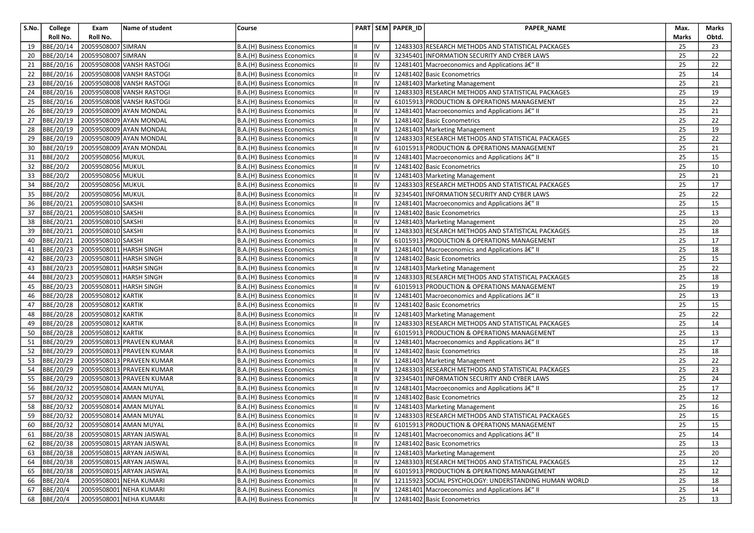| S.No. | College Roll No. | Exam Roll No. | Name of student | Course | PART | SEM | PAPER_ID | PAPER_NAME | Max. Marks | Marks Obtd. |
|---|---|---|---|---|---|---|---|---|---|---|
| 19 | BBE/20/14 | 20059508007 | SIMRAN | B.A.(H) Business Economics | II | IV | 12483303 | RESEARCH METHODS AND STATISTICAL PACKAGES | 25 | 23 |
| 20 | BBE/20/14 | 20059508007 | SIMRAN | B.A.(H) Business Economics | II | IV | 32345401 | INFORMATION SECURITY AND CYBER LAWS | 25 | 22 |
| 21 | BBE/20/16 | 20059508008 | VANSH RASTOGI | B.A.(H) Business Economics | II | IV | 12481401 | Macroeconomics and Applications â€" II | 25 | 22 |
| 22 | BBE/20/16 | 20059508008 | VANSH RASTOGI | B.A.(H) Business Economics | II | IV | 12481402 | Basic Econometrics | 25 | 14 |
| 23 | BBE/20/16 | 20059508008 | VANSH RASTOGI | B.A.(H) Business Economics | II | IV | 12481403 | Marketing Management | 25 | 21 |
| 24 | BBE/20/16 | 20059508008 | VANSH RASTOGI | B.A.(H) Business Economics | II | IV | 12483303 | RESEARCH METHODS AND STATISTICAL PACKAGES | 25 | 19 |
| 25 | BBE/20/16 | 20059508008 | VANSH RASTOGI | B.A.(H) Business Economics | II | IV | 61015913 | PRODUCTION & OPERATIONS MANAGEMENT | 25 | 22 |
| 26 | BBE/20/19 | 20059508009 | AYAN MONDAL | B.A.(H) Business Economics | II | IV | 12481401 | Macroeconomics and Applications â€" II | 25 | 21 |
| 27 | BBE/20/19 | 20059508009 | AYAN MONDAL | B.A.(H) Business Economics | II | IV | 12481402 | Basic Econometrics | 25 | 22 |
| 28 | BBE/20/19 | 20059508009 | AYAN MONDAL | B.A.(H) Business Economics | II | IV | 12481403 | Marketing Management | 25 | 19 |
| 29 | BBE/20/19 | 20059508009 | AYAN MONDAL | B.A.(H) Business Economics | II | IV | 12483303 | RESEARCH METHODS AND STATISTICAL PACKAGES | 25 | 22 |
| 30 | BBE/20/19 | 20059508009 | AYAN MONDAL | B.A.(H) Business Economics | II | IV | 61015913 | PRODUCTION & OPERATIONS MANAGEMENT | 25 | 21 |
| 31 | BBE/20/2 | 20059508056 | MUKUL | B.A.(H) Business Economics | II | IV | 12481401 | Macroeconomics and Applications â€" II | 25 | 15 |
| 32 | BBE/20/2 | 20059508056 | MUKUL | B.A.(H) Business Economics | II | IV | 12481402 | Basic Econometrics | 25 | 10 |
| 33 | BBE/20/2 | 20059508056 | MUKUL | B.A.(H) Business Economics | II | IV | 12481403 | Marketing Management | 25 | 21 |
| 34 | BBE/20/2 | 20059508056 | MUKUL | B.A.(H) Business Economics | II | IV | 12483303 | RESEARCH METHODS AND STATISTICAL PACKAGES | 25 | 17 |
| 35 | BBE/20/2 | 20059508056 | MUKUL | B.A.(H) Business Economics | II | IV | 32345401 | INFORMATION SECURITY AND CYBER LAWS | 25 | 22 |
| 36 | BBE/20/21 | 20059508010 | SAKSHI | B.A.(H) Business Economics | II | IV | 12481401 | Macroeconomics and Applications â€" II | 25 | 15 |
| 37 | BBE/20/21 | 20059508010 | SAKSHI | B.A.(H) Business Economics | II | IV | 12481402 | Basic Econometrics | 25 | 13 |
| 38 | BBE/20/21 | 20059508010 | SAKSHI | B.A.(H) Business Economics | II | IV | 12481403 | Marketing Management | 25 | 20 |
| 39 | BBE/20/21 | 20059508010 | SAKSHI | B.A.(H) Business Economics | II | IV | 12483303 | RESEARCH METHODS AND STATISTICAL PACKAGES | 25 | 18 |
| 40 | BBE/20/21 | 20059508010 | SAKSHI | B.A.(H) Business Economics | II | IV | 61015913 | PRODUCTION & OPERATIONS MANAGEMENT | 25 | 17 |
| 41 | BBE/20/23 | 20059508011 | HARSH SINGH | B.A.(H) Business Economics | II | IV | 12481401 | Macroeconomics and Applications â€" II | 25 | 18 |
| 42 | BBE/20/23 | 20059508011 | HARSH SINGH | B.A.(H) Business Economics | II | IV | 12481402 | Basic Econometrics | 25 | 15 |
| 43 | BBE/20/23 | 20059508011 | HARSH SINGH | B.A.(H) Business Economics | II | IV | 12481403 | Marketing Management | 25 | 22 |
| 44 | BBE/20/23 | 20059508011 | HARSH SINGH | B.A.(H) Business Economics | II | IV | 12483303 | RESEARCH METHODS AND STATISTICAL PACKAGES | 25 | 18 |
| 45 | BBE/20/23 | 20059508011 | HARSH SINGH | B.A.(H) Business Economics | II | IV | 61015913 | PRODUCTION & OPERATIONS MANAGEMENT | 25 | 19 |
| 46 | BBE/20/28 | 20059508012 | KARTIK | B.A.(H) Business Economics | II | IV | 12481401 | Macroeconomics and Applications â€" II | 25 | 13 |
| 47 | BBE/20/28 | 20059508012 | KARTIK | B.A.(H) Business Economics | II | IV | 12481402 | Basic Econometrics | 25 | 15 |
| 48 | BBE/20/28 | 20059508012 | KARTIK | B.A.(H) Business Economics | II | IV | 12481403 | Marketing Management | 25 | 22 |
| 49 | BBE/20/28 | 20059508012 | KARTIK | B.A.(H) Business Economics | II | IV | 12483303 | RESEARCH METHODS AND STATISTICAL PACKAGES | 25 | 14 |
| 50 | BBE/20/28 | 20059508012 | KARTIK | B.A.(H) Business Economics | II | IV | 61015913 | PRODUCTION & OPERATIONS MANAGEMENT | 25 | 13 |
| 51 | BBE/20/29 | 20059508013 | PRAVEEN KUMAR | B.A.(H) Business Economics | II | IV | 12481401 | Macroeconomics and Applications â€" II | 25 | 17 |
| 52 | BBE/20/29 | 20059508013 | PRAVEEN KUMAR | B.A.(H) Business Economics | II | IV | 12481402 | Basic Econometrics | 25 | 18 |
| 53 | BBE/20/29 | 20059508013 | PRAVEEN KUMAR | B.A.(H) Business Economics | II | IV | 12481403 | Marketing Management | 25 | 22 |
| 54 | BBE/20/29 | 20059508013 | PRAVEEN KUMAR | B.A.(H) Business Economics | II | IV | 12483303 | RESEARCH METHODS AND STATISTICAL PACKAGES | 25 | 23 |
| 55 | BBE/20/29 | 20059508013 | PRAVEEN KUMAR | B.A.(H) Business Economics | II | IV | 32345401 | INFORMATION SECURITY AND CYBER LAWS | 25 | 24 |
| 56 | BBE/20/32 | 20059508014 | AMAN MUYAL | B.A.(H) Business Economics | II | IV | 12481401 | Macroeconomics and Applications â€" II | 25 | 17 |
| 57 | BBE/20/32 | 20059508014 | AMAN MUYAL | B.A.(H) Business Economics | II | IV | 12481402 | Basic Econometrics | 25 | 12 |
| 58 | BBE/20/32 | 20059508014 | AMAN MUYAL | B.A.(H) Business Economics | II | IV | 12481403 | Marketing Management | 25 | 16 |
| 59 | BBE/20/32 | 20059508014 | AMAN MUYAL | B.A.(H) Business Economics | II | IV | 12483303 | RESEARCH METHODS AND STATISTICAL PACKAGES | 25 | 15 |
| 60 | BBE/20/32 | 20059508014 | AMAN MUYAL | B.A.(H) Business Economics | II | IV | 61015913 | PRODUCTION & OPERATIONS MANAGEMENT | 25 | 15 |
| 61 | BBE/20/38 | 20059508015 | ARYAN JAISWAL | B.A.(H) Business Economics | II | IV | 12481401 | Macroeconomics and Applications â€" II | 25 | 14 |
| 62 | BBE/20/38 | 20059508015 | ARYAN JAISWAL | B.A.(H) Business Economics | II | IV | 12481402 | Basic Econometrics | 25 | 13 |
| 63 | BBE/20/38 | 20059508015 | ARYAN JAISWAL | B.A.(H) Business Economics | II | IV | 12481403 | Marketing Management | 25 | 20 |
| 64 | BBE/20/38 | 20059508015 | ARYAN JAISWAL | B.A.(H) Business Economics | II | IV | 12483303 | RESEARCH METHODS AND STATISTICAL PACKAGES | 25 | 12 |
| 65 | BBE/20/38 | 20059508015 | ARYAN JAISWAL | B.A.(H) Business Economics | II | IV | 61015913 | PRODUCTION & OPERATIONS MANAGEMENT | 25 | 12 |
| 66 | BBE/20/4 | 20059508001 | NEHA KUMARI | B.A.(H) Business Economics | II | IV | 12115923 | SOCIAL PSYCHOLOGY: UNDERSTANDING HUMAN WORLD | 25 | 18 |
| 67 | BBE/20/4 | 20059508001 | NEHA KUMARI | B.A.(H) Business Economics | II | IV | 12481401 | Macroeconomics and Applications â€" II | 25 | 14 |
| 68 | BBE/20/4 | 20059508001 | NEHA KUMARI | B.A.(H) Business Economics | II | IV | 12481402 | Basic Econometrics | 25 | 13 |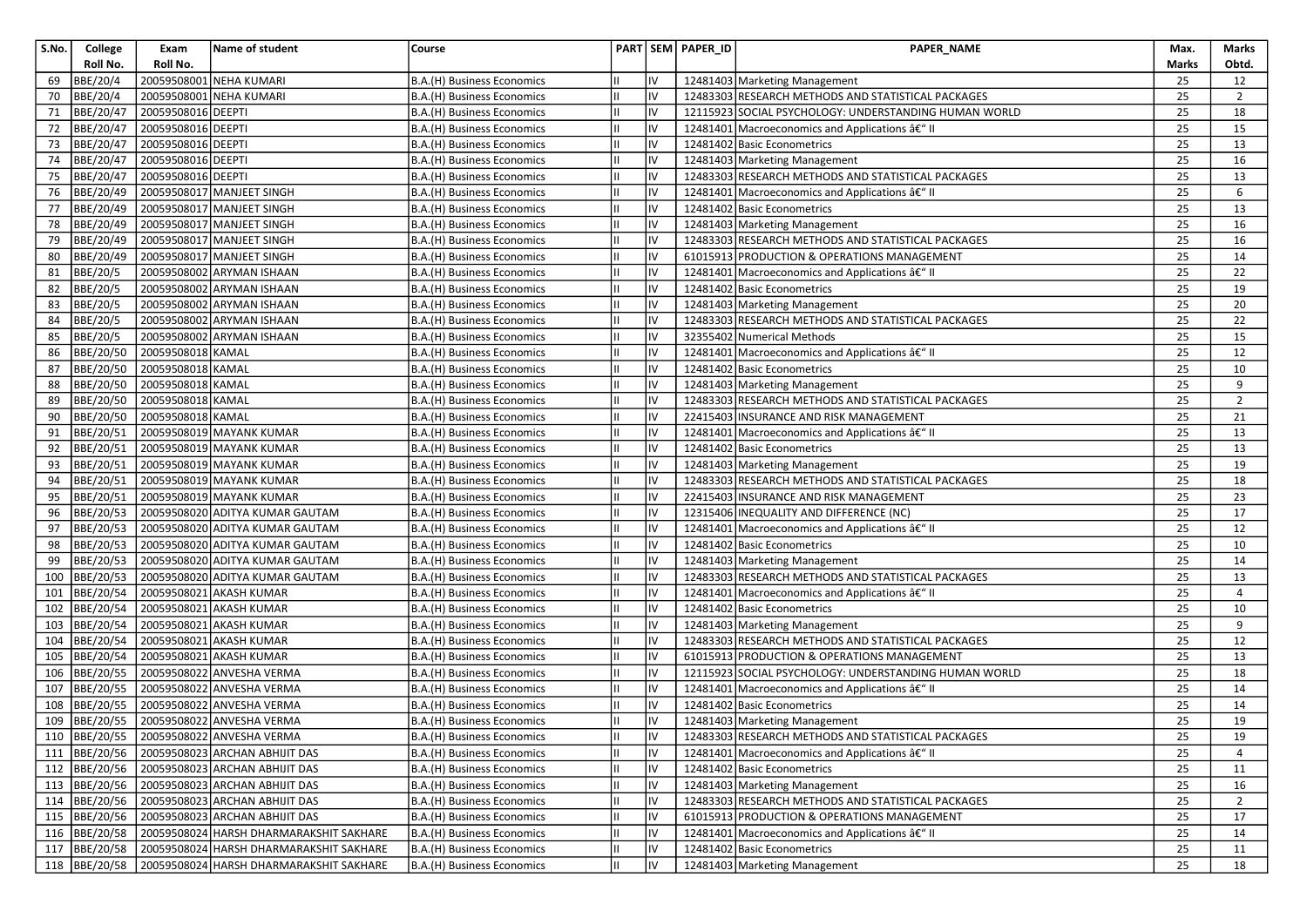| S.No. | College Roll No. | Exam Roll No. | Name of student | Course | PART | SEM | PAPER_ID | PAPER_NAME | Max. Marks | Marks Obtd. |
|---|---|---|---|---|---|---|---|---|---|---|
| 69 | BBE/20/4 | 20059508001 | NEHA KUMARI | B.A.(H) Business Economics | II | IV | 12481403 | Marketing Management | 25 | 12 |
| 70 | BBE/20/4 | 20059508001 | NEHA KUMARI | B.A.(H) Business Economics | II | IV | 12483303 | RESEARCH METHODS AND STATISTICAL PACKAGES | 25 | 2 |
| 71 | BBE/20/47 | 20059508016 | DEEPTI | B.A.(H) Business Economics | II | IV | 12115923 | SOCIAL PSYCHOLOGY: UNDERSTANDING HUMAN WORLD | 25 | 18 |
| 72 | BBE/20/47 | 20059508016 | DEEPTI | B.A.(H) Business Economics | II | IV | 12481401 | Macroeconomics and Applications â€“ II | 25 | 15 |
| 73 | BBE/20/47 | 20059508016 | DEEPTI | B.A.(H) Business Economics | II | IV | 12481402 | Basic Econometrics | 25 | 13 |
| 74 | BBE/20/47 | 20059508016 | DEEPTI | B.A.(H) Business Economics | II | IV | 12481403 | Marketing Management | 25 | 16 |
| 75 | BBE/20/47 | 20059508016 | DEEPTI | B.A.(H) Business Economics | II | IV | 12483303 | RESEARCH METHODS AND STATISTICAL PACKAGES | 25 | 13 |
| 76 | BBE/20/49 | 20059508017 | MANJEET SINGH | B.A.(H) Business Economics | II | IV | 12481401 | Macroeconomics and Applications â€“ II | 25 | 6 |
| 77 | BBE/20/49 | 20059508017 | MANJEET SINGH | B.A.(H) Business Economics | II | IV | 12481402 | Basic Econometrics | 25 | 13 |
| 78 | BBE/20/49 | 20059508017 | MANJEET SINGH | B.A.(H) Business Economics | II | IV | 12481403 | Marketing Management | 25 | 16 |
| 79 | BBE/20/49 | 20059508017 | MANJEET SINGH | B.A.(H) Business Economics | II | IV | 12483303 | RESEARCH METHODS AND STATISTICAL PACKAGES | 25 | 16 |
| 80 | BBE/20/49 | 20059508017 | MANJEET SINGH | B.A.(H) Business Economics | II | IV | 61015913 | PRODUCTION & OPERATIONS MANAGEMENT | 25 | 14 |
| 81 | BBE/20/5 | 20059508002 | ARYMAN ISHAAN | B.A.(H) Business Economics | II | IV | 12481401 | Macroeconomics and Applications â€“ II | 25 | 22 |
| 82 | BBE/20/5 | 20059508002 | ARYMAN ISHAAN | B.A.(H) Business Economics | II | IV | 12481402 | Basic Econometrics | 25 | 19 |
| 83 | BBE/20/5 | 20059508002 | ARYMAN ISHAAN | B.A.(H) Business Economics | II | IV | 12481403 | Marketing Management | 25 | 20 |
| 84 | BBE/20/5 | 20059508002 | ARYMAN ISHAAN | B.A.(H) Business Economics | II | IV | 12483303 | RESEARCH METHODS AND STATISTICAL PACKAGES | 25 | 22 |
| 85 | BBE/20/5 | 20059508002 | ARYMAN ISHAAN | B.A.(H) Business Economics | II | IV | 32355402 | Numerical Methods | 25 | 15 |
| 86 | BBE/20/50 | 20059508018 | KAMAL | B.A.(H) Business Economics | II | IV | 12481401 | Macroeconomics and Applications â€“ II | 25 | 12 |
| 87 | BBE/20/50 | 20059508018 | KAMAL | B.A.(H) Business Economics | II | IV | 12481402 | Basic Econometrics | 25 | 10 |
| 88 | BBE/20/50 | 20059508018 | KAMAL | B.A.(H) Business Economics | II | IV | 12481403 | Marketing Management | 25 | 9 |
| 89 | BBE/20/50 | 20059508018 | KAMAL | B.A.(H) Business Economics | II | IV | 12483303 | RESEARCH METHODS AND STATISTICAL PACKAGES | 25 | 2 |
| 90 | BBE/20/50 | 20059508018 | KAMAL | B.A.(H) Business Economics | II | IV | 22415403 | INSURANCE AND RISK MANAGEMENT | 25 | 21 |
| 91 | BBE/20/51 | 20059508019 | MAYANK KUMAR | B.A.(H) Business Economics | II | IV | 12481401 | Macroeconomics and Applications â€“ II | 25 | 13 |
| 92 | BBE/20/51 | 20059508019 | MAYANK KUMAR | B.A.(H) Business Economics | II | IV | 12481402 | Basic Econometrics | 25 | 13 |
| 93 | BBE/20/51 | 20059508019 | MAYANK KUMAR | B.A.(H) Business Economics | II | IV | 12481403 | Marketing Management | 25 | 19 |
| 94 | BBE/20/51 | 20059508019 | MAYANK KUMAR | B.A.(H) Business Economics | II | IV | 12483303 | RESEARCH METHODS AND STATISTICAL PACKAGES | 25 | 18 |
| 95 | BBE/20/51 | 20059508019 | MAYANK KUMAR | B.A.(H) Business Economics | II | IV | 22415403 | INSURANCE AND RISK MANAGEMENT | 25 | 23 |
| 96 | BBE/20/53 | 20059508020 | ADITYA KUMAR GAUTAM | B.A.(H) Business Economics | II | IV | 12315406 | INEQUALITY AND DIFFERENCE (NC) | 25 | 17 |
| 97 | BBE/20/53 | 20059508020 | ADITYA KUMAR GAUTAM | B.A.(H) Business Economics | II | IV | 12481401 | Macroeconomics and Applications â€“ II | 25 | 12 |
| 98 | BBE/20/53 | 20059508020 | ADITYA KUMAR GAUTAM | B.A.(H) Business Economics | II | IV | 12481402 | Basic Econometrics | 25 | 10 |
| 99 | BBE/20/53 | 20059508020 | ADITYA KUMAR GAUTAM | B.A.(H) Business Economics | II | IV | 12481403 | Marketing Management | 25 | 14 |
| 100 | BBE/20/53 | 20059508020 | ADITYA KUMAR GAUTAM | B.A.(H) Business Economics | II | IV | 12483303 | RESEARCH METHODS AND STATISTICAL PACKAGES | 25 | 13 |
| 101 | BBE/20/54 | 20059508021 | AKASH KUMAR | B.A.(H) Business Economics | II | IV | 12481401 | Macroeconomics and Applications â€“ II | 25 | 4 |
| 102 | BBE/20/54 | 20059508021 | AKASH KUMAR | B.A.(H) Business Economics | II | IV | 12481402 | Basic Econometrics | 25 | 10 |
| 103 | BBE/20/54 | 20059508021 | AKASH KUMAR | B.A.(H) Business Economics | II | IV | 12481403 | Marketing Management | 25 | 9 |
| 104 | BBE/20/54 | 20059508021 | AKASH KUMAR | B.A.(H) Business Economics | II | IV | 12483303 | RESEARCH METHODS AND STATISTICAL PACKAGES | 25 | 12 |
| 105 | BBE/20/54 | 20059508021 | AKASH KUMAR | B.A.(H) Business Economics | II | IV | 61015913 | PRODUCTION & OPERATIONS MANAGEMENT | 25 | 13 |
| 106 | BBE/20/55 | 20059508022 | ANVESHA VERMA | B.A.(H) Business Economics | II | IV | 12115923 | SOCIAL PSYCHOLOGY: UNDERSTANDING HUMAN WORLD | 25 | 18 |
| 107 | BBE/20/55 | 20059508022 | ANVESHA VERMA | B.A.(H) Business Economics | II | IV | 12481401 | Macroeconomics and Applications â€“ II | 25 | 14 |
| 108 | BBE/20/55 | 20059508022 | ANVESHA VERMA | B.A.(H) Business Economics | II | IV | 12481402 | Basic Econometrics | 25 | 14 |
| 109 | BBE/20/55 | 20059508022 | ANVESHA VERMA | B.A.(H) Business Economics | II | IV | 12481403 | Marketing Management | 25 | 19 |
| 110 | BBE/20/55 | 20059508022 | ANVESHA VERMA | B.A.(H) Business Economics | II | IV | 12483303 | RESEARCH METHODS AND STATISTICAL PACKAGES | 25 | 19 |
| 111 | BBE/20/56 | 20059508023 | ARCHAN ABHIJIT DAS | B.A.(H) Business Economics | II | IV | 12481401 | Macroeconomics and Applications â€“ II | 25 | 4 |
| 112 | BBE/20/56 | 20059508023 | ARCHAN ABHIJIT DAS | B.A.(H) Business Economics | II | IV | 12481402 | Basic Econometrics | 25 | 11 |
| 113 | BBE/20/56 | 20059508023 | ARCHAN ABHIJIT DAS | B.A.(H) Business Economics | II | IV | 12481403 | Marketing Management | 25 | 16 |
| 114 | BBE/20/56 | 20059508023 | ARCHAN ABHIJIT DAS | B.A.(H) Business Economics | II | IV | 12483303 | RESEARCH METHODS AND STATISTICAL PACKAGES | 25 | 2 |
| 115 | BBE/20/56 | 20059508023 | ARCHAN ABHIJIT DAS | B.A.(H) Business Economics | II | IV | 61015913 | PRODUCTION & OPERATIONS MANAGEMENT | 25 | 17 |
| 116 | BBE/20/58 | 20059508024 | HARSH DHARMARAKSHIT SAKHARE | B.A.(H) Business Economics | II | IV | 12481401 | Macroeconomics and Applications â€“ II | 25 | 14 |
| 117 | BBE/20/58 | 20059508024 | HARSH DHARMARAKSHIT SAKHARE | B.A.(H) Business Economics | II | IV | 12481402 | Basic Econometrics | 25 | 11 |
| 118 | BBE/20/58 | 20059508024 | HARSH DHARMARAKSHIT SAKHARE | B.A.(H) Business Economics | II | IV | 12481403 | Marketing Management | 25 | 18 |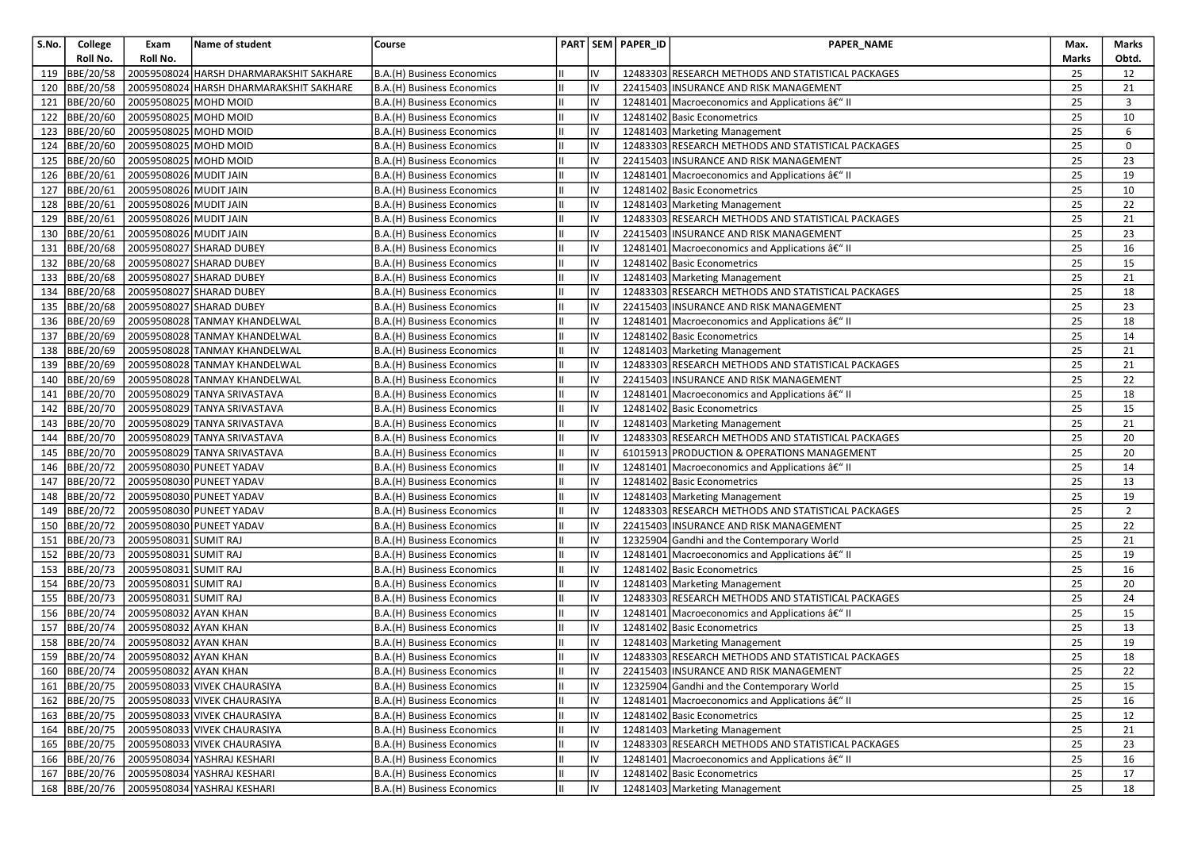| S.No. | College Roll No. | Exam Roll No. | Name of student | Course | PART | SEM | PAPER_ID | PAPER_NAME | Max. Marks | Marks Obtd. |
|---|---|---|---|---|---|---|---|---|---|---|
| 119 | BBE/20/58 | 20059508024 | HARSH DHARMARAKSHIT SAKHARE | B.A.(H) Business Economics | II | IV | 12483303 | RESEARCH METHODS AND STATISTICAL PACKAGES | 25 | 12 |
| 120 | BBE/20/58 | 20059508024 | HARSH DHARMARAKSHIT SAKHARE | B.A.(H) Business Economics | II | IV | 22415403 | INSURANCE AND RISK MANAGEMENT | 25 | 21 |
| 121 | BBE/20/60 | 20059508025 | MOHD MOID | B.A.(H) Business Economics | II | IV | 12481401 | Macroeconomics and Applications â€" II | 25 | 3 |
| 122 | BBE/20/60 | 20059508025 | MOHD MOID | B.A.(H) Business Economics | II | IV | 12481402 | Basic Econometrics | 25 | 10 |
| 123 | BBE/20/60 | 20059508025 | MOHD MOID | B.A.(H) Business Economics | II | IV | 12481403 | Marketing Management | 25 | 6 |
| 124 | BBE/20/60 | 20059508025 | MOHD MOID | B.A.(H) Business Economics | II | IV | 12483303 | RESEARCH METHODS AND STATISTICAL PACKAGES | 25 | 0 |
| 125 | BBE/20/60 | 20059508025 | MOHD MOID | B.A.(H) Business Economics | II | IV | 22415403 | INSURANCE AND RISK MANAGEMENT | 25 | 23 |
| 126 | BBE/20/61 | 20059508026 | MUDIT JAIN | B.A.(H) Business Economics | II | IV | 12481401 | Macroeconomics and Applications â€" II | 25 | 19 |
| 127 | BBE/20/61 | 20059508026 | MUDIT JAIN | B.A.(H) Business Economics | II | IV | 12481402 | Basic Econometrics | 25 | 10 |
| 128 | BBE/20/61 | 20059508026 | MUDIT JAIN | B.A.(H) Business Economics | II | IV | 12481403 | Marketing Management | 25 | 22 |
| 129 | BBE/20/61 | 20059508026 | MUDIT JAIN | B.A.(H) Business Economics | II | IV | 12483303 | RESEARCH METHODS AND STATISTICAL PACKAGES | 25 | 21 |
| 130 | BBE/20/61 | 20059508026 | MUDIT JAIN | B.A.(H) Business Economics | II | IV | 22415403 | INSURANCE AND RISK MANAGEMENT | 25 | 23 |
| 131 | BBE/20/68 | 20059508027 | SHARAD DUBEY | B.A.(H) Business Economics | II | IV | 12481401 | Macroeconomics and Applications â€" II | 25 | 16 |
| 132 | BBE/20/68 | 20059508027 | SHARAD DUBEY | B.A.(H) Business Economics | II | IV | 12481402 | Basic Econometrics | 25 | 15 |
| 133 | BBE/20/68 | 20059508027 | SHARAD DUBEY | B.A.(H) Business Economics | II | IV | 12481403 | Marketing Management | 25 | 21 |
| 134 | BBE/20/68 | 20059508027 | SHARAD DUBEY | B.A.(H) Business Economics | II | IV | 12483303 | RESEARCH METHODS AND STATISTICAL PACKAGES | 25 | 18 |
| 135 | BBE/20/68 | 20059508027 | SHARAD DUBEY | B.A.(H) Business Economics | II | IV | 22415403 | INSURANCE AND RISK MANAGEMENT | 25 | 23 |
| 136 | BBE/20/69 | 20059508028 | TANMAY KHANDELWAL | B.A.(H) Business Economics | II | IV | 12481401 | Macroeconomics and Applications â€" II | 25 | 18 |
| 137 | BBE/20/69 | 20059508028 | TANMAY KHANDELWAL | B.A.(H) Business Economics | II | IV | 12481402 | Basic Econometrics | 25 | 14 |
| 138 | BBE/20/69 | 20059508028 | TANMAY KHANDELWAL | B.A.(H) Business Economics | II | IV | 12481403 | Marketing Management | 25 | 21 |
| 139 | BBE/20/69 | 20059508028 | TANMAY KHANDELWAL | B.A.(H) Business Economics | II | IV | 12483303 | RESEARCH METHODS AND STATISTICAL PACKAGES | 25 | 21 |
| 140 | BBE/20/69 | 20059508028 | TANMAY KHANDELWAL | B.A.(H) Business Economics | II | IV | 22415403 | INSURANCE AND RISK MANAGEMENT | 25 | 22 |
| 141 | BBE/20/70 | 20059508029 | TANYA SRIVASTAVA | B.A.(H) Business Economics | II | IV | 12481401 | Macroeconomics and Applications â€" II | 25 | 18 |
| 142 | BBE/20/70 | 20059508029 | TANYA SRIVASTAVA | B.A.(H) Business Economics | II | IV | 12481402 | Basic Econometrics | 25 | 15 |
| 143 | BBE/20/70 | 20059508029 | TANYA SRIVASTAVA | B.A.(H) Business Economics | II | IV | 12481403 | Marketing Management | 25 | 21 |
| 144 | BBE/20/70 | 20059508029 | TANYA SRIVASTAVA | B.A.(H) Business Economics | II | IV | 12483303 | RESEARCH METHODS AND STATISTICAL PACKAGES | 25 | 20 |
| 145 | BBE/20/70 | 20059508029 | TANYA SRIVASTAVA | B.A.(H) Business Economics | II | IV | 61015913 | PRODUCTION & OPERATIONS MANAGEMENT | 25 | 20 |
| 146 | BBE/20/72 | 20059508030 | PUNEET YADAV | B.A.(H) Business Economics | II | IV | 12481401 | Macroeconomics and Applications â€" II | 25 | 14 |
| 147 | BBE/20/72 | 20059508030 | PUNEET YADAV | B.A.(H) Business Economics | II | IV | 12481402 | Basic Econometrics | 25 | 13 |
| 148 | BBE/20/72 | 20059508030 | PUNEET YADAV | B.A.(H) Business Economics | II | IV | 12481403 | Marketing Management | 25 | 19 |
| 149 | BBE/20/72 | 20059508030 | PUNEET YADAV | B.A.(H) Business Economics | II | IV | 12483303 | RESEARCH METHODS AND STATISTICAL PACKAGES | 25 | 2 |
| 150 | BBE/20/72 | 20059508030 | PUNEET YADAV | B.A.(H) Business Economics | II | IV | 22415403 | INSURANCE AND RISK MANAGEMENT | 25 | 22 |
| 151 | BBE/20/73 | 20059508031 | SUMIT RAJ | B.A.(H) Business Economics | II | IV | 12325904 | Gandhi and the Contemporary World | 25 | 21 |
| 152 | BBE/20/73 | 20059508031 | SUMIT RAJ | B.A.(H) Business Economics | II | IV | 12481401 | Macroeconomics and Applications â€" II | 25 | 19 |
| 153 | BBE/20/73 | 20059508031 | SUMIT RAJ | B.A.(H) Business Economics | II | IV | 12481402 | Basic Econometrics | 25 | 16 |
| 154 | BBE/20/73 | 20059508031 | SUMIT RAJ | B.A.(H) Business Economics | II | IV | 12481403 | Marketing Management | 25 | 20 |
| 155 | BBE/20/73 | 20059508031 | SUMIT RAJ | B.A.(H) Business Economics | II | IV | 12483303 | RESEARCH METHODS AND STATISTICAL PACKAGES | 25 | 24 |
| 156 | BBE/20/74 | 20059508032 | AYAN KHAN | B.A.(H) Business Economics | II | IV | 12481401 | Macroeconomics and Applications â€" II | 25 | 15 |
| 157 | BBE/20/74 | 20059508032 | AYAN KHAN | B.A.(H) Business Economics | II | IV | 12481402 | Basic Econometrics | 25 | 13 |
| 158 | BBE/20/74 | 20059508032 | AYAN KHAN | B.A.(H) Business Economics | II | IV | 12481403 | Marketing Management | 25 | 19 |
| 159 | BBE/20/74 | 20059508032 | AYAN KHAN | B.A.(H) Business Economics | II | IV | 12483303 | RESEARCH METHODS AND STATISTICAL PACKAGES | 25 | 18 |
| 160 | BBE/20/74 | 20059508032 | AYAN KHAN | B.A.(H) Business Economics | II | IV | 22415403 | INSURANCE AND RISK MANAGEMENT | 25 | 22 |
| 161 | BBE/20/75 | 20059508033 | VIVEK CHAURASIYA | B.A.(H) Business Economics | II | IV | 12325904 | Gandhi and the Contemporary World | 25 | 15 |
| 162 | BBE/20/75 | 20059508033 | VIVEK CHAURASIYA | B.A.(H) Business Economics | II | IV | 12481401 | Macroeconomics and Applications â€" II | 25 | 16 |
| 163 | BBE/20/75 | 20059508033 | VIVEK CHAURASIYA | B.A.(H) Business Economics | II | IV | 12481402 | Basic Econometrics | 25 | 12 |
| 164 | BBE/20/75 | 20059508033 | VIVEK CHAURASIYA | B.A.(H) Business Economics | II | IV | 12481403 | Marketing Management | 25 | 21 |
| 165 | BBE/20/75 | 20059508033 | VIVEK CHAURASIYA | B.A.(H) Business Economics | II | IV | 12483303 | RESEARCH METHODS AND STATISTICAL PACKAGES | 25 | 23 |
| 166 | BBE/20/76 | 20059508034 | YASHRAJ KESHARI | B.A.(H) Business Economics | II | IV | 12481401 | Macroeconomics and Applications â€" II | 25 | 16 |
| 167 | BBE/20/76 | 20059508034 | YASHRAJ KESHARI | B.A.(H) Business Economics | II | IV | 12481402 | Basic Econometrics | 25 | 17 |
| 168 | BBE/20/76 | 20059508034 | YASHRAJ KESHARI | B.A.(H) Business Economics | II | IV | 12481403 | Marketing Management | 25 | 18 |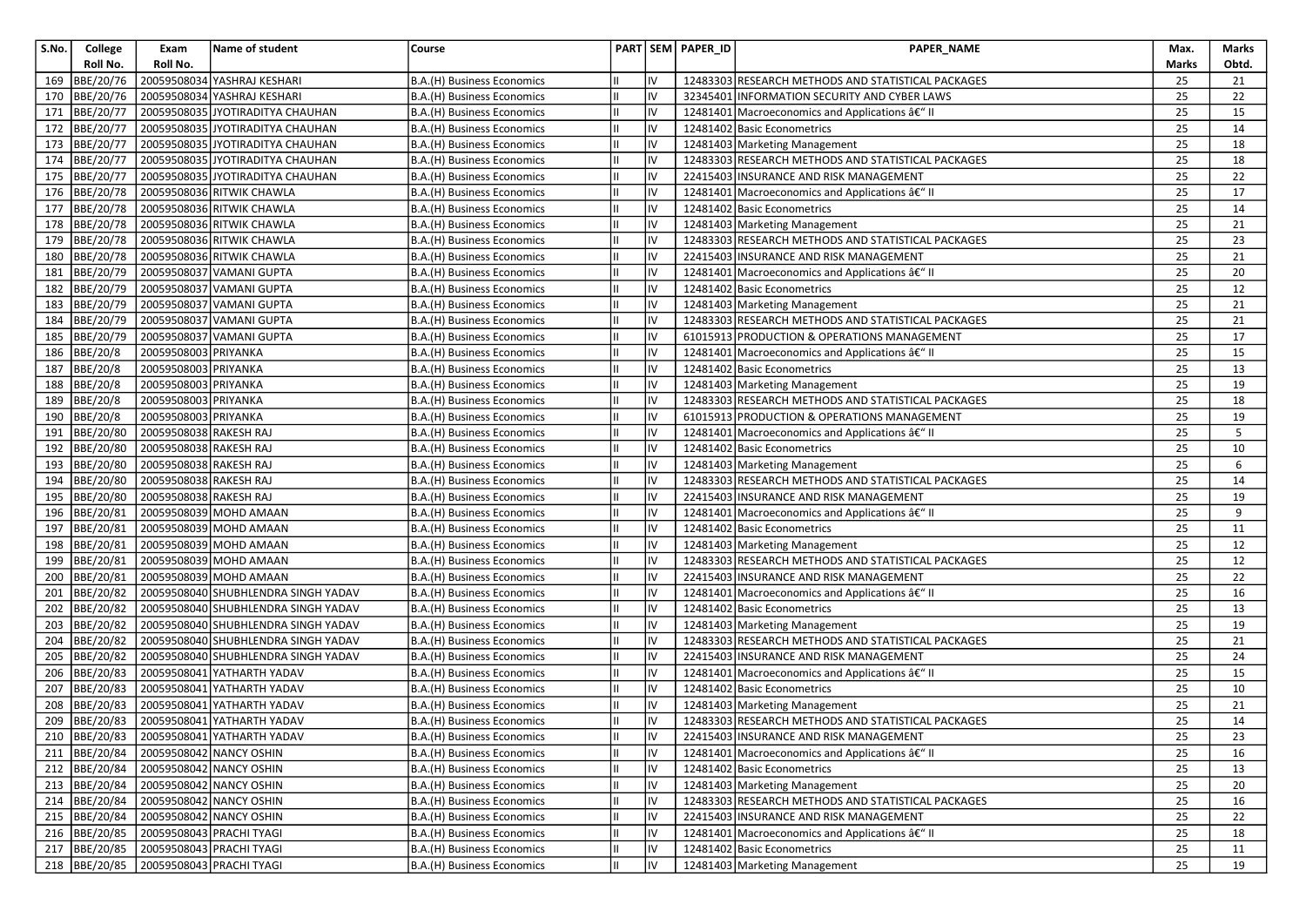| S.No. | College Roll No. | Exam Roll No. | Name of student | Course | PART | SEM | PAPER_ID | PAPER_NAME | Max. Marks | Marks Obtd. |
|---|---|---|---|---|---|---|---|---|---|---|
| 169 | BBE/20/76 | 20059508034 | YASHRAJ KESHARI | B.A.(H) Business Economics | II | IV | 12483303 | RESEARCH METHODS AND STATISTICAL PACKAGES | 25 | 21 |
| 170 | BBE/20/76 | 20059508034 | YASHRAJ KESHARI | B.A.(H) Business Economics | II | IV | 32345401 | INFORMATION SECURITY AND CYBER LAWS | 25 | 22 |
| 171 | BBE/20/77 | 20059508035 | JYOTIRADITYA CHAUHAN | B.A.(H) Business Economics | II | IV | 12481401 | Macroeconomics and Applications â€“ II | 25 | 15 |
| 172 | BBE/20/77 | 20059508035 | JYOTIRADITYA CHAUHAN | B.A.(H) Business Economics | II | IV | 12481402 | Basic Econometrics | 25 | 14 |
| 173 | BBE/20/77 | 20059508035 | JYOTIRADITYA CHAUHAN | B.A.(H) Business Economics | II | IV | 12481403 | Marketing Management | 25 | 18 |
| 174 | BBE/20/77 | 20059508035 | JYOTIRADITYA CHAUHAN | B.A.(H) Business Economics | II | IV | 12483303 | RESEARCH METHODS AND STATISTICAL PACKAGES | 25 | 18 |
| 175 | BBE/20/77 | 20059508035 | JYOTIRADITYA CHAUHAN | B.A.(H) Business Economics | II | IV | 22415403 | INSURANCE AND RISK MANAGEMENT | 25 | 22 |
| 176 | BBE/20/78 | 20059508036 | RITWIK CHAWLA | B.A.(H) Business Economics | II | IV | 12481401 | Macroeconomics and Applications â€“ II | 25 | 17 |
| 177 | BBE/20/78 | 20059508036 | RITWIK CHAWLA | B.A.(H) Business Economics | II | IV | 12481402 | Basic Econometrics | 25 | 14 |
| 178 | BBE/20/78 | 20059508036 | RITWIK CHAWLA | B.A.(H) Business Economics | II | IV | 12481403 | Marketing Management | 25 | 21 |
| 179 | BBE/20/78 | 20059508036 | RITWIK CHAWLA | B.A.(H) Business Economics | II | IV | 12483303 | RESEARCH METHODS AND STATISTICAL PACKAGES | 25 | 23 |
| 180 | BBE/20/78 | 20059508036 | RITWIK CHAWLA | B.A.(H) Business Economics | II | IV | 22415403 | INSURANCE AND RISK MANAGEMENT | 25 | 21 |
| 181 | BBE/20/79 | 20059508037 | VAMANI GUPTA | B.A.(H) Business Economics | II | IV | 12481401 | Macroeconomics and Applications â€“ II | 25 | 20 |
| 182 | BBE/20/79 | 20059508037 | VAMANI GUPTA | B.A.(H) Business Economics | II | IV | 12481402 | Basic Econometrics | 25 | 12 |
| 183 | BBE/20/79 | 20059508037 | VAMANI GUPTA | B.A.(H) Business Economics | II | IV | 12481403 | Marketing Management | 25 | 21 |
| 184 | BBE/20/79 | 20059508037 | VAMANI GUPTA | B.A.(H) Business Economics | II | IV | 12483303 | RESEARCH METHODS AND STATISTICAL PACKAGES | 25 | 21 |
| 185 | BBE/20/79 | 20059508037 | VAMANI GUPTA | B.A.(H) Business Economics | II | IV | 61015913 | PRODUCTION & OPERATIONS MANAGEMENT | 25 | 17 |
| 186 | BBE/20/8 | 20059508003 | PRIYANKA | B.A.(H) Business Economics | II | IV | 12481401 | Macroeconomics and Applications â€“ II | 25 | 15 |
| 187 | BBE/20/8 | 20059508003 | PRIYANKA | B.A.(H) Business Economics | II | IV | 12481402 | Basic Econometrics | 25 | 13 |
| 188 | BBE/20/8 | 20059508003 | PRIYANKA | B.A.(H) Business Economics | II | IV | 12481403 | Marketing Management | 25 | 19 |
| 189 | BBE/20/8 | 20059508003 | PRIYANKA | B.A.(H) Business Economics | II | IV | 12483303 | RESEARCH METHODS AND STATISTICAL PACKAGES | 25 | 18 |
| 190 | BBE/20/8 | 20059508003 | PRIYANKA | B.A.(H) Business Economics | II | IV | 61015913 | PRODUCTION & OPERATIONS MANAGEMENT | 25 | 19 |
| 191 | BBE/20/80 | 20059508038 | RAKESH RAJ | B.A.(H) Business Economics | II | IV | 12481401 | Macroeconomics and Applications â€“ II | 25 | 5 |
| 192 | BBE/20/80 | 20059508038 | RAKESH RAJ | B.A.(H) Business Economics | II | IV | 12481402 | Basic Econometrics | 25 | 10 |
| 193 | BBE/20/80 | 20059508038 | RAKESH RAJ | B.A.(H) Business Economics | II | IV | 12481403 | Marketing Management | 25 | 6 |
| 194 | BBE/20/80 | 20059508038 | RAKESH RAJ | B.A.(H) Business Economics | II | IV | 12483303 | RESEARCH METHODS AND STATISTICAL PACKAGES | 25 | 14 |
| 195 | BBE/20/80 | 20059508038 | RAKESH RAJ | B.A.(H) Business Economics | II | IV | 22415403 | INSURANCE AND RISK MANAGEMENT | 25 | 19 |
| 196 | BBE/20/81 | 20059508039 | MOHD AMAAN | B.A.(H) Business Economics | II | IV | 12481401 | Macroeconomics and Applications â€“ II | 25 | 9 |
| 197 | BBE/20/81 | 20059508039 | MOHD AMAAN | B.A.(H) Business Economics | II | IV | 12481402 | Basic Econometrics | 25 | 11 |
| 198 | BBE/20/81 | 20059508039 | MOHD AMAAN | B.A.(H) Business Economics | II | IV | 12481403 | Marketing Management | 25 | 12 |
| 199 | BBE/20/81 | 20059508039 | MOHD AMAAN | B.A.(H) Business Economics | II | IV | 12483303 | RESEARCH METHODS AND STATISTICAL PACKAGES | 25 | 12 |
| 200 | BBE/20/81 | 20059508039 | MOHD AMAAN | B.A.(H) Business Economics | II | IV | 22415403 | INSURANCE AND RISK MANAGEMENT | 25 | 22 |
| 201 | BBE/20/82 | 20059508040 | SHUBHLENDRA SINGH YADAV | B.A.(H) Business Economics | II | IV | 12481401 | Macroeconomics and Applications â€“ II | 25 | 16 |
| 202 | BBE/20/82 | 20059508040 | SHUBHLENDRA SINGH YADAV | B.A.(H) Business Economics | II | IV | 12481402 | Basic Econometrics | 25 | 13 |
| 203 | BBE/20/82 | 20059508040 | SHUBHLENDRA SINGH YADAV | B.A.(H) Business Economics | II | IV | 12481403 | Marketing Management | 25 | 19 |
| 204 | BBE/20/82 | 20059508040 | SHUBHLENDRA SINGH YADAV | B.A.(H) Business Economics | II | IV | 12483303 | RESEARCH METHODS AND STATISTICAL PACKAGES | 25 | 21 |
| 205 | BBE/20/82 | 20059508040 | SHUBHLENDRA SINGH YADAV | B.A.(H) Business Economics | II | IV | 22415403 | INSURANCE AND RISK MANAGEMENT | 25 | 24 |
| 206 | BBE/20/83 | 20059508041 | YATHARTH YADAV | B.A.(H) Business Economics | II | IV | 12481401 | Macroeconomics and Applications â€“ II | 25 | 15 |
| 207 | BBE/20/83 | 20059508041 | YATHARTH YADAV | B.A.(H) Business Economics | II | IV | 12481402 | Basic Econometrics | 25 | 10 |
| 208 | BBE/20/83 | 20059508041 | YATHARTH YADAV | B.A.(H) Business Economics | II | IV | 12481403 | Marketing Management | 25 | 21 |
| 209 | BBE/20/83 | 20059508041 | YATHARTH YADAV | B.A.(H) Business Economics | II | IV | 12483303 | RESEARCH METHODS AND STATISTICAL PACKAGES | 25 | 14 |
| 210 | BBE/20/83 | 20059508041 | YATHARTH YADAV | B.A.(H) Business Economics | II | IV | 22415403 | INSURANCE AND RISK MANAGEMENT | 25 | 23 |
| 211 | BBE/20/84 | 20059508042 | NANCY OSHIN | B.A.(H) Business Economics | II | IV | 12481401 | Macroeconomics and Applications â€“ II | 25 | 16 |
| 212 | BBE/20/84 | 20059508042 | NANCY OSHIN | B.A.(H) Business Economics | II | IV | 12481402 | Basic Econometrics | 25 | 13 |
| 213 | BBE/20/84 | 20059508042 | NANCY OSHIN | B.A.(H) Business Economics | II | IV | 12481403 | Marketing Management | 25 | 20 |
| 214 | BBE/20/84 | 20059508042 | NANCY OSHIN | B.A.(H) Business Economics | II | IV | 12483303 | RESEARCH METHODS AND STATISTICAL PACKAGES | 25 | 16 |
| 215 | BBE/20/84 | 20059508042 | NANCY OSHIN | B.A.(H) Business Economics | II | IV | 22415403 | INSURANCE AND RISK MANAGEMENT | 25 | 22 |
| 216 | BBE/20/85 | 20059508043 | PRACHI TYAGI | B.A.(H) Business Economics | II | IV | 12481401 | Macroeconomics and Applications â€“ II | 25 | 18 |
| 217 | BBE/20/85 | 20059508043 | PRACHI TYAGI | B.A.(H) Business Economics | II | IV | 12481402 | Basic Econometrics | 25 | 11 |
| 218 | BBE/20/85 | 20059508043 | PRACHI TYAGI | B.A.(H) Business Economics | II | IV | 12481403 | Marketing Management | 25 | 19 |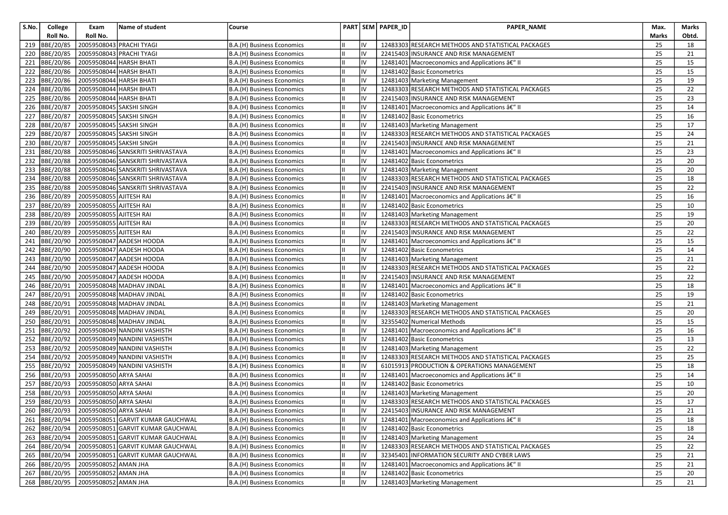| S.No. | College Roll No. | Exam Roll No. | Name of student | Course | PART | SEM | PAPER_ID | PAPER_NAME | Max. Marks | Marks Obtd. |
|---|---|---|---|---|---|---|---|---|---|---|
| 219 | BBE/20/85 | 20059508043 | PRACHI TYAGI | B.A.(H) Business Economics | II | IV | 12483303 | RESEARCH METHODS AND STATISTICAL PACKAGES | 25 | 18 |
| 220 | BBE/20/85 | 20059508043 | PRACHI TYAGI | B.A.(H) Business Economics | II | IV | 22415403 | INSURANCE AND RISK MANAGEMENT | 25 | 21 |
| 221 | BBE/20/86 | 20059508044 | HARSH BHATI | B.A.(H) Business Economics | II | IV | 12481401 | Macroeconomics and Applications â€" II | 25 | 15 |
| 222 | BBE/20/86 | 20059508044 | HARSH BHATI | B.A.(H) Business Economics | II | IV | 12481402 | Basic Econometrics | 25 | 15 |
| 223 | BBE/20/86 | 20059508044 | HARSH BHATI | B.A.(H) Business Economics | II | IV | 12481403 | Marketing Management | 25 | 19 |
| 224 | BBE/20/86 | 20059508044 | HARSH BHATI | B.A.(H) Business Economics | II | IV | 12483303 | RESEARCH METHODS AND STATISTICAL PACKAGES | 25 | 22 |
| 225 | BBE/20/86 | 20059508044 | HARSH BHATI | B.A.(H) Business Economics | II | IV | 22415403 | INSURANCE AND RISK MANAGEMENT | 25 | 23 |
| 226 | BBE/20/87 | 20059508045 | SAKSHI SINGH | B.A.(H) Business Economics | II | IV | 12481401 | Macroeconomics and Applications â€" II | 25 | 14 |
| 227 | BBE/20/87 | 20059508045 | SAKSHI SINGH | B.A.(H) Business Economics | II | IV | 12481402 | Basic Econometrics | 25 | 16 |
| 228 | BBE/20/87 | 20059508045 | SAKSHI SINGH | B.A.(H) Business Economics | II | IV | 12481403 | Marketing Management | 25 | 17 |
| 229 | BBE/20/87 | 20059508045 | SAKSHI SINGH | B.A.(H) Business Economics | II | IV | 12483303 | RESEARCH METHODS AND STATISTICAL PACKAGES | 25 | 24 |
| 230 | BBE/20/87 | 20059508045 | SAKSHI SINGH | B.A.(H) Business Economics | II | IV | 22415403 | INSURANCE AND RISK MANAGEMENT | 25 | 21 |
| 231 | BBE/20/88 | 20059508046 | SANSKRITI SHRIVASTAVA | B.A.(H) Business Economics | II | IV | 12481401 | Macroeconomics and Applications â€" II | 25 | 23 |
| 232 | BBE/20/88 | 20059508046 | SANSKRITI SHRIVASTAVA | B.A.(H) Business Economics | II | IV | 12481402 | Basic Econometrics | 25 | 20 |
| 233 | BBE/20/88 | 20059508046 | SANSKRITI SHRIVASTAVA | B.A.(H) Business Economics | II | IV | 12481403 | Marketing Management | 25 | 20 |
| 234 | BBE/20/88 | 20059508046 | SANSKRITI SHRIVASTAVA | B.A.(H) Business Economics | II | IV | 12483303 | RESEARCH METHODS AND STATISTICAL PACKAGES | 25 | 18 |
| 235 | BBE/20/88 | 20059508046 | SANSKRITI SHRIVASTAVA | B.A.(H) Business Economics | II | IV | 22415403 | INSURANCE AND RISK MANAGEMENT | 25 | 22 |
| 236 | BBE/20/89 | 20059508055 | AJITESH RAI | B.A.(H) Business Economics | II | IV | 12481401 | Macroeconomics and Applications â€" II | 25 | 16 |
| 237 | BBE/20/89 | 20059508055 | AJITESH RAI | B.A.(H) Business Economics | II | IV | 12481402 | Basic Econometrics | 25 | 10 |
| 238 | BBE/20/89 | 20059508055 | AJITESH RAI | B.A.(H) Business Economics | II | IV | 12481403 | Marketing Management | 25 | 19 |
| 239 | BBE/20/89 | 20059508055 | AJITESH RAI | B.A.(H) Business Economics | II | IV | 12483303 | RESEARCH METHODS AND STATISTICAL PACKAGES | 25 | 20 |
| 240 | BBE/20/89 | 20059508055 | AJITESH RAI | B.A.(H) Business Economics | II | IV | 22415403 | INSURANCE AND RISK MANAGEMENT | 25 | 22 |
| 241 | BBE/20/90 | 20059508047 | AADESH HOODA | B.A.(H) Business Economics | II | IV | 12481401 | Macroeconomics and Applications â€" II | 25 | 15 |
| 242 | BBE/20/90 | 20059508047 | AADESH HOODA | B.A.(H) Business Economics | II | IV | 12481402 | Basic Econometrics | 25 | 14 |
| 243 | BBE/20/90 | 20059508047 | AADESH HOODA | B.A.(H) Business Economics | II | IV | 12481403 | Marketing Management | 25 | 21 |
| 244 | BBE/20/90 | 20059508047 | AADESH HOODA | B.A.(H) Business Economics | II | IV | 12483303 | RESEARCH METHODS AND STATISTICAL PACKAGES | 25 | 22 |
| 245 | BBE/20/90 | 20059508047 | AADESH HOODA | B.A.(H) Business Economics | II | IV | 22415403 | INSURANCE AND RISK MANAGEMENT | 25 | 22 |
| 246 | BBE/20/91 | 20059508048 | MADHAV JINDAL | B.A.(H) Business Economics | II | IV | 12481401 | Macroeconomics and Applications â€" II | 25 | 18 |
| 247 | BBE/20/91 | 20059508048 | MADHAV JINDAL | B.A.(H) Business Economics | II | IV | 12481402 | Basic Econometrics | 25 | 19 |
| 248 | BBE/20/91 | 20059508048 | MADHAV JINDAL | B.A.(H) Business Economics | II | IV | 12481403 | Marketing Management | 25 | 21 |
| 249 | BBE/20/91 | 20059508048 | MADHAV JINDAL | B.A.(H) Business Economics | II | IV | 12483303 | RESEARCH METHODS AND STATISTICAL PACKAGES | 25 | 20 |
| 250 | BBE/20/91 | 20059508048 | MADHAV JINDAL | B.A.(H) Business Economics | II | IV | 32355402 | Numerical Methods | 25 | 15 |
| 251 | BBE/20/92 | 20059508049 | NANDINI VASHISTH | B.A.(H) Business Economics | II | IV | 12481401 | Macroeconomics and Applications â€" II | 25 | 16 |
| 252 | BBE/20/92 | 20059508049 | NANDINI VASHISTH | B.A.(H) Business Economics | II | IV | 12481402 | Basic Econometrics | 25 | 13 |
| 253 | BBE/20/92 | 20059508049 | NANDINI VASHISTH | B.A.(H) Business Economics | II | IV | 12481403 | Marketing Management | 25 | 22 |
| 254 | BBE/20/92 | 20059508049 | NANDINI VASHISTH | B.A.(H) Business Economics | II | IV | 12483303 | RESEARCH METHODS AND STATISTICAL PACKAGES | 25 | 25 |
| 255 | BBE/20/92 | 20059508049 | NANDINI VASHISTH | B.A.(H) Business Economics | II | IV | 61015913 | PRODUCTION & OPERATIONS MANAGEMENT | 25 | 18 |
| 256 | BBE/20/93 | 20059508050 | ARYA SAHAI | B.A.(H) Business Economics | II | IV | 12481401 | Macroeconomics and Applications â€" II | 25 | 14 |
| 257 | BBE/20/93 | 20059508050 | ARYA SAHAI | B.A.(H) Business Economics | II | IV | 12481402 | Basic Econometrics | 25 | 10 |
| 258 | BBE/20/93 | 20059508050 | ARYA SAHAI | B.A.(H) Business Economics | II | IV | 12481403 | Marketing Management | 25 | 20 |
| 259 | BBE/20/93 | 20059508050 | ARYA SAHAI | B.A.(H) Business Economics | II | IV | 12483303 | RESEARCH METHODS AND STATISTICAL PACKAGES | 25 | 17 |
| 260 | BBE/20/93 | 20059508050 | ARYA SAHAI | B.A.(H) Business Economics | II | IV | 22415403 | INSURANCE AND RISK MANAGEMENT | 25 | 21 |
| 261 | BBE/20/94 | 20059508051 | GARVIT KUMAR GAUCHWAL | B.A.(H) Business Economics | II | IV | 12481401 | Macroeconomics and Applications â€" II | 25 | 18 |
| 262 | BBE/20/94 | 20059508051 | GARVIT KUMAR GAUCHWAL | B.A.(H) Business Economics | II | IV | 12481402 | Basic Econometrics | 25 | 18 |
| 263 | BBE/20/94 | 20059508051 | GARVIT KUMAR GAUCHWAL | B.A.(H) Business Economics | II | IV | 12481403 | Marketing Management | 25 | 24 |
| 264 | BBE/20/94 | 20059508051 | GARVIT KUMAR GAUCHWAL | B.A.(H) Business Economics | II | IV | 12483303 | RESEARCH METHODS AND STATISTICAL PACKAGES | 25 | 22 |
| 265 | BBE/20/94 | 20059508051 | GARVIT KUMAR GAUCHWAL | B.A.(H) Business Economics | II | IV | 32345401 | INFORMATION SECURITY AND CYBER LAWS | 25 | 21 |
| 266 | BBE/20/95 | 20059508052 | AMAN JHA | B.A.(H) Business Economics | II | IV | 12481401 | Macroeconomics and Applications â€" II | 25 | 21 |
| 267 | BBE/20/95 | 20059508052 | AMAN JHA | B.A.(H) Business Economics | II | IV | 12481402 | Basic Econometrics | 25 | 20 |
| 268 | BBE/20/95 | 20059508052 | AMAN JHA | B.A.(H) Business Economics | II | IV | 12481403 | Marketing Management | 25 | 21 |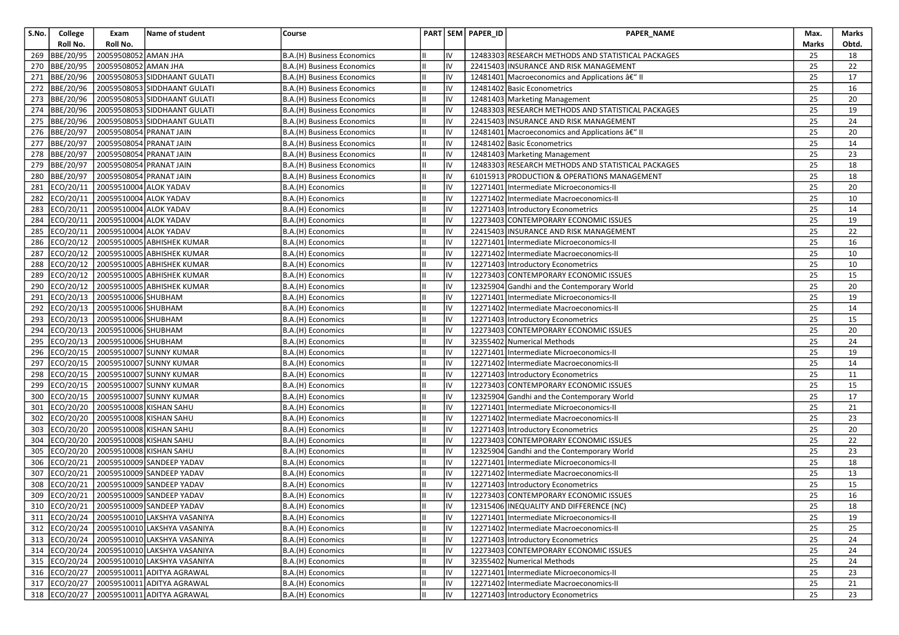| S.No. | College Roll No. | Exam Roll No. | Name of student | Course | PART | SEM | PAPER_ID | PAPER_NAME | Max. Marks | Marks Obtd. |
|---|---|---|---|---|---|---|---|---|---|---|
| 269 | BBE/20/95 | 20059508052 | AMAN JHA | B.A.(H) Business Economics | II | IV | 12483303 | RESEARCH METHODS AND STATISTICAL PACKAGES | 25 | 18 |
| 270 | BBE/20/95 | 20059508052 | AMAN JHA | B.A.(H) Business Economics | II | IV | 22415403 | INSURANCE AND RISK MANAGEMENT | 25 | 22 |
| 271 | BBE/20/96 | 20059508053 | SIDDHAANT GULATI | B.A.(H) Business Economics | II | IV | 12481401 | Macroeconomics and Applications â€“ II | 25 | 17 |
| 272 | BBE/20/96 | 20059508053 | SIDDHAANT GULATI | B.A.(H) Business Economics | II | IV | 12481402 | Basic Econometrics | 25 | 16 |
| 273 | BBE/20/96 | 20059508053 | SIDDHAANT GULATI | B.A.(H) Business Economics | II | IV | 12481403 | Marketing Management | 25 | 20 |
| 274 | BBE/20/96 | 20059508053 | SIDDHAANT GULATI | B.A.(H) Business Economics | II | IV | 12483303 | RESEARCH METHODS AND STATISTICAL PACKAGES | 25 | 19 |
| 275 | BBE/20/96 | 20059508053 | SIDDHAANT GULATI | B.A.(H) Business Economics | II | IV | 22415403 | INSURANCE AND RISK MANAGEMENT | 25 | 24 |
| 276 | BBE/20/97 | 20059508054 | PRANAT JAIN | B.A.(H) Business Economics | II | IV | 12481401 | Macroeconomics and Applications â€“ II | 25 | 20 |
| 277 | BBE/20/97 | 20059508054 | PRANAT JAIN | B.A.(H) Business Economics | II | IV | 12481402 | Basic Econometrics | 25 | 14 |
| 278 | BBE/20/97 | 20059508054 | PRANAT JAIN | B.A.(H) Business Economics | II | IV | 12481403 | Marketing Management | 25 | 23 |
| 279 | BBE/20/97 | 20059508054 | PRANAT JAIN | B.A.(H) Business Economics | II | IV | 12483303 | RESEARCH METHODS AND STATISTICAL PACKAGES | 25 | 18 |
| 280 | BBE/20/97 | 20059508054 | PRANAT JAIN | B.A.(H) Business Economics | II | IV | 61015913 | PRODUCTION & OPERATIONS MANAGEMENT | 25 | 18 |
| 281 | ECO/20/11 | 20059510004 | ALOK YADAV | B.A.(H) Economics | II | IV | 12271401 | Intermediate Microeconomics-II | 25 | 20 |
| 282 | ECO/20/11 | 20059510004 | ALOK YADAV | B.A.(H) Economics | II | IV | 12271402 | Intermediate Macroeconomics-II | 25 | 10 |
| 283 | ECO/20/11 | 20059510004 | ALOK YADAV | B.A.(H) Economics | II | IV | 12271403 | Introductory Econometrics | 25 | 14 |
| 284 | ECO/20/11 | 20059510004 | ALOK YADAV | B.A.(H) Economics | II | IV | 12273403 | CONTEMPORARY ECONOMIC ISSUES | 25 | 19 |
| 285 | ECO/20/11 | 20059510004 | ALOK YADAV | B.A.(H) Economics | II | IV | 22415403 | INSURANCE AND RISK MANAGEMENT | 25 | 22 |
| 286 | ECO/20/12 | 20059510005 | ABHISHEK KUMAR | B.A.(H) Economics | II | IV | 12271401 | Intermediate Microeconomics-II | 25 | 16 |
| 287 | ECO/20/12 | 20059510005 | ABHISHEK KUMAR | B.A.(H) Economics | II | IV | 12271402 | Intermediate Macroeconomics-II | 25 | 10 |
| 288 | ECO/20/12 | 20059510005 | ABHISHEK KUMAR | B.A.(H) Economics | II | IV | 12271403 | Introductory Econometrics | 25 | 10 |
| 289 | ECO/20/12 | 20059510005 | ABHISHEK KUMAR | B.A.(H) Economics | II | IV | 12273403 | CONTEMPORARY ECONOMIC ISSUES | 25 | 15 |
| 290 | ECO/20/12 | 20059510005 | ABHISHEK KUMAR | B.A.(H) Economics | II | IV | 12325904 | Gandhi and the Contemporary World | 25 | 20 |
| 291 | ECO/20/13 | 20059510006 | SHUBHAM | B.A.(H) Economics | II | IV | 12271401 | Intermediate Microeconomics-II | 25 | 19 |
| 292 | ECO/20/13 | 20059510006 | SHUBHAM | B.A.(H) Economics | II | IV | 12271402 | Intermediate Macroeconomics-II | 25 | 14 |
| 293 | ECO/20/13 | 20059510006 | SHUBHAM | B.A.(H) Economics | II | IV | 12271403 | Introductory Econometrics | 25 | 15 |
| 294 | ECO/20/13 | 20059510006 | SHUBHAM | B.A.(H) Economics | II | IV | 12273403 | CONTEMPORARY ECONOMIC ISSUES | 25 | 20 |
| 295 | ECO/20/13 | 20059510006 | SHUBHAM | B.A.(H) Economics | II | IV | 32355402 | Numerical Methods | 25 | 24 |
| 296 | ECO/20/15 | 20059510007 | SUNNY KUMAR | B.A.(H) Economics | II | IV | 12271401 | Intermediate Microeconomics-II | 25 | 19 |
| 297 | ECO/20/15 | 20059510007 | SUNNY KUMAR | B.A.(H) Economics | II | IV | 12271402 | Intermediate Macroeconomics-II | 25 | 14 |
| 298 | ECO/20/15 | 20059510007 | SUNNY KUMAR | B.A.(H) Economics | II | IV | 12271403 | Introductory Econometrics | 25 | 11 |
| 299 | ECO/20/15 | 20059510007 | SUNNY KUMAR | B.A.(H) Economics | II | IV | 12273403 | CONTEMPORARY ECONOMIC ISSUES | 25 | 15 |
| 300 | ECO/20/15 | 20059510007 | SUNNY KUMAR | B.A.(H) Economics | II | IV | 12325904 | Gandhi and the Contemporary World | 25 | 17 |
| 301 | ECO/20/20 | 20059510008 | KISHAN SAHU | B.A.(H) Economics | II | IV | 12271401 | Intermediate Microeconomics-II | 25 | 21 |
| 302 | ECO/20/20 | 20059510008 | KISHAN SAHU | B.A.(H) Economics | II | IV | 12271402 | Intermediate Macroeconomics-II | 25 | 23 |
| 303 | ECO/20/20 | 20059510008 | KISHAN SAHU | B.A.(H) Economics | II | IV | 12271403 | Introductory Econometrics | 25 | 20 |
| 304 | ECO/20/20 | 20059510008 | KISHAN SAHU | B.A.(H) Economics | II | IV | 12273403 | CONTEMPORARY ECONOMIC ISSUES | 25 | 22 |
| 305 | ECO/20/20 | 20059510008 | KISHAN SAHU | B.A.(H) Economics | II | IV | 12325904 | Gandhi and the Contemporary World | 25 | 23 |
| 306 | ECO/20/21 | 20059510009 | SANDEEP YADAV | B.A.(H) Economics | II | IV | 12271401 | Intermediate Microeconomics-II | 25 | 18 |
| 307 | ECO/20/21 | 20059510009 | SANDEEP YADAV | B.A.(H) Economics | II | IV | 12271402 | Intermediate Macroeconomics-II | 25 | 13 |
| 308 | ECO/20/21 | 20059510009 | SANDEEP YADAV | B.A.(H) Economics | II | IV | 12271403 | Introductory Econometrics | 25 | 15 |
| 309 | ECO/20/21 | 20059510009 | SANDEEP YADAV | B.A.(H) Economics | II | IV | 12273403 | CONTEMPORARY ECONOMIC ISSUES | 25 | 16 |
| 310 | ECO/20/21 | 20059510009 | SANDEEP YADAV | B.A.(H) Economics | II | IV | 12315406 | INEQUALITY AND DIFFERENCE (NC) | 25 | 18 |
| 311 | ECO/20/24 | 20059510010 | LAKSHYA VASANIYA | B.A.(H) Economics | II | IV | 12271401 | Intermediate Microeconomics-II | 25 | 19 |
| 312 | ECO/20/24 | 20059510010 | LAKSHYA VASANIYA | B.A.(H) Economics | II | IV | 12271402 | Intermediate Macroeconomics-II | 25 | 25 |
| 313 | ECO/20/24 | 20059510010 | LAKSHYA VASANIYA | B.A.(H) Economics | II | IV | 12271403 | Introductory Econometrics | 25 | 24 |
| 314 | ECO/20/24 | 20059510010 | LAKSHYA VASANIYA | B.A.(H) Economics | II | IV | 12273403 | CONTEMPORARY ECONOMIC ISSUES | 25 | 24 |
| 315 | ECO/20/24 | 20059510010 | LAKSHYA VASANIYA | B.A.(H) Economics | II | IV | 32355402 | Numerical Methods | 25 | 24 |
| 316 | ECO/20/27 | 20059510011 | ADITYA AGRAWAL | B.A.(H) Economics | II | IV | 12271401 | Intermediate Microeconomics-II | 25 | 23 |
| 317 | ECO/20/27 | 20059510011 | ADITYA AGRAWAL | B.A.(H) Economics | II | IV | 12271402 | Intermediate Macroeconomics-II | 25 | 21 |
| 318 | ECO/20/27 | 20059510011 | ADITYA AGRAWAL | B.A.(H) Economics | II | IV | 12271403 | Introductory Econometrics | 25 | 23 |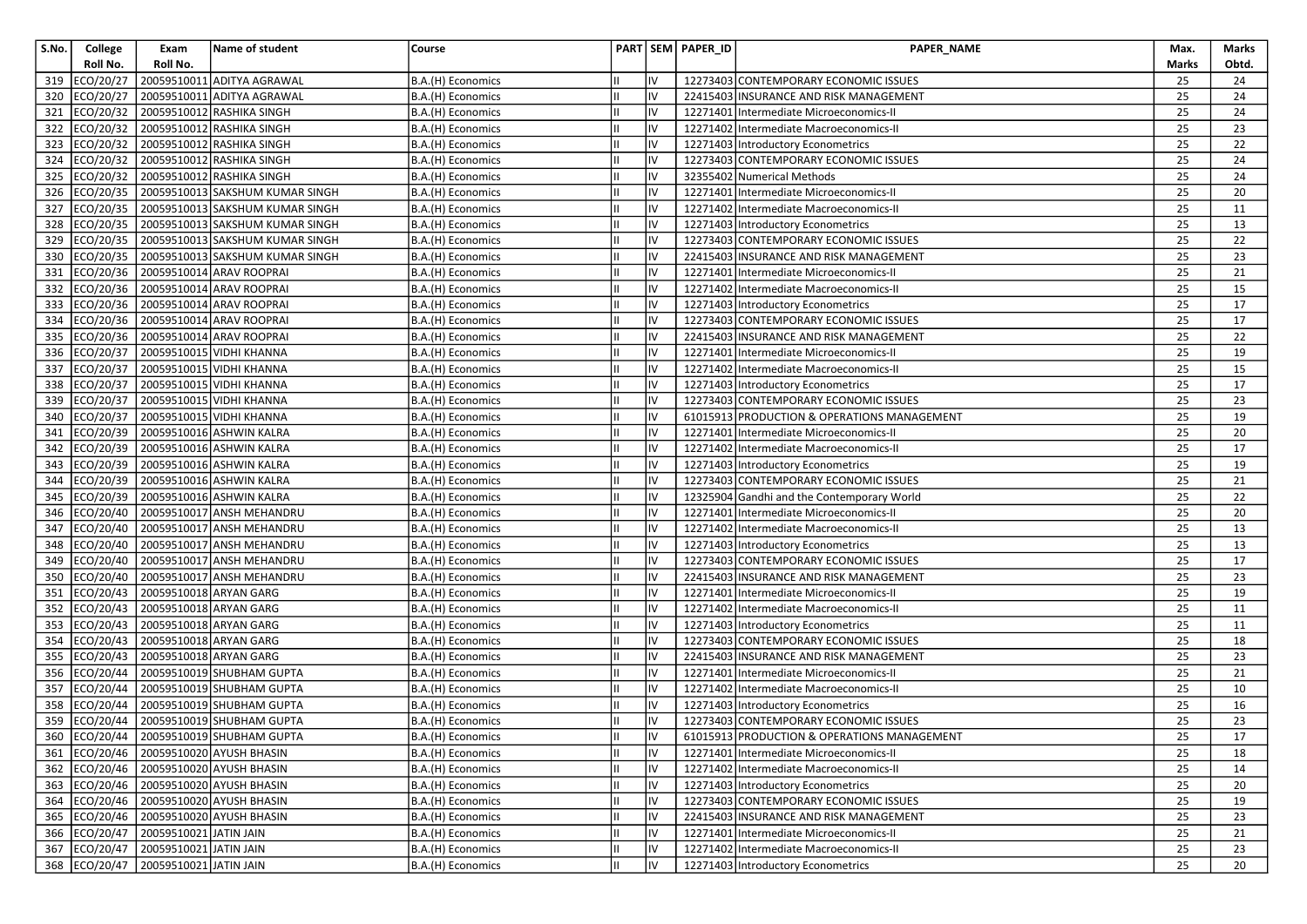| S.No. | College Roll No. | Exam Roll No. | Name of student | Course | PART | SEM | PAPER_ID | PAPER_NAME | Max. Marks | Marks Obtd. |
|---|---|---|---|---|---|---|---|---|---|---|
| 319 | ECO/20/27 | 20059510011 | ADITYA AGRAWAL | B.A.(H) Economics | II | IV | 12273403 | CONTEMPORARY ECONOMIC ISSUES | 25 | 24 |
| 320 | ECO/20/27 | 20059510011 | ADITYA AGRAWAL | B.A.(H) Economics | II | IV | 22415403 | INSURANCE AND RISK MANAGEMENT | 25 | 24 |
| 321 | ECO/20/32 | 20059510012 | RASHIKA SINGH | B.A.(H) Economics | II | IV | 12271401 | Intermediate Microeconomics-II | 25 | 24 |
| 322 | ECO/20/32 | 20059510012 | RASHIKA SINGH | B.A.(H) Economics | II | IV | 12271402 | Intermediate Macroeconomics-II | 25 | 23 |
| 323 | ECO/20/32 | 20059510012 | RASHIKA SINGH | B.A.(H) Economics | II | IV | 12271403 | Introductory Econometrics | 25 | 22 |
| 324 | ECO/20/32 | 20059510012 | RASHIKA SINGH | B.A.(H) Economics | II | IV | 12273403 | CONTEMPORARY ECONOMIC ISSUES | 25 | 24 |
| 325 | ECO/20/32 | 20059510012 | RASHIKA SINGH | B.A.(H) Economics | II | IV | 32355402 | Numerical Methods | 25 | 24 |
| 326 | ECO/20/35 | 20059510013 | SAKSHUM KUMAR SINGH | B.A.(H) Economics | II | IV | 12271401 | Intermediate Microeconomics-II | 25 | 20 |
| 327 | ECO/20/35 | 20059510013 | SAKSHUM KUMAR SINGH | B.A.(H) Economics | II | IV | 12271402 | Intermediate Macroeconomics-II | 25 | 11 |
| 328 | ECO/20/35 | 20059510013 | SAKSHUM KUMAR SINGH | B.A.(H) Economics | II | IV | 12271403 | Introductory Econometrics | 25 | 13 |
| 329 | ECO/20/35 | 20059510013 | SAKSHUM KUMAR SINGH | B.A.(H) Economics | II | IV | 12273403 | CONTEMPORARY ECONOMIC ISSUES | 25 | 22 |
| 330 | ECO/20/35 | 20059510013 | SAKSHUM KUMAR SINGH | B.A.(H) Economics | II | IV | 22415403 | INSURANCE AND RISK MANAGEMENT | 25 | 23 |
| 331 | ECO/20/36 | 20059510014 | ARAV ROOPRAI | B.A.(H) Economics | II | IV | 12271401 | Intermediate Microeconomics-II | 25 | 21 |
| 332 | ECO/20/36 | 20059510014 | ARAV ROOPRAI | B.A.(H) Economics | II | IV | 12271402 | Intermediate Macroeconomics-II | 25 | 15 |
| 333 | ECO/20/36 | 20059510014 | ARAV ROOPRAI | B.A.(H) Economics | II | IV | 12271403 | Introductory Econometrics | 25 | 17 |
| 334 | ECO/20/36 | 20059510014 | ARAV ROOPRAI | B.A.(H) Economics | II | IV | 12273403 | CONTEMPORARY ECONOMIC ISSUES | 25 | 17 |
| 335 | ECO/20/36 | 20059510014 | ARAV ROOPRAI | B.A.(H) Economics | II | IV | 22415403 | INSURANCE AND RISK MANAGEMENT | 25 | 22 |
| 336 | ECO/20/37 | 20059510015 | VIDHI KHANNA | B.A.(H) Economics | II | IV | 12271401 | Intermediate Microeconomics-II | 25 | 19 |
| 337 | ECO/20/37 | 20059510015 | VIDHI KHANNA | B.A.(H) Economics | II | IV | 12271402 | Intermediate Macroeconomics-II | 25 | 15 |
| 338 | ECO/20/37 | 20059510015 | VIDHI KHANNA | B.A.(H) Economics | II | IV | 12271403 | Introductory Econometrics | 25 | 17 |
| 339 | ECO/20/37 | 20059510015 | VIDHI KHANNA | B.A.(H) Economics | II | IV | 12273403 | CONTEMPORARY ECONOMIC ISSUES | 25 | 23 |
| 340 | ECO/20/37 | 20059510015 | VIDHI KHANNA | B.A.(H) Economics | II | IV | 61015913 | PRODUCTION & OPERATIONS MANAGEMENT | 25 | 19 |
| 341 | ECO/20/39 | 20059510016 | ASHWIN KALRA | B.A.(H) Economics | II | IV | 12271401 | Intermediate Microeconomics-II | 25 | 20 |
| 342 | ECO/20/39 | 20059510016 | ASHWIN KALRA | B.A.(H) Economics | II | IV | 12271402 | Intermediate Macroeconomics-II | 25 | 17 |
| 343 | ECO/20/39 | 20059510016 | ASHWIN KALRA | B.A.(H) Economics | II | IV | 12271403 | Introductory Econometrics | 25 | 19 |
| 344 | ECO/20/39 | 20059510016 | ASHWIN KALRA | B.A.(H) Economics | II | IV | 12273403 | CONTEMPORARY ECONOMIC ISSUES | 25 | 21 |
| 345 | ECO/20/39 | 20059510016 | ASHWIN KALRA | B.A.(H) Economics | II | IV | 12325904 | Gandhi and the Contemporary World | 25 | 22 |
| 346 | ECO/20/40 | 20059510017 | ANSH MEHANDRU | B.A.(H) Economics | II | IV | 12271401 | Intermediate Microeconomics-II | 25 | 20 |
| 347 | ECO/20/40 | 20059510017 | ANSH MEHANDRU | B.A.(H) Economics | II | IV | 12271402 | Intermediate Macroeconomics-II | 25 | 13 |
| 348 | ECO/20/40 | 20059510017 | ANSH MEHANDRU | B.A.(H) Economics | II | IV | 12271403 | Introductory Econometrics | 25 | 13 |
| 349 | ECO/20/40 | 20059510017 | ANSH MEHANDRU | B.A.(H) Economics | II | IV | 12273403 | CONTEMPORARY ECONOMIC ISSUES | 25 | 17 |
| 350 | ECO/20/40 | 20059510017 | ANSH MEHANDRU | B.A.(H) Economics | II | IV | 22415403 | INSURANCE AND RISK MANAGEMENT | 25 | 23 |
| 351 | ECO/20/43 | 20059510018 | ARYAN GARG | B.A.(H) Economics | II | IV | 12271401 | Intermediate Microeconomics-II | 25 | 19 |
| 352 | ECO/20/43 | 20059510018 | ARYAN GARG | B.A.(H) Economics | II | IV | 12271402 | Intermediate Macroeconomics-II | 25 | 11 |
| 353 | ECO/20/43 | 20059510018 | ARYAN GARG | B.A.(H) Economics | II | IV | 12271403 | Introductory Econometrics | 25 | 11 |
| 354 | ECO/20/43 | 20059510018 | ARYAN GARG | B.A.(H) Economics | II | IV | 12273403 | CONTEMPORARY ECONOMIC ISSUES | 25 | 18 |
| 355 | ECO/20/43 | 20059510018 | ARYAN GARG | B.A.(H) Economics | II | IV | 22415403 | INSURANCE AND RISK MANAGEMENT | 25 | 23 |
| 356 | ECO/20/44 | 20059510019 | SHUBHAM GUPTA | B.A.(H) Economics | II | IV | 12271401 | Intermediate Microeconomics-II | 25 | 21 |
| 357 | ECO/20/44 | 20059510019 | SHUBHAM GUPTA | B.A.(H) Economics | II | IV | 12271402 | Intermediate Macroeconomics-II | 25 | 10 |
| 358 | ECO/20/44 | 20059510019 | SHUBHAM GUPTA | B.A.(H) Economics | II | IV | 12271403 | Introductory Econometrics | 25 | 16 |
| 359 | ECO/20/44 | 20059510019 | SHUBHAM GUPTA | B.A.(H) Economics | II | IV | 12273403 | CONTEMPORARY ECONOMIC ISSUES | 25 | 23 |
| 360 | ECO/20/44 | 20059510019 | SHUBHAM GUPTA | B.A.(H) Economics | II | IV | 61015913 | PRODUCTION & OPERATIONS MANAGEMENT | 25 | 17 |
| 361 | ECO/20/46 | 20059510020 | AYUSH BHASIN | B.A.(H) Economics | II | IV | 12271401 | Intermediate Microeconomics-II | 25 | 18 |
| 362 | ECO/20/46 | 20059510020 | AYUSH BHASIN | B.A.(H) Economics | II | IV | 12271402 | Intermediate Macroeconomics-II | 25 | 14 |
| 363 | ECO/20/46 | 20059510020 | AYUSH BHASIN | B.A.(H) Economics | II | IV | 12271403 | Introductory Econometrics | 25 | 20 |
| 364 | ECO/20/46 | 20059510020 | AYUSH BHASIN | B.A.(H) Economics | II | IV | 12273403 | CONTEMPORARY ECONOMIC ISSUES | 25 | 19 |
| 365 | ECO/20/46 | 20059510020 | AYUSH BHASIN | B.A.(H) Economics | II | IV | 22415403 | INSURANCE AND RISK MANAGEMENT | 25 | 23 |
| 366 | ECO/20/47 | 20059510021 | JATIN JAIN | B.A.(H) Economics | II | IV | 12271401 | Intermediate Microeconomics-II | 25 | 21 |
| 367 | ECO/20/47 | 20059510021 | JATIN JAIN | B.A.(H) Economics | II | IV | 12271402 | Intermediate Macroeconomics-II | 25 | 23 |
| 368 | ECO/20/47 | 20059510021 | JATIN JAIN | B.A.(H) Economics | II | IV | 12271403 | Introductory Econometrics | 25 | 20 |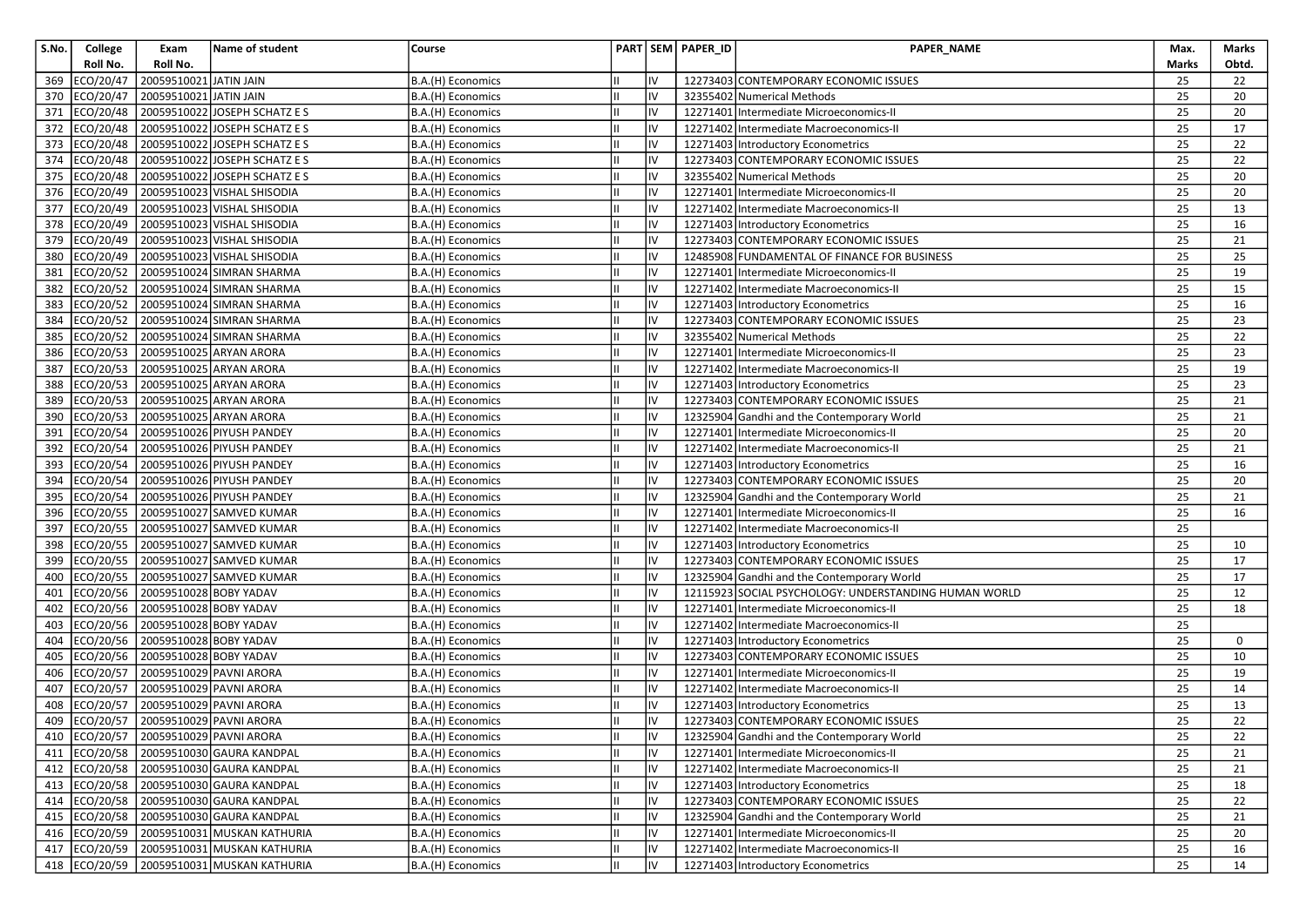| S.No. | College Roll No. | Exam Roll No. | Name of student | Course | PART | SEM | PAPER_ID | PAPER_NAME | Max. Marks | Marks Obtd. |
|---|---|---|---|---|---|---|---|---|---|---|
| 369 | ECO/20/47 | 20059510021 | JATIN JAIN | B.A.(H) Economics | II | IV | 12273403 | CONTEMPORARY ECONOMIC ISSUES | 25 | 22 |
| 370 | ECO/20/47 | 20059510021 | JATIN JAIN | B.A.(H) Economics | II | IV | 32355402 | Numerical Methods | 25 | 20 |
| 371 | ECO/20/48 | 20059510022 | JOSEPH SCHATZ E S | B.A.(H) Economics | II | IV | 12271401 | Intermediate Microeconomics-II | 25 | 20 |
| 372 | ECO/20/48 | 20059510022 | JOSEPH SCHATZ E S | B.A.(H) Economics | II | IV | 12271402 | Intermediate Macroeconomics-II | 25 | 17 |
| 373 | ECO/20/48 | 20059510022 | JOSEPH SCHATZ E S | B.A.(H) Economics | II | IV | 12271403 | Introductory Econometrics | 25 | 22 |
| 374 | ECO/20/48 | 20059510022 | JOSEPH SCHATZ E S | B.A.(H) Economics | II | IV | 12273403 | CONTEMPORARY ECONOMIC ISSUES | 25 | 22 |
| 375 | ECO/20/48 | 20059510022 | JOSEPH SCHATZ E S | B.A.(H) Economics | II | IV | 32355402 | Numerical Methods | 25 | 20 |
| 376 | ECO/20/49 | 20059510023 | VISHAL SHISODIA | B.A.(H) Economics | II | IV | 12271401 | Intermediate Microeconomics-II | 25 | 20 |
| 377 | ECO/20/49 | 20059510023 | VISHAL SHISODIA | B.A.(H) Economics | II | IV | 12271402 | Intermediate Macroeconomics-II | 25 | 13 |
| 378 | ECO/20/49 | 20059510023 | VISHAL SHISODIA | B.A.(H) Economics | II | IV | 12271403 | Introductory Econometrics | 25 | 16 |
| 379 | ECO/20/49 | 20059510023 | VISHAL SHISODIA | B.A.(H) Economics | II | IV | 12273403 | CONTEMPORARY ECONOMIC ISSUES | 25 | 21 |
| 380 | ECO/20/49 | 20059510023 | VISHAL SHISODIA | B.A.(H) Economics | II | IV | 12485908 | FUNDAMENTAL OF FINANCE FOR BUSINESS | 25 | 25 |
| 381 | ECO/20/52 | 20059510024 | SIMRAN SHARMA | B.A.(H) Economics | II | IV | 12271401 | Intermediate Microeconomics-II | 25 | 19 |
| 382 | ECO/20/52 | 20059510024 | SIMRAN SHARMA | B.A.(H) Economics | II | IV | 12271402 | Intermediate Macroeconomics-II | 25 | 15 |
| 383 | ECO/20/52 | 20059510024 | SIMRAN SHARMA | B.A.(H) Economics | II | IV | 12271403 | Introductory Econometrics | 25 | 16 |
| 384 | ECO/20/52 | 20059510024 | SIMRAN SHARMA | B.A.(H) Economics | II | IV | 12273403 | CONTEMPORARY ECONOMIC ISSUES | 25 | 23 |
| 385 | ECO/20/52 | 20059510024 | SIMRAN SHARMA | B.A.(H) Economics | II | IV | 32355402 | Numerical Methods | 25 | 22 |
| 386 | ECO/20/53 | 20059510025 | ARYAN ARORA | B.A.(H) Economics | II | IV | 12271401 | Intermediate Microeconomics-II | 25 | 23 |
| 387 | ECO/20/53 | 20059510025 | ARYAN ARORA | B.A.(H) Economics | II | IV | 12271402 | Intermediate Macroeconomics-II | 25 | 19 |
| 388 | ECO/20/53 | 20059510025 | ARYAN ARORA | B.A.(H) Economics | II | IV | 12271403 | Introductory Econometrics | 25 | 23 |
| 389 | ECO/20/53 | 20059510025 | ARYAN ARORA | B.A.(H) Economics | II | IV | 12273403 | CONTEMPORARY ECONOMIC ISSUES | 25 | 21 |
| 390 | ECO/20/53 | 20059510025 | ARYAN ARORA | B.A.(H) Economics | II | IV | 12325904 | Gandhi and the Contemporary World | 25 | 21 |
| 391 | ECO/20/54 | 20059510026 | PIYUSH PANDEY | B.A.(H) Economics | II | IV | 12271401 | Intermediate Microeconomics-II | 25 | 20 |
| 392 | ECO/20/54 | 20059510026 | PIYUSH PANDEY | B.A.(H) Economics | II | IV | 12271402 | Intermediate Macroeconomics-II | 25 | 21 |
| 393 | ECO/20/54 | 20059510026 | PIYUSH PANDEY | B.A.(H) Economics | II | IV | 12271403 | Introductory Econometrics | 25 | 16 |
| 394 | ECO/20/54 | 20059510026 | PIYUSH PANDEY | B.A.(H) Economics | II | IV | 12273403 | CONTEMPORARY ECONOMIC ISSUES | 25 | 20 |
| 395 | ECO/20/54 | 20059510026 | PIYUSH PANDEY | B.A.(H) Economics | II | IV | 12325904 | Gandhi and the Contemporary World | 25 | 21 |
| 396 | ECO/20/55 | 20059510027 | SAMVED KUMAR | B.A.(H) Economics | II | IV | 12271401 | Intermediate Microeconomics-II | 25 | 16 |
| 397 | ECO/20/55 | 20059510027 | SAMVED KUMAR | B.A.(H) Economics | II | IV | 12271402 | Intermediate Macroeconomics-II | 25 | |
| 398 | ECO/20/55 | 20059510027 | SAMVED KUMAR | B.A.(H) Economics | II | IV | 12271403 | Introductory Econometrics | 25 | 10 |
| 399 | ECO/20/55 | 20059510027 | SAMVED KUMAR | B.A.(H) Economics | II | IV | 12273403 | CONTEMPORARY ECONOMIC ISSUES | 25 | 17 |
| 400 | ECO/20/55 | 20059510027 | SAMVED KUMAR | B.A.(H) Economics | II | IV | 12325904 | Gandhi and the Contemporary World | 25 | 17 |
| 401 | ECO/20/56 | 20059510028 | BOBY YADAV | B.A.(H) Economics | II | IV | 12115923 | SOCIAL PSYCHOLOGY: UNDERSTANDING HUMAN WORLD | 25 | 12 |
| 402 | ECO/20/56 | 20059510028 | BOBY YADAV | B.A.(H) Economics | II | IV | 12271401 | Intermediate Microeconomics-II | 25 | 18 |
| 403 | ECO/20/56 | 20059510028 | BOBY YADAV | B.A.(H) Economics | II | IV | 12271402 | Intermediate Macroeconomics-II | 25 | |
| 404 | ECO/20/56 | 20059510028 | BOBY YADAV | B.A.(H) Economics | II | IV | 12271403 | Introductory Econometrics | 25 | 0 |
| 405 | ECO/20/56 | 20059510028 | BOBY YADAV | B.A.(H) Economics | II | IV | 12273403 | CONTEMPORARY ECONOMIC ISSUES | 25 | 10 |
| 406 | ECO/20/57 | 20059510029 | PAVNI ARORA | B.A.(H) Economics | II | IV | 12271401 | Intermediate Microeconomics-II | 25 | 19 |
| 407 | ECO/20/57 | 20059510029 | PAVNI ARORA | B.A.(H) Economics | II | IV | 12271402 | Intermediate Macroeconomics-II | 25 | 14 |
| 408 | ECO/20/57 | 20059510029 | PAVNI ARORA | B.A.(H) Economics | II | IV | 12271403 | Introductory Econometrics | 25 | 13 |
| 409 | ECO/20/57 | 20059510029 | PAVNI ARORA | B.A.(H) Economics | II | IV | 12273403 | CONTEMPORARY ECONOMIC ISSUES | 25 | 22 |
| 410 | ECO/20/57 | 20059510029 | PAVNI ARORA | B.A.(H) Economics | II | IV | 12325904 | Gandhi and the Contemporary World | 25 | 22 |
| 411 | ECO/20/58 | 20059510030 | GAURA KANDPAL | B.A.(H) Economics | II | IV | 12271401 | Intermediate Microeconomics-II | 25 | 21 |
| 412 | ECO/20/58 | 20059510030 | GAURA KANDPAL | B.A.(H) Economics | II | IV | 12271402 | Intermediate Macroeconomics-II | 25 | 21 |
| 413 | ECO/20/58 | 20059510030 | GAURA KANDPAL | B.A.(H) Economics | II | IV | 12271403 | Introductory Econometrics | 25 | 18 |
| 414 | ECO/20/58 | 20059510030 | GAURA KANDPAL | B.A.(H) Economics | II | IV | 12273403 | CONTEMPORARY ECONOMIC ISSUES | 25 | 22 |
| 415 | ECO/20/58 | 20059510030 | GAURA KANDPAL | B.A.(H) Economics | II | IV | 12325904 | Gandhi and the Contemporary World | 25 | 21 |
| 416 | ECO/20/59 | 20059510031 | MUSKAN KATHURIA | B.A.(H) Economics | II | IV | 12271401 | Intermediate Microeconomics-II | 25 | 20 |
| 417 | ECO/20/59 | 20059510031 | MUSKAN KATHURIA | B.A.(H) Economics | II | IV | 12271402 | Intermediate Macroeconomics-II | 25 | 16 |
| 418 | ECO/20/59 | 20059510031 | MUSKAN KATHURIA | B.A.(H) Economics | II | IV | 12271403 | Introductory Econometrics | 25 | 14 |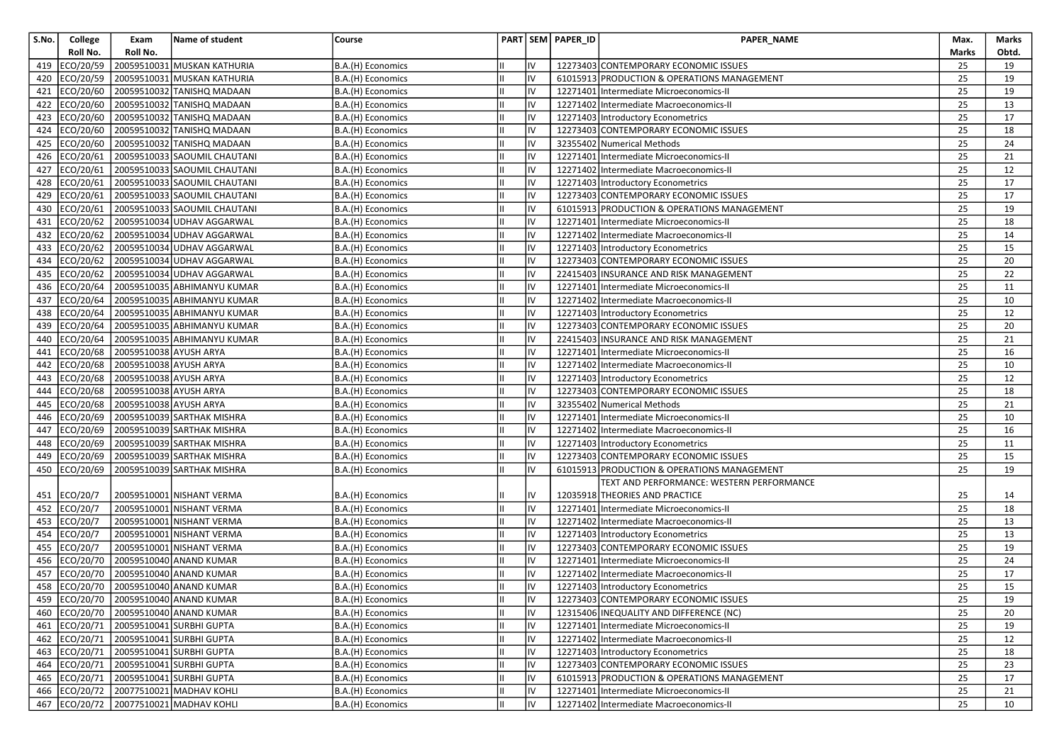| S.No. | College Roll No. | Exam Roll No. | Name of student | Course | PART | SEM | PAPER_ID | PAPER_NAME | Max. Marks | Marks Obtd. |
|---|---|---|---|---|---|---|---|---|---|---|
| 419 | ECO/20/59 | 20059510031 | MUSKAN KATHURIA | B.A.(H) Economics | II | IV | 12273403 | CONTEMPORARY ECONOMIC ISSUES | 25 | 19 |
| 420 | ECO/20/59 | 20059510031 | MUSKAN KATHURIA | B.A.(H) Economics | II | IV | 61015913 | PRODUCTION & OPERATIONS MANAGEMENT | 25 | 19 |
| 421 | ECO/20/60 | 20059510032 | TANISHQ MADAAN | B.A.(H) Economics | II | IV | 12271401 | Intermediate Microeconomics-II | 25 | 19 |
| 422 | ECO/20/60 | 20059510032 | TANISHQ MADAAN | B.A.(H) Economics | II | IV | 12271402 | Intermediate Macroeconomics-II | 25 | 13 |
| 423 | ECO/20/60 | 20059510032 | TANISHQ MADAAN | B.A.(H) Economics | II | IV | 12271403 | Introductory Econometrics | 25 | 17 |
| 424 | ECO/20/60 | 20059510032 | TANISHQ MADAAN | B.A.(H) Economics | II | IV | 12273403 | CONTEMPORARY ECONOMIC ISSUES | 25 | 18 |
| 425 | ECO/20/60 | 20059510032 | TANISHQ MADAAN | B.A.(H) Economics | II | IV | 32355402 | Numerical Methods | 25 | 24 |
| 426 | ECO/20/61 | 20059510033 | SAOUMIL CHAUTANI | B.A.(H) Economics | II | IV | 12271401 | Intermediate Microeconomics-II | 25 | 21 |
| 427 | ECO/20/61 | 20059510033 | SAOUMIL CHAUTANI | B.A.(H) Economics | II | IV | 12271402 | Intermediate Macroeconomics-II | 25 | 12 |
| 428 | ECO/20/61 | 20059510033 | SAOUMIL CHAUTANI | B.A.(H) Economics | II | IV | 12271403 | Introductory Econometrics | 25 | 17 |
| 429 | ECO/20/61 | 20059510033 | SAOUMIL CHAUTANI | B.A.(H) Economics | II | IV | 12273403 | CONTEMPORARY ECONOMIC ISSUES | 25 | 17 |
| 430 | ECO/20/61 | 20059510033 | SAOUMIL CHAUTANI | B.A.(H) Economics | II | IV | 61015913 | PRODUCTION & OPERATIONS MANAGEMENT | 25 | 19 |
| 431 | ECO/20/62 | 20059510034 | UDHAV AGGARWAL | B.A.(H) Economics | II | IV | 12271401 | Intermediate Microeconomics-II | 25 | 18 |
| 432 | ECO/20/62 | 20059510034 | UDHAV AGGARWAL | B.A.(H) Economics | II | IV | 12271402 | Intermediate Macroeconomics-II | 25 | 14 |
| 433 | ECO/20/62 | 20059510034 | UDHAV AGGARWAL | B.A.(H) Economics | II | IV | 12271403 | Introductory Econometrics | 25 | 15 |
| 434 | ECO/20/62 | 20059510034 | UDHAV AGGARWAL | B.A.(H) Economics | II | IV | 12273403 | CONTEMPORARY ECONOMIC ISSUES | 25 | 20 |
| 435 | ECO/20/62 | 20059510034 | UDHAV AGGARWAL | B.A.(H) Economics | II | IV | 22415403 | INSURANCE AND RISK MANAGEMENT | 25 | 22 |
| 436 | ECO/20/64 | 20059510035 | ABHIMANYU KUMAR | B.A.(H) Economics | II | IV | 12271401 | Intermediate Microeconomics-II | 25 | 11 |
| 437 | ECO/20/64 | 20059510035 | ABHIMANYU KUMAR | B.A.(H) Economics | II | IV | 12271402 | Intermediate Macroeconomics-II | 25 | 10 |
| 438 | ECO/20/64 | 20059510035 | ABHIMANYU KUMAR | B.A.(H) Economics | II | IV | 12271403 | Introductory Econometrics | 25 | 12 |
| 439 | ECO/20/64 | 20059510035 | ABHIMANYU KUMAR | B.A.(H) Economics | II | IV | 12273403 | CONTEMPORARY ECONOMIC ISSUES | 25 | 20 |
| 440 | ECO/20/64 | 20059510035 | ABHIMANYU KUMAR | B.A.(H) Economics | II | IV | 22415403 | INSURANCE AND RISK MANAGEMENT | 25 | 21 |
| 441 | ECO/20/68 | 20059510038 | AYUSH ARYA | B.A.(H) Economics | II | IV | 12271401 | Intermediate Microeconomics-II | 25 | 16 |
| 442 | ECO/20/68 | 20059510038 | AYUSH ARYA | B.A.(H) Economics | II | IV | 12271402 | Intermediate Macroeconomics-II | 25 | 10 |
| 443 | ECO/20/68 | 20059510038 | AYUSH ARYA | B.A.(H) Economics | II | IV | 12271403 | Introductory Econometrics | 25 | 12 |
| 444 | ECO/20/68 | 20059510038 | AYUSH ARYA | B.A.(H) Economics | II | IV | 12273403 | CONTEMPORARY ECONOMIC ISSUES | 25 | 18 |
| 445 | ECO/20/68 | 20059510038 | AYUSH ARYA | B.A.(H) Economics | II | IV | 32355402 | Numerical Methods | 25 | 21 |
| 446 | ECO/20/69 | 20059510039 | SARTHAK MISHRA | B.A.(H) Economics | II | IV | 12271401 | Intermediate Microeconomics-II | 25 | 10 |
| 447 | ECO/20/69 | 20059510039 | SARTHAK MISHRA | B.A.(H) Economics | II | IV | 12271402 | Intermediate Macroeconomics-II | 25 | 16 |
| 448 | ECO/20/69 | 20059510039 | SARTHAK MISHRA | B.A.(H) Economics | II | IV | 12271403 | Introductory Econometrics | 25 | 11 |
| 449 | ECO/20/69 | 20059510039 | SARTHAK MISHRA | B.A.(H) Economics | II | IV | 12273403 | CONTEMPORARY ECONOMIC ISSUES | 25 | 15 |
| 450 | ECO/20/69 | 20059510039 | SARTHAK MISHRA | B.A.(H) Economics | II | IV | 61015913 | PRODUCTION & OPERATIONS MANAGEMENT | 25 | 19 |
| 451 | ECO/20/7 | 20059510001 | NISHANT VERMA | B.A.(H) Economics | II | IV | 12035918 | TEXT AND PERFORMANCE: WESTERN PERFORMANCE THEORIES AND PRACTICE | 25 | 14 |
| 452 | ECO/20/7 | 20059510001 | NISHANT VERMA | B.A.(H) Economics | II | IV | 12271401 | Intermediate Microeconomics-II | 25 | 18 |
| 453 | ECO/20/7 | 20059510001 | NISHANT VERMA | B.A.(H) Economics | II | IV | 12271402 | Intermediate Macroeconomics-II | 25 | 13 |
| 454 | ECO/20/7 | 20059510001 | NISHANT VERMA | B.A.(H) Economics | II | IV | 12271403 | Introductory Econometrics | 25 | 13 |
| 455 | ECO/20/7 | 20059510001 | NISHANT VERMA | B.A.(H) Economics | II | IV | 12273403 | CONTEMPORARY ECONOMIC ISSUES | 25 | 19 |
| 456 | ECO/20/70 | 20059510040 | ANAND KUMAR | B.A.(H) Economics | II | IV | 12271401 | Intermediate Microeconomics-II | 25 | 24 |
| 457 | ECO/20/70 | 20059510040 | ANAND KUMAR | B.A.(H) Economics | II | IV | 12271402 | Intermediate Macroeconomics-II | 25 | 17 |
| 458 | ECO/20/70 | 20059510040 | ANAND KUMAR | B.A.(H) Economics | II | IV | 12271403 | Introductory Econometrics | 25 | 15 |
| 459 | ECO/20/70 | 20059510040 | ANAND KUMAR | B.A.(H) Economics | II | IV | 12273403 | CONTEMPORARY ECONOMIC ISSUES | 25 | 19 |
| 460 | ECO/20/70 | 20059510040 | ANAND KUMAR | B.A.(H) Economics | II | IV | 12315406 | INEQUALITY AND DIFFERENCE (NC) | 25 | 20 |
| 461 | ECO/20/71 | 20059510041 | SURBHI GUPTA | B.A.(H) Economics | II | IV | 12271401 | Intermediate Microeconomics-II | 25 | 19 |
| 462 | ECO/20/71 | 20059510041 | SURBHI GUPTA | B.A.(H) Economics | II | IV | 12271402 | Intermediate Macroeconomics-II | 25 | 12 |
| 463 | ECO/20/71 | 20059510041 | SURBHI GUPTA | B.A.(H) Economics | II | IV | 12271403 | Introductory Econometrics | 25 | 18 |
| 464 | ECO/20/71 | 20059510041 | SURBHI GUPTA | B.A.(H) Economics | II | IV | 12273403 | CONTEMPORARY ECONOMIC ISSUES | 25 | 23 |
| 465 | ECO/20/71 | 20059510041 | SURBHI GUPTA | B.A.(H) Economics | II | IV | 61015913 | PRODUCTION & OPERATIONS MANAGEMENT | 25 | 17 |
| 466 | ECO/20/72 | 20077510021 | MADHAV KOHLI | B.A.(H) Economics | II | IV | 12271401 | Intermediate Microeconomics-II | 25 | 21 |
| 467 | ECO/20/72 | 20077510021 | MADHAV KOHLI | B.A.(H) Economics | II | IV | 12271402 | Intermediate Macroeconomics-II | 25 | 10 |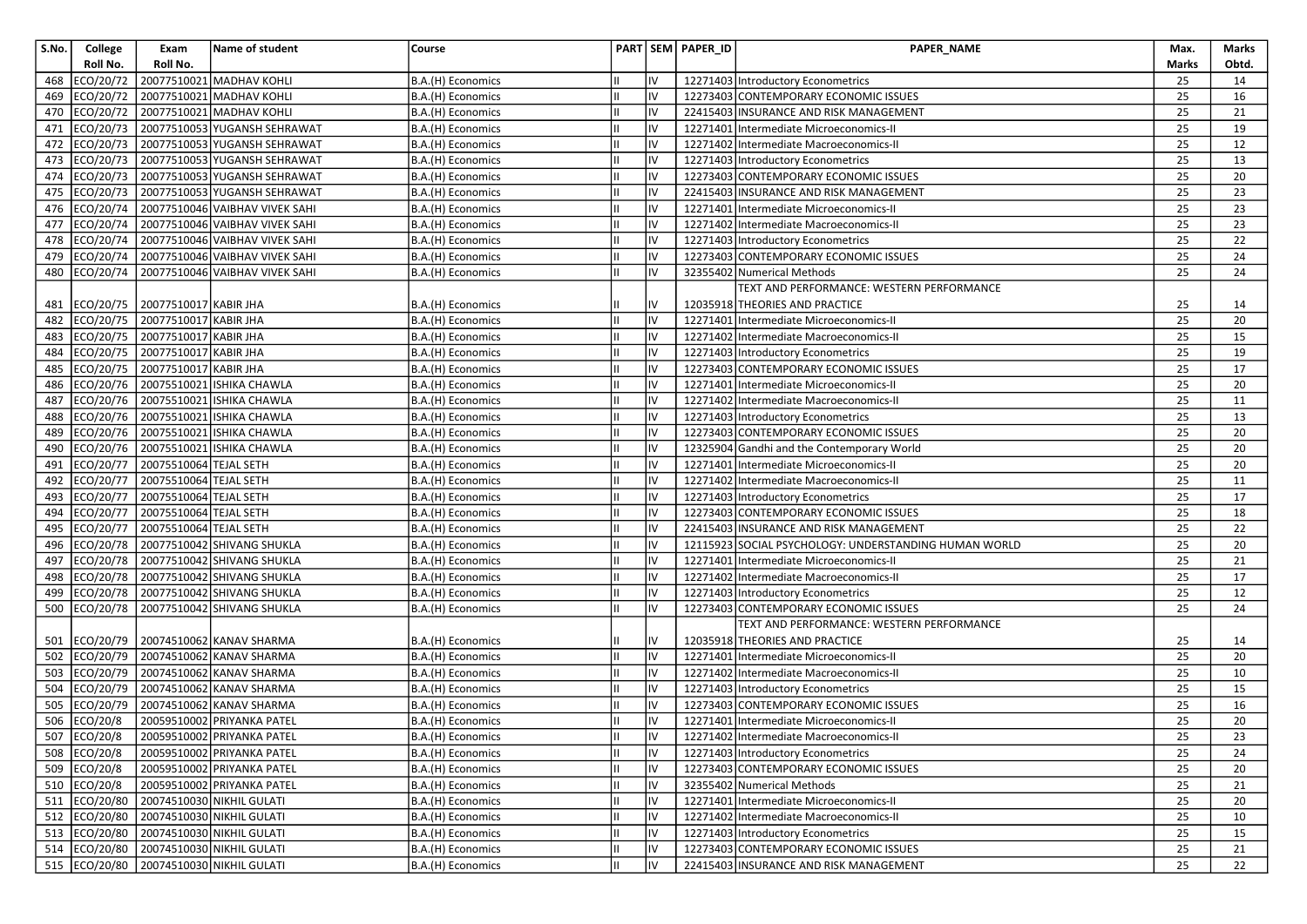| S.No. | College Roll No. | Exam Roll No. | Name of student | Course | PART | SEM | PAPER_ID | PAPER_NAME | Max. Marks | Marks Obtd. |
|---|---|---|---|---|---|---|---|---|---|---|
| 468 | ECO/20/72 | 20077510021 | MADHAV KOHLI | B.A.(H) Economics | II | IV | 12271403 | Introductory Econometrics | 25 | 14 |
| 469 | ECO/20/72 | 20077510021 | MADHAV KOHLI | B.A.(H) Economics | II | IV | 12273403 | CONTEMPORARY ECONOMIC ISSUES | 25 | 16 |
| 470 | ECO/20/72 | 20077510021 | MADHAV KOHLI | B.A.(H) Economics | II | IV | 22415403 | INSURANCE AND RISK MANAGEMENT | 25 | 21 |
| 471 | ECO/20/73 | 20077510053 | YUGANSH SEHRAWAT | B.A.(H) Economics | II | IV | 12271401 | Intermediate Microeconomics-II | 25 | 19 |
| 472 | ECO/20/73 | 20077510053 | YUGANSH SEHRAWAT | B.A.(H) Economics | II | IV | 12271402 | Intermediate Macroeconomics-II | 25 | 12 |
| 473 | ECO/20/73 | 20077510053 | YUGANSH SEHRAWAT | B.A.(H) Economics | II | IV | 12271403 | Introductory Econometrics | 25 | 13 |
| 474 | ECO/20/73 | 20077510053 | YUGANSH SEHRAWAT | B.A.(H) Economics | II | IV | 12273403 | CONTEMPORARY ECONOMIC ISSUES | 25 | 20 |
| 475 | ECO/20/73 | 20077510053 | YUGANSH SEHRAWAT | B.A.(H) Economics | II | IV | 22415403 | INSURANCE AND RISK MANAGEMENT | 25 | 23 |
| 476 | ECO/20/74 | 20077510046 | VAIBHAV VIVEK SAHI | B.A.(H) Economics | II | IV | 12271401 | Intermediate Microeconomics-II | 25 | 23 |
| 477 | ECO/20/74 | 20077510046 | VAIBHAV VIVEK SAHI | B.A.(H) Economics | II | IV | 12271402 | Intermediate Macroeconomics-II | 25 | 23 |
| 478 | ECO/20/74 | 20077510046 | VAIBHAV VIVEK SAHI | B.A.(H) Economics | II | IV | 12271403 | Introductory Econometrics | 25 | 22 |
| 479 | ECO/20/74 | 20077510046 | VAIBHAV VIVEK SAHI | B.A.(H) Economics | II | IV | 12273403 | CONTEMPORARY ECONOMIC ISSUES | 25 | 24 |
| 480 | ECO/20/74 | 20077510046 | VAIBHAV VIVEK SAHI | B.A.(H) Economics | II | IV | 32355402 | Numerical Methods | 25 | 24 |
| 481 | ECO/20/75 | 20077510017 | KABIR JHA | B.A.(H) Economics | II | IV | 12035918 | TEXT AND PERFORMANCE: WESTERN PERFORMANCE THEORIES AND PRACTICE | 25 | 14 |
| 482 | ECO/20/75 | 20077510017 | KABIR JHA | B.A.(H) Economics | II | IV | 12271401 | Intermediate Microeconomics-II | 25 | 20 |
| 483 | ECO/20/75 | 20077510017 | KABIR JHA | B.A.(H) Economics | II | IV | 12271402 | Intermediate Macroeconomics-II | 25 | 15 |
| 484 | ECO/20/75 | 20077510017 | KABIR JHA | B.A.(H) Economics | II | IV | 12271403 | Introductory Econometrics | 25 | 19 |
| 485 | ECO/20/75 | 20077510017 | KABIR JHA | B.A.(H) Economics | II | IV | 12273403 | CONTEMPORARY ECONOMIC ISSUES | 25 | 17 |
| 486 | ECO/20/76 | 20075510021 | ISHIKA CHAWLA | B.A.(H) Economics | II | IV | 12271401 | Intermediate Microeconomics-II | 25 | 20 |
| 487 | ECO/20/76 | 20075510021 | ISHIKA CHAWLA | B.A.(H) Economics | II | IV | 12271402 | Intermediate Macroeconomics-II | 25 | 11 |
| 488 | ECO/20/76 | 20075510021 | ISHIKA CHAWLA | B.A.(H) Economics | II | IV | 12271403 | Introductory Econometrics | 25 | 13 |
| 489 | ECO/20/76 | 20075510021 | ISHIKA CHAWLA | B.A.(H) Economics | II | IV | 12273403 | CONTEMPORARY ECONOMIC ISSUES | 25 | 20 |
| 490 | ECO/20/76 | 20075510021 | ISHIKA CHAWLA | B.A.(H) Economics | II | IV | 12325904 | Gandhi and the Contemporary World | 25 | 20 |
| 491 | ECO/20/77 | 20075510064 | TEJAL SETH | B.A.(H) Economics | II | IV | 12271401 | Intermediate Microeconomics-II | 25 | 20 |
| 492 | ECO/20/77 | 20075510064 | TEJAL SETH | B.A.(H) Economics | II | IV | 12271402 | Intermediate Macroeconomics-II | 25 | 11 |
| 493 | ECO/20/77 | 20075510064 | TEJAL SETH | B.A.(H) Economics | II | IV | 12271403 | Introductory Econometrics | 25 | 17 |
| 494 | ECO/20/77 | 20075510064 | TEJAL SETH | B.A.(H) Economics | II | IV | 12273403 | CONTEMPORARY ECONOMIC ISSUES | 25 | 18 |
| 495 | ECO/20/77 | 20075510064 | TEJAL SETH | B.A.(H) Economics | II | IV | 22415403 | INSURANCE AND RISK MANAGEMENT | 25 | 22 |
| 496 | ECO/20/78 | 20077510042 | SHIVANG SHUKLA | B.A.(H) Economics | II | IV | 12115923 | SOCIAL PSYCHOLOGY: UNDERSTANDING HUMAN WORLD | 25 | 20 |
| 497 | ECO/20/78 | 20077510042 | SHIVANG SHUKLA | B.A.(H) Economics | II | IV | 12271401 | Intermediate Microeconomics-II | 25 | 21 |
| 498 | ECO/20/78 | 20077510042 | SHIVANG SHUKLA | B.A.(H) Economics | II | IV | 12271402 | Intermediate Macroeconomics-II | 25 | 17 |
| 499 | ECO/20/78 | 20077510042 | SHIVANG SHUKLA | B.A.(H) Economics | II | IV | 12271403 | Introductory Econometrics | 25 | 12 |
| 500 | ECO/20/78 | 20077510042 | SHIVANG SHUKLA | B.A.(H) Economics | II | IV | 12273403 | CONTEMPORARY ECONOMIC ISSUES | 25 | 24 |
| 501 | ECO/20/79 | 20074510062 | KANAV SHARMA | B.A.(H) Economics | II | IV | 12035918 | TEXT AND PERFORMANCE: WESTERN PERFORMANCE THEORIES AND PRACTICE | 25 | 14 |
| 502 | ECO/20/79 | 20074510062 | KANAV SHARMA | B.A.(H) Economics | II | IV | 12271401 | Intermediate Microeconomics-II | 25 | 20 |
| 503 | ECO/20/79 | 20074510062 | KANAV SHARMA | B.A.(H) Economics | II | IV | 12271402 | Intermediate Macroeconomics-II | 25 | 10 |
| 504 | ECO/20/79 | 20074510062 | KANAV SHARMA | B.A.(H) Economics | II | IV | 12271403 | Introductory Econometrics | 25 | 15 |
| 505 | ECO/20/79 | 20074510062 | KANAV SHARMA | B.A.(H) Economics | II | IV | 12273403 | CONTEMPORARY ECONOMIC ISSUES | 25 | 16 |
| 506 | ECO/20/8 | 20059510002 | PRIYANKA PATEL | B.A.(H) Economics | II | IV | 12271401 | Intermediate Microeconomics-II | 25 | 20 |
| 507 | ECO/20/8 | 20059510002 | PRIYANKA PATEL | B.A.(H) Economics | II | IV | 12271402 | Intermediate Macroeconomics-II | 25 | 23 |
| 508 | ECO/20/8 | 20059510002 | PRIYANKA PATEL | B.A.(H) Economics | II | IV | 12271403 | Introductory Econometrics | 25 | 24 |
| 509 | ECO/20/8 | 20059510002 | PRIYANKA PATEL | B.A.(H) Economics | II | IV | 12273403 | CONTEMPORARY ECONOMIC ISSUES | 25 | 20 |
| 510 | ECO/20/8 | 20059510002 | PRIYANKA PATEL | B.A.(H) Economics | II | IV | 32355402 | Numerical Methods | 25 | 21 |
| 511 | ECO/20/80 | 20074510030 | NIKHIL GULATI | B.A.(H) Economics | II | IV | 12271401 | Intermediate Microeconomics-II | 25 | 20 |
| 512 | ECO/20/80 | 20074510030 | NIKHIL GULATI | B.A.(H) Economics | II | IV | 12271402 | Intermediate Macroeconomics-II | 25 | 10 |
| 513 | ECO/20/80 | 20074510030 | NIKHIL GULATI | B.A.(H) Economics | II | IV | 12271403 | Introductory Econometrics | 25 | 15 |
| 514 | ECO/20/80 | 20074510030 | NIKHIL GULATI | B.A.(H) Economics | II | IV | 12273403 | CONTEMPORARY ECONOMIC ISSUES | 25 | 21 |
| 515 | ECO/20/80 | 20074510030 | NIKHIL GULATI | B.A.(H) Economics | II | IV | 22415403 | INSURANCE AND RISK MANAGEMENT | 25 | 22 |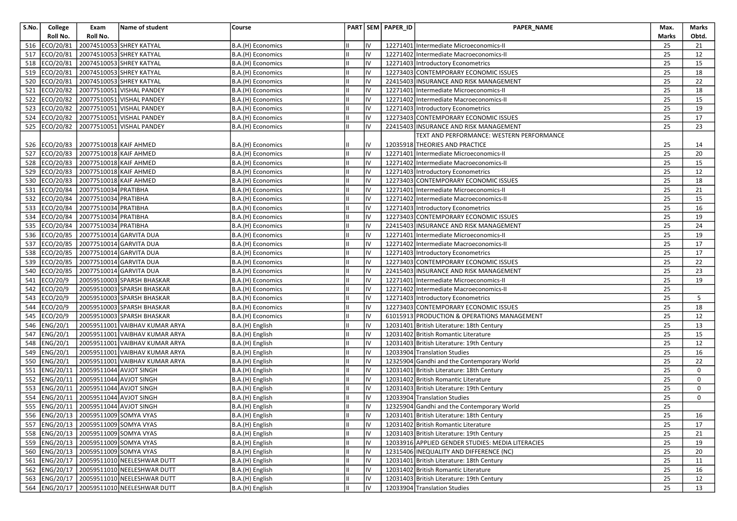| S.No. | College Roll No. | Exam Roll No. | Name of student | Course | PART | SEM | PAPER_ID | PAPER_NAME | Max. Marks | Marks Obtd. |
|---|---|---|---|---|---|---|---|---|---|---|
| 516 | ECO/20/81 | 20074510053 | SHREY KATYAL | B.A.(H) Economics | II | IV | 12271401 | Intermediate Microeconomics-II | 25 | 21 |
| 517 | ECO/20/81 | 20074510053 | SHREY KATYAL | B.A.(H) Economics | II | IV | 12271402 | Intermediate Macroeconomics-II | 25 | 12 |
| 518 | ECO/20/81 | 20074510053 | SHREY KATYAL | B.A.(H) Economics | II | IV | 12271403 | Introductory Econometrics | 25 | 15 |
| 519 | ECO/20/81 | 20074510053 | SHREY KATYAL | B.A.(H) Economics | II | IV | 12273403 | CONTEMPORARY ECONOMIC ISSUES | 25 | 18 |
| 520 | ECO/20/81 | 20074510053 | SHREY KATYAL | B.A.(H) Economics | II | IV | 22415403 | INSURANCE AND RISK MANAGEMENT | 25 | 22 |
| 521 | ECO/20/82 | 20077510051 | VISHAL PANDEY | B.A.(H) Economics | II | IV | 12271401 | Intermediate Microeconomics-II | 25 | 18 |
| 522 | ECO/20/82 | 20077510051 | VISHAL PANDEY | B.A.(H) Economics | II | IV | 12271402 | Intermediate Macroeconomics-II | 25 | 15 |
| 523 | ECO/20/82 | 20077510051 | VISHAL PANDEY | B.A.(H) Economics | II | IV | 12271403 | Introductory Econometrics | 25 | 19 |
| 524 | ECO/20/82 | 20077510051 | VISHAL PANDEY | B.A.(H) Economics | II | IV | 12273403 | CONTEMPORARY ECONOMIC ISSUES | 25 | 17 |
| 525 | ECO/20/82 | 20077510051 | VISHAL PANDEY | B.A.(H) Economics | II | IV | 22415403 | INSURANCE AND RISK MANAGEMENT | 25 | 23 |
| 526 | ECO/20/83 | 20077510018 | KAIF AHMED | B.A.(H) Economics | II | IV | 12035918 | TEXT AND PERFORMANCE: WESTERN PERFORMANCE THEORIES AND PRACTICE | 25 | 14 |
| 527 | ECO/20/83 | 20077510018 | KAIF AHMED | B.A.(H) Economics | II | IV | 12271401 | Intermediate Microeconomics-II | 25 | 20 |
| 528 | ECO/20/83 | 20077510018 | KAIF AHMED | B.A.(H) Economics | II | IV | 12271402 | Intermediate Macroeconomics-II | 25 | 15 |
| 529 | ECO/20/83 | 20077510018 | KAIF AHMED | B.A.(H) Economics | II | IV | 12271403 | Introductory Econometrics | 25 | 12 |
| 530 | ECO/20/83 | 20077510018 | KAIF AHMED | B.A.(H) Economics | II | IV | 12273403 | CONTEMPORARY ECONOMIC ISSUES | 25 | 18 |
| 531 | ECO/20/84 | 20077510034 | PRATIBHA | B.A.(H) Economics | II | IV | 12271401 | Intermediate Microeconomics-II | 25 | 21 |
| 532 | ECO/20/84 | 20077510034 | PRATIBHA | B.A.(H) Economics | II | IV | 12271402 | Intermediate Macroeconomics-II | 25 | 15 |
| 533 | ECO/20/84 | 20077510034 | PRATIBHA | B.A.(H) Economics | II | IV | 12271403 | Introductory Econometrics | 25 | 16 |
| 534 | ECO/20/84 | 20077510034 | PRATIBHA | B.A.(H) Economics | II | IV | 12273403 | CONTEMPORARY ECONOMIC ISSUES | 25 | 19 |
| 535 | ECO/20/84 | 20077510034 | PRATIBHA | B.A.(H) Economics | II | IV | 22415403 | INSURANCE AND RISK MANAGEMENT | 25 | 24 |
| 536 | ECO/20/85 | 20077510014 | GARVITA DUA | B.A.(H) Economics | II | IV | 12271401 | Intermediate Microeconomics-II | 25 | 19 |
| 537 | ECO/20/85 | 20077510014 | GARVITA DUA | B.A.(H) Economics | II | IV | 12271402 | Intermediate Macroeconomics-II | 25 | 17 |
| 538 | ECO/20/85 | 20077510014 | GARVITA DUA | B.A.(H) Economics | II | IV | 12271403 | Introductory Econometrics | 25 | 17 |
| 539 | ECO/20/85 | 20077510014 | GARVITA DUA | B.A.(H) Economics | II | IV | 12273403 | CONTEMPORARY ECONOMIC ISSUES | 25 | 22 |
| 540 | ECO/20/85 | 20077510014 | GARVITA DUA | B.A.(H) Economics | II | IV | 22415403 | INSURANCE AND RISK MANAGEMENT | 25 | 23 |
| 541 | ECO/20/9 | 20059510003 | SPARSH BHASKAR | B.A.(H) Economics | II | IV | 12271401 | Intermediate Microeconomics-II | 25 | 19 |
| 542 | ECO/20/9 | 20059510003 | SPARSH BHASKAR | B.A.(H) Economics | II | IV | 12271402 | Intermediate Macroeconomics-II | 25 | |
| 543 | ECO/20/9 | 20059510003 | SPARSH BHASKAR | B.A.(H) Economics | II | IV | 12271403 | Introductory Econometrics | 25 | 5 |
| 544 | ECO/20/9 | 20059510003 | SPARSH BHASKAR | B.A.(H) Economics | II | IV | 12273403 | CONTEMPORARY ECONOMIC ISSUES | 25 | 18 |
| 545 | ECO/20/9 | 20059510003 | SPARSH BHASKAR | B.A.(H) Economics | II | IV | 61015913 | PRODUCTION & OPERATIONS MANAGEMENT | 25 | 12 |
| 546 | ENG/20/1 | 20059511001 | VAIBHAV KUMAR ARYA | B.A.(H) English | II | IV | 12031401 | British Literature: 18th Century | 25 | 13 |
| 547 | ENG/20/1 | 20059511001 | VAIBHAV KUMAR ARYA | B.A.(H) English | II | IV | 12031402 | British Romantic Literature | 25 | 15 |
| 548 | ENG/20/1 | 20059511001 | VAIBHAV KUMAR ARYA | B.A.(H) English | II | IV | 12031403 | British Literature: 19th Century | 25 | 12 |
| 549 | ENG/20/1 | 20059511001 | VAIBHAV KUMAR ARYA | B.A.(H) English | II | IV | 12033904 | Translation Studies | 25 | 16 |
| 550 | ENG/20/1 | 20059511001 | VAIBHAV KUMAR ARYA | B.A.(H) English | II | IV | 12325904 | Gandhi and the Contemporary World | 25 | 22 |
| 551 | ENG/20/11 | 20059511044 | AVJOT SINGH | B.A.(H) English | II | IV | 12031401 | British Literature: 18th Century | 25 | 0 |
| 552 | ENG/20/11 | 20059511044 | AVJOT SINGH | B.A.(H) English | II | IV | 12031402 | British Romantic Literature | 25 | 0 |
| 553 | ENG/20/11 | 20059511044 | AVJOT SINGH | B.A.(H) English | II | IV | 12031403 | British Literature: 19th Century | 25 | 0 |
| 554 | ENG/20/11 | 20059511044 | AVJOT SINGH | B.A.(H) English | II | IV | 12033904 | Translation Studies | 25 | 0 |
| 555 | ENG/20/11 | 20059511044 | AVJOT SINGH | B.A.(H) English | II | IV | 12325904 | Gandhi and the Contemporary World | 25 | |
| 556 | ENG/20/13 | 20059511009 | SOMYA VYAS | B.A.(H) English | II | IV | 12031401 | British Literature: 18th Century | 25 | 16 |
| 557 | ENG/20/13 | 20059511009 | SOMYA VYAS | B.A.(H) English | II | IV | 12031402 | British Romantic Literature | 25 | 17 |
| 558 | ENG/20/13 | 20059511009 | SOMYA VYAS | B.A.(H) English | II | IV | 12031403 | British Literature: 19th Century | 25 | 21 |
| 559 | ENG/20/13 | 20059511009 | SOMYA VYAS | B.A.(H) English | II | IV | 12033916 | APPLIED GENDER STUDIES: MEDIA LITERACIES | 25 | 19 |
| 560 | ENG/20/13 | 20059511009 | SOMYA VYAS | B.A.(H) English | II | IV | 12315406 | INEQUALITY AND DIFFERENCE (NC) | 25 | 20 |
| 561 | ENG/20/17 | 20059511010 | NEELESHWAR DUTT | B.A.(H) English | II | IV | 12031401 | British Literature: 18th Century | 25 | 11 |
| 562 | ENG/20/17 | 20059511010 | NEELESHWAR DUTT | B.A.(H) English | II | IV | 12031402 | British Romantic Literature | 25 | 16 |
| 563 | ENG/20/17 | 20059511010 | NEELESHWAR DUTT | B.A.(H) English | II | IV | 12031403 | British Literature: 19th Century | 25 | 12 |
| 564 | ENG/20/17 | 20059511010 | NEELESHWAR DUTT | B.A.(H) English | II | IV | 12033904 | Translation Studies | 25 | 13 |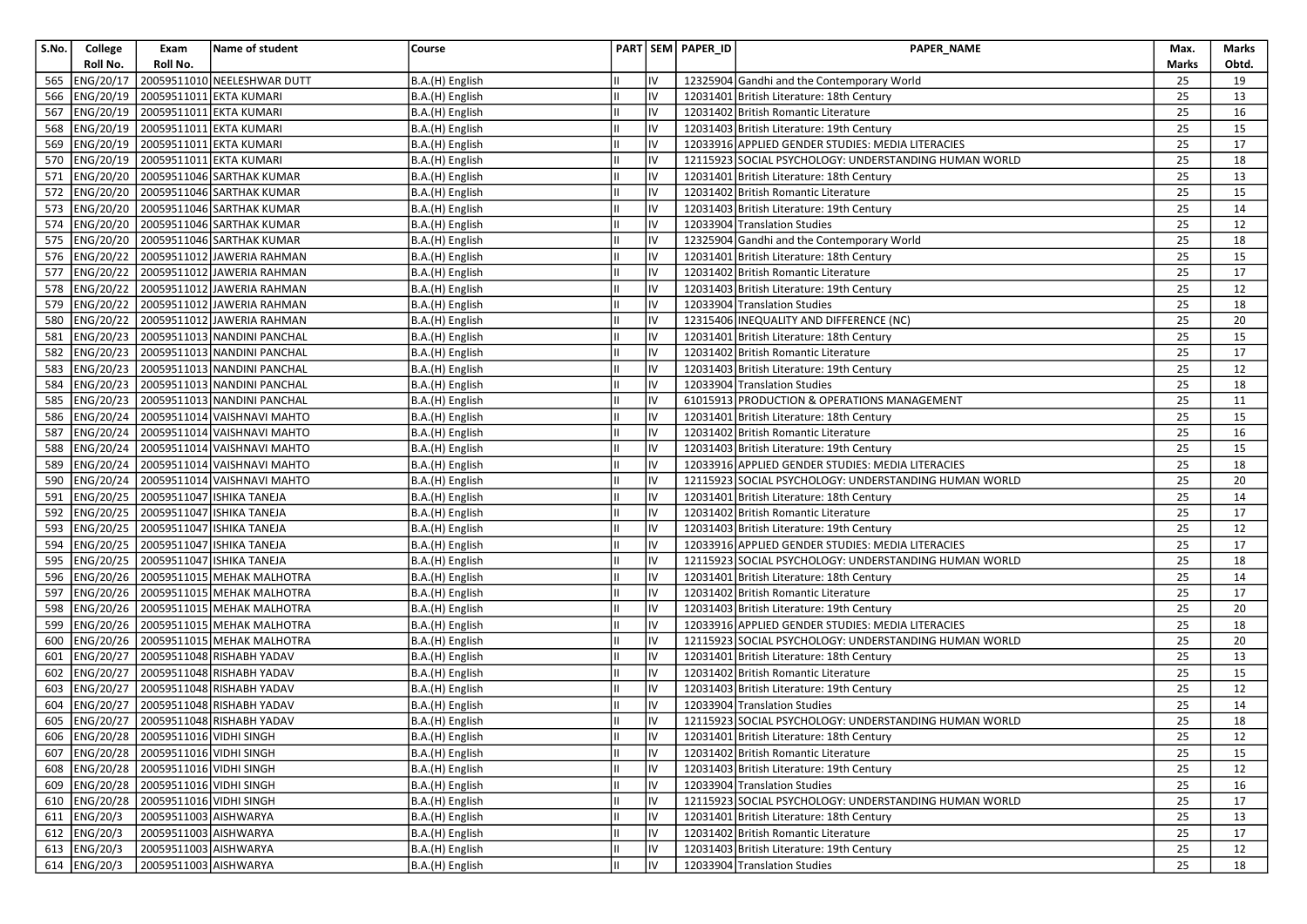| S.No. | College Roll No. | Exam Roll No. | Name of student | Course | PART | SEM | PAPER_ID | PAPER_NAME | Max. Marks | Marks Obtd. |
|---|---|---|---|---|---|---|---|---|---|---|
| 565 | ENG/20/17 | 20059511010 | NEELESHWAR DUTT | B.A.(H) English | II | IV | 12325904 | Gandhi and the Contemporary World | 25 | 19 |
| 566 | ENG/20/19 | 20059511011 | EKTA KUMARI | B.A.(H) English | II | IV | 12031401 | British Literature: 18th Century | 25 | 13 |
| 567 | ENG/20/19 | 20059511011 | EKTA KUMARI | B.A.(H) English | II | IV | 12031402 | British Romantic Literature | 25 | 16 |
| 568 | ENG/20/19 | 20059511011 | EKTA KUMARI | B.A.(H) English | II | IV | 12031403 | British Literature: 19th Century | 25 | 15 |
| 569 | ENG/20/19 | 20059511011 | EKTA KUMARI | B.A.(H) English | II | IV | 12033916 | APPLIED GENDER STUDIES: MEDIA LITERACIES | 25 | 17 |
| 570 | ENG/20/19 | 20059511011 | EKTA KUMARI | B.A.(H) English | II | IV | 12115923 | SOCIAL PSYCHOLOGY: UNDERSTANDING HUMAN WORLD | 25 | 18 |
| 571 | ENG/20/20 | 20059511046 | SARTHAK KUMAR | B.A.(H) English | II | IV | 12031401 | British Literature: 18th Century | 25 | 13 |
| 572 | ENG/20/20 | 20059511046 | SARTHAK KUMAR | B.A.(H) English | II | IV | 12031402 | British Romantic Literature | 25 | 15 |
| 573 | ENG/20/20 | 20059511046 | SARTHAK KUMAR | B.A.(H) English | II | IV | 12031403 | British Literature: 19th Century | 25 | 14 |
| 574 | ENG/20/20 | 20059511046 | SARTHAK KUMAR | B.A.(H) English | II | IV | 12033904 | Translation Studies | 25 | 12 |
| 575 | ENG/20/20 | 20059511046 | SARTHAK KUMAR | B.A.(H) English | II | IV | 12325904 | Gandhi and the Contemporary World | 25 | 18 |
| 576 | ENG/20/22 | 20059511012 | JAWERIA RAHMAN | B.A.(H) English | II | IV | 12031401 | British Literature: 18th Century | 25 | 15 |
| 577 | ENG/20/22 | 20059511012 | JAWERIA RAHMAN | B.A.(H) English | II | IV | 12031402 | British Romantic Literature | 25 | 17 |
| 578 | ENG/20/22 | 20059511012 | JAWERIA RAHMAN | B.A.(H) English | II | IV | 12031403 | British Literature: 19th Century | 25 | 12 |
| 579 | ENG/20/22 | 20059511012 | JAWERIA RAHMAN | B.A.(H) English | II | IV | 12033904 | Translation Studies | 25 | 18 |
| 580 | ENG/20/22 | 20059511012 | JAWERIA RAHMAN | B.A.(H) English | II | IV | 12315406 | INEQUALITY AND DIFFERENCE (NC) | 25 | 20 |
| 581 | ENG/20/23 | 20059511013 | NANDINI PANCHAL | B.A.(H) English | II | IV | 12031401 | British Literature: 18th Century | 25 | 15 |
| 582 | ENG/20/23 | 20059511013 | NANDINI PANCHAL | B.A.(H) English | II | IV | 12031402 | British Romantic Literature | 25 | 17 |
| 583 | ENG/20/23 | 20059511013 | NANDINI PANCHAL | B.A.(H) English | II | IV | 12031403 | British Literature: 19th Century | 25 | 12 |
| 584 | ENG/20/23 | 20059511013 | NANDINI PANCHAL | B.A.(H) English | II | IV | 12033904 | Translation Studies | 25 | 18 |
| 585 | ENG/20/23 | 20059511013 | NANDINI PANCHAL | B.A.(H) English | II | IV | 61015913 | PRODUCTION & OPERATIONS MANAGEMENT | 25 | 11 |
| 586 | ENG/20/24 | 20059511014 | VAISHNAVI MAHTO | B.A.(H) English | II | IV | 12031401 | British Literature: 18th Century | 25 | 15 |
| 587 | ENG/20/24 | 20059511014 | VAISHNAVI MAHTO | B.A.(H) English | II | IV | 12031402 | British Romantic Literature | 25 | 16 |
| 588 | ENG/20/24 | 20059511014 | VAISHNAVI MAHTO | B.A.(H) English | II | IV | 12031403 | British Literature: 19th Century | 25 | 15 |
| 589 | ENG/20/24 | 20059511014 | VAISHNAVI MAHTO | B.A.(H) English | II | IV | 12033916 | APPLIED GENDER STUDIES: MEDIA LITERACIES | 25 | 18 |
| 590 | ENG/20/24 | 20059511014 | VAISHNAVI MAHTO | B.A.(H) English | II | IV | 12115923 | SOCIAL PSYCHOLOGY: UNDERSTANDING HUMAN WORLD | 25 | 20 |
| 591 | ENG/20/25 | 20059511047 | ISHIKA TANEJA | B.A.(H) English | II | IV | 12031401 | British Literature: 18th Century | 25 | 14 |
| 592 | ENG/20/25 | 20059511047 | ISHIKA TANEJA | B.A.(H) English | II | IV | 12031402 | British Romantic Literature | 25 | 17 |
| 593 | ENG/20/25 | 20059511047 | ISHIKA TANEJA | B.A.(H) English | II | IV | 12031403 | British Literature: 19th Century | 25 | 12 |
| 594 | ENG/20/25 | 20059511047 | ISHIKA TANEJA | B.A.(H) English | II | IV | 12033916 | APPLIED GENDER STUDIES: MEDIA LITERACIES | 25 | 17 |
| 595 | ENG/20/25 | 20059511047 | ISHIKA TANEJA | B.A.(H) English | II | IV | 12115923 | SOCIAL PSYCHOLOGY: UNDERSTANDING HUMAN WORLD | 25 | 18 |
| 596 | ENG/20/26 | 20059511015 | MEHAK MALHOTRA | B.A.(H) English | II | IV | 12031401 | British Literature: 18th Century | 25 | 14 |
| 597 | ENG/20/26 | 20059511015 | MEHAK MALHOTRA | B.A.(H) English | II | IV | 12031402 | British Romantic Literature | 25 | 17 |
| 598 | ENG/20/26 | 20059511015 | MEHAK MALHOTRA | B.A.(H) English | II | IV | 12031403 | British Literature: 19th Century | 25 | 20 |
| 599 | ENG/20/26 | 20059511015 | MEHAK MALHOTRA | B.A.(H) English | II | IV | 12033916 | APPLIED GENDER STUDIES: MEDIA LITERACIES | 25 | 18 |
| 600 | ENG/20/26 | 20059511015 | MEHAK MALHOTRA | B.A.(H) English | II | IV | 12115923 | SOCIAL PSYCHOLOGY: UNDERSTANDING HUMAN WORLD | 25 | 20 |
| 601 | ENG/20/27 | 20059511048 | RISHABH YADAV | B.A.(H) English | II | IV | 12031401 | British Literature: 18th Century | 25 | 13 |
| 602 | ENG/20/27 | 20059511048 | RISHABH YADAV | B.A.(H) English | II | IV | 12031402 | British Romantic Literature | 25 | 15 |
| 603 | ENG/20/27 | 20059511048 | RISHABH YADAV | B.A.(H) English | II | IV | 12031403 | British Literature: 19th Century | 25 | 12 |
| 604 | ENG/20/27 | 20059511048 | RISHABH YADAV | B.A.(H) English | II | IV | 12033904 | Translation Studies | 25 | 14 |
| 605 | ENG/20/27 | 20059511048 | RISHABH YADAV | B.A.(H) English | II | IV | 12115923 | SOCIAL PSYCHOLOGY: UNDERSTANDING HUMAN WORLD | 25 | 18 |
| 606 | ENG/20/28 | 20059511016 | VIDHI SINGH | B.A.(H) English | II | IV | 12031401 | British Literature: 18th Century | 25 | 12 |
| 607 | ENG/20/28 | 20059511016 | VIDHI SINGH | B.A.(H) English | II | IV | 12031402 | British Romantic Literature | 25 | 15 |
| 608 | ENG/20/28 | 20059511016 | VIDHI SINGH | B.A.(H) English | II | IV | 12031403 | British Literature: 19th Century | 25 | 12 |
| 609 | ENG/20/28 | 20059511016 | VIDHI SINGH | B.A.(H) English | II | IV | 12033904 | Translation Studies | 25 | 16 |
| 610 | ENG/20/28 | 20059511016 | VIDHI SINGH | B.A.(H) English | II | IV | 12115923 | SOCIAL PSYCHOLOGY: UNDERSTANDING HUMAN WORLD | 25 | 17 |
| 611 | ENG/20/3 | 20059511003 | AISHWARYA | B.A.(H) English | II | IV | 12031401 | British Literature: 18th Century | 25 | 13 |
| 612 | ENG/20/3 | 20059511003 | AISHWARYA | B.A.(H) English | II | IV | 12031402 | British Romantic Literature | 25 | 17 |
| 613 | ENG/20/3 | 20059511003 | AISHWARYA | B.A.(H) English | II | IV | 12031403 | British Literature: 19th Century | 25 | 12 |
| 614 | ENG/20/3 | 20059511003 | AISHWARYA | B.A.(H) English | II | IV | 12033904 | Translation Studies | 25 | 18 |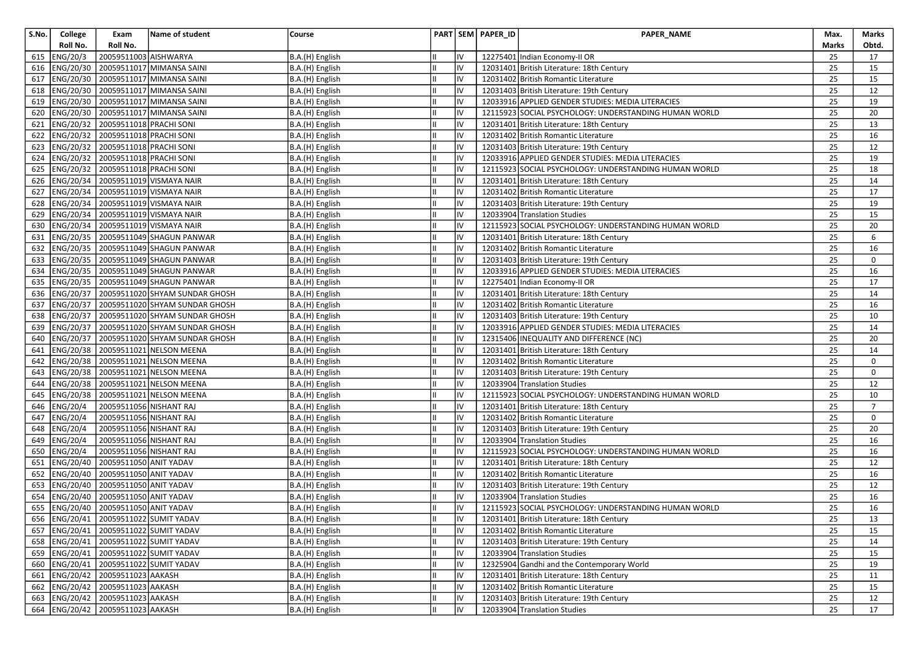| S.No. | College Roll No. | Exam Roll No. | Name of student | Course | PART | SEM | PAPER_ID | PAPER_NAME | Max. Marks | Marks Obtd. |
|---|---|---|---|---|---|---|---|---|---|---|
| 615 | ENG/20/3 | 20059511003 | AISHWARYA | B.A.(H) English | II | IV | 12275401 | Indian Economy-II OR | 25 | 17 |
| 616 | ENG/20/30 | 20059511017 | MIMANSA SAINI | B.A.(H) English | II | IV | 12031401 | British Literature: 18th Century | 25 | 15 |
| 617 | ENG/20/30 | 20059511017 | MIMANSA SAINI | B.A.(H) English | II | IV | 12031402 | British Romantic Literature | 25 | 15 |
| 618 | ENG/20/30 | 20059511017 | MIMANSA SAINI | B.A.(H) English | II | IV | 12031403 | British Literature: 19th Century | 25 | 12 |
| 619 | ENG/20/30 | 20059511017 | MIMANSA SAINI | B.A.(H) English | II | IV | 12033916 | APPLIED GENDER STUDIES: MEDIA LITERACIES | 25 | 19 |
| 620 | ENG/20/30 | 20059511017 | MIMANSA SAINI | B.A.(H) English | II | IV | 12115923 | SOCIAL PSYCHOLOGY: UNDERSTANDING HUMAN WORLD | 25 | 20 |
| 621 | ENG/20/32 | 20059511018 | PRACHI SONI | B.A.(H) English | II | IV | 12031401 | British Literature: 18th Century | 25 | 13 |
| 622 | ENG/20/32 | 20059511018 | PRACHI SONI | B.A.(H) English | II | IV | 12031402 | British Romantic Literature | 25 | 16 |
| 623 | ENG/20/32 | 20059511018 | PRACHI SONI | B.A.(H) English | II | IV | 12031403 | British Literature: 19th Century | 25 | 12 |
| 624 | ENG/20/32 | 20059511018 | PRACHI SONI | B.A.(H) English | II | IV | 12033916 | APPLIED GENDER STUDIES: MEDIA LITERACIES | 25 | 19 |
| 625 | ENG/20/32 | 20059511018 | PRACHI SONI | B.A.(H) English | II | IV | 12115923 | SOCIAL PSYCHOLOGY: UNDERSTANDING HUMAN WORLD | 25 | 18 |
| 626 | ENG/20/34 | 20059511019 | VISMAYA NAIR | B.A.(H) English | II | IV | 12031401 | British Literature: 18th Century | 25 | 14 |
| 627 | ENG/20/34 | 20059511019 | VISMAYA NAIR | B.A.(H) English | II | IV | 12031402 | British Romantic Literature | 25 | 17 |
| 628 | ENG/20/34 | 20059511019 | VISMAYA NAIR | B.A.(H) English | II | IV | 12031403 | British Literature: 19th Century | 25 | 19 |
| 629 | ENG/20/34 | 20059511019 | VISMAYA NAIR | B.A.(H) English | II | IV | 12033904 | Translation Studies | 25 | 15 |
| 630 | ENG/20/34 | 20059511019 | VISMAYA NAIR | B.A.(H) English | II | IV | 12115923 | SOCIAL PSYCHOLOGY: UNDERSTANDING HUMAN WORLD | 25 | 20 |
| 631 | ENG/20/35 | 20059511049 | SHAGUN PANWAR | B.A.(H) English | II | IV | 12031401 | British Literature: 18th Century | 25 | 6 |
| 632 | ENG/20/35 | 20059511049 | SHAGUN PANWAR | B.A.(H) English | II | IV | 12031402 | British Romantic Literature | 25 | 16 |
| 633 | ENG/20/35 | 20059511049 | SHAGUN PANWAR | B.A.(H) English | II | IV | 12031403 | British Literature: 19th Century | 25 | 0 |
| 634 | ENG/20/35 | 20059511049 | SHAGUN PANWAR | B.A.(H) English | II | IV | 12033916 | APPLIED GENDER STUDIES: MEDIA LITERACIES | 25 | 16 |
| 635 | ENG/20/35 | 20059511049 | SHAGUN PANWAR | B.A.(H) English | II | IV | 12275401 | Indian Economy-II OR | 25 | 17 |
| 636 | ENG/20/37 | 20059511020 | SHYAM SUNDAR GHOSH | B.A.(H) English | II | IV | 12031401 | British Literature: 18th Century | 25 | 14 |
| 637 | ENG/20/37 | 20059511020 | SHYAM SUNDAR GHOSH | B.A.(H) English | II | IV | 12031402 | British Romantic Literature | 25 | 16 |
| 638 | ENG/20/37 | 20059511020 | SHYAM SUNDAR GHOSH | B.A.(H) English | II | IV | 12031403 | British Literature: 19th Century | 25 | 10 |
| 639 | ENG/20/37 | 20059511020 | SHYAM SUNDAR GHOSH | B.A.(H) English | II | IV | 12033916 | APPLIED GENDER STUDIES: MEDIA LITERACIES | 25 | 14 |
| 640 | ENG/20/37 | 20059511020 | SHYAM SUNDAR GHOSH | B.A.(H) English | II | IV | 12315406 | INEQUALITY AND DIFFERENCE (NC) | 25 | 20 |
| 641 | ENG/20/38 | 20059511021 | NELSON MEENA | B.A.(H) English | II | IV | 12031401 | British Literature: 18th Century | 25 | 14 |
| 642 | ENG/20/38 | 20059511021 | NELSON MEENA | B.A.(H) English | II | IV | 12031402 | British Romantic Literature | 25 | 0 |
| 643 | ENG/20/38 | 20059511021 | NELSON MEENA | B.A.(H) English | II | IV | 12031403 | British Literature: 19th Century | 25 | 0 |
| 644 | ENG/20/38 | 20059511021 | NELSON MEENA | B.A.(H) English | II | IV | 12033904 | Translation Studies | 25 | 12 |
| 645 | ENG/20/38 | 20059511021 | NELSON MEENA | B.A.(H) English | II | IV | 12115923 | SOCIAL PSYCHOLOGY: UNDERSTANDING HUMAN WORLD | 25 | 10 |
| 646 | ENG/20/4 | 20059511056 | NISHANT RAJ | B.A.(H) English | II | IV | 12031401 | British Literature: 18th Century | 25 | 7 |
| 647 | ENG/20/4 | 20059511056 | NISHANT RAJ | B.A.(H) English | II | IV | 12031402 | British Romantic Literature | 25 | 0 |
| 648 | ENG/20/4 | 20059511056 | NISHANT RAJ | B.A.(H) English | II | IV | 12031403 | British Literature: 19th Century | 25 | 20 |
| 649 | ENG/20/4 | 20059511056 | NISHANT RAJ | B.A.(H) English | II | IV | 12033904 | Translation Studies | 25 | 16 |
| 650 | ENG/20/4 | 20059511056 | NISHANT RAJ | B.A.(H) English | II | IV | 12115923 | SOCIAL PSYCHOLOGY: UNDERSTANDING HUMAN WORLD | 25 | 16 |
| 651 | ENG/20/40 | 20059511050 | ANIT YADAV | B.A.(H) English | II | IV | 12031401 | British Literature: 18th Century | 25 | 12 |
| 652 | ENG/20/40 | 20059511050 | ANIT YADAV | B.A.(H) English | II | IV | 12031402 | British Romantic Literature | 25 | 16 |
| 653 | ENG/20/40 | 20059511050 | ANIT YADAV | B.A.(H) English | II | IV | 12031403 | British Literature: 19th Century | 25 | 12 |
| 654 | ENG/20/40 | 20059511050 | ANIT YADAV | B.A.(H) English | II | IV | 12033904 | Translation Studies | 25 | 16 |
| 655 | ENG/20/40 | 20059511050 | ANIT YADAV | B.A.(H) English | II | IV | 12115923 | SOCIAL PSYCHOLOGY: UNDERSTANDING HUMAN WORLD | 25 | 16 |
| 656 | ENG/20/41 | 20059511022 | SUMIT YADAV | B.A.(H) English | II | IV | 12031401 | British Literature: 18th Century | 25 | 13 |
| 657 | ENG/20/41 | 20059511022 | SUMIT YADAV | B.A.(H) English | II | IV | 12031402 | British Romantic Literature | 25 | 15 |
| 658 | ENG/20/41 | 20059511022 | SUMIT YADAV | B.A.(H) English | II | IV | 12031403 | British Literature: 19th Century | 25 | 14 |
| 659 | ENG/20/41 | 20059511022 | SUMIT YADAV | B.A.(H) English | II | IV | 12033904 | Translation Studies | 25 | 15 |
| 660 | ENG/20/41 | 20059511022 | SUMIT YADAV | B.A.(H) English | II | IV | 12325904 | Gandhi and the Contemporary World | 25 | 19 |
| 661 | ENG/20/42 | 20059511023 | AAKASH | B.A.(H) English | II | IV | 12031401 | British Literature: 18th Century | 25 | 11 |
| 662 | ENG/20/42 | 20059511023 | AAKASH | B.A.(H) English | II | IV | 12031402 | British Romantic Literature | 25 | 15 |
| 663 | ENG/20/42 | 20059511023 | AAKASH | B.A.(H) English | II | IV | 12031403 | British Literature: 19th Century | 25 | 12 |
| 664 | ENG/20/42 | 20059511023 | AAKASH | B.A.(H) English | II | IV | 12033904 | Translation Studies | 25 | 17 |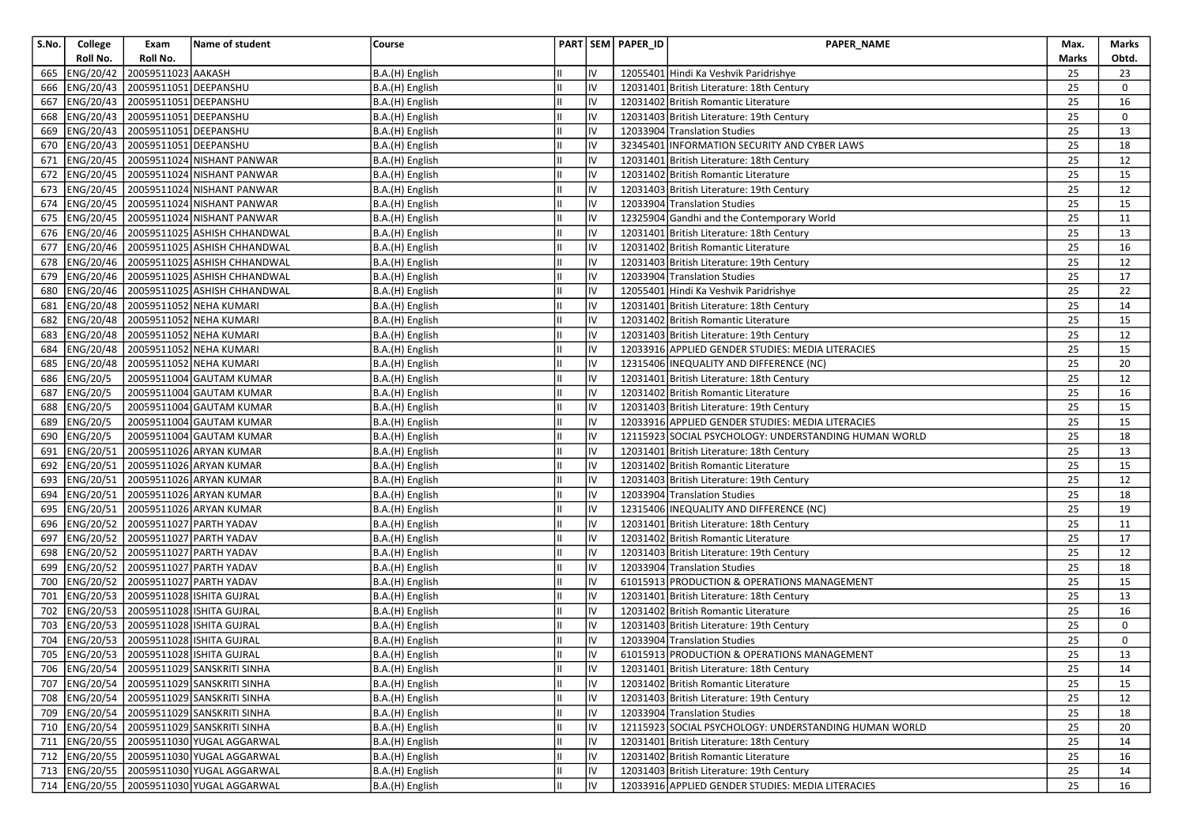| S.No. | College Roll No. | Exam Roll No. | Name of student | Course | PART | SEM | PAPER_ID | PAPER_NAME | Max. Marks | Marks Obtd. |
|---|---|---|---|---|---|---|---|---|---|---|
| 665 | ENG/20/42 | 20059511023 | AAKASH | B.A.(H) English | II | IV | 12055401 | Hindi Ka Veshvik Paridrishye | 25 | 23 |
| 666 | ENG/20/43 | 20059511051 | DEEPANSHU | B.A.(H) English | II | IV | 12031401 | British Literature: 18th Century | 25 | 0 |
| 667 | ENG/20/43 | 20059511051 | DEEPANSHU | B.A.(H) English | II | IV | 12031402 | British Romantic Literature | 25 | 16 |
| 668 | ENG/20/43 | 20059511051 | DEEPANSHU | B.A.(H) English | II | IV | 12031403 | British Literature: 19th Century | 25 | 0 |
| 669 | ENG/20/43 | 20059511051 | DEEPANSHU | B.A.(H) English | II | IV | 12033904 | Translation Studies | 25 | 13 |
| 670 | ENG/20/43 | 20059511051 | DEEPANSHU | B.A.(H) English | II | IV | 32345401 | INFORMATION SECURITY AND CYBER LAWS | 25 | 18 |
| 671 | ENG/20/45 | 20059511024 | NISHANT PANWAR | B.A.(H) English | II | IV | 12031401 | British Literature: 18th Century | 25 | 12 |
| 672 | ENG/20/45 | 20059511024 | NISHANT PANWAR | B.A.(H) English | II | IV | 12031402 | British Romantic Literature | 25 | 15 |
| 673 | ENG/20/45 | 20059511024 | NISHANT PANWAR | B.A.(H) English | II | IV | 12031403 | British Literature: 19th Century | 25 | 12 |
| 674 | ENG/20/45 | 20059511024 | NISHANT PANWAR | B.A.(H) English | II | IV | 12033904 | Translation Studies | 25 | 15 |
| 675 | ENG/20/45 | 20059511024 | NISHANT PANWAR | B.A.(H) English | II | IV | 12325904 | Gandhi and the Contemporary World | 25 | 11 |
| 676 | ENG/20/46 | 20059511025 | ASHISH CHHANDWAL | B.A.(H) English | II | IV | 12031401 | British Literature: 18th Century | 25 | 13 |
| 677 | ENG/20/46 | 20059511025 | ASHISH CHHANDWAL | B.A.(H) English | II | IV | 12031402 | British Romantic Literature | 25 | 16 |
| 678 | ENG/20/46 | 20059511025 | ASHISH CHHANDWAL | B.A.(H) English | II | IV | 12031403 | British Literature: 19th Century | 25 | 12 |
| 679 | ENG/20/46 | 20059511025 | ASHISH CHHANDWAL | B.A.(H) English | II | IV | 12033904 | Translation Studies | 25 | 17 |
| 680 | ENG/20/46 | 20059511025 | ASHISH CHHANDWAL | B.A.(H) English | II | IV | 12055401 | Hindi Ka Veshvik Paridrishye | 25 | 22 |
| 681 | ENG/20/48 | 20059511052 | NEHA KUMARI | B.A.(H) English | II | IV | 12031401 | British Literature: 18th Century | 25 | 14 |
| 682 | ENG/20/48 | 20059511052 | NEHA KUMARI | B.A.(H) English | II | IV | 12031402 | British Romantic Literature | 25 | 15 |
| 683 | ENG/20/48 | 20059511052 | NEHA KUMARI | B.A.(H) English | II | IV | 12031403 | British Literature: 19th Century | 25 | 12 |
| 684 | ENG/20/48 | 20059511052 | NEHA KUMARI | B.A.(H) English | II | IV | 12033916 | APPLIED GENDER STUDIES: MEDIA LITERACIES | 25 | 15 |
| 685 | ENG/20/48 | 20059511052 | NEHA KUMARI | B.A.(H) English | II | IV | 12315406 | INEQUALITY AND DIFFERENCE (NC) | 25 | 20 |
| 686 | ENG/20/5 | 20059511004 | GAUTAM KUMAR | B.A.(H) English | II | IV | 12031401 | British Literature: 18th Century | 25 | 12 |
| 687 | ENG/20/5 | 20059511004 | GAUTAM KUMAR | B.A.(H) English | II | IV | 12031402 | British Romantic Literature | 25 | 16 |
| 688 | ENG/20/5 | 20059511004 | GAUTAM KUMAR | B.A.(H) English | II | IV | 12031403 | British Literature: 19th Century | 25 | 15 |
| 689 | ENG/20/5 | 20059511004 | GAUTAM KUMAR | B.A.(H) English | II | IV | 12033916 | APPLIED GENDER STUDIES: MEDIA LITERACIES | 25 | 15 |
| 690 | ENG/20/5 | 20059511004 | GAUTAM KUMAR | B.A.(H) English | II | IV | 12115923 | SOCIAL PSYCHOLOGY: UNDERSTANDING HUMAN WORLD | 25 | 18 |
| 691 | ENG/20/51 | 20059511026 | ARYAN KUMAR | B.A.(H) English | II | IV | 12031401 | British Literature: 18th Century | 25 | 13 |
| 692 | ENG/20/51 | 20059511026 | ARYAN KUMAR | B.A.(H) English | II | IV | 12031402 | British Romantic Literature | 25 | 15 |
| 693 | ENG/20/51 | 20059511026 | ARYAN KUMAR | B.A.(H) English | II | IV | 12031403 | British Literature: 19th Century | 25 | 12 |
| 694 | ENG/20/51 | 20059511026 | ARYAN KUMAR | B.A.(H) English | II | IV | 12033904 | Translation Studies | 25 | 18 |
| 695 | ENG/20/51 | 20059511026 | ARYAN KUMAR | B.A.(H) English | II | IV | 12315406 | INEQUALITY AND DIFFERENCE (NC) | 25 | 19 |
| 696 | ENG/20/52 | 20059511027 | PARTH YADAV | B.A.(H) English | II | IV | 12031401 | British Literature: 18th Century | 25 | 11 |
| 697 | ENG/20/52 | 20059511027 | PARTH YADAV | B.A.(H) English | II | IV | 12031402 | British Romantic Literature | 25 | 17 |
| 698 | ENG/20/52 | 20059511027 | PARTH YADAV | B.A.(H) English | II | IV | 12031403 | British Literature: 19th Century | 25 | 12 |
| 699 | ENG/20/52 | 20059511027 | PARTH YADAV | B.A.(H) English | II | IV | 12033904 | Translation Studies | 25 | 18 |
| 700 | ENG/20/52 | 20059511027 | PARTH YADAV | B.A.(H) English | II | IV | 61015913 | PRODUCTION & OPERATIONS MANAGEMENT | 25 | 15 |
| 701 | ENG/20/53 | 20059511028 | ISHITA GUJRAL | B.A.(H) English | II | IV | 12031401 | British Literature: 18th Century | 25 | 13 |
| 702 | ENG/20/53 | 20059511028 | ISHITA GUJRAL | B.A.(H) English | II | IV | 12031402 | British Romantic Literature | 25 | 16 |
| 703 | ENG/20/53 | 20059511028 | ISHITA GUJRAL | B.A.(H) English | II | IV | 12031403 | British Literature: 19th Century | 25 | 0 |
| 704 | ENG/20/53 | 20059511028 | ISHITA GUJRAL | B.A.(H) English | II | IV | 12033904 | Translation Studies | 25 | 0 |
| 705 | ENG/20/53 | 20059511028 | ISHITA GUJRAL | B.A.(H) English | II | IV | 61015913 | PRODUCTION & OPERATIONS MANAGEMENT | 25 | 13 |
| 706 | ENG/20/54 | 20059511029 | SANSKRITI SINHA | B.A.(H) English | II | IV | 12031401 | British Literature: 18th Century | 25 | 14 |
| 707 | ENG/20/54 | 20059511029 | SANSKRITI SINHA | B.A.(H) English | II | IV | 12031402 | British Romantic Literature | 25 | 15 |
| 708 | ENG/20/54 | 20059511029 | SANSKRITI SINHA | B.A.(H) English | II | IV | 12031403 | British Literature: 19th Century | 25 | 12 |
| 709 | ENG/20/54 | 20059511029 | SANSKRITI SINHA | B.A.(H) English | II | IV | 12033904 | Translation Studies | 25 | 18 |
| 710 | ENG/20/54 | 20059511029 | SANSKRITI SINHA | B.A.(H) English | II | IV | 12115923 | SOCIAL PSYCHOLOGY: UNDERSTANDING HUMAN WORLD | 25 | 20 |
| 711 | ENG/20/55 | 20059511030 | YUGAL AGGARWAL | B.A.(H) English | II | IV | 12031401 | British Literature: 18th Century | 25 | 14 |
| 712 | ENG/20/55 | 20059511030 | YUGAL AGGARWAL | B.A.(H) English | II | IV | 12031402 | British Romantic Literature | 25 | 16 |
| 713 | ENG/20/55 | 20059511030 | YUGAL AGGARWAL | B.A.(H) English | II | IV | 12031403 | British Literature: 19th Century | 25 | 14 |
| 714 | ENG/20/55 | 20059511030 | YUGAL AGGARWAL | B.A.(H) English | II | IV | 12033916 | APPLIED GENDER STUDIES: MEDIA LITERACIES | 25 | 16 |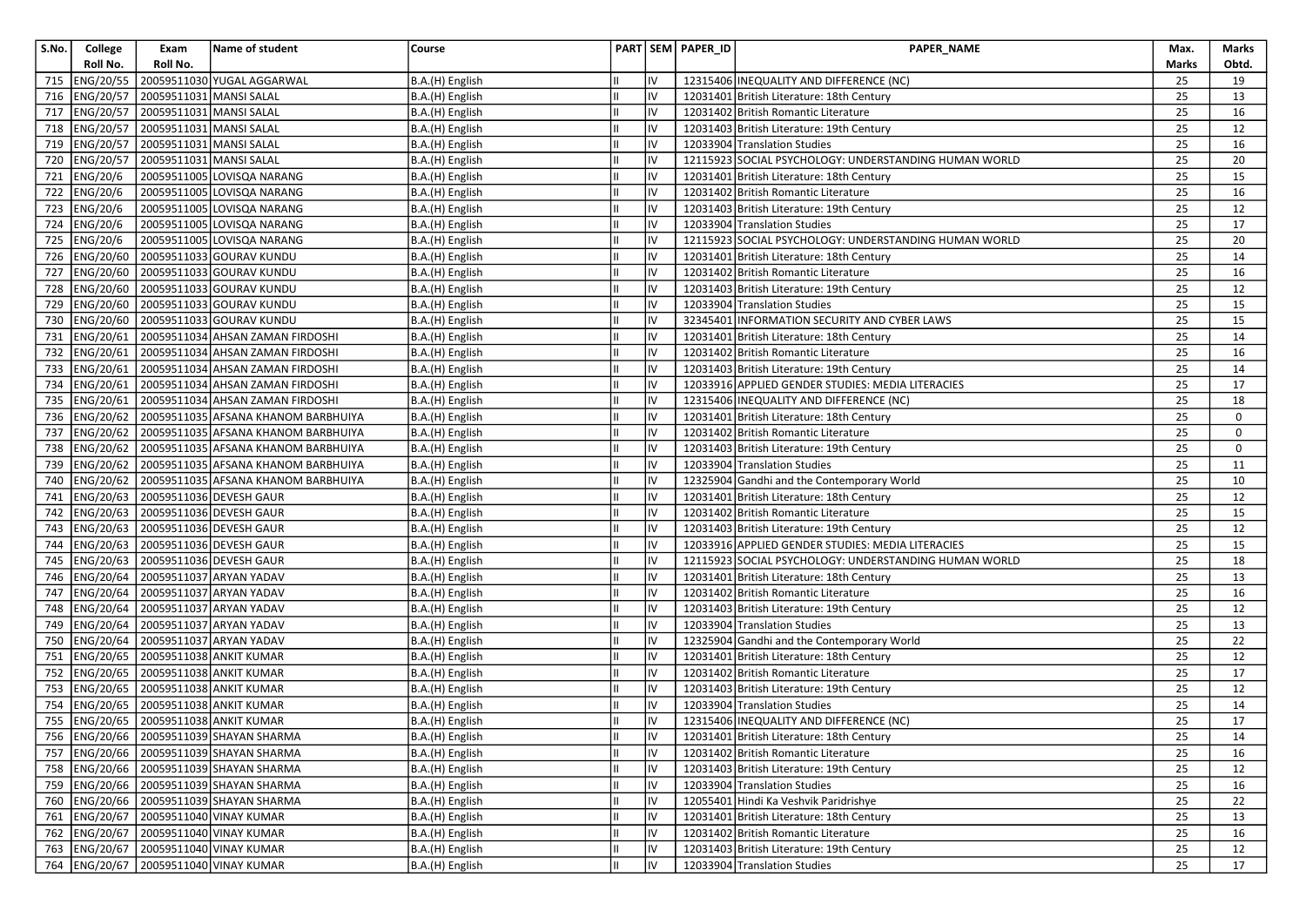| S.No. | College Roll No. | Exam Roll No. | Name of student | Course | PART | SEM | PAPER_ID | PAPER_NAME | Max. Marks | Marks Obtd. |
|---|---|---|---|---|---|---|---|---|---|---|
| 715 | ENG/20/55 | 20059511030 | YUGAL AGGARWAL | B.A.(H) English | II | IV | 12315406 | INEQUALITY AND DIFFERENCE (NC) | 25 | 19 |
| 716 | ENG/20/57 | 20059511031 | MANSI SALAL | B.A.(H) English | II | IV | 12031401 | British Literature: 18th Century | 25 | 13 |
| 717 | ENG/20/57 | 20059511031 | MANSI SALAL | B.A.(H) English | II | IV | 12031402 | British Romantic Literature | 25 | 16 |
| 718 | ENG/20/57 | 20059511031 | MANSI SALAL | B.A.(H) English | II | IV | 12031403 | British Literature: 19th Century | 25 | 12 |
| 719 | ENG/20/57 | 20059511031 | MANSI SALAL | B.A.(H) English | II | IV | 12033904 | Translation Studies | 25 | 16 |
| 720 | ENG/20/57 | 20059511031 | MANSI SALAL | B.A.(H) English | II | IV | 12115923 | SOCIAL PSYCHOLOGY: UNDERSTANDING HUMAN WORLD | 25 | 20 |
| 721 | ENG/20/6 | 20059511005 | LOVISQA NARANG | B.A.(H) English | II | IV | 12031401 | British Literature: 18th Century | 25 | 15 |
| 722 | ENG/20/6 | 20059511005 | LOVISQA NARANG | B.A.(H) English | II | IV | 12031402 | British Romantic Literature | 25 | 16 |
| 723 | ENG/20/6 | 20059511005 | LOVISQA NARANG | B.A.(H) English | II | IV | 12031403 | British Literature: 19th Century | 25 | 12 |
| 724 | ENG/20/6 | 20059511005 | LOVISQA NARANG | B.A.(H) English | II | IV | 12033904 | Translation Studies | 25 | 17 |
| 725 | ENG/20/6 | 20059511005 | LOVISQA NARANG | B.A.(H) English | II | IV | 12115923 | SOCIAL PSYCHOLOGY: UNDERSTANDING HUMAN WORLD | 25 | 20 |
| 726 | ENG/20/60 | 20059511033 | GOURAV KUNDU | B.A.(H) English | II | IV | 12031401 | British Literature: 18th Century | 25 | 14 |
| 727 | ENG/20/60 | 20059511033 | GOURAV KUNDU | B.A.(H) English | II | IV | 12031402 | British Romantic Literature | 25 | 16 |
| 728 | ENG/20/60 | 20059511033 | GOURAV KUNDU | B.A.(H) English | II | IV | 12031403 | British Literature: 19th Century | 25 | 12 |
| 729 | ENG/20/60 | 20059511033 | GOURAV KUNDU | B.A.(H) English | II | IV | 12033904 | Translation Studies | 25 | 15 |
| 730 | ENG/20/60 | 20059511033 | GOURAV KUNDU | B.A.(H) English | II | IV | 32345401 | INFORMATION SECURITY AND CYBER LAWS | 25 | 15 |
| 731 | ENG/20/61 | 20059511034 | AHSAN ZAMAN FIRDOSHI | B.A.(H) English | II | IV | 12031401 | British Literature: 18th Century | 25 | 14 |
| 732 | ENG/20/61 | 20059511034 | AHSAN ZAMAN FIRDOSHI | B.A.(H) English | II | IV | 12031402 | British Romantic Literature | 25 | 16 |
| 733 | ENG/20/61 | 20059511034 | AHSAN ZAMAN FIRDOSHI | B.A.(H) English | II | IV | 12031403 | British Literature: 19th Century | 25 | 14 |
| 734 | ENG/20/61 | 20059511034 | AHSAN ZAMAN FIRDOSHI | B.A.(H) English | II | IV | 12033916 | APPLIED GENDER STUDIES: MEDIA LITERACIES | 25 | 17 |
| 735 | ENG/20/61 | 20059511034 | AHSAN ZAMAN FIRDOSHI | B.A.(H) English | II | IV | 12315406 | INEQUALITY AND DIFFERENCE (NC) | 25 | 18 |
| 736 | ENG/20/62 | 20059511035 | AFSANA KHANOM BARBHUIYA | B.A.(H) English | II | IV | 12031401 | British Literature: 18th Century | 25 | 0 |
| 737 | ENG/20/62 | 20059511035 | AFSANA KHANOM BARBHUIYA | B.A.(H) English | II | IV | 12031402 | British Romantic Literature | 25 | 0 |
| 738 | ENG/20/62 | 20059511035 | AFSANA KHANOM BARBHUIYA | B.A.(H) English | II | IV | 12031403 | British Literature: 19th Century | 25 | 0 |
| 739 | ENG/20/62 | 20059511035 | AFSANA KHANOM BARBHUIYA | B.A.(H) English | II | IV | 12033904 | Translation Studies | 25 | 11 |
| 740 | ENG/20/62 | 20059511035 | AFSANA KHANOM BARBHUIYA | B.A.(H) English | II | IV | 12325904 | Gandhi and the Contemporary World | 25 | 10 |
| 741 | ENG/20/63 | 20059511036 | DEVESH GAUR | B.A.(H) English | II | IV | 12031401 | British Literature: 18th Century | 25 | 12 |
| 742 | ENG/20/63 | 20059511036 | DEVESH GAUR | B.A.(H) English | II | IV | 12031402 | British Romantic Literature | 25 | 15 |
| 743 | ENG/20/63 | 20059511036 | DEVESH GAUR | B.A.(H) English | II | IV | 12031403 | British Literature: 19th Century | 25 | 12 |
| 744 | ENG/20/63 | 20059511036 | DEVESH GAUR | B.A.(H) English | II | IV | 12033916 | APPLIED GENDER STUDIES: MEDIA LITERACIES | 25 | 15 |
| 745 | ENG/20/63 | 20059511036 | DEVESH GAUR | B.A.(H) English | II | IV | 12115923 | SOCIAL PSYCHOLOGY: UNDERSTANDING HUMAN WORLD | 25 | 18 |
| 746 | ENG/20/64 | 20059511037 | ARYAN YADAV | B.A.(H) English | II | IV | 12031401 | British Literature: 18th Century | 25 | 13 |
| 747 | ENG/20/64 | 20059511037 | ARYAN YADAV | B.A.(H) English | II | IV | 12031402 | British Romantic Literature | 25 | 16 |
| 748 | ENG/20/64 | 20059511037 | ARYAN YADAV | B.A.(H) English | II | IV | 12031403 | British Literature: 19th Century | 25 | 12 |
| 749 | ENG/20/64 | 20059511037 | ARYAN YADAV | B.A.(H) English | II | IV | 12033904 | Translation Studies | 25 | 13 |
| 750 | ENG/20/64 | 20059511037 | ARYAN YADAV | B.A.(H) English | II | IV | 12325904 | Gandhi and the Contemporary World | 25 | 22 |
| 751 | ENG/20/65 | 20059511038 | ANKIT KUMAR | B.A.(H) English | II | IV | 12031401 | British Literature: 18th Century | 25 | 12 |
| 752 | ENG/20/65 | 20059511038 | ANKIT KUMAR | B.A.(H) English | II | IV | 12031402 | British Romantic Literature | 25 | 17 |
| 753 | ENG/20/65 | 20059511038 | ANKIT KUMAR | B.A.(H) English | II | IV | 12031403 | British Literature: 19th Century | 25 | 12 |
| 754 | ENG/20/65 | 20059511038 | ANKIT KUMAR | B.A.(H) English | II | IV | 12033904 | Translation Studies | 25 | 14 |
| 755 | ENG/20/65 | 20059511038 | ANKIT KUMAR | B.A.(H) English | II | IV | 12315406 | INEQUALITY AND DIFFERENCE (NC) | 25 | 17 |
| 756 | ENG/20/66 | 20059511039 | SHAYAN SHARMA | B.A.(H) English | II | IV | 12031401 | British Literature: 18th Century | 25 | 14 |
| 757 | ENG/20/66 | 20059511039 | SHAYAN SHARMA | B.A.(H) English | II | IV | 12031402 | British Romantic Literature | 25 | 16 |
| 758 | ENG/20/66 | 20059511039 | SHAYAN SHARMA | B.A.(H) English | II | IV | 12031403 | British Literature: 19th Century | 25 | 12 |
| 759 | ENG/20/66 | 20059511039 | SHAYAN SHARMA | B.A.(H) English | II | IV | 12033904 | Translation Studies | 25 | 16 |
| 760 | ENG/20/66 | 20059511039 | SHAYAN SHARMA | B.A.(H) English | II | IV | 12055401 | Hindi Ka Veshvik Paridrishye | 25 | 22 |
| 761 | ENG/20/67 | 20059511040 | VINAY KUMAR | B.A.(H) English | II | IV | 12031401 | British Literature: 18th Century | 25 | 13 |
| 762 | ENG/20/67 | 20059511040 | VINAY KUMAR | B.A.(H) English | II | IV | 12031402 | British Romantic Literature | 25 | 16 |
| 763 | ENG/20/67 | 20059511040 | VINAY KUMAR | B.A.(H) English | II | IV | 12031403 | British Literature: 19th Century | 25 | 12 |
| 764 | ENG/20/67 | 20059511040 | VINAY KUMAR | B.A.(H) English | II | IV | 12033904 | Translation Studies | 25 | 17 |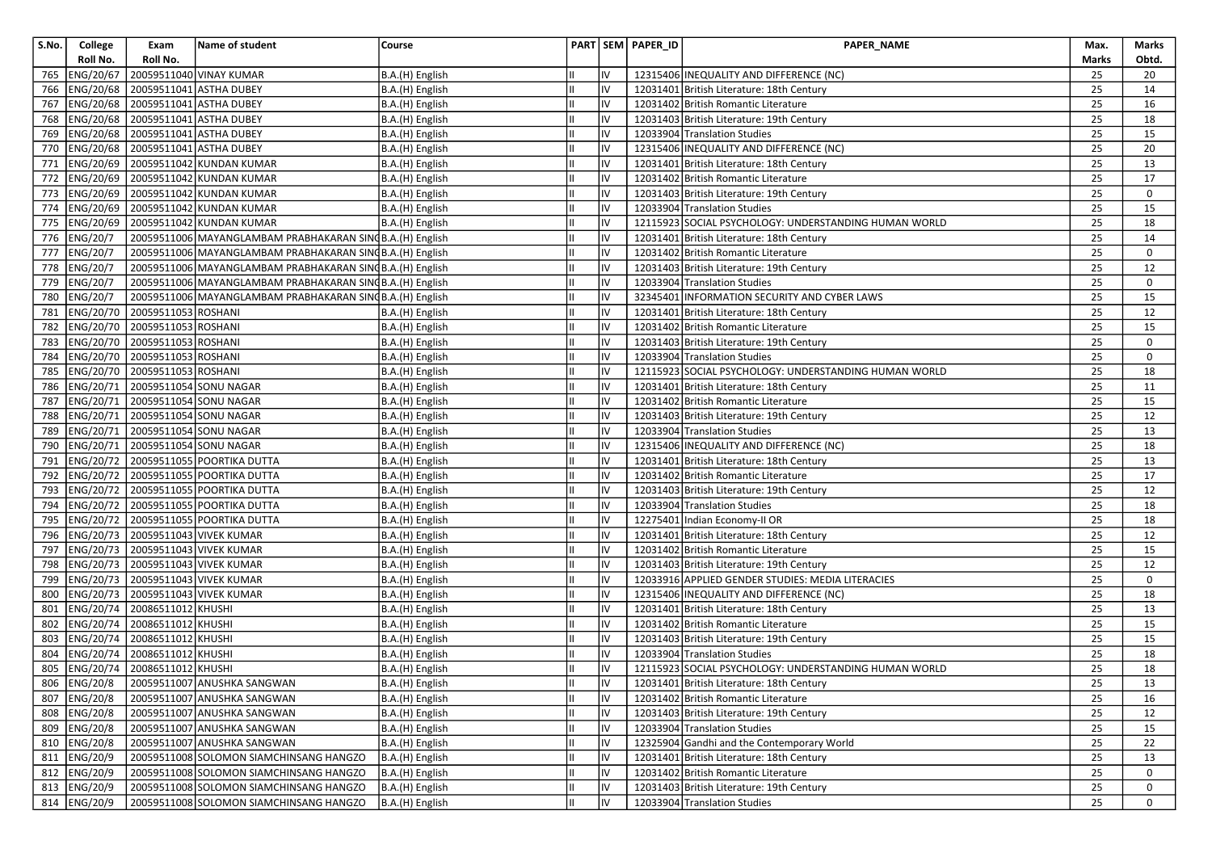| S.No. | College Roll No. | Exam Roll No. | Name of student | Course | PART | SEM | PAPER_ID | PAPER_NAME | Max. Marks | Marks Obtd. |
|---|---|---|---|---|---|---|---|---|---|---|
| 765 | ENG/20/67 | 20059511040 | VINAY KUMAR | B.A.(H) English | II | IV | 12315406 | INEQUALITY AND DIFFERENCE (NC) | 25 | 20 |
| 766 | ENG/20/68 | 20059511041 | ASTHA DUBEY | B.A.(H) English | II | IV | 12031401 | British Literature: 18th Century | 25 | 14 |
| 767 | ENG/20/68 | 20059511041 | ASTHA DUBEY | B.A.(H) English | II | IV | 12031402 | British Romantic Literature | 25 | 16 |
| 768 | ENG/20/68 | 20059511041 | ASTHA DUBEY | B.A.(H) English | II | IV | 12031403 | British Literature: 19th Century | 25 | 18 |
| 769 | ENG/20/68 | 20059511041 | ASTHA DUBEY | B.A.(H) English | II | IV | 12033904 | Translation Studies | 25 | 15 |
| 770 | ENG/20/68 | 20059511041 | ASTHA DUBEY | B.A.(H) English | II | IV | 12315406 | INEQUALITY AND DIFFERENCE (NC) | 25 | 20 |
| 771 | ENG/20/69 | 20059511042 | KUNDAN KUMAR | B.A.(H) English | II | IV | 12031401 | British Literature: 18th Century | 25 | 13 |
| 772 | ENG/20/69 | 20059511042 | KUNDAN KUMAR | B.A.(H) English | II | IV | 12031402 | British Romantic Literature | 25 | 17 |
| 773 | ENG/20/69 | 20059511042 | KUNDAN KUMAR | B.A.(H) English | II | IV | 12031403 | British Literature: 19th Century | 25 | 0 |
| 774 | ENG/20/69 | 20059511042 | KUNDAN KUMAR | B.A.(H) English | II | IV | 12033904 | Translation Studies | 25 | 15 |
| 775 | ENG/20/69 | 20059511042 | KUNDAN KUMAR | B.A.(H) English | II | IV | 12115923 | SOCIAL PSYCHOLOGY: UNDERSTANDING HUMAN WORLD | 25 | 18 |
| 776 | ENG/20/7 | 20059511006 | MAYANGLAMBAM PRABHAKARAN SING | B.A.(H) English | II | IV | 12031401 | British Literature: 18th Century | 25 | 14 |
| 777 | ENG/20/7 | 20059511006 | MAYANGLAMBAM PRABHAKARAN SING | B.A.(H) English | II | IV | 12031402 | British Romantic Literature | 25 | 0 |
| 778 | ENG/20/7 | 20059511006 | MAYANGLAMBAM PRABHAKARAN SING | B.A.(H) English | II | IV | 12031403 | British Literature: 19th Century | 25 | 12 |
| 779 | ENG/20/7 | 20059511006 | MAYANGLAMBAM PRABHAKARAN SING | B.A.(H) English | II | IV | 12033904 | Translation Studies | 25 | 0 |
| 780 | ENG/20/7 | 20059511006 | MAYANGLAMBAM PRABHAKARAN SING | B.A.(H) English | II | IV | 32345401 | INFORMATION SECURITY AND CYBER LAWS | 25 | 15 |
| 781 | ENG/20/70 | 20059511053 | ROSHANI | B.A.(H) English | II | IV | 12031401 | British Literature: 18th Century | 25 | 12 |
| 782 | ENG/20/70 | 20059511053 | ROSHANI | B.A.(H) English | II | IV | 12031402 | British Romantic Literature | 25 | 15 |
| 783 | ENG/20/70 | 20059511053 | ROSHANI | B.A.(H) English | II | IV | 12031403 | British Literature: 19th Century | 25 | 0 |
| 784 | ENG/20/70 | 20059511053 | ROSHANI | B.A.(H) English | II | IV | 12033904 | Translation Studies | 25 | 0 |
| 785 | ENG/20/70 | 20059511053 | ROSHANI | B.A.(H) English | II | IV | 12115923 | SOCIAL PSYCHOLOGY: UNDERSTANDING HUMAN WORLD | 25 | 18 |
| 786 | ENG/20/71 | 20059511054 | SONU NAGAR | B.A.(H) English | II | IV | 12031401 | British Literature: 18th Century | 25 | 11 |
| 787 | ENG/20/71 | 20059511054 | SONU NAGAR | B.A.(H) English | II | IV | 12031402 | British Romantic Literature | 25 | 15 |
| 788 | ENG/20/71 | 20059511054 | SONU NAGAR | B.A.(H) English | II | IV | 12031403 | British Literature: 19th Century | 25 | 12 |
| 789 | ENG/20/71 | 20059511054 | SONU NAGAR | B.A.(H) English | II | IV | 12033904 | Translation Studies | 25 | 13 |
| 790 | ENG/20/71 | 20059511054 | SONU NAGAR | B.A.(H) English | II | IV | 12315406 | INEQUALITY AND DIFFERENCE (NC) | 25 | 18 |
| 791 | ENG/20/72 | 20059511055 | POORTIKA DUTTA | B.A.(H) English | II | IV | 12031401 | British Literature: 18th Century | 25 | 13 |
| 792 | ENG/20/72 | 20059511055 | POORTIKA DUTTA | B.A.(H) English | II | IV | 12031402 | British Romantic Literature | 25 | 17 |
| 793 | ENG/20/72 | 20059511055 | POORTIKA DUTTA | B.A.(H) English | II | IV | 12031403 | British Literature: 19th Century | 25 | 12 |
| 794 | ENG/20/72 | 20059511055 | POORTIKA DUTTA | B.A.(H) English | II | IV | 12033904 | Translation Studies | 25 | 18 |
| 795 | ENG/20/72 | 20059511055 | POORTIKA DUTTA | B.A.(H) English | II | IV | 12275401 | Indian Economy-II OR | 25 | 18 |
| 796 | ENG/20/73 | 20059511043 | VIVEK KUMAR | B.A.(H) English | II | IV | 12031401 | British Literature: 18th Century | 25 | 12 |
| 797 | ENG/20/73 | 20059511043 | VIVEK KUMAR | B.A.(H) English | II | IV | 12031402 | British Romantic Literature | 25 | 15 |
| 798 | ENG/20/73 | 20059511043 | VIVEK KUMAR | B.A.(H) English | II | IV | 12031403 | British Literature: 19th Century | 25 | 12 |
| 799 | ENG/20/73 | 20059511043 | VIVEK KUMAR | B.A.(H) English | II | IV | 12033916 | APPLIED GENDER STUDIES: MEDIA LITERACIES | 25 | 0 |
| 800 | ENG/20/73 | 20059511043 | VIVEK KUMAR | B.A.(H) English | II | IV | 12315406 | INEQUALITY AND DIFFERENCE (NC) | 25 | 18 |
| 801 | ENG/20/74 | 20086511012 | KHUSHI | B.A.(H) English | II | IV | 12031401 | British Literature: 18th Century | 25 | 13 |
| 802 | ENG/20/74 | 20086511012 | KHUSHI | B.A.(H) English | II | IV | 12031402 | British Romantic Literature | 25 | 15 |
| 803 | ENG/20/74 | 20086511012 | KHUSHI | B.A.(H) English | II | IV | 12031403 | British Literature: 19th Century | 25 | 15 |
| 804 | ENG/20/74 | 20086511012 | KHUSHI | B.A.(H) English | II | IV | 12033904 | Translation Studies | 25 | 18 |
| 805 | ENG/20/74 | 20086511012 | KHUSHI | B.A.(H) English | II | IV | 12115923 | SOCIAL PSYCHOLOGY: UNDERSTANDING HUMAN WORLD | 25 | 18 |
| 806 | ENG/20/8 | 20059511007 | ANUSHKA SANGWAN | B.A.(H) English | II | IV | 12031401 | British Literature: 18th Century | 25 | 13 |
| 807 | ENG/20/8 | 20059511007 | ANUSHKA SANGWAN | B.A.(H) English | II | IV | 12031402 | British Romantic Literature | 25 | 16 |
| 808 | ENG/20/8 | 20059511007 | ANUSHKA SANGWAN | B.A.(H) English | II | IV | 12031403 | British Literature: 19th Century | 25 | 12 |
| 809 | ENG/20/8 | 20059511007 | ANUSHKA SANGWAN | B.A.(H) English | II | IV | 12033904 | Translation Studies | 25 | 15 |
| 810 | ENG/20/8 | 20059511007 | ANUSHKA SANGWAN | B.A.(H) English | II | IV | 12325904 | Gandhi and the Contemporary World | 25 | 22 |
| 811 | ENG/20/9 | 20059511008 | SOLOMON SIAMCHINSANG HANGZO | B.A.(H) English | II | IV | 12031401 | British Literature: 18th Century | 25 | 13 |
| 812 | ENG/20/9 | 20059511008 | SOLOMON SIAMCHINSANG HANGZO | B.A.(H) English | II | IV | 12031402 | British Romantic Literature | 25 | 0 |
| 813 | ENG/20/9 | 20059511008 | SOLOMON SIAMCHINSANG HANGZO | B.A.(H) English | II | IV | 12031403 | British Literature: 19th Century | 25 | 0 |
| 814 | ENG/20/9 | 20059511008 | SOLOMON SIAMCHINSANG HANGZO | B.A.(H) English | II | IV | 12033904 | Translation Studies | 25 | 0 |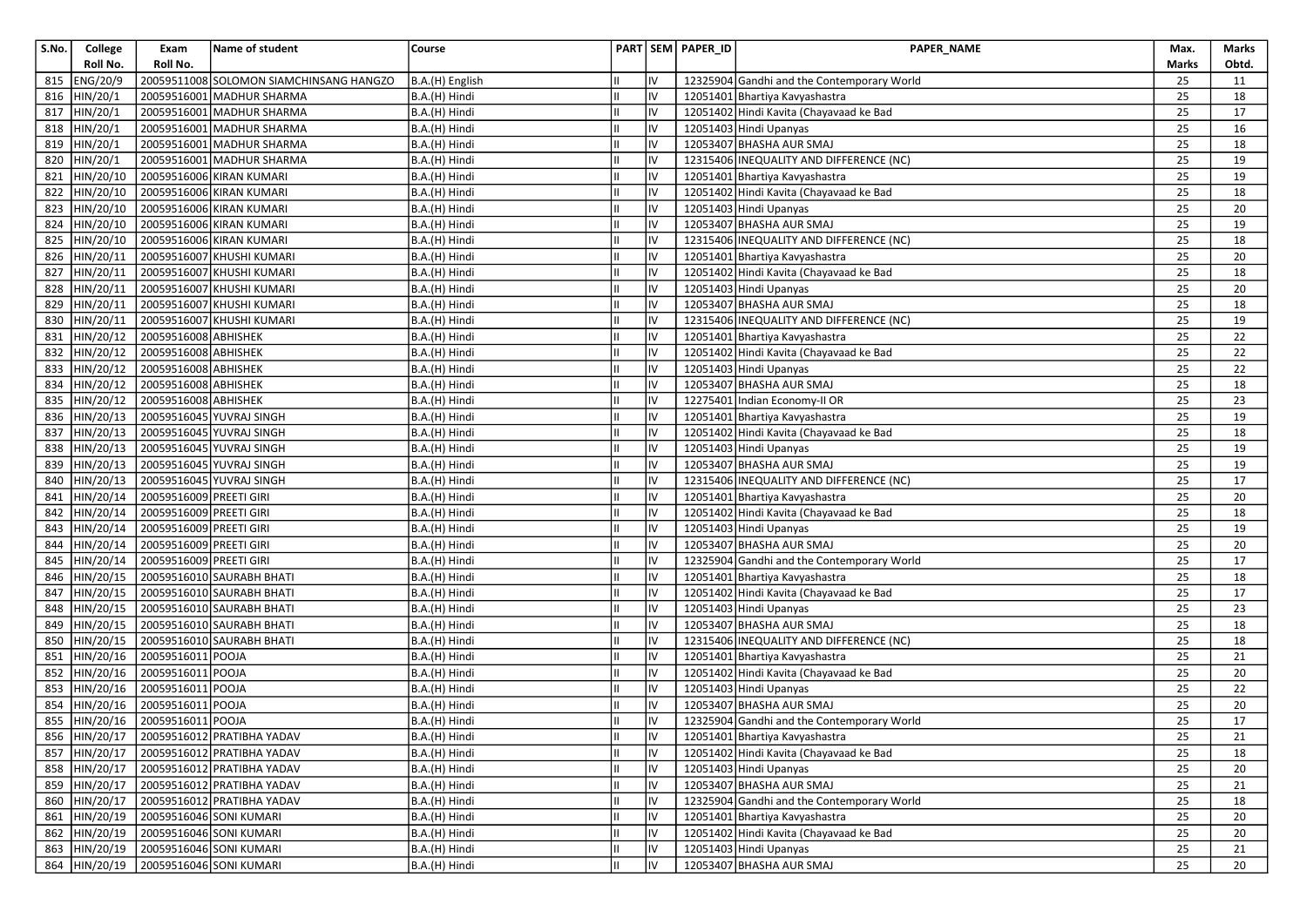| S.No. | College Roll No. | Exam Roll No. | Name of student | Course | PART | SEM | PAPER_ID | PAPER_NAME | Max. Marks | Marks Obtd. |
|---|---|---|---|---|---|---|---|---|---|---|
| 815 | ENG/20/9 | 20059511008 | SOLOMON SIAMCHINSANG HANGZO | B.A.(H) English | II | IV | 12325904 | Gandhi and the Contemporary World | 25 | 11 |
| 816 | HIN/20/1 | 20059516001 | MADHUR SHARMA | B.A.(H) Hindi | II | IV | 12051401 | Bhartiya Kavyashastra | 25 | 18 |
| 817 | HIN/20/1 | 20059516001 | MADHUR SHARMA | B.A.(H) Hindi | II | IV | 12051402 | Hindi Kavita (Chayavaad ke Bad | 25 | 17 |
| 818 | HIN/20/1 | 20059516001 | MADHUR SHARMA | B.A.(H) Hindi | II | IV | 12051403 | Hindi Upanyas | 25 | 16 |
| 819 | HIN/20/1 | 20059516001 | MADHUR SHARMA | B.A.(H) Hindi | II | IV | 12053407 | BHASHA AUR SMAJ | 25 | 18 |
| 820 | HIN/20/1 | 20059516001 | MADHUR SHARMA | B.A.(H) Hindi | II | IV | 12315406 | INEQUALITY AND DIFFERENCE (NC) | 25 | 19 |
| 821 | HIN/20/10 | 20059516006 | KIRAN KUMARI | B.A.(H) Hindi | II | IV | 12051401 | Bhartiya Kavyashastra | 25 | 19 |
| 822 | HIN/20/10 | 20059516006 | KIRAN KUMARI | B.A.(H) Hindi | II | IV | 12051402 | Hindi Kavita (Chayavaad ke Bad | 25 | 18 |
| 823 | HIN/20/10 | 20059516006 | KIRAN KUMARI | B.A.(H) Hindi | II | IV | 12051403 | Hindi Upanyas | 25 | 20 |
| 824 | HIN/20/10 | 20059516006 | KIRAN KUMARI | B.A.(H) Hindi | II | IV | 12053407 | BHASHA AUR SMAJ | 25 | 19 |
| 825 | HIN/20/10 | 20059516006 | KIRAN KUMARI | B.A.(H) Hindi | II | IV | 12315406 | INEQUALITY AND DIFFERENCE (NC) | 25 | 18 |
| 826 | HIN/20/11 | 20059516007 | KHUSHI KUMARI | B.A.(H) Hindi | II | IV | 12051401 | Bhartiya Kavyashastra | 25 | 20 |
| 827 | HIN/20/11 | 20059516007 | KHUSHI KUMARI | B.A.(H) Hindi | II | IV | 12051402 | Hindi Kavita (Chayavaad ke Bad | 25 | 18 |
| 828 | HIN/20/11 | 20059516007 | KHUSHI KUMARI | B.A.(H) Hindi | II | IV | 12051403 | Hindi Upanyas | 25 | 20 |
| 829 | HIN/20/11 | 20059516007 | KHUSHI KUMARI | B.A.(H) Hindi | II | IV | 12053407 | BHASHA AUR SMAJ | 25 | 18 |
| 830 | HIN/20/11 | 20059516007 | KHUSHI KUMARI | B.A.(H) Hindi | II | IV | 12315406 | INEQUALITY AND DIFFERENCE (NC) | 25 | 19 |
| 831 | HIN/20/12 | 20059516008 | ABHISHEK | B.A.(H) Hindi | II | IV | 12051401 | Bhartiya Kavyashastra | 25 | 22 |
| 832 | HIN/20/12 | 20059516008 | ABHISHEK | B.A.(H) Hindi | II | IV | 12051402 | Hindi Kavita (Chayavaad ke Bad | 25 | 22 |
| 833 | HIN/20/12 | 20059516008 | ABHISHEK | B.A.(H) Hindi | II | IV | 12051403 | Hindi Upanyas | 25 | 22 |
| 834 | HIN/20/12 | 20059516008 | ABHISHEK | B.A.(H) Hindi | II | IV | 12053407 | BHASHA AUR SMAJ | 25 | 18 |
| 835 | HIN/20/12 | 20059516008 | ABHISHEK | B.A.(H) Hindi | II | IV | 12275401 | Indian Economy-II OR | 25 | 23 |
| 836 | HIN/20/13 | 20059516045 | YUVRAJ SINGH | B.A.(H) Hindi | II | IV | 12051401 | Bhartiya Kavyashastra | 25 | 19 |
| 837 | HIN/20/13 | 20059516045 | YUVRAJ SINGH | B.A.(H) Hindi | II | IV | 12051402 | Hindi Kavita (Chayavaad ke Bad | 25 | 18 |
| 838 | HIN/20/13 | 20059516045 | YUVRAJ SINGH | B.A.(H) Hindi | II | IV | 12051403 | Hindi Upanyas | 25 | 19 |
| 839 | HIN/20/13 | 20059516045 | YUVRAJ SINGH | B.A.(H) Hindi | II | IV | 12053407 | BHASHA AUR SMAJ | 25 | 19 |
| 840 | HIN/20/13 | 20059516045 | YUVRAJ SINGH | B.A.(H) Hindi | II | IV | 12315406 | INEQUALITY AND DIFFERENCE (NC) | 25 | 17 |
| 841 | HIN/20/14 | 20059516009 | PREETI GIRI | B.A.(H) Hindi | II | IV | 12051401 | Bhartiya Kavyashastra | 25 | 20 |
| 842 | HIN/20/14 | 20059516009 | PREETI GIRI | B.A.(H) Hindi | II | IV | 12051402 | Hindi Kavita (Chayavaad ke Bad | 25 | 18 |
| 843 | HIN/20/14 | 20059516009 | PREETI GIRI | B.A.(H) Hindi | II | IV | 12051403 | Hindi Upanyas | 25 | 19 |
| 844 | HIN/20/14 | 20059516009 | PREETI GIRI | B.A.(H) Hindi | II | IV | 12053407 | BHASHA AUR SMAJ | 25 | 20 |
| 845 | HIN/20/14 | 20059516009 | PREETI GIRI | B.A.(H) Hindi | II | IV | 12325904 | Gandhi and the Contemporary World | 25 | 17 |
| 846 | HIN/20/15 | 20059516010 | SAURABH BHATI | B.A.(H) Hindi | II | IV | 12051401 | Bhartiya Kavyashastra | 25 | 18 |
| 847 | HIN/20/15 | 20059516010 | SAURABH BHATI | B.A.(H) Hindi | II | IV | 12051402 | Hindi Kavita (Chayavaad ke Bad | 25 | 17 |
| 848 | HIN/20/15 | 20059516010 | SAURABH BHATI | B.A.(H) Hindi | II | IV | 12051403 | Hindi Upanyas | 25 | 23 |
| 849 | HIN/20/15 | 20059516010 | SAURABH BHATI | B.A.(H) Hindi | II | IV | 12053407 | BHASHA AUR SMAJ | 25 | 18 |
| 850 | HIN/20/15 | 20059516010 | SAURABH BHATI | B.A.(H) Hindi | II | IV | 12315406 | INEQUALITY AND DIFFERENCE (NC) | 25 | 18 |
| 851 | HIN/20/16 | 20059516011 | POOJA | B.A.(H) Hindi | II | IV | 12051401 | Bhartiya Kavyashastra | 25 | 21 |
| 852 | HIN/20/16 | 20059516011 | POOJA | B.A.(H) Hindi | II | IV | 12051402 | Hindi Kavita (Chayavaad ke Bad | 25 | 20 |
| 853 | HIN/20/16 | 20059516011 | POOJA | B.A.(H) Hindi | II | IV | 12051403 | Hindi Upanyas | 25 | 22 |
| 854 | HIN/20/16 | 20059516011 | POOJA | B.A.(H) Hindi | II | IV | 12053407 | BHASHA AUR SMAJ | 25 | 20 |
| 855 | HIN/20/16 | 20059516011 | POOJA | B.A.(H) Hindi | II | IV | 12325904 | Gandhi and the Contemporary World | 25 | 17 |
| 856 | HIN/20/17 | 20059516012 | PRATIBHA YADAV | B.A.(H) Hindi | II | IV | 12051401 | Bhartiya Kavyashastra | 25 | 21 |
| 857 | HIN/20/17 | 20059516012 | PRATIBHA YADAV | B.A.(H) Hindi | II | IV | 12051402 | Hindi Kavita (Chayavaad ke Bad | 25 | 18 |
| 858 | HIN/20/17 | 20059516012 | PRATIBHA YADAV | B.A.(H) Hindi | II | IV | 12051403 | Hindi Upanyas | 25 | 20 |
| 859 | HIN/20/17 | 20059516012 | PRATIBHA YADAV | B.A.(H) Hindi | II | IV | 12053407 | BHASHA AUR SMAJ | 25 | 21 |
| 860 | HIN/20/17 | 20059516012 | PRATIBHA YADAV | B.A.(H) Hindi | II | IV | 12325904 | Gandhi and the Contemporary World | 25 | 18 |
| 861 | HIN/20/19 | 20059516046 | SONI KUMARI | B.A.(H) Hindi | II | IV | 12051401 | Bhartiya Kavyashastra | 25 | 20 |
| 862 | HIN/20/19 | 20059516046 | SONI KUMARI | B.A.(H) Hindi | II | IV | 12051402 | Hindi Kavita (Chayavaad ke Bad | 25 | 20 |
| 863 | HIN/20/19 | 20059516046 | SONI KUMARI | B.A.(H) Hindi | II | IV | 12051403 | Hindi Upanyas | 25 | 21 |
| 864 | HIN/20/19 | 20059516046 | SONI KUMARI | B.A.(H) Hindi | II | IV | 12053407 | BHASHA AUR SMAJ | 25 | 20 |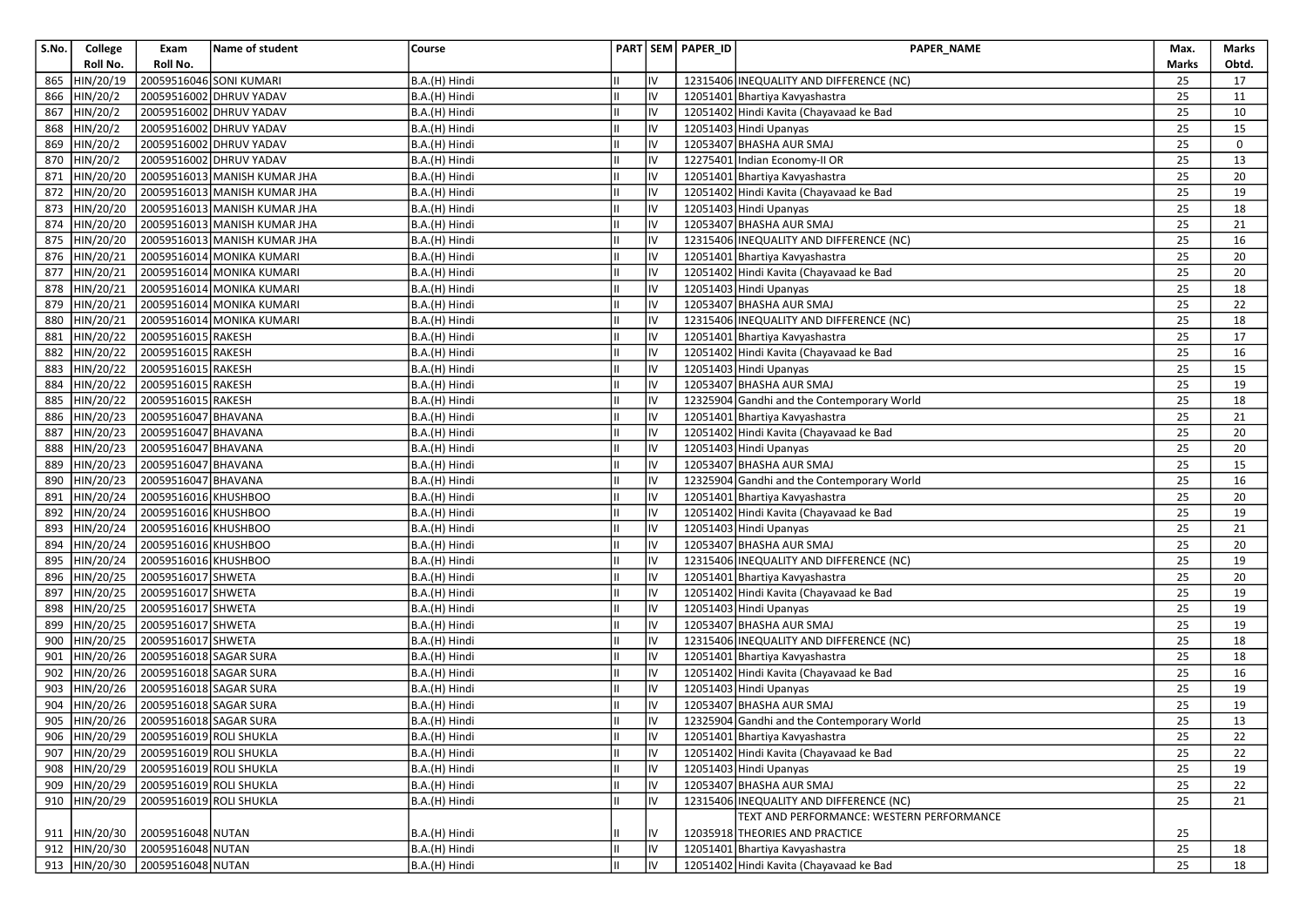| S.No. | College Roll No. | Exam Roll No. | Name of student | Course | PART | SEM | PAPER_ID | PAPER_NAME | Max. Marks | Marks Obtd. |
|---|---|---|---|---|---|---|---|---|---|---|
| 865 | HIN/20/19 | 20059516046 | SONI KUMARI | B.A.(H) Hindi | II | IV | 12315406 | INEQUALITY AND DIFFERENCE (NC) | 25 | 17 |
| 866 | HIN/20/2 | 20059516002 | DHRUV YADAV | B.A.(H) Hindi | II | IV | 12051401 | Bhartiya Kavyashastra | 25 | 11 |
| 867 | HIN/20/2 | 20059516002 | DHRUV YADAV | B.A.(H) Hindi | II | IV | 12051402 | Hindi Kavita (Chayavaad ke Bad | 25 | 10 |
| 868 | HIN/20/2 | 20059516002 | DHRUV YADAV | B.A.(H) Hindi | II | IV | 12051403 | Hindi Upanyas | 25 | 15 |
| 869 | HIN/20/2 | 20059516002 | DHRUV YADAV | B.A.(H) Hindi | II | IV | 12053407 | BHASHA AUR SMAJ | 25 | 0 |
| 870 | HIN/20/2 | 20059516002 | DHRUV YADAV | B.A.(H) Hindi | II | IV | 12275401 | Indian Economy-II OR | 25 | 13 |
| 871 | HIN/20/20 | 20059516013 | MANISH KUMAR JHA | B.A.(H) Hindi | II | IV | 12051401 | Bhartiya Kavyashastra | 25 | 20 |
| 872 | HIN/20/20 | 20059516013 | MANISH KUMAR JHA | B.A.(H) Hindi | II | IV | 12051402 | Hindi Kavita (Chayavaad ke Bad | 25 | 19 |
| 873 | HIN/20/20 | 20059516013 | MANISH KUMAR JHA | B.A.(H) Hindi | II | IV | 12051403 | Hindi Upanyas | 25 | 18 |
| 874 | HIN/20/20 | 20059516013 | MANISH KUMAR JHA | B.A.(H) Hindi | II | IV | 12053407 | BHASHA AUR SMAJ | 25 | 21 |
| 875 | HIN/20/20 | 20059516013 | MANISH KUMAR JHA | B.A.(H) Hindi | II | IV | 12315406 | INEQUALITY AND DIFFERENCE (NC) | 25 | 16 |
| 876 | HIN/20/21 | 20059516014 | MONIKA KUMARI | B.A.(H) Hindi | II | IV | 12051401 | Bhartiya Kavyashastra | 25 | 20 |
| 877 | HIN/20/21 | 20059516014 | MONIKA KUMARI | B.A.(H) Hindi | II | IV | 12051402 | Hindi Kavita (Chayavaad ke Bad | 25 | 20 |
| 878 | HIN/20/21 | 20059516014 | MONIKA KUMARI | B.A.(H) Hindi | II | IV | 12051403 | Hindi Upanyas | 25 | 18 |
| 879 | HIN/20/21 | 20059516014 | MONIKA KUMARI | B.A.(H) Hindi | II | IV | 12053407 | BHASHA AUR SMAJ | 25 | 22 |
| 880 | HIN/20/21 | 20059516014 | MONIKA KUMARI | B.A.(H) Hindi | II | IV | 12315406 | INEQUALITY AND DIFFERENCE (NC) | 25 | 18 |
| 881 | HIN/20/22 | 20059516015 | RAKESH | B.A.(H) Hindi | II | IV | 12051401 | Bhartiya Kavyashastra | 25 | 17 |
| 882 | HIN/20/22 | 20059516015 | RAKESH | B.A.(H) Hindi | II | IV | 12051402 | Hindi Kavita (Chayavaad ke Bad | 25 | 16 |
| 883 | HIN/20/22 | 20059516015 | RAKESH | B.A.(H) Hindi | II | IV | 12051403 | Hindi Upanyas | 25 | 15 |
| 884 | HIN/20/22 | 20059516015 | RAKESH | B.A.(H) Hindi | II | IV | 12053407 | BHASHA AUR SMAJ | 25 | 19 |
| 885 | HIN/20/22 | 20059516015 | RAKESH | B.A.(H) Hindi | II | IV | 12325904 | Gandhi and the Contemporary World | 25 | 18 |
| 886 | HIN/20/23 | 20059516047 | BHAVANA | B.A.(H) Hindi | II | IV | 12051401 | Bhartiya Kavyashastra | 25 | 21 |
| 887 | HIN/20/23 | 20059516047 | BHAVANA | B.A.(H) Hindi | II | IV | 12051402 | Hindi Kavita (Chayavaad ke Bad | 25 | 20 |
| 888 | HIN/20/23 | 20059516047 | BHAVANA | B.A.(H) Hindi | II | IV | 12051403 | Hindi Upanyas | 25 | 20 |
| 889 | HIN/20/23 | 20059516047 | BHAVANA | B.A.(H) Hindi | II | IV | 12053407 | BHASHA AUR SMAJ | 25 | 15 |
| 890 | HIN/20/23 | 20059516047 | BHAVANA | B.A.(H) Hindi | II | IV | 12325904 | Gandhi and the Contemporary World | 25 | 16 |
| 891 | HIN/20/24 | 20059516016 | KHUSHBOO | B.A.(H) Hindi | II | IV | 12051401 | Bhartiya Kavyashastra | 25 | 20 |
| 892 | HIN/20/24 | 20059516016 | KHUSHBOO | B.A.(H) Hindi | II | IV | 12051402 | Hindi Kavita (Chayavaad ke Bad | 25 | 19 |
| 893 | HIN/20/24 | 20059516016 | KHUSHBOO | B.A.(H) Hindi | II | IV | 12051403 | Hindi Upanyas | 25 | 21 |
| 894 | HIN/20/24 | 20059516016 | KHUSHBOO | B.A.(H) Hindi | II | IV | 12053407 | BHASHA AUR SMAJ | 25 | 20 |
| 895 | HIN/20/24 | 20059516016 | KHUSHBOO | B.A.(H) Hindi | II | IV | 12315406 | INEQUALITY AND DIFFERENCE (NC) | 25 | 19 |
| 896 | HIN/20/25 | 20059516017 | SHWETA | B.A.(H) Hindi | II | IV | 12051401 | Bhartiya Kavyashastra | 25 | 20 |
| 897 | HIN/20/25 | 20059516017 | SHWETA | B.A.(H) Hindi | II | IV | 12051402 | Hindi Kavita (Chayavaad ke Bad | 25 | 19 |
| 898 | HIN/20/25 | 20059516017 | SHWETA | B.A.(H) Hindi | II | IV | 12051403 | Hindi Upanyas | 25 | 19 |
| 899 | HIN/20/25 | 20059516017 | SHWETA | B.A.(H) Hindi | II | IV | 12053407 | BHASHA AUR SMAJ | 25 | 19 |
| 900 | HIN/20/25 | 20059516017 | SHWETA | B.A.(H) Hindi | II | IV | 12315406 | INEQUALITY AND DIFFERENCE (NC) | 25 | 18 |
| 901 | HIN/20/26 | 20059516018 | SAGAR SURA | B.A.(H) Hindi | II | IV | 12051401 | Bhartiya Kavyashastra | 25 | 18 |
| 902 | HIN/20/26 | 20059516018 | SAGAR SURA | B.A.(H) Hindi | II | IV | 12051402 | Hindi Kavita (Chayavaad ke Bad | 25 | 16 |
| 903 | HIN/20/26 | 20059516018 | SAGAR SURA | B.A.(H) Hindi | II | IV | 12051403 | Hindi Upanyas | 25 | 19 |
| 904 | HIN/20/26 | 20059516018 | SAGAR SURA | B.A.(H) Hindi | II | IV | 12053407 | BHASHA AUR SMAJ | 25 | 19 |
| 905 | HIN/20/26 | 20059516018 | SAGAR SURA | B.A.(H) Hindi | II | IV | 12325904 | Gandhi and the Contemporary World | 25 | 13 |
| 906 | HIN/20/29 | 20059516019 | ROLI SHUKLA | B.A.(H) Hindi | II | IV | 12051401 | Bhartiya Kavyashastra | 25 | 22 |
| 907 | HIN/20/29 | 20059516019 | ROLI SHUKLA | B.A.(H) Hindi | II | IV | 12051402 | Hindi Kavita (Chayavaad ke Bad | 25 | 22 |
| 908 | HIN/20/29 | 20059516019 | ROLI SHUKLA | B.A.(H) Hindi | II | IV | 12051403 | Hindi Upanyas | 25 | 19 |
| 909 | HIN/20/29 | 20059516019 | ROLI SHUKLA | B.A.(H) Hindi | II | IV | 12053407 | BHASHA AUR SMAJ | 25 | 22 |
| 910 | HIN/20/29 | 20059516019 | ROLI SHUKLA | B.A.(H) Hindi | II | IV | 12315406 | INEQUALITY AND DIFFERENCE (NC) | 25 | 21 |
| 911 | HIN/20/30 | 20059516048 | NUTAN | B.A.(H) Hindi | II | IV | 12035918 | TEXT AND PERFORMANCE: WESTERN PERFORMANCE THEORIES AND PRACTICE | 25 | |
| 912 | HIN/20/30 | 20059516048 | NUTAN | B.A.(H) Hindi | II | IV | 12051401 | Bhartiya Kavyashastra | 25 | 18 |
| 913 | HIN/20/30 | 20059516048 | NUTAN | B.A.(H) Hindi | II | IV | 12051402 | Hindi Kavita (Chayavaad ke Bad | 25 | 18 |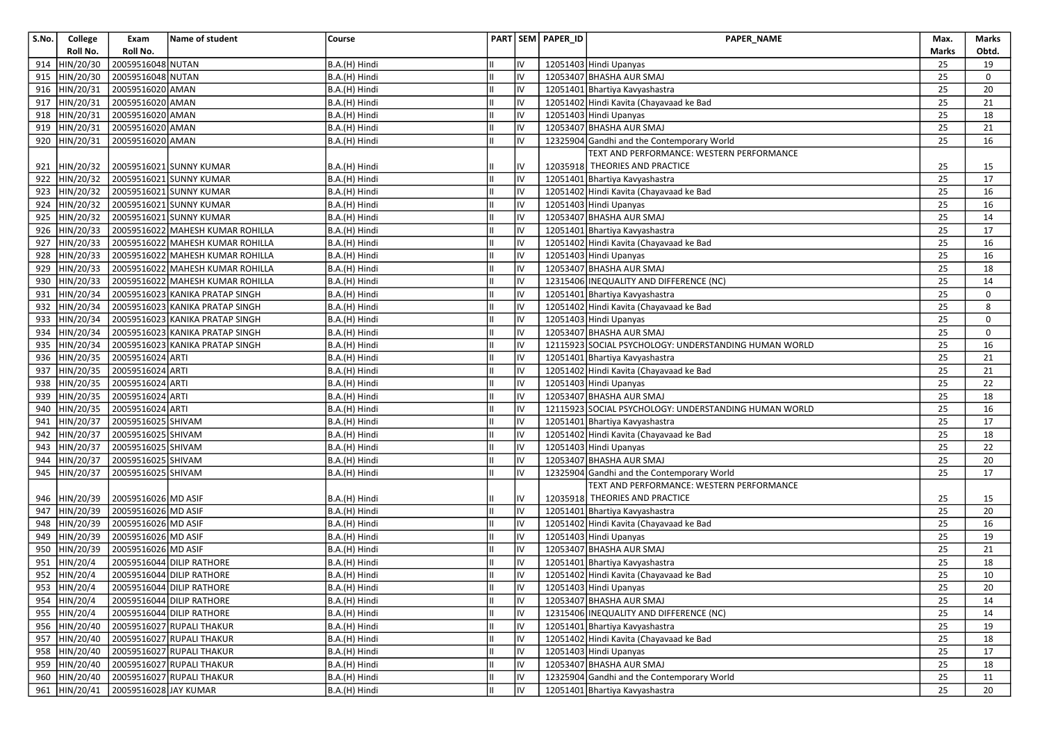| S.No. | College Roll No. | Exam Roll No. | Name of student | Course | PART | SEM | PAPER_ID | PAPER_NAME | Max. Marks | Marks Obtd. |
|---|---|---|---|---|---|---|---|---|---|---|
| 914 | HIN/20/30 | 20059516048 | NUTAN | B.A.(H) Hindi | II | IV | 12051403 | Hindi Upanyas | 25 | 19 |
| 915 | HIN/20/30 | 20059516048 | NUTAN | B.A.(H) Hindi | II | IV | 12053407 | BHASHA AUR SMAJ | 25 | 0 |
| 916 | HIN/20/31 | 20059516020 | AMAN | B.A.(H) Hindi | II | IV | 12051401 | Bhartiya Kavyashastra | 25 | 20 |
| 917 | HIN/20/31 | 20059516020 | AMAN | B.A.(H) Hindi | II | IV | 12051402 | Hindi Kavita (Chayavaad ke Bad | 25 | 21 |
| 918 | HIN/20/31 | 20059516020 | AMAN | B.A.(H) Hindi | II | IV | 12051403 | Hindi Upanyas | 25 | 18 |
| 919 | HIN/20/31 | 20059516020 | AMAN | B.A.(H) Hindi | II | IV | 12053407 | BHASHA AUR SMAJ | 25 | 21 |
| 920 | HIN/20/31 | 20059516020 | AMAN | B.A.(H) Hindi | II | IV | 12325904 | Gandhi and the Contemporary World | 25 | 16 |
| 921 | HIN/20/32 | 20059516021 | SUNNY KUMAR | B.A.(H) Hindi | II | IV | 12035918 | TEXT AND PERFORMANCE: WESTERN PERFORMANCE THEORIES AND PRACTICE | 25 | 15 |
| 922 | HIN/20/32 | 20059516021 | SUNNY KUMAR | B.A.(H) Hindi | II | IV | 12051401 | Bhartiya Kavyashastra | 25 | 17 |
| 923 | HIN/20/32 | 20059516021 | SUNNY KUMAR | B.A.(H) Hindi | II | IV | 12051402 | Hindi Kavita (Chayavaad ke Bad | 25 | 16 |
| 924 | HIN/20/32 | 20059516021 | SUNNY KUMAR | B.A.(H) Hindi | II | IV | 12051403 | Hindi Upanyas | 25 | 16 |
| 925 | HIN/20/32 | 20059516021 | SUNNY KUMAR | B.A.(H) Hindi | II | IV | 12053407 | BHASHA AUR SMAJ | 25 | 14 |
| 926 | HIN/20/33 | 20059516022 | MAHESH KUMAR ROHILLA | B.A.(H) Hindi | II | IV | 12051401 | Bhartiya Kavyashastra | 25 | 17 |
| 927 | HIN/20/33 | 20059516022 | MAHESH KUMAR ROHILLA | B.A.(H) Hindi | II | IV | 12051402 | Hindi Kavita (Chayavaad ke Bad | 25 | 16 |
| 928 | HIN/20/33 | 20059516022 | MAHESH KUMAR ROHILLA | B.A.(H) Hindi | II | IV | 12051403 | Hindi Upanyas | 25 | 16 |
| 929 | HIN/20/33 | 20059516022 | MAHESH KUMAR ROHILLA | B.A.(H) Hindi | II | IV | 12053407 | BHASHA AUR SMAJ | 25 | 18 |
| 930 | HIN/20/33 | 20059516022 | MAHESH KUMAR ROHILLA | B.A.(H) Hindi | II | IV | 12315406 | INEQUALITY AND DIFFERENCE (NC) | 25 | 14 |
| 931 | HIN/20/34 | 20059516023 | KANIKA PRATAP SINGH | B.A.(H) Hindi | II | IV | 12051401 | Bhartiya Kavyashastra | 25 | 0 |
| 932 | HIN/20/34 | 20059516023 | KANIKA PRATAP SINGH | B.A.(H) Hindi | II | IV | 12051402 | Hindi Kavita (Chayavaad ke Bad | 25 | 8 |
| 933 | HIN/20/34 | 20059516023 | KANIKA PRATAP SINGH | B.A.(H) Hindi | II | IV | 12051403 | Hindi Upanyas | 25 | 0 |
| 934 | HIN/20/34 | 20059516023 | KANIKA PRATAP SINGH | B.A.(H) Hindi | II | IV | 12053407 | BHASHA AUR SMAJ | 25 | 0 |
| 935 | HIN/20/34 | 20059516023 | KANIKA PRATAP SINGH | B.A.(H) Hindi | II | IV | 12115923 | SOCIAL PSYCHOLOGY: UNDERSTANDING HUMAN WORLD | 25 | 16 |
| 936 | HIN/20/35 | 20059516024 | ARTI | B.A.(H) Hindi | II | IV | 12051401 | Bhartiya Kavyashastra | 25 | 21 |
| 937 | HIN/20/35 | 20059516024 | ARTI | B.A.(H) Hindi | II | IV | 12051402 | Hindi Kavita (Chayavaad ke Bad | 25 | 21 |
| 938 | HIN/20/35 | 20059516024 | ARTI | B.A.(H) Hindi | II | IV | 12051403 | Hindi Upanyas | 25 | 22 |
| 939 | HIN/20/35 | 20059516024 | ARTI | B.A.(H) Hindi | II | IV | 12053407 | BHASHA AUR SMAJ | 25 | 18 |
| 940 | HIN/20/35 | 20059516024 | ARTI | B.A.(H) Hindi | II | IV | 12115923 | SOCIAL PSYCHOLOGY: UNDERSTANDING HUMAN WORLD | 25 | 16 |
| 941 | HIN/20/37 | 20059516025 | SHIVAM | B.A.(H) Hindi | II | IV | 12051401 | Bhartiya Kavyashastra | 25 | 17 |
| 942 | HIN/20/37 | 20059516025 | SHIVAM | B.A.(H) Hindi | II | IV | 12051402 | Hindi Kavita (Chayavaad ke Bad | 25 | 18 |
| 943 | HIN/20/37 | 20059516025 | SHIVAM | B.A.(H) Hindi | II | IV | 12051403 | Hindi Upanyas | 25 | 22 |
| 944 | HIN/20/37 | 20059516025 | SHIVAM | B.A.(H) Hindi | II | IV | 12053407 | BHASHA AUR SMAJ | 25 | 20 |
| 945 | HIN/20/37 | 20059516025 | SHIVAM | B.A.(H) Hindi | II | IV | 12325904 | Gandhi and the Contemporary World | 25 | 17 |
| 946 | HIN/20/39 | 20059516026 | MD ASIF | B.A.(H) Hindi | II | IV | 12035918 | TEXT AND PERFORMANCE: WESTERN PERFORMANCE THEORIES AND PRACTICE | 25 | 15 |
| 947 | HIN/20/39 | 20059516026 | MD ASIF | B.A.(H) Hindi | II | IV | 12051401 | Bhartiya Kavyashastra | 25 | 20 |
| 948 | HIN/20/39 | 20059516026 | MD ASIF | B.A.(H) Hindi | II | IV | 12051402 | Hindi Kavita (Chayavaad ke Bad | 25 | 16 |
| 949 | HIN/20/39 | 20059516026 | MD ASIF | B.A.(H) Hindi | II | IV | 12051403 | Hindi Upanyas | 25 | 19 |
| 950 | HIN/20/39 | 20059516026 | MD ASIF | B.A.(H) Hindi | II | IV | 12053407 | BHASHA AUR SMAJ | 25 | 21 |
| 951 | HIN/20/4 | 20059516044 | DILIP RATHORE | B.A.(H) Hindi | II | IV | 12051401 | Bhartiya Kavyashastra | 25 | 18 |
| 952 | HIN/20/4 | 20059516044 | DILIP RATHORE | B.A.(H) Hindi | II | IV | 12051402 | Hindi Kavita (Chayavaad ke Bad | 25 | 10 |
| 953 | HIN/20/4 | 20059516044 | DILIP RATHORE | B.A.(H) Hindi | II | IV | 12051403 | Hindi Upanyas | 25 | 20 |
| 954 | HIN/20/4 | 20059516044 | DILIP RATHORE | B.A.(H) Hindi | II | IV | 12053407 | BHASHA AUR SMAJ | 25 | 14 |
| 955 | HIN/20/4 | 20059516044 | DILIP RATHORE | B.A.(H) Hindi | II | IV | 12315406 | INEQUALITY AND DIFFERENCE (NC) | 25 | 14 |
| 956 | HIN/20/40 | 20059516027 | RUPALI THAKUR | B.A.(H) Hindi | II | IV | 12051401 | Bhartiya Kavyashastra | 25 | 19 |
| 957 | HIN/20/40 | 20059516027 | RUPALI THAKUR | B.A.(H) Hindi | II | IV | 12051402 | Hindi Kavita (Chayavaad ke Bad | 25 | 18 |
| 958 | HIN/20/40 | 20059516027 | RUPALI THAKUR | B.A.(H) Hindi | II | IV | 12051403 | Hindi Upanyas | 25 | 17 |
| 959 | HIN/20/40 | 20059516027 | RUPALI THAKUR | B.A.(H) Hindi | II | IV | 12053407 | BHASHA AUR SMAJ | 25 | 18 |
| 960 | HIN/20/40 | 20059516027 | RUPALI THAKUR | B.A.(H) Hindi | II | IV | 12325904 | Gandhi and the Contemporary World | 25 | 11 |
| 961 | HIN/20/41 | 20059516028 | JAY KUMAR | B.A.(H) Hindi | II | IV | 12051401 | Bhartiya Kavyashastra | 25 | 20 |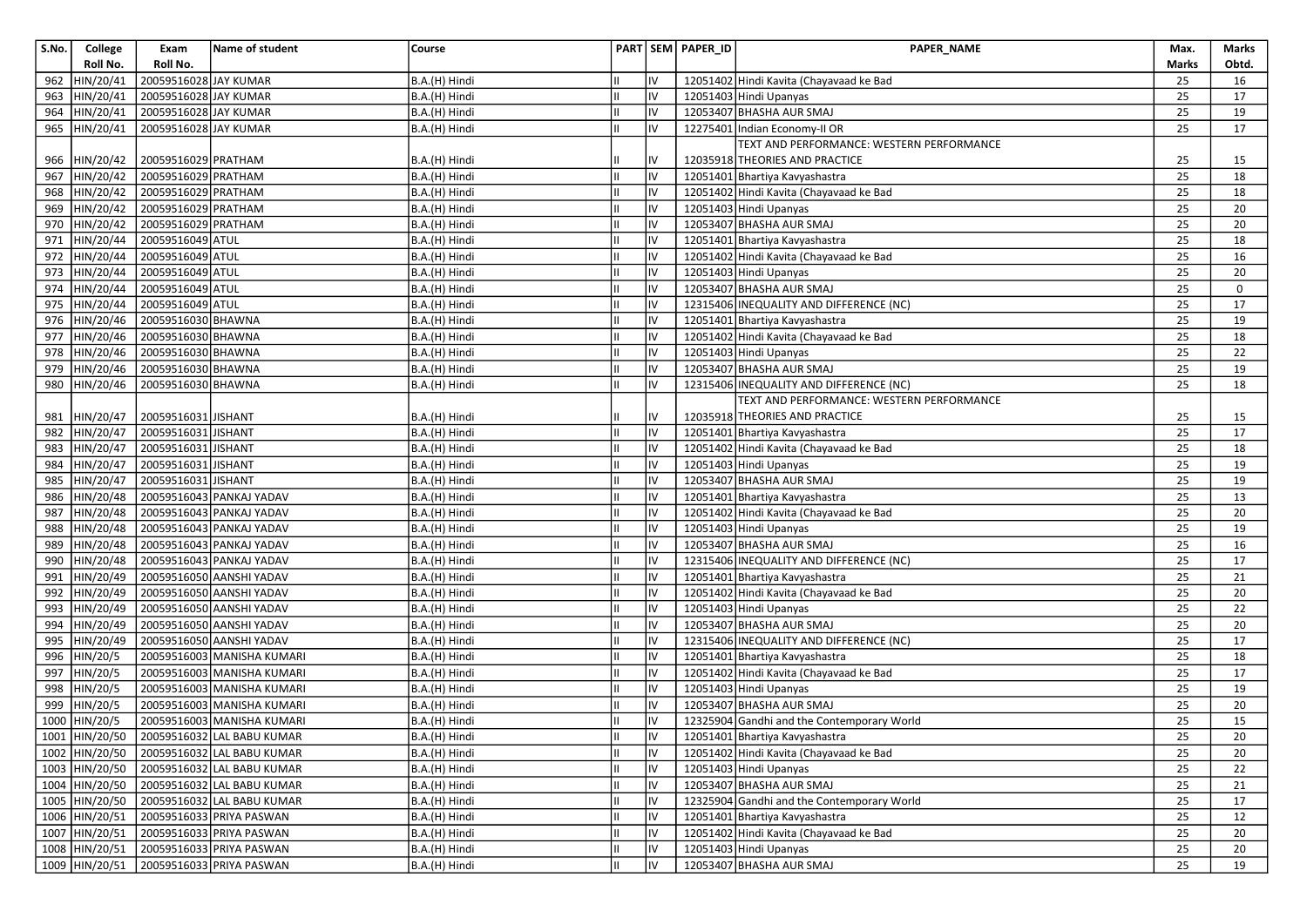| S.No. | College Roll No. | Exam Roll No. | Name of student | Course | PART | SEM | PAPER_ID | PAPER_NAME | Max. Marks | Marks Obtd. |
|---|---|---|---|---|---|---|---|---|---|---|
| 962 | HIN/20/41 | 20059516028 | JAY KUMAR | B.A.(H) Hindi | II | IV | 12051402 | Hindi Kavita (Chayavaad ke Bad | 25 | 16 |
| 963 | HIN/20/41 | 20059516028 | JAY KUMAR | B.A.(H) Hindi | II | IV | 12051403 | Hindi Upanyas | 25 | 17 |
| 964 | HIN/20/41 | 20059516028 | JAY KUMAR | B.A.(H) Hindi | II | IV | 12053407 | BHASHA AUR SMAJ | 25 | 19 |
| 965 | HIN/20/41 | 20059516028 | JAY KUMAR | B.A.(H) Hindi | II | IV | 12275401 | Indian Economy-II OR | 25 | 17 |
| 966 | HIN/20/42 | 20059516029 | PRATHAM | B.A.(H) Hindi | II | IV | 12035918 | TEXT AND PERFORMANCE: WESTERN PERFORMANCE THEORIES AND PRACTICE | 25 | 15 |
| 967 | HIN/20/42 | 20059516029 | PRATHAM | B.A.(H) Hindi | II | IV | 12051401 | Bhartiya Kavyashastra | 25 | 18 |
| 968 | HIN/20/42 | 20059516029 | PRATHAM | B.A.(H) Hindi | II | IV | 12051402 | Hindi Kavita (Chayavaad ke Bad | 25 | 18 |
| 969 | HIN/20/42 | 20059516029 | PRATHAM | B.A.(H) Hindi | II | IV | 12051403 | Hindi Upanyas | 25 | 20 |
| 970 | HIN/20/42 | 20059516029 | PRATHAM | B.A.(H) Hindi | II | IV | 12053407 | BHASHA AUR SMAJ | 25 | 20 |
| 971 | HIN/20/44 | 20059516049 | ATUL | B.A.(H) Hindi | II | IV | 12051401 | Bhartiya Kavyashastra | 25 | 18 |
| 972 | HIN/20/44 | 20059516049 | ATUL | B.A.(H) Hindi | II | IV | 12051402 | Hindi Kavita (Chayavaad ke Bad | 25 | 16 |
| 973 | HIN/20/44 | 20059516049 | ATUL | B.A.(H) Hindi | II | IV | 12051403 | Hindi Upanyas | 25 | 20 |
| 974 | HIN/20/44 | 20059516049 | ATUL | B.A.(H) Hindi | II | IV | 12053407 | BHASHA AUR SMAJ | 25 | 0 |
| 975 | HIN/20/44 | 20059516049 | ATUL | B.A.(H) Hindi | II | IV | 12315406 | INEQUALITY AND DIFFERENCE (NC) | 25 | 17 |
| 976 | HIN/20/46 | 20059516030 | BHAWNA | B.A.(H) Hindi | II | IV | 12051401 | Bhartiya Kavyashastra | 25 | 19 |
| 977 | HIN/20/46 | 20059516030 | BHAWNA | B.A.(H) Hindi | II | IV | 12051402 | Hindi Kavita (Chayavaad ke Bad | 25 | 18 |
| 978 | HIN/20/46 | 20059516030 | BHAWNA | B.A.(H) Hindi | II | IV | 12051403 | Hindi Upanyas | 25 | 22 |
| 979 | HIN/20/46 | 20059516030 | BHAWNA | B.A.(H) Hindi | II | IV | 12053407 | BHASHA AUR SMAJ | 25 | 19 |
| 980 | HIN/20/46 | 20059516030 | BHAWNA | B.A.(H) Hindi | II | IV | 12315406 | INEQUALITY AND DIFFERENCE (NC) | 25 | 18 |
| 981 | HIN/20/47 | 20059516031 | JISHANT | B.A.(H) Hindi | II | IV | 12035918 | TEXT AND PERFORMANCE: WESTERN PERFORMANCE THEORIES AND PRACTICE | 25 | 15 |
| 982 | HIN/20/47 | 20059516031 | JISHANT | B.A.(H) Hindi | II | IV | 12051401 | Bhartiya Kavyashastra | 25 | 17 |
| 983 | HIN/20/47 | 20059516031 | JISHANT | B.A.(H) Hindi | II | IV | 12051402 | Hindi Kavita (Chayavaad ke Bad | 25 | 18 |
| 984 | HIN/20/47 | 20059516031 | JISHANT | B.A.(H) Hindi | II | IV | 12051403 | Hindi Upanyas | 25 | 19 |
| 985 | HIN/20/47 | 20059516031 | JISHANT | B.A.(H) Hindi | II | IV | 12053407 | BHASHA AUR SMAJ | 25 | 19 |
| 986 | HIN/20/48 | 20059516043 | PANKAJ YADAV | B.A.(H) Hindi | II | IV | 12051401 | Bhartiya Kavyashastra | 25 | 13 |
| 987 | HIN/20/48 | 20059516043 | PANKAJ YADAV | B.A.(H) Hindi | II | IV | 12051402 | Hindi Kavita (Chayavaad ke Bad | 25 | 20 |
| 988 | HIN/20/48 | 20059516043 | PANKAJ YADAV | B.A.(H) Hindi | II | IV | 12051403 | Hindi Upanyas | 25 | 19 |
| 989 | HIN/20/48 | 20059516043 | PANKAJ YADAV | B.A.(H) Hindi | II | IV | 12053407 | BHASHA AUR SMAJ | 25 | 16 |
| 990 | HIN/20/48 | 20059516043 | PANKAJ YADAV | B.A.(H) Hindi | II | IV | 12315406 | INEQUALITY AND DIFFERENCE (NC) | 25 | 17 |
| 991 | HIN/20/49 | 20059516050 | AANSHI YADAV | B.A.(H) Hindi | II | IV | 12051401 | Bhartiya Kavyashastra | 25 | 21 |
| 992 | HIN/20/49 | 20059516050 | AANSHI YADAV | B.A.(H) Hindi | II | IV | 12051402 | Hindi Kavita (Chayavaad ke Bad | 25 | 20 |
| 993 | HIN/20/49 | 20059516050 | AANSHI YADAV | B.A.(H) Hindi | II | IV | 12051403 | Hindi Upanyas | 25 | 22 |
| 994 | HIN/20/49 | 20059516050 | AANSHI YADAV | B.A.(H) Hindi | II | IV | 12053407 | BHASHA AUR SMAJ | 25 | 20 |
| 995 | HIN/20/49 | 20059516050 | AANSHI YADAV | B.A.(H) Hindi | II | IV | 12315406 | INEQUALITY AND DIFFERENCE (NC) | 25 | 17 |
| 996 | HIN/20/5 | 20059516003 | MANISHA KUMARI | B.A.(H) Hindi | II | IV | 12051401 | Bhartiya Kavyashastra | 25 | 18 |
| 997 | HIN/20/5 | 20059516003 | MANISHA KUMARI | B.A.(H) Hindi | II | IV | 12051402 | Hindi Kavita (Chayavaad ke Bad | 25 | 17 |
| 998 | HIN/20/5 | 20059516003 | MANISHA KUMARI | B.A.(H) Hindi | II | IV | 12051403 | Hindi Upanyas | 25 | 19 |
| 999 | HIN/20/5 | 20059516003 | MANISHA KUMARI | B.A.(H) Hindi | II | IV | 12053407 | BHASHA AUR SMAJ | 25 | 20 |
| 1000 | HIN/20/5 | 20059516003 | MANISHA KUMARI | B.A.(H) Hindi | II | IV | 12325904 | Gandhi and the Contemporary World | 25 | 15 |
| 1001 | HIN/20/50 | 20059516032 | LAL BABU KUMAR | B.A.(H) Hindi | II | IV | 12051401 | Bhartiya Kavyashastra | 25 | 20 |
| 1002 | HIN/20/50 | 20059516032 | LAL BABU KUMAR | B.A.(H) Hindi | II | IV | 12051402 | Hindi Kavita (Chayavaad ke Bad | 25 | 20 |
| 1003 | HIN/20/50 | 20059516032 | LAL BABU KUMAR | B.A.(H) Hindi | II | IV | 12051403 | Hindi Upanyas | 25 | 22 |
| 1004 | HIN/20/50 | 20059516032 | LAL BABU KUMAR | B.A.(H) Hindi | II | IV | 12053407 | BHASHA AUR SMAJ | 25 | 21 |
| 1005 | HIN/20/50 | 20059516032 | LAL BABU KUMAR | B.A.(H) Hindi | II | IV | 12325904 | Gandhi and the Contemporary World | 25 | 17 |
| 1006 | HIN/20/51 | 20059516033 | PRIYA PASWAN | B.A.(H) Hindi | II | IV | 12051401 | Bhartiya Kavyashastra | 25 | 12 |
| 1007 | HIN/20/51 | 20059516033 | PRIYA PASWAN | B.A.(H) Hindi | II | IV | 12051402 | Hindi Kavita (Chayavaad ke Bad | 25 | 20 |
| 1008 | HIN/20/51 | 20059516033 | PRIYA PASWAN | B.A.(H) Hindi | II | IV | 12051403 | Hindi Upanyas | 25 | 20 |
| 1009 | HIN/20/51 | 20059516033 | PRIYA PASWAN | B.A.(H) Hindi | II | IV | 12053407 | BHASHA AUR SMAJ | 25 | 19 |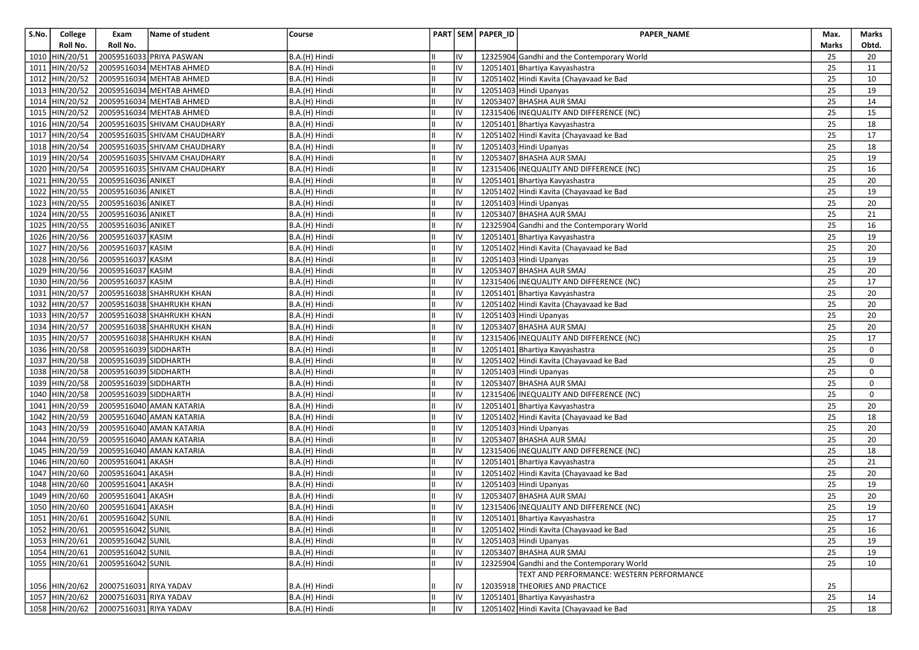| S.No. | College Roll No. | Exam Roll No. | Name of student | Course | PART | SEM | PAPER_ID | PAPER_NAME | Max. Marks | Marks Obtd. |
|---|---|---|---|---|---|---|---|---|---|---|
| 1010 | HIN/20/51 | 20059516033 | PRIYA PASWAN | B.A.(H) Hindi | II | IV | 12325904 | Gandhi and the Contemporary World | 25 | 20 |
| 1011 | HIN/20/52 | 20059516034 | MEHTAB AHMED | B.A.(H) Hindi | II | IV | 12051401 | Bhartiya Kavyashastra | 25 | 11 |
| 1012 | HIN/20/52 | 20059516034 | MEHTAB AHMED | B.A.(H) Hindi | II | IV | 12051402 | Hindi Kavita (Chayavaad ke Bad | 25 | 10 |
| 1013 | HIN/20/52 | 20059516034 | MEHTAB AHMED | B.A.(H) Hindi | II | IV | 12051403 | Hindi Upanyas | 25 | 19 |
| 1014 | HIN/20/52 | 20059516034 | MEHTAB AHMED | B.A.(H) Hindi | II | IV | 12053407 | BHASHA AUR SMAJ | 25 | 14 |
| 1015 | HIN/20/52 | 20059516034 | MEHTAB AHMED | B.A.(H) Hindi | II | IV | 12315406 | INEQUALITY AND DIFFERENCE (NC) | 25 | 15 |
| 1016 | HIN/20/54 | 20059516035 | SHIVAM CHAUDHARY | B.A.(H) Hindi | II | IV | 12051401 | Bhartiya Kavyashastra | 25 | 18 |
| 1017 | HIN/20/54 | 20059516035 | SHIVAM CHAUDHARY | B.A.(H) Hindi | II | IV | 12051402 | Hindi Kavita (Chayavaad ke Bad | 25 | 17 |
| 1018 | HIN/20/54 | 20059516035 | SHIVAM CHAUDHARY | B.A.(H) Hindi | II | IV | 12051403 | Hindi Upanyas | 25 | 18 |
| 1019 | HIN/20/54 | 20059516035 | SHIVAM CHAUDHARY | B.A.(H) Hindi | II | IV | 12053407 | BHASHA AUR SMAJ | 25 | 19 |
| 1020 | HIN/20/54 | 20059516035 | SHIVAM CHAUDHARY | B.A.(H) Hindi | II | IV | 12315406 | INEQUALITY AND DIFFERENCE (NC) | 25 | 16 |
| 1021 | HIN/20/55 | 20059516036 | ANIKET | B.A.(H) Hindi | II | IV | 12051401 | Bhartiya Kavyashastra | 25 | 20 |
| 1022 | HIN/20/55 | 20059516036 | ANIKET | B.A.(H) Hindi | II | IV | 12051402 | Hindi Kavita (Chayavaad ke Bad | 25 | 19 |
| 1023 | HIN/20/55 | 20059516036 | ANIKET | B.A.(H) Hindi | II | IV | 12051403 | Hindi Upanyas | 25 | 20 |
| 1024 | HIN/20/55 | 20059516036 | ANIKET | B.A.(H) Hindi | II | IV | 12053407 | BHASHA AUR SMAJ | 25 | 21 |
| 1025 | HIN/20/55 | 20059516036 | ANIKET | B.A.(H) Hindi | II | IV | 12325904 | Gandhi and the Contemporary World | 25 | 16 |
| 1026 | HIN/20/56 | 20059516037 | KASIM | B.A.(H) Hindi | II | IV | 12051401 | Bhartiya Kavyashastra | 25 | 19 |
| 1027 | HIN/20/56 | 20059516037 | KASIM | B.A.(H) Hindi | II | IV | 12051402 | Hindi Kavita (Chayavaad ke Bad | 25 | 20 |
| 1028 | HIN/20/56 | 20059516037 | KASIM | B.A.(H) Hindi | II | IV | 12051403 | Hindi Upanyas | 25 | 19 |
| 1029 | HIN/20/56 | 20059516037 | KASIM | B.A.(H) Hindi | II | IV | 12053407 | BHASHA AUR SMAJ | 25 | 20 |
| 1030 | HIN/20/56 | 20059516037 | KASIM | B.A.(H) Hindi | II | IV | 12315406 | INEQUALITY AND DIFFERENCE (NC) | 25 | 17 |
| 1031 | HIN/20/57 | 20059516038 | SHAHRUKH KHAN | B.A.(H) Hindi | II | IV | 12051401 | Bhartiya Kavyashastra | 25 | 20 |
| 1032 | HIN/20/57 | 20059516038 | SHAHRUKH KHAN | B.A.(H) Hindi | II | IV | 12051402 | Hindi Kavita (Chayavaad ke Bad | 25 | 20 |
| 1033 | HIN/20/57 | 20059516038 | SHAHRUKH KHAN | B.A.(H) Hindi | II | IV | 12051403 | Hindi Upanyas | 25 | 20 |
| 1034 | HIN/20/57 | 20059516038 | SHAHRUKH KHAN | B.A.(H) Hindi | II | IV | 12053407 | BHASHA AUR SMAJ | 25 | 20 |
| 1035 | HIN/20/57 | 20059516038 | SHAHRUKH KHAN | B.A.(H) Hindi | II | IV | 12315406 | INEQUALITY AND DIFFERENCE (NC) | 25 | 17 |
| 1036 | HIN/20/58 | 20059516039 | SIDDHARTH | B.A.(H) Hindi | II | IV | 12051401 | Bhartiya Kavyashastra | 25 | 0 |
| 1037 | HIN/20/58 | 20059516039 | SIDDHARTH | B.A.(H) Hindi | II | IV | 12051402 | Hindi Kavita (Chayavaad ke Bad | 25 | 0 |
| 1038 | HIN/20/58 | 20059516039 | SIDDHARTH | B.A.(H) Hindi | II | IV | 12051403 | Hindi Upanyas | 25 | 0 |
| 1039 | HIN/20/58 | 20059516039 | SIDDHARTH | B.A.(H) Hindi | II | IV | 12053407 | BHASHA AUR SMAJ | 25 | 0 |
| 1040 | HIN/20/58 | 20059516039 | SIDDHARTH | B.A.(H) Hindi | II | IV | 12315406 | INEQUALITY AND DIFFERENCE (NC) | 25 | 0 |
| 1041 | HIN/20/59 | 20059516040 | AMAN KATARIA | B.A.(H) Hindi | II | IV | 12051401 | Bhartiya Kavyashastra | 25 | 20 |
| 1042 | HIN/20/59 | 20059516040 | AMAN KATARIA | B.A.(H) Hindi | II | IV | 12051402 | Hindi Kavita (Chayavaad ke Bad | 25 | 18 |
| 1043 | HIN/20/59 | 20059516040 | AMAN KATARIA | B.A.(H) Hindi | II | IV | 12051403 | Hindi Upanyas | 25 | 20 |
| 1044 | HIN/20/59 | 20059516040 | AMAN KATARIA | B.A.(H) Hindi | II | IV | 12053407 | BHASHA AUR SMAJ | 25 | 20 |
| 1045 | HIN/20/59 | 20059516040 | AMAN KATARIA | B.A.(H) Hindi | II | IV | 12315406 | INEQUALITY AND DIFFERENCE (NC) | 25 | 18 |
| 1046 | HIN/20/60 | 20059516041 | AKASH | B.A.(H) Hindi | II | IV | 12051401 | Bhartiya Kavyashastra | 25 | 21 |
| 1047 | HIN/20/60 | 20059516041 | AKASH | B.A.(H) Hindi | II | IV | 12051402 | Hindi Kavita (Chayavaad ke Bad | 25 | 20 |
| 1048 | HIN/20/60 | 20059516041 | AKASH | B.A.(H) Hindi | II | IV | 12051403 | Hindi Upanyas | 25 | 19 |
| 1049 | HIN/20/60 | 20059516041 | AKASH | B.A.(H) Hindi | II | IV | 12053407 | BHASHA AUR SMAJ | 25 | 20 |
| 1050 | HIN/20/60 | 20059516041 | AKASH | B.A.(H) Hindi | II | IV | 12315406 | INEQUALITY AND DIFFERENCE (NC) | 25 | 19 |
| 1051 | HIN/20/61 | 20059516042 | SUNIL | B.A.(H) Hindi | II | IV | 12051401 | Bhartiya Kavyashastra | 25 | 17 |
| 1052 | HIN/20/61 | 20059516042 | SUNIL | B.A.(H) Hindi | II | IV | 12051402 | Hindi Kavita (Chayavaad ke Bad | 25 | 16 |
| 1053 | HIN/20/61 | 20059516042 | SUNIL | B.A.(H) Hindi | II | IV | 12051403 | Hindi Upanyas | 25 | 19 |
| 1054 | HIN/20/61 | 20059516042 | SUNIL | B.A.(H) Hindi | II | IV | 12053407 | BHASHA AUR SMAJ | 25 | 19 |
| 1055 | HIN/20/61 | 20059516042 | SUNIL | B.A.(H) Hindi | II | IV | 12325904 | Gandhi and the Contemporary World | 25 | 10 |
| 1056 | HIN/20/62 | 20007516031 | RIYA YADAV | B.A.(H) Hindi | II | IV | 12035918 | TEXT AND PERFORMANCE: WESTERN PERFORMANCE THEORIES AND PRACTICE | 25 | |
| 1057 | HIN/20/62 | 20007516031 | RIYA YADAV | B.A.(H) Hindi | II | IV | 12051401 | Bhartiya Kavyashastra | 25 | 14 |
| 1058 | HIN/20/62 | 20007516031 | RIYA YADAV | B.A.(H) Hindi | II | IV | 12051402 | Hindi Kavita (Chayavaad ke Bad | 25 | 18 |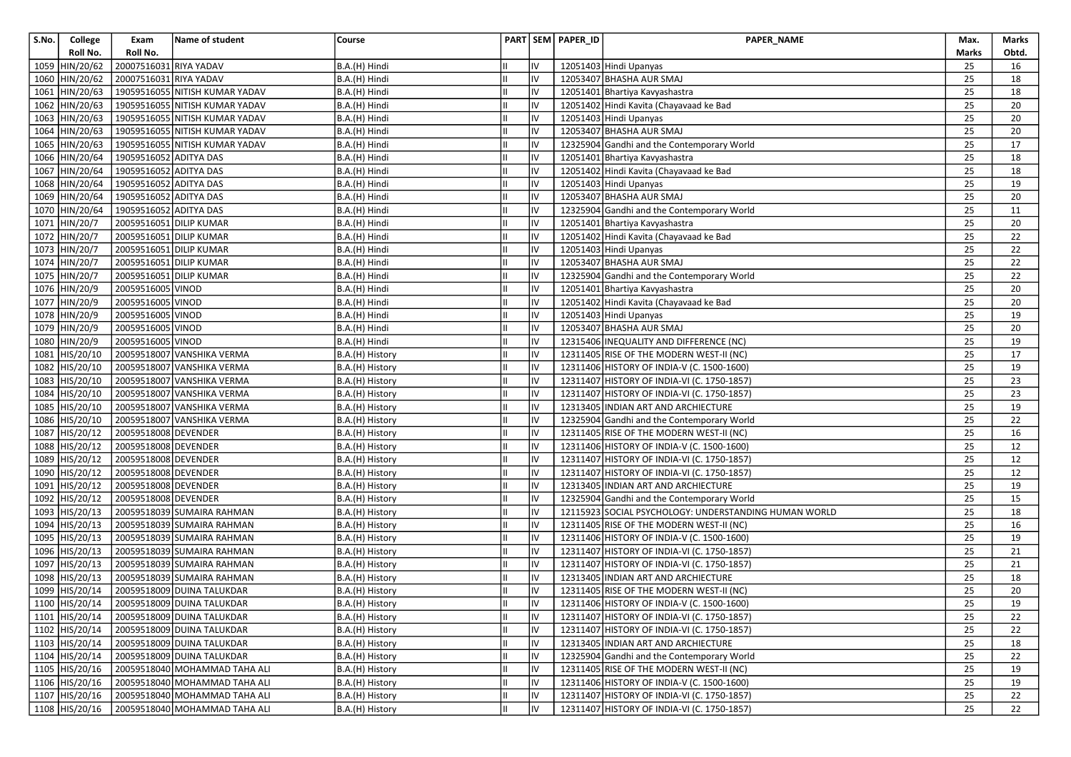| S.No. | College Roll No. | Exam Roll No. | Name of student | Course | PART | SEM | PAPER_ID | PAPER_NAME | Max. Marks | Marks Obtd. |
|---|---|---|---|---|---|---|---|---|---|---|
| 1059 | HIN/20/62 | 20007516031 | RIYA YADAV | B.A.(H) Hindi | II | IV | 12051403 | Hindi Upanyas | 25 | 16 |
| 1060 | HIN/20/62 | 20007516031 | RIYA YADAV | B.A.(H) Hindi | II | IV | 12053407 | BHASHA AUR SMAJ | 25 | 18 |
| 1061 | HIN/20/63 | 19059516055 | NITISH KUMAR YADAV | B.A.(H) Hindi | II | IV | 12051401 | Bhartiya Kavyashastra | 25 | 18 |
| 1062 | HIN/20/63 | 19059516055 | NITISH KUMAR YADAV | B.A.(H) Hindi | II | IV | 12051402 | Hindi Kavita (Chayavaad ke Bad | 25 | 20 |
| 1063 | HIN/20/63 | 19059516055 | NITISH KUMAR YADAV | B.A.(H) Hindi | II | IV | 12051403 | Hindi Upanyas | 25 | 20 |
| 1064 | HIN/20/63 | 19059516055 | NITISH KUMAR YADAV | B.A.(H) Hindi | II | IV | 12053407 | BHASHA AUR SMAJ | 25 | 20 |
| 1065 | HIN/20/63 | 19059516055 | NITISH KUMAR YADAV | B.A.(H) Hindi | II | IV | 12325904 | Gandhi and the Contemporary World | 25 | 17 |
| 1066 | HIN/20/64 | 19059516052 | ADITYA DAS | B.A.(H) Hindi | II | IV | 12051401 | Bhartiya Kavyashastra | 25 | 18 |
| 1067 | HIN/20/64 | 19059516052 | ADITYA DAS | B.A.(H) Hindi | II | IV | 12051402 | Hindi Kavita (Chayavaad ke Bad | 25 | 18 |
| 1068 | HIN/20/64 | 19059516052 | ADITYA DAS | B.A.(H) Hindi | II | IV | 12051403 | Hindi Upanyas | 25 | 19 |
| 1069 | HIN/20/64 | 19059516052 | ADITYA DAS | B.A.(H) Hindi | II | IV | 12053407 | BHASHA AUR SMAJ | 25 | 20 |
| 1070 | HIN/20/64 | 19059516052 | ADITYA DAS | B.A.(H) Hindi | II | IV | 12325904 | Gandhi and the Contemporary World | 25 | 11 |
| 1071 | HIN/20/7 | 20059516051 | DILIP KUMAR | B.A.(H) Hindi | II | IV | 12051401 | Bhartiya Kavyashastra | 25 | 20 |
| 1072 | HIN/20/7 | 20059516051 | DILIP KUMAR | B.A.(H) Hindi | II | IV | 12051402 | Hindi Kavita (Chayavaad ke Bad | 25 | 22 |
| 1073 | HIN/20/7 | 20059516051 | DILIP KUMAR | B.A.(H) Hindi | II | IV | 12051403 | Hindi Upanyas | 25 | 22 |
| 1074 | HIN/20/7 | 20059516051 | DILIP KUMAR | B.A.(H) Hindi | II | IV | 12053407 | BHASHA AUR SMAJ | 25 | 22 |
| 1075 | HIN/20/7 | 20059516051 | DILIP KUMAR | B.A.(H) Hindi | II | IV | 12325904 | Gandhi and the Contemporary World | 25 | 22 |
| 1076 | HIN/20/9 | 20059516005 | VINOD | B.A.(H) Hindi | II | IV | 12051401 | Bhartiya Kavyashastra | 25 | 20 |
| 1077 | HIN/20/9 | 20059516005 | VINOD | B.A.(H) Hindi | II | IV | 12051402 | Hindi Kavita (Chayavaad ke Bad | 25 | 20 |
| 1078 | HIN/20/9 | 20059516005 | VINOD | B.A.(H) Hindi | II | IV | 12051403 | Hindi Upanyas | 25 | 19 |
| 1079 | HIN/20/9 | 20059516005 | VINOD | B.A.(H) Hindi | II | IV | 12053407 | BHASHA AUR SMAJ | 25 | 20 |
| 1080 | HIN/20/9 | 20059516005 | VINOD | B.A.(H) Hindi | II | IV | 12315406 | INEQUALITY AND DIFFERENCE (NC) | 25 | 19 |
| 1081 | HIS/20/10 | 20059518007 | VANSHIKA VERMA | B.A.(H) History | II | IV | 12311405 | RISE OF THE MODERN WEST-II (NC) | 25 | 17 |
| 1082 | HIS/20/10 | 20059518007 | VANSHIKA VERMA | B.A.(H) History | II | IV | 12311406 | HISTORY OF INDIA-V (C. 1500-1600) | 25 | 19 |
| 1083 | HIS/20/10 | 20059518007 | VANSHIKA VERMA | B.A.(H) History | II | IV | 12311407 | HISTORY OF INDIA-VI (C. 1750-1857) | 25 | 23 |
| 1084 | HIS/20/10 | 20059518007 | VANSHIKA VERMA | B.A.(H) History | II | IV | 12311407 | HISTORY OF INDIA-VI (C. 1750-1857) | 25 | 23 |
| 1085 | HIS/20/10 | 20059518007 | VANSHIKA VERMA | B.A.(H) History | II | IV | 12313405 | INDIAN ART AND ARCHIECTURE | 25 | 19 |
| 1086 | HIS/20/10 | 20059518007 | VANSHIKA VERMA | B.A.(H) History | II | IV | 12325904 | Gandhi and the Contemporary World | 25 | 22 |
| 1087 | HIS/20/12 | 20059518008 | DEVENDER | B.A.(H) History | II | IV | 12311405 | RISE OF THE MODERN WEST-II (NC) | 25 | 16 |
| 1088 | HIS/20/12 | 20059518008 | DEVENDER | B.A.(H) History | II | IV | 12311406 | HISTORY OF INDIA-V (C. 1500-1600) | 25 | 12 |
| 1089 | HIS/20/12 | 20059518008 | DEVENDER | B.A.(H) History | II | IV | 12311407 | HISTORY OF INDIA-VI (C. 1750-1857) | 25 | 12 |
| 1090 | HIS/20/12 | 20059518008 | DEVENDER | B.A.(H) History | II | IV | 12311407 | HISTORY OF INDIA-VI (C. 1750-1857) | 25 | 12 |
| 1091 | HIS/20/12 | 20059518008 | DEVENDER | B.A.(H) History | II | IV | 12313405 | INDIAN ART AND ARCHIECTURE | 25 | 19 |
| 1092 | HIS/20/12 | 20059518008 | DEVENDER | B.A.(H) History | II | IV | 12325904 | Gandhi and the Contemporary World | 25 | 15 |
| 1093 | HIS/20/13 | 20059518039 | SUMAIRA RAHMAN | B.A.(H) History | II | IV | 12115923 | SOCIAL PSYCHOLOGY: UNDERSTANDING HUMAN WORLD | 25 | 18 |
| 1094 | HIS/20/13 | 20059518039 | SUMAIRA RAHMAN | B.A.(H) History | II | IV | 12311405 | RISE OF THE MODERN WEST-II (NC) | 25 | 16 |
| 1095 | HIS/20/13 | 20059518039 | SUMAIRA RAHMAN | B.A.(H) History | II | IV | 12311406 | HISTORY OF INDIA-V (C. 1500-1600) | 25 | 19 |
| 1096 | HIS/20/13 | 20059518039 | SUMAIRA RAHMAN | B.A.(H) History | II | IV | 12311407 | HISTORY OF INDIA-VI (C. 1750-1857) | 25 | 21 |
| 1097 | HIS/20/13 | 20059518039 | SUMAIRA RAHMAN | B.A.(H) History | II | IV | 12311407 | HISTORY OF INDIA-VI (C. 1750-1857) | 25 | 21 |
| 1098 | HIS/20/13 | 20059518039 | SUMAIRA RAHMAN | B.A.(H) History | II | IV | 12313405 | INDIAN ART AND ARCHIECTURE | 25 | 18 |
| 1099 | HIS/20/14 | 20059518009 | DUINA TALUKDAR | B.A.(H) History | II | IV | 12311405 | RISE OF THE MODERN WEST-II (NC) | 25 | 20 |
| 1100 | HIS/20/14 | 20059518009 | DUINA TALUKDAR | B.A.(H) History | II | IV | 12311406 | HISTORY OF INDIA-V (C. 1500-1600) | 25 | 19 |
| 1101 | HIS/20/14 | 20059518009 | DUINA TALUKDAR | B.A.(H) History | II | IV | 12311407 | HISTORY OF INDIA-VI (C. 1750-1857) | 25 | 22 |
| 1102 | HIS/20/14 | 20059518009 | DUINA TALUKDAR | B.A.(H) History | II | IV | 12311407 | HISTORY OF INDIA-VI (C. 1750-1857) | 25 | 22 |
| 1103 | HIS/20/14 | 20059518009 | DUINA TALUKDAR | B.A.(H) History | II | IV | 12313405 | INDIAN ART AND ARCHIECTURE | 25 | 18 |
| 1104 | HIS/20/14 | 20059518009 | DUINA TALUKDAR | B.A.(H) History | II | IV | 12325904 | Gandhi and the Contemporary World | 25 | 22 |
| 1105 | HIS/20/16 | 20059518040 | MOHAMMAD TAHA ALI | B.A.(H) History | II | IV | 12311405 | RISE OF THE MODERN WEST-II (NC) | 25 | 19 |
| 1106 | HIS/20/16 | 20059518040 | MOHAMMAD TAHA ALI | B.A.(H) History | II | IV | 12311406 | HISTORY OF INDIA-V (C. 1500-1600) | 25 | 19 |
| 1107 | HIS/20/16 | 20059518040 | MOHAMMAD TAHA ALI | B.A.(H) History | II | IV | 12311407 | HISTORY OF INDIA-VI (C. 1750-1857) | 25 | 22 |
| 1108 | HIS/20/16 | 20059518040 | MOHAMMAD TAHA ALI | B.A.(H) History | II | IV | 12311407 | HISTORY OF INDIA-VI (C. 1750-1857) | 25 | 22 |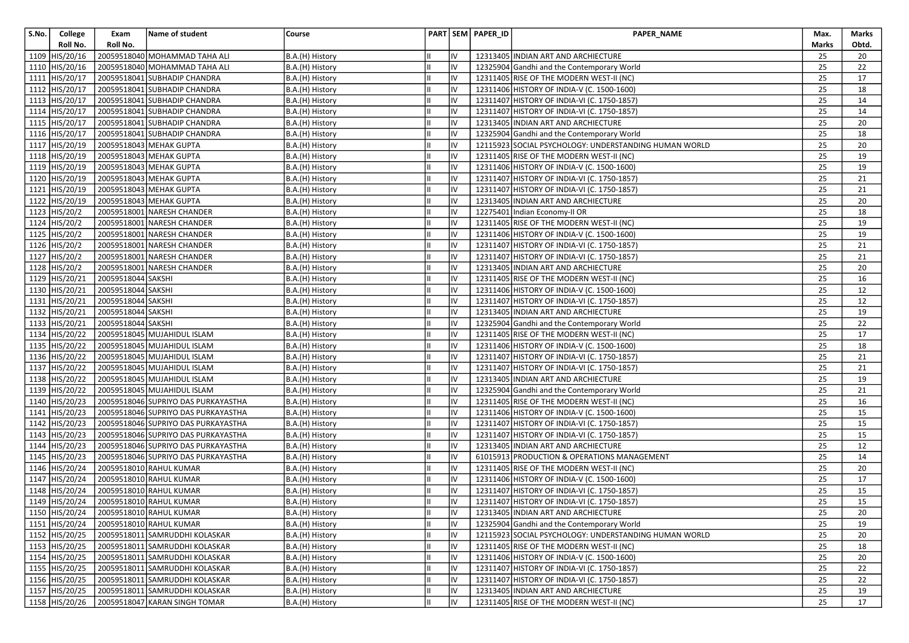| S.No. | College Roll No. | Exam Roll No. | Name of student | Course | PART | SEM | PAPER_ID | PAPER_NAME | Max. Marks | Marks Obtd. |
|---|---|---|---|---|---|---|---|---|---|---|
| 1109 | HIS/20/16 | 20059518040 | MOHAMMAD TAHA ALI | B.A.(H) History | II | IV | 12313405 | INDIAN ART AND ARCHIECTURE | 25 | 20 |
| 1110 | HIS/20/16 | 20059518040 | MOHAMMAD TAHA ALI | B.A.(H) History | II | IV | 12325904 | Gandhi and the Contemporary World | 25 | 22 |
| 1111 | HIS/20/17 | 20059518041 | SUBHADIP CHANDRA | B.A.(H) History | II | IV | 12311405 | RISE OF THE MODERN WEST-II (NC) | 25 | 17 |
| 1112 | HIS/20/17 | 20059518041 | SUBHADIP CHANDRA | B.A.(H) History | II | IV | 12311406 | HISTORY OF INDIA-V (C. 1500-1600) | 25 | 18 |
| 1113 | HIS/20/17 | 20059518041 | SUBHADIP CHANDRA | B.A.(H) History | II | IV | 12311407 | HISTORY OF INDIA-VI (C. 1750-1857) | 25 | 14 |
| 1114 | HIS/20/17 | 20059518041 | SUBHADIP CHANDRA | B.A.(H) History | II | IV | 12311407 | HISTORY OF INDIA-VI (C. 1750-1857) | 25 | 14 |
| 1115 | HIS/20/17 | 20059518041 | SUBHADIP CHANDRA | B.A.(H) History | II | IV | 12313405 | INDIAN ART AND ARCHIECTURE | 25 | 20 |
| 1116 | HIS/20/17 | 20059518041 | SUBHADIP CHANDRA | B.A.(H) History | II | IV | 12325904 | Gandhi and the Contemporary World | 25 | 18 |
| 1117 | HIS/20/19 | 20059518043 | MEHAK GUPTA | B.A.(H) History | II | IV | 12115923 | SOCIAL PSYCHOLOGY: UNDERSTANDING HUMAN WORLD | 25 | 20 |
| 1118 | HIS/20/19 | 20059518043 | MEHAK GUPTA | B.A.(H) History | II | IV | 12311405 | RISE OF THE MODERN WEST-II (NC) | 25 | 19 |
| 1119 | HIS/20/19 | 20059518043 | MEHAK GUPTA | B.A.(H) History | II | IV | 12311406 | HISTORY OF INDIA-V (C. 1500-1600) | 25 | 19 |
| 1120 | HIS/20/19 | 20059518043 | MEHAK GUPTA | B.A.(H) History | II | IV | 12311407 | HISTORY OF INDIA-VI (C. 1750-1857) | 25 | 21 |
| 1121 | HIS/20/19 | 20059518043 | MEHAK GUPTA | B.A.(H) History | II | IV | 12311407 | HISTORY OF INDIA-VI (C. 1750-1857) | 25 | 21 |
| 1122 | HIS/20/19 | 20059518043 | MEHAK GUPTA | B.A.(H) History | II | IV | 12313405 | INDIAN ART AND ARCHIECTURE | 25 | 20 |
| 1123 | HIS/20/2 | 20059518001 | NARESH CHANDER | B.A.(H) History | II | IV | 12275401 | Indian Economy-II OR | 25 | 18 |
| 1124 | HIS/20/2 | 20059518001 | NARESH CHANDER | B.A.(H) History | II | IV | 12311405 | RISE OF THE MODERN WEST-II (NC) | 25 | 19 |
| 1125 | HIS/20/2 | 20059518001 | NARESH CHANDER | B.A.(H) History | II | IV | 12311406 | HISTORY OF INDIA-V (C. 1500-1600) | 25 | 19 |
| 1126 | HIS/20/2 | 20059518001 | NARESH CHANDER | B.A.(H) History | II | IV | 12311407 | HISTORY OF INDIA-VI (C. 1750-1857) | 25 | 21 |
| 1127 | HIS/20/2 | 20059518001 | NARESH CHANDER | B.A.(H) History | II | IV | 12311407 | HISTORY OF INDIA-VI (C. 1750-1857) | 25 | 21 |
| 1128 | HIS/20/2 | 20059518001 | NARESH CHANDER | B.A.(H) History | II | IV | 12313405 | INDIAN ART AND ARCHIECTURE | 25 | 20 |
| 1129 | HIS/20/21 | 20059518044 | SAKSHI | B.A.(H) History | II | IV | 12311405 | RISE OF THE MODERN WEST-II (NC) | 25 | 16 |
| 1130 | HIS/20/21 | 20059518044 | SAKSHI | B.A.(H) History | II | IV | 12311406 | HISTORY OF INDIA-V (C. 1500-1600) | 25 | 12 |
| 1131 | HIS/20/21 | 20059518044 | SAKSHI | B.A.(H) History | II | IV | 12311407 | HISTORY OF INDIA-VI (C. 1750-1857) | 25 | 12 |
| 1132 | HIS/20/21 | 20059518044 | SAKSHI | B.A.(H) History | II | IV | 12313405 | INDIAN ART AND ARCHIECTURE | 25 | 19 |
| 1133 | HIS/20/21 | 20059518044 | SAKSHI | B.A.(H) History | II | IV | 12325904 | Gandhi and the Contemporary World | 25 | 22 |
| 1134 | HIS/20/22 | 20059518045 | MUJAHIDUL ISLAM | B.A.(H) History | II | IV | 12311405 | RISE OF THE MODERN WEST-II (NC) | 25 | 17 |
| 1135 | HIS/20/22 | 20059518045 | MUJAHIDUL ISLAM | B.A.(H) History | II | IV | 12311406 | HISTORY OF INDIA-V (C. 1500-1600) | 25 | 18 |
| 1136 | HIS/20/22 | 20059518045 | MUJAHIDUL ISLAM | B.A.(H) History | II | IV | 12311407 | HISTORY OF INDIA-VI (C. 1750-1857) | 25 | 21 |
| 1137 | HIS/20/22 | 20059518045 | MUJAHIDUL ISLAM | B.A.(H) History | II | IV | 12311407 | HISTORY OF INDIA-VI (C. 1750-1857) | 25 | 21 |
| 1138 | HIS/20/22 | 20059518045 | MUJAHIDUL ISLAM | B.A.(H) History | II | IV | 12313405 | INDIAN ART AND ARCHIECTURE | 25 | 19 |
| 1139 | HIS/20/22 | 20059518045 | MUJAHIDUL ISLAM | B.A.(H) History | II | IV | 12325904 | Gandhi and the Contemporary World | 25 | 21 |
| 1140 | HIS/20/23 | 20059518046 | SUPRIYO DAS PURKAYASTHA | B.A.(H) History | II | IV | 12311405 | RISE OF THE MODERN WEST-II (NC) | 25 | 16 |
| 1141 | HIS/20/23 | 20059518046 | SUPRIYO DAS PURKAYASTHA | B.A.(H) History | II | IV | 12311406 | HISTORY OF INDIA-V (C. 1500-1600) | 25 | 15 |
| 1142 | HIS/20/23 | 20059518046 | SUPRIYO DAS PURKAYASTHA | B.A.(H) History | II | IV | 12311407 | HISTORY OF INDIA-VI (C. 1750-1857) | 25 | 15 |
| 1143 | HIS/20/23 | 20059518046 | SUPRIYO DAS PURKAYASTHA | B.A.(H) History | II | IV | 12311407 | HISTORY OF INDIA-VI (C. 1750-1857) | 25 | 15 |
| 1144 | HIS/20/23 | 20059518046 | SUPRIYO DAS PURKAYASTHA | B.A.(H) History | II | IV | 12313405 | INDIAN ART AND ARCHIECTURE | 25 | 12 |
| 1145 | HIS/20/23 | 20059518046 | SUPRIYO DAS PURKAYASTHA | B.A.(H) History | II | IV | 61015913 | PRODUCTION & OPERATIONS MANAGEMENT | 25 | 14 |
| 1146 | HIS/20/24 | 20059518010 | RAHUL KUMAR | B.A.(H) History | II | IV | 12311405 | RISE OF THE MODERN WEST-II (NC) | 25 | 20 |
| 1147 | HIS/20/24 | 20059518010 | RAHUL KUMAR | B.A.(H) History | II | IV | 12311406 | HISTORY OF INDIA-V (C. 1500-1600) | 25 | 17 |
| 1148 | HIS/20/24 | 20059518010 | RAHUL KUMAR | B.A.(H) History | II | IV | 12311407 | HISTORY OF INDIA-VI (C. 1750-1857) | 25 | 15 |
| 1149 | HIS/20/24 | 20059518010 | RAHUL KUMAR | B.A.(H) History | II | IV | 12311407 | HISTORY OF INDIA-VI (C. 1750-1857) | 25 | 15 |
| 1150 | HIS/20/24 | 20059518010 | RAHUL KUMAR | B.A.(H) History | II | IV | 12313405 | INDIAN ART AND ARCHIECTURE | 25 | 20 |
| 1151 | HIS/20/24 | 20059518010 | RAHUL KUMAR | B.A.(H) History | II | IV | 12325904 | Gandhi and the Contemporary World | 25 | 19 |
| 1152 | HIS/20/25 | 20059518011 | SAMRUDDHI KOLASKAR | B.A.(H) History | II | IV | 12115923 | SOCIAL PSYCHOLOGY: UNDERSTANDING HUMAN WORLD | 25 | 20 |
| 1153 | HIS/20/25 | 20059518011 | SAMRUDDHI KOLASKAR | B.A.(H) History | II | IV | 12311405 | RISE OF THE MODERN WEST-II (NC) | 25 | 18 |
| 1154 | HIS/20/25 | 20059518011 | SAMRUDDHI KOLASKAR | B.A.(H) History | II | IV | 12311406 | HISTORY OF INDIA-V (C. 1500-1600) | 25 | 20 |
| 1155 | HIS/20/25 | 20059518011 | SAMRUDDHI KOLASKAR | B.A.(H) History | II | IV | 12311407 | HISTORY OF INDIA-VI (C. 1750-1857) | 25 | 22 |
| 1156 | HIS/20/25 | 20059518011 | SAMRUDDHI KOLASKAR | B.A.(H) History | II | IV | 12311407 | HISTORY OF INDIA-VI (C. 1750-1857) | 25 | 22 |
| 1157 | HIS/20/25 | 20059518011 | SAMRUDDHI KOLASKAR | B.A.(H) History | II | IV | 12313405 | INDIAN ART AND ARCHIECTURE | 25 | 19 |
| 1158 | HIS/20/26 | 20059518047 | KARAN SINGH TOMAR | B.A.(H) History | II | IV | 12311405 | RISE OF THE MODERN WEST-II (NC) | 25 | 17 |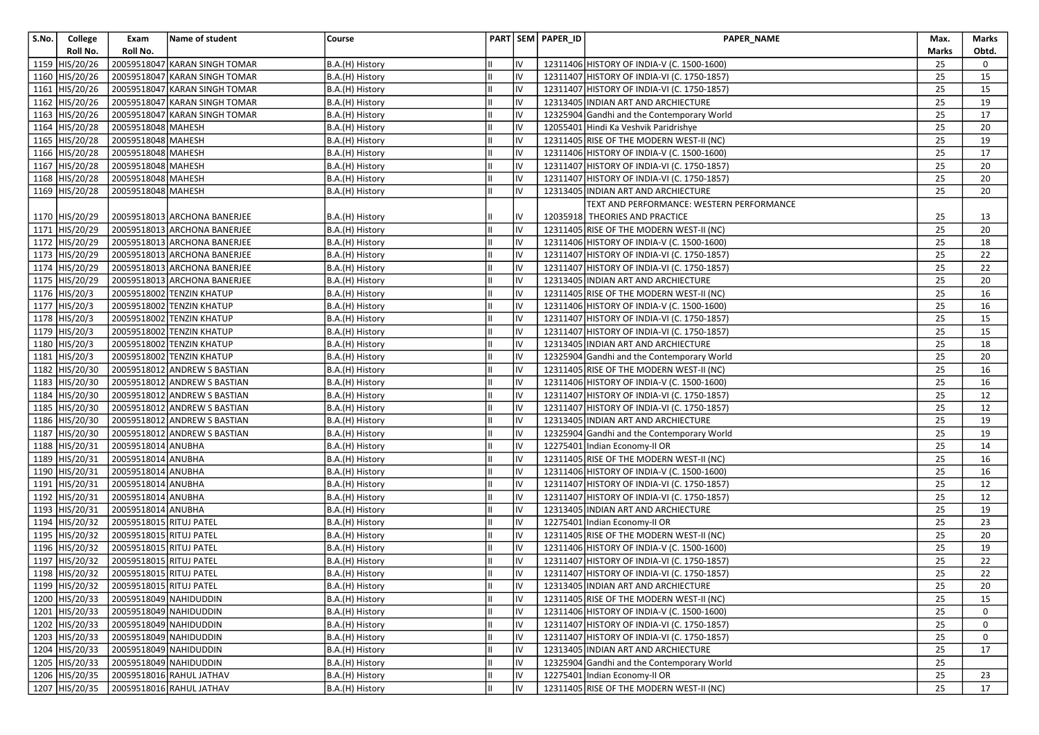| S.No. | College Roll No. | Exam Roll No. | Name of student | Course | PART | SEM | PAPER_ID | PAPER_NAME | Max. Marks | Marks Obtd. |
|---|---|---|---|---|---|---|---|---|---|---|
| 1159 | HIS/20/26 | 20059518047 | KARAN SINGH TOMAR | B.A.(H) History | II | IV | 12311406 | HISTORY OF INDIA-V (C. 1500-1600) | 25 | 0 |
| 1160 | HIS/20/26 | 20059518047 | KARAN SINGH TOMAR | B.A.(H) History | II | IV | 12311407 | HISTORY OF INDIA-VI (C. 1750-1857) | 25 | 15 |
| 1161 | HIS/20/26 | 20059518047 | KARAN SINGH TOMAR | B.A.(H) History | II | IV | 12311407 | HISTORY OF INDIA-VI (C. 1750-1857) | 25 | 15 |
| 1162 | HIS/20/26 | 20059518047 | KARAN SINGH TOMAR | B.A.(H) History | II | IV | 12313405 | INDIAN ART AND ARCHIECTURE | 25 | 19 |
| 1163 | HIS/20/26 | 20059518047 | KARAN SINGH TOMAR | B.A.(H) History | II | IV | 12325904 | Gandhi and the Contemporary World | 25 | 17 |
| 1164 | HIS/20/28 | 20059518048 | MAHESH | B.A.(H) History | II | IV | 12055401 | Hindi Ka Veshvik Paridrishye | 25 | 20 |
| 1165 | HIS/20/28 | 20059518048 | MAHESH | B.A.(H) History | II | IV | 12311405 | RISE OF THE MODERN WEST-II (NC) | 25 | 19 |
| 1166 | HIS/20/28 | 20059518048 | MAHESH | B.A.(H) History | II | IV | 12311406 | HISTORY OF INDIA-V (C. 1500-1600) | 25 | 17 |
| 1167 | HIS/20/28 | 20059518048 | MAHESH | B.A.(H) History | II | IV | 12311407 | HISTORY OF INDIA-VI (C. 1750-1857) | 25 | 20 |
| 1168 | HIS/20/28 | 20059518048 | MAHESH | B.A.(H) History | II | IV | 12311407 | HISTORY OF INDIA-VI (C. 1750-1857) | 25 | 20 |
| 1169 | HIS/20/28 | 20059518048 | MAHESH | B.A.(H) History | II | IV | 12313405 | INDIAN ART AND ARCHIECTURE | 25 | 20 |
| 1170 | HIS/20/29 | 20059518013 | ARCHONA BANERJEE | B.A.(H) History | II | IV | 12035918 | TEXT AND PERFORMANCE: WESTERN PERFORMANCE THEORIES AND PRACTICE | 25 | 13 |
| 1171 | HIS/20/29 | 20059518013 | ARCHONA BANERJEE | B.A.(H) History | II | IV | 12311405 | RISE OF THE MODERN WEST-II (NC) | 25 | 20 |
| 1172 | HIS/20/29 | 20059518013 | ARCHONA BANERJEE | B.A.(H) History | II | IV | 12311406 | HISTORY OF INDIA-V (C. 1500-1600) | 25 | 18 |
| 1173 | HIS/20/29 | 20059518013 | ARCHONA BANERJEE | B.A.(H) History | II | IV | 12311407 | HISTORY OF INDIA-VI (C. 1750-1857) | 25 | 22 |
| 1174 | HIS/20/29 | 20059518013 | ARCHONA BANERJEE | B.A.(H) History | II | IV | 12311407 | HISTORY OF INDIA-VI (C. 1750-1857) | 25 | 22 |
| 1175 | HIS/20/29 | 20059518013 | ARCHONA BANERJEE | B.A.(H) History | II | IV | 12313405 | INDIAN ART AND ARCHIECTURE | 25 | 20 |
| 1176 | HIS/20/3 | 20059518002 | TENZIN KHATUP | B.A.(H) History | II | IV | 12311405 | RISE OF THE MODERN WEST-II (NC) | 25 | 16 |
| 1177 | HIS/20/3 | 20059518002 | TENZIN KHATUP | B.A.(H) History | II | IV | 12311406 | HISTORY OF INDIA-V (C. 1500-1600) | 25 | 16 |
| 1178 | HIS/20/3 | 20059518002 | TENZIN KHATUP | B.A.(H) History | II | IV | 12311407 | HISTORY OF INDIA-VI (C. 1750-1857) | 25 | 15 |
| 1179 | HIS/20/3 | 20059518002 | TENZIN KHATUP | B.A.(H) History | II | IV | 12311407 | HISTORY OF INDIA-VI (C. 1750-1857) | 25 | 15 |
| 1180 | HIS/20/3 | 20059518002 | TENZIN KHATUP | B.A.(H) History | II | IV | 12313405 | INDIAN ART AND ARCHIECTURE | 25 | 18 |
| 1181 | HIS/20/3 | 20059518002 | TENZIN KHATUP | B.A.(H) History | II | IV | 12325904 | Gandhi and the Contemporary World | 25 | 20 |
| 1182 | HIS/20/30 | 20059518012 | ANDREW S BASTIAN | B.A.(H) History | II | IV | 12311405 | RISE OF THE MODERN WEST-II (NC) | 25 | 16 |
| 1183 | HIS/20/30 | 20059518012 | ANDREW S BASTIAN | B.A.(H) History | II | IV | 12311406 | HISTORY OF INDIA-V (C. 1500-1600) | 25 | 16 |
| 1184 | HIS/20/30 | 20059518012 | ANDREW S BASTIAN | B.A.(H) History | II | IV | 12311407 | HISTORY OF INDIA-VI (C. 1750-1857) | 25 | 12 |
| 1185 | HIS/20/30 | 20059518012 | ANDREW S BASTIAN | B.A.(H) History | II | IV | 12311407 | HISTORY OF INDIA-VI (C. 1750-1857) | 25 | 12 |
| 1186 | HIS/20/30 | 20059518012 | ANDREW S BASTIAN | B.A.(H) History | II | IV | 12313405 | INDIAN ART AND ARCHIECTURE | 25 | 19 |
| 1187 | HIS/20/30 | 20059518012 | ANDREW S BASTIAN | B.A.(H) History | II | IV | 12325904 | Gandhi and the Contemporary World | 25 | 19 |
| 1188 | HIS/20/31 | 20059518014 | ANUBHA | B.A.(H) History | II | IV | 12275401 | Indian Economy-II OR | 25 | 14 |
| 1189 | HIS/20/31 | 20059518014 | ANUBHA | B.A.(H) History | II | IV | 12311405 | RISE OF THE MODERN WEST-II (NC) | 25 | 16 |
| 1190 | HIS/20/31 | 20059518014 | ANUBHA | B.A.(H) History | II | IV | 12311406 | HISTORY OF INDIA-V (C. 1500-1600) | 25 | 16 |
| 1191 | HIS/20/31 | 20059518014 | ANUBHA | B.A.(H) History | II | IV | 12311407 | HISTORY OF INDIA-VI (C. 1750-1857) | 25 | 12 |
| 1192 | HIS/20/31 | 20059518014 | ANUBHA | B.A.(H) History | II | IV | 12311407 | HISTORY OF INDIA-VI (C. 1750-1857) | 25 | 12 |
| 1193 | HIS/20/31 | 20059518014 | ANUBHA | B.A.(H) History | II | IV | 12313405 | INDIAN ART AND ARCHIECTURE | 25 | 19 |
| 1194 | HIS/20/32 | 20059518015 | RITUJ PATEL | B.A.(H) History | II | IV | 12275401 | Indian Economy-II OR | 25 | 23 |
| 1195 | HIS/20/32 | 20059518015 | RITUJ PATEL | B.A.(H) History | II | IV | 12311405 | RISE OF THE MODERN WEST-II (NC) | 25 | 20 |
| 1196 | HIS/20/32 | 20059518015 | RITUJ PATEL | B.A.(H) History | II | IV | 12311406 | HISTORY OF INDIA-V (C. 1500-1600) | 25 | 19 |
| 1197 | HIS/20/32 | 20059518015 | RITUJ PATEL | B.A.(H) History | II | IV | 12311407 | HISTORY OF INDIA-VI (C. 1750-1857) | 25 | 22 |
| 1198 | HIS/20/32 | 20059518015 | RITUJ PATEL | B.A.(H) History | II | IV | 12311407 | HISTORY OF INDIA-VI (C. 1750-1857) | 25 | 22 |
| 1199 | HIS/20/32 | 20059518015 | RITUJ PATEL | B.A.(H) History | II | IV | 12313405 | INDIAN ART AND ARCHIECTURE | 25 | 20 |
| 1200 | HIS/20/33 | 20059518049 | NAHIDUDDIN | B.A.(H) History | II | IV | 12311405 | RISE OF THE MODERN WEST-II (NC) | 25 | 15 |
| 1201 | HIS/20/33 | 20059518049 | NAHIDUDDIN | B.A.(H) History | II | IV | 12311406 | HISTORY OF INDIA-V (C. 1500-1600) | 25 | 0 |
| 1202 | HIS/20/33 | 20059518049 | NAHIDUDDIN | B.A.(H) History | II | IV | 12311407 | HISTORY OF INDIA-VI (C. 1750-1857) | 25 | 0 |
| 1203 | HIS/20/33 | 20059518049 | NAHIDUDDIN | B.A.(H) History | II | IV | 12311407 | HISTORY OF INDIA-VI (C. 1750-1857) | 25 | 0 |
| 1204 | HIS/20/33 | 20059518049 | NAHIDUDDIN | B.A.(H) History | II | IV | 12313405 | INDIAN ART AND ARCHIECTURE | 25 | 17 |
| 1205 | HIS/20/33 | 20059518049 | NAHIDUDDIN | B.A.(H) History | II | IV | 12325904 | Gandhi and the Contemporary World | 25 | |
| 1206 | HIS/20/35 | 20059518016 | RAHUL JATHAV | B.A.(H) History | II | IV | 12275401 | Indian Economy-II OR | 25 | 23 |
| 1207 | HIS/20/35 | 20059518016 | RAHUL JATHAV | B.A.(H) History | II | IV | 12311405 | RISE OF THE MODERN WEST-II (NC) | 25 | 17 |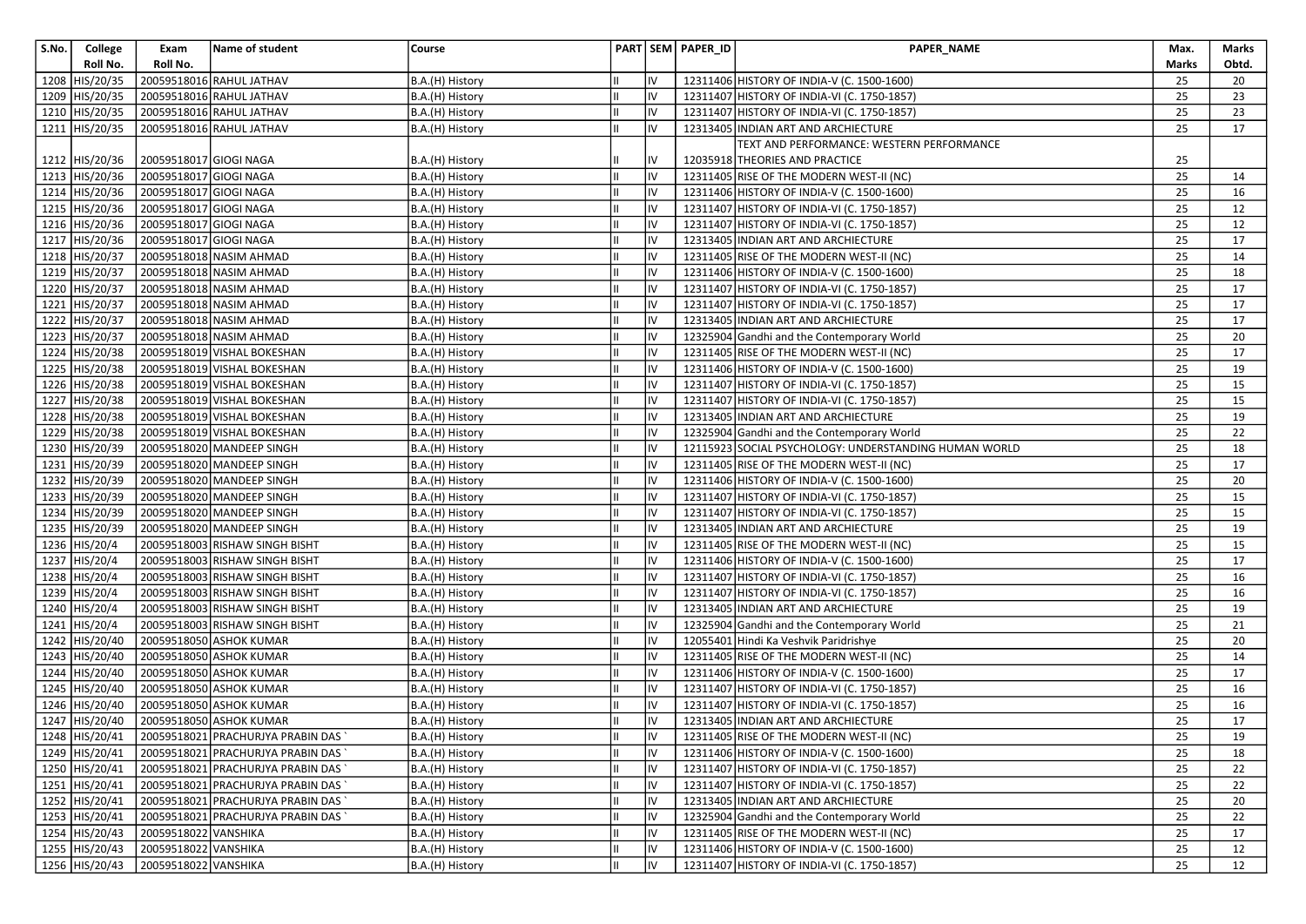| S.No. | College Roll No. | Exam Roll No. | Name of student | Course | PART | SEM | PAPER_ID | PAPER_NAME | Max. Marks | Marks Obtd. |
|---|---|---|---|---|---|---|---|---|---|---|
| 1208 | HIS/20/35 | 20059518016 | RAHUL JATHAV | B.A.(H) History | II | IV | 12311406 | HISTORY OF INDIA-V (C. 1500-1600) | 25 | 20 |
| 1209 | HIS/20/35 | 20059518016 | RAHUL JATHAV | B.A.(H) History | II | IV | 12311407 | HISTORY OF INDIA-VI (C. 1750-1857) | 25 | 23 |
| 1210 | HIS/20/35 | 20059518016 | RAHUL JATHAV | B.A.(H) History | II | IV | 12311407 | HISTORY OF INDIA-VI (C. 1750-1857) | 25 | 23 |
| 1211 | HIS/20/35 | 20059518016 | RAHUL JATHAV | B.A.(H) History | II | IV | 12313405 | INDIAN ART AND ARCHIECTURE | 25 | 17 |
| 1212 | HIS/20/36 | 20059518017 | GIOGI NAGA | B.A.(H) History | II | IV | 12035918 | TEXT AND PERFORMANCE: WESTERN PERFORMANCE THEORIES AND PRACTICE | 25 | |
| 1213 | HIS/20/36 | 20059518017 | GIOGI NAGA | B.A.(H) History | II | IV | 12311405 | RISE OF THE MODERN WEST-II (NC) | 25 | 14 |
| 1214 | HIS/20/36 | 20059518017 | GIOGI NAGA | B.A.(H) History | II | IV | 12311406 | HISTORY OF INDIA-V (C. 1500-1600) | 25 | 16 |
| 1215 | HIS/20/36 | 20059518017 | GIOGI NAGA | B.A.(H) History | II | IV | 12311407 | HISTORY OF INDIA-VI (C. 1750-1857) | 25 | 12 |
| 1216 | HIS/20/36 | 20059518017 | GIOGI NAGA | B.A.(H) History | II | IV | 12311407 | HISTORY OF INDIA-VI (C. 1750-1857) | 25 | 12 |
| 1217 | HIS/20/36 | 20059518017 | GIOGI NAGA | B.A.(H) History | II | IV | 12313405 | INDIAN ART AND ARCHIECTURE | 25 | 17 |
| 1218 | HIS/20/37 | 20059518018 | NASIM AHMAD | B.A.(H) History | II | IV | 12311405 | RISE OF THE MODERN WEST-II (NC) | 25 | 14 |
| 1219 | HIS/20/37 | 20059518018 | NASIM AHMAD | B.A.(H) History | II | IV | 12311406 | HISTORY OF INDIA-V (C. 1500-1600) | 25 | 18 |
| 1220 | HIS/20/37 | 20059518018 | NASIM AHMAD | B.A.(H) History | II | IV | 12311407 | HISTORY OF INDIA-VI (C. 1750-1857) | 25 | 17 |
| 1221 | HIS/20/37 | 20059518018 | NASIM AHMAD | B.A.(H) History | II | IV | 12311407 | HISTORY OF INDIA-VI (C. 1750-1857) | 25 | 17 |
| 1222 | HIS/20/37 | 20059518018 | NASIM AHMAD | B.A.(H) History | II | IV | 12313405 | INDIAN ART AND ARCHIECTURE | 25 | 17 |
| 1223 | HIS/20/37 | 20059518018 | NASIM AHMAD | B.A.(H) History | II | IV | 12325904 | Gandhi and the Contemporary World | 25 | 20 |
| 1224 | HIS/20/38 | 20059518019 | VISHAL BOKESHAN | B.A.(H) History | II | IV | 12311405 | RISE OF THE MODERN WEST-II (NC) | 25 | 17 |
| 1225 | HIS/20/38 | 20059518019 | VISHAL BOKESHAN | B.A.(H) History | II | IV | 12311406 | HISTORY OF INDIA-V (C. 1500-1600) | 25 | 19 |
| 1226 | HIS/20/38 | 20059518019 | VISHAL BOKESHAN | B.A.(H) History | II | IV | 12311407 | HISTORY OF INDIA-VI (C. 1750-1857) | 25 | 15 |
| 1227 | HIS/20/38 | 20059518019 | VISHAL BOKESHAN | B.A.(H) History | II | IV | 12311407 | HISTORY OF INDIA-VI (C. 1750-1857) | 25 | 15 |
| 1228 | HIS/20/38 | 20059518019 | VISHAL BOKESHAN | B.A.(H) History | II | IV | 12313405 | INDIAN ART AND ARCHIECTURE | 25 | 19 |
| 1229 | HIS/20/38 | 20059518019 | VISHAL BOKESHAN | B.A.(H) History | II | IV | 12325904 | Gandhi and the Contemporary World | 25 | 22 |
| 1230 | HIS/20/39 | 20059518020 | MANDEEP SINGH | B.A.(H) History | II | IV | 12115923 | SOCIAL PSYCHOLOGY: UNDERSTANDING HUMAN WORLD | 25 | 18 |
| 1231 | HIS/20/39 | 20059518020 | MANDEEP SINGH | B.A.(H) History | II | IV | 12311405 | RISE OF THE MODERN WEST-II (NC) | 25 | 17 |
| 1232 | HIS/20/39 | 20059518020 | MANDEEP SINGH | B.A.(H) History | II | IV | 12311406 | HISTORY OF INDIA-V (C. 1500-1600) | 25 | 20 |
| 1233 | HIS/20/39 | 20059518020 | MANDEEP SINGH | B.A.(H) History | II | IV | 12311407 | HISTORY OF INDIA-VI (C. 1750-1857) | 25 | 15 |
| 1234 | HIS/20/39 | 20059518020 | MANDEEP SINGH | B.A.(H) History | II | IV | 12311407 | HISTORY OF INDIA-VI (C. 1750-1857) | 25 | 15 |
| 1235 | HIS/20/39 | 20059518020 | MANDEEP SINGH | B.A.(H) History | II | IV | 12313405 | INDIAN ART AND ARCHIECTURE | 25 | 19 |
| 1236 | HIS/20/4 | 20059518003 | RISHAW SINGH BISHT | B.A.(H) History | II | IV | 12311405 | RISE OF THE MODERN WEST-II (NC) | 25 | 15 |
| 1237 | HIS/20/4 | 20059518003 | RISHAW SINGH BISHT | B.A.(H) History | II | IV | 12311406 | HISTORY OF INDIA-V (C. 1500-1600) | 25 | 17 |
| 1238 | HIS/20/4 | 20059518003 | RISHAW SINGH BISHT | B.A.(H) History | II | IV | 12311407 | HISTORY OF INDIA-VI (C. 1750-1857) | 25 | 16 |
| 1239 | HIS/20/4 | 20059518003 | RISHAW SINGH BISHT | B.A.(H) History | II | IV | 12311407 | HISTORY OF INDIA-VI (C. 1750-1857) | 25 | 16 |
| 1240 | HIS/20/4 | 20059518003 | RISHAW SINGH BISHT | B.A.(H) History | II | IV | 12313405 | INDIAN ART AND ARCHIECTURE | 25 | 19 |
| 1241 | HIS/20/4 | 20059518003 | RISHAW SINGH BISHT | B.A.(H) History | II | IV | 12325904 | Gandhi and the Contemporary World | 25 | 21 |
| 1242 | HIS/20/40 | 20059518050 | ASHOK KUMAR | B.A.(H) History | II | IV | 12055401 | Hindi Ka Veshvik Paridrishye | 25 | 20 |
| 1243 | HIS/20/40 | 20059518050 | ASHOK KUMAR | B.A.(H) History | II | IV | 12311405 | RISE OF THE MODERN WEST-II (NC) | 25 | 14 |
| 1244 | HIS/20/40 | 20059518050 | ASHOK KUMAR | B.A.(H) History | II | IV | 12311406 | HISTORY OF INDIA-V (C. 1500-1600) | 25 | 17 |
| 1245 | HIS/20/40 | 20059518050 | ASHOK KUMAR | B.A.(H) History | II | IV | 12311407 | HISTORY OF INDIA-VI (C. 1750-1857) | 25 | 16 |
| 1246 | HIS/20/40 | 20059518050 | ASHOK KUMAR | B.A.(H) History | II | IV | 12311407 | HISTORY OF INDIA-VI (C. 1750-1857) | 25 | 16 |
| 1247 | HIS/20/40 | 20059518050 | ASHOK KUMAR | B.A.(H) History | II | IV | 12313405 | INDIAN ART AND ARCHIECTURE | 25 | 17 |
| 1248 | HIS/20/41 | 20059518021 | PRACHURJYA PRABIN DAS ` | B.A.(H) History | II | IV | 12311405 | RISE OF THE MODERN WEST-II (NC) | 25 | 19 |
| 1249 | HIS/20/41 | 20059518021 | PRACHURJYA PRABIN DAS ` | B.A.(H) History | II | IV | 12311406 | HISTORY OF INDIA-V (C. 1500-1600) | 25 | 18 |
| 1250 | HIS/20/41 | 20059518021 | PRACHURJYA PRABIN DAS ` | B.A.(H) History | II | IV | 12311407 | HISTORY OF INDIA-VI (C. 1750-1857) | 25 | 22 |
| 1251 | HIS/20/41 | 20059518021 | PRACHURJYA PRABIN DAS ` | B.A.(H) History | II | IV | 12311407 | HISTORY OF INDIA-VI (C. 1750-1857) | 25 | 22 |
| 1252 | HIS/20/41 | 20059518021 | PRACHURJYA PRABIN DAS ` | B.A.(H) History | II | IV | 12313405 | INDIAN ART AND ARCHIECTURE | 25 | 20 |
| 1253 | HIS/20/41 | 20059518021 | PRACHURJYA PRABIN DAS ` | B.A.(H) History | II | IV | 12325904 | Gandhi and the Contemporary World | 25 | 22 |
| 1254 | HIS/20/43 | 20059518022 | VANSHIKA | B.A.(H) History | II | IV | 12311405 | RISE OF THE MODERN WEST-II (NC) | 25 | 17 |
| 1255 | HIS/20/43 | 20059518022 | VANSHIKA | B.A.(H) History | II | IV | 12311406 | HISTORY OF INDIA-V (C. 1500-1600) | 25 | 12 |
| 1256 | HIS/20/43 | 20059518022 | VANSHIKA | B.A.(H) History | II | IV | 12311407 | HISTORY OF INDIA-VI (C. 1750-1857) | 25 | 12 |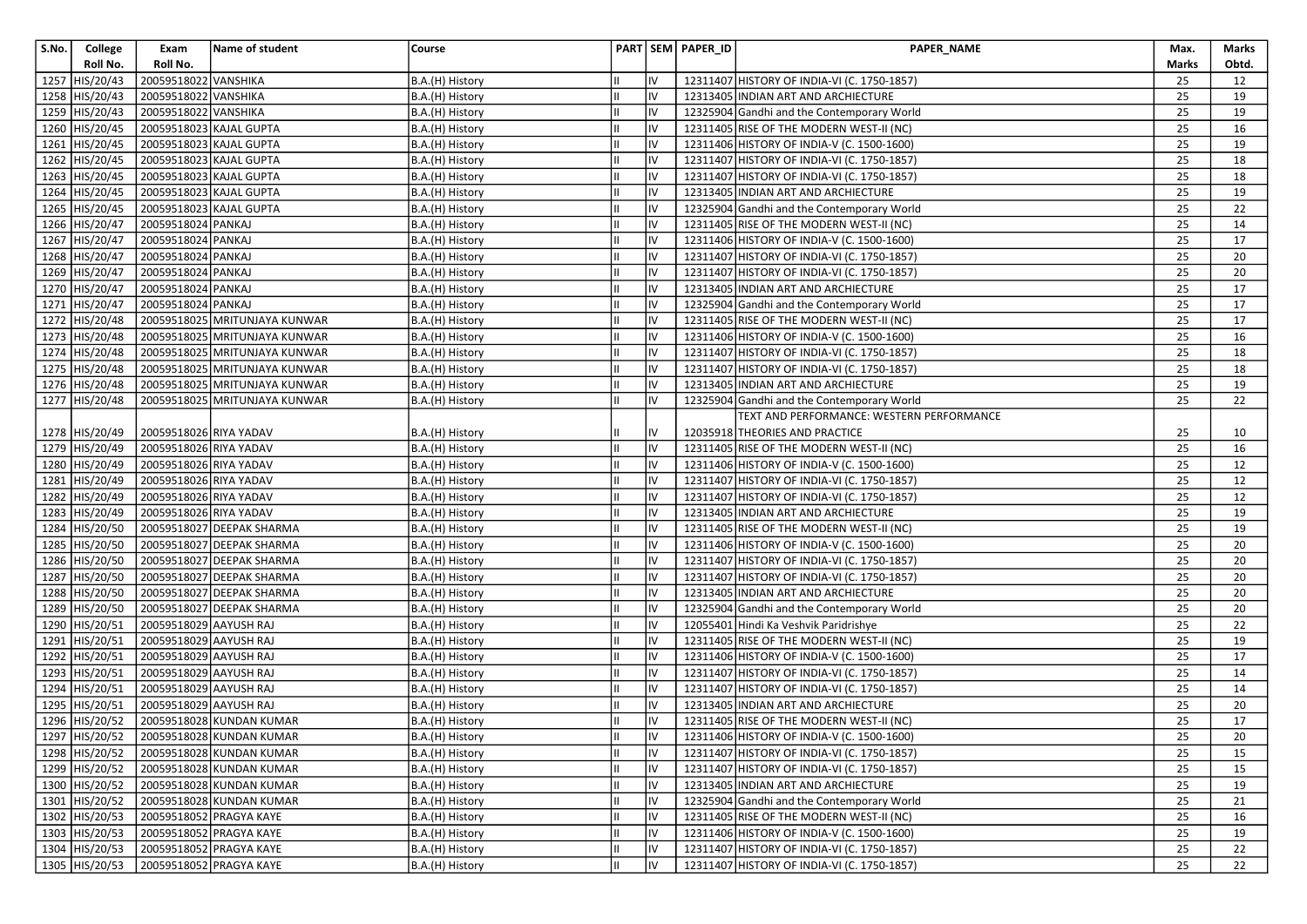| S.No. | College Roll No. | Exam Roll No. | Name of student | Course | PART | SEM | PAPER_ID | PAPER_NAME | Max. Marks | Marks Obtd. |
|---|---|---|---|---|---|---|---|---|---|---|
| 1257 | HIS/20/43 | 20059518022 | VANSHIKA | B.A.(H) History | II | IV | 12311407 | HISTORY OF INDIA-VI (C. 1750-1857) | 25 | 12 |
| 1258 | HIS/20/43 | 20059518022 | VANSHIKA | B.A.(H) History | II | IV | 12313405 | INDIAN ART AND ARCHIECTURE | 25 | 19 |
| 1259 | HIS/20/43 | 20059518022 | VANSHIKA | B.A.(H) History | II | IV | 12325904 | Gandhi and the Contemporary World | 25 | 19 |
| 1260 | HIS/20/45 | 20059518023 | KAJAL GUPTA | B.A.(H) History | II | IV | 12311405 | RISE OF THE MODERN WEST-II (NC) | 25 | 16 |
| 1261 | HIS/20/45 | 20059518023 | KAJAL GUPTA | B.A.(H) History | II | IV | 12311406 | HISTORY OF INDIA-V (C. 1500-1600) | 25 | 19 |
| 1262 | HIS/20/45 | 20059518023 | KAJAL GUPTA | B.A.(H) History | II | IV | 12311407 | HISTORY OF INDIA-VI (C. 1750-1857) | 25 | 18 |
| 1263 | HIS/20/45 | 20059518023 | KAJAL GUPTA | B.A.(H) History | II | IV | 12311407 | HISTORY OF INDIA-VI (C. 1750-1857) | 25 | 18 |
| 1264 | HIS/20/45 | 20059518023 | KAJAL GUPTA | B.A.(H) History | II | IV | 12313405 | INDIAN ART AND ARCHIECTURE | 25 | 19 |
| 1265 | HIS/20/45 | 20059518023 | KAJAL GUPTA | B.A.(H) History | II | IV | 12325904 | Gandhi and the Contemporary World | 25 | 22 |
| 1266 | HIS/20/47 | 20059518024 | PANKAJ | B.A.(H) History | II | IV | 12311405 | RISE OF THE MODERN WEST-II (NC) | 25 | 14 |
| 1267 | HIS/20/47 | 20059518024 | PANKAJ | B.A.(H) History | II | IV | 12311406 | HISTORY OF INDIA-V (C. 1500-1600) | 25 | 17 |
| 1268 | HIS/20/47 | 20059518024 | PANKAJ | B.A.(H) History | II | IV | 12311407 | HISTORY OF INDIA-VI (C. 1750-1857) | 25 | 20 |
| 1269 | HIS/20/47 | 20059518024 | PANKAJ | B.A.(H) History | II | IV | 12311407 | HISTORY OF INDIA-VI (C. 1750-1857) | 25 | 20 |
| 1270 | HIS/20/47 | 20059518024 | PANKAJ | B.A.(H) History | II | IV | 12313405 | INDIAN ART AND ARCHIECTURE | 25 | 17 |
| 1271 | HIS/20/47 | 20059518024 | PANKAJ | B.A.(H) History | II | IV | 12325904 | Gandhi and the Contemporary World | 25 | 17 |
| 1272 | HIS/20/48 | 20059518025 | MRITUNJAYA KUNWAR | B.A.(H) History | II | IV | 12311405 | RISE OF THE MODERN WEST-II (NC) | 25 | 17 |
| 1273 | HIS/20/48 | 20059518025 | MRITUNJAYA KUNWAR | B.A.(H) History | II | IV | 12311406 | HISTORY OF INDIA-V (C. 1500-1600) | 25 | 16 |
| 1274 | HIS/20/48 | 20059518025 | MRITUNJAYA KUNWAR | B.A.(H) History | II | IV | 12311407 | HISTORY OF INDIA-VI (C. 1750-1857) | 25 | 18 |
| 1275 | HIS/20/48 | 20059518025 | MRITUNJAYA KUNWAR | B.A.(H) History | II | IV | 12311407 | HISTORY OF INDIA-VI (C. 1750-1857) | 25 | 18 |
| 1276 | HIS/20/48 | 20059518025 | MRITUNJAYA KUNWAR | B.A.(H) History | II | IV | 12313405 | INDIAN ART AND ARCHIECTURE | 25 | 19 |
| 1277 | HIS/20/48 | 20059518025 | MRITUNJAYA KUNWAR | B.A.(H) History | II | IV | 12325904 | Gandhi and the Contemporary World | 25 | 22 |
| 1278 | HIS/20/49 | 20059518026 | RIYA YADAV | B.A.(H) History | II | IV | 12035918 | TEXT AND PERFORMANCE: WESTERN PERFORMANCE THEORIES AND PRACTICE | 25 | 10 |
| 1279 | HIS/20/49 | 20059518026 | RIYA YADAV | B.A.(H) History | II | IV | 12311405 | RISE OF THE MODERN WEST-II (NC) | 25 | 16 |
| 1280 | HIS/20/49 | 20059518026 | RIYA YADAV | B.A.(H) History | II | IV | 12311406 | HISTORY OF INDIA-V (C. 1500-1600) | 25 | 12 |
| 1281 | HIS/20/49 | 20059518026 | RIYA YADAV | B.A.(H) History | II | IV | 12311407 | HISTORY OF INDIA-VI (C. 1750-1857) | 25 | 12 |
| 1282 | HIS/20/49 | 20059518026 | RIYA YADAV | B.A.(H) History | II | IV | 12311407 | HISTORY OF INDIA-VI (C. 1750-1857) | 25 | 12 |
| 1283 | HIS/20/49 | 20059518026 | RIYA YADAV | B.A.(H) History | II | IV | 12313405 | INDIAN ART AND ARCHIECTURE | 25 | 19 |
| 1284 | HIS/20/50 | 20059518027 | DEEPAK SHARMA | B.A.(H) History | II | IV | 12311405 | RISE OF THE MODERN WEST-II (NC) | 25 | 19 |
| 1285 | HIS/20/50 | 20059518027 | DEEPAK SHARMA | B.A.(H) History | II | IV | 12311406 | HISTORY OF INDIA-V (C. 1500-1600) | 25 | 20 |
| 1286 | HIS/20/50 | 20059518027 | DEEPAK SHARMA | B.A.(H) History | II | IV | 12311407 | HISTORY OF INDIA-VI (C. 1750-1857) | 25 | 20 |
| 1287 | HIS/20/50 | 20059518027 | DEEPAK SHARMA | B.A.(H) History | II | IV | 12311407 | HISTORY OF INDIA-VI (C. 1750-1857) | 25 | 20 |
| 1288 | HIS/20/50 | 20059518027 | DEEPAK SHARMA | B.A.(H) History | II | IV | 12313405 | INDIAN ART AND ARCHIECTURE | 25 | 20 |
| 1289 | HIS/20/50 | 20059518027 | DEEPAK SHARMA | B.A.(H) History | II | IV | 12325904 | Gandhi and the Contemporary World | 25 | 20 |
| 1290 | HIS/20/51 | 20059518029 | AAYUSH RAJ | B.A.(H) History | II | IV | 12055401 | Hindi Ka Veshvik Paridrishye | 25 | 22 |
| 1291 | HIS/20/51 | 20059518029 | AAYUSH RAJ | B.A.(H) History | II | IV | 12311405 | RISE OF THE MODERN WEST-II (NC) | 25 | 19 |
| 1292 | HIS/20/51 | 20059518029 | AAYUSH RAJ | B.A.(H) History | II | IV | 12311406 | HISTORY OF INDIA-V (C. 1500-1600) | 25 | 17 |
| 1293 | HIS/20/51 | 20059518029 | AAYUSH RAJ | B.A.(H) History | II | IV | 12311407 | HISTORY OF INDIA-VI (C. 1750-1857) | 25 | 14 |
| 1294 | HIS/20/51 | 20059518029 | AAYUSH RAJ | B.A.(H) History | II | IV | 12311407 | HISTORY OF INDIA-VI (C. 1750-1857) | 25 | 14 |
| 1295 | HIS/20/51 | 20059518029 | AAYUSH RAJ | B.A.(H) History | II | IV | 12313405 | INDIAN ART AND ARCHIECTURE | 25 | 20 |
| 1296 | HIS/20/52 | 20059518028 | KUNDAN KUMAR | B.A.(H) History | II | IV | 12311405 | RISE OF THE MODERN WEST-II (NC) | 25 | 17 |
| 1297 | HIS/20/52 | 20059518028 | KUNDAN KUMAR | B.A.(H) History | II | IV | 12311406 | HISTORY OF INDIA-V (C. 1500-1600) | 25 | 20 |
| 1298 | HIS/20/52 | 20059518028 | KUNDAN KUMAR | B.A.(H) History | II | IV | 12311407 | HISTORY OF INDIA-VI (C. 1750-1857) | 25 | 15 |
| 1299 | HIS/20/52 | 20059518028 | KUNDAN KUMAR | B.A.(H) History | II | IV | 12311407 | HISTORY OF INDIA-VI (C. 1750-1857) | 25 | 15 |
| 1300 | HIS/20/52 | 20059518028 | KUNDAN KUMAR | B.A.(H) History | II | IV | 12313405 | INDIAN ART AND ARCHIECTURE | 25 | 19 |
| 1301 | HIS/20/52 | 20059518028 | KUNDAN KUMAR | B.A.(H) History | II | IV | 12325904 | Gandhi and the Contemporary World | 25 | 21 |
| 1302 | HIS/20/53 | 20059518052 | PRAGYA KAYE | B.A.(H) History | II | IV | 12311405 | RISE OF THE MODERN WEST-II (NC) | 25 | 16 |
| 1303 | HIS/20/53 | 20059518052 | PRAGYA KAYE | B.A.(H) History | II | IV | 12311406 | HISTORY OF INDIA-V (C. 1500-1600) | 25 | 19 |
| 1304 | HIS/20/53 | 20059518052 | PRAGYA KAYE | B.A.(H) History | II | IV | 12311407 | HISTORY OF INDIA-VI (C. 1750-1857) | 25 | 22 |
| 1305 | HIS/20/53 | 20059518052 | PRAGYA KAYE | B.A.(H) History | II | IV | 12311407 | HISTORY OF INDIA-VI (C. 1750-1857) | 25 | 22 |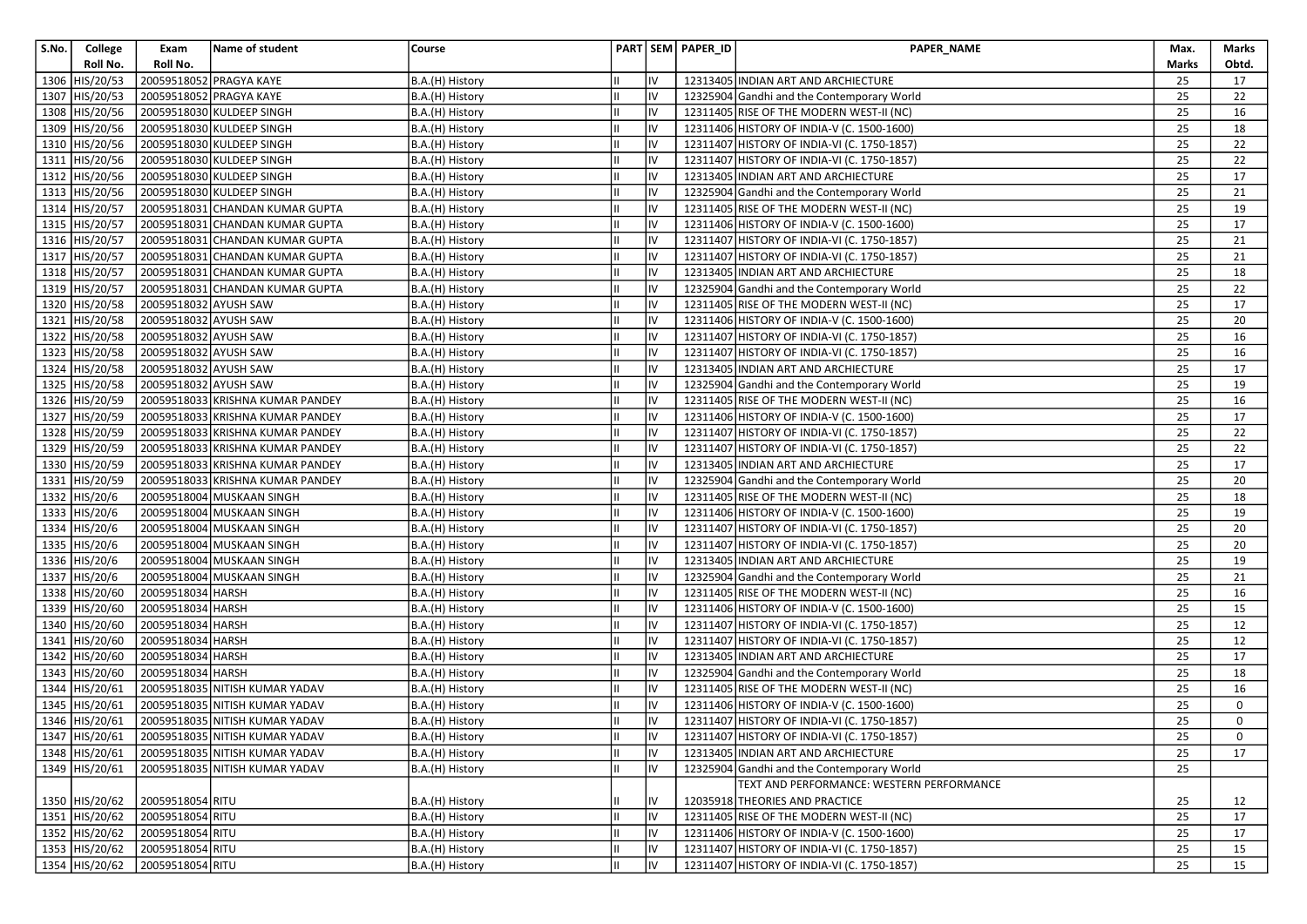| S.No. | College Roll No. | Exam Roll No. | Name of student | Course | PART | SEM | PAPER_ID | PAPER_NAME | Max. Marks | Marks Obtd. |
|---|---|---|---|---|---|---|---|---|---|---|
| 1306 | HIS/20/53 | 20059518052 | PRAGYA KAYE | B.A.(H) History | II | IV | 12313405 | INDIAN ART AND ARCHIECTURE | 25 | 17 |
| 1307 | HIS/20/53 | 20059518052 | PRAGYA KAYE | B.A.(H) History | II | IV | 12325904 | Gandhi and the Contemporary World | 25 | 22 |
| 1308 | HIS/20/56 | 20059518030 | KULDEEP SINGH | B.A.(H) History | II | IV | 12311405 | RISE OF THE MODERN WEST-II (NC) | 25 | 16 |
| 1309 | HIS/20/56 | 20059518030 | KULDEEP SINGH | B.A.(H) History | II | IV | 12311406 | HISTORY OF INDIA-V (C. 1500-1600) | 25 | 18 |
| 1310 | HIS/20/56 | 20059518030 | KULDEEP SINGH | B.A.(H) History | II | IV | 12311407 | HISTORY OF INDIA-VI (C. 1750-1857) | 25 | 22 |
| 1311 | HIS/20/56 | 20059518030 | KULDEEP SINGH | B.A.(H) History | II | IV | 12311407 | HISTORY OF INDIA-VI (C. 1750-1857) | 25 | 22 |
| 1312 | HIS/20/56 | 20059518030 | KULDEEP SINGH | B.A.(H) History | II | IV | 12313405 | INDIAN ART AND ARCHIECTURE | 25 | 17 |
| 1313 | HIS/20/56 | 20059518030 | KULDEEP SINGH | B.A.(H) History | II | IV | 12325904 | Gandhi and the Contemporary World | 25 | 21 |
| 1314 | HIS/20/57 | 20059518031 | CHANDAN KUMAR GUPTA | B.A.(H) History | II | IV | 12311405 | RISE OF THE MODERN WEST-II (NC) | 25 | 19 |
| 1315 | HIS/20/57 | 20059518031 | CHANDAN KUMAR GUPTA | B.A.(H) History | II | IV | 12311406 | HISTORY OF INDIA-V (C. 1500-1600) | 25 | 17 |
| 1316 | HIS/20/57 | 20059518031 | CHANDAN KUMAR GUPTA | B.A.(H) History | II | IV | 12311407 | HISTORY OF INDIA-VI (C. 1750-1857) | 25 | 21 |
| 1317 | HIS/20/57 | 20059518031 | CHANDAN KUMAR GUPTA | B.A.(H) History | II | IV | 12311407 | HISTORY OF INDIA-VI (C. 1750-1857) | 25 | 21 |
| 1318 | HIS/20/57 | 20059518031 | CHANDAN KUMAR GUPTA | B.A.(H) History | II | IV | 12313405 | INDIAN ART AND ARCHIECTURE | 25 | 18 |
| 1319 | HIS/20/57 | 20059518031 | CHANDAN KUMAR GUPTA | B.A.(H) History | II | IV | 12325904 | Gandhi and the Contemporary World | 25 | 22 |
| 1320 | HIS/20/58 | 20059518032 | AYUSH SAW | B.A.(H) History | II | IV | 12311405 | RISE OF THE MODERN WEST-II (NC) | 25 | 17 |
| 1321 | HIS/20/58 | 20059518032 | AYUSH SAW | B.A.(H) History | II | IV | 12311406 | HISTORY OF INDIA-V (C. 1500-1600) | 25 | 20 |
| 1322 | HIS/20/58 | 20059518032 | AYUSH SAW | B.A.(H) History | II | IV | 12311407 | HISTORY OF INDIA-VI (C. 1750-1857) | 25 | 16 |
| 1323 | HIS/20/58 | 20059518032 | AYUSH SAW | B.A.(H) History | II | IV | 12311407 | HISTORY OF INDIA-VI (C. 1750-1857) | 25 | 16 |
| 1324 | HIS/20/58 | 20059518032 | AYUSH SAW | B.A.(H) History | II | IV | 12313405 | INDIAN ART AND ARCHIECTURE | 25 | 17 |
| 1325 | HIS/20/58 | 20059518032 | AYUSH SAW | B.A.(H) History | II | IV | 12325904 | Gandhi and the Contemporary World | 25 | 19 |
| 1326 | HIS/20/59 | 20059518033 | KRISHNA KUMAR PANDEY | B.A.(H) History | II | IV | 12311405 | RISE OF THE MODERN WEST-II (NC) | 25 | 16 |
| 1327 | HIS/20/59 | 20059518033 | KRISHNA KUMAR PANDEY | B.A.(H) History | II | IV | 12311406 | HISTORY OF INDIA-V (C. 1500-1600) | 25 | 17 |
| 1328 | HIS/20/59 | 20059518033 | KRISHNA KUMAR PANDEY | B.A.(H) History | II | IV | 12311407 | HISTORY OF INDIA-VI (C. 1750-1857) | 25 | 22 |
| 1329 | HIS/20/59 | 20059518033 | KRISHNA KUMAR PANDEY | B.A.(H) History | II | IV | 12311407 | HISTORY OF INDIA-VI (C. 1750-1857) | 25 | 22 |
| 1330 | HIS/20/59 | 20059518033 | KRISHNA KUMAR PANDEY | B.A.(H) History | II | IV | 12313405 | INDIAN ART AND ARCHIECTURE | 25 | 17 |
| 1331 | HIS/20/59 | 20059518033 | KRISHNA KUMAR PANDEY | B.A.(H) History | II | IV | 12325904 | Gandhi and the Contemporary World | 25 | 20 |
| 1332 | HIS/20/6 | 20059518004 | MUSKAAN SINGH | B.A.(H) History | II | IV | 12311405 | RISE OF THE MODERN WEST-II (NC) | 25 | 18 |
| 1333 | HIS/20/6 | 20059518004 | MUSKAAN SINGH | B.A.(H) History | II | IV | 12311406 | HISTORY OF INDIA-V (C. 1500-1600) | 25 | 19 |
| 1334 | HIS/20/6 | 20059518004 | MUSKAAN SINGH | B.A.(H) History | II | IV | 12311407 | HISTORY OF INDIA-VI (C. 1750-1857) | 25 | 20 |
| 1335 | HIS/20/6 | 20059518004 | MUSKAAN SINGH | B.A.(H) History | II | IV | 12311407 | HISTORY OF INDIA-VI (C. 1750-1857) | 25 | 20 |
| 1336 | HIS/20/6 | 20059518004 | MUSKAAN SINGH | B.A.(H) History | II | IV | 12313405 | INDIAN ART AND ARCHIECTURE | 25 | 19 |
| 1337 | HIS/20/6 | 20059518004 | MUSKAAN SINGH | B.A.(H) History | II | IV | 12325904 | Gandhi and the Contemporary World | 25 | 21 |
| 1338 | HIS/20/60 | 20059518034 | HARSH | B.A.(H) History | II | IV | 12311405 | RISE OF THE MODERN WEST-II (NC) | 25 | 16 |
| 1339 | HIS/20/60 | 20059518034 | HARSH | B.A.(H) History | II | IV | 12311406 | HISTORY OF INDIA-V (C. 1500-1600) | 25 | 15 |
| 1340 | HIS/20/60 | 20059518034 | HARSH | B.A.(H) History | II | IV | 12311407 | HISTORY OF INDIA-VI (C. 1750-1857) | 25 | 12 |
| 1341 | HIS/20/60 | 20059518034 | HARSH | B.A.(H) History | II | IV | 12311407 | HISTORY OF INDIA-VI (C. 1750-1857) | 25 | 12 |
| 1342 | HIS/20/60 | 20059518034 | HARSH | B.A.(H) History | II | IV | 12313405 | INDIAN ART AND ARCHIECTURE | 25 | 17 |
| 1343 | HIS/20/60 | 20059518034 | HARSH | B.A.(H) History | II | IV | 12325904 | Gandhi and the Contemporary World | 25 | 18 |
| 1344 | HIS/20/61 | 20059518035 | NITISH KUMAR YADAV | B.A.(H) History | II | IV | 12311405 | RISE OF THE MODERN WEST-II (NC) | 25 | 16 |
| 1345 | HIS/20/61 | 20059518035 | NITISH KUMAR YADAV | B.A.(H) History | II | IV | 12311406 | HISTORY OF INDIA-V (C. 1500-1600) | 25 | 0 |
| 1346 | HIS/20/61 | 20059518035 | NITISH KUMAR YADAV | B.A.(H) History | II | IV | 12311407 | HISTORY OF INDIA-VI (C. 1750-1857) | 25 | 0 |
| 1347 | HIS/20/61 | 20059518035 | NITISH KUMAR YADAV | B.A.(H) History | II | IV | 12311407 | HISTORY OF INDIA-VI (C. 1750-1857) | 25 | 0 |
| 1348 | HIS/20/61 | 20059518035 | NITISH KUMAR YADAV | B.A.(H) History | II | IV | 12313405 | INDIAN ART AND ARCHIECTURE | 25 | 17 |
| 1349 | HIS/20/61 | 20059518035 | NITISH KUMAR YADAV | B.A.(H) History | II | IV | 12325904 | Gandhi and the Contemporary World | 25 | |
| 1350 | HIS/20/62 | 20059518054 | RITU | B.A.(H) History | II | IV | 12035918 | TEXT AND PERFORMANCE: WESTERN PERFORMANCE THEORIES AND PRACTICE | 25 | 12 |
| 1351 | HIS/20/62 | 20059518054 | RITU | B.A.(H) History | II | IV | 12311405 | RISE OF THE MODERN WEST-II (NC) | 25 | 17 |
| 1352 | HIS/20/62 | 20059518054 | RITU | B.A.(H) History | II | IV | 12311406 | HISTORY OF INDIA-V (C. 1500-1600) | 25 | 17 |
| 1353 | HIS/20/62 | 20059518054 | RITU | B.A.(H) History | II | IV | 12311407 | HISTORY OF INDIA-VI (C. 1750-1857) | 25 | 15 |
| 1354 | HIS/20/62 | 20059518054 | RITU | B.A.(H) History | II | IV | 12311407 | HISTORY OF INDIA-VI (C. 1750-1857) | 25 | 15 |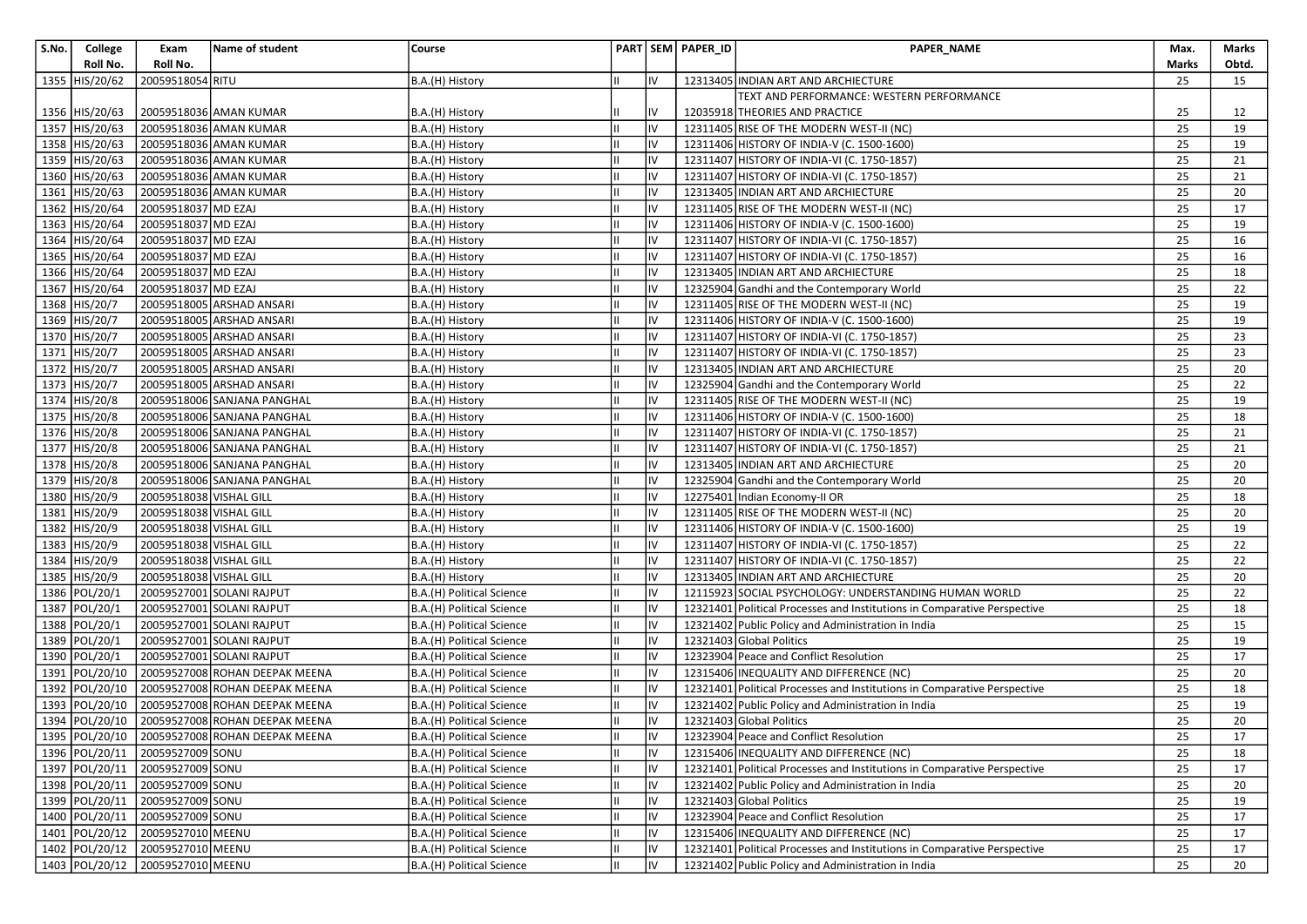| S.No. | College Roll No. | Exam Roll No. | Name of student | Course | PART | SEM | PAPER_ID | PAPER_NAME | Max. Marks | Marks Obtd. |
|---|---|---|---|---|---|---|---|---|---|---|
| 1355 | HIS/20/62 | 20059518054 | RITU | B.A.(H) History | II | IV | 12313405 | INDIAN ART AND ARCHIECTURE | 25 | 15 |
| 1356 | HIS/20/63 | 20059518036 | AMAN KUMAR | B.A.(H) History | II | IV | 12035918 | TEXT AND PERFORMANCE: WESTERN PERFORMANCE THEORIES AND PRACTICE | 25 | 12 |
| 1357 | HIS/20/63 | 20059518036 | AMAN KUMAR | B.A.(H) History | II | IV | 12311405 | RISE OF THE MODERN WEST-II (NC) | 25 | 19 |
| 1358 | HIS/20/63 | 20059518036 | AMAN KUMAR | B.A.(H) History | II | IV | 12311406 | HISTORY OF INDIA-V (C. 1500-1600) | 25 | 19 |
| 1359 | HIS/20/63 | 20059518036 | AMAN KUMAR | B.A.(H) History | II | IV | 12311407 | HISTORY OF INDIA-VI (C. 1750-1857) | 25 | 21 |
| 1360 | HIS/20/63 | 20059518036 | AMAN KUMAR | B.A.(H) History | II | IV | 12311407 | HISTORY OF INDIA-VI (C. 1750-1857) | 25 | 21 |
| 1361 | HIS/20/63 | 20059518036 | AMAN KUMAR | B.A.(H) History | II | IV | 12313405 | INDIAN ART AND ARCHIECTURE | 25 | 20 |
| 1362 | HIS/20/64 | 20059518037 | MD EZAJ | B.A.(H) History | II | IV | 12311405 | RISE OF THE MODERN WEST-II (NC) | 25 | 17 |
| 1363 | HIS/20/64 | 20059518037 | MD EZAJ | B.A.(H) History | II | IV | 12311406 | HISTORY OF INDIA-V (C. 1500-1600) | 25 | 19 |
| 1364 | HIS/20/64 | 20059518037 | MD EZAJ | B.A.(H) History | II | IV | 12311407 | HISTORY OF INDIA-VI (C. 1750-1857) | 25 | 16 |
| 1365 | HIS/20/64 | 20059518037 | MD EZAJ | B.A.(H) History | II | IV | 12311407 | HISTORY OF INDIA-VI (C. 1750-1857) | 25 | 16 |
| 1366 | HIS/20/64 | 20059518037 | MD EZAJ | B.A.(H) History | II | IV | 12313405 | INDIAN ART AND ARCHIECTURE | 25 | 18 |
| 1367 | HIS/20/64 | 20059518037 | MD EZAJ | B.A.(H) History | II | IV | 12325904 | Gandhi and the Contemporary World | 25 | 22 |
| 1368 | HIS/20/7 | 20059518005 | ARSHAD ANSARI | B.A.(H) History | II | IV | 12311405 | RISE OF THE MODERN WEST-II (NC) | 25 | 19 |
| 1369 | HIS/20/7 | 20059518005 | ARSHAD ANSARI | B.A.(H) History | II | IV | 12311406 | HISTORY OF INDIA-V (C. 1500-1600) | 25 | 19 |
| 1370 | HIS/20/7 | 20059518005 | ARSHAD ANSARI | B.A.(H) History | II | IV | 12311407 | HISTORY OF INDIA-VI (C. 1750-1857) | 25 | 23 |
| 1371 | HIS/20/7 | 20059518005 | ARSHAD ANSARI | B.A.(H) History | II | IV | 12311407 | HISTORY OF INDIA-VI (C. 1750-1857) | 25 | 23 |
| 1372 | HIS/20/7 | 20059518005 | ARSHAD ANSARI | B.A.(H) History | II | IV | 12313405 | INDIAN ART AND ARCHIECTURE | 25 | 20 |
| 1373 | HIS/20/7 | 20059518005 | ARSHAD ANSARI | B.A.(H) History | II | IV | 12325904 | Gandhi and the Contemporary World | 25 | 22 |
| 1374 | HIS/20/8 | 20059518006 | SANJANA PANGHAL | B.A.(H) History | II | IV | 12311405 | RISE OF THE MODERN WEST-II (NC) | 25 | 19 |
| 1375 | HIS/20/8 | 20059518006 | SANJANA PANGHAL | B.A.(H) History | II | IV | 12311406 | HISTORY OF INDIA-V (C. 1500-1600) | 25 | 18 |
| 1376 | HIS/20/8 | 20059518006 | SANJANA PANGHAL | B.A.(H) History | II | IV | 12311407 | HISTORY OF INDIA-VI (C. 1750-1857) | 25 | 21 |
| 1377 | HIS/20/8 | 20059518006 | SANJANA PANGHAL | B.A.(H) History | II | IV | 12311407 | HISTORY OF INDIA-VI (C. 1750-1857) | 25 | 21 |
| 1378 | HIS/20/8 | 20059518006 | SANJANA PANGHAL | B.A.(H) History | II | IV | 12313405 | INDIAN ART AND ARCHIECTURE | 25 | 20 |
| 1379 | HIS/20/8 | 20059518006 | SANJANA PANGHAL | B.A.(H) History | II | IV | 12325904 | Gandhi and the Contemporary World | 25 | 20 |
| 1380 | HIS/20/9 | 20059518038 | VISHAL GILL | B.A.(H) History | II | IV | 12275401 | Indian Economy-II OR | 25 | 18 |
| 1381 | HIS/20/9 | 20059518038 | VISHAL GILL | B.A.(H) History | II | IV | 12311405 | RISE OF THE MODERN WEST-II (NC) | 25 | 20 |
| 1382 | HIS/20/9 | 20059518038 | VISHAL GILL | B.A.(H) History | II | IV | 12311406 | HISTORY OF INDIA-V (C. 1500-1600) | 25 | 19 |
| 1383 | HIS/20/9 | 20059518038 | VISHAL GILL | B.A.(H) History | II | IV | 12311407 | HISTORY OF INDIA-VI (C. 1750-1857) | 25 | 22 |
| 1384 | HIS/20/9 | 20059518038 | VISHAL GILL | B.A.(H) History | II | IV | 12311407 | HISTORY OF INDIA-VI (C. 1750-1857) | 25 | 22 |
| 1385 | HIS/20/9 | 20059518038 | VISHAL GILL | B.A.(H) History | II | IV | 12313405 | INDIAN ART AND ARCHIECTURE | 25 | 20 |
| 1386 | POL/20/1 | 20059527001 | SOLANI RAJPUT | B.A.(H) Political Science | II | IV | 12115923 | SOCIAL PSYCHOLOGY: UNDERSTANDING HUMAN WORLD | 25 | 22 |
| 1387 | POL/20/1 | 20059527001 | SOLANI RAJPUT | B.A.(H) Political Science | II | IV | 12321401 | Political Processes and Institutions in Comparative Perspective | 25 | 18 |
| 1388 | POL/20/1 | 20059527001 | SOLANI RAJPUT | B.A.(H) Political Science | II | IV | 12321402 | Public Policy and Administration in India | 25 | 15 |
| 1389 | POL/20/1 | 20059527001 | SOLANI RAJPUT | B.A.(H) Political Science | II | IV | 12321403 | Global Politics | 25 | 19 |
| 1390 | POL/20/1 | 20059527001 | SOLANI RAJPUT | B.A.(H) Political Science | II | IV | 12323904 | Peace and Conflict Resolution | 25 | 17 |
| 1391 | POL/20/10 | 20059527008 | ROHAN DEEPAK MEENA | B.A.(H) Political Science | II | IV | 12315406 | INEQUALITY AND DIFFERENCE (NC) | 25 | 20 |
| 1392 | POL/20/10 | 20059527008 | ROHAN DEEPAK MEENA | B.A.(H) Political Science | II | IV | 12321401 | Political Processes and Institutions in Comparative Perspective | 25 | 18 |
| 1393 | POL/20/10 | 20059527008 | ROHAN DEEPAK MEENA | B.A.(H) Political Science | II | IV | 12321402 | Public Policy and Administration in India | 25 | 19 |
| 1394 | POL/20/10 | 20059527008 | ROHAN DEEPAK MEENA | B.A.(H) Political Science | II | IV | 12321403 | Global Politics | 25 | 20 |
| 1395 | POL/20/10 | 20059527008 | ROHAN DEEPAK MEENA | B.A.(H) Political Science | II | IV | 12323904 | Peace and Conflict Resolution | 25 | 17 |
| 1396 | POL/20/11 | 20059527009 | SONU | B.A.(H) Political Science | II | IV | 12315406 | INEQUALITY AND DIFFERENCE (NC) | 25 | 18 |
| 1397 | POL/20/11 | 20059527009 | SONU | B.A.(H) Political Science | II | IV | 12321401 | Political Processes and Institutions in Comparative Perspective | 25 | 17 |
| 1398 | POL/20/11 | 20059527009 | SONU | B.A.(H) Political Science | II | IV | 12321402 | Public Policy and Administration in India | 25 | 20 |
| 1399 | POL/20/11 | 20059527009 | SONU | B.A.(H) Political Science | II | IV | 12321403 | Global Politics | 25 | 19 |
| 1400 | POL/20/11 | 20059527009 | SONU | B.A.(H) Political Science | II | IV | 12323904 | Peace and Conflict Resolution | 25 | 17 |
| 1401 | POL/20/12 | 20059527010 | MEENU | B.A.(H) Political Science | II | IV | 12315406 | INEQUALITY AND DIFFERENCE (NC) | 25 | 17 |
| 1402 | POL/20/12 | 20059527010 | MEENU | B.A.(H) Political Science | II | IV | 12321401 | Political Processes and Institutions in Comparative Perspective | 25 | 17 |
| 1403 | POL/20/12 | 20059527010 | MEENU | B.A.(H) Political Science | II | IV | 12321402 | Public Policy and Administration in India | 25 | 20 |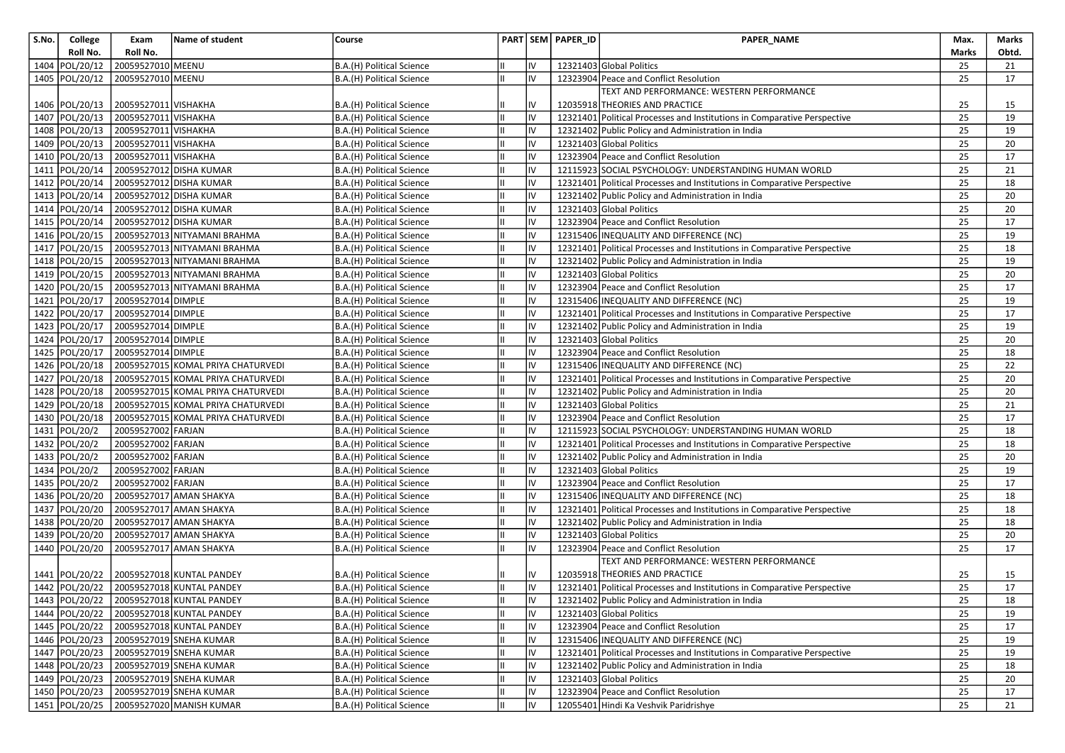| S.No. | College Roll No. | Exam Roll No. | Name of student | Course | PART | SEM | PAPER_ID | PAPER_NAME | Max. Marks | Marks Obtd. |
|---|---|---|---|---|---|---|---|---|---|---|
| 1404 | POL/20/12 | 20059527010 | MEENU | B.A.(H) Political Science | II | IV | 12321403 | Global Politics | 25 | 21 |
| 1405 | POL/20/12 | 20059527010 | MEENU | B.A.(H) Political Science | II | IV | 12323904 | Peace and Conflict Resolution | 25 | 17 |
| 1406 | POL/20/13 | 20059527011 | VISHAKHA | B.A.(H) Political Science | II | IV | 12035918 | TEXT AND PERFORMANCE: WESTERN PERFORMANCE THEORIES AND PRACTICE | 25 | 15 |
| 1407 | POL/20/13 | 20059527011 | VISHAKHA | B.A.(H) Political Science | II | IV | 12321401 | Political Processes and Institutions in Comparative Perspective | 25 | 19 |
| 1408 | POL/20/13 | 20059527011 | VISHAKHA | B.A.(H) Political Science | II | IV | 12321402 | Public Policy and Administration in India | 25 | 19 |
| 1409 | POL/20/13 | 20059527011 | VISHAKHA | B.A.(H) Political Science | II | IV | 12321403 | Global Politics | 25 | 20 |
| 1410 | POL/20/13 | 20059527011 | VISHAKHA | B.A.(H) Political Science | II | IV | 12323904 | Peace and Conflict Resolution | 25 | 17 |
| 1411 | POL/20/14 | 20059527012 | DISHA KUMAR | B.A.(H) Political Science | II | IV | 12115923 | SOCIAL PSYCHOLOGY: UNDERSTANDING HUMAN WORLD | 25 | 21 |
| 1412 | POL/20/14 | 20059527012 | DISHA KUMAR | B.A.(H) Political Science | II | IV | 12321401 | Political Processes and Institutions in Comparative Perspective | 25 | 18 |
| 1413 | POL/20/14 | 20059527012 | DISHA KUMAR | B.A.(H) Political Science | II | IV | 12321402 | Public Policy and Administration in India | 25 | 20 |
| 1414 | POL/20/14 | 20059527012 | DISHA KUMAR | B.A.(H) Political Science | II | IV | 12321403 | Global Politics | 25 | 20 |
| 1415 | POL/20/14 | 20059527012 | DISHA KUMAR | B.A.(H) Political Science | II | IV | 12323904 | Peace and Conflict Resolution | 25 | 17 |
| 1416 | POL/20/15 | 20059527013 | NITYAMANI BRAHMA | B.A.(H) Political Science | II | IV | 12315406 | INEQUALITY AND DIFFERENCE (NC) | 25 | 19 |
| 1417 | POL/20/15 | 20059527013 | NITYAMANI BRAHMA | B.A.(H) Political Science | II | IV | 12321401 | Political Processes and Institutions in Comparative Perspective | 25 | 18 |
| 1418 | POL/20/15 | 20059527013 | NITYAMANI BRAHMA | B.A.(H) Political Science | II | IV | 12321402 | Public Policy and Administration in India | 25 | 19 |
| 1419 | POL/20/15 | 20059527013 | NITYAMANI BRAHMA | B.A.(H) Political Science | II | IV | 12321403 | Global Politics | 25 | 20 |
| 1420 | POL/20/15 | 20059527013 | NITYAMANI BRAHMA | B.A.(H) Political Science | II | IV | 12323904 | Peace and Conflict Resolution | 25 | 17 |
| 1421 | POL/20/17 | 20059527014 | DIMPLE | B.A.(H) Political Science | II | IV | 12315406 | INEQUALITY AND DIFFERENCE (NC) | 25 | 19 |
| 1422 | POL/20/17 | 20059527014 | DIMPLE | B.A.(H) Political Science | II | IV | 12321401 | Political Processes and Institutions in Comparative Perspective | 25 | 17 |
| 1423 | POL/20/17 | 20059527014 | DIMPLE | B.A.(H) Political Science | II | IV | 12321402 | Public Policy and Administration in India | 25 | 19 |
| 1424 | POL/20/17 | 20059527014 | DIMPLE | B.A.(H) Political Science | II | IV | 12321403 | Global Politics | 25 | 20 |
| 1425 | POL/20/17 | 20059527014 | DIMPLE | B.A.(H) Political Science | II | IV | 12323904 | Peace and Conflict Resolution | 25 | 18 |
| 1426 | POL/20/18 | 20059527015 | KOMAL PRIYA CHATURVEDI | B.A.(H) Political Science | II | IV | 12315406 | INEQUALITY AND DIFFERENCE (NC) | 25 | 22 |
| 1427 | POL/20/18 | 20059527015 | KOMAL PRIYA CHATURVEDI | B.A.(H) Political Science | II | IV | 12321401 | Political Processes and Institutions in Comparative Perspective | 25 | 20 |
| 1428 | POL/20/18 | 20059527015 | KOMAL PRIYA CHATURVEDI | B.A.(H) Political Science | II | IV | 12321402 | Public Policy and Administration in India | 25 | 20 |
| 1429 | POL/20/18 | 20059527015 | KOMAL PRIYA CHATURVEDI | B.A.(H) Political Science | II | IV | 12321403 | Global Politics | 25 | 21 |
| 1430 | POL/20/18 | 20059527015 | KOMAL PRIYA CHATURVEDI | B.A.(H) Political Science | II | IV | 12323904 | Peace and Conflict Resolution | 25 | 17 |
| 1431 | POL/20/2 | 20059527002 | FARJAN | B.A.(H) Political Science | II | IV | 12115923 | SOCIAL PSYCHOLOGY: UNDERSTANDING HUMAN WORLD | 25 | 18 |
| 1432 | POL/20/2 | 20059527002 | FARJAN | B.A.(H) Political Science | II | IV | 12321401 | Political Processes and Institutions in Comparative Perspective | 25 | 18 |
| 1433 | POL/20/2 | 20059527002 | FARJAN | B.A.(H) Political Science | II | IV | 12321402 | Public Policy and Administration in India | 25 | 20 |
| 1434 | POL/20/2 | 20059527002 | FARJAN | B.A.(H) Political Science | II | IV | 12321403 | Global Politics | 25 | 19 |
| 1435 | POL/20/2 | 20059527002 | FARJAN | B.A.(H) Political Science | II | IV | 12323904 | Peace and Conflict Resolution | 25 | 17 |
| 1436 | POL/20/20 | 20059527017 | AMAN SHAKYA | B.A.(H) Political Science | II | IV | 12315406 | INEQUALITY AND DIFFERENCE (NC) | 25 | 18 |
| 1437 | POL/20/20 | 20059527017 | AMAN SHAKYA | B.A.(H) Political Science | II | IV | 12321401 | Political Processes and Institutions in Comparative Perspective | 25 | 18 |
| 1438 | POL/20/20 | 20059527017 | AMAN SHAKYA | B.A.(H) Political Science | II | IV | 12321402 | Public Policy and Administration in India | 25 | 18 |
| 1439 | POL/20/20 | 20059527017 | AMAN SHAKYA | B.A.(H) Political Science | II | IV | 12321403 | Global Politics | 25 | 20 |
| 1440 | POL/20/20 | 20059527017 | AMAN SHAKYA | B.A.(H) Political Science | II | IV | 12323904 | Peace and Conflict Resolution | 25 | 17 |
| 1441 | POL/20/22 | 20059527018 | KUNTAL PANDEY | B.A.(H) Political Science | II | IV | 12035918 | TEXT AND PERFORMANCE: WESTERN PERFORMANCE THEORIES AND PRACTICE | 25 | 15 |
| 1442 | POL/20/22 | 20059527018 | KUNTAL PANDEY | B.A.(H) Political Science | II | IV | 12321401 | Political Processes and Institutions in Comparative Perspective | 25 | 17 |
| 1443 | POL/20/22 | 20059527018 | KUNTAL PANDEY | B.A.(H) Political Science | II | IV | 12321402 | Public Policy and Administration in India | 25 | 18 |
| 1444 | POL/20/22 | 20059527018 | KUNTAL PANDEY | B.A.(H) Political Science | II | IV | 12321403 | Global Politics | 25 | 19 |
| 1445 | POL/20/22 | 20059527018 | KUNTAL PANDEY | B.A.(H) Political Science | II | IV | 12323904 | Peace and Conflict Resolution | 25 | 17 |
| 1446 | POL/20/23 | 20059527019 | SNEHA KUMAR | B.A.(H) Political Science | II | IV | 12315406 | INEQUALITY AND DIFFERENCE (NC) | 25 | 19 |
| 1447 | POL/20/23 | 20059527019 | SNEHA KUMAR | B.A.(H) Political Science | II | IV | 12321401 | Political Processes and Institutions in Comparative Perspective | 25 | 19 |
| 1448 | POL/20/23 | 20059527019 | SNEHA KUMAR | B.A.(H) Political Science | II | IV | 12321402 | Public Policy and Administration in India | 25 | 18 |
| 1449 | POL/20/23 | 20059527019 | SNEHA KUMAR | B.A.(H) Political Science | II | IV | 12321403 | Global Politics | 25 | 20 |
| 1450 | POL/20/23 | 20059527019 | SNEHA KUMAR | B.A.(H) Political Science | II | IV | 12323904 | Peace and Conflict Resolution | 25 | 17 |
| 1451 | POL/20/25 | 20059527020 | MANISH KUMAR | B.A.(H) Political Science | II | IV | 12055401 | Hindi Ka Veshvik Paridrishye | 25 | 21 |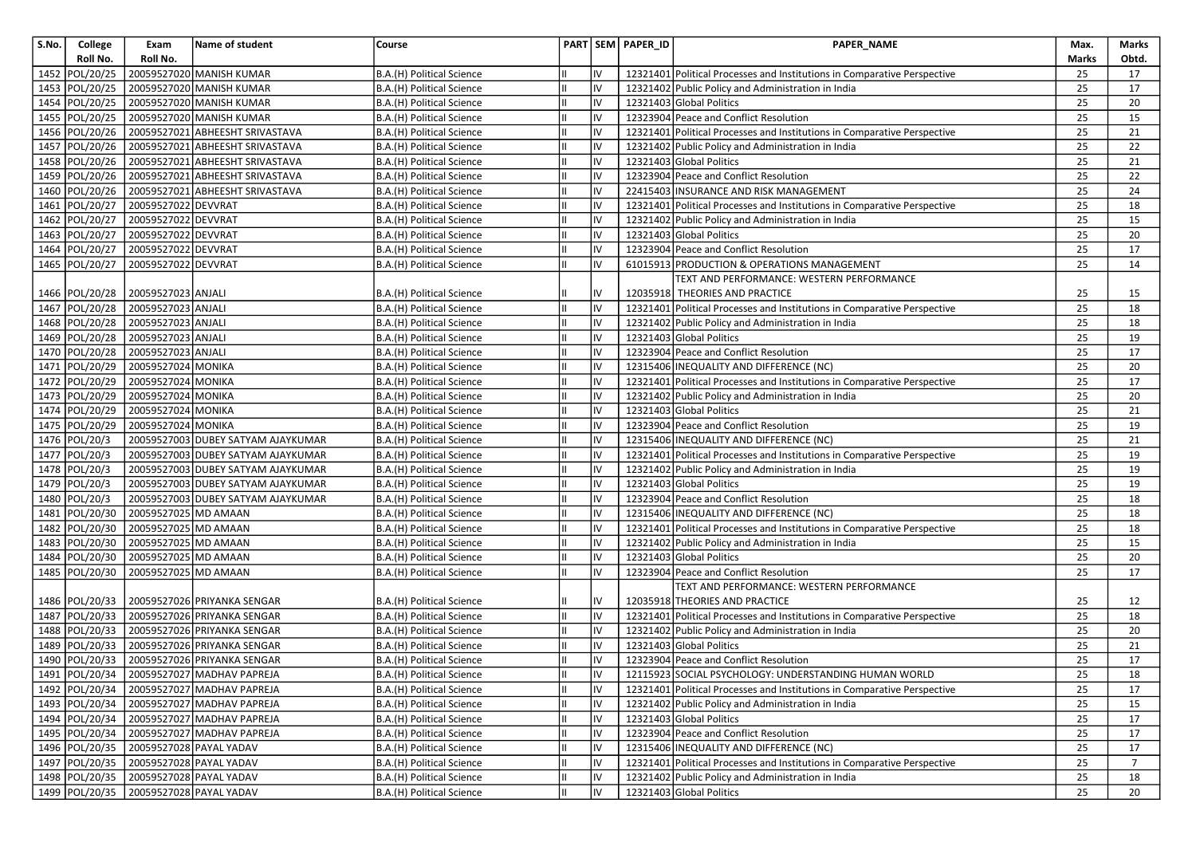| S.No. | College Roll No. | Exam Roll No. | Name of student | Course | PART | SEM | PAPER_ID | PAPER_NAME | Max. Marks | Marks Obtd. |
|---|---|---|---|---|---|---|---|---|---|---|
| 1452 | POL/20/25 | 20059527020 | MANISH KUMAR | B.A.(H) Political Science | II | IV | 12321401 | Political Processes and Institutions in Comparative Perspective | 25 | 17 |
| 1453 | POL/20/25 | 20059527020 | MANISH KUMAR | B.A.(H) Political Science | II | IV | 12321402 | Public Policy and Administration in India | 25 | 17 |
| 1454 | POL/20/25 | 20059527020 | MANISH KUMAR | B.A.(H) Political Science | II | IV | 12321403 | Global Politics | 25 | 20 |
| 1455 | POL/20/25 | 20059527020 | MANISH KUMAR | B.A.(H) Political Science | II | IV | 12323904 | Peace and Conflict Resolution | 25 | 15 |
| 1456 | POL/20/26 | 20059527021 | ABHEESHT SRIVASTAVA | B.A.(H) Political Science | II | IV | 12321401 | Political Processes and Institutions in Comparative Perspective | 25 | 21 |
| 1457 | POL/20/26 | 20059527021 | ABHEESHT SRIVASTAVA | B.A.(H) Political Science | II | IV | 12321402 | Public Policy and Administration in India | 25 | 22 |
| 1458 | POL/20/26 | 20059527021 | ABHEESHT SRIVASTAVA | B.A.(H) Political Science | II | IV | 12321403 | Global Politics | 25 | 21 |
| 1459 | POL/20/26 | 20059527021 | ABHEESHT SRIVASTAVA | B.A.(H) Political Science | II | IV | 12323904 | Peace and Conflict Resolution | 25 | 22 |
| 1460 | POL/20/26 | 20059527021 | ABHEESHT SRIVASTAVA | B.A.(H) Political Science | II | IV | 22415403 | INSURANCE AND RISK MANAGEMENT | 25 | 24 |
| 1461 | POL/20/27 | 20059527022 | DEVVRAT | B.A.(H) Political Science | II | IV | 12321401 | Political Processes and Institutions in Comparative Perspective | 25 | 18 |
| 1462 | POL/20/27 | 20059527022 | DEVVRAT | B.A.(H) Political Science | II | IV | 12321402 | Public Policy and Administration in India | 25 | 15 |
| 1463 | POL/20/27 | 20059527022 | DEVVRAT | B.A.(H) Political Science | II | IV | 12321403 | Global Politics | 25 | 20 |
| 1464 | POL/20/27 | 20059527022 | DEVVRAT | B.A.(H) Political Science | II | IV | 12323904 | Peace and Conflict Resolution | 25 | 17 |
| 1465 | POL/20/27 | 20059527022 | DEVVRAT | B.A.(H) Political Science | II | IV | 61015913 | PRODUCTION & OPERATIONS MANAGEMENT | 25 | 14 |
| 1466 | POL/20/28 | 20059527023 | ANJALI | B.A.(H) Political Science | II | IV | 12035918 | TEXT AND PERFORMANCE: WESTERN PERFORMANCE THEORIES AND PRACTICE | 25 | 15 |
| 1467 | POL/20/28 | 20059527023 | ANJALI | B.A.(H) Political Science | II | IV | 12321401 | Political Processes and Institutions in Comparative Perspective | 25 | 18 |
| 1468 | POL/20/28 | 20059527023 | ANJALI | B.A.(H) Political Science | II | IV | 12321402 | Public Policy and Administration in India | 25 | 18 |
| 1469 | POL/20/28 | 20059527023 | ANJALI | B.A.(H) Political Science | II | IV | 12321403 | Global Politics | 25 | 19 |
| 1470 | POL/20/28 | 20059527023 | ANJALI | B.A.(H) Political Science | II | IV | 12323904 | Peace and Conflict Resolution | 25 | 17 |
| 1471 | POL/20/29 | 20059527024 | MONIKA | B.A.(H) Political Science | II | IV | 12315406 | INEQUALITY AND DIFFERENCE (NC) | 25 | 20 |
| 1472 | POL/20/29 | 20059527024 | MONIKA | B.A.(H) Political Science | II | IV | 12321401 | Political Processes and Institutions in Comparative Perspective | 25 | 17 |
| 1473 | POL/20/29 | 20059527024 | MONIKA | B.A.(H) Political Science | II | IV | 12321402 | Public Policy and Administration in India | 25 | 20 |
| 1474 | POL/20/29 | 20059527024 | MONIKA | B.A.(H) Political Science | II | IV | 12321403 | Global Politics | 25 | 21 |
| 1475 | POL/20/29 | 20059527024 | MONIKA | B.A.(H) Political Science | II | IV | 12323904 | Peace and Conflict Resolution | 25 | 19 |
| 1476 | POL/20/3 | 20059527003 | DUBEY SATYAM AJAYKUMAR | B.A.(H) Political Science | II | IV | 12315406 | INEQUALITY AND DIFFERENCE (NC) | 25 | 21 |
| 1477 | POL/20/3 | 20059527003 | DUBEY SATYAM AJAYKUMAR | B.A.(H) Political Science | II | IV | 12321401 | Political Processes and Institutions in Comparative Perspective | 25 | 19 |
| 1478 | POL/20/3 | 20059527003 | DUBEY SATYAM AJAYKUMAR | B.A.(H) Political Science | II | IV | 12321402 | Public Policy and Administration in India | 25 | 19 |
| 1479 | POL/20/3 | 20059527003 | DUBEY SATYAM AJAYKUMAR | B.A.(H) Political Science | II | IV | 12321403 | Global Politics | 25 | 19 |
| 1480 | POL/20/3 | 20059527003 | DUBEY SATYAM AJAYKUMAR | B.A.(H) Political Science | II | IV | 12323904 | Peace and Conflict Resolution | 25 | 18 |
| 1481 | POL/20/30 | 20059527025 | MD AMAAN | B.A.(H) Political Science | II | IV | 12315406 | INEQUALITY AND DIFFERENCE (NC) | 25 | 18 |
| 1482 | POL/20/30 | 20059527025 | MD AMAAN | B.A.(H) Political Science | II | IV | 12321401 | Political Processes and Institutions in Comparative Perspective | 25 | 18 |
| 1483 | POL/20/30 | 20059527025 | MD AMAAN | B.A.(H) Political Science | II | IV | 12321402 | Public Policy and Administration in India | 25 | 15 |
| 1484 | POL/20/30 | 20059527025 | MD AMAAN | B.A.(H) Political Science | II | IV | 12321403 | Global Politics | 25 | 20 |
| 1485 | POL/20/30 | 20059527025 | MD AMAAN | B.A.(H) Political Science | II | IV | 12323904 | Peace and Conflict Resolution | 25 | 17 |
| 1486 | POL/20/33 | 20059527026 | PRIYANKA SENGAR | B.A.(H) Political Science | II | IV | 12035918 | TEXT AND PERFORMANCE: WESTERN PERFORMANCE THEORIES AND PRACTICE | 25 | 12 |
| 1487 | POL/20/33 | 20059527026 | PRIYANKA SENGAR | B.A.(H) Political Science | II | IV | 12321401 | Political Processes and Institutions in Comparative Perspective | 25 | 18 |
| 1488 | POL/20/33 | 20059527026 | PRIYANKA SENGAR | B.A.(H) Political Science | II | IV | 12321402 | Public Policy and Administration in India | 25 | 20 |
| 1489 | POL/20/33 | 20059527026 | PRIYANKA SENGAR | B.A.(H) Political Science | II | IV | 12321403 | Global Politics | 25 | 21 |
| 1490 | POL/20/33 | 20059527026 | PRIYANKA SENGAR | B.A.(H) Political Science | II | IV | 12323904 | Peace and Conflict Resolution | 25 | 17 |
| 1491 | POL/20/34 | 20059527027 | MADHAV PAPREJA | B.A.(H) Political Science | II | IV | 12115923 | SOCIAL PSYCHOLOGY: UNDERSTANDING HUMAN WORLD | 25 | 18 |
| 1492 | POL/20/34 | 20059527027 | MADHAV PAPREJA | B.A.(H) Political Science | II | IV | 12321401 | Political Processes and Institutions in Comparative Perspective | 25 | 17 |
| 1493 | POL/20/34 | 20059527027 | MADHAV PAPREJA | B.A.(H) Political Science | II | IV | 12321402 | Public Policy and Administration in India | 25 | 15 |
| 1494 | POL/20/34 | 20059527027 | MADHAV PAPREJA | B.A.(H) Political Science | II | IV | 12321403 | Global Politics | 25 | 17 |
| 1495 | POL/20/34 | 20059527027 | MADHAV PAPREJA | B.A.(H) Political Science | II | IV | 12323904 | Peace and Conflict Resolution | 25 | 17 |
| 1496 | POL/20/35 | 20059527028 | PAYAL YADAV | B.A.(H) Political Science | II | IV | 12315406 | INEQUALITY AND DIFFERENCE (NC) | 25 | 17 |
| 1497 | POL/20/35 | 20059527028 | PAYAL YADAV | B.A.(H) Political Science | II | IV | 12321401 | Political Processes and Institutions in Comparative Perspective | 25 | 7 |
| 1498 | POL/20/35 | 20059527028 | PAYAL YADAV | B.A.(H) Political Science | II | IV | 12321402 | Public Policy and Administration in India | 25 | 18 |
| 1499 | POL/20/35 | 20059527028 | PAYAL YADAV | B.A.(H) Political Science | II | IV | 12321403 | Global Politics | 25 | 20 |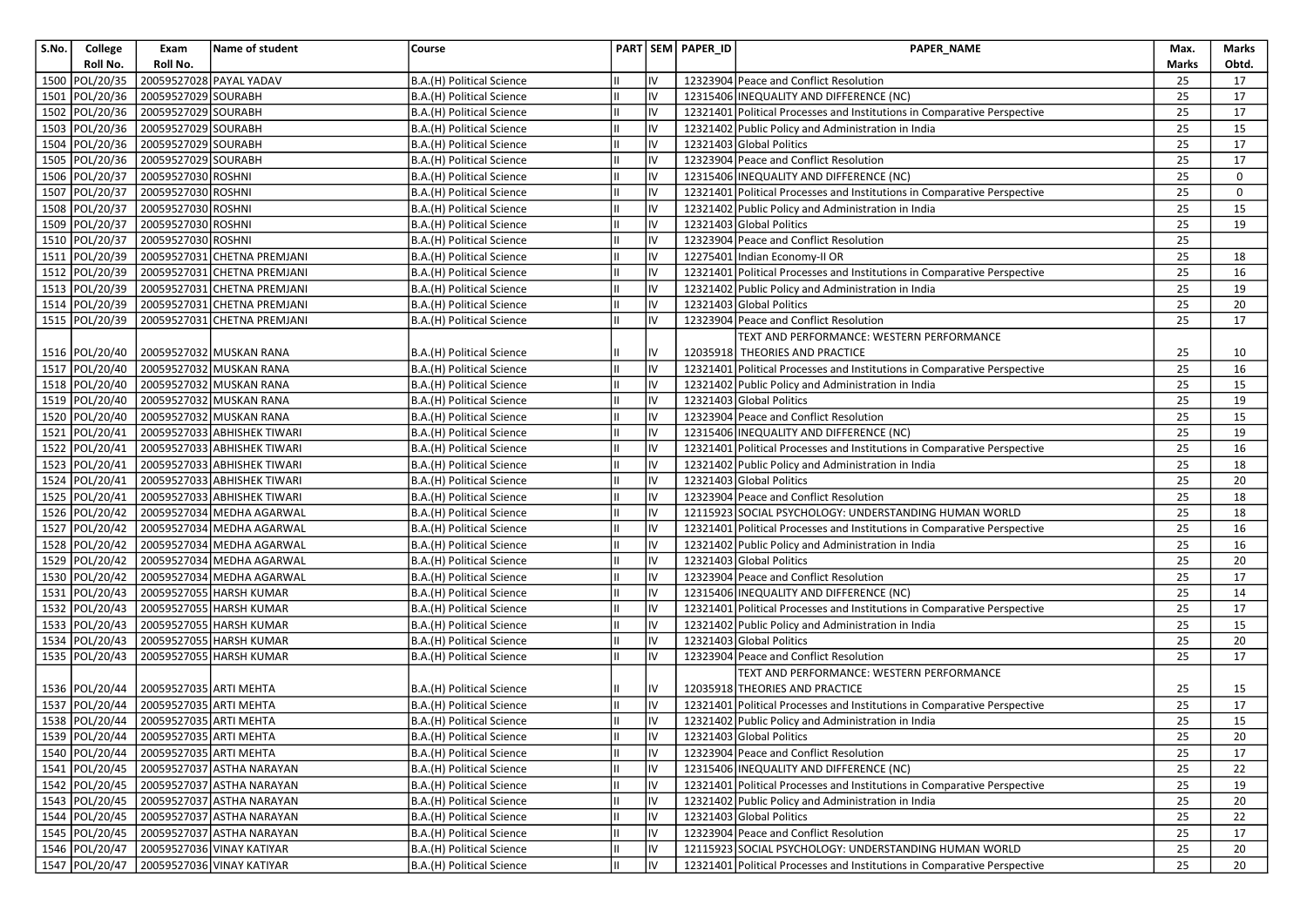| S.No. | College Roll No. | Exam Roll No. | Name of student | Course | PART | SEM | PAPER_ID | PAPER_NAME | Max. Marks | Marks Obtd. |
|---|---|---|---|---|---|---|---|---|---|---|
| 1500 | POL/20/35 | 20059527028 | PAYAL YADAV | B.A.(H) Political Science | II | IV | 12323904 | Peace and Conflict Resolution | 25 | 17 |
| 1501 | POL/20/36 | 20059527029 | SOURABH | B.A.(H) Political Science | II | IV | 12315406 | INEQUALITY AND DIFFERENCE (NC) | 25 | 17 |
| 1502 | POL/20/36 | 20059527029 | SOURABH | B.A.(H) Political Science | II | IV | 12321401 | Political Processes and Institutions in Comparative Perspective | 25 | 17 |
| 1503 | POL/20/36 | 20059527029 | SOURABH | B.A.(H) Political Science | II | IV | 12321402 | Public Policy and Administration in India | 25 | 15 |
| 1504 | POL/20/36 | 20059527029 | SOURABH | B.A.(H) Political Science | II | IV | 12321403 | Global Politics | 25 | 17 |
| 1505 | POL/20/36 | 20059527029 | SOURABH | B.A.(H) Political Science | II | IV | 12323904 | Peace and Conflict Resolution | 25 | 17 |
| 1506 | POL/20/37 | 20059527030 | ROSHNI | B.A.(H) Political Science | II | IV | 12315406 | INEQUALITY AND DIFFERENCE (NC) | 25 | 0 |
| 1507 | POL/20/37 | 20059527030 | ROSHNI | B.A.(H) Political Science | II | IV | 12321401 | Political Processes and Institutions in Comparative Perspective | 25 | 0 |
| 1508 | POL/20/37 | 20059527030 | ROSHNI | B.A.(H) Political Science | II | IV | 12321402 | Public Policy and Administration in India | 25 | 15 |
| 1509 | POL/20/37 | 20059527030 | ROSHNI | B.A.(H) Political Science | II | IV | 12321403 | Global Politics | 25 | 19 |
| 1510 | POL/20/37 | 20059527030 | ROSHNI | B.A.(H) Political Science | II | IV | 12323904 | Peace and Conflict Resolution | 25 | |
| 1511 | POL/20/39 | 20059527031 | CHETNA PREMJANI | B.A.(H) Political Science | II | IV | 12275401 | Indian Economy-II OR | 25 | 18 |
| 1512 | POL/20/39 | 20059527031 | CHETNA PREMJANI | B.A.(H) Political Science | II | IV | 12321401 | Political Processes and Institutions in Comparative Perspective | 25 | 16 |
| 1513 | POL/20/39 | 20059527031 | CHETNA PREMJANI | B.A.(H) Political Science | II | IV | 12321402 | Public Policy and Administration in India | 25 | 19 |
| 1514 | POL/20/39 | 20059527031 | CHETNA PREMJANI | B.A.(H) Political Science | II | IV | 12321403 | Global Politics | 25 | 20 |
| 1515 | POL/20/39 | 20059527031 | CHETNA PREMJANI | B.A.(H) Political Science | II | IV | 12323904 | Peace and Conflict Resolution | 25 | 17 |
| 1516 | POL/20/40 | 20059527032 | MUSKAN RANA | B.A.(H) Political Science | II | IV | 12035918 | TEXT AND PERFORMANCE: WESTERN PERFORMANCE THEORIES AND PRACTICE | 25 | 10 |
| 1517 | POL/20/40 | 20059527032 | MUSKAN RANA | B.A.(H) Political Science | II | IV | 12321401 | Political Processes and Institutions in Comparative Perspective | 25 | 16 |
| 1518 | POL/20/40 | 20059527032 | MUSKAN RANA | B.A.(H) Political Science | II | IV | 12321402 | Public Policy and Administration in India | 25 | 15 |
| 1519 | POL/20/40 | 20059527032 | MUSKAN RANA | B.A.(H) Political Science | II | IV | 12321403 | Global Politics | 25 | 19 |
| 1520 | POL/20/40 | 20059527032 | MUSKAN RANA | B.A.(H) Political Science | II | IV | 12323904 | Peace and Conflict Resolution | 25 | 15 |
| 1521 | POL/20/41 | 20059527033 | ABHISHEK TIWARI | B.A.(H) Political Science | II | IV | 12315406 | INEQUALITY AND DIFFERENCE (NC) | 25 | 19 |
| 1522 | POL/20/41 | 20059527033 | ABHISHEK TIWARI | B.A.(H) Political Science | II | IV | 12321401 | Political Processes and Institutions in Comparative Perspective | 25 | 16 |
| 1523 | POL/20/41 | 20059527033 | ABHISHEK TIWARI | B.A.(H) Political Science | II | IV | 12321402 | Public Policy and Administration in India | 25 | 18 |
| 1524 | POL/20/41 | 20059527033 | ABHISHEK TIWARI | B.A.(H) Political Science | II | IV | 12321403 | Global Politics | 25 | 20 |
| 1525 | POL/20/41 | 20059527033 | ABHISHEK TIWARI | B.A.(H) Political Science | II | IV | 12323904 | Peace and Conflict Resolution | 25 | 18 |
| 1526 | POL/20/42 | 20059527034 | MEDHA AGARWAL | B.A.(H) Political Science | II | IV | 12115923 | SOCIAL PSYCHOLOGY: UNDERSTANDING HUMAN WORLD | 25 | 18 |
| 1527 | POL/20/42 | 20059527034 | MEDHA AGARWAL | B.A.(H) Political Science | II | IV | 12321401 | Political Processes and Institutions in Comparative Perspective | 25 | 16 |
| 1528 | POL/20/42 | 20059527034 | MEDHA AGARWAL | B.A.(H) Political Science | II | IV | 12321402 | Public Policy and Administration in India | 25 | 16 |
| 1529 | POL/20/42 | 20059527034 | MEDHA AGARWAL | B.A.(H) Political Science | II | IV | 12321403 | Global Politics | 25 | 20 |
| 1530 | POL/20/42 | 20059527034 | MEDHA AGARWAL | B.A.(H) Political Science | II | IV | 12323904 | Peace and Conflict Resolution | 25 | 17 |
| 1531 | POL/20/43 | 20059527055 | HARSH KUMAR | B.A.(H) Political Science | II | IV | 12315406 | INEQUALITY AND DIFFERENCE (NC) | 25 | 14 |
| 1532 | POL/20/43 | 20059527055 | HARSH KUMAR | B.A.(H) Political Science | II | IV | 12321401 | Political Processes and Institutions in Comparative Perspective | 25 | 17 |
| 1533 | POL/20/43 | 20059527055 | HARSH KUMAR | B.A.(H) Political Science | II | IV | 12321402 | Public Policy and Administration in India | 25 | 15 |
| 1534 | POL/20/43 | 20059527055 | HARSH KUMAR | B.A.(H) Political Science | II | IV | 12321403 | Global Politics | 25 | 20 |
| 1535 | POL/20/43 | 20059527055 | HARSH KUMAR | B.A.(H) Political Science | II | IV | 12323904 | Peace and Conflict Resolution | 25 | 17 |
| 1536 | POL/20/44 | 20059527035 | ARTI MEHTA | B.A.(H) Political Science | II | IV | 12035918 | TEXT AND PERFORMANCE: WESTERN PERFORMANCE THEORIES AND PRACTICE | 25 | 15 |
| 1537 | POL/20/44 | 20059527035 | ARTI MEHTA | B.A.(H) Political Science | II | IV | 12321401 | Political Processes and Institutions in Comparative Perspective | 25 | 17 |
| 1538 | POL/20/44 | 20059527035 | ARTI MEHTA | B.A.(H) Political Science | II | IV | 12321402 | Public Policy and Administration in India | 25 | 15 |
| 1539 | POL/20/44 | 20059527035 | ARTI MEHTA | B.A.(H) Political Science | II | IV | 12321403 | Global Politics | 25 | 20 |
| 1540 | POL/20/44 | 20059527035 | ARTI MEHTA | B.A.(H) Political Science | II | IV | 12323904 | Peace and Conflict Resolution | 25 | 17 |
| 1541 | POL/20/45 | 20059527037 | ASTHA NARAYAN | B.A.(H) Political Science | II | IV | 12315406 | INEQUALITY AND DIFFERENCE (NC) | 25 | 22 |
| 1542 | POL/20/45 | 20059527037 | ASTHA NARAYAN | B.A.(H) Political Science | II | IV | 12321401 | Political Processes and Institutions in Comparative Perspective | 25 | 19 |
| 1543 | POL/20/45 | 20059527037 | ASTHA NARAYAN | B.A.(H) Political Science | II | IV | 12321402 | Public Policy and Administration in India | 25 | 20 |
| 1544 | POL/20/45 | 20059527037 | ASTHA NARAYAN | B.A.(H) Political Science | II | IV | 12321403 | Global Politics | 25 | 22 |
| 1545 | POL/20/45 | 20059527037 | ASTHA NARAYAN | B.A.(H) Political Science | II | IV | 12323904 | Peace and Conflict Resolution | 25 | 17 |
| 1546 | POL/20/47 | 20059527036 | VINAY KATIYAR | B.A.(H) Political Science | II | IV | 12115923 | SOCIAL PSYCHOLOGY: UNDERSTANDING HUMAN WORLD | 25 | 20 |
| 1547 | POL/20/47 | 20059527036 | VINAY KATIYAR | B.A.(H) Political Science | II | IV | 12321401 | Political Processes and Institutions in Comparative Perspective | 25 | 20 |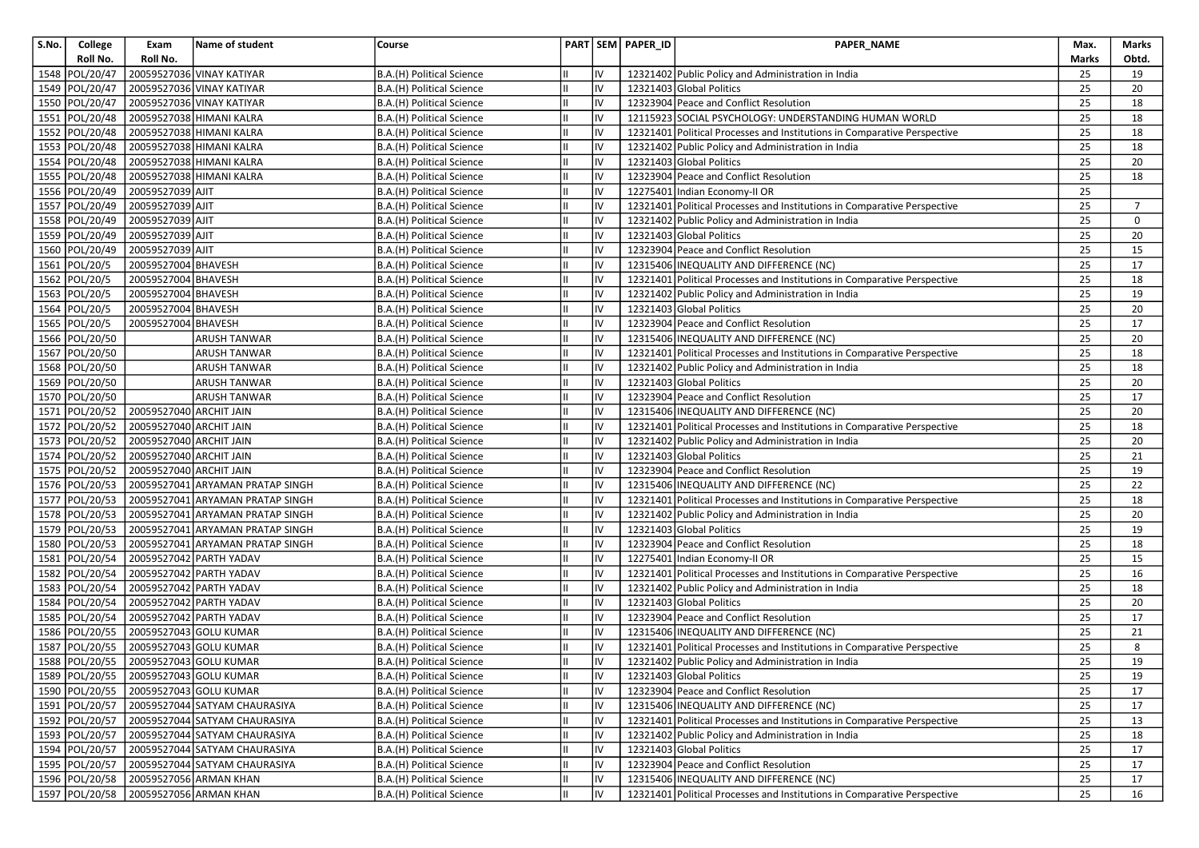| S.No. | College Roll No. | Exam Roll No. | Name of student | Course | PART | SEM | PAPER_ID | PAPER_NAME | Max. Marks | Marks Obtd. |
|---|---|---|---|---|---|---|---|---|---|---|
| 1548 | POL/20/47 | 20059527036 | VINAY KATIYAR | B.A.(H) Political Science | II | IV | 12321402 | Public Policy and Administration in India | 25 | 19 |
| 1549 | POL/20/47 | 20059527036 | VINAY KATIYAR | B.A.(H) Political Science | II | IV | 12321403 | Global Politics | 25 | 20 |
| 1550 | POL/20/47 | 20059527036 | VINAY KATIYAR | B.A.(H) Political Science | II | IV | 12323904 | Peace and Conflict Resolution | 25 | 18 |
| 1551 | POL/20/48 | 20059527038 | HIMANI KALRA | B.A.(H) Political Science | II | IV | 12115923 | SOCIAL PSYCHOLOGY: UNDERSTANDING HUMAN WORLD | 25 | 18 |
| 1552 | POL/20/48 | 20059527038 | HIMANI KALRA | B.A.(H) Political Science | II | IV | 12321401 | Political Processes and Institutions in Comparative Perspective | 25 | 18 |
| 1553 | POL/20/48 | 20059527038 | HIMANI KALRA | B.A.(H) Political Science | II | IV | 12321402 | Public Policy and Administration in India | 25 | 18 |
| 1554 | POL/20/48 | 20059527038 | HIMANI KALRA | B.A.(H) Political Science | II | IV | 12321403 | Global Politics | 25 | 20 |
| 1555 | POL/20/48 | 20059527038 | HIMANI KALRA | B.A.(H) Political Science | II | IV | 12323904 | Peace and Conflict Resolution | 25 | 18 |
| 1556 | POL/20/49 | 20059527039 | AJIT | B.A.(H) Political Science | II | IV | 12275401 | Indian Economy-II OR | 25 | |
| 1557 | POL/20/49 | 20059527039 | AJIT | B.A.(H) Political Science | II | IV | 12321401 | Political Processes and Institutions in Comparative Perspective | 25 | 7 |
| 1558 | POL/20/49 | 20059527039 | AJIT | B.A.(H) Political Science | II | IV | 12321402 | Public Policy and Administration in India | 25 | 0 |
| 1559 | POL/20/49 | 20059527039 | AJIT | B.A.(H) Political Science | II | IV | 12321403 | Global Politics | 25 | 20 |
| 1560 | POL/20/49 | 20059527039 | AJIT | B.A.(H) Political Science | II | IV | 12323904 | Peace and Conflict Resolution | 25 | 15 |
| 1561 | POL/20/5 | 20059527004 | BHAVESH | B.A.(H) Political Science | II | IV | 12315406 | INEQUALITY AND DIFFERENCE (NC) | 25 | 17 |
| 1562 | POL/20/5 | 20059527004 | BHAVESH | B.A.(H) Political Science | II | IV | 12321401 | Political Processes and Institutions in Comparative Perspective | 25 | 18 |
| 1563 | POL/20/5 | 20059527004 | BHAVESH | B.A.(H) Political Science | II | IV | 12321402 | Public Policy and Administration in India | 25 | 19 |
| 1564 | POL/20/5 | 20059527004 | BHAVESH | B.A.(H) Political Science | II | IV | 12321403 | Global Politics | 25 | 20 |
| 1565 | POL/20/5 | 20059527004 | BHAVESH | B.A.(H) Political Science | II | IV | 12323904 | Peace and Conflict Resolution | 25 | 17 |
| 1566 | POL/20/50 | | ARUSH TANWAR | B.A.(H) Political Science | II | IV | 12315406 | INEQUALITY AND DIFFERENCE (NC) | 25 | 20 |
| 1567 | POL/20/50 | | ARUSH TANWAR | B.A.(H) Political Science | II | IV | 12321401 | Political Processes and Institutions in Comparative Perspective | 25 | 18 |
| 1568 | POL/20/50 | | ARUSH TANWAR | B.A.(H) Political Science | II | IV | 12321402 | Public Policy and Administration in India | 25 | 18 |
| 1569 | POL/20/50 | | ARUSH TANWAR | B.A.(H) Political Science | II | IV | 12321403 | Global Politics | 25 | 20 |
| 1570 | POL/20/50 | | ARUSH TANWAR | B.A.(H) Political Science | II | IV | 12323904 | Peace and Conflict Resolution | 25 | 17 |
| 1571 | POL/20/52 | 20059527040 | ARCHIT JAIN | B.A.(H) Political Science | II | IV | 12315406 | INEQUALITY AND DIFFERENCE (NC) | 25 | 20 |
| 1572 | POL/20/52 | 20059527040 | ARCHIT JAIN | B.A.(H) Political Science | II | IV | 12321401 | Political Processes and Institutions in Comparative Perspective | 25 | 18 |
| 1573 | POL/20/52 | 20059527040 | ARCHIT JAIN | B.A.(H) Political Science | II | IV | 12321402 | Public Policy and Administration in India | 25 | 20 |
| 1574 | POL/20/52 | 20059527040 | ARCHIT JAIN | B.A.(H) Political Science | II | IV | 12321403 | Global Politics | 25 | 21 |
| 1575 | POL/20/52 | 20059527040 | ARCHIT JAIN | B.A.(H) Political Science | II | IV | 12323904 | Peace and Conflict Resolution | 25 | 19 |
| 1576 | POL/20/53 | 20059527041 | ARYAMAN PRATAP SINGH | B.A.(H) Political Science | II | IV | 12315406 | INEQUALITY AND DIFFERENCE (NC) | 25 | 22 |
| 1577 | POL/20/53 | 20059527041 | ARYAMAN PRATAP SINGH | B.A.(H) Political Science | II | IV | 12321401 | Political Processes and Institutions in Comparative Perspective | 25 | 18 |
| 1578 | POL/20/53 | 20059527041 | ARYAMAN PRATAP SINGH | B.A.(H) Political Science | II | IV | 12321402 | Public Policy and Administration in India | 25 | 20 |
| 1579 | POL/20/53 | 20059527041 | ARYAMAN PRATAP SINGH | B.A.(H) Political Science | II | IV | 12321403 | Global Politics | 25 | 19 |
| 1580 | POL/20/53 | 20059527041 | ARYAMAN PRATAP SINGH | B.A.(H) Political Science | II | IV | 12323904 | Peace and Conflict Resolution | 25 | 18 |
| 1581 | POL/20/54 | 20059527042 | PARTH YADAV | B.A.(H) Political Science | II | IV | 12275401 | Indian Economy-II OR | 25 | 15 |
| 1582 | POL/20/54 | 20059527042 | PARTH YADAV | B.A.(H) Political Science | II | IV | 12321401 | Political Processes and Institutions in Comparative Perspective | 25 | 16 |
| 1583 | POL/20/54 | 20059527042 | PARTH YADAV | B.A.(H) Political Science | II | IV | 12321402 | Public Policy and Administration in India | 25 | 18 |
| 1584 | POL/20/54 | 20059527042 | PARTH YADAV | B.A.(H) Political Science | II | IV | 12321403 | Global Politics | 25 | 20 |
| 1585 | POL/20/54 | 20059527042 | PARTH YADAV | B.A.(H) Political Science | II | IV | 12323904 | Peace and Conflict Resolution | 25 | 17 |
| 1586 | POL/20/55 | 20059527043 | GOLU KUMAR | B.A.(H) Political Science | II | IV | 12315406 | INEQUALITY AND DIFFERENCE (NC) | 25 | 21 |
| 1587 | POL/20/55 | 20059527043 | GOLU KUMAR | B.A.(H) Political Science | II | IV | 12321401 | Political Processes and Institutions in Comparative Perspective | 25 | 8 |
| 1588 | POL/20/55 | 20059527043 | GOLU KUMAR | B.A.(H) Political Science | II | IV | 12321402 | Public Policy and Administration in India | 25 | 19 |
| 1589 | POL/20/55 | 20059527043 | GOLU KUMAR | B.A.(H) Political Science | II | IV | 12321403 | Global Politics | 25 | 19 |
| 1590 | POL/20/55 | 20059527043 | GOLU KUMAR | B.A.(H) Political Science | II | IV | 12323904 | Peace and Conflict Resolution | 25 | 17 |
| 1591 | POL/20/57 | 20059527044 | SATYAM CHAURASIYA | B.A.(H) Political Science | II | IV | 12315406 | INEQUALITY AND DIFFERENCE (NC) | 25 | 17 |
| 1592 | POL/20/57 | 20059527044 | SATYAM CHAURASIYA | B.A.(H) Political Science | II | IV | 12321401 | Political Processes and Institutions in Comparative Perspective | 25 | 13 |
| 1593 | POL/20/57 | 20059527044 | SATYAM CHAURASIYA | B.A.(H) Political Science | II | IV | 12321402 | Public Policy and Administration in India | 25 | 18 |
| 1594 | POL/20/57 | 20059527044 | SATYAM CHAURASIYA | B.A.(H) Political Science | II | IV | 12321403 | Global Politics | 25 | 17 |
| 1595 | POL/20/57 | 20059527044 | SATYAM CHAURASIYA | B.A.(H) Political Science | II | IV | 12323904 | Peace and Conflict Resolution | 25 | 17 |
| 1596 | POL/20/58 | 20059527056 | ARMAN KHAN | B.A.(H) Political Science | II | IV | 12315406 | INEQUALITY AND DIFFERENCE (NC) | 25 | 17 |
| 1597 | POL/20/58 | 20059527056 | ARMAN KHAN | B.A.(H) Political Science | II | IV | 12321401 | Political Processes and Institutions in Comparative Perspective | 25 | 16 |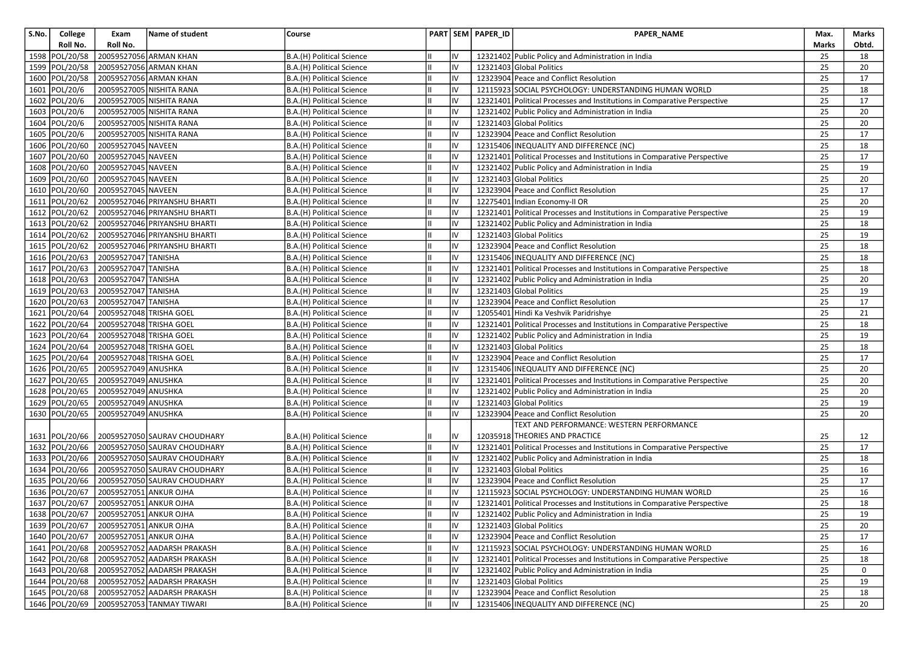| S.No. | College Roll No. | Exam Roll No. | Name of student | Course | PART | SEM | PAPER_ID | PAPER_NAME | Max. Marks | Marks Obtd. |
|---|---|---|---|---|---|---|---|---|---|---|
| 1598 | POL/20/58 | 20059527056 | ARMAN KHAN | B.A.(H) Political Science | II | IV | 12321402 | Public Policy and Administration in India | 25 | 18 |
| 1599 | POL/20/58 | 20059527056 | ARMAN KHAN | B.A.(H) Political Science | II | IV | 12321403 | Global Politics | 25 | 20 |
| 1600 | POL/20/58 | 20059527056 | ARMAN KHAN | B.A.(H) Political Science | II | IV | 12323904 | Peace and Conflict Resolution | 25 | 17 |
| 1601 | POL/20/6 | 20059527005 | NISHITA RANA | B.A.(H) Political Science | II | IV | 12115923 | SOCIAL PSYCHOLOGY: UNDERSTANDING HUMAN WORLD | 25 | 18 |
| 1602 | POL/20/6 | 20059527005 | NISHITA RANA | B.A.(H) Political Science | II | IV | 12321401 | Political Processes and Institutions in Comparative Perspective | 25 | 17 |
| 1603 | POL/20/6 | 20059527005 | NISHITA RANA | B.A.(H) Political Science | II | IV | 12321402 | Public Policy and Administration in India | 25 | 20 |
| 1604 | POL/20/6 | 20059527005 | NISHITA RANA | B.A.(H) Political Science | II | IV | 12321403 | Global Politics | 25 | 20 |
| 1605 | POL/20/6 | 20059527005 | NISHITA RANA | B.A.(H) Political Science | II | IV | 12323904 | Peace and Conflict Resolution | 25 | 17 |
| 1606 | POL/20/60 | 20059527045 | NAVEEN | B.A.(H) Political Science | II | IV | 12315406 | INEQUALITY AND DIFFERENCE (NC) | 25 | 18 |
| 1607 | POL/20/60 | 20059527045 | NAVEEN | B.A.(H) Political Science | II | IV | 12321401 | Political Processes and Institutions in Comparative Perspective | 25 | 17 |
| 1608 | POL/20/60 | 20059527045 | NAVEEN | B.A.(H) Political Science | II | IV | 12321402 | Public Policy and Administration in India | 25 | 19 |
| 1609 | POL/20/60 | 20059527045 | NAVEEN | B.A.(H) Political Science | II | IV | 12321403 | Global Politics | 25 | 20 |
| 1610 | POL/20/60 | 20059527045 | NAVEEN | B.A.(H) Political Science | II | IV | 12323904 | Peace and Conflict Resolution | 25 | 17 |
| 1611 | POL/20/62 | 20059527046 | PRIYANSHU BHARTI | B.A.(H) Political Science | II | IV | 12275401 | Indian Economy-II OR | 25 | 20 |
| 1612 | POL/20/62 | 20059527046 | PRIYANSHU BHARTI | B.A.(H) Political Science | II | IV | 12321401 | Political Processes and Institutions in Comparative Perspective | 25 | 19 |
| 1613 | POL/20/62 | 20059527046 | PRIYANSHU BHARTI | B.A.(H) Political Science | II | IV | 12321402 | Public Policy and Administration in India | 25 | 18 |
| 1614 | POL/20/62 | 20059527046 | PRIYANSHU BHARTI | B.A.(H) Political Science | II | IV | 12321403 | Global Politics | 25 | 19 |
| 1615 | POL/20/62 | 20059527046 | PRIYANSHU BHARTI | B.A.(H) Political Science | II | IV | 12323904 | Peace and Conflict Resolution | 25 | 18 |
| 1616 | POL/20/63 | 20059527047 | TANISHA | B.A.(H) Political Science | II | IV | 12315406 | INEQUALITY AND DIFFERENCE (NC) | 25 | 18 |
| 1617 | POL/20/63 | 20059527047 | TANISHA | B.A.(H) Political Science | II | IV | 12321401 | Political Processes and Institutions in Comparative Perspective | 25 | 18 |
| 1618 | POL/20/63 | 20059527047 | TANISHA | B.A.(H) Political Science | II | IV | 12321402 | Public Policy and Administration in India | 25 | 20 |
| 1619 | POL/20/63 | 20059527047 | TANISHA | B.A.(H) Political Science | II | IV | 12321403 | Global Politics | 25 | 19 |
| 1620 | POL/20/63 | 20059527047 | TANISHA | B.A.(H) Political Science | II | IV | 12323904 | Peace and Conflict Resolution | 25 | 17 |
| 1621 | POL/20/64 | 20059527048 | TRISHA GOEL | B.A.(H) Political Science | II | IV | 12055401 | Hindi Ka Veshvik Paridrishye | 25 | 21 |
| 1622 | POL/20/64 | 20059527048 | TRISHA GOEL | B.A.(H) Political Science | II | IV | 12321401 | Political Processes and Institutions in Comparative Perspective | 25 | 18 |
| 1623 | POL/20/64 | 20059527048 | TRISHA GOEL | B.A.(H) Political Science | II | IV | 12321402 | Public Policy and Administration in India | 25 | 19 |
| 1624 | POL/20/64 | 20059527048 | TRISHA GOEL | B.A.(H) Political Science | II | IV | 12321403 | Global Politics | 25 | 18 |
| 1625 | POL/20/64 | 20059527048 | TRISHA GOEL | B.A.(H) Political Science | II | IV | 12323904 | Peace and Conflict Resolution | 25 | 17 |
| 1626 | POL/20/65 | 20059527049 | ANUSHKA | B.A.(H) Political Science | II | IV | 12315406 | INEQUALITY AND DIFFERENCE (NC) | 25 | 20 |
| 1627 | POL/20/65 | 20059527049 | ANUSHKA | B.A.(H) Political Science | II | IV | 12321401 | Political Processes and Institutions in Comparative Perspective | 25 | 20 |
| 1628 | POL/20/65 | 20059527049 | ANUSHKA | B.A.(H) Political Science | II | IV | 12321402 | Public Policy and Administration in India | 25 | 20 |
| 1629 | POL/20/65 | 20059527049 | ANUSHKA | B.A.(H) Political Science | II | IV | 12321403 | Global Politics | 25 | 19 |
| 1630 | POL/20/65 | 20059527049 | ANUSHKA | B.A.(H) Political Science | II | IV | 12323904 | Peace and Conflict Resolution | 25 | 20 |
| 1631 | POL/20/66 | 20059527050 | SAURAV CHOUDHARY | B.A.(H) Political Science | II | IV | 12035918 | TEXT AND PERFORMANCE: WESTERN PERFORMANCE THEORIES AND PRACTICE | 25 | 12 |
| 1632 | POL/20/66 | 20059527050 | SAURAV CHOUDHARY | B.A.(H) Political Science | II | IV | 12321401 | Political Processes and Institutions in Comparative Perspective | 25 | 17 |
| 1633 | POL/20/66 | 20059527050 | SAURAV CHOUDHARY | B.A.(H) Political Science | II | IV | 12321402 | Public Policy and Administration in India | 25 | 18 |
| 1634 | POL/20/66 | 20059527050 | SAURAV CHOUDHARY | B.A.(H) Political Science | II | IV | 12321403 | Global Politics | 25 | 16 |
| 1635 | POL/20/66 | 20059527050 | SAURAV CHOUDHARY | B.A.(H) Political Science | II | IV | 12323904 | Peace and Conflict Resolution | 25 | 17 |
| 1636 | POL/20/67 | 20059527051 | ANKUR OJHA | B.A.(H) Political Science | II | IV | 12115923 | SOCIAL PSYCHOLOGY: UNDERSTANDING HUMAN WORLD | 25 | 16 |
| 1637 | POL/20/67 | 20059527051 | ANKUR OJHA | B.A.(H) Political Science | II | IV | 12321401 | Political Processes and Institutions in Comparative Perspective | 25 | 18 |
| 1638 | POL/20/67 | 20059527051 | ANKUR OJHA | B.A.(H) Political Science | II | IV | 12321402 | Public Policy and Administration in India | 25 | 19 |
| 1639 | POL/20/67 | 20059527051 | ANKUR OJHA | B.A.(H) Political Science | II | IV | 12321403 | Global Politics | 25 | 20 |
| 1640 | POL/20/67 | 20059527051 | ANKUR OJHA | B.A.(H) Political Science | II | IV | 12323904 | Peace and Conflict Resolution | 25 | 17 |
| 1641 | POL/20/68 | 20059527052 | AADARSH PRAKASH | B.A.(H) Political Science | II | IV | 12115923 | SOCIAL PSYCHOLOGY: UNDERSTANDING HUMAN WORLD | 25 | 16 |
| 1642 | POL/20/68 | 20059527052 | AADARSH PRAKASH | B.A.(H) Political Science | II | IV | 12321401 | Political Processes and Institutions in Comparative Perspective | 25 | 18 |
| 1643 | POL/20/68 | 20059527052 | AADARSH PRAKASH | B.A.(H) Political Science | II | IV | 12321402 | Public Policy and Administration in India | 25 | 0 |
| 1644 | POL/20/68 | 20059527052 | AADARSH PRAKASH | B.A.(H) Political Science | II | IV | 12321403 | Global Politics | 25 | 19 |
| 1645 | POL/20/68 | 20059527052 | AADARSH PRAKASH | B.A.(H) Political Science | II | IV | 12323904 | Peace and Conflict Resolution | 25 | 18 |
| 1646 | POL/20/69 | 20059527053 | TANMAY TIWARI | B.A.(H) Political Science | II | IV | 12315406 | INEQUALITY AND DIFFERENCE (NC) | 25 | 20 |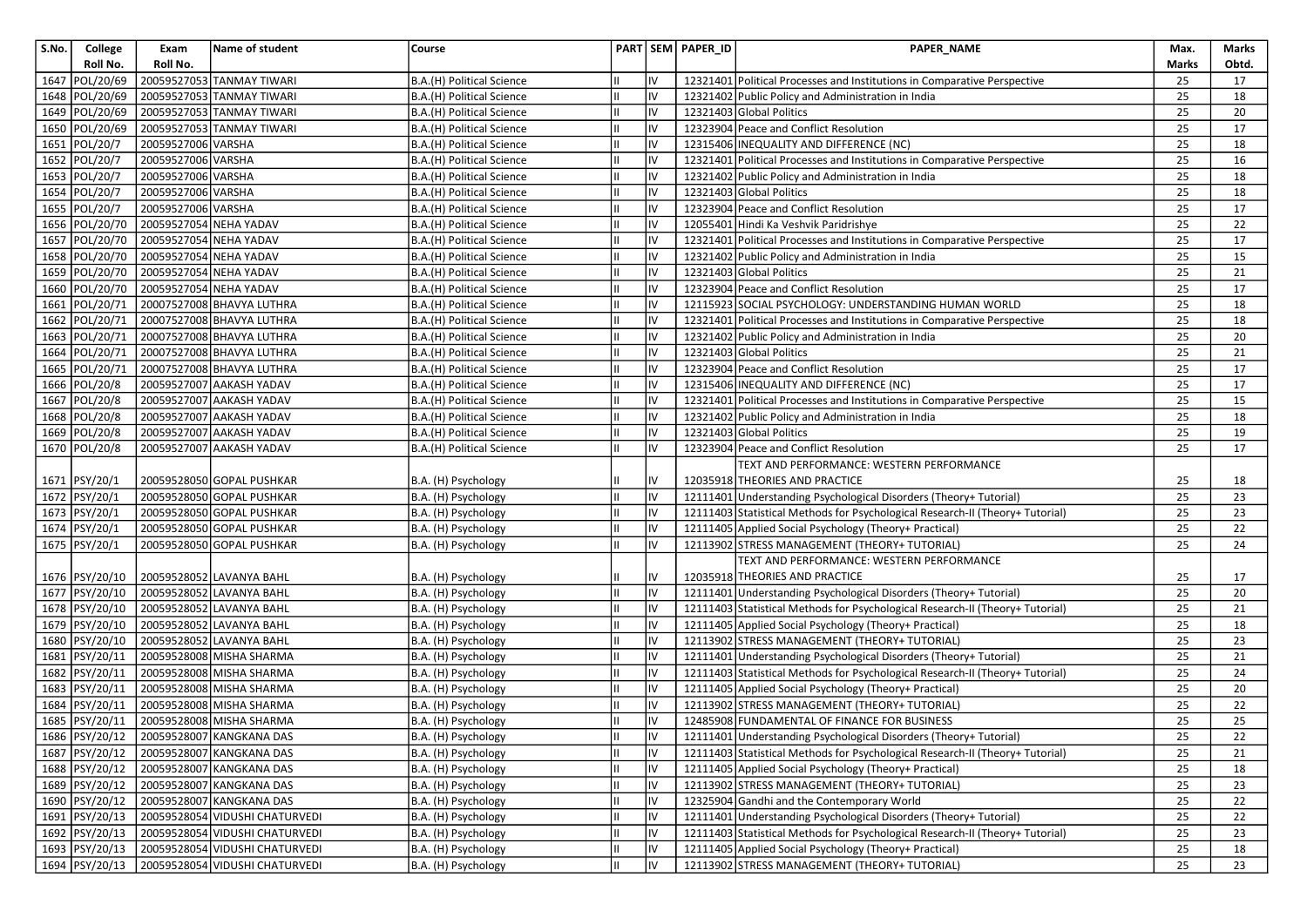| S.No. | College Roll No. | Exam Roll No. | Name of student | Course | PART | SEM | PAPER_ID | PAPER_NAME | Max. Marks | Marks Obtd. |
|---|---|---|---|---|---|---|---|---|---|---|
| 1647 | POL/20/69 | 20059527053 | TANMAY TIWARI | B.A.(H) Political Science | II | IV | 12321401 | Political Processes and Institutions in Comparative Perspective | 25 | 17 |
| 1648 | POL/20/69 | 20059527053 | TANMAY TIWARI | B.A.(H) Political Science | II | IV | 12321402 | Public Policy and Administration in India | 25 | 18 |
| 1649 | POL/20/69 | 20059527053 | TANMAY TIWARI | B.A.(H) Political Science | II | IV | 12321403 | Global Politics | 25 | 20 |
| 1650 | POL/20/69 | 20059527053 | TANMAY TIWARI | B.A.(H) Political Science | II | IV | 12323904 | Peace and Conflict Resolution | 25 | 17 |
| 1651 | POL/20/7 | 20059527006 | VARSHA | B.A.(H) Political Science | II | IV | 12315406 | INEQUALITY AND DIFFERENCE (NC) | 25 | 18 |
| 1652 | POL/20/7 | 20059527006 | VARSHA | B.A.(H) Political Science | II | IV | 12321401 | Political Processes and Institutions in Comparative Perspective | 25 | 16 |
| 1653 | POL/20/7 | 20059527006 | VARSHA | B.A.(H) Political Science | II | IV | 12321402 | Public Policy and Administration in India | 25 | 18 |
| 1654 | POL/20/7 | 20059527006 | VARSHA | B.A.(H) Political Science | II | IV | 12321403 | Global Politics | 25 | 18 |
| 1655 | POL/20/7 | 20059527006 | VARSHA | B.A.(H) Political Science | II | IV | 12323904 | Peace and Conflict Resolution | 25 | 17 |
| 1656 | POL/20/70 | 20059527054 | NEHA YADAV | B.A.(H) Political Science | II | IV | 12055401 | Hindi Ka Veshvik Paridrishye | 25 | 22 |
| 1657 | POL/20/70 | 20059527054 | NEHA YADAV | B.A.(H) Political Science | II | IV | 12321401 | Political Processes and Institutions in Comparative Perspective | 25 | 17 |
| 1658 | POL/20/70 | 20059527054 | NEHA YADAV | B.A.(H) Political Science | II | IV | 12321402 | Public Policy and Administration in India | 25 | 15 |
| 1659 | POL/20/70 | 20059527054 | NEHA YADAV | B.A.(H) Political Science | II | IV | 12321403 | Global Politics | 25 | 21 |
| 1660 | POL/20/70 | 20059527054 | NEHA YADAV | B.A.(H) Political Science | II | IV | 12323904 | Peace and Conflict Resolution | 25 | 17 |
| 1661 | POL/20/71 | 20007527008 | BHAVYA LUTHRA | B.A.(H) Political Science | II | IV | 12115923 | SOCIAL PSYCHOLOGY: UNDERSTANDING HUMAN WORLD | 25 | 18 |
| 1662 | POL/20/71 | 20007527008 | BHAVYA LUTHRA | B.A.(H) Political Science | II | IV | 12321401 | Political Processes and Institutions in Comparative Perspective | 25 | 18 |
| 1663 | POL/20/71 | 20007527008 | BHAVYA LUTHRA | B.A.(H) Political Science | II | IV | 12321402 | Public Policy and Administration in India | 25 | 20 |
| 1664 | POL/20/71 | 20007527008 | BHAVYA LUTHRA | B.A.(H) Political Science | II | IV | 12321403 | Global Politics | 25 | 21 |
| 1665 | POL/20/71 | 20007527008 | BHAVYA LUTHRA | B.A.(H) Political Science | II | IV | 12323904 | Peace and Conflict Resolution | 25 | 17 |
| 1666 | POL/20/8 | 20059527007 | AAKASH YADAV | B.A.(H) Political Science | II | IV | 12315406 | INEQUALITY AND DIFFERENCE (NC) | 25 | 17 |
| 1667 | POL/20/8 | 20059527007 | AAKASH YADAV | B.A.(H) Political Science | II | IV | 12321401 | Political Processes and Institutions in Comparative Perspective | 25 | 15 |
| 1668 | POL/20/8 | 20059527007 | AAKASH YADAV | B.A.(H) Political Science | II | IV | 12321402 | Public Policy and Administration in India | 25 | 18 |
| 1669 | POL/20/8 | 20059527007 | AAKASH YADAV | B.A.(H) Political Science | II | IV | 12321403 | Global Politics | 25 | 19 |
| 1670 | POL/20/8 | 20059527007 | AAKASH YADAV | B.A.(H) Political Science | II | IV | 12323904 | Peace and Conflict Resolution | 25 | 17 |
| 1671 | PSY/20/1 | 20059528050 | GOPAL PUSHKAR | B.A. (H) Psychology | II | IV | 12035918 | TEXT AND PERFORMANCE: WESTERN PERFORMANCE THEORIES AND PRACTICE | 25 | 18 |
| 1672 | PSY/20/1 | 20059528050 | GOPAL PUSHKAR | B.A. (H) Psychology | II | IV | 12111401 | Understanding Psychological Disorders (Theory+ Tutorial) | 25 | 23 |
| 1673 | PSY/20/1 | 20059528050 | GOPAL PUSHKAR | B.A. (H) Psychology | II | IV | 12111403 | Statistical Methods for Psychological Research-II (Theory+ Tutorial) | 25 | 23 |
| 1674 | PSY/20/1 | 20059528050 | GOPAL PUSHKAR | B.A. (H) Psychology | II | IV | 12111405 | Applied Social Psychology (Theory+ Practical) | 25 | 22 |
| 1675 | PSY/20/1 | 20059528050 | GOPAL PUSHKAR | B.A. (H) Psychology | II | IV | 12113902 | STRESS MANAGEMENT (THEORY+ TUTORIAL) | 25 | 24 |
| 1676 | PSY/20/10 | 20059528052 | LAVANYA BAHL | B.A. (H) Psychology | II | IV | 12035918 | TEXT AND PERFORMANCE: WESTERN PERFORMANCE THEORIES AND PRACTICE | 25 | 17 |
| 1677 | PSY/20/10 | 20059528052 | LAVANYA BAHL | B.A. (H) Psychology | II | IV | 12111401 | Understanding Psychological Disorders (Theory+ Tutorial) | 25 | 20 |
| 1678 | PSY/20/10 | 20059528052 | LAVANYA BAHL | B.A. (H) Psychology | II | IV | 12111403 | Statistical Methods for Psychological Research-II (Theory+ Tutorial) | 25 | 21 |
| 1679 | PSY/20/10 | 20059528052 | LAVANYA BAHL | B.A. (H) Psychology | II | IV | 12111405 | Applied Social Psychology (Theory+ Practical) | 25 | 18 |
| 1680 | PSY/20/10 | 20059528052 | LAVANYA BAHL | B.A. (H) Psychology | II | IV | 12113902 | STRESS MANAGEMENT (THEORY+ TUTORIAL) | 25 | 23 |
| 1681 | PSY/20/11 | 20059528008 | MISHA SHARMA | B.A. (H) Psychology | II | IV | 12111401 | Understanding Psychological Disorders (Theory+ Tutorial) | 25 | 21 |
| 1682 | PSY/20/11 | 20059528008 | MISHA SHARMA | B.A. (H) Psychology | II | IV | 12111403 | Statistical Methods for Psychological Research-II (Theory+ Tutorial) | 25 | 24 |
| 1683 | PSY/20/11 | 20059528008 | MISHA SHARMA | B.A. (H) Psychology | II | IV | 12111405 | Applied Social Psychology (Theory+ Practical) | 25 | 20 |
| 1684 | PSY/20/11 | 20059528008 | MISHA SHARMA | B.A. (H) Psychology | II | IV | 12113902 | STRESS MANAGEMENT (THEORY+ TUTORIAL) | 25 | 22 |
| 1685 | PSY/20/11 | 20059528008 | MISHA SHARMA | B.A. (H) Psychology | II | IV | 12485908 | FUNDAMENTAL OF FINANCE FOR BUSINESS | 25 | 25 |
| 1686 | PSY/20/12 | 20059528007 | KANGKANA DAS | B.A. (H) Psychology | II | IV | 12111401 | Understanding Psychological Disorders (Theory+ Tutorial) | 25 | 22 |
| 1687 | PSY/20/12 | 20059528007 | KANGKANA DAS | B.A. (H) Psychology | II | IV | 12111403 | Statistical Methods for Psychological Research-II (Theory+ Tutorial) | 25 | 21 |
| 1688 | PSY/20/12 | 20059528007 | KANGKANA DAS | B.A. (H) Psychology | II | IV | 12111405 | Applied Social Psychology (Theory+ Practical) | 25 | 18 |
| 1689 | PSY/20/12 | 20059528007 | KANGKANA DAS | B.A. (H) Psychology | II | IV | 12113902 | STRESS MANAGEMENT (THEORY+ TUTORIAL) | 25 | 23 |
| 1690 | PSY/20/12 | 20059528007 | KANGKANA DAS | B.A. (H) Psychology | II | IV | 12325904 | Gandhi and the Contemporary World | 25 | 22 |
| 1691 | PSY/20/13 | 20059528054 | VIDUSHI CHATURVEDI | B.A. (H) Psychology | II | IV | 12111401 | Understanding Psychological Disorders (Theory+ Tutorial) | 25 | 22 |
| 1692 | PSY/20/13 | 20059528054 | VIDUSHI CHATURVEDI | B.A. (H) Psychology | II | IV | 12111403 | Statistical Methods for Psychological Research-II (Theory+ Tutorial) | 25 | 23 |
| 1693 | PSY/20/13 | 20059528054 | VIDUSHI CHATURVEDI | B.A. (H) Psychology | II | IV | 12111405 | Applied Social Psychology (Theory+ Practical) | 25 | 18 |
| 1694 | PSY/20/13 | 20059528054 | VIDUSHI CHATURVEDI | B.A. (H) Psychology | II | IV | 12113902 | STRESS MANAGEMENT (THEORY+ TUTORIAL) | 25 | 23 |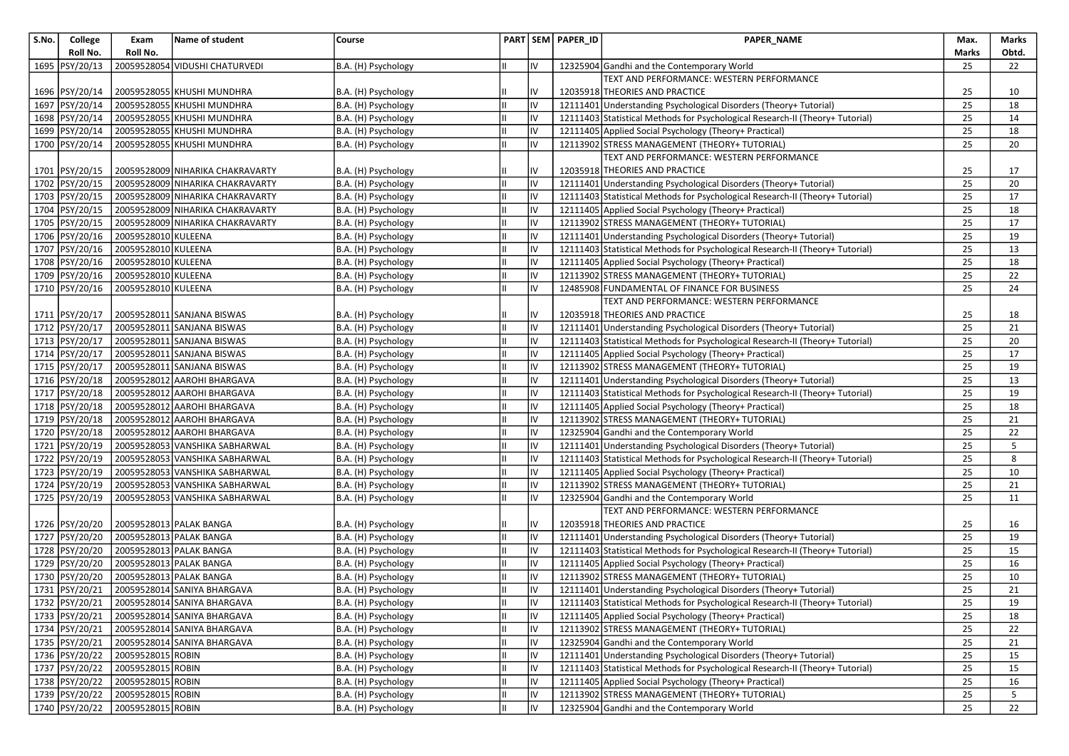| S.No. | College Roll No. | Exam Roll No. | Name of student | Course | PART | SEM | PAPER_ID | PAPER_NAME | Max. Marks | Marks Obtd. |
|---|---|---|---|---|---|---|---|---|---|---|
| 1695 | PSY/20/13 | 20059528054 | VIDUSHI CHATURVEDI | B.A. (H) Psychology | II | IV | 12325904 | Gandhi and the Contemporary World | 25 | 22 |
| 1696 | PSY/20/14 | 20059528055 | KHUSHI MUNDHRA | B.A. (H) Psychology | II | IV | 12035918 | TEXT AND PERFORMANCE: WESTERN PERFORMANCE THEORIES AND PRACTICE | 25 | 10 |
| 1697 | PSY/20/14 | 20059528055 | KHUSHI MUNDHRA | B.A. (H) Psychology | II | IV | 12111401 | Understanding Psychological Disorders (Theory+ Tutorial) | 25 | 18 |
| 1698 | PSY/20/14 | 20059528055 | KHUSHI MUNDHRA | B.A. (H) Psychology | II | IV | 12111403 | Statistical Methods for Psychological Research-II (Theory+ Tutorial) | 25 | 14 |
| 1699 | PSY/20/14 | 20059528055 | KHUSHI MUNDHRA | B.A. (H) Psychology | II | IV | 12111405 | Applied Social Psychology (Theory+ Practical) | 25 | 18 |
| 1700 | PSY/20/14 | 20059528055 | KHUSHI MUNDHRA | B.A. (H) Psychology | II | IV | 12113902 | STRESS MANAGEMENT (THEORY+ TUTORIAL) | 25 | 20 |
| 1701 | PSY/20/15 | 20059528009 | NIHARIKA CHAKRAVARTY | B.A. (H) Psychology | II | IV | 12035918 | TEXT AND PERFORMANCE: WESTERN PERFORMANCE THEORIES AND PRACTICE | 25 | 17 |
| 1702 | PSY/20/15 | 20059528009 | NIHARIKA CHAKRAVARTY | B.A. (H) Psychology | II | IV | 12111401 | Understanding Psychological Disorders (Theory+ Tutorial) | 25 | 20 |
| 1703 | PSY/20/15 | 20059528009 | NIHARIKA CHAKRAVARTY | B.A. (H) Psychology | II | IV | 12111403 | Statistical Methods for Psychological Research-II (Theory+ Tutorial) | 25 | 17 |
| 1704 | PSY/20/15 | 20059528009 | NIHARIKA CHAKRAVARTY | B.A. (H) Psychology | II | IV | 12111405 | Applied Social Psychology (Theory+ Practical) | 25 | 18 |
| 1705 | PSY/20/15 | 20059528009 | NIHARIKA CHAKRAVARTY | B.A. (H) Psychology | II | IV | 12113902 | STRESS MANAGEMENT (THEORY+ TUTORIAL) | 25 | 17 |
| 1706 | PSY/20/16 | 20059528010 | KULEENA | B.A. (H) Psychology | II | IV | 12111401 | Understanding Psychological Disorders (Theory+ Tutorial) | 25 | 19 |
| 1707 | PSY/20/16 | 20059528010 | KULEENA | B.A. (H) Psychology | II | IV | 12111403 | Statistical Methods for Psychological Research-II (Theory+ Tutorial) | 25 | 13 |
| 1708 | PSY/20/16 | 20059528010 | KULEENA | B.A. (H) Psychology | II | IV | 12111405 | Applied Social Psychology (Theory+ Practical) | 25 | 18 |
| 1709 | PSY/20/16 | 20059528010 | KULEENA | B.A. (H) Psychology | II | IV | 12113902 | STRESS MANAGEMENT (THEORY+ TUTORIAL) | 25 | 22 |
| 1710 | PSY/20/16 | 20059528010 | KULEENA | B.A. (H) Psychology | II | IV | 12485908 | FUNDAMENTAL OF FINANCE FOR BUSINESS | 25 | 24 |
| 1711 | PSY/20/17 | 20059528011 | SANJANA BISWAS | B.A. (H) Psychology | II | IV | 12035918 | TEXT AND PERFORMANCE: WESTERN PERFORMANCE THEORIES AND PRACTICE | 25 | 18 |
| 1712 | PSY/20/17 | 20059528011 | SANJANA BISWAS | B.A. (H) Psychology | II | IV | 12111401 | Understanding Psychological Disorders (Theory+ Tutorial) | 25 | 21 |
| 1713 | PSY/20/17 | 20059528011 | SANJANA BISWAS | B.A. (H) Psychology | II | IV | 12111403 | Statistical Methods for Psychological Research-II (Theory+ Tutorial) | 25 | 20 |
| 1714 | PSY/20/17 | 20059528011 | SANJANA BISWAS | B.A. (H) Psychology | II | IV | 12111405 | Applied Social Psychology (Theory+ Practical) | 25 | 17 |
| 1715 | PSY/20/17 | 20059528011 | SANJANA BISWAS | B.A. (H) Psychology | II | IV | 12113902 | STRESS MANAGEMENT (THEORY+ TUTORIAL) | 25 | 19 |
| 1716 | PSY/20/18 | 20059528012 | AAROHI BHARGAVA | B.A. (H) Psychology | II | IV | 12111401 | Understanding Psychological Disorders (Theory+ Tutorial) | 25 | 13 |
| 1717 | PSY/20/18 | 20059528012 | AAROHI BHARGAVA | B.A. (H) Psychology | II | IV | 12111403 | Statistical Methods for Psychological Research-II (Theory+ Tutorial) | 25 | 19 |
| 1718 | PSY/20/18 | 20059528012 | AAROHI BHARGAVA | B.A. (H) Psychology | II | IV | 12111405 | Applied Social Psychology (Theory+ Practical) | 25 | 18 |
| 1719 | PSY/20/18 | 20059528012 | AAROHI BHARGAVA | B.A. (H) Psychology | II | IV | 12113902 | STRESS MANAGEMENT (THEORY+ TUTORIAL) | 25 | 21 |
| 1720 | PSY/20/18 | 20059528012 | AAROHI BHARGAVA | B.A. (H) Psychology | II | IV | 12325904 | Gandhi and the Contemporary World | 25 | 22 |
| 1721 | PSY/20/19 | 20059528053 | VANSHIKA SABHARWAL | B.A. (H) Psychology | II | IV | 12111401 | Understanding Psychological Disorders (Theory+ Tutorial) | 25 | 5 |
| 1722 | PSY/20/19 | 20059528053 | VANSHIKA SABHARWAL | B.A. (H) Psychology | II | IV | 12111403 | Statistical Methods for Psychological Research-II (Theory+ Tutorial) | 25 | 8 |
| 1723 | PSY/20/19 | 20059528053 | VANSHIKA SABHARWAL | B.A. (H) Psychology | II | IV | 12111405 | Applied Social Psychology (Theory+ Practical) | 25 | 10 |
| 1724 | PSY/20/19 | 20059528053 | VANSHIKA SABHARWAL | B.A. (H) Psychology | II | IV | 12113902 | STRESS MANAGEMENT (THEORY+ TUTORIAL) | 25 | 21 |
| 1725 | PSY/20/19 | 20059528053 | VANSHIKA SABHARWAL | B.A. (H) Psychology | II | IV | 12325904 | Gandhi and the Contemporary World | 25 | 11 |
| 1726 | PSY/20/20 | 20059528013 | PALAK BANGA | B.A. (H) Psychology | II | IV | 12035918 | TEXT AND PERFORMANCE: WESTERN PERFORMANCE THEORIES AND PRACTICE | 25 | 16 |
| 1727 | PSY/20/20 | 20059528013 | PALAK BANGA | B.A. (H) Psychology | II | IV | 12111401 | Understanding Psychological Disorders (Theory+ Tutorial) | 25 | 19 |
| 1728 | PSY/20/20 | 20059528013 | PALAK BANGA | B.A. (H) Psychology | II | IV | 12111403 | Statistical Methods for Psychological Research-II (Theory+ Tutorial) | 25 | 15 |
| 1729 | PSY/20/20 | 20059528013 | PALAK BANGA | B.A. (H) Psychology | II | IV | 12111405 | Applied Social Psychology (Theory+ Practical) | 25 | 16 |
| 1730 | PSY/20/20 | 20059528013 | PALAK BANGA | B.A. (H) Psychology | II | IV | 12113902 | STRESS MANAGEMENT (THEORY+ TUTORIAL) | 25 | 10 |
| 1731 | PSY/20/21 | 20059528014 | SANIYA BHARGAVA | B.A. (H) Psychology | II | IV | 12111401 | Understanding Psychological Disorders (Theory+ Tutorial) | 25 | 21 |
| 1732 | PSY/20/21 | 20059528014 | SANIYA BHARGAVA | B.A. (H) Psychology | II | IV | 12111403 | Statistical Methods for Psychological Research-II (Theory+ Tutorial) | 25 | 19 |
| 1733 | PSY/20/21 | 20059528014 | SANIYA BHARGAVA | B.A. (H) Psychology | II | IV | 12111405 | Applied Social Psychology (Theory+ Practical) | 25 | 18 |
| 1734 | PSY/20/21 | 20059528014 | SANIYA BHARGAVA | B.A. (H) Psychology | II | IV | 12113902 | STRESS MANAGEMENT (THEORY+ TUTORIAL) | 25 | 22 |
| 1735 | PSY/20/21 | 20059528014 | SANIYA BHARGAVA | B.A. (H) Psychology | II | IV | 12325904 | Gandhi and the Contemporary World | 25 | 21 |
| 1736 | PSY/20/22 | 20059528015 | ROBIN | B.A. (H) Psychology | II | IV | 12111401 | Understanding Psychological Disorders (Theory+ Tutorial) | 25 | 15 |
| 1737 | PSY/20/22 | 20059528015 | ROBIN | B.A. (H) Psychology | II | IV | 12111403 | Statistical Methods for Psychological Research-II (Theory+ Tutorial) | 25 | 15 |
| 1738 | PSY/20/22 | 20059528015 | ROBIN | B.A. (H) Psychology | II | IV | 12111405 | Applied Social Psychology (Theory+ Practical) | 25 | 16 |
| 1739 | PSY/20/22 | 20059528015 | ROBIN | B.A. (H) Psychology | II | IV | 12113902 | STRESS MANAGEMENT (THEORY+ TUTORIAL) | 25 | 5 |
| 1740 | PSY/20/22 | 20059528015 | ROBIN | B.A. (H) Psychology | II | IV | 12325904 | Gandhi and the Contemporary World | 25 | 22 |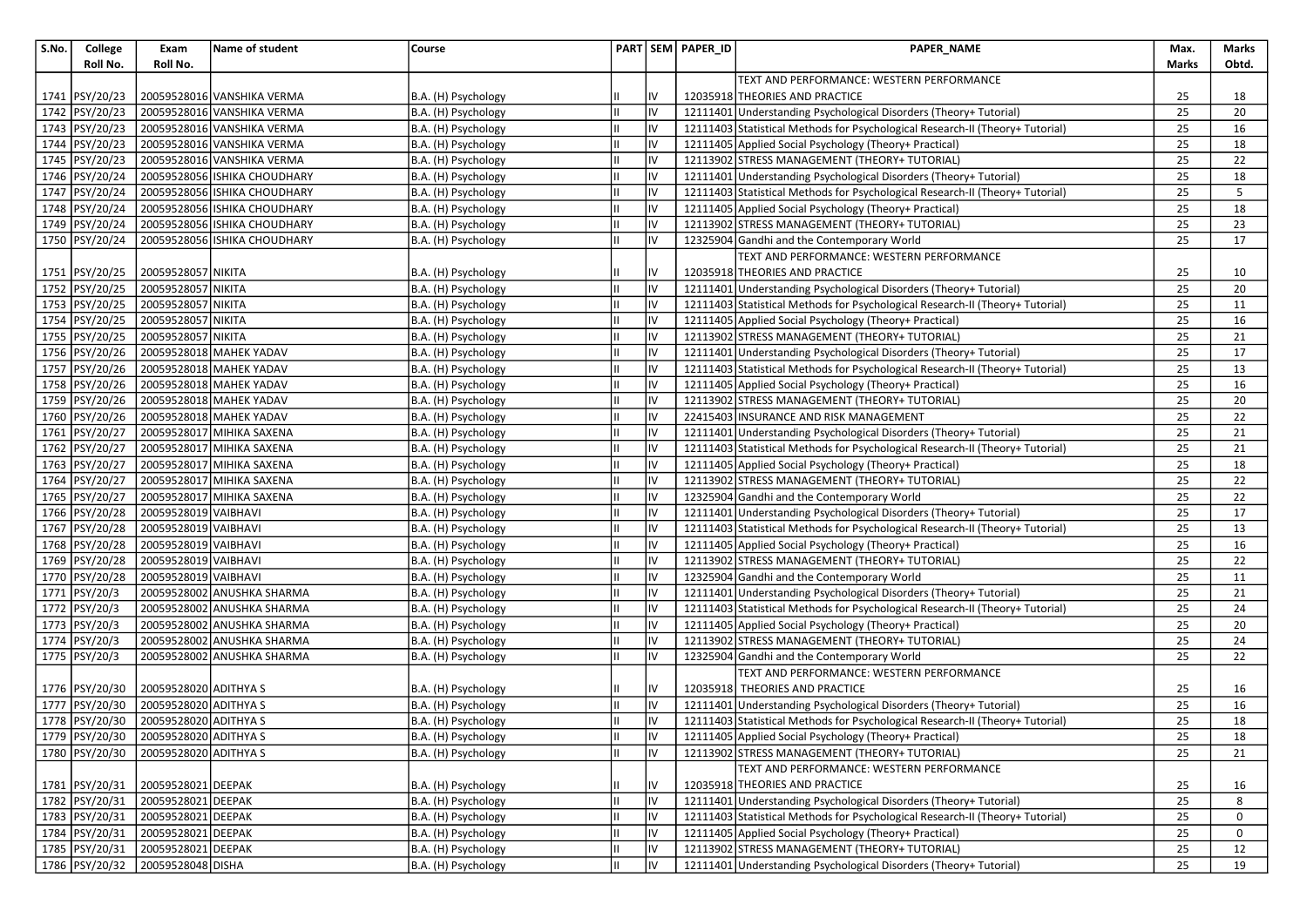| S.No. | College Roll No. | Exam Roll No. | Name of student | Course | PART | SEM | PAPER_ID | PAPER_NAME | Max. Marks | Marks Obtd. |
|---|---|---|---|---|---|---|---|---|---|---|
| 1741 | PSY/20/23 | 20059528016 | VANSHIKA VERMA | B.A. (H) Psychology | II | IV | 12035918 | TEXT AND PERFORMANCE: WESTERN PERFORMANCE THEORIES AND PRACTICE | 25 | 18 |
| 1742 | PSY/20/23 | 20059528016 | VANSHIKA VERMA | B.A. (H) Psychology | II | IV | 12111401 | Understanding Psychological Disorders (Theory+ Tutorial) | 25 | 20 |
| 1743 | PSY/20/23 | 20059528016 | VANSHIKA VERMA | B.A. (H) Psychology | II | IV | 12111403 | Statistical Methods for Psychological Research-II (Theory+ Tutorial) | 25 | 16 |
| 1744 | PSY/20/23 | 20059528016 | VANSHIKA VERMA | B.A. (H) Psychology | II | IV | 12111405 | Applied Social Psychology (Theory+ Practical) | 25 | 18 |
| 1745 | PSY/20/23 | 20059528016 | VANSHIKA VERMA | B.A. (H) Psychology | II | IV | 12113902 | STRESS MANAGEMENT (THEORY+ TUTORIAL) | 25 | 22 |
| 1746 | PSY/20/24 | 20059528056 | ISHIKA CHOUDHARY | B.A. (H) Psychology | II | IV | 12111401 | Understanding Psychological Disorders (Theory+ Tutorial) | 25 | 18 |
| 1747 | PSY/20/24 | 20059528056 | ISHIKA CHOUDHARY | B.A. (H) Psychology | II | IV | 12111403 | Statistical Methods for Psychological Research-II (Theory+ Tutorial) | 25 | 5 |
| 1748 | PSY/20/24 | 20059528056 | ISHIKA CHOUDHARY | B.A. (H) Psychology | II | IV | 12111405 | Applied Social Psychology (Theory+ Practical) | 25 | 18 |
| 1749 | PSY/20/24 | 20059528056 | ISHIKA CHOUDHARY | B.A. (H) Psychology | II | IV | 12113902 | STRESS MANAGEMENT (THEORY+ TUTORIAL) | 25 | 23 |
| 1750 | PSY/20/24 | 20059528056 | ISHIKA CHOUDHARY | B.A. (H) Psychology | II | IV | 12325904 | Gandhi and the Contemporary World | 25 | 17 |
| 1751 | PSY/20/25 | 20059528057 | NIKITA | B.A. (H) Psychology | II | IV | 12035918 | TEXT AND PERFORMANCE: WESTERN PERFORMANCE THEORIES AND PRACTICE | 25 | 10 |
| 1752 | PSY/20/25 | 20059528057 | NIKITA | B.A. (H) Psychology | II | IV | 12111401 | Understanding Psychological Disorders (Theory+ Tutorial) | 25 | 20 |
| 1753 | PSY/20/25 | 20059528057 | NIKITA | B.A. (H) Psychology | II | IV | 12111403 | Statistical Methods for Psychological Research-II (Theory+ Tutorial) | 25 | 11 |
| 1754 | PSY/20/25 | 20059528057 | NIKITA | B.A. (H) Psychology | II | IV | 12111405 | Applied Social Psychology (Theory+ Practical) | 25 | 16 |
| 1755 | PSY/20/25 | 20059528057 | NIKITA | B.A. (H) Psychology | II | IV | 12113902 | STRESS MANAGEMENT (THEORY+ TUTORIAL) | 25 | 21 |
| 1756 | PSY/20/26 | 20059528018 | MAHEK YADAV | B.A. (H) Psychology | II | IV | 12111401 | Understanding Psychological Disorders (Theory+ Tutorial) | 25 | 17 |
| 1757 | PSY/20/26 | 20059528018 | MAHEK YADAV | B.A. (H) Psychology | II | IV | 12111403 | Statistical Methods for Psychological Research-II (Theory+ Tutorial) | 25 | 13 |
| 1758 | PSY/20/26 | 20059528018 | MAHEK YADAV | B.A. (H) Psychology | II | IV | 12111405 | Applied Social Psychology (Theory+ Practical) | 25 | 16 |
| 1759 | PSY/20/26 | 20059528018 | MAHEK YADAV | B.A. (H) Psychology | II | IV | 12113902 | STRESS MANAGEMENT (THEORY+ TUTORIAL) | 25 | 20 |
| 1760 | PSY/20/26 | 20059528018 | MAHEK YADAV | B.A. (H) Psychology | II | IV | 22415403 | INSURANCE AND RISK MANAGEMENT | 25 | 22 |
| 1761 | PSY/20/27 | 20059528017 | MIHIKA SAXENA | B.A. (H) Psychology | II | IV | 12111401 | Understanding Psychological Disorders (Theory+ Tutorial) | 25 | 21 |
| 1762 | PSY/20/27 | 20059528017 | MIHIKA SAXENA | B.A. (H) Psychology | II | IV | 12111403 | Statistical Methods for Psychological Research-II (Theory+ Tutorial) | 25 | 21 |
| 1763 | PSY/20/27 | 20059528017 | MIHIKA SAXENA | B.A. (H) Psychology | II | IV | 12111405 | Applied Social Psychology (Theory+ Practical) | 25 | 18 |
| 1764 | PSY/20/27 | 20059528017 | MIHIKA SAXENA | B.A. (H) Psychology | II | IV | 12113902 | STRESS MANAGEMENT (THEORY+ TUTORIAL) | 25 | 22 |
| 1765 | PSY/20/27 | 20059528017 | MIHIKA SAXENA | B.A. (H) Psychology | II | IV | 12325904 | Gandhi and the Contemporary World | 25 | 22 |
| 1766 | PSY/20/28 | 20059528019 | VAIBHAVI | B.A. (H) Psychology | II | IV | 12111401 | Understanding Psychological Disorders (Theory+ Tutorial) | 25 | 17 |
| 1767 | PSY/20/28 | 20059528019 | VAIBHAVI | B.A. (H) Psychology | II | IV | 12111403 | Statistical Methods for Psychological Research-II (Theory+ Tutorial) | 25 | 13 |
| 1768 | PSY/20/28 | 20059528019 | VAIBHAVI | B.A. (H) Psychology | II | IV | 12111405 | Applied Social Psychology (Theory+ Practical) | 25 | 16 |
| 1769 | PSY/20/28 | 20059528019 | VAIBHAVI | B.A. (H) Psychology | II | IV | 12113902 | STRESS MANAGEMENT (THEORY+ TUTORIAL) | 25 | 22 |
| 1770 | PSY/20/28 | 20059528019 | VAIBHAVI | B.A. (H) Psychology | II | IV | 12325904 | Gandhi and the Contemporary World | 25 | 11 |
| 1771 | PSY/20/3 | 20059528002 | ANUSHKA SHARMA | B.A. (H) Psychology | II | IV | 12111401 | Understanding Psychological Disorders (Theory+ Tutorial) | 25 | 21 |
| 1772 | PSY/20/3 | 20059528002 | ANUSHKA SHARMA | B.A. (H) Psychology | II | IV | 12111403 | Statistical Methods for Psychological Research-II (Theory+ Tutorial) | 25 | 24 |
| 1773 | PSY/20/3 | 20059528002 | ANUSHKA SHARMA | B.A. (H) Psychology | II | IV | 12111405 | Applied Social Psychology (Theory+ Practical) | 25 | 20 |
| 1774 | PSY/20/3 | 20059528002 | ANUSHKA SHARMA | B.A. (H) Psychology | II | IV | 12113902 | STRESS MANAGEMENT (THEORY+ TUTORIAL) | 25 | 24 |
| 1775 | PSY/20/3 | 20059528002 | ANUSHKA SHARMA | B.A. (H) Psychology | II | IV | 12325904 | Gandhi and the Contemporary World | 25 | 22 |
| 1776 | PSY/20/30 | 20059528020 | ADITHYA S | B.A. (H) Psychology | II | IV | 12035918 | TEXT AND PERFORMANCE: WESTERN PERFORMANCE THEORIES AND PRACTICE | 25 | 16 |
| 1777 | PSY/20/30 | 20059528020 | ADITHYA S | B.A. (H) Psychology | II | IV | 12111401 | Understanding Psychological Disorders (Theory+ Tutorial) | 25 | 16 |
| 1778 | PSY/20/30 | 20059528020 | ADITHYA S | B.A. (H) Psychology | II | IV | 12111403 | Statistical Methods for Psychological Research-II (Theory+ Tutorial) | 25 | 18 |
| 1779 | PSY/20/30 | 20059528020 | ADITHYA S | B.A. (H) Psychology | II | IV | 12111405 | Applied Social Psychology (Theory+ Practical) | 25 | 18 |
| 1780 | PSY/20/30 | 20059528020 | ADITHYA S | B.A. (H) Psychology | II | IV | 12113902 | STRESS MANAGEMENT (THEORY+ TUTORIAL) | 25 | 21 |
| 1781 | PSY/20/31 | 20059528021 | DEEPAK | B.A. (H) Psychology | II | IV | 12035918 | TEXT AND PERFORMANCE: WESTERN PERFORMANCE THEORIES AND PRACTICE | 25 | 16 |
| 1782 | PSY/20/31 | 20059528021 | DEEPAK | B.A. (H) Psychology | II | IV | 12111401 | Understanding Psychological Disorders (Theory+ Tutorial) | 25 | 8 |
| 1783 | PSY/20/31 | 20059528021 | DEEPAK | B.A. (H) Psychology | II | IV | 12111403 | Statistical Methods for Psychological Research-II (Theory+ Tutorial) | 25 | 0 |
| 1784 | PSY/20/31 | 20059528021 | DEEPAK | B.A. (H) Psychology | II | IV | 12111405 | Applied Social Psychology (Theory+ Practical) | 25 | 0 |
| 1785 | PSY/20/31 | 20059528021 | DEEPAK | B.A. (H) Psychology | II | IV | 12113902 | STRESS MANAGEMENT (THEORY+ TUTORIAL) | 25 | 12 |
| 1786 | PSY/20/32 | 20059528048 | DISHA | B.A. (H) Psychology | II | IV | 12111401 | Understanding Psychological Disorders (Theory+ Tutorial) | 25 | 19 |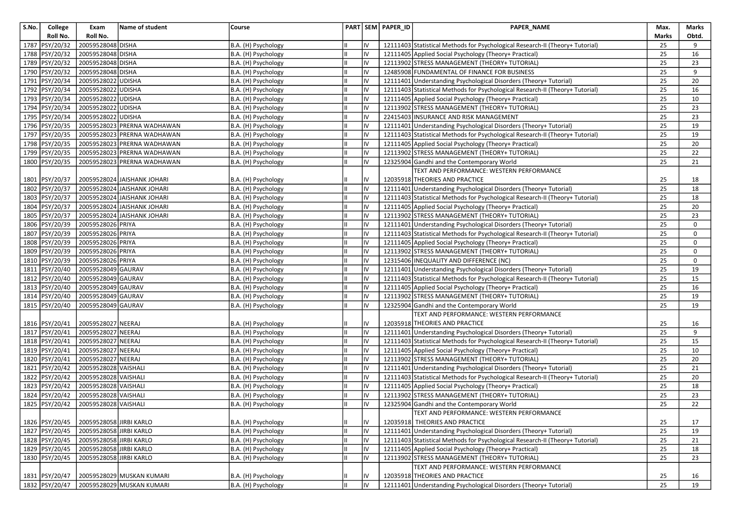| S.No. | College Roll No. | Exam Roll No. | Name of student | Course | PART | SEM | PAPER_ID | PAPER_NAME | Max. Marks | Marks Obtd. |
|---|---|---|---|---|---|---|---|---|---|---|
| 1787 | PSY/20/32 | 20059528048 | DISHA | B.A. (H) Psychology | II | IV | 12111403 | Statistical Methods for Psychological Research-II (Theory+ Tutorial) | 25 | 9 |
| 1788 | PSY/20/32 | 20059528048 | DISHA | B.A. (H) Psychology | II | IV | 12111405 | Applied Social Psychology (Theory+ Practical) | 25 | 16 |
| 1789 | PSY/20/32 | 20059528048 | DISHA | B.A. (H) Psychology | II | IV | 12113902 | STRESS MANAGEMENT (THEORY+ TUTORIAL) | 25 | 23 |
| 1790 | PSY/20/32 | 20059528048 | DISHA | B.A. (H) Psychology | II | IV | 12485908 | FUNDAMENTAL OF FINANCE FOR BUSINESS | 25 | 9 |
| 1791 | PSY/20/34 | 20059528022 | UDISHA | B.A. (H) Psychology | II | IV | 12111401 | Understanding Psychological Disorders (Theory+ Tutorial) | 25 | 20 |
| 1792 | PSY/20/34 | 20059528022 | UDISHA | B.A. (H) Psychology | II | IV | 12111403 | Statistical Methods for Psychological Research-II (Theory+ Tutorial) | 25 | 16 |
| 1793 | PSY/20/34 | 20059528022 | UDISHA | B.A. (H) Psychology | II | IV | 12111405 | Applied Social Psychology (Theory+ Practical) | 25 | 10 |
| 1794 | PSY/20/34 | 20059528022 | UDISHA | B.A. (H) Psychology | II | IV | 12113902 | STRESS MANAGEMENT (THEORY+ TUTORIAL) | 25 | 23 |
| 1795 | PSY/20/34 | 20059528022 | UDISHA | B.A. (H) Psychology | II | IV | 22415403 | INSURANCE AND RISK MANAGEMENT | 25 | 23 |
| 1796 | PSY/20/35 | 20059528023 | PRERNA WADHAWAN | B.A. (H) Psychology | II | IV | 12111401 | Understanding Psychological Disorders (Theory+ Tutorial) | 25 | 19 |
| 1797 | PSY/20/35 | 20059528023 | PRERNA WADHAWAN | B.A. (H) Psychology | II | IV | 12111403 | Statistical Methods for Psychological Research-II (Theory+ Tutorial) | 25 | 19 |
| 1798 | PSY/20/35 | 20059528023 | PRERNA WADHAWAN | B.A. (H) Psychology | II | IV | 12111405 | Applied Social Psychology (Theory+ Practical) | 25 | 20 |
| 1799 | PSY/20/35 | 20059528023 | PRERNA WADHAWAN | B.A. (H) Psychology | II | IV | 12113902 | STRESS MANAGEMENT (THEORY+ TUTORIAL) | 25 | 22 |
| 1800 | PSY/20/35 | 20059528023 | PRERNA WADHAWAN | B.A. (H) Psychology | II | IV | 12325904 | Gandhi and the Contemporary World | 25 | 21 |
| 1801 | PSY/20/37 | 20059528024 | JAISHANK JOHARI | B.A. (H) Psychology | II | IV | 12035918 | TEXT AND PERFORMANCE: WESTERN PERFORMANCE THEORIES AND PRACTICE | 25 | 18 |
| 1802 | PSY/20/37 | 20059528024 | JAISHANK JOHARI | B.A. (H) Psychology | II | IV | 12111401 | Understanding Psychological Disorders (Theory+ Tutorial) | 25 | 18 |
| 1803 | PSY/20/37 | 20059528024 | JAISHANK JOHARI | B.A. (H) Psychology | II | IV | 12111403 | Statistical Methods for Psychological Research-II (Theory+ Tutorial) | 25 | 18 |
| 1804 | PSY/20/37 | 20059528024 | JAISHANK JOHARI | B.A. (H) Psychology | II | IV | 12111405 | Applied Social Psychology (Theory+ Practical) | 25 | 20 |
| 1805 | PSY/20/37 | 20059528024 | JAISHANK JOHARI | B.A. (H) Psychology | II | IV | 12113902 | STRESS MANAGEMENT (THEORY+ TUTORIAL) | 25 | 23 |
| 1806 | PSY/20/39 | 20059528026 | PRIYA | B.A. (H) Psychology | II | IV | 12111401 | Understanding Psychological Disorders (Theory+ Tutorial) | 25 | 0 |
| 1807 | PSY/20/39 | 20059528026 | PRIYA | B.A. (H) Psychology | II | IV | 12111403 | Statistical Methods for Psychological Research-II (Theory+ Tutorial) | 25 | 0 |
| 1808 | PSY/20/39 | 20059528026 | PRIYA | B.A. (H) Psychology | II | IV | 12111405 | Applied Social Psychology (Theory+ Practical) | 25 | 0 |
| 1809 | PSY/20/39 | 20059528026 | PRIYA | B.A. (H) Psychology | II | IV | 12113902 | STRESS MANAGEMENT (THEORY+ TUTORIAL) | 25 | 0 |
| 1810 | PSY/20/39 | 20059528026 | PRIYA | B.A. (H) Psychology | II | IV | 12315406 | INEQUALITY AND DIFFERENCE (NC) | 25 | 0 |
| 1811 | PSY/20/40 | 20059528049 | GAURAV | B.A. (H) Psychology | II | IV | 12111401 | Understanding Psychological Disorders (Theory+ Tutorial) | 25 | 19 |
| 1812 | PSY/20/40 | 20059528049 | GAURAV | B.A. (H) Psychology | II | IV | 12111403 | Statistical Methods for Psychological Research-II (Theory+ Tutorial) | 25 | 15 |
| 1813 | PSY/20/40 | 20059528049 | GAURAV | B.A. (H) Psychology | II | IV | 12111405 | Applied Social Psychology (Theory+ Practical) | 25 | 16 |
| 1814 | PSY/20/40 | 20059528049 | GAURAV | B.A. (H) Psychology | II | IV | 12113902 | STRESS MANAGEMENT (THEORY+ TUTORIAL) | 25 | 19 |
| 1815 | PSY/20/40 | 20059528049 | GAURAV | B.A. (H) Psychology | II | IV | 12325904 | Gandhi and the Contemporary World | 25 | 19 |
| 1816 | PSY/20/41 | 20059528027 | NEERAJ | B.A. (H) Psychology | II | IV | 12035918 | TEXT AND PERFORMANCE: WESTERN PERFORMANCE THEORIES AND PRACTICE | 25 | 16 |
| 1817 | PSY/20/41 | 20059528027 | NEERAJ | B.A. (H) Psychology | II | IV | 12111401 | Understanding Psychological Disorders (Theory+ Tutorial) | 25 | 9 |
| 1818 | PSY/20/41 | 20059528027 | NEERAJ | B.A. (H) Psychology | II | IV | 12111403 | Statistical Methods for Psychological Research-II (Theory+ Tutorial) | 25 | 15 |
| 1819 | PSY/20/41 | 20059528027 | NEERAJ | B.A. (H) Psychology | II | IV | 12111405 | Applied Social Psychology (Theory+ Practical) | 25 | 10 |
| 1820 | PSY/20/41 | 20059528027 | NEERAJ | B.A. (H) Psychology | II | IV | 12113902 | STRESS MANAGEMENT (THEORY+ TUTORIAL) | 25 | 20 |
| 1821 | PSY/20/42 | 20059528028 | VAISHALI | B.A. (H) Psychology | II | IV | 12111401 | Understanding Psychological Disorders (Theory+ Tutorial) | 25 | 21 |
| 1822 | PSY/20/42 | 20059528028 | VAISHALI | B.A. (H) Psychology | II | IV | 12111403 | Statistical Methods for Psychological Research-II (Theory+ Tutorial) | 25 | 20 |
| 1823 | PSY/20/42 | 20059528028 | VAISHALI | B.A. (H) Psychology | II | IV | 12111405 | Applied Social Psychology (Theory+ Practical) | 25 | 18 |
| 1824 | PSY/20/42 | 20059528028 | VAISHALI | B.A. (H) Psychology | II | IV | 12113902 | STRESS MANAGEMENT (THEORY+ TUTORIAL) | 25 | 23 |
| 1825 | PSY/20/42 | 20059528028 | VAISHALI | B.A. (H) Psychology | II | IV | 12325904 | Gandhi and the Contemporary World | 25 | 22 |
| 1826 | PSY/20/45 | 20059528058 | JIRBI KARLO | B.A. (H) Psychology | II | IV | 12035918 | TEXT AND PERFORMANCE: WESTERN PERFORMANCE THEORIES AND PRACTICE | 25 | 17 |
| 1827 | PSY/20/45 | 20059528058 | JIRBI KARLO | B.A. (H) Psychology | II | IV | 12111401 | Understanding Psychological Disorders (Theory+ Tutorial) | 25 | 19 |
| 1828 | PSY/20/45 | 20059528058 | JIRBI KARLO | B.A. (H) Psychology | II | IV | 12111403 | Statistical Methods for Psychological Research-II (Theory+ Tutorial) | 25 | 21 |
| 1829 | PSY/20/45 | 20059528058 | JIRBI KARLO | B.A. (H) Psychology | II | IV | 12111405 | Applied Social Psychology (Theory+ Practical) | 25 | 18 |
| 1830 | PSY/20/45 | 20059528058 | JIRBI KARLO | B.A. (H) Psychology | II | IV | 12113902 | STRESS MANAGEMENT (THEORY+ TUTORIAL) | 25 | 23 |
| 1831 | PSY/20/47 | 20059528029 | MUSKAN KUMARI | B.A. (H) Psychology | II | IV | 12035918 | TEXT AND PERFORMANCE: WESTERN PERFORMANCE THEORIES AND PRACTICE | 25 | 16 |
| 1832 | PSY/20/47 | 20059528029 | MUSKAN KUMARI | B.A. (H) Psychology | II | IV | 12111401 | Understanding Psychological Disorders (Theory+ Tutorial) | 25 | 19 |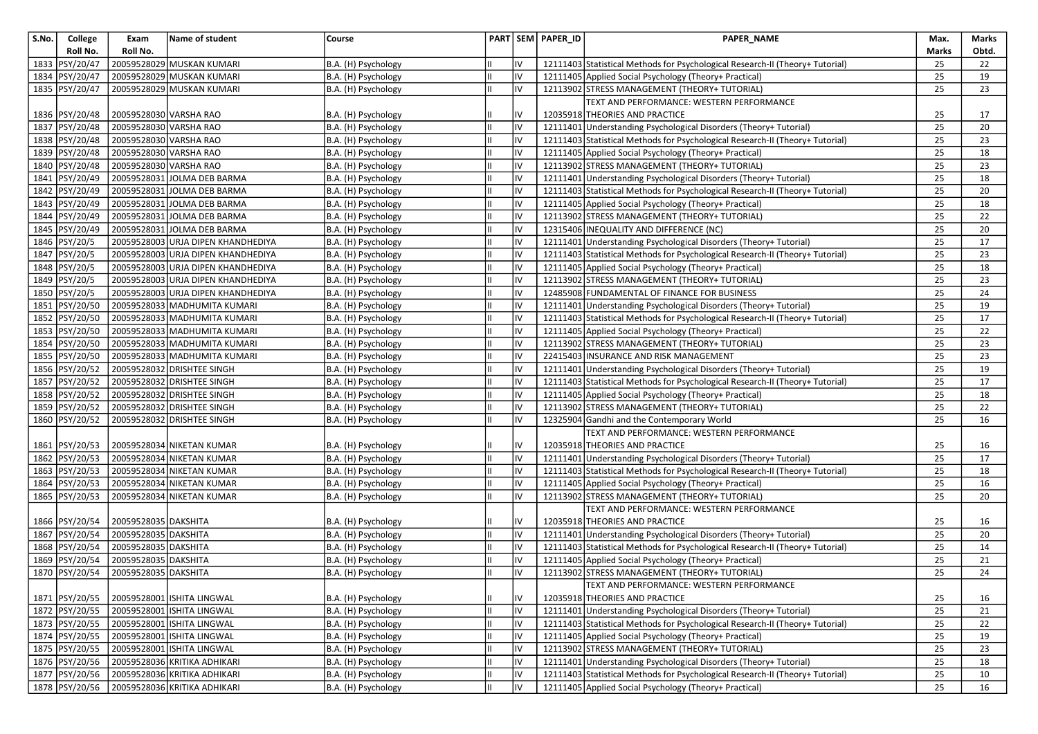| S.No. | College Roll No. | Exam Roll No. | Name of student | Course | PART | SEM | PAPER_ID | PAPER_NAME | Max. Marks | Marks Obtd. |
|---|---|---|---|---|---|---|---|---|---|---|
| 1833 | PSY/20/47 | 20059528029 | MUSKAN KUMARI | B.A. (H) Psychology | II | IV | 12111403 | Statistical Methods for Psychological Research-II (Theory+ Tutorial) | 25 | 22 |
| 1834 | PSY/20/47 | 20059528029 | MUSKAN KUMARI | B.A. (H) Psychology | II | IV | 12111405 | Applied Social Psychology (Theory+ Practical) | 25 | 19 |
| 1835 | PSY/20/47 | 20059528029 | MUSKAN KUMARI | B.A. (H) Psychology | II | IV | 12113902 | STRESS MANAGEMENT (THEORY+ TUTORIAL) | 25 | 23 |
| 1836 | PSY/20/48 | 20059528030 | VARSHA RAO | B.A. (H) Psychology | II | IV | 12035918 | TEXT AND PERFORMANCE: WESTERN PERFORMANCE THEORIES AND PRACTICE | 25 | 17 |
| 1837 | PSY/20/48 | 20059528030 | VARSHA RAO | B.A. (H) Psychology | II | IV | 12111401 | Understanding Psychological Disorders (Theory+ Tutorial) | 25 | 20 |
| 1838 | PSY/20/48 | 20059528030 | VARSHA RAO | B.A. (H) Psychology | II | IV | 12111403 | Statistical Methods for Psychological Research-II (Theory+ Tutorial) | 25 | 23 |
| 1839 | PSY/20/48 | 20059528030 | VARSHA RAO | B.A. (H) Psychology | II | IV | 12111405 | Applied Social Psychology (Theory+ Practical) | 25 | 18 |
| 1840 | PSY/20/48 | 20059528030 | VARSHA RAO | B.A. (H) Psychology | II | IV | 12113902 | STRESS MANAGEMENT (THEORY+ TUTORIAL) | 25 | 23 |
| 1841 | PSY/20/49 | 20059528031 | JOLMA DEB BARMA | B.A. (H) Psychology | II | IV | 12111401 | Understanding Psychological Disorders (Theory+ Tutorial) | 25 | 18 |
| 1842 | PSY/20/49 | 20059528031 | JOLMA DEB BARMA | B.A. (H) Psychology | II | IV | 12111403 | Statistical Methods for Psychological Research-II (Theory+ Tutorial) | 25 | 20 |
| 1843 | PSY/20/49 | 20059528031 | JOLMA DEB BARMA | B.A. (H) Psychology | II | IV | 12111405 | Applied Social Psychology (Theory+ Practical) | 25 | 18 |
| 1844 | PSY/20/49 | 20059528031 | JOLMA DEB BARMA | B.A. (H) Psychology | II | IV | 12113902 | STRESS MANAGEMENT (THEORY+ TUTORIAL) | 25 | 22 |
| 1845 | PSY/20/49 | 20059528031 | JOLMA DEB BARMA | B.A. (H) Psychology | II | IV | 12315406 | INEQUALITY AND DIFFERENCE (NC) | 25 | 20 |
| 1846 | PSY/20/5 | 20059528003 | URJA DIPEN KHANDHEDIYA | B.A. (H) Psychology | II | IV | 12111401 | Understanding Psychological Disorders (Theory+ Tutorial) | 25 | 17 |
| 1847 | PSY/20/5 | 20059528003 | URJA DIPEN KHANDHEDIYA | B.A. (H) Psychology | II | IV | 12111403 | Statistical Methods for Psychological Research-II (Theory+ Tutorial) | 25 | 23 |
| 1848 | PSY/20/5 | 20059528003 | URJA DIPEN KHANDHEDIYA | B.A. (H) Psychology | II | IV | 12111405 | Applied Social Psychology (Theory+ Practical) | 25 | 18 |
| 1849 | PSY/20/5 | 20059528003 | URJA DIPEN KHANDHEDIYA | B.A. (H) Psychology | II | IV | 12113902 | STRESS MANAGEMENT (THEORY+ TUTORIAL) | 25 | 23 |
| 1850 | PSY/20/5 | 20059528003 | URJA DIPEN KHANDHEDIYA | B.A. (H) Psychology | II | IV | 12485908 | FUNDAMENTAL OF FINANCE FOR BUSINESS | 25 | 24 |
| 1851 | PSY/20/50 | 20059528033 | MADHUMITA KUMARI | B.A. (H) Psychology | II | IV | 12111401 | Understanding Psychological Disorders (Theory+ Tutorial) | 25 | 19 |
| 1852 | PSY/20/50 | 20059528033 | MADHUMITA KUMARI | B.A. (H) Psychology | II | IV | 12111403 | Statistical Methods for Psychological Research-II (Theory+ Tutorial) | 25 | 17 |
| 1853 | PSY/20/50 | 20059528033 | MADHUMITA KUMARI | B.A. (H) Psychology | II | IV | 12111405 | Applied Social Psychology (Theory+ Practical) | 25 | 22 |
| 1854 | PSY/20/50 | 20059528033 | MADHUMITA KUMARI | B.A. (H) Psychology | II | IV | 12113902 | STRESS MANAGEMENT (THEORY+ TUTORIAL) | 25 | 23 |
| 1855 | PSY/20/50 | 20059528033 | MADHUMITA KUMARI | B.A. (H) Psychology | II | IV | 22415403 | INSURANCE AND RISK MANAGEMENT | 25 | 23 |
| 1856 | PSY/20/52 | 20059528032 | DRISHTEE SINGH | B.A. (H) Psychology | II | IV | 12111401 | Understanding Psychological Disorders (Theory+ Tutorial) | 25 | 19 |
| 1857 | PSY/20/52 | 20059528032 | DRISHTEE SINGH | B.A. (H) Psychology | II | IV | 12111403 | Statistical Methods for Psychological Research-II (Theory+ Tutorial) | 25 | 17 |
| 1858 | PSY/20/52 | 20059528032 | DRISHTEE SINGH | B.A. (H) Psychology | II | IV | 12111405 | Applied Social Psychology (Theory+ Practical) | 25 | 18 |
| 1859 | PSY/20/52 | 20059528032 | DRISHTEE SINGH | B.A. (H) Psychology | II | IV | 12113902 | STRESS MANAGEMENT (THEORY+ TUTORIAL) | 25 | 22 |
| 1860 | PSY/20/52 | 20059528032 | DRISHTEE SINGH | B.A. (H) Psychology | II | IV | 12325904 | Gandhi and the Contemporary World | 25 | 16 |
| 1861 | PSY/20/53 | 20059528034 | NIKETAN KUMAR | B.A. (H) Psychology | II | IV | 12035918 | TEXT AND PERFORMANCE: WESTERN PERFORMANCE THEORIES AND PRACTICE | 25 | 16 |
| 1862 | PSY/20/53 | 20059528034 | NIKETAN KUMAR | B.A. (H) Psychology | II | IV | 12111401 | Understanding Psychological Disorders (Theory+ Tutorial) | 25 | 17 |
| 1863 | PSY/20/53 | 20059528034 | NIKETAN KUMAR | B.A. (H) Psychology | II | IV | 12111403 | Statistical Methods for Psychological Research-II (Theory+ Tutorial) | 25 | 18 |
| 1864 | PSY/20/53 | 20059528034 | NIKETAN KUMAR | B.A. (H) Psychology | II | IV | 12111405 | Applied Social Psychology (Theory+ Practical) | 25 | 16 |
| 1865 | PSY/20/53 | 20059528034 | NIKETAN KUMAR | B.A. (H) Psychology | II | IV | 12113902 | STRESS MANAGEMENT (THEORY+ TUTORIAL) | 25 | 20 |
| 1866 | PSY/20/54 | 20059528035 | DAKSHITA | B.A. (H) Psychology | II | IV | 12035918 | TEXT AND PERFORMANCE: WESTERN PERFORMANCE THEORIES AND PRACTICE | 25 | 16 |
| 1867 | PSY/20/54 | 20059528035 | DAKSHITA | B.A. (H) Psychology | II | IV | 12111401 | Understanding Psychological Disorders (Theory+ Tutorial) | 25 | 20 |
| 1868 | PSY/20/54 | 20059528035 | DAKSHITA | B.A. (H) Psychology | II | IV | 12111403 | Statistical Methods for Psychological Research-II (Theory+ Tutorial) | 25 | 14 |
| 1869 | PSY/20/54 | 20059528035 | DAKSHITA | B.A. (H) Psychology | II | IV | 12111405 | Applied Social Psychology (Theory+ Practical) | 25 | 21 |
| 1870 | PSY/20/54 | 20059528035 | DAKSHITA | B.A. (H) Psychology | II | IV | 12113902 | STRESS MANAGEMENT (THEORY+ TUTORIAL) | 25 | 24 |
| 1871 | PSY/20/55 | 20059528001 | ISHITA LINGWAL | B.A. (H) Psychology | II | IV | 12035918 | TEXT AND PERFORMANCE: WESTERN PERFORMANCE THEORIES AND PRACTICE | 25 | 16 |
| 1872 | PSY/20/55 | 20059528001 | ISHITA LINGWAL | B.A. (H) Psychology | II | IV | 12111401 | Understanding Psychological Disorders (Theory+ Tutorial) | 25 | 21 |
| 1873 | PSY/20/55 | 20059528001 | ISHITA LINGWAL | B.A. (H) Psychology | II | IV | 12111403 | Statistical Methods for Psychological Research-II (Theory+ Tutorial) | 25 | 22 |
| 1874 | PSY/20/55 | 20059528001 | ISHITA LINGWAL | B.A. (H) Psychology | II | IV | 12111405 | Applied Social Psychology (Theory+ Practical) | 25 | 19 |
| 1875 | PSY/20/55 | 20059528001 | ISHITA LINGWAL | B.A. (H) Psychology | II | IV | 12113902 | STRESS MANAGEMENT (THEORY+ TUTORIAL) | 25 | 23 |
| 1876 | PSY/20/56 | 20059528036 | KRITIKA ADHIKARI | B.A. (H) Psychology | II | IV | 12111401 | Understanding Psychological Disorders (Theory+ Tutorial) | 25 | 18 |
| 1877 | PSY/20/56 | 20059528036 | KRITIKA ADHIKARI | B.A. (H) Psychology | II | IV | 12111403 | Statistical Methods for Psychological Research-II (Theory+ Tutorial) | 25 | 10 |
| 1878 | PSY/20/56 | 20059528036 | KRITIKA ADHIKARI | B.A. (H) Psychology | II | IV | 12111405 | Applied Social Psychology (Theory+ Practical) | 25 | 16 |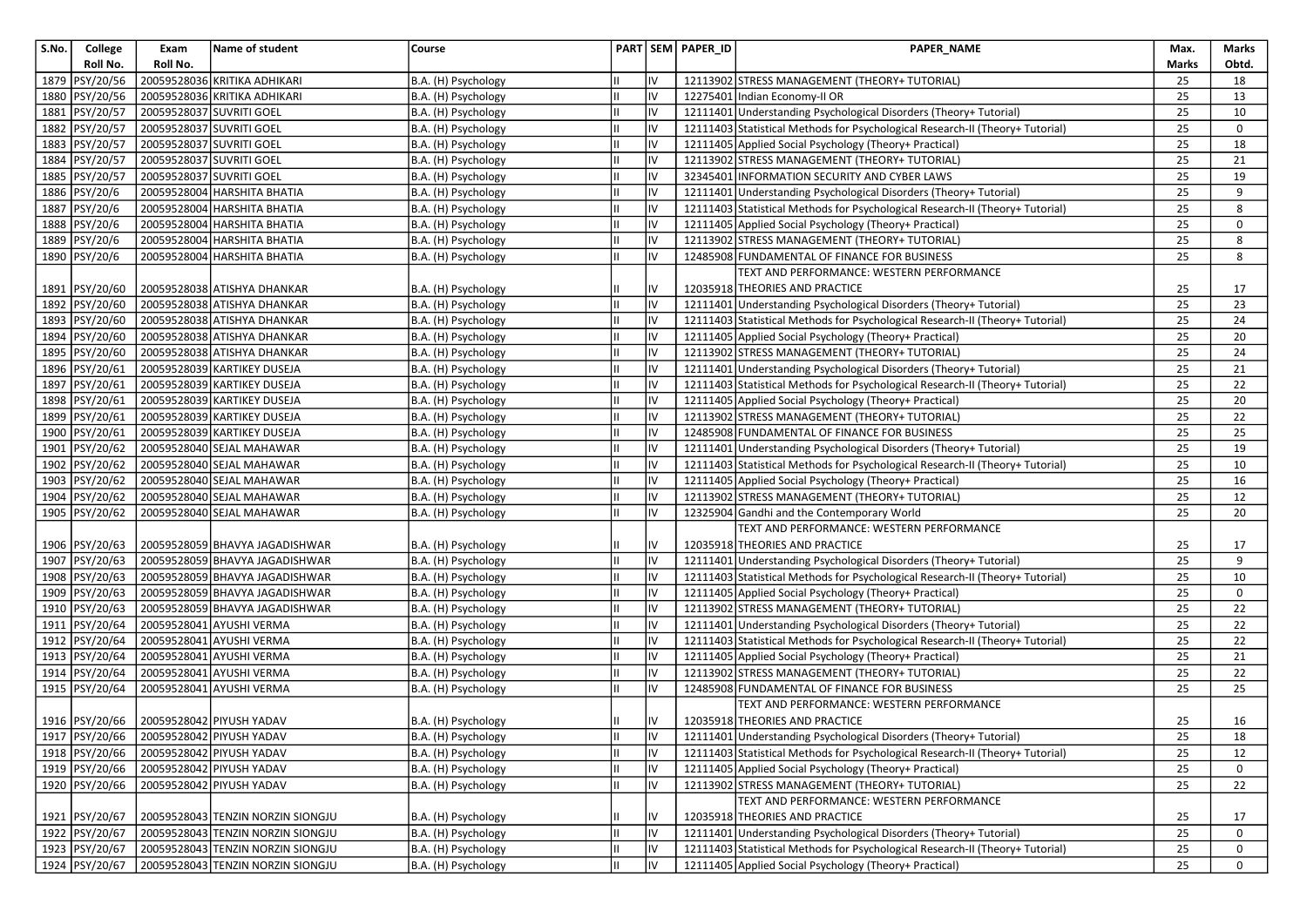| S.No. | College Roll No. | Exam Roll No. | Name of student | Course | PART | SEM | PAPER_ID | PAPER_NAME | Max. Marks | Marks Obtd. |
|---|---|---|---|---|---|---|---|---|---|---|
| 1879 | PSY/20/56 | 20059528036 | KRITIKA ADHIKARI | B.A. (H) Psychology | II | IV | 12113902 | STRESS MANAGEMENT (THEORY+ TUTORIAL) | 25 | 18 |
| 1880 | PSY/20/56 | 20059528036 | KRITIKA ADHIKARI | B.A. (H) Psychology | II | IV | 12275401 | Indian Economy-II OR | 25 | 13 |
| 1881 | PSY/20/57 | 20059528037 | SUVRITI GOEL | B.A. (H) Psychology | II | IV | 12111401 | Understanding Psychological Disorders (Theory+ Tutorial) | 25 | 10 |
| 1882 | PSY/20/57 | 20059528037 | SUVRITI GOEL | B.A. (H) Psychology | II | IV | 12111403 | Statistical Methods for Psychological Research-II (Theory+ Tutorial) | 25 | 0 |
| 1883 | PSY/20/57 | 20059528037 | SUVRITI GOEL | B.A. (H) Psychology | II | IV | 12111405 | Applied Social Psychology (Theory+ Practical) | 25 | 18 |
| 1884 | PSY/20/57 | 20059528037 | SUVRITI GOEL | B.A. (H) Psychology | II | IV | 12113902 | STRESS MANAGEMENT (THEORY+ TUTORIAL) | 25 | 21 |
| 1885 | PSY/20/57 | 20059528037 | SUVRITI GOEL | B.A. (H) Psychology | II | IV | 32345401 | INFORMATION SECURITY AND CYBER LAWS | 25 | 19 |
| 1886 | PSY/20/6 | 20059528004 | HARSHITA BHATIA | B.A. (H) Psychology | II | IV | 12111401 | Understanding Psychological Disorders (Theory+ Tutorial) | 25 | 9 |
| 1887 | PSY/20/6 | 20059528004 | HARSHITA BHATIA | B.A. (H) Psychology | II | IV | 12111403 | Statistical Methods for Psychological Research-II (Theory+ Tutorial) | 25 | 8 |
| 1888 | PSY/20/6 | 20059528004 | HARSHITA BHATIA | B.A. (H) Psychology | II | IV | 12111405 | Applied Social Psychology (Theory+ Practical) | 25 | 0 |
| 1889 | PSY/20/6 | 20059528004 | HARSHITA BHATIA | B.A. (H) Psychology | II | IV | 12113902 | STRESS MANAGEMENT (THEORY+ TUTORIAL) | 25 | 8 |
| 1890 | PSY/20/6 | 20059528004 | HARSHITA BHATIA | B.A. (H) Psychology | II | IV | 12485908 | FUNDAMENTAL OF FINANCE FOR BUSINESS | 25 | 8 |
| 1891 | PSY/20/60 | 20059528038 | ATISHYA DHANKAR | B.A. (H) Psychology | II | IV | 12035918 | TEXT AND PERFORMANCE: WESTERN PERFORMANCE THEORIES AND PRACTICE | 25 | 17 |
| 1892 | PSY/20/60 | 20059528038 | ATISHYA DHANKAR | B.A. (H) Psychology | II | IV | 12111401 | Understanding Psychological Disorders (Theory+ Tutorial) | 25 | 23 |
| 1893 | PSY/20/60 | 20059528038 | ATISHYA DHANKAR | B.A. (H) Psychology | II | IV | 12111403 | Statistical Methods for Psychological Research-II (Theory+ Tutorial) | 25 | 24 |
| 1894 | PSY/20/60 | 20059528038 | ATISHYA DHANKAR | B.A. (H) Psychology | II | IV | 12111405 | Applied Social Psychology (Theory+ Practical) | 25 | 20 |
| 1895 | PSY/20/60 | 20059528038 | ATISHYA DHANKAR | B.A. (H) Psychology | II | IV | 12113902 | STRESS MANAGEMENT (THEORY+ TUTORIAL) | 25 | 24 |
| 1896 | PSY/20/61 | 20059528039 | KARTIKEY DUSEJA | B.A. (H) Psychology | II | IV | 12111401 | Understanding Psychological Disorders (Theory+ Tutorial) | 25 | 21 |
| 1897 | PSY/20/61 | 20059528039 | KARTIKEY DUSEJA | B.A. (H) Psychology | II | IV | 12111403 | Statistical Methods for Psychological Research-II (Theory+ Tutorial) | 25 | 22 |
| 1898 | PSY/20/61 | 20059528039 | KARTIKEY DUSEJA | B.A. (H) Psychology | II | IV | 12111405 | Applied Social Psychology (Theory+ Practical) | 25 | 20 |
| 1899 | PSY/20/61 | 20059528039 | KARTIKEY DUSEJA | B.A. (H) Psychology | II | IV | 12113902 | STRESS MANAGEMENT (THEORY+ TUTORIAL) | 25 | 22 |
| 1900 | PSY/20/61 | 20059528039 | KARTIKEY DUSEJA | B.A. (H) Psychology | II | IV | 12485908 | FUNDAMENTAL OF FINANCE FOR BUSINESS | 25 | 25 |
| 1901 | PSY/20/62 | 20059528040 | SEJAL MAHAWAR | B.A. (H) Psychology | II | IV | 12111401 | Understanding Psychological Disorders (Theory+ Tutorial) | 25 | 19 |
| 1902 | PSY/20/62 | 20059528040 | SEJAL MAHAWAR | B.A. (H) Psychology | II | IV | 12111403 | Statistical Methods for Psychological Research-II (Theory+ Tutorial) | 25 | 10 |
| 1903 | PSY/20/62 | 20059528040 | SEJAL MAHAWAR | B.A. (H) Psychology | II | IV | 12111405 | Applied Social Psychology (Theory+ Practical) | 25 | 16 |
| 1904 | PSY/20/62 | 20059528040 | SEJAL MAHAWAR | B.A. (H) Psychology | II | IV | 12113902 | STRESS MANAGEMENT (THEORY+ TUTORIAL) | 25 | 12 |
| 1905 | PSY/20/62 | 20059528040 | SEJAL MAHAWAR | B.A. (H) Psychology | II | IV | 12325904 | Gandhi and the Contemporary World | 25 | 20 |
| 1906 | PSY/20/63 | 20059528059 | BHAVYA JAGADISHWAR | B.A. (H) Psychology | II | IV | 12035918 | TEXT AND PERFORMANCE: WESTERN PERFORMANCE THEORIES AND PRACTICE | 25 | 17 |
| 1907 | PSY/20/63 | 20059528059 | BHAVYA JAGADISHWAR | B.A. (H) Psychology | II | IV | 12111401 | Understanding Psychological Disorders (Theory+ Tutorial) | 25 | 9 |
| 1908 | PSY/20/63 | 20059528059 | BHAVYA JAGADISHWAR | B.A. (H) Psychology | II | IV | 12111403 | Statistical Methods for Psychological Research-II (Theory+ Tutorial) | 25 | 10 |
| 1909 | PSY/20/63 | 20059528059 | BHAVYA JAGADISHWAR | B.A. (H) Psychology | II | IV | 12111405 | Applied Social Psychology (Theory+ Practical) | 25 | 0 |
| 1910 | PSY/20/63 | 20059528059 | BHAVYA JAGADISHWAR | B.A. (H) Psychology | II | IV | 12113902 | STRESS MANAGEMENT (THEORY+ TUTORIAL) | 25 | 22 |
| 1911 | PSY/20/64 | 20059528041 | AYUSHI VERMA | B.A. (H) Psychology | II | IV | 12111401 | Understanding Psychological Disorders (Theory+ Tutorial) | 25 | 22 |
| 1912 | PSY/20/64 | 20059528041 | AYUSHI VERMA | B.A. (H) Psychology | II | IV | 12111403 | Statistical Methods for Psychological Research-II (Theory+ Tutorial) | 25 | 22 |
| 1913 | PSY/20/64 | 20059528041 | AYUSHI VERMA | B.A. (H) Psychology | II | IV | 12111405 | Applied Social Psychology (Theory+ Practical) | 25 | 21 |
| 1914 | PSY/20/64 | 20059528041 | AYUSHI VERMA | B.A. (H) Psychology | II | IV | 12113902 | STRESS MANAGEMENT (THEORY+ TUTORIAL) | 25 | 22 |
| 1915 | PSY/20/64 | 20059528041 | AYUSHI VERMA | B.A. (H) Psychology | II | IV | 12485908 | FUNDAMENTAL OF FINANCE FOR BUSINESS | 25 | 25 |
| 1916 | PSY/20/66 | 20059528042 | PIYUSH YADAV | B.A. (H) Psychology | II | IV | 12035918 | TEXT AND PERFORMANCE: WESTERN PERFORMANCE THEORIES AND PRACTICE | 25 | 16 |
| 1917 | PSY/20/66 | 20059528042 | PIYUSH YADAV | B.A. (H) Psychology | II | IV | 12111401 | Understanding Psychological Disorders (Theory+ Tutorial) | 25 | 18 |
| 1918 | PSY/20/66 | 20059528042 | PIYUSH YADAV | B.A. (H) Psychology | II | IV | 12111403 | Statistical Methods for Psychological Research-II (Theory+ Tutorial) | 25 | 12 |
| 1919 | PSY/20/66 | 20059528042 | PIYUSH YADAV | B.A. (H) Psychology | II | IV | 12111405 | Applied Social Psychology (Theory+ Practical) | 25 | 0 |
| 1920 | PSY/20/66 | 20059528042 | PIYUSH YADAV | B.A. (H) Psychology | II | IV | 12113902 | STRESS MANAGEMENT (THEORY+ TUTORIAL) | 25 | 22 |
| 1921 | PSY/20/67 | 20059528043 | TENZIN NORZIN SIONGJU | B.A. (H) Psychology | II | IV | 12035918 | TEXT AND PERFORMANCE: WESTERN PERFORMANCE THEORIES AND PRACTICE | 25 | 17 |
| 1922 | PSY/20/67 | 20059528043 | TENZIN NORZIN SIONGJU | B.A. (H) Psychology | II | IV | 12111401 | Understanding Psychological Disorders (Theory+ Tutorial) | 25 | 0 |
| 1923 | PSY/20/67 | 20059528043 | TENZIN NORZIN SIONGJU | B.A. (H) Psychology | II | IV | 12111403 | Statistical Methods for Psychological Research-II (Theory+ Tutorial) | 25 | 0 |
| 1924 | PSY/20/67 | 20059528043 | TENZIN NORZIN SIONGJU | B.A. (H) Psychology | II | IV | 12111405 | Applied Social Psychology (Theory+ Practical) | 25 | 0 |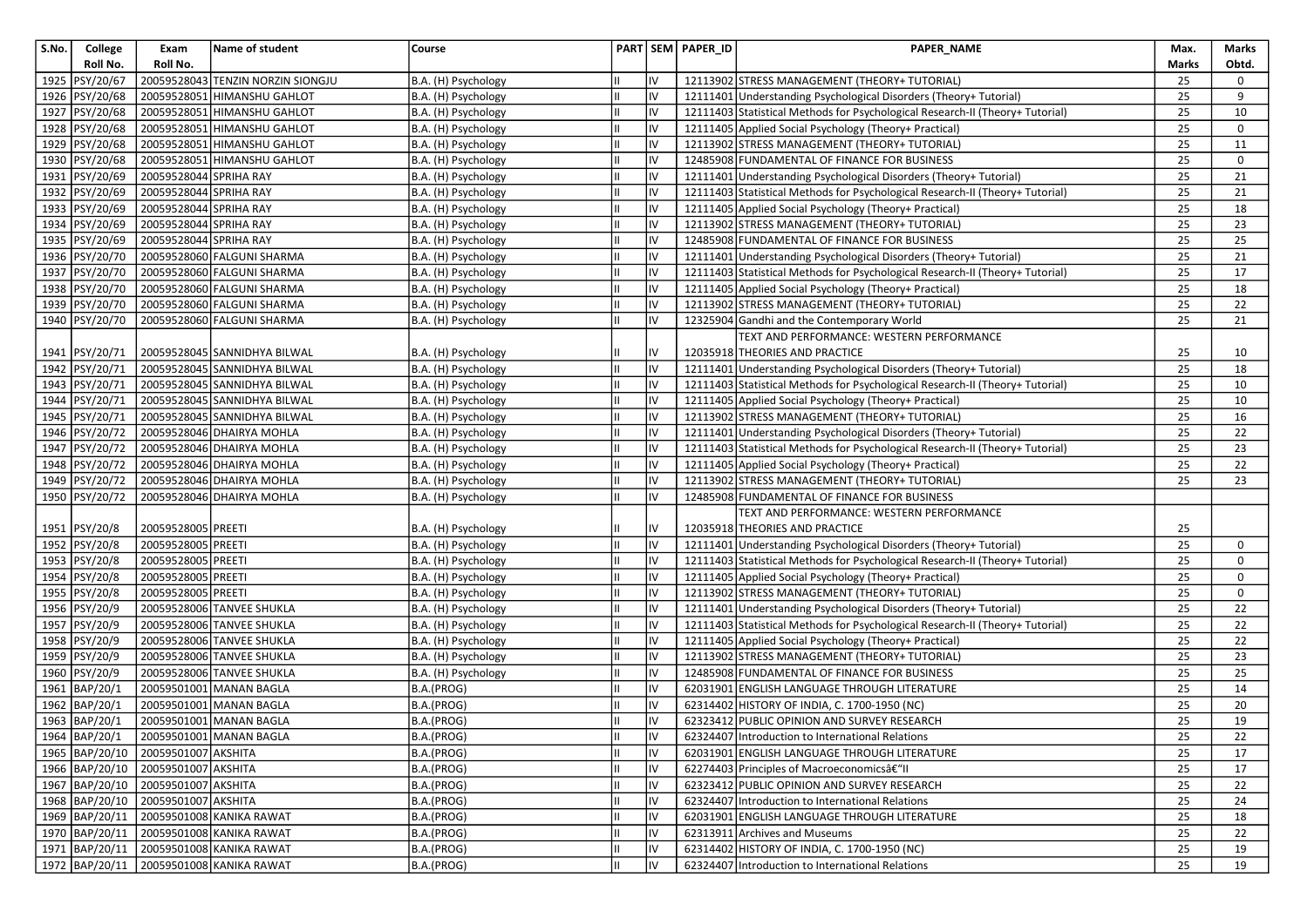| S.No. | College Roll No. | Exam Roll No. | Name of student | Course | PART | SEM | PAPER_ID | PAPER_NAME | Max. Marks | Marks Obtd. |
|---|---|---|---|---|---|---|---|---|---|---|
| 1925 | PSY/20/67 | 20059528043 | TENZIN NORZIN SIONGJU | B.A. (H) Psychology | II | IV | 12113902 | STRESS MANAGEMENT (THEORY+ TUTORIAL) | 25 | 0 |
| 1926 | PSY/20/68 | 20059528051 | HIMANSHU GAHLOT | B.A. (H) Psychology | II | IV | 12111401 | Understanding Psychological Disorders (Theory+ Tutorial) | 25 | 9 |
| 1927 | PSY/20/68 | 20059528051 | HIMANSHU GAHLOT | B.A. (H) Psychology | II | IV | 12111403 | Statistical Methods for Psychological Research-II (Theory+ Tutorial) | 25 | 10 |
| 1928 | PSY/20/68 | 20059528051 | HIMANSHU GAHLOT | B.A. (H) Psychology | II | IV | 12111405 | Applied Social Psychology (Theory+ Practical) | 25 | 0 |
| 1929 | PSY/20/68 | 20059528051 | HIMANSHU GAHLOT | B.A. (H) Psychology | II | IV | 12113902 | STRESS MANAGEMENT (THEORY+ TUTORIAL) | 25 | 11 |
| 1930 | PSY/20/68 | 20059528051 | HIMANSHU GAHLOT | B.A. (H) Psychology | II | IV | 12485908 | FUNDAMENTAL OF FINANCE FOR BUSINESS | 25 | 0 |
| 1931 | PSY/20/69 | 20059528044 | SPRIHA RAY | B.A. (H) Psychology | II | IV | 12111401 | Understanding Psychological Disorders (Theory+ Tutorial) | 25 | 21 |
| 1932 | PSY/20/69 | 20059528044 | SPRIHA RAY | B.A. (H) Psychology | II | IV | 12111403 | Statistical Methods for Psychological Research-II (Theory+ Tutorial) | 25 | 21 |
| 1933 | PSY/20/69 | 20059528044 | SPRIHA RAY | B.A. (H) Psychology | II | IV | 12111405 | Applied Social Psychology (Theory+ Practical) | 25 | 18 |
| 1934 | PSY/20/69 | 20059528044 | SPRIHA RAY | B.A. (H) Psychology | II | IV | 12113902 | STRESS MANAGEMENT (THEORY+ TUTORIAL) | 25 | 23 |
| 1935 | PSY/20/69 | 20059528044 | SPRIHA RAY | B.A. (H) Psychology | II | IV | 12485908 | FUNDAMENTAL OF FINANCE FOR BUSINESS | 25 | 25 |
| 1936 | PSY/20/70 | 20059528060 | FALGUNI SHARMA | B.A. (H) Psychology | II | IV | 12111401 | Understanding Psychological Disorders (Theory+ Tutorial) | 25 | 21 |
| 1937 | PSY/20/70 | 20059528060 | FALGUNI SHARMA | B.A. (H) Psychology | II | IV | 12111403 | Statistical Methods for Psychological Research-II (Theory+ Tutorial) | 25 | 17 |
| 1938 | PSY/20/70 | 20059528060 | FALGUNI SHARMA | B.A. (H) Psychology | II | IV | 12111405 | Applied Social Psychology (Theory+ Practical) | 25 | 18 |
| 1939 | PSY/20/70 | 20059528060 | FALGUNI SHARMA | B.A. (H) Psychology | II | IV | 12113902 | STRESS MANAGEMENT (THEORY+ TUTORIAL) | 25 | 22 |
| 1940 | PSY/20/70 | 20059528060 | FALGUNI SHARMA | B.A. (H) Psychology | II | IV | 12325904 | Gandhi and the Contemporary World | 25 | 21 |
| 1941 | PSY/20/71 | 20059528045 | SANNIDHYA BILWAL | B.A. (H) Psychology | II | IV | 12035918 | TEXT AND PERFORMANCE: WESTERN PERFORMANCE THEORIES AND PRACTICE | 25 | 10 |
| 1942 | PSY/20/71 | 20059528045 | SANNIDHYA BILWAL | B.A. (H) Psychology | II | IV | 12111401 | Understanding Psychological Disorders (Theory+ Tutorial) | 25 | 18 |
| 1943 | PSY/20/71 | 20059528045 | SANNIDHYA BILWAL | B.A. (H) Psychology | II | IV | 12111403 | Statistical Methods for Psychological Research-II (Theory+ Tutorial) | 25 | 10 |
| 1944 | PSY/20/71 | 20059528045 | SANNIDHYA BILWAL | B.A. (H) Psychology | II | IV | 12111405 | Applied Social Psychology (Theory+ Practical) | 25 | 10 |
| 1945 | PSY/20/71 | 20059528045 | SANNIDHYA BILWAL | B.A. (H) Psychology | II | IV | 12113902 | STRESS MANAGEMENT (THEORY+ TUTORIAL) | 25 | 16 |
| 1946 | PSY/20/72 | 20059528046 | DHAIRYA MOHLA | B.A. (H) Psychology | II | IV | 12111401 | Understanding Psychological Disorders (Theory+ Tutorial) | 25 | 22 |
| 1947 | PSY/20/72 | 20059528046 | DHAIRYA MOHLA | B.A. (H) Psychology | II | IV | 12111403 | Statistical Methods for Psychological Research-II (Theory+ Tutorial) | 25 | 23 |
| 1948 | PSY/20/72 | 20059528046 | DHAIRYA MOHLA | B.A. (H) Psychology | II | IV | 12111405 | Applied Social Psychology (Theory+ Practical) | 25 | 22 |
| 1949 | PSY/20/72 | 20059528046 | DHAIRYA MOHLA | B.A. (H) Psychology | II | IV | 12113902 | STRESS MANAGEMENT (THEORY+ TUTORIAL) | 25 | 23 |
| 1950 | PSY/20/72 | 20059528046 | DHAIRYA MOHLA | B.A. (H) Psychology | II | IV | 12485908 | FUNDAMENTAL OF FINANCE FOR BUSINESS | | |
| 1951 | PSY/20/8 | 20059528005 | PREETI | B.A. (H) Psychology | II | IV | 12035918 | TEXT AND PERFORMANCE: WESTERN PERFORMANCE THEORIES AND PRACTICE | 25 | |
| 1952 | PSY/20/8 | 20059528005 | PREETI | B.A. (H) Psychology | II | IV | 12111401 | Understanding Psychological Disorders (Theory+ Tutorial) | 25 | 0 |
| 1953 | PSY/20/8 | 20059528005 | PREETI | B.A. (H) Psychology | II | IV | 12111403 | Statistical Methods for Psychological Research-II (Theory+ Tutorial) | 25 | 0 |
| 1954 | PSY/20/8 | 20059528005 | PREETI | B.A. (H) Psychology | II | IV | 12111405 | Applied Social Psychology (Theory+ Practical) | 25 | 0 |
| 1955 | PSY/20/8 | 20059528005 | PREETI | B.A. (H) Psychology | II | IV | 12113902 | STRESS MANAGEMENT (THEORY+ TUTORIAL) | 25 | 0 |
| 1956 | PSY/20/9 | 20059528006 | TANVEE SHUKLA | B.A. (H) Psychology | II | IV | 12111401 | Understanding Psychological Disorders (Theory+ Tutorial) | 25 | 22 |
| 1957 | PSY/20/9 | 20059528006 | TANVEE SHUKLA | B.A. (H) Psychology | II | IV | 12111403 | Statistical Methods for Psychological Research-II (Theory+ Tutorial) | 25 | 22 |
| 1958 | PSY/20/9 | 20059528006 | TANVEE SHUKLA | B.A. (H) Psychology | II | IV | 12111405 | Applied Social Psychology (Theory+ Practical) | 25 | 22 |
| 1959 | PSY/20/9 | 20059528006 | TANVEE SHUKLA | B.A. (H) Psychology | II | IV | 12113902 | STRESS MANAGEMENT (THEORY+ TUTORIAL) | 25 | 23 |
| 1960 | PSY/20/9 | 20059528006 | TANVEE SHUKLA | B.A. (H) Psychology | II | IV | 12485908 | FUNDAMENTAL OF FINANCE FOR BUSINESS | 25 | 25 |
| 1961 | BAP/20/1 | 20059501001 | MANAN BAGLA | B.A.(PROG) | II | IV | 62031901 | ENGLISH LANGUAGE THROUGH LITERATURE | 25 | 14 |
| 1962 | BAP/20/1 | 20059501001 | MANAN BAGLA | B.A.(PROG) | II | IV | 62314402 | HISTORY OF INDIA, C. 1700-1950 (NC) | 25 | 20 |
| 1963 | BAP/20/1 | 20059501001 | MANAN BAGLA | B.A.(PROG) | II | IV | 62323412 | PUBLIC OPINION AND SURVEY RESEARCH | 25 | 19 |
| 1964 | BAP/20/1 | 20059501001 | MANAN BAGLA | B.A.(PROG) | II | IV | 62324407 | Introduction to International Relations | 25 | 22 |
| 1965 | BAP/20/10 | 20059501007 | AKSHITA | B.A.(PROG) | II | IV | 62031901 | ENGLISH LANGUAGE THROUGH LITERATURE | 25 | 17 |
| 1966 | BAP/20/10 | 20059501007 | AKSHITA | B.A.(PROG) | II | IV | 62274403 | Principles of Macroeconomicsâ€"II | 25 | 17 |
| 1967 | BAP/20/10 | 20059501007 | AKSHITA | B.A.(PROG) | II | IV | 62323412 | PUBLIC OPINION AND SURVEY RESEARCH | 25 | 22 |
| 1968 | BAP/20/10 | 20059501007 | AKSHITA | B.A.(PROG) | II | IV | 62324407 | Introduction to International Relations | 25 | 24 |
| 1969 | BAP/20/11 | 20059501008 | KANIKA RAWAT | B.A.(PROG) | II | IV | 62031901 | ENGLISH LANGUAGE THROUGH LITERATURE | 25 | 18 |
| 1970 | BAP/20/11 | 20059501008 | KANIKA RAWAT | B.A.(PROG) | II | IV | 62313911 | Archives and Museums | 25 | 22 |
| 1971 | BAP/20/11 | 20059501008 | KANIKA RAWAT | B.A.(PROG) | II | IV | 62314402 | HISTORY OF INDIA, C. 1700-1950 (NC) | 25 | 19 |
| 1972 | BAP/20/11 | 20059501008 | KANIKA RAWAT | B.A.(PROG) | II | IV | 62324407 | Introduction to International Relations | 25 | 19 |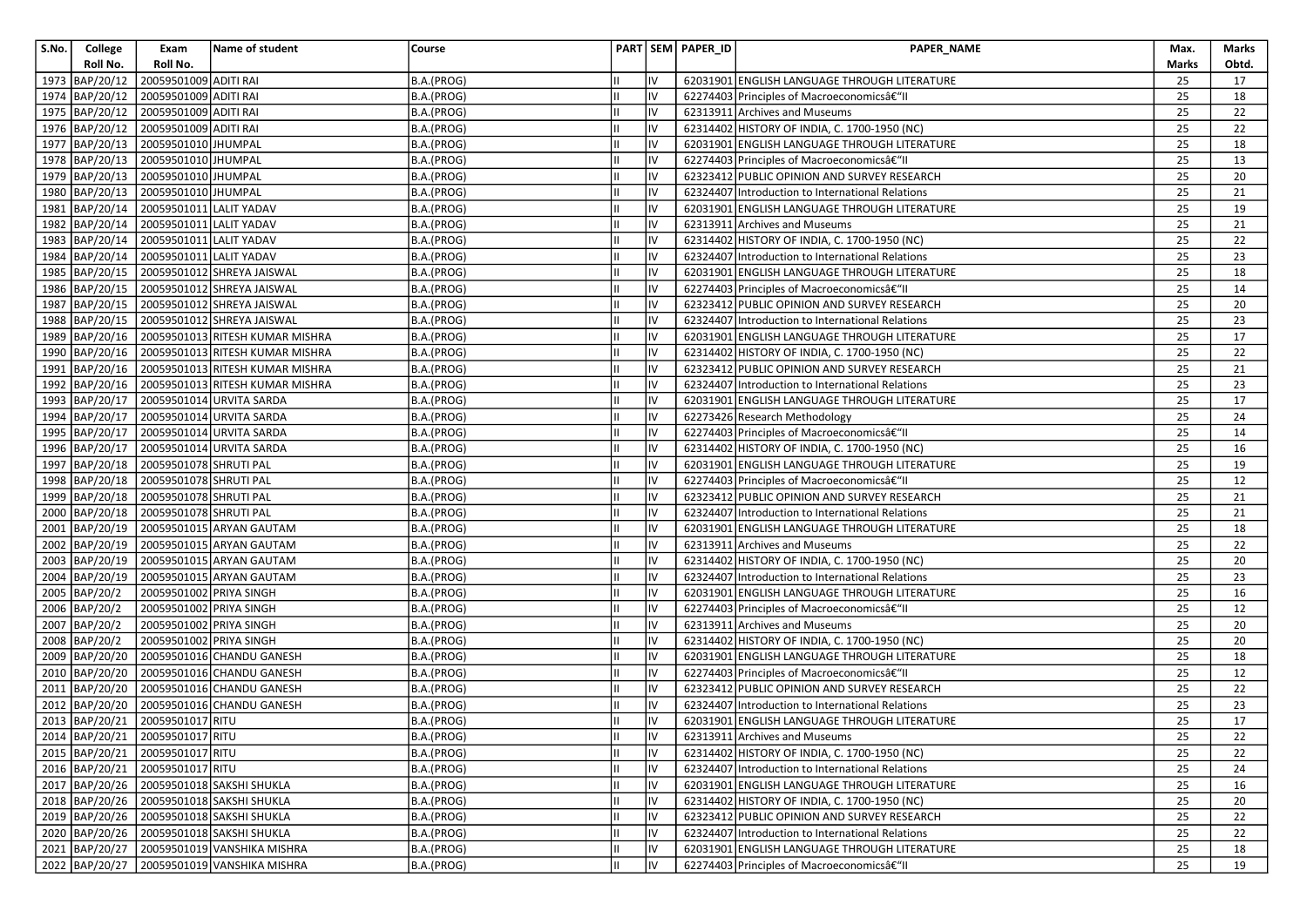| S.No. | College Roll No. | Exam Roll No. | Name of student | Course | PART | SEM | PAPER_ID | PAPER_NAME | Max. Marks | Marks Obtd. |
|---|---|---|---|---|---|---|---|---|---|---|
| 1973 | BAP/20/12 | 20059501009 | ADITI RAI | B.A.(PROG) | II | IV | 62031901 | ENGLISH LANGUAGE THROUGH LITERATURE | 25 | 17 |
| 1974 | BAP/20/12 | 20059501009 | ADITI RAI | B.A.(PROG) | II | IV | 62274403 | Principles of Macroeconomicsâ€"II | 25 | 18 |
| 1975 | BAP/20/12 | 20059501009 | ADITI RAI | B.A.(PROG) | II | IV | 62313911 | Archives and Museums | 25 | 22 |
| 1976 | BAP/20/12 | 20059501009 | ADITI RAI | B.A.(PROG) | II | IV | 62314402 | HISTORY OF INDIA, C. 1700-1950 (NC) | 25 | 22 |
| 1977 | BAP/20/13 | 20059501010 | JHUMPAL | B.A.(PROG) | II | IV | 62031901 | ENGLISH LANGUAGE THROUGH LITERATURE | 25 | 18 |
| 1978 | BAP/20/13 | 20059501010 | JHUMPAL | B.A.(PROG) | II | IV | 62274403 | Principles of Macroeconomicsâ€"II | 25 | 13 |
| 1979 | BAP/20/13 | 20059501010 | JHUMPAL | B.A.(PROG) | II | IV | 62323412 | PUBLIC OPINION AND SURVEY RESEARCH | 25 | 20 |
| 1980 | BAP/20/13 | 20059501010 | JHUMPAL | B.A.(PROG) | II | IV | 62324407 | Introduction to International Relations | 25 | 21 |
| 1981 | BAP/20/14 | 20059501011 | LALIT YADAV | B.A.(PROG) | II | IV | 62031901 | ENGLISH LANGUAGE THROUGH LITERATURE | 25 | 19 |
| 1982 | BAP/20/14 | 20059501011 | LALIT YADAV | B.A.(PROG) | II | IV | 62313911 | Archives and Museums | 25 | 21 |
| 1983 | BAP/20/14 | 20059501011 | LALIT YADAV | B.A.(PROG) | II | IV | 62314402 | HISTORY OF INDIA, C. 1700-1950 (NC) | 25 | 22 |
| 1984 | BAP/20/14 | 20059501011 | LALIT YADAV | B.A.(PROG) | II | IV | 62324407 | Introduction to International Relations | 25 | 23 |
| 1985 | BAP/20/15 | 20059501012 | SHREYA JAISWAL | B.A.(PROG) | II | IV | 62031901 | ENGLISH LANGUAGE THROUGH LITERATURE | 25 | 18 |
| 1986 | BAP/20/15 | 20059501012 | SHREYA JAISWAL | B.A.(PROG) | II | IV | 62274403 | Principles of Macroeconomicsâ€"II | 25 | 14 |
| 1987 | BAP/20/15 | 20059501012 | SHREYA JAISWAL | B.A.(PROG) | II | IV | 62323412 | PUBLIC OPINION AND SURVEY RESEARCH | 25 | 20 |
| 1988 | BAP/20/15 | 20059501012 | SHREYA JAISWAL | B.A.(PROG) | II | IV | 62324407 | Introduction to International Relations | 25 | 23 |
| 1989 | BAP/20/16 | 20059501013 | RITESH KUMAR MISHRA | B.A.(PROG) | II | IV | 62031901 | ENGLISH LANGUAGE THROUGH LITERATURE | 25 | 17 |
| 1990 | BAP/20/16 | 20059501013 | RITESH KUMAR MISHRA | B.A.(PROG) | II | IV | 62314402 | HISTORY OF INDIA, C. 1700-1950 (NC) | 25 | 22 |
| 1991 | BAP/20/16 | 20059501013 | RITESH KUMAR MISHRA | B.A.(PROG) | II | IV | 62323412 | PUBLIC OPINION AND SURVEY RESEARCH | 25 | 21 |
| 1992 | BAP/20/16 | 20059501013 | RITESH KUMAR MISHRA | B.A.(PROG) | II | IV | 62324407 | Introduction to International Relations | 25 | 23 |
| 1993 | BAP/20/17 | 20059501014 | URVITA SARDA | B.A.(PROG) | II | IV | 62031901 | ENGLISH LANGUAGE THROUGH LITERATURE | 25 | 17 |
| 1994 | BAP/20/17 | 20059501014 | URVITA SARDA | B.A.(PROG) | II | IV | 62273426 | Research Methodology | 25 | 24 |
| 1995 | BAP/20/17 | 20059501014 | URVITA SARDA | B.A.(PROG) | II | IV | 62274403 | Principles of Macroeconomicsâ€"II | 25 | 14 |
| 1996 | BAP/20/17 | 20059501014 | URVITA SARDA | B.A.(PROG) | II | IV | 62314402 | HISTORY OF INDIA, C. 1700-1950 (NC) | 25 | 16 |
| 1997 | BAP/20/18 | 20059501078 | SHRUTI PAL | B.A.(PROG) | II | IV | 62031901 | ENGLISH LANGUAGE THROUGH LITERATURE | 25 | 19 |
| 1998 | BAP/20/18 | 20059501078 | SHRUTI PAL | B.A.(PROG) | II | IV | 62274403 | Principles of Macroeconomicsâ€"II | 25 | 12 |
| 1999 | BAP/20/18 | 20059501078 | SHRUTI PAL | B.A.(PROG) | II | IV | 62323412 | PUBLIC OPINION AND SURVEY RESEARCH | 25 | 21 |
| 2000 | BAP/20/18 | 20059501078 | SHRUTI PAL | B.A.(PROG) | II | IV | 62324407 | Introduction to International Relations | 25 | 21 |
| 2001 | BAP/20/19 | 20059501015 | ARYAN GAUTAM | B.A.(PROG) | II | IV | 62031901 | ENGLISH LANGUAGE THROUGH LITERATURE | 25 | 18 |
| 2002 | BAP/20/19 | 20059501015 | ARYAN GAUTAM | B.A.(PROG) | II | IV | 62313911 | Archives and Museums | 25 | 22 |
| 2003 | BAP/20/19 | 20059501015 | ARYAN GAUTAM | B.A.(PROG) | II | IV | 62314402 | HISTORY OF INDIA, C. 1700-1950 (NC) | 25 | 20 |
| 2004 | BAP/20/19 | 20059501015 | ARYAN GAUTAM | B.A.(PROG) | II | IV | 62324407 | Introduction to International Relations | 25 | 23 |
| 2005 | BAP/20/2 | 20059501002 | PRIYA SINGH | B.A.(PROG) | II | IV | 62031901 | ENGLISH LANGUAGE THROUGH LITERATURE | 25 | 16 |
| 2006 | BAP/20/2 | 20059501002 | PRIYA SINGH | B.A.(PROG) | II | IV | 62274403 | Principles of Macroeconomicsâ€"II | 25 | 12 |
| 2007 | BAP/20/2 | 20059501002 | PRIYA SINGH | B.A.(PROG) | II | IV | 62313911 | Archives and Museums | 25 | 20 |
| 2008 | BAP/20/2 | 20059501002 | PRIYA SINGH | B.A.(PROG) | II | IV | 62314402 | HISTORY OF INDIA, C. 1700-1950 (NC) | 25 | 20 |
| 2009 | BAP/20/20 | 20059501016 | CHANDU GANESH | B.A.(PROG) | II | IV | 62031901 | ENGLISH LANGUAGE THROUGH LITERATURE | 25 | 18 |
| 2010 | BAP/20/20 | 20059501016 | CHANDU GANESH | B.A.(PROG) | II | IV | 62274403 | Principles of Macroeconomicsâ€"II | 25 | 12 |
| 2011 | BAP/20/20 | 20059501016 | CHANDU GANESH | B.A.(PROG) | II | IV | 62323412 | PUBLIC OPINION AND SURVEY RESEARCH | 25 | 22 |
| 2012 | BAP/20/20 | 20059501016 | CHANDU GANESH | B.A.(PROG) | II | IV | 62324407 | Introduction to International Relations | 25 | 23 |
| 2013 | BAP/20/21 | 20059501017 | RITU | B.A.(PROG) | II | IV | 62031901 | ENGLISH LANGUAGE THROUGH LITERATURE | 25 | 17 |
| 2014 | BAP/20/21 | 20059501017 | RITU | B.A.(PROG) | II | IV | 62313911 | Archives and Museums | 25 | 22 |
| 2015 | BAP/20/21 | 20059501017 | RITU | B.A.(PROG) | II | IV | 62314402 | HISTORY OF INDIA, C. 1700-1950 (NC) | 25 | 22 |
| 2016 | BAP/20/21 | 20059501017 | RITU | B.A.(PROG) | II | IV | 62324407 | Introduction to International Relations | 25 | 24 |
| 2017 | BAP/20/26 | 20059501018 | SAKSHI SHUKLA | B.A.(PROG) | II | IV | 62031901 | ENGLISH LANGUAGE THROUGH LITERATURE | 25 | 16 |
| 2018 | BAP/20/26 | 20059501018 | SAKSHI SHUKLA | B.A.(PROG) | II | IV | 62314402 | HISTORY OF INDIA, C. 1700-1950 (NC) | 25 | 20 |
| 2019 | BAP/20/26 | 20059501018 | SAKSHI SHUKLA | B.A.(PROG) | II | IV | 62323412 | PUBLIC OPINION AND SURVEY RESEARCH | 25 | 22 |
| 2020 | BAP/20/26 | 20059501018 | SAKSHI SHUKLA | B.A.(PROG) | II | IV | 62324407 | Introduction to International Relations | 25 | 22 |
| 2021 | BAP/20/27 | 20059501019 | VANSHIKA MISHRA | B.A.(PROG) | II | IV | 62031901 | ENGLISH LANGUAGE THROUGH LITERATURE | 25 | 18 |
| 2022 | BAP/20/27 | 20059501019 | VANSHIKA MISHRA | B.A.(PROG) | II | IV | 62274403 | Principles of Macroeconomicsâ€"II | 25 | 19 |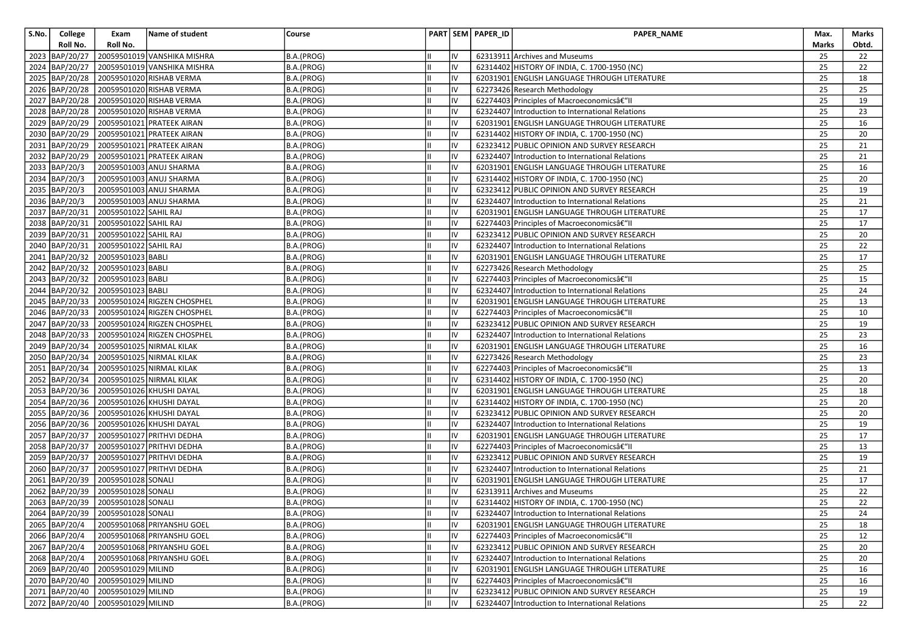| S.No. | College Roll No. | Exam Roll No. | Name of student | Course | PART | SEM | PAPER_ID | PAPER_NAME | Max. Marks | Marks Obtd. |
|---|---|---|---|---|---|---|---|---|---|---|
| 2023 | BAP/20/27 | 20059501019 | VANSHIKA MISHRA | B.A.(PROG) | II | IV | 62313911 | Archives and Museums | 25 | 22 |
| 2024 | BAP/20/27 | 20059501019 | VANSHIKA MISHRA | B.A.(PROG) | II | IV | 62314402 | HISTORY OF INDIA, C. 1700-1950 (NC) | 25 | 22 |
| 2025 | BAP/20/28 | 20059501020 | RISHAB VERMA | B.A.(PROG) | II | IV | 62031901 | ENGLISH LANGUAGE THROUGH LITERATURE | 25 | 18 |
| 2026 | BAP/20/28 | 20059501020 | RISHAB VERMA | B.A.(PROG) | II | IV | 62273426 | Research Methodology | 25 | 25 |
| 2027 | BAP/20/28 | 20059501020 | RISHAB VERMA | B.A.(PROG) | II | IV | 62274403 | Principles of Macroeconomicsâ€"II | 25 | 19 |
| 2028 | BAP/20/28 | 20059501020 | RISHAB VERMA | B.A.(PROG) | II | IV | 62324407 | Introduction to International Relations | 25 | 23 |
| 2029 | BAP/20/29 | 20059501021 | PRATEEK AIRAN | B.A.(PROG) | II | IV | 62031901 | ENGLISH LANGUAGE THROUGH LITERATURE | 25 | 16 |
| 2030 | BAP/20/29 | 20059501021 | PRATEEK AIRAN | B.A.(PROG) | II | IV | 62314402 | HISTORY OF INDIA, C. 1700-1950 (NC) | 25 | 20 |
| 2031 | BAP/20/29 | 20059501021 | PRATEEK AIRAN | B.A.(PROG) | II | IV | 62323412 | PUBLIC OPINION AND SURVEY RESEARCH | 25 | 21 |
| 2032 | BAP/20/29 | 20059501021 | PRATEEK AIRAN | B.A.(PROG) | II | IV | 62324407 | Introduction to International Relations | 25 | 21 |
| 2033 | BAP/20/3 | 20059501003 | ANUJ SHARMA | B.A.(PROG) | II | IV | 62031901 | ENGLISH LANGUAGE THROUGH LITERATURE | 25 | 16 |
| 2034 | BAP/20/3 | 20059501003 | ANUJ SHARMA | B.A.(PROG) | II | IV | 62314402 | HISTORY OF INDIA, C. 1700-1950 (NC) | 25 | 20 |
| 2035 | BAP/20/3 | 20059501003 | ANUJ SHARMA | B.A.(PROG) | II | IV | 62323412 | PUBLIC OPINION AND SURVEY RESEARCH | 25 | 19 |
| 2036 | BAP/20/3 | 20059501003 | ANUJ SHARMA | B.A.(PROG) | II | IV | 62324407 | Introduction to International Relations | 25 | 21 |
| 2037 | BAP/20/31 | 20059501022 | SAHIL RAJ | B.A.(PROG) | II | IV | 62031901 | ENGLISH LANGUAGE THROUGH LITERATURE | 25 | 17 |
| 2038 | BAP/20/31 | 20059501022 | SAHIL RAJ | B.A.(PROG) | II | IV | 62274403 | Principles of Macroeconomicsâ€"II | 25 | 17 |
| 2039 | BAP/20/31 | 20059501022 | SAHIL RAJ | B.A.(PROG) | II | IV | 62323412 | PUBLIC OPINION AND SURVEY RESEARCH | 25 | 20 |
| 2040 | BAP/20/31 | 20059501022 | SAHIL RAJ | B.A.(PROG) | II | IV | 62324407 | Introduction to International Relations | 25 | 22 |
| 2041 | BAP/20/32 | 20059501023 | BABLI | B.A.(PROG) | II | IV | 62031901 | ENGLISH LANGUAGE THROUGH LITERATURE | 25 | 17 |
| 2042 | BAP/20/32 | 20059501023 | BABLI | B.A.(PROG) | II | IV | 62273426 | Research Methodology | 25 | 25 |
| 2043 | BAP/20/32 | 20059501023 | BABLI | B.A.(PROG) | II | IV | 62274403 | Principles of Macroeconomicsâ€"II | 25 | 15 |
| 2044 | BAP/20/32 | 20059501023 | BABLI | B.A.(PROG) | II | IV | 62324407 | Introduction to International Relations | 25 | 24 |
| 2045 | BAP/20/33 | 20059501024 | RIGZEN CHOSPHEL | B.A.(PROG) | II | IV | 62031901 | ENGLISH LANGUAGE THROUGH LITERATURE | 25 | 13 |
| 2046 | BAP/20/33 | 20059501024 | RIGZEN CHOSPHEL | B.A.(PROG) | II | IV | 62274403 | Principles of Macroeconomicsâ€"II | 25 | 10 |
| 2047 | BAP/20/33 | 20059501024 | RIGZEN CHOSPHEL | B.A.(PROG) | II | IV | 62323412 | PUBLIC OPINION AND SURVEY RESEARCH | 25 | 19 |
| 2048 | BAP/20/33 | 20059501024 | RIGZEN CHOSPHEL | B.A.(PROG) | II | IV | 62324407 | Introduction to International Relations | 25 | 23 |
| 2049 | BAP/20/34 | 20059501025 | NIRMAL KILAK | B.A.(PROG) | II | IV | 62031901 | ENGLISH LANGUAGE THROUGH LITERATURE | 25 | 16 |
| 2050 | BAP/20/34 | 20059501025 | NIRMAL KILAK | B.A.(PROG) | II | IV | 62273426 | Research Methodology | 25 | 23 |
| 2051 | BAP/20/34 | 20059501025 | NIRMAL KILAK | B.A.(PROG) | II | IV | 62274403 | Principles of Macroeconomicsâ€"II | 25 | 13 |
| 2052 | BAP/20/34 | 20059501025 | NIRMAL KILAK | B.A.(PROG) | II | IV | 62314402 | HISTORY OF INDIA, C. 1700-1950 (NC) | 25 | 20 |
| 2053 | BAP/20/36 | 20059501026 | KHUSHI DAYAL | B.A.(PROG) | II | IV | 62031901 | ENGLISH LANGUAGE THROUGH LITERATURE | 25 | 18 |
| 2054 | BAP/20/36 | 20059501026 | KHUSHI DAYAL | B.A.(PROG) | II | IV | 62314402 | HISTORY OF INDIA, C. 1700-1950 (NC) | 25 | 20 |
| 2055 | BAP/20/36 | 20059501026 | KHUSHI DAYAL | B.A.(PROG) | II | IV | 62323412 | PUBLIC OPINION AND SURVEY RESEARCH | 25 | 20 |
| 2056 | BAP/20/36 | 20059501026 | KHUSHI DAYAL | B.A.(PROG) | II | IV | 62324407 | Introduction to International Relations | 25 | 19 |
| 2057 | BAP/20/37 | 20059501027 | PRITHVI DEDHA | B.A.(PROG) | II | IV | 62031901 | ENGLISH LANGUAGE THROUGH LITERATURE | 25 | 17 |
| 2058 | BAP/20/37 | 20059501027 | PRITHVI DEDHA | B.A.(PROG) | II | IV | 62274403 | Principles of Macroeconomicsâ€"II | 25 | 13 |
| 2059 | BAP/20/37 | 20059501027 | PRITHVI DEDHA | B.A.(PROG) | II | IV | 62323412 | PUBLIC OPINION AND SURVEY RESEARCH | 25 | 19 |
| 2060 | BAP/20/37 | 20059501027 | PRITHVI DEDHA | B.A.(PROG) | II | IV | 62324407 | Introduction to International Relations | 25 | 21 |
| 2061 | BAP/20/39 | 20059501028 | SONALI | B.A.(PROG) | II | IV | 62031901 | ENGLISH LANGUAGE THROUGH LITERATURE | 25 | 17 |
| 2062 | BAP/20/39 | 20059501028 | SONALI | B.A.(PROG) | II | IV | 62313911 | Archives and Museums | 25 | 22 |
| 2063 | BAP/20/39 | 20059501028 | SONALI | B.A.(PROG) | II | IV | 62314402 | HISTORY OF INDIA, C. 1700-1950 (NC) | 25 | 22 |
| 2064 | BAP/20/39 | 20059501028 | SONALI | B.A.(PROG) | II | IV | 62324407 | Introduction to International Relations | 25 | 24 |
| 2065 | BAP/20/4 | 20059501068 | PRIYANSHU GOEL | B.A.(PROG) | II | IV | 62031901 | ENGLISH LANGUAGE THROUGH LITERATURE | 25 | 18 |
| 2066 | BAP/20/4 | 20059501068 | PRIYANSHU GOEL | B.A.(PROG) | II | IV | 62274403 | Principles of Macroeconomicsâ€"II | 25 | 12 |
| 2067 | BAP/20/4 | 20059501068 | PRIYANSHU GOEL | B.A.(PROG) | II | IV | 62323412 | PUBLIC OPINION AND SURVEY RESEARCH | 25 | 20 |
| 2068 | BAP/20/4 | 20059501068 | PRIYANSHU GOEL | B.A.(PROG) | II | IV | 62324407 | Introduction to International Relations | 25 | 20 |
| 2069 | BAP/20/40 | 20059501029 | MILIND | B.A.(PROG) | II | IV | 62031901 | ENGLISH LANGUAGE THROUGH LITERATURE | 25 | 16 |
| 2070 | BAP/20/40 | 20059501029 | MILIND | B.A.(PROG) | II | IV | 62274403 | Principles of Macroeconomicsâ€"II | 25 | 16 |
| 2071 | BAP/20/40 | 20059501029 | MILIND | B.A.(PROG) | II | IV | 62323412 | PUBLIC OPINION AND SURVEY RESEARCH | 25 | 19 |
| 2072 | BAP/20/40 | 20059501029 | MILIND | B.A.(PROG) | II | IV | 62324407 | Introduction to International Relations | 25 | 22 |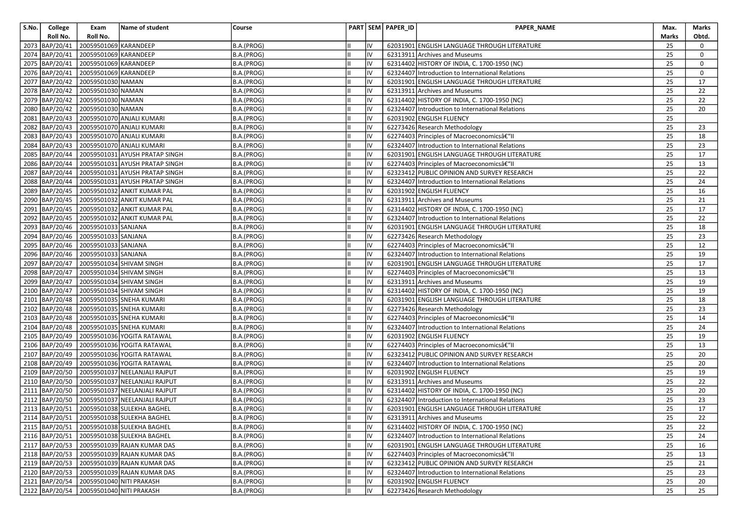| S.No. | College Roll No. | Exam Roll No. | Name of student | Course | PART | SEM | PAPER_ID | PAPER_NAME | Max. Marks | Marks Obtd. |
|---|---|---|---|---|---|---|---|---|---|---|
| 2073 | BAP/20/41 | 20059501069 | KARANDEEP | B.A.(PROG) | II | IV | 62031901 | ENGLISH LANGUAGE THROUGH LITERATURE | 25 | 0 |
| 2074 | BAP/20/41 | 20059501069 | KARANDEEP | B.A.(PROG) | II | IV | 62313911 | Archives and Museums | 25 | 0 |
| 2075 | BAP/20/41 | 20059501069 | KARANDEEP | B.A.(PROG) | II | IV | 62314402 | HISTORY OF INDIA, C. 1700-1950 (NC) | 25 | 0 |
| 2076 | BAP/20/41 | 20059501069 | KARANDEEP | B.A.(PROG) | II | IV | 62324407 | Introduction to International Relations | 25 | 0 |
| 2077 | BAP/20/42 | 20059501030 | NAMAN | B.A.(PROG) | II | IV | 62031901 | ENGLISH LANGUAGE THROUGH LITERATURE | 25 | 17 |
| 2078 | BAP/20/42 | 20059501030 | NAMAN | B.A.(PROG) | II | IV | 62313911 | Archives and Museums | 25 | 22 |
| 2079 | BAP/20/42 | 20059501030 | NAMAN | B.A.(PROG) | II | IV | 62314402 | HISTORY OF INDIA, C. 1700-1950 (NC) | 25 | 22 |
| 2080 | BAP/20/42 | 20059501030 | NAMAN | B.A.(PROG) | II | IV | 62324407 | Introduction to International Relations | 25 | 20 |
| 2081 | BAP/20/43 | 20059501070 | ANJALI KUMARI | B.A.(PROG) | II | IV | 62031902 | ENGLISH FLUENCY | 25 | |
| 2082 | BAP/20/43 | 20059501070 | ANJALI KUMARI | B.A.(PROG) | II | IV | 62273426 | Research Methodology | 25 | 23 |
| 2083 | BAP/20/43 | 20059501070 | ANJALI KUMARI | B.A.(PROG) | II | IV | 62274403 | Principles of Macroeconomicsâ€"II | 25 | 18 |
| 2084 | BAP/20/43 | 20059501070 | ANJALI KUMARI | B.A.(PROG) | II | IV | 62324407 | Introduction to International Relations | 25 | 23 |
| 2085 | BAP/20/44 | 20059501031 | AYUSH PRATAP SINGH | B.A.(PROG) | II | IV | 62031901 | ENGLISH LANGUAGE THROUGH LITERATURE | 25 | 17 |
| 2086 | BAP/20/44 | 20059501031 | AYUSH PRATAP SINGH | B.A.(PROG) | II | IV | 62274403 | Principles of Macroeconomicsâ€"II | 25 | 13 |
| 2087 | BAP/20/44 | 20059501031 | AYUSH PRATAP SINGH | B.A.(PROG) | II | IV | 62323412 | PUBLIC OPINION AND SURVEY RESEARCH | 25 | 22 |
| 2088 | BAP/20/44 | 20059501031 | AYUSH PRATAP SINGH | B.A.(PROG) | II | IV | 62324407 | Introduction to International Relations | 25 | 24 |
| 2089 | BAP/20/45 | 20059501032 | ANKIT KUMAR PAL | B.A.(PROG) | II | IV | 62031902 | ENGLISH FLUENCY | 25 | 16 |
| 2090 | BAP/20/45 | 20059501032 | ANKIT KUMAR PAL | B.A.(PROG) | II | IV | 62313911 | Archives and Museums | 25 | 21 |
| 2091 | BAP/20/45 | 20059501032 | ANKIT KUMAR PAL | B.A.(PROG) | II | IV | 62314402 | HISTORY OF INDIA, C. 1700-1950 (NC) | 25 | 17 |
| 2092 | BAP/20/45 | 20059501032 | ANKIT KUMAR PAL | B.A.(PROG) | II | IV | 62324407 | Introduction to International Relations | 25 | 22 |
| 2093 | BAP/20/46 | 20059501033 | SANJANA | B.A.(PROG) | II | IV | 62031901 | ENGLISH LANGUAGE THROUGH LITERATURE | 25 | 18 |
| 2094 | BAP/20/46 | 20059501033 | SANJANA | B.A.(PROG) | II | IV | 62273426 | Research Methodology | 25 | 23 |
| 2095 | BAP/20/46 | 20059501033 | SANJANA | B.A.(PROG) | II | IV | 62274403 | Principles of Macroeconomicsâ€"II | 25 | 12 |
| 2096 | BAP/20/46 | 20059501033 | SANJANA | B.A.(PROG) | II | IV | 62324407 | Introduction to International Relations | 25 | 19 |
| 2097 | BAP/20/47 | 20059501034 | SHIVAM SINGH | B.A.(PROG) | II | IV | 62031901 | ENGLISH LANGUAGE THROUGH LITERATURE | 25 | 17 |
| 2098 | BAP/20/47 | 20059501034 | SHIVAM SINGH | B.A.(PROG) | II | IV | 62274403 | Principles of Macroeconomicsâ€"II | 25 | 13 |
| 2099 | BAP/20/47 | 20059501034 | SHIVAM SINGH | B.A.(PROG) | II | IV | 62313911 | Archives and Museums | 25 | 19 |
| 2100 | BAP/20/47 | 20059501034 | SHIVAM SINGH | B.A.(PROG) | II | IV | 62314402 | HISTORY OF INDIA, C. 1700-1950 (NC) | 25 | 19 |
| 2101 | BAP/20/48 | 20059501035 | SNEHA KUMARI | B.A.(PROG) | II | IV | 62031901 | ENGLISH LANGUAGE THROUGH LITERATURE | 25 | 18 |
| 2102 | BAP/20/48 | 20059501035 | SNEHA KUMARI | B.A.(PROG) | II | IV | 62273426 | Research Methodology | 25 | 23 |
| 2103 | BAP/20/48 | 20059501035 | SNEHA KUMARI | B.A.(PROG) | II | IV | 62274403 | Principles of Macroeconomicsâ€"II | 25 | 14 |
| 2104 | BAP/20/48 | 20059501035 | SNEHA KUMARI | B.A.(PROG) | II | IV | 62324407 | Introduction to International Relations | 25 | 24 |
| 2105 | BAP/20/49 | 20059501036 | YOGITA RATAWAL | B.A.(PROG) | II | IV | 62031902 | ENGLISH FLUENCY | 25 | 19 |
| 2106 | BAP/20/49 | 20059501036 | YOGITA RATAWAL | B.A.(PROG) | II | IV | 62274403 | Principles of Macroeconomicsâ€"II | 25 | 13 |
| 2107 | BAP/20/49 | 20059501036 | YOGITA RATAWAL | B.A.(PROG) | II | IV | 62323412 | PUBLIC OPINION AND SURVEY RESEARCH | 25 | 20 |
| 2108 | BAP/20/49 | 20059501036 | YOGITA RATAWAL | B.A.(PROG) | II | IV | 62324407 | Introduction to International Relations | 25 | 20 |
| 2109 | BAP/20/50 | 20059501037 | NEELANJALI RAJPUT | B.A.(PROG) | II | IV | 62031902 | ENGLISH FLUENCY | 25 | 19 |
| 2110 | BAP/20/50 | 20059501037 | NEELANJALI RAJPUT | B.A.(PROG) | II | IV | 62313911 | Archives and Museums | 25 | 22 |
| 2111 | BAP/20/50 | 20059501037 | NEELANJALI RAJPUT | B.A.(PROG) | II | IV | 62314402 | HISTORY OF INDIA, C. 1700-1950 (NC) | 25 | 20 |
| 2112 | BAP/20/50 | 20059501037 | NEELANJALI RAJPUT | B.A.(PROG) | II | IV | 62324407 | Introduction to International Relations | 25 | 23 |
| 2113 | BAP/20/51 | 20059501038 | SULEKHA BAGHEL | B.A.(PROG) | II | IV | 62031901 | ENGLISH LANGUAGE THROUGH LITERATURE | 25 | 17 |
| 2114 | BAP/20/51 | 20059501038 | SULEKHA BAGHEL | B.A.(PROG) | II | IV | 62313911 | Archives and Museums | 25 | 22 |
| 2115 | BAP/20/51 | 20059501038 | SULEKHA BAGHEL | B.A.(PROG) | II | IV | 62314402 | HISTORY OF INDIA, C. 1700-1950 (NC) | 25 | 22 |
| 2116 | BAP/20/51 | 20059501038 | SULEKHA BAGHEL | B.A.(PROG) | II | IV | 62324407 | Introduction to International Relations | 25 | 24 |
| 2117 | BAP/20/53 | 20059501039 | RAJAN KUMAR DAS | B.A.(PROG) | II | IV | 62031901 | ENGLISH LANGUAGE THROUGH LITERATURE | 25 | 16 |
| 2118 | BAP/20/53 | 20059501039 | RAJAN KUMAR DAS | B.A.(PROG) | II | IV | 62274403 | Principles of Macroeconomicsâ€"II | 25 | 13 |
| 2119 | BAP/20/53 | 20059501039 | RAJAN KUMAR DAS | B.A.(PROG) | II | IV | 62323412 | PUBLIC OPINION AND SURVEY RESEARCH | 25 | 21 |
| 2120 | BAP/20/53 | 20059501039 | RAJAN KUMAR DAS | B.A.(PROG) | II | IV | 62324407 | Introduction to International Relations | 25 | 23 |
| 2121 | BAP/20/54 | 20059501040 | NITI PRAKASH | B.A.(PROG) | II | IV | 62031902 | ENGLISH FLUENCY | 25 | 20 |
| 2122 | BAP/20/54 | 20059501040 | NITI PRAKASH | B.A.(PROG) | II | IV | 62273426 | Research Methodology | 25 | 25 |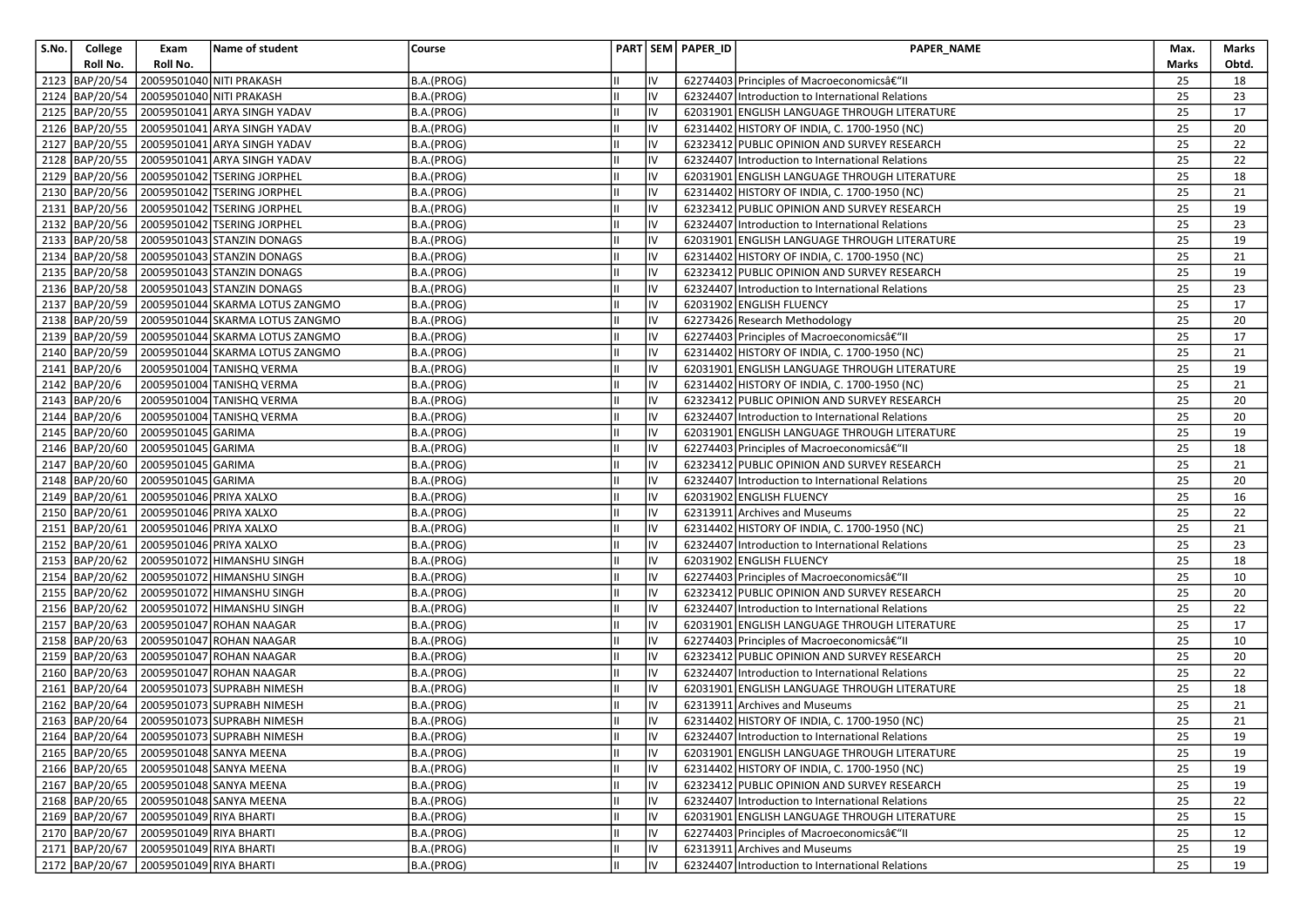| S.No. | College Roll No. | Exam Roll No. | Name of student | Course | PART | SEM | PAPER_ID | PAPER_NAME | Max. Marks | Marks Obtd. |
|---|---|---|---|---|---|---|---|---|---|---|
| 2123 | BAP/20/54 | 20059501040 | NITI PRAKASH | B.A.(PROG) | II | IV | 62274403 | Principles of Macroeconomicsâ€"II | 25 | 18 |
| 2124 | BAP/20/54 | 20059501040 | NITI PRAKASH | B.A.(PROG) | II | IV | 62324407 | Introduction to International Relations | 25 | 23 |
| 2125 | BAP/20/55 | 20059501041 | ARYA SINGH YADAV | B.A.(PROG) | II | IV | 62031901 | ENGLISH LANGUAGE THROUGH LITERATURE | 25 | 17 |
| 2126 | BAP/20/55 | 20059501041 | ARYA SINGH YADAV | B.A.(PROG) | II | IV | 62314402 | HISTORY OF INDIA, C. 1700-1950 (NC) | 25 | 20 |
| 2127 | BAP/20/55 | 20059501041 | ARYA SINGH YADAV | B.A.(PROG) | II | IV | 62323412 | PUBLIC OPINION AND SURVEY RESEARCH | 25 | 22 |
| 2128 | BAP/20/55 | 20059501041 | ARYA SINGH YADAV | B.A.(PROG) | II | IV | 62324407 | Introduction to International Relations | 25 | 22 |
| 2129 | BAP/20/56 | 20059501042 | TSERING JORPHEL | B.A.(PROG) | II | IV | 62031901 | ENGLISH LANGUAGE THROUGH LITERATURE | 25 | 18 |
| 2130 | BAP/20/56 | 20059501042 | TSERING JORPHEL | B.A.(PROG) | II | IV | 62314402 | HISTORY OF INDIA, C. 1700-1950 (NC) | 25 | 21 |
| 2131 | BAP/20/56 | 20059501042 | TSERING JORPHEL | B.A.(PROG) | II | IV | 62323412 | PUBLIC OPINION AND SURVEY RESEARCH | 25 | 19 |
| 2132 | BAP/20/56 | 20059501042 | TSERING JORPHEL | B.A.(PROG) | II | IV | 62324407 | Introduction to International Relations | 25 | 23 |
| 2133 | BAP/20/58 | 20059501043 | STANZIN DONAGS | B.A.(PROG) | II | IV | 62031901 | ENGLISH LANGUAGE THROUGH LITERATURE | 25 | 19 |
| 2134 | BAP/20/58 | 20059501043 | STANZIN DONAGS | B.A.(PROG) | II | IV | 62314402 | HISTORY OF INDIA, C. 1700-1950 (NC) | 25 | 21 |
| 2135 | BAP/20/58 | 20059501043 | STANZIN DONAGS | B.A.(PROG) | II | IV | 62323412 | PUBLIC OPINION AND SURVEY RESEARCH | 25 | 19 |
| 2136 | BAP/20/58 | 20059501043 | STANZIN DONAGS | B.A.(PROG) | II | IV | 62324407 | Introduction to International Relations | 25 | 23 |
| 2137 | BAP/20/59 | 20059501044 | SKARMA LOTUS ZANGMO | B.A.(PROG) | II | IV | 62031902 | ENGLISH FLUENCY | 25 | 17 |
| 2138 | BAP/20/59 | 20059501044 | SKARMA LOTUS ZANGMO | B.A.(PROG) | II | IV | 62273426 | Research Methodology | 25 | 20 |
| 2139 | BAP/20/59 | 20059501044 | SKARMA LOTUS ZANGMO | B.A.(PROG) | II | IV | 62274403 | Principles of Macroeconomicsâ€"II | 25 | 17 |
| 2140 | BAP/20/59 | 20059501044 | SKARMA LOTUS ZANGMO | B.A.(PROG) | II | IV | 62314402 | HISTORY OF INDIA, C. 1700-1950 (NC) | 25 | 21 |
| 2141 | BAP/20/6 | 20059501004 | TANISHQ VERMA | B.A.(PROG) | II | IV | 62031901 | ENGLISH LANGUAGE THROUGH LITERATURE | 25 | 19 |
| 2142 | BAP/20/6 | 20059501004 | TANISHQ VERMA | B.A.(PROG) | II | IV | 62314402 | HISTORY OF INDIA, C. 1700-1950 (NC) | 25 | 21 |
| 2143 | BAP/20/6 | 20059501004 | TANISHQ VERMA | B.A.(PROG) | II | IV | 62323412 | PUBLIC OPINION AND SURVEY RESEARCH | 25 | 20 |
| 2144 | BAP/20/6 | 20059501004 | TANISHQ VERMA | B.A.(PROG) | II | IV | 62324407 | Introduction to International Relations | 25 | 20 |
| 2145 | BAP/20/60 | 20059501045 | GARIMA | B.A.(PROG) | II | IV | 62031901 | ENGLISH LANGUAGE THROUGH LITERATURE | 25 | 19 |
| 2146 | BAP/20/60 | 20059501045 | GARIMA | B.A.(PROG) | II | IV | 62274403 | Principles of Macroeconomicsâ€"II | 25 | 18 |
| 2147 | BAP/20/60 | 20059501045 | GARIMA | B.A.(PROG) | II | IV | 62323412 | PUBLIC OPINION AND SURVEY RESEARCH | 25 | 21 |
| 2148 | BAP/20/60 | 20059501045 | GARIMA | B.A.(PROG) | II | IV | 62324407 | Introduction to International Relations | 25 | 20 |
| 2149 | BAP/20/61 | 20059501046 | PRIYA XALXO | B.A.(PROG) | II | IV | 62031902 | ENGLISH FLUENCY | 25 | 16 |
| 2150 | BAP/20/61 | 20059501046 | PRIYA XALXO | B.A.(PROG) | II | IV | 62313911 | Archives and Museums | 25 | 22 |
| 2151 | BAP/20/61 | 20059501046 | PRIYA XALXO | B.A.(PROG) | II | IV | 62314402 | HISTORY OF INDIA, C. 1700-1950 (NC) | 25 | 21 |
| 2152 | BAP/20/61 | 20059501046 | PRIYA XALXO | B.A.(PROG) | II | IV | 62324407 | Introduction to International Relations | 25 | 23 |
| 2153 | BAP/20/62 | 20059501072 | HIMANSHU SINGH | B.A.(PROG) | II | IV | 62031902 | ENGLISH FLUENCY | 25 | 18 |
| 2154 | BAP/20/62 | 20059501072 | HIMANSHU SINGH | B.A.(PROG) | II | IV | 62274403 | Principles of Macroeconomicsâ€"II | 25 | 10 |
| 2155 | BAP/20/62 | 20059501072 | HIMANSHU SINGH | B.A.(PROG) | II | IV | 62323412 | PUBLIC OPINION AND SURVEY RESEARCH | 25 | 20 |
| 2156 | BAP/20/62 | 20059501072 | HIMANSHU SINGH | B.A.(PROG) | II | IV | 62324407 | Introduction to International Relations | 25 | 22 |
| 2157 | BAP/20/63 | 20059501047 | ROHAN NAAGAR | B.A.(PROG) | II | IV | 62031901 | ENGLISH LANGUAGE THROUGH LITERATURE | 25 | 17 |
| 2158 | BAP/20/63 | 20059501047 | ROHAN NAAGAR | B.A.(PROG) | II | IV | 62274403 | Principles of Macroeconomicsâ€"II | 25 | 10 |
| 2159 | BAP/20/63 | 20059501047 | ROHAN NAAGAR | B.A.(PROG) | II | IV | 62323412 | PUBLIC OPINION AND SURVEY RESEARCH | 25 | 20 |
| 2160 | BAP/20/63 | 20059501047 | ROHAN NAAGAR | B.A.(PROG) | II | IV | 62324407 | Introduction to International Relations | 25 | 22 |
| 2161 | BAP/20/64 | 20059501073 | SUPRABH NIMESH | B.A.(PROG) | II | IV | 62031901 | ENGLISH LANGUAGE THROUGH LITERATURE | 25 | 18 |
| 2162 | BAP/20/64 | 20059501073 | SUPRABH NIMESH | B.A.(PROG) | II | IV | 62313911 | Archives and Museums | 25 | 21 |
| 2163 | BAP/20/64 | 20059501073 | SUPRABH NIMESH | B.A.(PROG) | II | IV | 62314402 | HISTORY OF INDIA, C. 1700-1950 (NC) | 25 | 21 |
| 2164 | BAP/20/64 | 20059501073 | SUPRABH NIMESH | B.A.(PROG) | II | IV | 62324407 | Introduction to International Relations | 25 | 19 |
| 2165 | BAP/20/65 | 20059501048 | SANYA MEENA | B.A.(PROG) | II | IV | 62031901 | ENGLISH LANGUAGE THROUGH LITERATURE | 25 | 19 |
| 2166 | BAP/20/65 | 20059501048 | SANYA MEENA | B.A.(PROG) | II | IV | 62314402 | HISTORY OF INDIA, C. 1700-1950 (NC) | 25 | 19 |
| 2167 | BAP/20/65 | 20059501048 | SANYA MEENA | B.A.(PROG) | II | IV | 62323412 | PUBLIC OPINION AND SURVEY RESEARCH | 25 | 19 |
| 2168 | BAP/20/65 | 20059501048 | SANYA MEENA | B.A.(PROG) | II | IV | 62324407 | Introduction to International Relations | 25 | 22 |
| 2169 | BAP/20/67 | 20059501049 | RIYA BHARTI | B.A.(PROG) | II | IV | 62031901 | ENGLISH LANGUAGE THROUGH LITERATURE | 25 | 15 |
| 2170 | BAP/20/67 | 20059501049 | RIYA BHARTI | B.A.(PROG) | II | IV | 62274403 | Principles of Macroeconomicsâ€"II | 25 | 12 |
| 2171 | BAP/20/67 | 20059501049 | RIYA BHARTI | B.A.(PROG) | II | IV | 62313911 | Archives and Museums | 25 | 19 |
| 2172 | BAP/20/67 | 20059501049 | RIYA BHARTI | B.A.(PROG) | II | IV | 62324407 | Introduction to International Relations | 25 | 19 |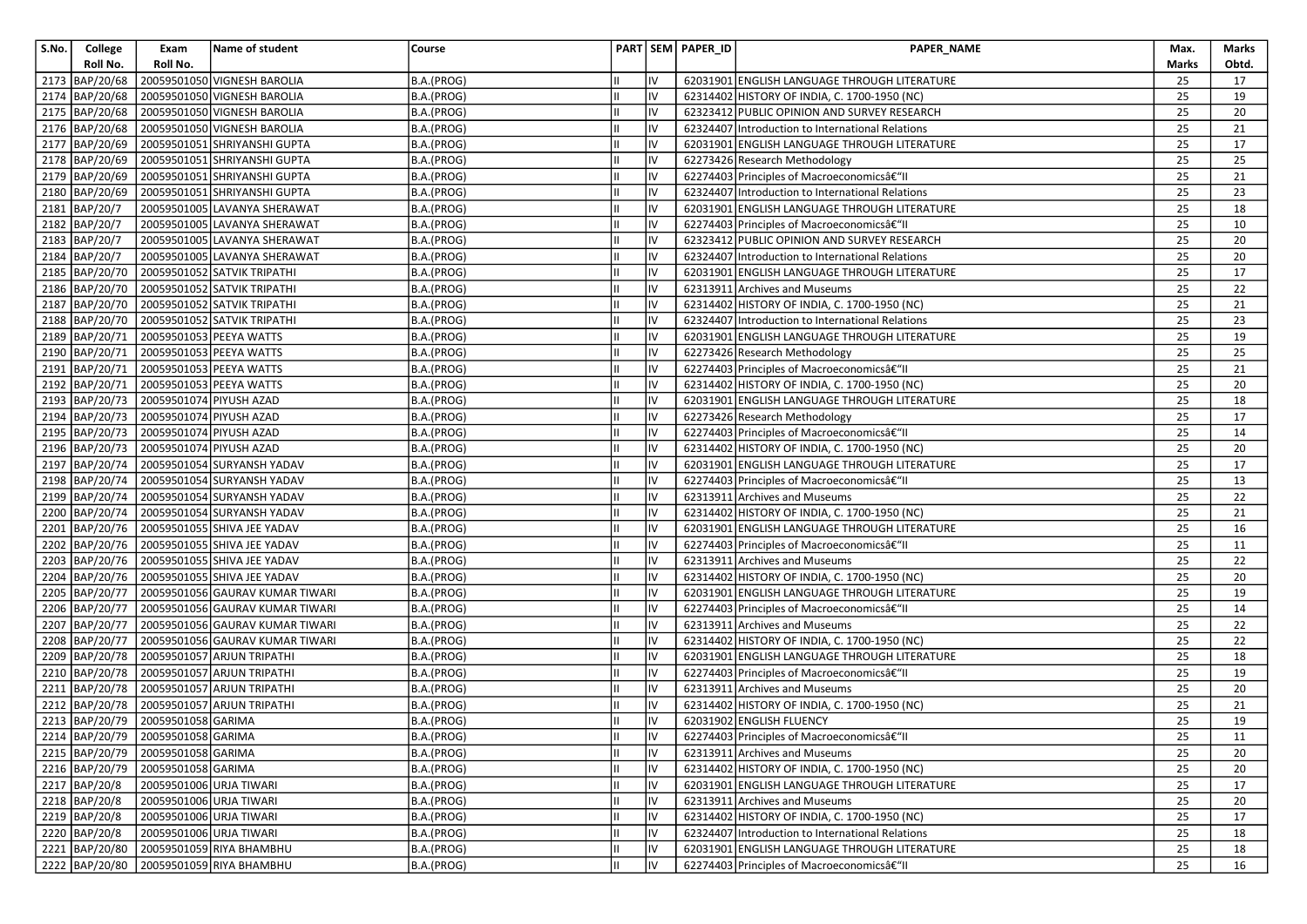| S.No. | College Roll No. | Exam Roll No. | Name of student | Course | PART | SEM | PAPER_ID | PAPER_NAME | Max. Marks | Marks Obtd. |
|---|---|---|---|---|---|---|---|---|---|---|
| 2173 | BAP/20/68 | 20059501050 | VIGNESH BAROLIA | B.A.(PROG) | II | IV | 62031901 | ENGLISH LANGUAGE THROUGH LITERATURE | 25 | 17 |
| 2174 | BAP/20/68 | 20059501050 | VIGNESH BAROLIA | B.A.(PROG) | II | IV | 62314402 | HISTORY OF INDIA, C. 1700-1950 (NC) | 25 | 19 |
| 2175 | BAP/20/68 | 20059501050 | VIGNESH BAROLIA | B.A.(PROG) | II | IV | 62323412 | PUBLIC OPINION AND SURVEY RESEARCH | 25 | 20 |
| 2176 | BAP/20/68 | 20059501050 | VIGNESH BAROLIA | B.A.(PROG) | II | IV | 62324407 | Introduction to International Relations | 25 | 21 |
| 2177 | BAP/20/69 | 20059501051 | SHRIYANSHI GUPTA | B.A.(PROG) | II | IV | 62031901 | ENGLISH LANGUAGE THROUGH LITERATURE | 25 | 17 |
| 2178 | BAP/20/69 | 20059501051 | SHRIYANSHI GUPTA | B.A.(PROG) | II | IV | 62273426 | Research Methodology | 25 | 25 |
| 2179 | BAP/20/69 | 20059501051 | SHRIYANSHI GUPTA | B.A.(PROG) | II | IV | 62274403 | Principles of Macroeconomicsâ€"II | 25 | 21 |
| 2180 | BAP/20/69 | 20059501051 | SHRIYANSHI GUPTA | B.A.(PROG) | II | IV | 62324407 | Introduction to International Relations | 25 | 23 |
| 2181 | BAP/20/7 | 20059501005 | LAVANYA SHERAWAT | B.A.(PROG) | II | IV | 62031901 | ENGLISH LANGUAGE THROUGH LITERATURE | 25 | 18 |
| 2182 | BAP/20/7 | 20059501005 | LAVANYA SHERAWAT | B.A.(PROG) | II | IV | 62274403 | Principles of Macroeconomicsâ€"II | 25 | 10 |
| 2183 | BAP/20/7 | 20059501005 | LAVANYA SHERAWAT | B.A.(PROG) | II | IV | 62323412 | PUBLIC OPINION AND SURVEY RESEARCH | 25 | 20 |
| 2184 | BAP/20/7 | 20059501005 | LAVANYA SHERAWAT | B.A.(PROG) | II | IV | 62324407 | Introduction to International Relations | 25 | 20 |
| 2185 | BAP/20/70 | 20059501052 | SATVIK TRIPATHI | B.A.(PROG) | II | IV | 62031901 | ENGLISH LANGUAGE THROUGH LITERATURE | 25 | 17 |
| 2186 | BAP/20/70 | 20059501052 | SATVIK TRIPATHI | B.A.(PROG) | II | IV | 62313911 | Archives and Museums | 25 | 22 |
| 2187 | BAP/20/70 | 20059501052 | SATVIK TRIPATHI | B.A.(PROG) | II | IV | 62314402 | HISTORY OF INDIA, C. 1700-1950 (NC) | 25 | 21 |
| 2188 | BAP/20/70 | 20059501052 | SATVIK TRIPATHI | B.A.(PROG) | II | IV | 62324407 | Introduction to International Relations | 25 | 23 |
| 2189 | BAP/20/71 | 20059501053 | PEEYA WATTS | B.A.(PROG) | II | IV | 62031901 | ENGLISH LANGUAGE THROUGH LITERATURE | 25 | 19 |
| 2190 | BAP/20/71 | 20059501053 | PEEYA WATTS | B.A.(PROG) | II | IV | 62273426 | Research Methodology | 25 | 25 |
| 2191 | BAP/20/71 | 20059501053 | PEEYA WATTS | B.A.(PROG) | II | IV | 62274403 | Principles of Macroeconomicsâ€"II | 25 | 21 |
| 2192 | BAP/20/71 | 20059501053 | PEEYA WATTS | B.A.(PROG) | II | IV | 62314402 | HISTORY OF INDIA, C. 1700-1950 (NC) | 25 | 20 |
| 2193 | BAP/20/73 | 20059501074 | PIYUSH AZAD | B.A.(PROG) | II | IV | 62031901 | ENGLISH LANGUAGE THROUGH LITERATURE | 25 | 18 |
| 2194 | BAP/20/73 | 20059501074 | PIYUSH AZAD | B.A.(PROG) | II | IV | 62273426 | Research Methodology | 25 | 17 |
| 2195 | BAP/20/73 | 20059501074 | PIYUSH AZAD | B.A.(PROG) | II | IV | 62274403 | Principles of Macroeconomicsâ€"II | 25 | 14 |
| 2196 | BAP/20/73 | 20059501074 | PIYUSH AZAD | B.A.(PROG) | II | IV | 62314402 | HISTORY OF INDIA, C. 1700-1950 (NC) | 25 | 20 |
| 2197 | BAP/20/74 | 20059501054 | SURYANSH YADAV | B.A.(PROG) | II | IV | 62031901 | ENGLISH LANGUAGE THROUGH LITERATURE | 25 | 17 |
| 2198 | BAP/20/74 | 20059501054 | SURYANSH YADAV | B.A.(PROG) | II | IV | 62274403 | Principles of Macroeconomicsâ€"II | 25 | 13 |
| 2199 | BAP/20/74 | 20059501054 | SURYANSH YADAV | B.A.(PROG) | II | IV | 62313911 | Archives and Museums | 25 | 22 |
| 2200 | BAP/20/74 | 20059501054 | SURYANSH YADAV | B.A.(PROG) | II | IV | 62314402 | HISTORY OF INDIA, C. 1700-1950 (NC) | 25 | 21 |
| 2201 | BAP/20/76 | 20059501055 | SHIVA JEE YADAV | B.A.(PROG) | II | IV | 62031901 | ENGLISH LANGUAGE THROUGH LITERATURE | 25 | 16 |
| 2202 | BAP/20/76 | 20059501055 | SHIVA JEE YADAV | B.A.(PROG) | II | IV | 62274403 | Principles of Macroeconomicsâ€"II | 25 | 11 |
| 2203 | BAP/20/76 | 20059501055 | SHIVA JEE YADAV | B.A.(PROG) | II | IV | 62313911 | Archives and Museums | 25 | 22 |
| 2204 | BAP/20/76 | 20059501055 | SHIVA JEE YADAV | B.A.(PROG) | II | IV | 62314402 | HISTORY OF INDIA, C. 1700-1950 (NC) | 25 | 20 |
| 2205 | BAP/20/77 | 20059501056 | GAURAV KUMAR TIWARI | B.A.(PROG) | II | IV | 62031901 | ENGLISH LANGUAGE THROUGH LITERATURE | 25 | 19 |
| 2206 | BAP/20/77 | 20059501056 | GAURAV KUMAR TIWARI | B.A.(PROG) | II | IV | 62274403 | Principles of Macroeconomicsâ€"II | 25 | 14 |
| 2207 | BAP/20/77 | 20059501056 | GAURAV KUMAR TIWARI | B.A.(PROG) | II | IV | 62313911 | Archives and Museums | 25 | 22 |
| 2208 | BAP/20/77 | 20059501056 | GAURAV KUMAR TIWARI | B.A.(PROG) | II | IV | 62314402 | HISTORY OF INDIA, C. 1700-1950 (NC) | 25 | 22 |
| 2209 | BAP/20/78 | 20059501057 | ARJUN TRIPATHI | B.A.(PROG) | II | IV | 62031901 | ENGLISH LANGUAGE THROUGH LITERATURE | 25 | 18 |
| 2210 | BAP/20/78 | 20059501057 | ARJUN TRIPATHI | B.A.(PROG) | II | IV | 62274403 | Principles of Macroeconomicsâ€"II | 25 | 19 |
| 2211 | BAP/20/78 | 20059501057 | ARJUN TRIPATHI | B.A.(PROG) | II | IV | 62313911 | Archives and Museums | 25 | 20 |
| 2212 | BAP/20/78 | 20059501057 | ARJUN TRIPATHI | B.A.(PROG) | II | IV | 62314402 | HISTORY OF INDIA, C. 1700-1950 (NC) | 25 | 21 |
| 2213 | BAP/20/79 | 20059501058 | GARIMA | B.A.(PROG) | II | IV | 62031902 | ENGLISH FLUENCY | 25 | 19 |
| 2214 | BAP/20/79 | 20059501058 | GARIMA | B.A.(PROG) | II | IV | 62274403 | Principles of Macroeconomicsâ€"II | 25 | 11 |
| 2215 | BAP/20/79 | 20059501058 | GARIMA | B.A.(PROG) | II | IV | 62313911 | Archives and Museums | 25 | 20 |
| 2216 | BAP/20/79 | 20059501058 | GARIMA | B.A.(PROG) | II | IV | 62314402 | HISTORY OF INDIA, C. 1700-1950 (NC) | 25 | 20 |
| 2217 | BAP/20/8 | 20059501006 | URJA TIWARI | B.A.(PROG) | II | IV | 62031901 | ENGLISH LANGUAGE THROUGH LITERATURE | 25 | 17 |
| 2218 | BAP/20/8 | 20059501006 | URJA TIWARI | B.A.(PROG) | II | IV | 62313911 | Archives and Museums | 25 | 20 |
| 2219 | BAP/20/8 | 20059501006 | URJA TIWARI | B.A.(PROG) | II | IV | 62314402 | HISTORY OF INDIA, C. 1700-1950 (NC) | 25 | 17 |
| 2220 | BAP/20/8 | 20059501006 | URJA TIWARI | B.A.(PROG) | II | IV | 62324407 | Introduction to International Relations | 25 | 18 |
| 2221 | BAP/20/80 | 20059501059 | RIYA BHAMBHU | B.A.(PROG) | II | IV | 62031901 | ENGLISH LANGUAGE THROUGH LITERATURE | 25 | 18 |
| 2222 | BAP/20/80 | 20059501059 | RIYA BHAMBHU | B.A.(PROG) | II | IV | 62274403 | Principles of Macroeconomicsâ€"II | 25 | 16 |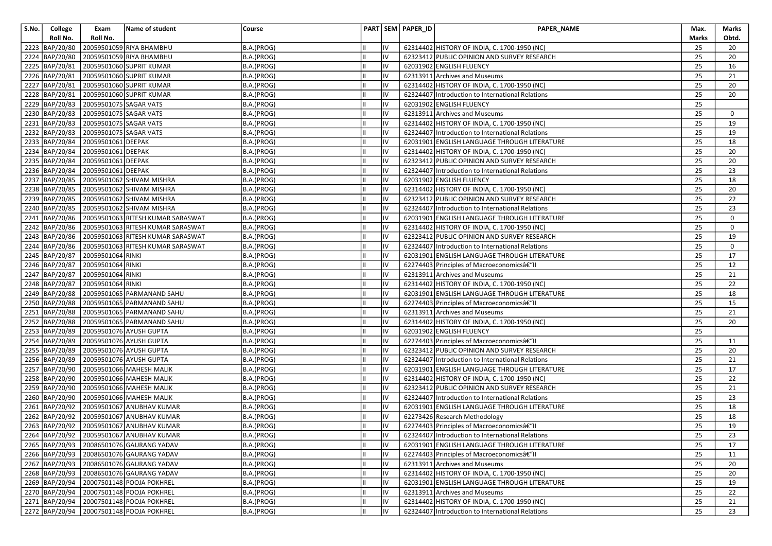| S.No. | College Roll No. | Exam Roll No. | Name of student | Course | PART | SEM | PAPER_ID | PAPER_NAME | Max. Marks | Marks Obtd. |
|---|---|---|---|---|---|---|---|---|---|---|
| 2223 | BAP/20/80 | 20059501059 | RIYA BHAMBHU | B.A.(PROG) | II | IV | 62314402 | HISTORY OF INDIA, C. 1700-1950 (NC) | 25 | 20 |
| 2224 | BAP/20/80 | 20059501059 | RIYA BHAMBHU | B.A.(PROG) | II | IV | 62323412 | PUBLIC OPINION AND SURVEY RESEARCH | 25 | 20 |
| 2225 | BAP/20/81 | 20059501060 | SUPRIT KUMAR | B.A.(PROG) | II | IV | 62031902 | ENGLISH FLUENCY | 25 | 16 |
| 2226 | BAP/20/81 | 20059501060 | SUPRIT KUMAR | B.A.(PROG) | II | IV | 62313911 | Archives and Museums | 25 | 21 |
| 2227 | BAP/20/81 | 20059501060 | SUPRIT KUMAR | B.A.(PROG) | II | IV | 62314402 | HISTORY OF INDIA, C. 1700-1950 (NC) | 25 | 20 |
| 2228 | BAP/20/81 | 20059501060 | SUPRIT KUMAR | B.A.(PROG) | II | IV | 62324407 | Introduction to International Relations | 25 | 20 |
| 2229 | BAP/20/83 | 20059501075 | SAGAR VATS | B.A.(PROG) | II | IV | 62031902 | ENGLISH FLUENCY | 25 | |
| 2230 | BAP/20/83 | 20059501075 | SAGAR VATS | B.A.(PROG) | II | IV | 62313911 | Archives and Museums | 25 | 0 |
| 2231 | BAP/20/83 | 20059501075 | SAGAR VATS | B.A.(PROG) | II | IV | 62314402 | HISTORY OF INDIA, C. 1700-1950 (NC) | 25 | 19 |
| 2232 | BAP/20/83 | 20059501075 | SAGAR VATS | B.A.(PROG) | II | IV | 62324407 | Introduction to International Relations | 25 | 19 |
| 2233 | BAP/20/84 | 20059501061 | DEEPAK | B.A.(PROG) | II | IV | 62031901 | ENGLISH LANGUAGE THROUGH LITERATURE | 25 | 18 |
| 2234 | BAP/20/84 | 20059501061 | DEEPAK | B.A.(PROG) | II | IV | 62314402 | HISTORY OF INDIA, C. 1700-1950 (NC) | 25 | 20 |
| 2235 | BAP/20/84 | 20059501061 | DEEPAK | B.A.(PROG) | II | IV | 62323412 | PUBLIC OPINION AND SURVEY RESEARCH | 25 | 20 |
| 2236 | BAP/20/84 | 20059501061 | DEEPAK | B.A.(PROG) | II | IV | 62324407 | Introduction to International Relations | 25 | 23 |
| 2237 | BAP/20/85 | 20059501062 | SHIVAM MISHRA | B.A.(PROG) | II | IV | 62031902 | ENGLISH FLUENCY | 25 | 18 |
| 2238 | BAP/20/85 | 20059501062 | SHIVAM MISHRA | B.A.(PROG) | II | IV | 62314402 | HISTORY OF INDIA, C. 1700-1950 (NC) | 25 | 20 |
| 2239 | BAP/20/85 | 20059501062 | SHIVAM MISHRA | B.A.(PROG) | II | IV | 62323412 | PUBLIC OPINION AND SURVEY RESEARCH | 25 | 22 |
| 2240 | BAP/20/85 | 20059501062 | SHIVAM MISHRA | B.A.(PROG) | II | IV | 62324407 | Introduction to International Relations | 25 | 23 |
| 2241 | BAP/20/86 | 20059501063 | RITESH KUMAR SARASWAT | B.A.(PROG) | II | IV | 62031901 | ENGLISH LANGUAGE THROUGH LITERATURE | 25 | 0 |
| 2242 | BAP/20/86 | 20059501063 | RITESH KUMAR SARASWAT | B.A.(PROG) | II | IV | 62314402 | HISTORY OF INDIA, C. 1700-1950 (NC) | 25 | 0 |
| 2243 | BAP/20/86 | 20059501063 | RITESH KUMAR SARASWAT | B.A.(PROG) | II | IV | 62323412 | PUBLIC OPINION AND SURVEY RESEARCH | 25 | 19 |
| 2244 | BAP/20/86 | 20059501063 | RITESH KUMAR SARASWAT | B.A.(PROG) | II | IV | 62324407 | Introduction to International Relations | 25 | 0 |
| 2245 | BAP/20/87 | 20059501064 | RINKI | B.A.(PROG) | II | IV | 62031901 | ENGLISH LANGUAGE THROUGH LITERATURE | 25 | 17 |
| 2246 | BAP/20/87 | 20059501064 | RINKI | B.A.(PROG) | II | IV | 62274403 | Principles of Macroeconomicsâ€"II | 25 | 12 |
| 2247 | BAP/20/87 | 20059501064 | RINKI | B.A.(PROG) | II | IV | 62313911 | Archives and Museums | 25 | 21 |
| 2248 | BAP/20/87 | 20059501064 | RINKI | B.A.(PROG) | II | IV | 62314402 | HISTORY OF INDIA, C. 1700-1950 (NC) | 25 | 22 |
| 2249 | BAP/20/88 | 20059501065 | PARMANAND SAHU | B.A.(PROG) | II | IV | 62031901 | ENGLISH LANGUAGE THROUGH LITERATURE | 25 | 18 |
| 2250 | BAP/20/88 | 20059501065 | PARMANAND SAHU | B.A.(PROG) | II | IV | 62274403 | Principles of Macroeconomicsâ€"II | 25 | 15 |
| 2251 | BAP/20/88 | 20059501065 | PARMANAND SAHU | B.A.(PROG) | II | IV | 62313911 | Archives and Museums | 25 | 21 |
| 2252 | BAP/20/88 | 20059501065 | PARMANAND SAHU | B.A.(PROG) | II | IV | 62314402 | HISTORY OF INDIA, C. 1700-1950 (NC) | 25 | 20 |
| 2253 | BAP/20/89 | 20059501076 | AYUSH GUPTA | B.A.(PROG) | II | IV | 62031902 | ENGLISH FLUENCY | 25 | |
| 2254 | BAP/20/89 | 20059501076 | AYUSH GUPTA | B.A.(PROG) | II | IV | 62274403 | Principles of Macroeconomicsâ€"II | 25 | 11 |
| 2255 | BAP/20/89 | 20059501076 | AYUSH GUPTA | B.A.(PROG) | II | IV | 62323412 | PUBLIC OPINION AND SURVEY RESEARCH | 25 | 20 |
| 2256 | BAP/20/89 | 20059501076 | AYUSH GUPTA | B.A.(PROG) | II | IV | 62324407 | Introduction to International Relations | 25 | 21 |
| 2257 | BAP/20/90 | 20059501066 | MAHESH MALIK | B.A.(PROG) | II | IV | 62031901 | ENGLISH LANGUAGE THROUGH LITERATURE | 25 | 17 |
| 2258 | BAP/20/90 | 20059501066 | MAHESH MALIK | B.A.(PROG) | II | IV | 62314402 | HISTORY OF INDIA, C. 1700-1950 (NC) | 25 | 22 |
| 2259 | BAP/20/90 | 20059501066 | MAHESH MALIK | B.A.(PROG) | II | IV | 62323412 | PUBLIC OPINION AND SURVEY RESEARCH | 25 | 21 |
| 2260 | BAP/20/90 | 20059501066 | MAHESH MALIK | B.A.(PROG) | II | IV | 62324407 | Introduction to International Relations | 25 | 23 |
| 2261 | BAP/20/92 | 20059501067 | ANUBHAV KUMAR | B.A.(PROG) | II | IV | 62031901 | ENGLISH LANGUAGE THROUGH LITERATURE | 25 | 18 |
| 2262 | BAP/20/92 | 20059501067 | ANUBHAV KUMAR | B.A.(PROG) | II | IV | 62273426 | Research Methodology | 25 | 18 |
| 2263 | BAP/20/92 | 20059501067 | ANUBHAV KUMAR | B.A.(PROG) | II | IV | 62274403 | Principles of Macroeconomicsâ€"II | 25 | 19 |
| 2264 | BAP/20/92 | 20059501067 | ANUBHAV KUMAR | B.A.(PROG) | II | IV | 62324407 | Introduction to International Relations | 25 | 23 |
| 2265 | BAP/20/93 | 20086501076 | GAURANG YADAV | B.A.(PROG) | II | IV | 62031901 | ENGLISH LANGUAGE THROUGH LITERATURE | 25 | 17 |
| 2266 | BAP/20/93 | 20086501076 | GAURANG YADAV | B.A.(PROG) | II | IV | 62274403 | Principles of Macroeconomicsâ€"II | 25 | 11 |
| 2267 | BAP/20/93 | 20086501076 | GAURANG YADAV | B.A.(PROG) | II | IV | 62313911 | Archives and Museums | 25 | 20 |
| 2268 | BAP/20/93 | 20086501076 | GAURANG YADAV | B.A.(PROG) | II | IV | 62314402 | HISTORY OF INDIA, C. 1700-1950 (NC) | 25 | 20 |
| 2269 | BAP/20/94 | 20007501148 | POOJA POKHREL | B.A.(PROG) | II | IV | 62031901 | ENGLISH LANGUAGE THROUGH LITERATURE | 25 | 19 |
| 2270 | BAP/20/94 | 20007501148 | POOJA POKHREL | B.A.(PROG) | II | IV | 62313911 | Archives and Museums | 25 | 22 |
| 2271 | BAP/20/94 | 20007501148 | POOJA POKHREL | B.A.(PROG) | II | IV | 62314402 | HISTORY OF INDIA, C. 1700-1950 (NC) | 25 | 21 |
| 2272 | BAP/20/94 | 20007501148 | POOJA POKHREL | B.A.(PROG) | II | IV | 62324407 | Introduction to International Relations | 25 | 23 |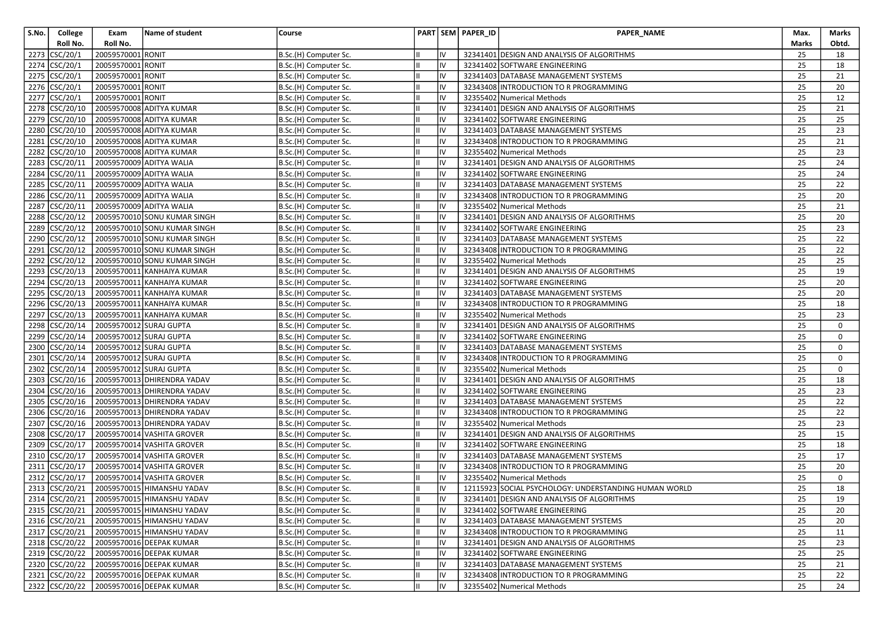| S.No. | College Roll No. | Exam Roll No. | Name of student | Course | PART | SEM | PAPER_ID | PAPER_NAME | Max. Marks | Marks Obtd. |
|---|---|---|---|---|---|---|---|---|---|---|
| 2273 | CSC/20/1 | 20059570001 | RONIT | B.Sc.(H) Computer Sc. | II | IV | 32341401 | DESIGN AND ANALYSIS OF ALGORITHMS | 25 | 18 |
| 2274 | CSC/20/1 | 20059570001 | RONIT | B.Sc.(H) Computer Sc. | II | IV | 32341402 | SOFTWARE ENGINEERING | 25 | 18 |
| 2275 | CSC/20/1 | 20059570001 | RONIT | B.Sc.(H) Computer Sc. | II | IV | 32341403 | DATABASE MANAGEMENT SYSTEMS | 25 | 21 |
| 2276 | CSC/20/1 | 20059570001 | RONIT | B.Sc.(H) Computer Sc. | II | IV | 32343408 | INTRODUCTION TO R PROGRAMMING | 25 | 20 |
| 2277 | CSC/20/1 | 20059570001 | RONIT | B.Sc.(H) Computer Sc. | II | IV | 32355402 | Numerical Methods | 25 | 12 |
| 2278 | CSC/20/10 | 20059570008 | ADITYA KUMAR | B.Sc.(H) Computer Sc. | II | IV | 32341401 | DESIGN AND ANALYSIS OF ALGORITHMS | 25 | 21 |
| 2279 | CSC/20/10 | 20059570008 | ADITYA KUMAR | B.Sc.(H) Computer Sc. | II | IV | 32341402 | SOFTWARE ENGINEERING | 25 | 25 |
| 2280 | CSC/20/10 | 20059570008 | ADITYA KUMAR | B.Sc.(H) Computer Sc. | II | IV | 32341403 | DATABASE MANAGEMENT SYSTEMS | 25 | 23 |
| 2281 | CSC/20/10 | 20059570008 | ADITYA KUMAR | B.Sc.(H) Computer Sc. | II | IV | 32343408 | INTRODUCTION TO R PROGRAMMING | 25 | 21 |
| 2282 | CSC/20/10 | 20059570008 | ADITYA KUMAR | B.Sc.(H) Computer Sc. | II | IV | 32355402 | Numerical Methods | 25 | 23 |
| 2283 | CSC/20/11 | 20059570009 | ADITYA WALIA | B.Sc.(H) Computer Sc. | II | IV | 32341401 | DESIGN AND ANALYSIS OF ALGORITHMS | 25 | 24 |
| 2284 | CSC/20/11 | 20059570009 | ADITYA WALIA | B.Sc.(H) Computer Sc. | II | IV | 32341402 | SOFTWARE ENGINEERING | 25 | 24 |
| 2285 | CSC/20/11 | 20059570009 | ADITYA WALIA | B.Sc.(H) Computer Sc. | II | IV | 32341403 | DATABASE MANAGEMENT SYSTEMS | 25 | 22 |
| 2286 | CSC/20/11 | 20059570009 | ADITYA WALIA | B.Sc.(H) Computer Sc. | II | IV | 32343408 | INTRODUCTION TO R PROGRAMMING | 25 | 20 |
| 2287 | CSC/20/11 | 20059570009 | ADITYA WALIA | B.Sc.(H) Computer Sc. | II | IV | 32355402 | Numerical Methods | 25 | 21 |
| 2288 | CSC/20/12 | 20059570010 | SONU KUMAR SINGH | B.Sc.(H) Computer Sc. | II | IV | 32341401 | DESIGN AND ANALYSIS OF ALGORITHMS | 25 | 20 |
| 2289 | CSC/20/12 | 20059570010 | SONU KUMAR SINGH | B.Sc.(H) Computer Sc. | II | IV | 32341402 | SOFTWARE ENGINEERING | 25 | 23 |
| 2290 | CSC/20/12 | 20059570010 | SONU KUMAR SINGH | B.Sc.(H) Computer Sc. | II | IV | 32341403 | DATABASE MANAGEMENT SYSTEMS | 25 | 22 |
| 2291 | CSC/20/12 | 20059570010 | SONU KUMAR SINGH | B.Sc.(H) Computer Sc. | II | IV | 32343408 | INTRODUCTION TO R PROGRAMMING | 25 | 22 |
| 2292 | CSC/20/12 | 20059570010 | SONU KUMAR SINGH | B.Sc.(H) Computer Sc. | II | IV | 32355402 | Numerical Methods | 25 | 25 |
| 2293 | CSC/20/13 | 20059570011 | KANHAIYA KUMAR | B.Sc.(H) Computer Sc. | II | IV | 32341401 | DESIGN AND ANALYSIS OF ALGORITHMS | 25 | 19 |
| 2294 | CSC/20/13 | 20059570011 | KANHAIYA KUMAR | B.Sc.(H) Computer Sc. | II | IV | 32341402 | SOFTWARE ENGINEERING | 25 | 20 |
| 2295 | CSC/20/13 | 20059570011 | KANHAIYA KUMAR | B.Sc.(H) Computer Sc. | II | IV | 32341403 | DATABASE MANAGEMENT SYSTEMS | 25 | 20 |
| 2296 | CSC/20/13 | 20059570011 | KANHAIYA KUMAR | B.Sc.(H) Computer Sc. | II | IV | 32343408 | INTRODUCTION TO R PROGRAMMING | 25 | 18 |
| 2297 | CSC/20/13 | 20059570011 | KANHAIYA KUMAR | B.Sc.(H) Computer Sc. | II | IV | 32355402 | Numerical Methods | 25 | 23 |
| 2298 | CSC/20/14 | 20059570012 | SURAJ GUPTA | B.Sc.(H) Computer Sc. | II | IV | 32341401 | DESIGN AND ANALYSIS OF ALGORITHMS | 25 | 0 |
| 2299 | CSC/20/14 | 20059570012 | SURAJ GUPTA | B.Sc.(H) Computer Sc. | II | IV | 32341402 | SOFTWARE ENGINEERING | 25 | 0 |
| 2300 | CSC/20/14 | 20059570012 | SURAJ GUPTA | B.Sc.(H) Computer Sc. | II | IV | 32341403 | DATABASE MANAGEMENT SYSTEMS | 25 | 0 |
| 2301 | CSC/20/14 | 20059570012 | SURAJ GUPTA | B.Sc.(H) Computer Sc. | II | IV | 32343408 | INTRODUCTION TO R PROGRAMMING | 25 | 0 |
| 2302 | CSC/20/14 | 20059570012 | SURAJ GUPTA | B.Sc.(H) Computer Sc. | II | IV | 32355402 | Numerical Methods | 25 | 0 |
| 2303 | CSC/20/16 | 20059570013 | DHIRENDRA YADAV | B.Sc.(H) Computer Sc. | II | IV | 32341401 | DESIGN AND ANALYSIS OF ALGORITHMS | 25 | 18 |
| 2304 | CSC/20/16 | 20059570013 | DHIRENDRA YADAV | B.Sc.(H) Computer Sc. | II | IV | 32341402 | SOFTWARE ENGINEERING | 25 | 23 |
| 2305 | CSC/20/16 | 20059570013 | DHIRENDRA YADAV | B.Sc.(H) Computer Sc. | II | IV | 32341403 | DATABASE MANAGEMENT SYSTEMS | 25 | 22 |
| 2306 | CSC/20/16 | 20059570013 | DHIRENDRA YADAV | B.Sc.(H) Computer Sc. | II | IV | 32343408 | INTRODUCTION TO R PROGRAMMING | 25 | 22 |
| 2307 | CSC/20/16 | 20059570013 | DHIRENDRA YADAV | B.Sc.(H) Computer Sc. | II | IV | 32355402 | Numerical Methods | 25 | 23 |
| 2308 | CSC/20/17 | 20059570014 | VASHITA GROVER | B.Sc.(H) Computer Sc. | II | IV | 32341401 | DESIGN AND ANALYSIS OF ALGORITHMS | 25 | 15 |
| 2309 | CSC/20/17 | 20059570014 | VASHITA GROVER | B.Sc.(H) Computer Sc. | II | IV | 32341402 | SOFTWARE ENGINEERING | 25 | 18 |
| 2310 | CSC/20/17 | 20059570014 | VASHITA GROVER | B.Sc.(H) Computer Sc. | II | IV | 32341403 | DATABASE MANAGEMENT SYSTEMS | 25 | 17 |
| 2311 | CSC/20/17 | 20059570014 | VASHITA GROVER | B.Sc.(H) Computer Sc. | II | IV | 32343408 | INTRODUCTION TO R PROGRAMMING | 25 | 20 |
| 2312 | CSC/20/17 | 20059570014 | VASHITA GROVER | B.Sc.(H) Computer Sc. | II | IV | 32355402 | Numerical Methods | 25 | 0 |
| 2313 | CSC/20/21 | 20059570015 | HIMANSHU YADAV | B.Sc.(H) Computer Sc. | II | IV | 12115923 | SOCIAL PSYCHOLOGY: UNDERSTANDING HUMAN WORLD | 25 | 18 |
| 2314 | CSC/20/21 | 20059570015 | HIMANSHU YADAV | B.Sc.(H) Computer Sc. | II | IV | 32341401 | DESIGN AND ANALYSIS OF ALGORITHMS | 25 | 19 |
| 2315 | CSC/20/21 | 20059570015 | HIMANSHU YADAV | B.Sc.(H) Computer Sc. | II | IV | 32341402 | SOFTWARE ENGINEERING | 25 | 20 |
| 2316 | CSC/20/21 | 20059570015 | HIMANSHU YADAV | B.Sc.(H) Computer Sc. | II | IV | 32341403 | DATABASE MANAGEMENT SYSTEMS | 25 | 20 |
| 2317 | CSC/20/21 | 20059570015 | HIMANSHU YADAV | B.Sc.(H) Computer Sc. | II | IV | 32343408 | INTRODUCTION TO R PROGRAMMING | 25 | 11 |
| 2318 | CSC/20/22 | 20059570016 | DEEPAK KUMAR | B.Sc.(H) Computer Sc. | II | IV | 32341401 | DESIGN AND ANALYSIS OF ALGORITHMS | 25 | 23 |
| 2319 | CSC/20/22 | 20059570016 | DEEPAK KUMAR | B.Sc.(H) Computer Sc. | II | IV | 32341402 | SOFTWARE ENGINEERING | 25 | 25 |
| 2320 | CSC/20/22 | 20059570016 | DEEPAK KUMAR | B.Sc.(H) Computer Sc. | II | IV | 32341403 | DATABASE MANAGEMENT SYSTEMS | 25 | 21 |
| 2321 | CSC/20/22 | 20059570016 | DEEPAK KUMAR | B.Sc.(H) Computer Sc. | II | IV | 32343408 | INTRODUCTION TO R PROGRAMMING | 25 | 22 |
| 2322 | CSC/20/22 | 20059570016 | DEEPAK KUMAR | B.Sc.(H) Computer Sc. | II | IV | 32355402 | Numerical Methods | 25 | 24 |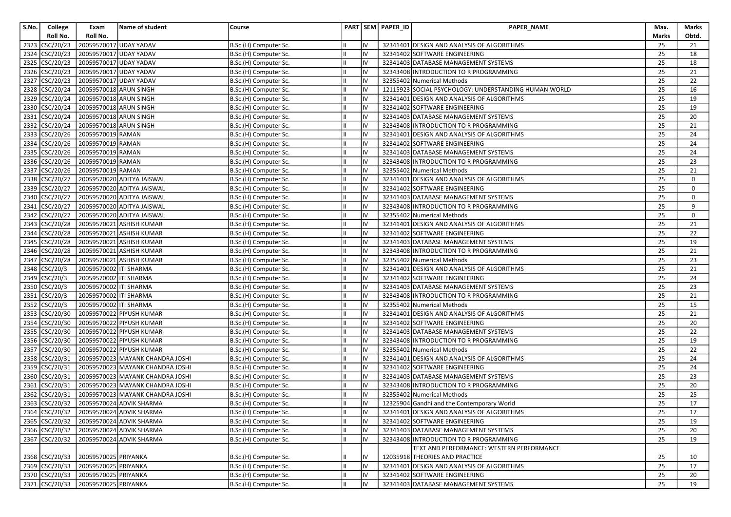| S.No. | College Roll No. | Exam Roll No. | Name of student | Course | PART | SEM | PAPER_ID | PAPER_NAME | Max. Marks | Marks Obtd. |
|---|---|---|---|---|---|---|---|---|---|---|
| 2323 | CSC/20/23 | 20059570017 | UDAY YADAV | B.Sc.(H) Computer Sc. | II | IV | 32341401 | DESIGN AND ANALYSIS OF ALGORITHMS | 25 | 21 |
| 2324 | CSC/20/23 | 20059570017 | UDAY YADAV | B.Sc.(H) Computer Sc. | II | IV | 32341402 | SOFTWARE ENGINEERING | 25 | 18 |
| 2325 | CSC/20/23 | 20059570017 | UDAY YADAV | B.Sc.(H) Computer Sc. | II | IV | 32341403 | DATABASE MANAGEMENT SYSTEMS | 25 | 18 |
| 2326 | CSC/20/23 | 20059570017 | UDAY YADAV | B.Sc.(H) Computer Sc. | II | IV | 32343408 | INTRODUCTION TO R PROGRAMMING | 25 | 21 |
| 2327 | CSC/20/23 | 20059570017 | UDAY YADAV | B.Sc.(H) Computer Sc. | II | IV | 32355402 | Numerical Methods | 25 | 22 |
| 2328 | CSC/20/24 | 20059570018 | ARUN SINGH | B.Sc.(H) Computer Sc. | II | IV | 12115923 | SOCIAL PSYCHOLOGY: UNDERSTANDING HUMAN WORLD | 25 | 16 |
| 2329 | CSC/20/24 | 20059570018 | ARUN SINGH | B.Sc.(H) Computer Sc. | II | IV | 32341401 | DESIGN AND ANALYSIS OF ALGORITHMS | 25 | 19 |
| 2330 | CSC/20/24 | 20059570018 | ARUN SINGH | B.Sc.(H) Computer Sc. | II | IV | 32341402 | SOFTWARE ENGINEERING | 25 | 19 |
| 2331 | CSC/20/24 | 20059570018 | ARUN SINGH | B.Sc.(H) Computer Sc. | II | IV | 32341403 | DATABASE MANAGEMENT SYSTEMS | 25 | 20 |
| 2332 | CSC/20/24 | 20059570018 | ARUN SINGH | B.Sc.(H) Computer Sc. | II | IV | 32343408 | INTRODUCTION TO R PROGRAMMING | 25 | 21 |
| 2333 | CSC/20/26 | 20059570019 | RAMAN | B.Sc.(H) Computer Sc. | II | IV | 32341401 | DESIGN AND ANALYSIS OF ALGORITHMS | 25 | 24 |
| 2334 | CSC/20/26 | 20059570019 | RAMAN | B.Sc.(H) Computer Sc. | II | IV | 32341402 | SOFTWARE ENGINEERING | 25 | 24 |
| 2335 | CSC/20/26 | 20059570019 | RAMAN | B.Sc.(H) Computer Sc. | II | IV | 32341403 | DATABASE MANAGEMENT SYSTEMS | 25 | 24 |
| 2336 | CSC/20/26 | 20059570019 | RAMAN | B.Sc.(H) Computer Sc. | II | IV | 32343408 | INTRODUCTION TO R PROGRAMMING | 25 | 23 |
| 2337 | CSC/20/26 | 20059570019 | RAMAN | B.Sc.(H) Computer Sc. | II | IV | 32355402 | Numerical Methods | 25 | 21 |
| 2338 | CSC/20/27 | 20059570020 | ADITYA JAISWAL | B.Sc.(H) Computer Sc. | II | IV | 32341401 | DESIGN AND ANALYSIS OF ALGORITHMS | 25 | 0 |
| 2339 | CSC/20/27 | 20059570020 | ADITYA JAISWAL | B.Sc.(H) Computer Sc. | II | IV | 32341402 | SOFTWARE ENGINEERING | 25 | 0 |
| 2340 | CSC/20/27 | 20059570020 | ADITYA JAISWAL | B.Sc.(H) Computer Sc. | II | IV | 32341403 | DATABASE MANAGEMENT SYSTEMS | 25 | 0 |
| 2341 | CSC/20/27 | 20059570020 | ADITYA JAISWAL | B.Sc.(H) Computer Sc. | II | IV | 32343408 | INTRODUCTION TO R PROGRAMMING | 25 | 9 |
| 2342 | CSC/20/27 | 20059570020 | ADITYA JAISWAL | B.Sc.(H) Computer Sc. | II | IV | 32355402 | Numerical Methods | 25 | 0 |
| 2343 | CSC/20/28 | 20059570021 | ASHISH KUMAR | B.Sc.(H) Computer Sc. | II | IV | 32341401 | DESIGN AND ANALYSIS OF ALGORITHMS | 25 | 21 |
| 2344 | CSC/20/28 | 20059570021 | ASHISH KUMAR | B.Sc.(H) Computer Sc. | II | IV | 32341402 | SOFTWARE ENGINEERING | 25 | 22 |
| 2345 | CSC/20/28 | 20059570021 | ASHISH KUMAR | B.Sc.(H) Computer Sc. | II | IV | 32341403 | DATABASE MANAGEMENT SYSTEMS | 25 | 19 |
| 2346 | CSC/20/28 | 20059570021 | ASHISH KUMAR | B.Sc.(H) Computer Sc. | II | IV | 32343408 | INTRODUCTION TO R PROGRAMMING | 25 | 21 |
| 2347 | CSC/20/28 | 20059570021 | ASHISH KUMAR | B.Sc.(H) Computer Sc. | II | IV | 32355402 | Numerical Methods | 25 | 23 |
| 2348 | CSC/20/3 | 20059570002 | ITI SHARMA | B.Sc.(H) Computer Sc. | II | IV | 32341401 | DESIGN AND ANALYSIS OF ALGORITHMS | 25 | 21 |
| 2349 | CSC/20/3 | 20059570002 | ITI SHARMA | B.Sc.(H) Computer Sc. | II | IV | 32341402 | SOFTWARE ENGINEERING | 25 | 24 |
| 2350 | CSC/20/3 | 20059570002 | ITI SHARMA | B.Sc.(H) Computer Sc. | II | IV | 32341403 | DATABASE MANAGEMENT SYSTEMS | 25 | 23 |
| 2351 | CSC/20/3 | 20059570002 | ITI SHARMA | B.Sc.(H) Computer Sc. | II | IV | 32343408 | INTRODUCTION TO R PROGRAMMING | 25 | 21 |
| 2352 | CSC/20/3 | 20059570002 | ITI SHARMA | B.Sc.(H) Computer Sc. | II | IV | 32355402 | Numerical Methods | 25 | 15 |
| 2353 | CSC/20/30 | 20059570022 | PIYUSH KUMAR | B.Sc.(H) Computer Sc. | II | IV | 32341401 | DESIGN AND ANALYSIS OF ALGORITHMS | 25 | 21 |
| 2354 | CSC/20/30 | 20059570022 | PIYUSH KUMAR | B.Sc.(H) Computer Sc. | II | IV | 32341402 | SOFTWARE ENGINEERING | 25 | 20 |
| 2355 | CSC/20/30 | 20059570022 | PIYUSH KUMAR | B.Sc.(H) Computer Sc. | II | IV | 32341403 | DATABASE MANAGEMENT SYSTEMS | 25 | 22 |
| 2356 | CSC/20/30 | 20059570022 | PIYUSH KUMAR | B.Sc.(H) Computer Sc. | II | IV | 32343408 | INTRODUCTION TO R PROGRAMMING | 25 | 19 |
| 2357 | CSC/20/30 | 20059570022 | PIYUSH KUMAR | B.Sc.(H) Computer Sc. | II | IV | 32355402 | Numerical Methods | 25 | 22 |
| 2358 | CSC/20/31 | 20059570023 | MAYANK CHANDRA JOSHI | B.Sc.(H) Computer Sc. | II | IV | 32341401 | DESIGN AND ANALYSIS OF ALGORITHMS | 25 | 24 |
| 2359 | CSC/20/31 | 20059570023 | MAYANK CHANDRA JOSHI | B.Sc.(H) Computer Sc. | II | IV | 32341402 | SOFTWARE ENGINEERING | 25 | 24 |
| 2360 | CSC/20/31 | 20059570023 | MAYANK CHANDRA JOSHI | B.Sc.(H) Computer Sc. | II | IV | 32341403 | DATABASE MANAGEMENT SYSTEMS | 25 | 23 |
| 2361 | CSC/20/31 | 20059570023 | MAYANK CHANDRA JOSHI | B.Sc.(H) Computer Sc. | II | IV | 32343408 | INTRODUCTION TO R PROGRAMMING | 25 | 20 |
| 2362 | CSC/20/31 | 20059570023 | MAYANK CHANDRA JOSHI | B.Sc.(H) Computer Sc. | II | IV | 32355402 | Numerical Methods | 25 | 25 |
| 2363 | CSC/20/32 | 20059570024 | ADVIK SHARMA | B.Sc.(H) Computer Sc. | II | IV | 12325904 | Gandhi and the Contemporary World | 25 | 17 |
| 2364 | CSC/20/32 | 20059570024 | ADVIK SHARMA | B.Sc.(H) Computer Sc. | II | IV | 32341401 | DESIGN AND ANALYSIS OF ALGORITHMS | 25 | 17 |
| 2365 | CSC/20/32 | 20059570024 | ADVIK SHARMA | B.Sc.(H) Computer Sc. | II | IV | 32341402 | SOFTWARE ENGINEERING | 25 | 19 |
| 2366 | CSC/20/32 | 20059570024 | ADVIK SHARMA | B.Sc.(H) Computer Sc. | II | IV | 32341403 | DATABASE MANAGEMENT SYSTEMS | 25 | 20 |
| 2367 | CSC/20/32 | 20059570024 | ADVIK SHARMA | B.Sc.(H) Computer Sc. | II | IV | 32343408 | INTRODUCTION TO R PROGRAMMING | 25 | 19 |
| 2368 | CSC/20/33 | 20059570025 | PRIYANKA | B.Sc.(H) Computer Sc. | II | IV | 12035918 | TEXT AND PERFORMANCE: WESTERN PERFORMANCE THEORIES AND PRACTICE | 25 | 10 |
| 2369 | CSC/20/33 | 20059570025 | PRIYANKA | B.Sc.(H) Computer Sc. | II | IV | 32341401 | DESIGN AND ANALYSIS OF ALGORITHMS | 25 | 17 |
| 2370 | CSC/20/33 | 20059570025 | PRIYANKA | B.Sc.(H) Computer Sc. | II | IV | 32341402 | SOFTWARE ENGINEERING | 25 | 20 |
| 2371 | CSC/20/33 | 20059570025 | PRIYANKA | B.Sc.(H) Computer Sc. | II | IV | 32341403 | DATABASE MANAGEMENT SYSTEMS | 25 | 19 |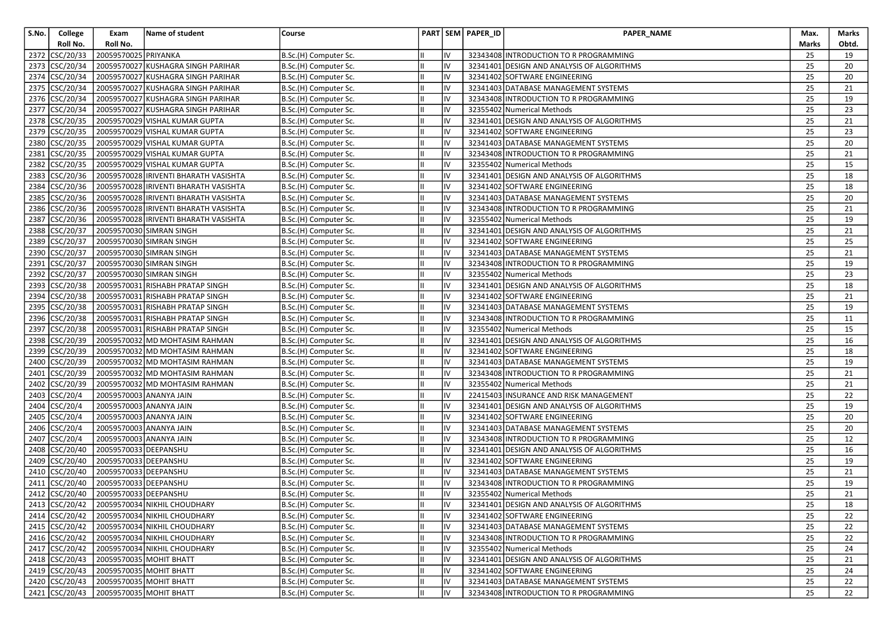| S.No. | College Roll No. | Exam Roll No. | Name of student | Course | PART | SEM | PAPER_ID | PAPER_NAME | Max. Marks | Marks Obtd. |
|---|---|---|---|---|---|---|---|---|---|---|
| 2372 | CSC/20/33 | 20059570025 | PRIYANKA | B.Sc.(H) Computer Sc. | II | IV | 32343408 | INTRODUCTION TO R PROGRAMMING | 25 | 19 |
| 2373 | CSC/20/34 | 20059570027 | KUSHAGRA SINGH PARIHAR | B.Sc.(H) Computer Sc. | II | IV | 32341401 | DESIGN AND ANALYSIS OF ALGORITHMS | 25 | 20 |
| 2374 | CSC/20/34 | 20059570027 | KUSHAGRA SINGH PARIHAR | B.Sc.(H) Computer Sc. | II | IV | 32341402 | SOFTWARE ENGINEERING | 25 | 20 |
| 2375 | CSC/20/34 | 20059570027 | KUSHAGRA SINGH PARIHAR | B.Sc.(H) Computer Sc. | II | IV | 32341403 | DATABASE MANAGEMENT SYSTEMS | 25 | 21 |
| 2376 | CSC/20/34 | 20059570027 | KUSHAGRA SINGH PARIHAR | B.Sc.(H) Computer Sc. | II | IV | 32343408 | INTRODUCTION TO R PROGRAMMING | 25 | 19 |
| 2377 | CSC/20/34 | 20059570027 | KUSHAGRA SINGH PARIHAR | B.Sc.(H) Computer Sc. | II | IV | 32355402 | Numerical Methods | 25 | 23 |
| 2378 | CSC/20/35 | 20059570029 | VISHAL KUMAR GUPTA | B.Sc.(H) Computer Sc. | II | IV | 32341401 | DESIGN AND ANALYSIS OF ALGORITHMS | 25 | 21 |
| 2379 | CSC/20/35 | 20059570029 | VISHAL KUMAR GUPTA | B.Sc.(H) Computer Sc. | II | IV | 32341402 | SOFTWARE ENGINEERING | 25 | 23 |
| 2380 | CSC/20/35 | 20059570029 | VISHAL KUMAR GUPTA | B.Sc.(H) Computer Sc. | II | IV | 32341403 | DATABASE MANAGEMENT SYSTEMS | 25 | 20 |
| 2381 | CSC/20/35 | 20059570029 | VISHAL KUMAR GUPTA | B.Sc.(H) Computer Sc. | II | IV | 32343408 | INTRODUCTION TO R PROGRAMMING | 25 | 21 |
| 2382 | CSC/20/35 | 20059570029 | VISHAL KUMAR GUPTA | B.Sc.(H) Computer Sc. | II | IV | 32355402 | Numerical Methods | 25 | 15 |
| 2383 | CSC/20/36 | 20059570028 | IRIVENTI BHARATH VASISHTA | B.Sc.(H) Computer Sc. | II | IV | 32341401 | DESIGN AND ANALYSIS OF ALGORITHMS | 25 | 18 |
| 2384 | CSC/20/36 | 20059570028 | IRIVENTI BHARATH VASISHTA | B.Sc.(H) Computer Sc. | II | IV | 32341402 | SOFTWARE ENGINEERING | 25 | 18 |
| 2385 | CSC/20/36 | 20059570028 | IRIVENTI BHARATH VASISHTA | B.Sc.(H) Computer Sc. | II | IV | 32341403 | DATABASE MANAGEMENT SYSTEMS | 25 | 20 |
| 2386 | CSC/20/36 | 20059570028 | IRIVENTI BHARATH VASISHTA | B.Sc.(H) Computer Sc. | II | IV | 32343408 | INTRODUCTION TO R PROGRAMMING | 25 | 21 |
| 2387 | CSC/20/36 | 20059570028 | IRIVENTI BHARATH VASISHTA | B.Sc.(H) Computer Sc. | II | IV | 32355402 | Numerical Methods | 25 | 19 |
| 2388 | CSC/20/37 | 20059570030 | SIMRAN SINGH | B.Sc.(H) Computer Sc. | II | IV | 32341401 | DESIGN AND ANALYSIS OF ALGORITHMS | 25 | 21 |
| 2389 | CSC/20/37 | 20059570030 | SIMRAN SINGH | B.Sc.(H) Computer Sc. | II | IV | 32341402 | SOFTWARE ENGINEERING | 25 | 25 |
| 2390 | CSC/20/37 | 20059570030 | SIMRAN SINGH | B.Sc.(H) Computer Sc. | II | IV | 32341403 | DATABASE MANAGEMENT SYSTEMS | 25 | 21 |
| 2391 | CSC/20/37 | 20059570030 | SIMRAN SINGH | B.Sc.(H) Computer Sc. | II | IV | 32343408 | INTRODUCTION TO R PROGRAMMING | 25 | 19 |
| 2392 | CSC/20/37 | 20059570030 | SIMRAN SINGH | B.Sc.(H) Computer Sc. | II | IV | 32355402 | Numerical Methods | 25 | 23 |
| 2393 | CSC/20/38 | 20059570031 | RISHABH PRATAP SINGH | B.Sc.(H) Computer Sc. | II | IV | 32341401 | DESIGN AND ANALYSIS OF ALGORITHMS | 25 | 18 |
| 2394 | CSC/20/38 | 20059570031 | RISHABH PRATAP SINGH | B.Sc.(H) Computer Sc. | II | IV | 32341402 | SOFTWARE ENGINEERING | 25 | 21 |
| 2395 | CSC/20/38 | 20059570031 | RISHABH PRATAP SINGH | B.Sc.(H) Computer Sc. | II | IV | 32341403 | DATABASE MANAGEMENT SYSTEMS | 25 | 19 |
| 2396 | CSC/20/38 | 20059570031 | RISHABH PRATAP SINGH | B.Sc.(H) Computer Sc. | II | IV | 32343408 | INTRODUCTION TO R PROGRAMMING | 25 | 11 |
| 2397 | CSC/20/38 | 20059570031 | RISHABH PRATAP SINGH | B.Sc.(H) Computer Sc. | II | IV | 32355402 | Numerical Methods | 25 | 15 |
| 2398 | CSC/20/39 | 20059570032 | MD MOHTASIM RAHMAN | B.Sc.(H) Computer Sc. | II | IV | 32341401 | DESIGN AND ANALYSIS OF ALGORITHMS | 25 | 16 |
| 2399 | CSC/20/39 | 20059570032 | MD MOHTASIM RAHMAN | B.Sc.(H) Computer Sc. | II | IV | 32341402 | SOFTWARE ENGINEERING | 25 | 18 |
| 2400 | CSC/20/39 | 20059570032 | MD MOHTASIM RAHMAN | B.Sc.(H) Computer Sc. | II | IV | 32341403 | DATABASE MANAGEMENT SYSTEMS | 25 | 19 |
| 2401 | CSC/20/39 | 20059570032 | MD MOHTASIM RAHMAN | B.Sc.(H) Computer Sc. | II | IV | 32343408 | INTRODUCTION TO R PROGRAMMING | 25 | 21 |
| 2402 | CSC/20/39 | 20059570032 | MD MOHTASIM RAHMAN | B.Sc.(H) Computer Sc. | II | IV | 32355402 | Numerical Methods | 25 | 21 |
| 2403 | CSC/20/4 | 20059570003 | ANANYA JAIN | B.Sc.(H) Computer Sc. | II | IV | 22415403 | INSURANCE AND RISK MANAGEMENT | 25 | 22 |
| 2404 | CSC/20/4 | 20059570003 | ANANYA JAIN | B.Sc.(H) Computer Sc. | II | IV | 32341401 | DESIGN AND ANALYSIS OF ALGORITHMS | 25 | 19 |
| 2405 | CSC/20/4 | 20059570003 | ANANYA JAIN | B.Sc.(H) Computer Sc. | II | IV | 32341402 | SOFTWARE ENGINEERING | 25 | 20 |
| 2406 | CSC/20/4 | 20059570003 | ANANYA JAIN | B.Sc.(H) Computer Sc. | II | IV | 32341403 | DATABASE MANAGEMENT SYSTEMS | 25 | 20 |
| 2407 | CSC/20/4 | 20059570003 | ANANYA JAIN | B.Sc.(H) Computer Sc. | II | IV | 32343408 | INTRODUCTION TO R PROGRAMMING | 25 | 12 |
| 2408 | CSC/20/40 | 20059570033 | DEEPANSHU | B.Sc.(H) Computer Sc. | II | IV | 32341401 | DESIGN AND ANALYSIS OF ALGORITHMS | 25 | 16 |
| 2409 | CSC/20/40 | 20059570033 | DEEPANSHU | B.Sc.(H) Computer Sc. | II | IV | 32341402 | SOFTWARE ENGINEERING | 25 | 19 |
| 2410 | CSC/20/40 | 20059570033 | DEEPANSHU | B.Sc.(H) Computer Sc. | II | IV | 32341403 | DATABASE MANAGEMENT SYSTEMS | 25 | 21 |
| 2411 | CSC/20/40 | 20059570033 | DEEPANSHU | B.Sc.(H) Computer Sc. | II | IV | 32343408 | INTRODUCTION TO R PROGRAMMING | 25 | 19 |
| 2412 | CSC/20/40 | 20059570033 | DEEPANSHU | B.Sc.(H) Computer Sc. | II | IV | 32355402 | Numerical Methods | 25 | 21 |
| 2413 | CSC/20/42 | 20059570034 | NIKHIL CHOUDHARY | B.Sc.(H) Computer Sc. | II | IV | 32341401 | DESIGN AND ANALYSIS OF ALGORITHMS | 25 | 18 |
| 2414 | CSC/20/42 | 20059570034 | NIKHIL CHOUDHARY | B.Sc.(H) Computer Sc. | II | IV | 32341402 | SOFTWARE ENGINEERING | 25 | 22 |
| 2415 | CSC/20/42 | 20059570034 | NIKHIL CHOUDHARY | B.Sc.(H) Computer Sc. | II | IV | 32341403 | DATABASE MANAGEMENT SYSTEMS | 25 | 22 |
| 2416 | CSC/20/42 | 20059570034 | NIKHIL CHOUDHARY | B.Sc.(H) Computer Sc. | II | IV | 32343408 | INTRODUCTION TO R PROGRAMMING | 25 | 22 |
| 2417 | CSC/20/42 | 20059570034 | NIKHIL CHOUDHARY | B.Sc.(H) Computer Sc. | II | IV | 32355402 | Numerical Methods | 25 | 24 |
| 2418 | CSC/20/43 | 20059570035 | MOHIT BHATT | B.Sc.(H) Computer Sc. | II | IV | 32341401 | DESIGN AND ANALYSIS OF ALGORITHMS | 25 | 21 |
| 2419 | CSC/20/43 | 20059570035 | MOHIT BHATT | B.Sc.(H) Computer Sc. | II | IV | 32341402 | SOFTWARE ENGINEERING | 25 | 24 |
| 2420 | CSC/20/43 | 20059570035 | MOHIT BHATT | B.Sc.(H) Computer Sc. | II | IV | 32341403 | DATABASE MANAGEMENT SYSTEMS | 25 | 22 |
| 2421 | CSC/20/43 | 20059570035 | MOHIT BHATT | B.Sc.(H) Computer Sc. | II | IV | 32343408 | INTRODUCTION TO R PROGRAMMING | 25 | 22 |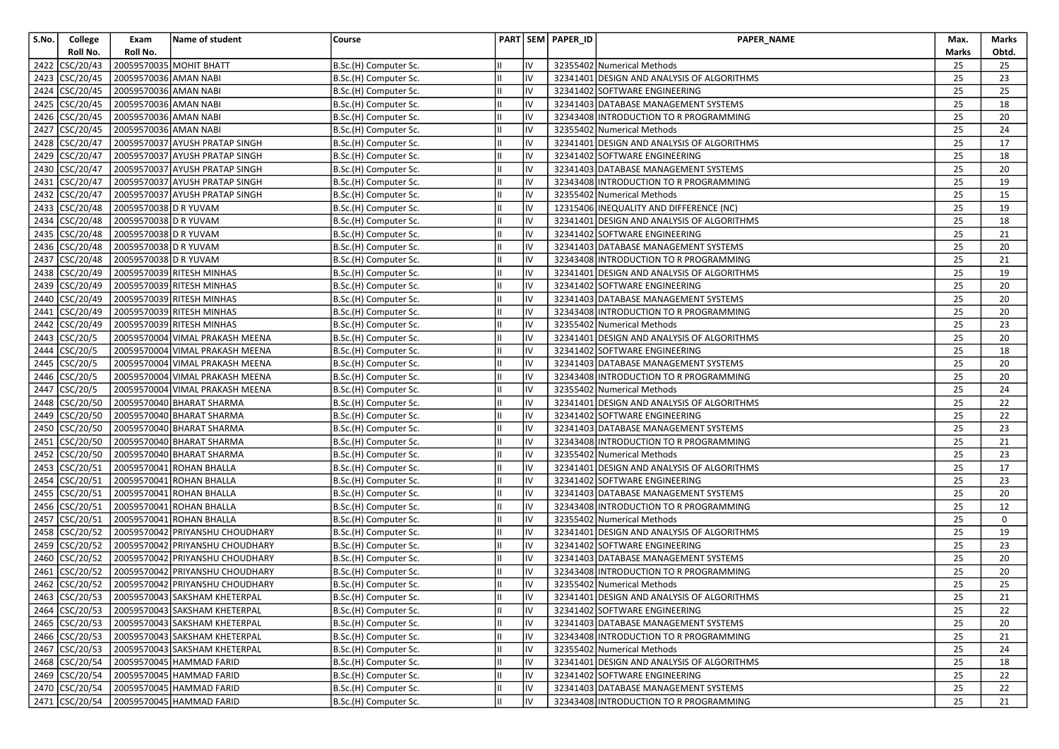| S.No. | College Roll No. | Exam Roll No. | Name of student | Course | PART | SEM | PAPER_ID | PAPER_NAME | Max. Marks | Marks Obtd. |
|---|---|---|---|---|---|---|---|---|---|---|
| 2422 | CSC/20/43 | 20059570035 | MOHIT BHATT | B.Sc.(H) Computer Sc. | II | IV | 32355402 | Numerical Methods | 25 | 25 |
| 2423 | CSC/20/45 | 20059570036 | AMAN NABI | B.Sc.(H) Computer Sc. | II | IV | 32341401 | DESIGN AND ANALYSIS OF ALGORITHMS | 25 | 23 |
| 2424 | CSC/20/45 | 20059570036 | AMAN NABI | B.Sc.(H) Computer Sc. | II | IV | 32341402 | SOFTWARE ENGINEERING | 25 | 25 |
| 2425 | CSC/20/45 | 20059570036 | AMAN NABI | B.Sc.(H) Computer Sc. | II | IV | 32341403 | DATABASE MANAGEMENT SYSTEMS | 25 | 18 |
| 2426 | CSC/20/45 | 20059570036 | AMAN NABI | B.Sc.(H) Computer Sc. | II | IV | 32343408 | INTRODUCTION TO R PROGRAMMING | 25 | 20 |
| 2427 | CSC/20/45 | 20059570036 | AMAN NABI | B.Sc.(H) Computer Sc. | II | IV | 32355402 | Numerical Methods | 25 | 24 |
| 2428 | CSC/20/47 | 20059570037 | AYUSH PRATAP SINGH | B.Sc.(H) Computer Sc. | II | IV | 32341401 | DESIGN AND ANALYSIS OF ALGORITHMS | 25 | 17 |
| 2429 | CSC/20/47 | 20059570037 | AYUSH PRATAP SINGH | B.Sc.(H) Computer Sc. | II | IV | 32341402 | SOFTWARE ENGINEERING | 25 | 18 |
| 2430 | CSC/20/47 | 20059570037 | AYUSH PRATAP SINGH | B.Sc.(H) Computer Sc. | II | IV | 32341403 | DATABASE MANAGEMENT SYSTEMS | 25 | 20 |
| 2431 | CSC/20/47 | 20059570037 | AYUSH PRATAP SINGH | B.Sc.(H) Computer Sc. | II | IV | 32343408 | INTRODUCTION TO R PROGRAMMING | 25 | 19 |
| 2432 | CSC/20/47 | 20059570037 | AYUSH PRATAP SINGH | B.Sc.(H) Computer Sc. | II | IV | 32355402 | Numerical Methods | 25 | 15 |
| 2433 | CSC/20/48 | 20059570038 | D R YUVAM | B.Sc.(H) Computer Sc. | II | IV | 12315406 | INEQUALITY AND DIFFERENCE (NC) | 25 | 19 |
| 2434 | CSC/20/48 | 20059570038 | D R YUVAM | B.Sc.(H) Computer Sc. | II | IV | 32341401 | DESIGN AND ANALYSIS OF ALGORITHMS | 25 | 18 |
| 2435 | CSC/20/48 | 20059570038 | D R YUVAM | B.Sc.(H) Computer Sc. | II | IV | 32341402 | SOFTWARE ENGINEERING | 25 | 21 |
| 2436 | CSC/20/48 | 20059570038 | D R YUVAM | B.Sc.(H) Computer Sc. | II | IV | 32341403 | DATABASE MANAGEMENT SYSTEMS | 25 | 20 |
| 2437 | CSC/20/48 | 20059570038 | D R YUVAM | B.Sc.(H) Computer Sc. | II | IV | 32343408 | INTRODUCTION TO R PROGRAMMING | 25 | 21 |
| 2438 | CSC/20/49 | 20059570039 | RITESH MINHAS | B.Sc.(H) Computer Sc. | II | IV | 32341401 | DESIGN AND ANALYSIS OF ALGORITHMS | 25 | 19 |
| 2439 | CSC/20/49 | 20059570039 | RITESH MINHAS | B.Sc.(H) Computer Sc. | II | IV | 32341402 | SOFTWARE ENGINEERING | 25 | 20 |
| 2440 | CSC/20/49 | 20059570039 | RITESH MINHAS | B.Sc.(H) Computer Sc. | II | IV | 32341403 | DATABASE MANAGEMENT SYSTEMS | 25 | 20 |
| 2441 | CSC/20/49 | 20059570039 | RITESH MINHAS | B.Sc.(H) Computer Sc. | II | IV | 32343408 | INTRODUCTION TO R PROGRAMMING | 25 | 20 |
| 2442 | CSC/20/49 | 20059570039 | RITESH MINHAS | B.Sc.(H) Computer Sc. | II | IV | 32355402 | Numerical Methods | 25 | 23 |
| 2443 | CSC/20/5 | 20059570004 | VIMAL PRAKASH MEENA | B.Sc.(H) Computer Sc. | II | IV | 32341401 | DESIGN AND ANALYSIS OF ALGORITHMS | 25 | 20 |
| 2444 | CSC/20/5 | 20059570004 | VIMAL PRAKASH MEENA | B.Sc.(H) Computer Sc. | II | IV | 32341402 | SOFTWARE ENGINEERING | 25 | 18 |
| 2445 | CSC/20/5 | 20059570004 | VIMAL PRAKASH MEENA | B.Sc.(H) Computer Sc. | II | IV | 32341403 | DATABASE MANAGEMENT SYSTEMS | 25 | 20 |
| 2446 | CSC/20/5 | 20059570004 | VIMAL PRAKASH MEENA | B.Sc.(H) Computer Sc. | II | IV | 32343408 | INTRODUCTION TO R PROGRAMMING | 25 | 20 |
| 2447 | CSC/20/5 | 20059570004 | VIMAL PRAKASH MEENA | B.Sc.(H) Computer Sc. | II | IV | 32355402 | Numerical Methods | 25 | 24 |
| 2448 | CSC/20/50 | 20059570040 | BHARAT SHARMA | B.Sc.(H) Computer Sc. | II | IV | 32341401 | DESIGN AND ANALYSIS OF ALGORITHMS | 25 | 22 |
| 2449 | CSC/20/50 | 20059570040 | BHARAT SHARMA | B.Sc.(H) Computer Sc. | II | IV | 32341402 | SOFTWARE ENGINEERING | 25 | 22 |
| 2450 | CSC/20/50 | 20059570040 | BHARAT SHARMA | B.Sc.(H) Computer Sc. | II | IV | 32341403 | DATABASE MANAGEMENT SYSTEMS | 25 | 23 |
| 2451 | CSC/20/50 | 20059570040 | BHARAT SHARMA | B.Sc.(H) Computer Sc. | II | IV | 32343408 | INTRODUCTION TO R PROGRAMMING | 25 | 21 |
| 2452 | CSC/20/50 | 20059570040 | BHARAT SHARMA | B.Sc.(H) Computer Sc. | II | IV | 32355402 | Numerical Methods | 25 | 23 |
| 2453 | CSC/20/51 | 20059570041 | ROHAN BHALLA | B.Sc.(H) Computer Sc. | II | IV | 32341401 | DESIGN AND ANALYSIS OF ALGORITHMS | 25 | 17 |
| 2454 | CSC/20/51 | 20059570041 | ROHAN BHALLA | B.Sc.(H) Computer Sc. | II | IV | 32341402 | SOFTWARE ENGINEERING | 25 | 23 |
| 2455 | CSC/20/51 | 20059570041 | ROHAN BHALLA | B.Sc.(H) Computer Sc. | II | IV | 32341403 | DATABASE MANAGEMENT SYSTEMS | 25 | 20 |
| 2456 | CSC/20/51 | 20059570041 | ROHAN BHALLA | B.Sc.(H) Computer Sc. | II | IV | 32343408 | INTRODUCTION TO R PROGRAMMING | 25 | 12 |
| 2457 | CSC/20/51 | 20059570041 | ROHAN BHALLA | B.Sc.(H) Computer Sc. | II | IV | 32355402 | Numerical Methods | 25 | 0 |
| 2458 | CSC/20/52 | 20059570042 | PRIYANSHU CHOUDHARY | B.Sc.(H) Computer Sc. | II | IV | 32341401 | DESIGN AND ANALYSIS OF ALGORITHMS | 25 | 19 |
| 2459 | CSC/20/52 | 20059570042 | PRIYANSHU CHOUDHARY | B.Sc.(H) Computer Sc. | II | IV | 32341402 | SOFTWARE ENGINEERING | 25 | 23 |
| 2460 | CSC/20/52 | 20059570042 | PRIYANSHU CHOUDHARY | B.Sc.(H) Computer Sc. | II | IV | 32341403 | DATABASE MANAGEMENT SYSTEMS | 25 | 20 |
| 2461 | CSC/20/52 | 20059570042 | PRIYANSHU CHOUDHARY | B.Sc.(H) Computer Sc. | II | IV | 32343408 | INTRODUCTION TO R PROGRAMMING | 25 | 20 |
| 2462 | CSC/20/52 | 20059570042 | PRIYANSHU CHOUDHARY | B.Sc.(H) Computer Sc. | II | IV | 32355402 | Numerical Methods | 25 | 25 |
| 2463 | CSC/20/53 | 20059570043 | SAKSHAM KHETERPAL | B.Sc.(H) Computer Sc. | II | IV | 32341401 | DESIGN AND ANALYSIS OF ALGORITHMS | 25 | 21 |
| 2464 | CSC/20/53 | 20059570043 | SAKSHAM KHETERPAL | B.Sc.(H) Computer Sc. | II | IV | 32341402 | SOFTWARE ENGINEERING | 25 | 22 |
| 2465 | CSC/20/53 | 20059570043 | SAKSHAM KHETERPAL | B.Sc.(H) Computer Sc. | II | IV | 32341403 | DATABASE MANAGEMENT SYSTEMS | 25 | 20 |
| 2466 | CSC/20/53 | 20059570043 | SAKSHAM KHETERPAL | B.Sc.(H) Computer Sc. | II | IV | 32343408 | INTRODUCTION TO R PROGRAMMING | 25 | 21 |
| 2467 | CSC/20/53 | 20059570043 | SAKSHAM KHETERPAL | B.Sc.(H) Computer Sc. | II | IV | 32355402 | Numerical Methods | 25 | 24 |
| 2468 | CSC/20/54 | 20059570045 | HAMMAD FARID | B.Sc.(H) Computer Sc. | II | IV | 32341401 | DESIGN AND ANALYSIS OF ALGORITHMS | 25 | 18 |
| 2469 | CSC/20/54 | 20059570045 | HAMMAD FARID | B.Sc.(H) Computer Sc. | II | IV | 32341402 | SOFTWARE ENGINEERING | 25 | 22 |
| 2470 | CSC/20/54 | 20059570045 | HAMMAD FARID | B.Sc.(H) Computer Sc. | II | IV | 32341403 | DATABASE MANAGEMENT SYSTEMS | 25 | 22 |
| 2471 | CSC/20/54 | 20059570045 | HAMMAD FARID | B.Sc.(H) Computer Sc. | II | IV | 32343408 | INTRODUCTION TO R PROGRAMMING | 25 | 21 |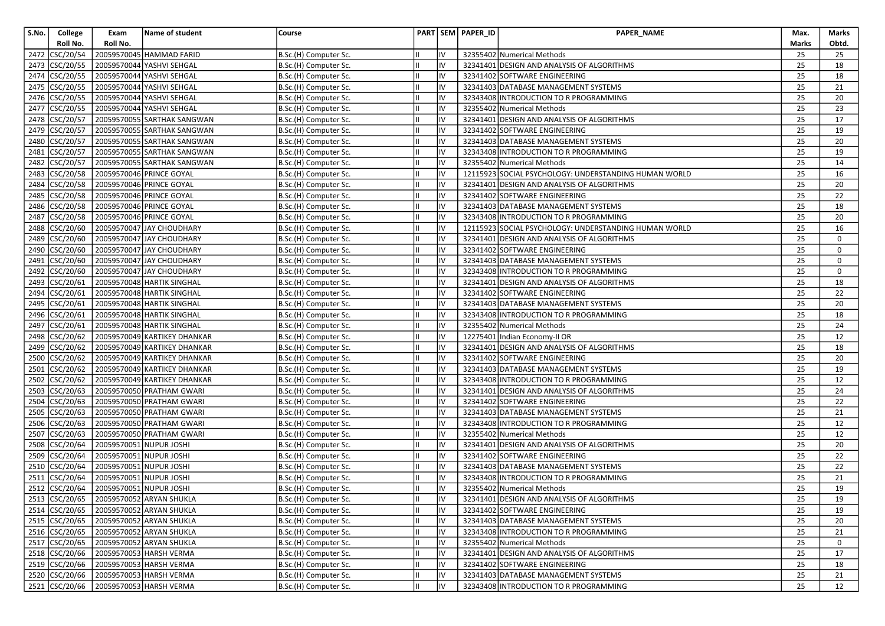| S.No. | College Roll No. | Exam Roll No. | Name of student | Course | PART | SEM | PAPER_ID | PAPER_NAME | Max. Marks | Marks Obtd. |
|---|---|---|---|---|---|---|---|---|---|---|
| 2472 | CSC/20/54 | 20059570045 | HAMMAD FARID | B.Sc.(H) Computer Sc. | II | IV | 32355402 | Numerical Methods | 25 | 25 |
| 2473 | CSC/20/55 | 20059570044 | YASHVI SEHGAL | B.Sc.(H) Computer Sc. | II | IV | 32341401 | DESIGN AND ANALYSIS OF ALGORITHMS | 25 | 18 |
| 2474 | CSC/20/55 | 20059570044 | YASHVI SEHGAL | B.Sc.(H) Computer Sc. | II | IV | 32341402 | SOFTWARE ENGINEERING | 25 | 18 |
| 2475 | CSC/20/55 | 20059570044 | YASHVI SEHGAL | B.Sc.(H) Computer Sc. | II | IV | 32341403 | DATABASE MANAGEMENT SYSTEMS | 25 | 21 |
| 2476 | CSC/20/55 | 20059570044 | YASHVI SEHGAL | B.Sc.(H) Computer Sc. | II | IV | 32343408 | INTRODUCTION TO R PROGRAMMING | 25 | 20 |
| 2477 | CSC/20/55 | 20059570044 | YASHVI SEHGAL | B.Sc.(H) Computer Sc. | II | IV | 32355402 | Numerical Methods | 25 | 23 |
| 2478 | CSC/20/57 | 20059570055 | SARTHAK SANGWAN | B.Sc.(H) Computer Sc. | II | IV | 32341401 | DESIGN AND ANALYSIS OF ALGORITHMS | 25 | 17 |
| 2479 | CSC/20/57 | 20059570055 | SARTHAK SANGWAN | B.Sc.(H) Computer Sc. | II | IV | 32341402 | SOFTWARE ENGINEERING | 25 | 19 |
| 2480 | CSC/20/57 | 20059570055 | SARTHAK SANGWAN | B.Sc.(H) Computer Sc. | II | IV | 32341403 | DATABASE MANAGEMENT SYSTEMS | 25 | 20 |
| 2481 | CSC/20/57 | 20059570055 | SARTHAK SANGWAN | B.Sc.(H) Computer Sc. | II | IV | 32343408 | INTRODUCTION TO R PROGRAMMING | 25 | 19 |
| 2482 | CSC/20/57 | 20059570055 | SARTHAK SANGWAN | B.Sc.(H) Computer Sc. | II | IV | 32355402 | Numerical Methods | 25 | 14 |
| 2483 | CSC/20/58 | 20059570046 | PRINCE GOYAL | B.Sc.(H) Computer Sc. | II | IV | 12115923 | SOCIAL PSYCHOLOGY: UNDERSTANDING HUMAN WORLD | 25 | 16 |
| 2484 | CSC/20/58 | 20059570046 | PRINCE GOYAL | B.Sc.(H) Computer Sc. | II | IV | 32341401 | DESIGN AND ANALYSIS OF ALGORITHMS | 25 | 20 |
| 2485 | CSC/20/58 | 20059570046 | PRINCE GOYAL | B.Sc.(H) Computer Sc. | II | IV | 32341402 | SOFTWARE ENGINEERING | 25 | 22 |
| 2486 | CSC/20/58 | 20059570046 | PRINCE GOYAL | B.Sc.(H) Computer Sc. | II | IV | 32341403 | DATABASE MANAGEMENT SYSTEMS | 25 | 18 |
| 2487 | CSC/20/58 | 20059570046 | PRINCE GOYAL | B.Sc.(H) Computer Sc. | II | IV | 32343408 | INTRODUCTION TO R PROGRAMMING | 25 | 20 |
| 2488 | CSC/20/60 | 20059570047 | JAY CHOUDHARY | B.Sc.(H) Computer Sc. | II | IV | 12115923 | SOCIAL PSYCHOLOGY: UNDERSTANDING HUMAN WORLD | 25 | 16 |
| 2489 | CSC/20/60 | 20059570047 | JAY CHOUDHARY | B.Sc.(H) Computer Sc. | II | IV | 32341401 | DESIGN AND ANALYSIS OF ALGORITHMS | 25 | 0 |
| 2490 | CSC/20/60 | 20059570047 | JAY CHOUDHARY | B.Sc.(H) Computer Sc. | II | IV | 32341402 | SOFTWARE ENGINEERING | 25 | 0 |
| 2491 | CSC/20/60 | 20059570047 | JAY CHOUDHARY | B.Sc.(H) Computer Sc. | II | IV | 32341403 | DATABASE MANAGEMENT SYSTEMS | 25 | 0 |
| 2492 | CSC/20/60 | 20059570047 | JAY CHOUDHARY | B.Sc.(H) Computer Sc. | II | IV | 32343408 | INTRODUCTION TO R PROGRAMMING | 25 | 0 |
| 2493 | CSC/20/61 | 20059570048 | HARTIK SINGHAL | B.Sc.(H) Computer Sc. | II | IV | 32341401 | DESIGN AND ANALYSIS OF ALGORITHMS | 25 | 18 |
| 2494 | CSC/20/61 | 20059570048 | HARTIK SINGHAL | B.Sc.(H) Computer Sc. | II | IV | 32341402 | SOFTWARE ENGINEERING | 25 | 22 |
| 2495 | CSC/20/61 | 20059570048 | HARTIK SINGHAL | B.Sc.(H) Computer Sc. | II | IV | 32341403 | DATABASE MANAGEMENT SYSTEMS | 25 | 20 |
| 2496 | CSC/20/61 | 20059570048 | HARTIK SINGHAL | B.Sc.(H) Computer Sc. | II | IV | 32343408 | INTRODUCTION TO R PROGRAMMING | 25 | 18 |
| 2497 | CSC/20/61 | 20059570048 | HARTIK SINGHAL | B.Sc.(H) Computer Sc. | II | IV | 32355402 | Numerical Methods | 25 | 24 |
| 2498 | CSC/20/62 | 20059570049 | KARTIKEY DHANKAR | B.Sc.(H) Computer Sc. | II | IV | 12275401 | Indian Economy-II OR | 25 | 12 |
| 2499 | CSC/20/62 | 20059570049 | KARTIKEY DHANKAR | B.Sc.(H) Computer Sc. | II | IV | 32341401 | DESIGN AND ANALYSIS OF ALGORITHMS | 25 | 18 |
| 2500 | CSC/20/62 | 20059570049 | KARTIKEY DHANKAR | B.Sc.(H) Computer Sc. | II | IV | 32341402 | SOFTWARE ENGINEERING | 25 | 20 |
| 2501 | CSC/20/62 | 20059570049 | KARTIKEY DHANKAR | B.Sc.(H) Computer Sc. | II | IV | 32341403 | DATABASE MANAGEMENT SYSTEMS | 25 | 19 |
| 2502 | CSC/20/62 | 20059570049 | KARTIKEY DHANKAR | B.Sc.(H) Computer Sc. | II | IV | 32343408 | INTRODUCTION TO R PROGRAMMING | 25 | 12 |
| 2503 | CSC/20/63 | 20059570050 | PRATHAM GWARI | B.Sc.(H) Computer Sc. | II | IV | 32341401 | DESIGN AND ANALYSIS OF ALGORITHMS | 25 | 24 |
| 2504 | CSC/20/63 | 20059570050 | PRATHAM GWARI | B.Sc.(H) Computer Sc. | II | IV | 32341402 | SOFTWARE ENGINEERING | 25 | 22 |
| 2505 | CSC/20/63 | 20059570050 | PRATHAM GWARI | B.Sc.(H) Computer Sc. | II | IV | 32341403 | DATABASE MANAGEMENT SYSTEMS | 25 | 21 |
| 2506 | CSC/20/63 | 20059570050 | PRATHAM GWARI | B.Sc.(H) Computer Sc. | II | IV | 32343408 | INTRODUCTION TO R PROGRAMMING | 25 | 12 |
| 2507 | CSC/20/63 | 20059570050 | PRATHAM GWARI | B.Sc.(H) Computer Sc. | II | IV | 32355402 | Numerical Methods | 25 | 12 |
| 2508 | CSC/20/64 | 20059570051 | NUPUR JOSHI | B.Sc.(H) Computer Sc. | II | IV | 32341401 | DESIGN AND ANALYSIS OF ALGORITHMS | 25 | 20 |
| 2509 | CSC/20/64 | 20059570051 | NUPUR JOSHI | B.Sc.(H) Computer Sc. | II | IV | 32341402 | SOFTWARE ENGINEERING | 25 | 22 |
| 2510 | CSC/20/64 | 20059570051 | NUPUR JOSHI | B.Sc.(H) Computer Sc. | II | IV | 32341403 | DATABASE MANAGEMENT SYSTEMS | 25 | 22 |
| 2511 | CSC/20/64 | 20059570051 | NUPUR JOSHI | B.Sc.(H) Computer Sc. | II | IV | 32343408 | INTRODUCTION TO R PROGRAMMING | 25 | 21 |
| 2512 | CSC/20/64 | 20059570051 | NUPUR JOSHI | B.Sc.(H) Computer Sc. | II | IV | 32355402 | Numerical Methods | 25 | 19 |
| 2513 | CSC/20/65 | 20059570052 | ARYAN SHUKLA | B.Sc.(H) Computer Sc. | II | IV | 32341401 | DESIGN AND ANALYSIS OF ALGORITHMS | 25 | 19 |
| 2514 | CSC/20/65 | 20059570052 | ARYAN SHUKLA | B.Sc.(H) Computer Sc. | II | IV | 32341402 | SOFTWARE ENGINEERING | 25 | 19 |
| 2515 | CSC/20/65 | 20059570052 | ARYAN SHUKLA | B.Sc.(H) Computer Sc. | II | IV | 32341403 | DATABASE MANAGEMENT SYSTEMS | 25 | 20 |
| 2516 | CSC/20/65 | 20059570052 | ARYAN SHUKLA | B.Sc.(H) Computer Sc. | II | IV | 32343408 | INTRODUCTION TO R PROGRAMMING | 25 | 21 |
| 2517 | CSC/20/65 | 20059570052 | ARYAN SHUKLA | B.Sc.(H) Computer Sc. | II | IV | 32355402 | Numerical Methods | 25 | 0 |
| 2518 | CSC/20/66 | 20059570053 | HARSH VERMA | B.Sc.(H) Computer Sc. | II | IV | 32341401 | DESIGN AND ANALYSIS OF ALGORITHMS | 25 | 17 |
| 2519 | CSC/20/66 | 20059570053 | HARSH VERMA | B.Sc.(H) Computer Sc. | II | IV | 32341402 | SOFTWARE ENGINEERING | 25 | 18 |
| 2520 | CSC/20/66 | 20059570053 | HARSH VERMA | B.Sc.(H) Computer Sc. | II | IV | 32341403 | DATABASE MANAGEMENT SYSTEMS | 25 | 21 |
| 2521 | CSC/20/66 | 20059570053 | HARSH VERMA | B.Sc.(H) Computer Sc. | II | IV | 32343408 | INTRODUCTION TO R PROGRAMMING | 25 | 12 |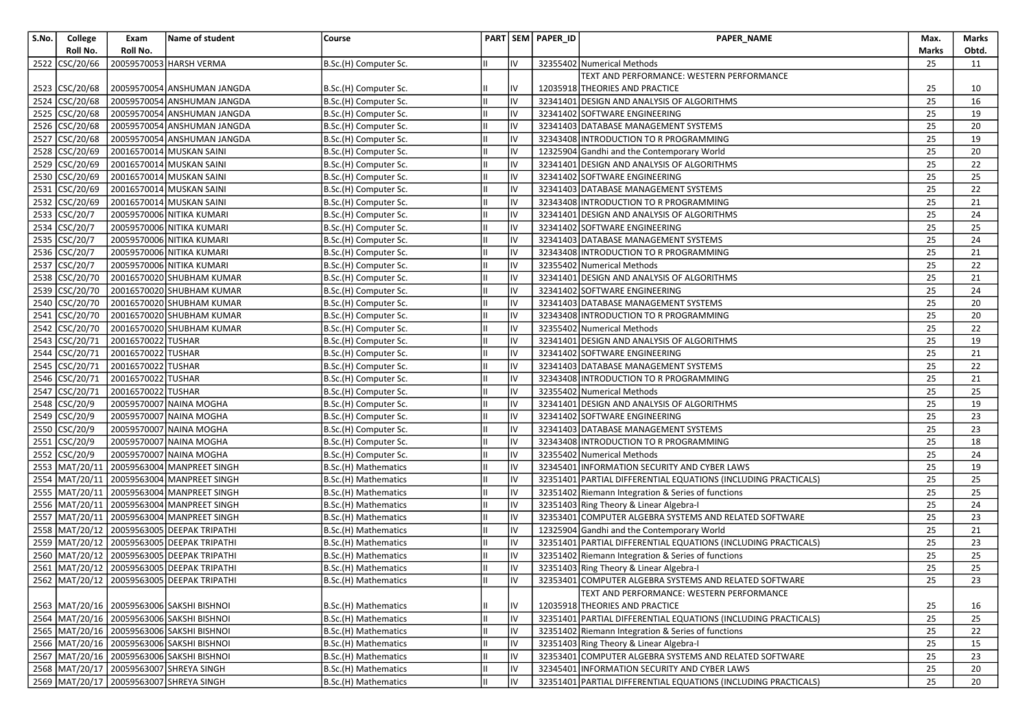| S.No. | College Roll No. | Exam Roll No. | Name of student | Course | PART | SEM | PAPER_ID | PAPER_NAME | Max. Marks | Marks Obtd. |
|---|---|---|---|---|---|---|---|---|---|---|
| 2522 | CSC/20/66 | 20059570053 | HARSH VERMA | B.Sc.(H) Computer Sc. | II | IV | 32355402 | Numerical Methods | 25 | 11 |
| 2523 | CSC/20/68 | 20059570054 | ANSHUMAN JANGDA | B.Sc.(H) Computer Sc. | II | IV | 12035918 | TEXT AND PERFORMANCE: WESTERN PERFORMANCE THEORIES AND PRACTICE | 25 | 10 |
| 2524 | CSC/20/68 | 20059570054 | ANSHUMAN JANGDA | B.Sc.(H) Computer Sc. | II | IV | 32341401 | DESIGN AND ANALYSIS OF ALGORITHMS | 25 | 16 |
| 2525 | CSC/20/68 | 20059570054 | ANSHUMAN JANGDA | B.Sc.(H) Computer Sc. | II | IV | 32341402 | SOFTWARE ENGINEERING | 25 | 19 |
| 2526 | CSC/20/68 | 20059570054 | ANSHUMAN JANGDA | B.Sc.(H) Computer Sc. | II | IV | 32341403 | DATABASE MANAGEMENT SYSTEMS | 25 | 20 |
| 2527 | CSC/20/68 | 20059570054 | ANSHUMAN JANGDA | B.Sc.(H) Computer Sc. | II | IV | 32343408 | INTRODUCTION TO R PROGRAMMING | 25 | 19 |
| 2528 | CSC/20/69 | 20016570014 | MUSKAN SAINI | B.Sc.(H) Computer Sc. | II | IV | 12325904 | Gandhi and the Contemporary World | 25 | 20 |
| 2529 | CSC/20/69 | 20016570014 | MUSKAN SAINI | B.Sc.(H) Computer Sc. | II | IV | 32341401 | DESIGN AND ANALYSIS OF ALGORITHMS | 25 | 22 |
| 2530 | CSC/20/69 | 20016570014 | MUSKAN SAINI | B.Sc.(H) Computer Sc. | II | IV | 32341402 | SOFTWARE ENGINEERING | 25 | 25 |
| 2531 | CSC/20/69 | 20016570014 | MUSKAN SAINI | B.Sc.(H) Computer Sc. | II | IV | 32341403 | DATABASE MANAGEMENT SYSTEMS | 25 | 22 |
| 2532 | CSC/20/69 | 20016570014 | MUSKAN SAINI | B.Sc.(H) Computer Sc. | II | IV | 32343408 | INTRODUCTION TO R PROGRAMMING | 25 | 21 |
| 2533 | CSC/20/7 | 20059570006 | NITIKA KUMARI | B.Sc.(H) Computer Sc. | II | IV | 32341401 | DESIGN AND ANALYSIS OF ALGORITHMS | 25 | 24 |
| 2534 | CSC/20/7 | 20059570006 | NITIKA KUMARI | B.Sc.(H) Computer Sc. | II | IV | 32341402 | SOFTWARE ENGINEERING | 25 | 25 |
| 2535 | CSC/20/7 | 20059570006 | NITIKA KUMARI | B.Sc.(H) Computer Sc. | II | IV | 32341403 | DATABASE MANAGEMENT SYSTEMS | 25 | 24 |
| 2536 | CSC/20/7 | 20059570006 | NITIKA KUMARI | B.Sc.(H) Computer Sc. | II | IV | 32343408 | INTRODUCTION TO R PROGRAMMING | 25 | 21 |
| 2537 | CSC/20/7 | 20059570006 | NITIKA KUMARI | B.Sc.(H) Computer Sc. | II | IV | 32355402 | Numerical Methods | 25 | 22 |
| 2538 | CSC/20/70 | 20016570020 | SHUBHAM KUMAR | B.Sc.(H) Computer Sc. | II | IV | 32341401 | DESIGN AND ANALYSIS OF ALGORITHMS | 25 | 21 |
| 2539 | CSC/20/70 | 20016570020 | SHUBHAM KUMAR | B.Sc.(H) Computer Sc. | II | IV | 32341402 | SOFTWARE ENGINEERING | 25 | 24 |
| 2540 | CSC/20/70 | 20016570020 | SHUBHAM KUMAR | B.Sc.(H) Computer Sc. | II | IV | 32341403 | DATABASE MANAGEMENT SYSTEMS | 25 | 20 |
| 2541 | CSC/20/70 | 20016570020 | SHUBHAM KUMAR | B.Sc.(H) Computer Sc. | II | IV | 32343408 | INTRODUCTION TO R PROGRAMMING | 25 | 20 |
| 2542 | CSC/20/70 | 20016570020 | SHUBHAM KUMAR | B.Sc.(H) Computer Sc. | II | IV | 32355402 | Numerical Methods | 25 | 22 |
| 2543 | CSC/20/71 | 20016570022 | TUSHAR | B.Sc.(H) Computer Sc. | II | IV | 32341401 | DESIGN AND ANALYSIS OF ALGORITHMS | 25 | 19 |
| 2544 | CSC/20/71 | 20016570022 | TUSHAR | B.Sc.(H) Computer Sc. | II | IV | 32341402 | SOFTWARE ENGINEERING | 25 | 21 |
| 2545 | CSC/20/71 | 20016570022 | TUSHAR | B.Sc.(H) Computer Sc. | II | IV | 32341403 | DATABASE MANAGEMENT SYSTEMS | 25 | 22 |
| 2546 | CSC/20/71 | 20016570022 | TUSHAR | B.Sc.(H) Computer Sc. | II | IV | 32343408 | INTRODUCTION TO R PROGRAMMING | 25 | 21 |
| 2547 | CSC/20/71 | 20016570022 | TUSHAR | B.Sc.(H) Computer Sc. | II | IV | 32355402 | Numerical Methods | 25 | 25 |
| 2548 | CSC/20/9 | 20059570007 | NAINA MOGHA | B.Sc.(H) Computer Sc. | II | IV | 32341401 | DESIGN AND ANALYSIS OF ALGORITHMS | 25 | 19 |
| 2549 | CSC/20/9 | 20059570007 | NAINA MOGHA | B.Sc.(H) Computer Sc. | II | IV | 32341402 | SOFTWARE ENGINEERING | 25 | 23 |
| 2550 | CSC/20/9 | 20059570007 | NAINA MOGHA | B.Sc.(H) Computer Sc. | II | IV | 32341403 | DATABASE MANAGEMENT SYSTEMS | 25 | 23 |
| 2551 | CSC/20/9 | 20059570007 | NAINA MOGHA | B.Sc.(H) Computer Sc. | II | IV | 32343408 | INTRODUCTION TO R PROGRAMMING | 25 | 18 |
| 2552 | CSC/20/9 | 20059570007 | NAINA MOGHA | B.Sc.(H) Computer Sc. | II | IV | 32355402 | Numerical Methods | 25 | 24 |
| 2553 | MAT/20/11 | 20059563004 | MANPREET SINGH | B.Sc.(H) Mathematics | II | IV | 32345401 | INFORMATION SECURITY AND CYBER LAWS | 25 | 19 |
| 2554 | MAT/20/11 | 20059563004 | MANPREET SINGH | B.Sc.(H) Mathematics | II | IV | 32351401 | PARTIAL DIFFERENTIAL EQUATIONS (INCLUDING PRACTICALS) | 25 | 25 |
| 2555 | MAT/20/11 | 20059563004 | MANPREET SINGH | B.Sc.(H) Mathematics | II | IV | 32351402 | Riemann Integration & Series of functions | 25 | 25 |
| 2556 | MAT/20/11 | 20059563004 | MANPREET SINGH | B.Sc.(H) Mathematics | II | IV | 32351403 | Ring Theory & Linear Algebra-I | 25 | 24 |
| 2557 | MAT/20/11 | 20059563004 | MANPREET SINGH | B.Sc.(H) Mathematics | II | IV | 32353401 | COMPUTER ALGEBRA SYSTEMS AND RELATED SOFTWARE | 25 | 23 |
| 2558 | MAT/20/12 | 20059563005 | DEEPAK TRIPATHI | B.Sc.(H) Mathematics | II | IV | 12325904 | Gandhi and the Contemporary World | 25 | 21 |
| 2559 | MAT/20/12 | 20059563005 | DEEPAK TRIPATHI | B.Sc.(H) Mathematics | II | IV | 32351401 | PARTIAL DIFFERENTIAL EQUATIONS (INCLUDING PRACTICALS) | 25 | 23 |
| 2560 | MAT/20/12 | 20059563005 | DEEPAK TRIPATHI | B.Sc.(H) Mathematics | II | IV | 32351402 | Riemann Integration & Series of functions | 25 | 25 |
| 2561 | MAT/20/12 | 20059563005 | DEEPAK TRIPATHI | B.Sc.(H) Mathematics | II | IV | 32351403 | Ring Theory & Linear Algebra-I | 25 | 25 |
| 2562 | MAT/20/12 | 20059563005 | DEEPAK TRIPATHI | B.Sc.(H) Mathematics | II | IV | 32353401 | COMPUTER ALGEBRA SYSTEMS AND RELATED SOFTWARE | 25 | 23 |
| 2563 | MAT/20/16 | 20059563006 | SAKSHI BISHNOI | B.Sc.(H) Mathematics | II | IV | 12035918 | TEXT AND PERFORMANCE: WESTERN PERFORMANCE THEORIES AND PRACTICE | 25 | 16 |
| 2564 | MAT/20/16 | 20059563006 | SAKSHI BISHNOI | B.Sc.(H) Mathematics | II | IV | 32351401 | PARTIAL DIFFERENTIAL EQUATIONS (INCLUDING PRACTICALS) | 25 | 25 |
| 2565 | MAT/20/16 | 20059563006 | SAKSHI BISHNOI | B.Sc.(H) Mathematics | II | IV | 32351402 | Riemann Integration & Series of functions | 25 | 22 |
| 2566 | MAT/20/16 | 20059563006 | SAKSHI BISHNOI | B.Sc.(H) Mathematics | II | IV | 32351403 | Ring Theory & Linear Algebra-I | 25 | 15 |
| 2567 | MAT/20/16 | 20059563006 | SAKSHI BISHNOI | B.Sc.(H) Mathematics | II | IV | 32353401 | COMPUTER ALGEBRA SYSTEMS AND RELATED SOFTWARE | 25 | 23 |
| 2568 | MAT/20/17 | 20059563007 | SHREYA SINGH | B.Sc.(H) Mathematics | II | IV | 32345401 | INFORMATION SECURITY AND CYBER LAWS | 25 | 20 |
| 2569 | MAT/20/17 | 20059563007 | SHREYA SINGH | B.Sc.(H) Mathematics | II | IV | 32351401 | PARTIAL DIFFERENTIAL EQUATIONS (INCLUDING PRACTICALS) | 25 | 20 |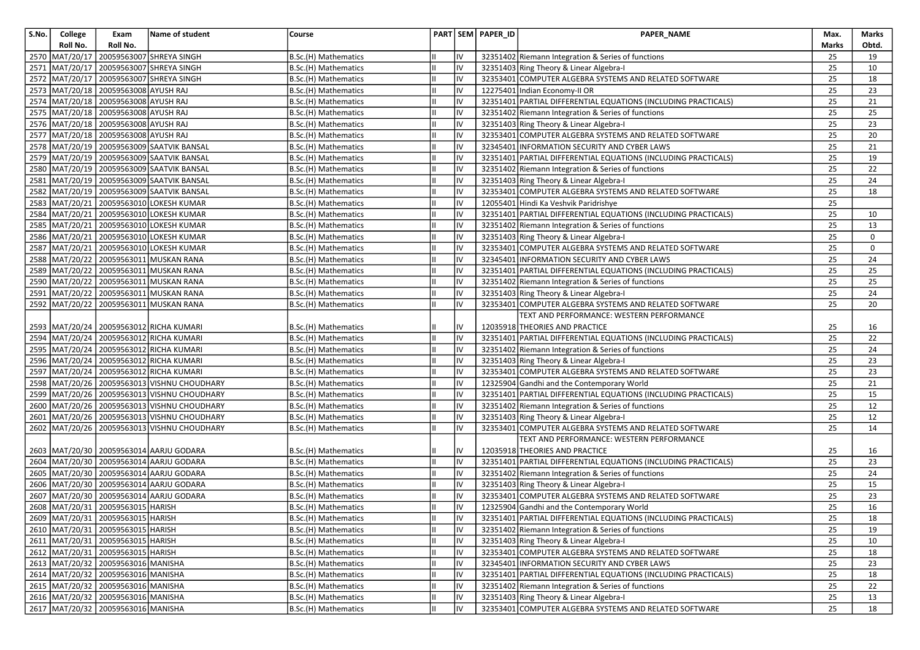| S.No. | College Roll No. | Exam Roll No. | Name of student | Course | PART | SEM | PAPER_ID | PAPER_NAME | Max. Marks | Marks Obtd. |
|---|---|---|---|---|---|---|---|---|---|---|
| 2570 | MAT/20/17 | 20059563007 | SHREYA SINGH | B.Sc.(H) Mathematics | II | IV | 32351402 | Riemann Integration & Series of functions | 25 | 19 |
| 2571 | MAT/20/17 | 20059563007 | SHREYA SINGH | B.Sc.(H) Mathematics | II | IV | 32351403 | Ring Theory & Linear Algebra-I | 25 | 10 |
| 2572 | MAT/20/17 | 20059563007 | SHREYA SINGH | B.Sc.(H) Mathematics | II | IV | 32353401 | COMPUTER ALGEBRA SYSTEMS AND RELATED SOFTWARE | 25 | 18 |
| 2573 | MAT/20/18 | 20059563008 | AYUSH RAJ | B.Sc.(H) Mathematics | II | IV | 12275401 | Indian Economy-II OR | 25 | 23 |
| 2574 | MAT/20/18 | 20059563008 | AYUSH RAJ | B.Sc.(H) Mathematics | II | IV | 32351401 | PARTIAL DIFFERENTIAL EQUATIONS (INCLUDING PRACTICALS) | 25 | 21 |
| 2575 | MAT/20/18 | 20059563008 | AYUSH RAJ | B.Sc.(H) Mathematics | II | IV | 32351402 | Riemann Integration & Series of functions | 25 | 25 |
| 2576 | MAT/20/18 | 20059563008 | AYUSH RAJ | B.Sc.(H) Mathematics | II | IV | 32351403 | Ring Theory & Linear Algebra-I | 25 | 23 |
| 2577 | MAT/20/18 | 20059563008 | AYUSH RAJ | B.Sc.(H) Mathematics | II | IV | 32353401 | COMPUTER ALGEBRA SYSTEMS AND RELATED SOFTWARE | 25 | 20 |
| 2578 | MAT/20/19 | 20059563009 | SAATVIK BANSAL | B.Sc.(H) Mathematics | II | IV | 32345401 | INFORMATION SECURITY AND CYBER LAWS | 25 | 21 |
| 2579 | MAT/20/19 | 20059563009 | SAATVIK BANSAL | B.Sc.(H) Mathematics | II | IV | 32351401 | PARTIAL DIFFERENTIAL EQUATIONS (INCLUDING PRACTICALS) | 25 | 19 |
| 2580 | MAT/20/19 | 20059563009 | SAATVIK BANSAL | B.Sc.(H) Mathematics | II | IV | 32351402 | Riemann Integration & Series of functions | 25 | 22 |
| 2581 | MAT/20/19 | 20059563009 | SAATVIK BANSAL | B.Sc.(H) Mathematics | II | IV | 32351403 | Ring Theory & Linear Algebra-I | 25 | 24 |
| 2582 | MAT/20/19 | 20059563009 | SAATVIK BANSAL | B.Sc.(H) Mathematics | II | IV | 32353401 | COMPUTER ALGEBRA SYSTEMS AND RELATED SOFTWARE | 25 | 18 |
| 2583 | MAT/20/21 | 20059563010 | LOKESH KUMAR | B.Sc.(H) Mathematics | II | IV | 12055401 | Hindi Ka Veshvik Paridrishye | 25 | |
| 2584 | MAT/20/21 | 20059563010 | LOKESH KUMAR | B.Sc.(H) Mathematics | II | IV | 32351401 | PARTIAL DIFFERENTIAL EQUATIONS (INCLUDING PRACTICALS) | 25 | 10 |
| 2585 | MAT/20/21 | 20059563010 | LOKESH KUMAR | B.Sc.(H) Mathematics | II | IV | 32351402 | Riemann Integration & Series of functions | 25 | 13 |
| 2586 | MAT/20/21 | 20059563010 | LOKESH KUMAR | B.Sc.(H) Mathematics | II | IV | 32351403 | Ring Theory & Linear Algebra-I | 25 | 0 |
| 2587 | MAT/20/21 | 20059563010 | LOKESH KUMAR | B.Sc.(H) Mathematics | II | IV | 32353401 | COMPUTER ALGEBRA SYSTEMS AND RELATED SOFTWARE | 25 | 0 |
| 2588 | MAT/20/22 | 20059563011 | MUSKAN RANA | B.Sc.(H) Mathematics | II | IV | 32345401 | INFORMATION SECURITY AND CYBER LAWS | 25 | 24 |
| 2589 | MAT/20/22 | 20059563011 | MUSKAN RANA | B.Sc.(H) Mathematics | II | IV | 32351401 | PARTIAL DIFFERENTIAL EQUATIONS (INCLUDING PRACTICALS) | 25 | 25 |
| 2590 | MAT/20/22 | 20059563011 | MUSKAN RANA | B.Sc.(H) Mathematics | II | IV | 32351402 | Riemann Integration & Series of functions | 25 | 25 |
| 2591 | MAT/20/22 | 20059563011 | MUSKAN RANA | B.Sc.(H) Mathematics | II | IV | 32351403 | Ring Theory & Linear Algebra-I | 25 | 24 |
| 2592 | MAT/20/22 | 20059563011 | MUSKAN RANA | B.Sc.(H) Mathematics | II | IV | 32353401 | COMPUTER ALGEBRA SYSTEMS AND RELATED SOFTWARE | 25 | 20 |
| 2593 | MAT/20/24 | 20059563012 | RICHA KUMARI | B.Sc.(H) Mathematics | II | IV | 12035918 | TEXT AND PERFORMANCE: WESTERN PERFORMANCE THEORIES AND PRACTICE | 25 | 16 |
| 2594 | MAT/20/24 | 20059563012 | RICHA KUMARI | B.Sc.(H) Mathematics | II | IV | 32351401 | PARTIAL DIFFERENTIAL EQUATIONS (INCLUDING PRACTICALS) | 25 | 22 |
| 2595 | MAT/20/24 | 20059563012 | RICHA KUMARI | B.Sc.(H) Mathematics | II | IV | 32351402 | Riemann Integration & Series of functions | 25 | 24 |
| 2596 | MAT/20/24 | 20059563012 | RICHA KUMARI | B.Sc.(H) Mathematics | II | IV | 32351403 | Ring Theory & Linear Algebra-I | 25 | 23 |
| 2597 | MAT/20/24 | 20059563012 | RICHA KUMARI | B.Sc.(H) Mathematics | II | IV | 32353401 | COMPUTER ALGEBRA SYSTEMS AND RELATED SOFTWARE | 25 | 23 |
| 2598 | MAT/20/26 | 20059563013 | VISHNU CHOUDHARY | B.Sc.(H) Mathematics | II | IV | 12325904 | Gandhi and the Contemporary World | 25 | 21 |
| 2599 | MAT/20/26 | 20059563013 | VISHNU CHOUDHARY | B.Sc.(H) Mathematics | II | IV | 32351401 | PARTIAL DIFFERENTIAL EQUATIONS (INCLUDING PRACTICALS) | 25 | 15 |
| 2600 | MAT/20/26 | 20059563013 | VISHNU CHOUDHARY | B.Sc.(H) Mathematics | II | IV | 32351402 | Riemann Integration & Series of functions | 25 | 12 |
| 2601 | MAT/20/26 | 20059563013 | VISHNU CHOUDHARY | B.Sc.(H) Mathematics | II | IV | 32351403 | Ring Theory & Linear Algebra-I | 25 | 12 |
| 2602 | MAT/20/26 | 20059563013 | VISHNU CHOUDHARY | B.Sc.(H) Mathematics | II | IV | 32353401 | COMPUTER ALGEBRA SYSTEMS AND RELATED SOFTWARE | 25 | 14 |
| 2603 | MAT/20/30 | 20059563014 | AARJU GODARA | B.Sc.(H) Mathematics | II | IV | 12035918 | TEXT AND PERFORMANCE: WESTERN PERFORMANCE THEORIES AND PRACTICE | 25 | 16 |
| 2604 | MAT/20/30 | 20059563014 | AARJU GODARA | B.Sc.(H) Mathematics | II | IV | 32351401 | PARTIAL DIFFERENTIAL EQUATIONS (INCLUDING PRACTICALS) | 25 | 23 |
| 2605 | MAT/20/30 | 20059563014 | AARJU GODARA | B.Sc.(H) Mathematics | II | IV | 32351402 | Riemann Integration & Series of functions | 25 | 24 |
| 2606 | MAT/20/30 | 20059563014 | AARJU GODARA | B.Sc.(H) Mathematics | II | IV | 32351403 | Ring Theory & Linear Algebra-I | 25 | 15 |
| 2607 | MAT/20/30 | 20059563014 | AARJU GODARA | B.Sc.(H) Mathematics | II | IV | 32353401 | COMPUTER ALGEBRA SYSTEMS AND RELATED SOFTWARE | 25 | 23 |
| 2608 | MAT/20/31 | 20059563015 | HARISH | B.Sc.(H) Mathematics | II | IV | 12325904 | Gandhi and the Contemporary World | 25 | 16 |
| 2609 | MAT/20/31 | 20059563015 | HARISH | B.Sc.(H) Mathematics | II | IV | 32351401 | PARTIAL DIFFERENTIAL EQUATIONS (INCLUDING PRACTICALS) | 25 | 18 |
| 2610 | MAT/20/31 | 20059563015 | HARISH | B.Sc.(H) Mathematics | II | IV | 32351402 | Riemann Integration & Series of functions | 25 | 19 |
| 2611 | MAT/20/31 | 20059563015 | HARISH | B.Sc.(H) Mathematics | II | IV | 32351403 | Ring Theory & Linear Algebra-I | 25 | 10 |
| 2612 | MAT/20/31 | 20059563015 | HARISH | B.Sc.(H) Mathematics | II | IV | 32353401 | COMPUTER ALGEBRA SYSTEMS AND RELATED SOFTWARE | 25 | 18 |
| 2613 | MAT/20/32 | 20059563016 | MANISHA | B.Sc.(H) Mathematics | II | IV | 32345401 | INFORMATION SECURITY AND CYBER LAWS | 25 | 23 |
| 2614 | MAT/20/32 | 20059563016 | MANISHA | B.Sc.(H) Mathematics | II | IV | 32351401 | PARTIAL DIFFERENTIAL EQUATIONS (INCLUDING PRACTICALS) | 25 | 18 |
| 2615 | MAT/20/32 | 20059563016 | MANISHA | B.Sc.(H) Mathematics | II | IV | 32351402 | Riemann Integration & Series of functions | 25 | 22 |
| 2616 | MAT/20/32 | 20059563016 | MANISHA | B.Sc.(H) Mathematics | II | IV | 32351403 | Ring Theory & Linear Algebra-I | 25 | 13 |
| 2617 | MAT/20/32 | 20059563016 | MANISHA | B.Sc.(H) Mathematics | II | IV | 32353401 | COMPUTER ALGEBRA SYSTEMS AND RELATED SOFTWARE | 25 | 18 |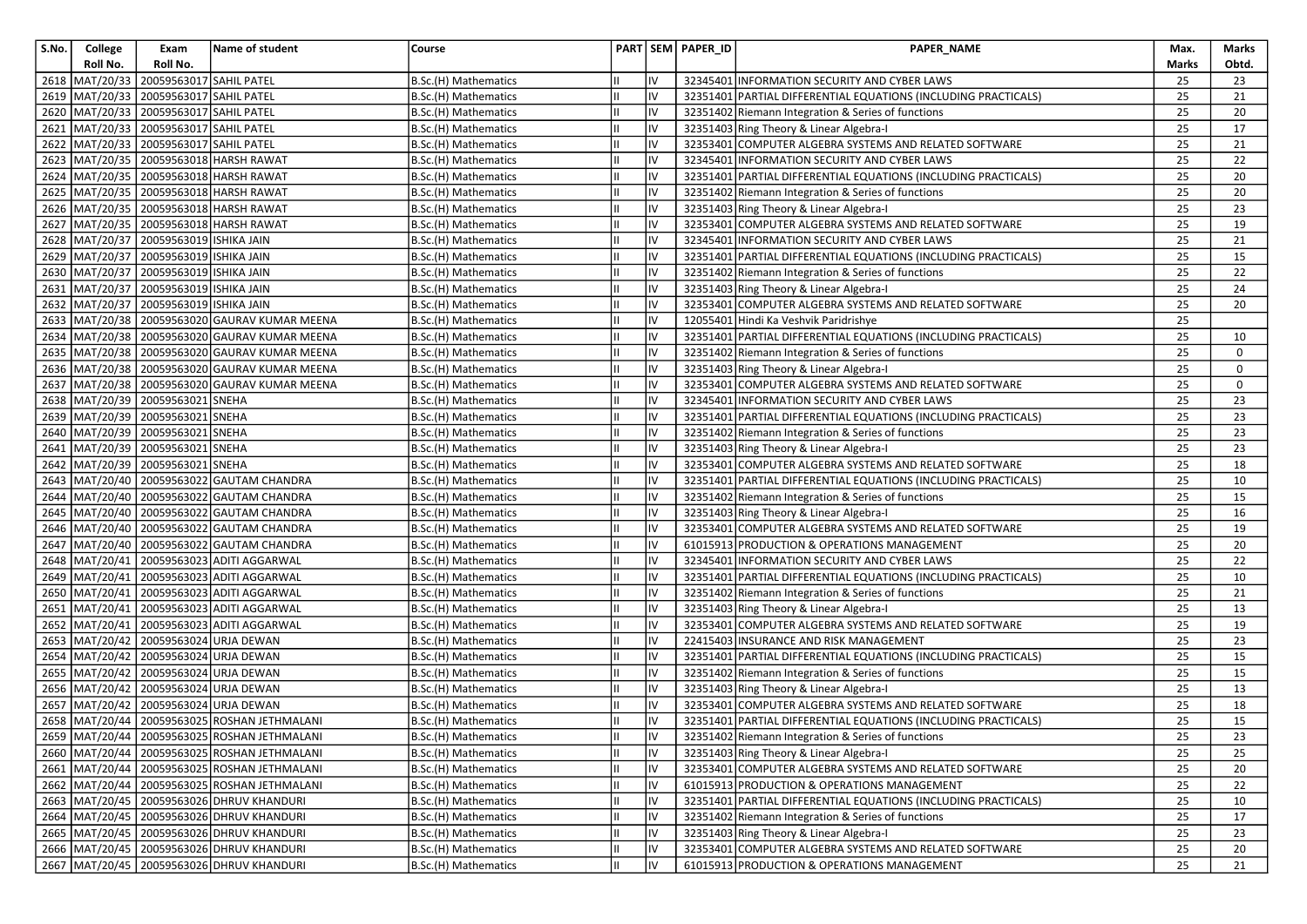| S.No. | College Roll No. | Exam Roll No. | Name of student | Course | PART | SEM | PAPER_ID | PAPER_NAME | Max. Marks | Marks Obtd. |
|---|---|---|---|---|---|---|---|---|---|---|
| 2618 | MAT/20/33 | 20059563017 | SAHIL PATEL | B.Sc.(H) Mathematics | II | IV | 32345401 | INFORMATION SECURITY AND CYBER LAWS | 25 | 23 |
| 2619 | MAT/20/33 | 20059563017 | SAHIL PATEL | B.Sc.(H) Mathematics | II | IV | 32351401 | PARTIAL DIFFERENTIAL EQUATIONS (INCLUDING PRACTICALS) | 25 | 21 |
| 2620 | MAT/20/33 | 20059563017 | SAHIL PATEL | B.Sc.(H) Mathematics | II | IV | 32351402 | Riemann Integration & Series of functions | 25 | 20 |
| 2621 | MAT/20/33 | 20059563017 | SAHIL PATEL | B.Sc.(H) Mathematics | II | IV | 32351403 | Ring Theory & Linear Algebra-I | 25 | 17 |
| 2622 | MAT/20/33 | 20059563017 | SAHIL PATEL | B.Sc.(H) Mathematics | II | IV | 32353401 | COMPUTER ALGEBRA SYSTEMS AND RELATED SOFTWARE | 25 | 21 |
| 2623 | MAT/20/35 | 20059563018 | HARSH RAWAT | B.Sc.(H) Mathematics | II | IV | 32345401 | INFORMATION SECURITY AND CYBER LAWS | 25 | 22 |
| 2624 | MAT/20/35 | 20059563018 | HARSH RAWAT | B.Sc.(H) Mathematics | II | IV | 32351401 | PARTIAL DIFFERENTIAL EQUATIONS (INCLUDING PRACTICALS) | 25 | 20 |
| 2625 | MAT/20/35 | 20059563018 | HARSH RAWAT | B.Sc.(H) Mathematics | II | IV | 32351402 | Riemann Integration & Series of functions | 25 | 20 |
| 2626 | MAT/20/35 | 20059563018 | HARSH RAWAT | B.Sc.(H) Mathematics | II | IV | 32351403 | Ring Theory & Linear Algebra-I | 25 | 23 |
| 2627 | MAT/20/35 | 20059563018 | HARSH RAWAT | B.Sc.(H) Mathematics | II | IV | 32353401 | COMPUTER ALGEBRA SYSTEMS AND RELATED SOFTWARE | 25 | 19 |
| 2628 | MAT/20/37 | 20059563019 | ISHIKA JAIN | B.Sc.(H) Mathematics | II | IV | 32345401 | INFORMATION SECURITY AND CYBER LAWS | 25 | 21 |
| 2629 | MAT/20/37 | 20059563019 | ISHIKA JAIN | B.Sc.(H) Mathematics | II | IV | 32351401 | PARTIAL DIFFERENTIAL EQUATIONS (INCLUDING PRACTICALS) | 25 | 15 |
| 2630 | MAT/20/37 | 20059563019 | ISHIKA JAIN | B.Sc.(H) Mathematics | II | IV | 32351402 | Riemann Integration & Series of functions | 25 | 22 |
| 2631 | MAT/20/37 | 20059563019 | ISHIKA JAIN | B.Sc.(H) Mathematics | II | IV | 32351403 | Ring Theory & Linear Algebra-I | 25 | 24 |
| 2632 | MAT/20/37 | 20059563019 | ISHIKA JAIN | B.Sc.(H) Mathematics | II | IV | 32353401 | COMPUTER ALGEBRA SYSTEMS AND RELATED SOFTWARE | 25 | 20 |
| 2633 | MAT/20/38 | 20059563020 | GAURAV KUMAR MEENA | B.Sc.(H) Mathematics | II | IV | 12055401 | Hindi Ka Veshvik Paridrishye | 25 | |
| 2634 | MAT/20/38 | 20059563020 | GAURAV KUMAR MEENA | B.Sc.(H) Mathematics | II | IV | 32351401 | PARTIAL DIFFERENTIAL EQUATIONS (INCLUDING PRACTICALS) | 25 | 10 |
| 2635 | MAT/20/38 | 20059563020 | GAURAV KUMAR MEENA | B.Sc.(H) Mathematics | II | IV | 32351402 | Riemann Integration & Series of functions | 25 | 0 |
| 2636 | MAT/20/38 | 20059563020 | GAURAV KUMAR MEENA | B.Sc.(H) Mathematics | II | IV | 32351403 | Ring Theory & Linear Algebra-I | 25 | 0 |
| 2637 | MAT/20/38 | 20059563020 | GAURAV KUMAR MEENA | B.Sc.(H) Mathematics | II | IV | 32353401 | COMPUTER ALGEBRA SYSTEMS AND RELATED SOFTWARE | 25 | 0 |
| 2638 | MAT/20/39 | 20059563021 | SNEHA | B.Sc.(H) Mathematics | II | IV | 32345401 | INFORMATION SECURITY AND CYBER LAWS | 25 | 23 |
| 2639 | MAT/20/39 | 20059563021 | SNEHA | B.Sc.(H) Mathematics | II | IV | 32351401 | PARTIAL DIFFERENTIAL EQUATIONS (INCLUDING PRACTICALS) | 25 | 23 |
| 2640 | MAT/20/39 | 20059563021 | SNEHA | B.Sc.(H) Mathematics | II | IV | 32351402 | Riemann Integration & Series of functions | 25 | 23 |
| 2641 | MAT/20/39 | 20059563021 | SNEHA | B.Sc.(H) Mathematics | II | IV | 32351403 | Ring Theory & Linear Algebra-I | 25 | 23 |
| 2642 | MAT/20/39 | 20059563021 | SNEHA | B.Sc.(H) Mathematics | II | IV | 32353401 | COMPUTER ALGEBRA SYSTEMS AND RELATED SOFTWARE | 25 | 18 |
| 2643 | MAT/20/40 | 20059563022 | GAUTAM CHANDRA | B.Sc.(H) Mathematics | II | IV | 32351401 | PARTIAL DIFFERENTIAL EQUATIONS (INCLUDING PRACTICALS) | 25 | 10 |
| 2644 | MAT/20/40 | 20059563022 | GAUTAM CHANDRA | B.Sc.(H) Mathematics | II | IV | 32351402 | Riemann Integration & Series of functions | 25 | 15 |
| 2645 | MAT/20/40 | 20059563022 | GAUTAM CHANDRA | B.Sc.(H) Mathematics | II | IV | 32351403 | Ring Theory & Linear Algebra-I | 25 | 16 |
| 2646 | MAT/20/40 | 20059563022 | GAUTAM CHANDRA | B.Sc.(H) Mathematics | II | IV | 32353401 | COMPUTER ALGEBRA SYSTEMS AND RELATED SOFTWARE | 25 | 19 |
| 2647 | MAT/20/40 | 20059563022 | GAUTAM CHANDRA | B.Sc.(H) Mathematics | II | IV | 61015913 | PRODUCTION & OPERATIONS MANAGEMENT | 25 | 20 |
| 2648 | MAT/20/41 | 20059563023 | ADITI AGGARWAL | B.Sc.(H) Mathematics | II | IV | 32345401 | INFORMATION SECURITY AND CYBER LAWS | 25 | 22 |
| 2649 | MAT/20/41 | 20059563023 | ADITI AGGARWAL | B.Sc.(H) Mathematics | II | IV | 32351401 | PARTIAL DIFFERENTIAL EQUATIONS (INCLUDING PRACTICALS) | 25 | 10 |
| 2650 | MAT/20/41 | 20059563023 | ADITI AGGARWAL | B.Sc.(H) Mathematics | II | IV | 32351402 | Riemann Integration & Series of functions | 25 | 21 |
| 2651 | MAT/20/41 | 20059563023 | ADITI AGGARWAL | B.Sc.(H) Mathematics | II | IV | 32351403 | Ring Theory & Linear Algebra-I | 25 | 13 |
| 2652 | MAT/20/41 | 20059563023 | ADITI AGGARWAL | B.Sc.(H) Mathematics | II | IV | 32353401 | COMPUTER ALGEBRA SYSTEMS AND RELATED SOFTWARE | 25 | 19 |
| 2653 | MAT/20/42 | 20059563024 | URJA DEWAN | B.Sc.(H) Mathematics | II | IV | 22415403 | INSURANCE AND RISK MANAGEMENT | 25 | 23 |
| 2654 | MAT/20/42 | 20059563024 | URJA DEWAN | B.Sc.(H) Mathematics | II | IV | 32351401 | PARTIAL DIFFERENTIAL EQUATIONS (INCLUDING PRACTICALS) | 25 | 15 |
| 2655 | MAT/20/42 | 20059563024 | URJA DEWAN | B.Sc.(H) Mathematics | II | IV | 32351402 | Riemann Integration & Series of functions | 25 | 15 |
| 2656 | MAT/20/42 | 20059563024 | URJA DEWAN | B.Sc.(H) Mathematics | II | IV | 32351403 | Ring Theory & Linear Algebra-I | 25 | 13 |
| 2657 | MAT/20/42 | 20059563024 | URJA DEWAN | B.Sc.(H) Mathematics | II | IV | 32353401 | COMPUTER ALGEBRA SYSTEMS AND RELATED SOFTWARE | 25 | 18 |
| 2658 | MAT/20/44 | 20059563025 | ROSHAN JETHMALANI | B.Sc.(H) Mathematics | II | IV | 32351401 | PARTIAL DIFFERENTIAL EQUATIONS (INCLUDING PRACTICALS) | 25 | 15 |
| 2659 | MAT/20/44 | 20059563025 | ROSHAN JETHMALANI | B.Sc.(H) Mathematics | II | IV | 32351402 | Riemann Integration & Series of functions | 25 | 23 |
| 2660 | MAT/20/44 | 20059563025 | ROSHAN JETHMALANI | B.Sc.(H) Mathematics | II | IV | 32351403 | Ring Theory & Linear Algebra-I | 25 | 25 |
| 2661 | MAT/20/44 | 20059563025 | ROSHAN JETHMALANI | B.Sc.(H) Mathematics | II | IV | 32353401 | COMPUTER ALGEBRA SYSTEMS AND RELATED SOFTWARE | 25 | 20 |
| 2662 | MAT/20/44 | 20059563025 | ROSHAN JETHMALANI | B.Sc.(H) Mathematics | II | IV | 61015913 | PRODUCTION & OPERATIONS MANAGEMENT | 25 | 22 |
| 2663 | MAT/20/45 | 20059563026 | DHRUV KHANDURI | B.Sc.(H) Mathematics | II | IV | 32351401 | PARTIAL DIFFERENTIAL EQUATIONS (INCLUDING PRACTICALS) | 25 | 10 |
| 2664 | MAT/20/45 | 20059563026 | DHRUV KHANDURI | B.Sc.(H) Mathematics | II | IV | 32351402 | Riemann Integration & Series of functions | 25 | 17 |
| 2665 | MAT/20/45 | 20059563026 | DHRUV KHANDURI | B.Sc.(H) Mathematics | II | IV | 32351403 | Ring Theory & Linear Algebra-I | 25 | 23 |
| 2666 | MAT/20/45 | 20059563026 | DHRUV KHANDURI | B.Sc.(H) Mathematics | II | IV | 32353401 | COMPUTER ALGEBRA SYSTEMS AND RELATED SOFTWARE | 25 | 20 |
| 2667 | MAT/20/45 | 20059563026 | DHRUV KHANDURI | B.Sc.(H) Mathematics | II | IV | 61015913 | PRODUCTION & OPERATIONS MANAGEMENT | 25 | 21 |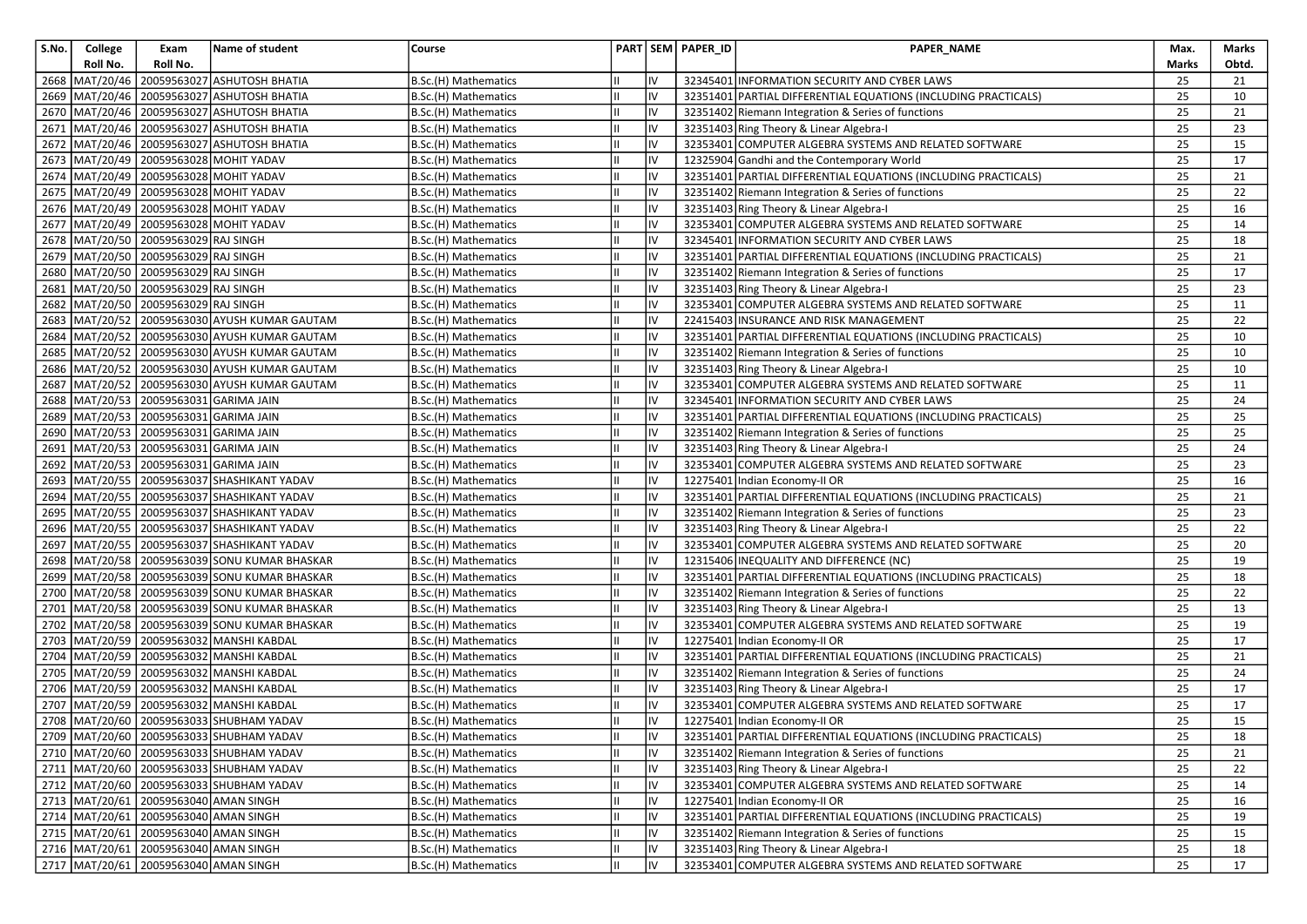| S.No. | College Roll No. | Exam Roll No. | Name of student | Course | PART | SEM | PAPER_ID | PAPER_NAME | Max. Marks | Marks Obtd. |
|---|---|---|---|---|---|---|---|---|---|---|
| 2668 | MAT/20/46 | 20059563027 | ASHUTOSH BHATIA | B.Sc.(H) Mathematics | II | IV | 32345401 | INFORMATION SECURITY AND CYBER LAWS | 25 | 21 |
| 2669 | MAT/20/46 | 20059563027 | ASHUTOSH BHATIA | B.Sc.(H) Mathematics | II | IV | 32351401 | PARTIAL DIFFERENTIAL EQUATIONS (INCLUDING PRACTICALS) | 25 | 10 |
| 2670 | MAT/20/46 | 20059563027 | ASHUTOSH BHATIA | B.Sc.(H) Mathematics | II | IV | 32351402 | Riemann Integration & Series of functions | 25 | 21 |
| 2671 | MAT/20/46 | 20059563027 | ASHUTOSH BHATIA | B.Sc.(H) Mathematics | II | IV | 32351403 | Ring Theory & Linear Algebra-I | 25 | 23 |
| 2672 | MAT/20/46 | 20059563027 | ASHUTOSH BHATIA | B.Sc.(H) Mathematics | II | IV | 32353401 | COMPUTER ALGEBRA SYSTEMS AND RELATED SOFTWARE | 25 | 15 |
| 2673 | MAT/20/49 | 20059563028 | MOHIT YADAV | B.Sc.(H) Mathematics | II | IV | 12325904 | Gandhi and the Contemporary World | 25 | 17 |
| 2674 | MAT/20/49 | 20059563028 | MOHIT YADAV | B.Sc.(H) Mathematics | II | IV | 32351401 | PARTIAL DIFFERENTIAL EQUATIONS (INCLUDING PRACTICALS) | 25 | 21 |
| 2675 | MAT/20/49 | 20059563028 | MOHIT YADAV | B.Sc.(H) Mathematics | II | IV | 32351402 | Riemann Integration & Series of functions | 25 | 22 |
| 2676 | MAT/20/49 | 20059563028 | MOHIT YADAV | B.Sc.(H) Mathematics | II | IV | 32351403 | Ring Theory & Linear Algebra-I | 25 | 16 |
| 2677 | MAT/20/49 | 20059563028 | MOHIT YADAV | B.Sc.(H) Mathematics | II | IV | 32353401 | COMPUTER ALGEBRA SYSTEMS AND RELATED SOFTWARE | 25 | 14 |
| 2678 | MAT/20/50 | 20059563029 | RAJ SINGH | B.Sc.(H) Mathematics | II | IV | 32345401 | INFORMATION SECURITY AND CYBER LAWS | 25 | 18 |
| 2679 | MAT/20/50 | 20059563029 | RAJ SINGH | B.Sc.(H) Mathematics | II | IV | 32351401 | PARTIAL DIFFERENTIAL EQUATIONS (INCLUDING PRACTICALS) | 25 | 21 |
| 2680 | MAT/20/50 | 20059563029 | RAJ SINGH | B.Sc.(H) Mathematics | II | IV | 32351402 | Riemann Integration & Series of functions | 25 | 17 |
| 2681 | MAT/20/50 | 20059563029 | RAJ SINGH | B.Sc.(H) Mathematics | II | IV | 32351403 | Ring Theory & Linear Algebra-I | 25 | 23 |
| 2682 | MAT/20/50 | 20059563029 | RAJ SINGH | B.Sc.(H) Mathematics | II | IV | 32353401 | COMPUTER ALGEBRA SYSTEMS AND RELATED SOFTWARE | 25 | 11 |
| 2683 | MAT/20/52 | 20059563030 | AYUSH KUMAR GAUTAM | B.Sc.(H) Mathematics | II | IV | 22415403 | INSURANCE AND RISK MANAGEMENT | 25 | 22 |
| 2684 | MAT/20/52 | 20059563030 | AYUSH KUMAR GAUTAM | B.Sc.(H) Mathematics | II | IV | 32351401 | PARTIAL DIFFERENTIAL EQUATIONS (INCLUDING PRACTICALS) | 25 | 10 |
| 2685 | MAT/20/52 | 20059563030 | AYUSH KUMAR GAUTAM | B.Sc.(H) Mathematics | II | IV | 32351402 | Riemann Integration & Series of functions | 25 | 10 |
| 2686 | MAT/20/52 | 20059563030 | AYUSH KUMAR GAUTAM | B.Sc.(H) Mathematics | II | IV | 32351403 | Ring Theory & Linear Algebra-I | 25 | 10 |
| 2687 | MAT/20/52 | 20059563030 | AYUSH KUMAR GAUTAM | B.Sc.(H) Mathematics | II | IV | 32353401 | COMPUTER ALGEBRA SYSTEMS AND RELATED SOFTWARE | 25 | 11 |
| 2688 | MAT/20/53 | 20059563031 | GARIMA JAIN | B.Sc.(H) Mathematics | II | IV | 32345401 | INFORMATION SECURITY AND CYBER LAWS | 25 | 24 |
| 2689 | MAT/20/53 | 20059563031 | GARIMA JAIN | B.Sc.(H) Mathematics | II | IV | 32351401 | PARTIAL DIFFERENTIAL EQUATIONS (INCLUDING PRACTICALS) | 25 | 25 |
| 2690 | MAT/20/53 | 20059563031 | GARIMA JAIN | B.Sc.(H) Mathematics | II | IV | 32351402 | Riemann Integration & Series of functions | 25 | 25 |
| 2691 | MAT/20/53 | 20059563031 | GARIMA JAIN | B.Sc.(H) Mathematics | II | IV | 32351403 | Ring Theory & Linear Algebra-I | 25 | 24 |
| 2692 | MAT/20/53 | 20059563031 | GARIMA JAIN | B.Sc.(H) Mathematics | II | IV | 32353401 | COMPUTER ALGEBRA SYSTEMS AND RELATED SOFTWARE | 25 | 23 |
| 2693 | MAT/20/55 | 20059563037 | SHASHIKANT YADAV | B.Sc.(H) Mathematics | II | IV | 12275401 | Indian Economy-II OR | 25 | 16 |
| 2694 | MAT/20/55 | 20059563037 | SHASHIKANT YADAV | B.Sc.(H) Mathematics | II | IV | 32351401 | PARTIAL DIFFERENTIAL EQUATIONS (INCLUDING PRACTICALS) | 25 | 21 |
| 2695 | MAT/20/55 | 20059563037 | SHASHIKANT YADAV | B.Sc.(H) Mathematics | II | IV | 32351402 | Riemann Integration & Series of functions | 25 | 23 |
| 2696 | MAT/20/55 | 20059563037 | SHASHIKANT YADAV | B.Sc.(H) Mathematics | II | IV | 32351403 | Ring Theory & Linear Algebra-I | 25 | 22 |
| 2697 | MAT/20/55 | 20059563037 | SHASHIKANT YADAV | B.Sc.(H) Mathematics | II | IV | 32353401 | COMPUTER ALGEBRA SYSTEMS AND RELATED SOFTWARE | 25 | 20 |
| 2698 | MAT/20/58 | 20059563039 | SONU KUMAR BHASKAR | B.Sc.(H) Mathematics | II | IV | 12315406 | INEQUALITY AND DIFFERENCE (NC) | 25 | 19 |
| 2699 | MAT/20/58 | 20059563039 | SONU KUMAR BHASKAR | B.Sc.(H) Mathematics | II | IV | 32351401 | PARTIAL DIFFERENTIAL EQUATIONS (INCLUDING PRACTICALS) | 25 | 18 |
| 2700 | MAT/20/58 | 20059563039 | SONU KUMAR BHASKAR | B.Sc.(H) Mathematics | II | IV | 32351402 | Riemann Integration & Series of functions | 25 | 22 |
| 2701 | MAT/20/58 | 20059563039 | SONU KUMAR BHASKAR | B.Sc.(H) Mathematics | II | IV | 32351403 | Ring Theory & Linear Algebra-I | 25 | 13 |
| 2702 | MAT/20/58 | 20059563039 | SONU KUMAR BHASKAR | B.Sc.(H) Mathematics | II | IV | 32353401 | COMPUTER ALGEBRA SYSTEMS AND RELATED SOFTWARE | 25 | 19 |
| 2703 | MAT/20/59 | 20059563032 | MANSHI KABDAL | B.Sc.(H) Mathematics | II | IV | 12275401 | Indian Economy-II OR | 25 | 17 |
| 2704 | MAT/20/59 | 20059563032 | MANSHI KABDAL | B.Sc.(H) Mathematics | II | IV | 32351401 | PARTIAL DIFFERENTIAL EQUATIONS (INCLUDING PRACTICALS) | 25 | 21 |
| 2705 | MAT/20/59 | 20059563032 | MANSHI KABDAL | B.Sc.(H) Mathematics | II | IV | 32351402 | Riemann Integration & Series of functions | 25 | 24 |
| 2706 | MAT/20/59 | 20059563032 | MANSHI KABDAL | B.Sc.(H) Mathematics | II | IV | 32351403 | Ring Theory & Linear Algebra-I | 25 | 17 |
| 2707 | MAT/20/59 | 20059563032 | MANSHI KABDAL | B.Sc.(H) Mathematics | II | IV | 32353401 | COMPUTER ALGEBRA SYSTEMS AND RELATED SOFTWARE | 25 | 17 |
| 2708 | MAT/20/60 | 20059563033 | SHUBHAM YADAV | B.Sc.(H) Mathematics | II | IV | 12275401 | Indian Economy-II OR | 25 | 15 |
| 2709 | MAT/20/60 | 20059563033 | SHUBHAM YADAV | B.Sc.(H) Mathematics | II | IV | 32351401 | PARTIAL DIFFERENTIAL EQUATIONS (INCLUDING PRACTICALS) | 25 | 18 |
| 2710 | MAT/20/60 | 20059563033 | SHUBHAM YADAV | B.Sc.(H) Mathematics | II | IV | 32351402 | Riemann Integration & Series of functions | 25 | 21 |
| 2711 | MAT/20/60 | 20059563033 | SHUBHAM YADAV | B.Sc.(H) Mathematics | II | IV | 32351403 | Ring Theory & Linear Algebra-I | 25 | 22 |
| 2712 | MAT/20/60 | 20059563033 | SHUBHAM YADAV | B.Sc.(H) Mathematics | II | IV | 32353401 | COMPUTER ALGEBRA SYSTEMS AND RELATED SOFTWARE | 25 | 14 |
| 2713 | MAT/20/61 | 20059563040 | AMAN SINGH | B.Sc.(H) Mathematics | II | IV | 12275401 | Indian Economy-II OR | 25 | 16 |
| 2714 | MAT/20/61 | 20059563040 | AMAN SINGH | B.Sc.(H) Mathematics | II | IV | 32351401 | PARTIAL DIFFERENTIAL EQUATIONS (INCLUDING PRACTICALS) | 25 | 19 |
| 2715 | MAT/20/61 | 20059563040 | AMAN SINGH | B.Sc.(H) Mathematics | II | IV | 32351402 | Riemann Integration & Series of functions | 25 | 15 |
| 2716 | MAT/20/61 | 20059563040 | AMAN SINGH | B.Sc.(H) Mathematics | II | IV | 32351403 | Ring Theory & Linear Algebra-I | 25 | 18 |
| 2717 | MAT/20/61 | 20059563040 | AMAN SINGH | B.Sc.(H) Mathematics | II | IV | 32353401 | COMPUTER ALGEBRA SYSTEMS AND RELATED SOFTWARE | 25 | 17 |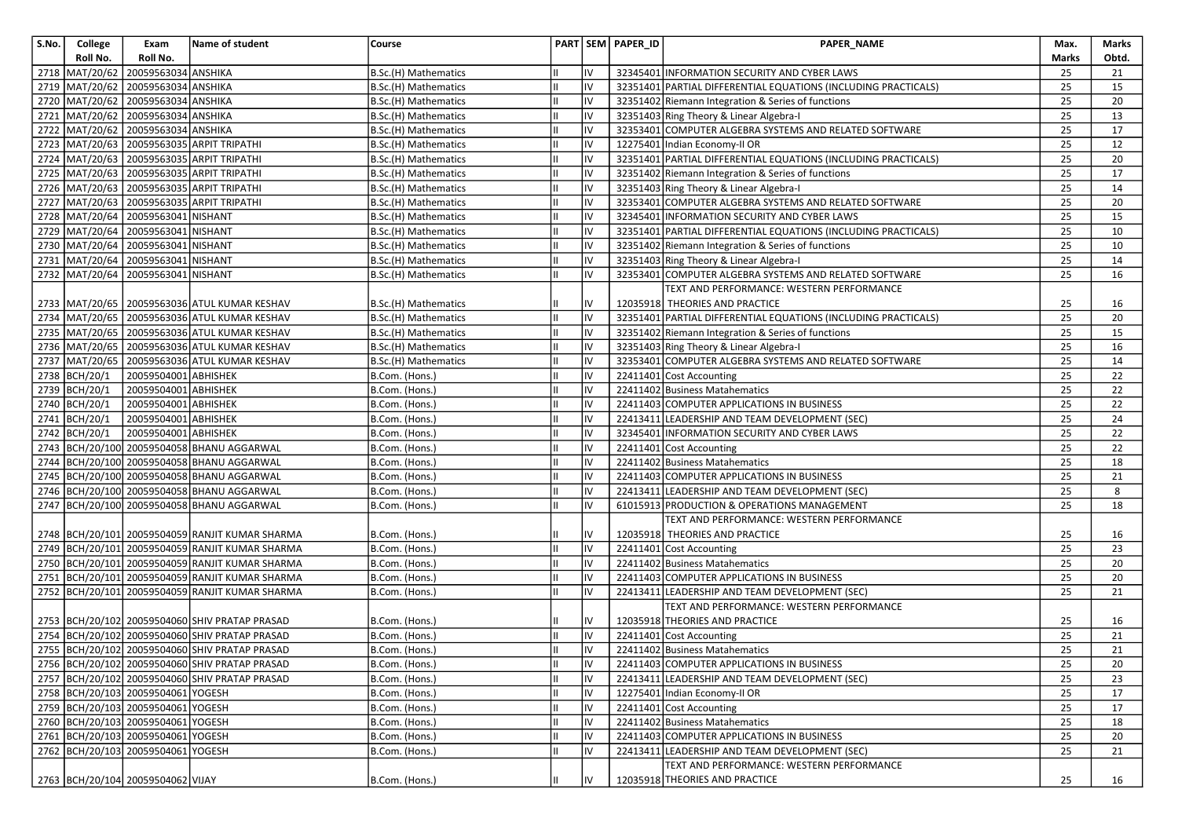| S.No. | College Roll No. | Exam Roll No. | Name of student | Course | PART | SEM | PAPER_ID | PAPER_NAME | Max. Marks | Marks Obtd. |
|---|---|---|---|---|---|---|---|---|---|---|
| 2718 | MAT/20/62 | 20059563034 | ANSHIKA | B.Sc.(H) Mathematics | II | IV | 32345401 | INFORMATION SECURITY AND CYBER LAWS | 25 | 21 |
| 2719 | MAT/20/62 | 20059563034 | ANSHIKA | B.Sc.(H) Mathematics | II | IV | 32351401 | PARTIAL DIFFERENTIAL EQUATIONS (INCLUDING PRACTICALS) | 25 | 15 |
| 2720 | MAT/20/62 | 20059563034 | ANSHIKA | B.Sc.(H) Mathematics | II | IV | 32351402 | Riemann Integration & Series of functions | 25 | 20 |
| 2721 | MAT/20/62 | 20059563034 | ANSHIKA | B.Sc.(H) Mathematics | II | IV | 32351403 | Ring Theory & Linear Algebra-I | 25 | 13 |
| 2722 | MAT/20/62 | 20059563034 | ANSHIKA | B.Sc.(H) Mathematics | II | IV | 32353401 | COMPUTER ALGEBRA SYSTEMS AND RELATED SOFTWARE | 25 | 17 |
| 2723 | MAT/20/63 | 20059563035 | ARPIT TRIPATHI | B.Sc.(H) Mathematics | II | IV | 12275401 | Indian Economy-II OR | 25 | 12 |
| 2724 | MAT/20/63 | 20059563035 | ARPIT TRIPATHI | B.Sc.(H) Mathematics | II | IV | 32351401 | PARTIAL DIFFERENTIAL EQUATIONS (INCLUDING PRACTICALS) | 25 | 20 |
| 2725 | MAT/20/63 | 20059563035 | ARPIT TRIPATHI | B.Sc.(H) Mathematics | II | IV | 32351402 | Riemann Integration & Series of functions | 25 | 17 |
| 2726 | MAT/20/63 | 20059563035 | ARPIT TRIPATHI | B.Sc.(H) Mathematics | II | IV | 32351403 | Ring Theory & Linear Algebra-I | 25 | 14 |
| 2727 | MAT/20/63 | 20059563035 | ARPIT TRIPATHI | B.Sc.(H) Mathematics | II | IV | 32353401 | COMPUTER ALGEBRA SYSTEMS AND RELATED SOFTWARE | 25 | 20 |
| 2728 | MAT/20/64 | 20059563041 | NISHANT | B.Sc.(H) Mathematics | II | IV | 32345401 | INFORMATION SECURITY AND CYBER LAWS | 25 | 15 |
| 2729 | MAT/20/64 | 20059563041 | NISHANT | B.Sc.(H) Mathematics | II | IV | 32351401 | PARTIAL DIFFERENTIAL EQUATIONS (INCLUDING PRACTICALS) | 25 | 10 |
| 2730 | MAT/20/64 | 20059563041 | NISHANT | B.Sc.(H) Mathematics | II | IV | 32351402 | Riemann Integration & Series of functions | 25 | 10 |
| 2731 | MAT/20/64 | 20059563041 | NISHANT | B.Sc.(H) Mathematics | II | IV | 32351403 | Ring Theory & Linear Algebra-I | 25 | 14 |
| 2732 | MAT/20/64 | 20059563041 | NISHANT | B.Sc.(H) Mathematics | II | IV | 32353401 | COMPUTER ALGEBRA SYSTEMS AND RELATED SOFTWARE | 25 | 16 |
| 2733 | MAT/20/65 | 20059563036 | ATUL KUMAR KESHAV | B.Sc.(H) Mathematics | II | IV | 12035918 | TEXT AND PERFORMANCE: WESTERN PERFORMANCE THEORIES AND PRACTICE | 25 | 16 |
| 2734 | MAT/20/65 | 20059563036 | ATUL KUMAR KESHAV | B.Sc.(H) Mathematics | II | IV | 32351401 | PARTIAL DIFFERENTIAL EQUATIONS (INCLUDING PRACTICALS) | 25 | 20 |
| 2735 | MAT/20/65 | 20059563036 | ATUL KUMAR KESHAV | B.Sc.(H) Mathematics | II | IV | 32351402 | Riemann Integration & Series of functions | 25 | 15 |
| 2736 | MAT/20/65 | 20059563036 | ATUL KUMAR KESHAV | B.Sc.(H) Mathematics | II | IV | 32351403 | Ring Theory & Linear Algebra-I | 25 | 16 |
| 2737 | MAT/20/65 | 20059563036 | ATUL KUMAR KESHAV | B.Sc.(H) Mathematics | II | IV | 32353401 | COMPUTER ALGEBRA SYSTEMS AND RELATED SOFTWARE | 25 | 14 |
| 2738 | BCH/20/1 | 20059504001 | ABHISHEK | B.Com. (Hons.) | II | IV | 22411401 | Cost Accounting | 25 | 22 |
| 2739 | BCH/20/1 | 20059504001 | ABHISHEK | B.Com. (Hons.) | II | IV | 22411402 | Business Matahematics | 25 | 22 |
| 2740 | BCH/20/1 | 20059504001 | ABHISHEK | B.Com. (Hons.) | II | IV | 22411403 | COMPUTER APPLICATIONS IN BUSINESS | 25 | 22 |
| 2741 | BCH/20/1 | 20059504001 | ABHISHEK | B.Com. (Hons.) | II | IV | 22413411 | LEADERSHIP AND TEAM DEVELOPMENT (SEC) | 25 | 24 |
| 2742 | BCH/20/1 | 20059504001 | ABHISHEK | B.Com. (Hons.) | II | IV | 32345401 | INFORMATION SECURITY AND CYBER LAWS | 25 | 22 |
| 2743 | BCH/20/100 | 20059504058 | BHANU AGGARWAL | B.Com. (Hons.) | II | IV | 22411401 | Cost Accounting | 25 | 22 |
| 2744 | BCH/20/100 | 20059504058 | BHANU AGGARWAL | B.Com. (Hons.) | II | IV | 22411402 | Business Matahematics | 25 | 18 |
| 2745 | BCH/20/100 | 20059504058 | BHANU AGGARWAL | B.Com. (Hons.) | II | IV | 22411403 | COMPUTER APPLICATIONS IN BUSINESS | 25 | 21 |
| 2746 | BCH/20/100 | 20059504058 | BHANU AGGARWAL | B.Com. (Hons.) | II | IV | 22413411 | LEADERSHIP AND TEAM DEVELOPMENT (SEC) | 25 | 8 |
| 2747 | BCH/20/100 | 20059504058 | BHANU AGGARWAL | B.Com. (Hons.) | II | IV | 61015913 | PRODUCTION & OPERATIONS MANAGEMENT | 25 | 18 |
| 2748 | BCH/20/101 | 20059504059 | RANJIT KUMAR SHARMA | B.Com. (Hons.) | II | IV | 12035918 | TEXT AND PERFORMANCE: WESTERN PERFORMANCE THEORIES AND PRACTICE | 25 | 16 |
| 2749 | BCH/20/101 | 20059504059 | RANJIT KUMAR SHARMA | B.Com. (Hons.) | II | IV | 22411401 | Cost Accounting | 25 | 23 |
| 2750 | BCH/20/101 | 20059504059 | RANJIT KUMAR SHARMA | B.Com. (Hons.) | II | IV | 22411402 | Business Matahematics | 25 | 20 |
| 2751 | BCH/20/101 | 20059504059 | RANJIT KUMAR SHARMA | B.Com. (Hons.) | II | IV | 22411403 | COMPUTER APPLICATIONS IN BUSINESS | 25 | 20 |
| 2752 | BCH/20/101 | 20059504059 | RANJIT KUMAR SHARMA | B.Com. (Hons.) | II | IV | 22413411 | LEADERSHIP AND TEAM DEVELOPMENT (SEC) | 25 | 21 |
| 2753 | BCH/20/102 | 20059504060 | SHIV PRATAP PRASAD | B.Com. (Hons.) | II | IV | 12035918 | TEXT AND PERFORMANCE: WESTERN PERFORMANCE THEORIES AND PRACTICE | 25 | 16 |
| 2754 | BCH/20/102 | 20059504060 | SHIV PRATAP PRASAD | B.Com. (Hons.) | II | IV | 22411401 | Cost Accounting | 25 | 21 |
| 2755 | BCH/20/102 | 20059504060 | SHIV PRATAP PRASAD | B.Com. (Hons.) | II | IV | 22411402 | Business Matahematics | 25 | 21 |
| 2756 | BCH/20/102 | 20059504060 | SHIV PRATAP PRASAD | B.Com. (Hons.) | II | IV | 22411403 | COMPUTER APPLICATIONS IN BUSINESS | 25 | 20 |
| 2757 | BCH/20/102 | 20059504060 | SHIV PRATAP PRASAD | B.Com. (Hons.) | II | IV | 22413411 | LEADERSHIP AND TEAM DEVELOPMENT (SEC) | 25 | 23 |
| 2758 | BCH/20/103 | 20059504061 | YOGESH | B.Com. (Hons.) | II | IV | 12275401 | Indian Economy-II OR | 25 | 17 |
| 2759 | BCH/20/103 | 20059504061 | YOGESH | B.Com. (Hons.) | II | IV | 22411401 | Cost Accounting | 25 | 17 |
| 2760 | BCH/20/103 | 20059504061 | YOGESH | B.Com. (Hons.) | II | IV | 22411402 | Business Matahematics | 25 | 18 |
| 2761 | BCH/20/103 | 20059504061 | YOGESH | B.Com. (Hons.) | II | IV | 22411403 | COMPUTER APPLICATIONS IN BUSINESS | 25 | 20 |
| 2762 | BCH/20/103 | 20059504061 | YOGESH | B.Com. (Hons.) | II | IV | 22413411 | LEADERSHIP AND TEAM DEVELOPMENT (SEC) | 25 | 21 |
| 2763 | BCH/20/104 | 20059504062 | VIJAY | B.Com. (Hons.) | II | IV | 12035918 | TEXT AND PERFORMANCE: WESTERN PERFORMANCE THEORIES AND PRACTICE | 25 | 16 |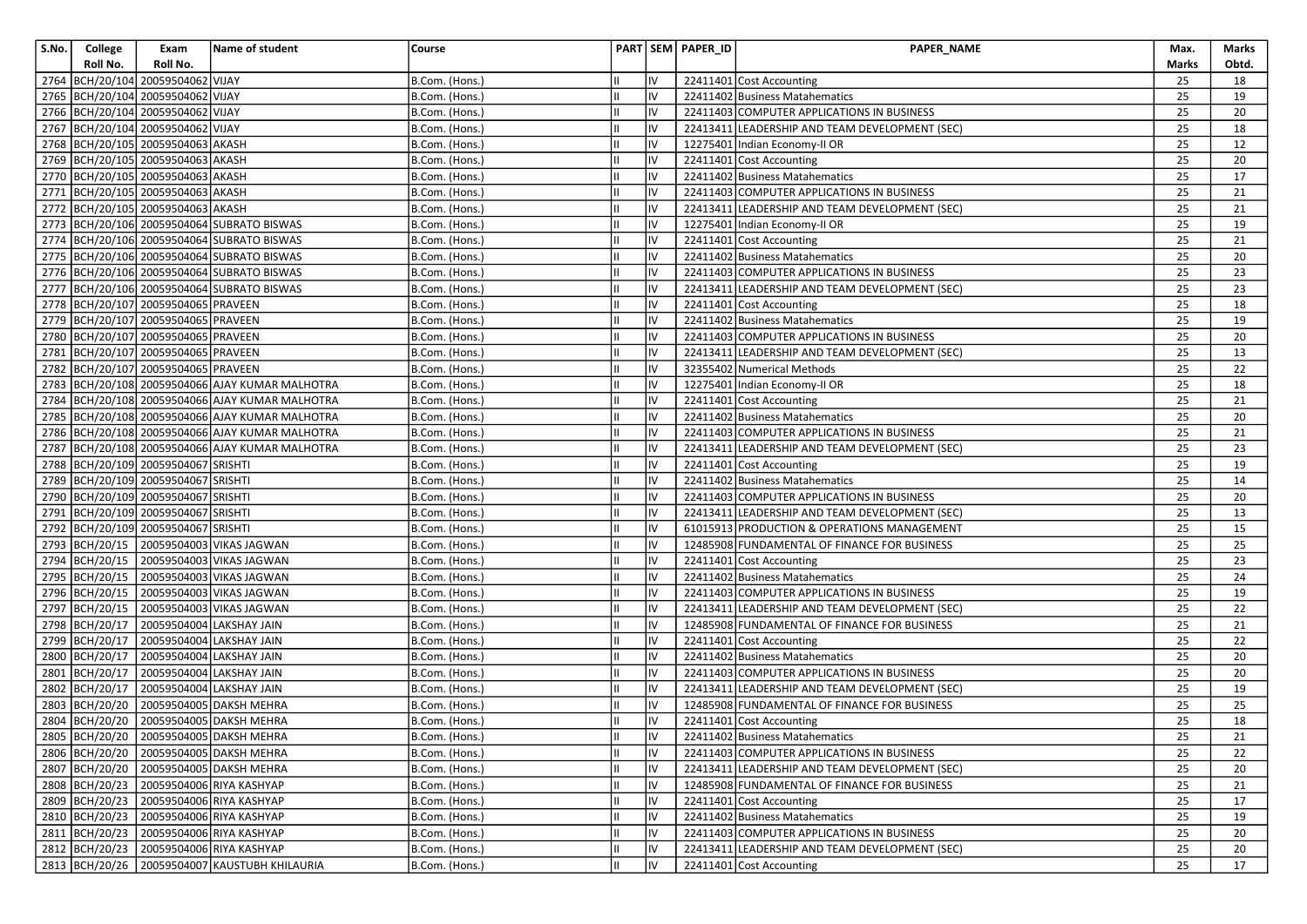| S.No. | College Roll No. | Exam Roll No. | Name of student | Course | PART | SEM | PAPER_ID | PAPER_NAME | Max. Marks | Marks Obtd. |
|---|---|---|---|---|---|---|---|---|---|---|
| 2764 | BCH/20/104 | 20059504062 | VIJAY | B.Com. (Hons.) | II | IV | 22411401 | Cost Accounting | 25 | 18 |
| 2765 | BCH/20/104 | 20059504062 | VIJAY | B.Com. (Hons.) | II | IV | 22411402 | Business Matahematics | 25 | 19 |
| 2766 | BCH/20/104 | 20059504062 | VIJAY | B.Com. (Hons.) | II | IV | 22411403 | COMPUTER APPLICATIONS IN BUSINESS | 25 | 20 |
| 2767 | BCH/20/104 | 20059504062 | VIJAY | B.Com. (Hons.) | II | IV | 22413411 | LEADERSHIP AND TEAM DEVELOPMENT (SEC) | 25 | 18 |
| 2768 | BCH/20/105 | 20059504063 | AKASH | B.Com. (Hons.) | II | IV | 12275401 | Indian Economy-II OR | 25 | 12 |
| 2769 | BCH/20/105 | 20059504063 | AKASH | B.Com. (Hons.) | II | IV | 22411401 | Cost Accounting | 25 | 20 |
| 2770 | BCH/20/105 | 20059504063 | AKASH | B.Com. (Hons.) | II | IV | 22411402 | Business Matahematics | 25 | 17 |
| 2771 | BCH/20/105 | 20059504063 | AKASH | B.Com. (Hons.) | II | IV | 22411403 | COMPUTER APPLICATIONS IN BUSINESS | 25 | 21 |
| 2772 | BCH/20/105 | 20059504063 | AKASH | B.Com. (Hons.) | II | IV | 22413411 | LEADERSHIP AND TEAM DEVELOPMENT (SEC) | 25 | 21 |
| 2773 | BCH/20/106 | 20059504064 | SUBRATO BISWAS | B.Com. (Hons.) | II | IV | 12275401 | Indian Economy-II OR | 25 | 19 |
| 2774 | BCH/20/106 | 20059504064 | SUBRATO BISWAS | B.Com. (Hons.) | II | IV | 22411401 | Cost Accounting | 25 | 21 |
| 2775 | BCH/20/106 | 20059504064 | SUBRATO BISWAS | B.Com. (Hons.) | II | IV | 22411402 | Business Matahematics | 25 | 20 |
| 2776 | BCH/20/106 | 20059504064 | SUBRATO BISWAS | B.Com. (Hons.) | II | IV | 22411403 | COMPUTER APPLICATIONS IN BUSINESS | 25 | 23 |
| 2777 | BCH/20/106 | 20059504064 | SUBRATO BISWAS | B.Com. (Hons.) | II | IV | 22413411 | LEADERSHIP AND TEAM DEVELOPMENT (SEC) | 25 | 23 |
| 2778 | BCH/20/107 | 20059504065 | PRAVEEN | B.Com. (Hons.) | II | IV | 22411401 | Cost Accounting | 25 | 18 |
| 2779 | BCH/20/107 | 20059504065 | PRAVEEN | B.Com. (Hons.) | II | IV | 22411402 | Business Matahematics | 25 | 19 |
| 2780 | BCH/20/107 | 20059504065 | PRAVEEN | B.Com. (Hons.) | II | IV | 22411403 | COMPUTER APPLICATIONS IN BUSINESS | 25 | 20 |
| 2781 | BCH/20/107 | 20059504065 | PRAVEEN | B.Com. (Hons.) | II | IV | 22413411 | LEADERSHIP AND TEAM DEVELOPMENT (SEC) | 25 | 13 |
| 2782 | BCH/20/107 | 20059504065 | PRAVEEN | B.Com. (Hons.) | II | IV | 32355402 | Numerical Methods | 25 | 22 |
| 2783 | BCH/20/108 | 20059504066 | AJAY KUMAR MALHOTRA | B.Com. (Hons.) | II | IV | 12275401 | Indian Economy-II OR | 25 | 18 |
| 2784 | BCH/20/108 | 20059504066 | AJAY KUMAR MALHOTRA | B.Com. (Hons.) | II | IV | 22411401 | Cost Accounting | 25 | 21 |
| 2785 | BCH/20/108 | 20059504066 | AJAY KUMAR MALHOTRA | B.Com. (Hons.) | II | IV | 22411402 | Business Matahematics | 25 | 20 |
| 2786 | BCH/20/108 | 20059504066 | AJAY KUMAR MALHOTRA | B.Com. (Hons.) | II | IV | 22411403 | COMPUTER APPLICATIONS IN BUSINESS | 25 | 21 |
| 2787 | BCH/20/108 | 20059504066 | AJAY KUMAR MALHOTRA | B.Com. (Hons.) | II | IV | 22413411 | LEADERSHIP AND TEAM DEVELOPMENT (SEC) | 25 | 23 |
| 2788 | BCH/20/109 | 20059504067 | SRISHTI | B.Com. (Hons.) | II | IV | 22411401 | Cost Accounting | 25 | 19 |
| 2789 | BCH/20/109 | 20059504067 | SRISHTI | B.Com. (Hons.) | II | IV | 22411402 | Business Matahematics | 25 | 14 |
| 2790 | BCH/20/109 | 20059504067 | SRISHTI | B.Com. (Hons.) | II | IV | 22411403 | COMPUTER APPLICATIONS IN BUSINESS | 25 | 20 |
| 2791 | BCH/20/109 | 20059504067 | SRISHTI | B.Com. (Hons.) | II | IV | 22413411 | LEADERSHIP AND TEAM DEVELOPMENT (SEC) | 25 | 13 |
| 2792 | BCH/20/109 | 20059504067 | SRISHTI | B.Com. (Hons.) | II | IV | 61015913 | PRODUCTION & OPERATIONS MANAGEMENT | 25 | 15 |
| 2793 | BCH/20/15 | 20059504003 | VIKAS JAGWAN | B.Com. (Hons.) | II | IV | 12485908 | FUNDAMENTAL OF FINANCE FOR BUSINESS | 25 | 25 |
| 2794 | BCH/20/15 | 20059504003 | VIKAS JAGWAN | B.Com. (Hons.) | II | IV | 22411401 | Cost Accounting | 25 | 23 |
| 2795 | BCH/20/15 | 20059504003 | VIKAS JAGWAN | B.Com. (Hons.) | II | IV | 22411402 | Business Matahematics | 25 | 24 |
| 2796 | BCH/20/15 | 20059504003 | VIKAS JAGWAN | B.Com. (Hons.) | II | IV | 22411403 | COMPUTER APPLICATIONS IN BUSINESS | 25 | 19 |
| 2797 | BCH/20/15 | 20059504003 | VIKAS JAGWAN | B.Com. (Hons.) | II | IV | 22413411 | LEADERSHIP AND TEAM DEVELOPMENT (SEC) | 25 | 22 |
| 2798 | BCH/20/17 | 20059504004 | LAKSHAY JAIN | B.Com. (Hons.) | II | IV | 12485908 | FUNDAMENTAL OF FINANCE FOR BUSINESS | 25 | 21 |
| 2799 | BCH/20/17 | 20059504004 | LAKSHAY JAIN | B.Com. (Hons.) | II | IV | 22411401 | Cost Accounting | 25 | 22 |
| 2800 | BCH/20/17 | 20059504004 | LAKSHAY JAIN | B.Com. (Hons.) | II | IV | 22411402 | Business Matahematics | 25 | 20 |
| 2801 | BCH/20/17 | 20059504004 | LAKSHAY JAIN | B.Com. (Hons.) | II | IV | 22411403 | COMPUTER APPLICATIONS IN BUSINESS | 25 | 20 |
| 2802 | BCH/20/17 | 20059504004 | LAKSHAY JAIN | B.Com. (Hons.) | II | IV | 22413411 | LEADERSHIP AND TEAM DEVELOPMENT (SEC) | 25 | 19 |
| 2803 | BCH/20/20 | 20059504005 | DAKSH MEHRA | B.Com. (Hons.) | II | IV | 12485908 | FUNDAMENTAL OF FINANCE FOR BUSINESS | 25 | 25 |
| 2804 | BCH/20/20 | 20059504005 | DAKSH MEHRA | B.Com. (Hons.) | II | IV | 22411401 | Cost Accounting | 25 | 18 |
| 2805 | BCH/20/20 | 20059504005 | DAKSH MEHRA | B.Com. (Hons.) | II | IV | 22411402 | Business Matahematics | 25 | 21 |
| 2806 | BCH/20/20 | 20059504005 | DAKSH MEHRA | B.Com. (Hons.) | II | IV | 22411403 | COMPUTER APPLICATIONS IN BUSINESS | 25 | 22 |
| 2807 | BCH/20/20 | 20059504005 | DAKSH MEHRA | B.Com. (Hons.) | II | IV | 22413411 | LEADERSHIP AND TEAM DEVELOPMENT (SEC) | 25 | 20 |
| 2808 | BCH/20/23 | 20059504006 | RIYA KASHYAP | B.Com. (Hons.) | II | IV | 12485908 | FUNDAMENTAL OF FINANCE FOR BUSINESS | 25 | 21 |
| 2809 | BCH/20/23 | 20059504006 | RIYA KASHYAP | B.Com. (Hons.) | II | IV | 22411401 | Cost Accounting | 25 | 17 |
| 2810 | BCH/20/23 | 20059504006 | RIYA KASHYAP | B.Com. (Hons.) | II | IV | 22411402 | Business Matahematics | 25 | 19 |
| 2811 | BCH/20/23 | 20059504006 | RIYA KASHYAP | B.Com. (Hons.) | II | IV | 22411403 | COMPUTER APPLICATIONS IN BUSINESS | 25 | 20 |
| 2812 | BCH/20/23 | 20059504006 | RIYA KASHYAP | B.Com. (Hons.) | II | IV | 22413411 | LEADERSHIP AND TEAM DEVELOPMENT (SEC) | 25 | 20 |
| 2813 | BCH/20/26 | 20059504007 | KAUSTUBH KHILAURIA | B.Com. (Hons.) | II | IV | 22411401 | Cost Accounting | 25 | 17 |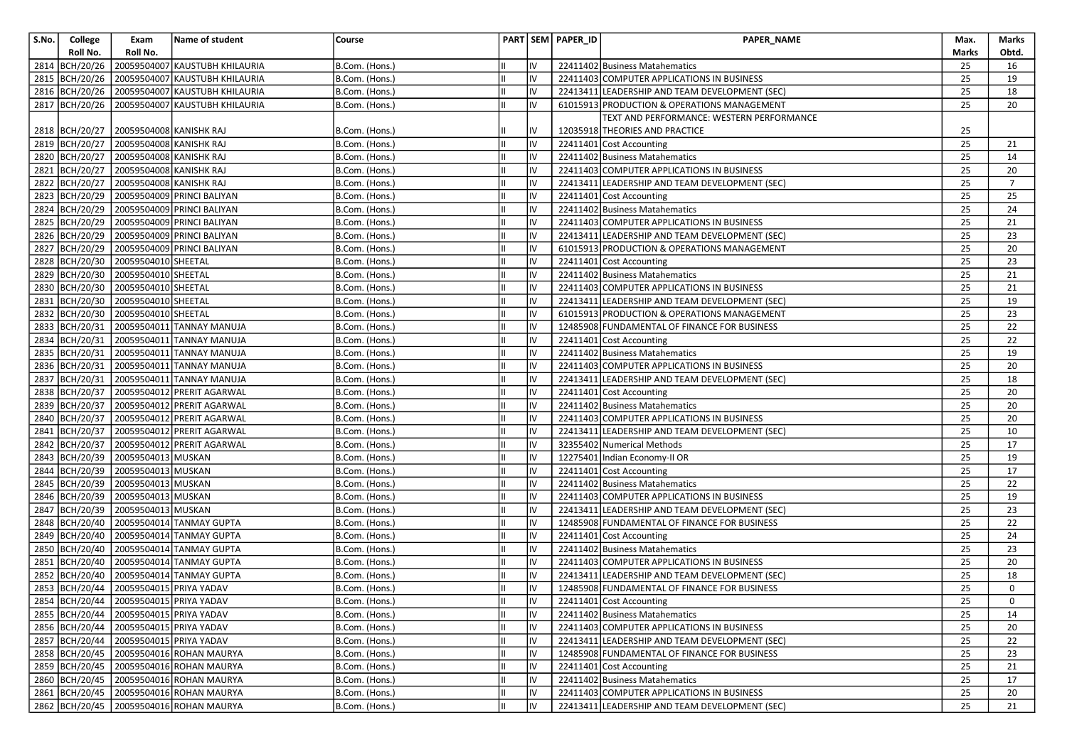| S.No. | College Roll No. | Exam Roll No. | Name of student | Course | PART | SEM | PAPER_ID | PAPER_NAME | Max. Marks | Marks Obtd. |
|---|---|---|---|---|---|---|---|---|---|---|
| 2814 | BCH/20/26 | 20059504007 | KAUSTUBH KHILAURIA | B.Com. (Hons.) | II | IV | 22411402 | Business Matahematics | 25 | 16 |
| 2815 | BCH/20/26 | 20059504007 | KAUSTUBH KHILAURIA | B.Com. (Hons.) | II | IV | 22411403 | COMPUTER APPLICATIONS IN BUSINESS | 25 | 19 |
| 2816 | BCH/20/26 | 20059504007 | KAUSTUBH KHILAURIA | B.Com. (Hons.) | II | IV | 22413411 | LEADERSHIP AND TEAM DEVELOPMENT (SEC) | 25 | 18 |
| 2817 | BCH/20/26 | 20059504007 | KAUSTUBH KHILAURIA | B.Com. (Hons.) | II | IV | 61015913 | PRODUCTION & OPERATIONS MANAGEMENT | 25 | 20 |
| 2818 | BCH/20/27 | 20059504008 | KANISHK RAJ | B.Com. (Hons.) | II | IV | 12035918 | TEXT AND PERFORMANCE: WESTERN PERFORMANCE THEORIES AND PRACTICE | 25 | |
| 2819 | BCH/20/27 | 20059504008 | KANISHK RAJ | B.Com. (Hons.) | II | IV | 22411401 | Cost Accounting | 25 | 21 |
| 2820 | BCH/20/27 | 20059504008 | KANISHK RAJ | B.Com. (Hons.) | II | IV | 22411402 | Business Matahematics | 25 | 14 |
| 2821 | BCH/20/27 | 20059504008 | KANISHK RAJ | B.Com. (Hons.) | II | IV | 22411403 | COMPUTER APPLICATIONS IN BUSINESS | 25 | 20 |
| 2822 | BCH/20/27 | 20059504008 | KANISHK RAJ | B.Com. (Hons.) | II | IV | 22413411 | LEADERSHIP AND TEAM DEVELOPMENT (SEC) | 25 | 7 |
| 2823 | BCH/20/29 | 20059504009 | PRINCI BALIYAN | B.Com. (Hons.) | II | IV | 22411401 | Cost Accounting | 25 | 25 |
| 2824 | BCH/20/29 | 20059504009 | PRINCI BALIYAN | B.Com. (Hons.) | II | IV | 22411402 | Business Matahematics | 25 | 24 |
| 2825 | BCH/20/29 | 20059504009 | PRINCI BALIYAN | B.Com. (Hons.) | II | IV | 22411403 | COMPUTER APPLICATIONS IN BUSINESS | 25 | 21 |
| 2826 | BCH/20/29 | 20059504009 | PRINCI BALIYAN | B.Com. (Hons.) | II | IV | 22413411 | LEADERSHIP AND TEAM DEVELOPMENT (SEC) | 25 | 23 |
| 2827 | BCH/20/29 | 20059504009 | PRINCI BALIYAN | B.Com. (Hons.) | II | IV | 61015913 | PRODUCTION & OPERATIONS MANAGEMENT | 25 | 20 |
| 2828 | BCH/20/30 | 20059504010 | SHEETAL | B.Com. (Hons.) | II | IV | 22411401 | Cost Accounting | 25 | 23 |
| 2829 | BCH/20/30 | 20059504010 | SHEETAL | B.Com. (Hons.) | II | IV | 22411402 | Business Matahematics | 25 | 21 |
| 2830 | BCH/20/30 | 20059504010 | SHEETAL | B.Com. (Hons.) | II | IV | 22411403 | COMPUTER APPLICATIONS IN BUSINESS | 25 | 21 |
| 2831 | BCH/20/30 | 20059504010 | SHEETAL | B.Com. (Hons.) | II | IV | 22413411 | LEADERSHIP AND TEAM DEVELOPMENT (SEC) | 25 | 19 |
| 2832 | BCH/20/30 | 20059504010 | SHEETAL | B.Com. (Hons.) | II | IV | 61015913 | PRODUCTION & OPERATIONS MANAGEMENT | 25 | 23 |
| 2833 | BCH/20/31 | 20059504011 | TANNAY MANUJA | B.Com. (Hons.) | II | IV | 12485908 | FUNDAMENTAL OF FINANCE FOR BUSINESS | 25 | 22 |
| 2834 | BCH/20/31 | 20059504011 | TANNAY MANUJA | B.Com. (Hons.) | II | IV | 22411401 | Cost Accounting | 25 | 22 |
| 2835 | BCH/20/31 | 20059504011 | TANNAY MANUJA | B.Com. (Hons.) | II | IV | 22411402 | Business Matahematics | 25 | 19 |
| 2836 | BCH/20/31 | 20059504011 | TANNAY MANUJA | B.Com. (Hons.) | II | IV | 22411403 | COMPUTER APPLICATIONS IN BUSINESS | 25 | 20 |
| 2837 | BCH/20/31 | 20059504011 | TANNAY MANUJA | B.Com. (Hons.) | II | IV | 22413411 | LEADERSHIP AND TEAM DEVELOPMENT (SEC) | 25 | 18 |
| 2838 | BCH/20/37 | 20059504012 | PRERIT AGARWAL | B.Com. (Hons.) | II | IV | 22411401 | Cost Accounting | 25 | 20 |
| 2839 | BCH/20/37 | 20059504012 | PRERIT AGARWAL | B.Com. (Hons.) | II | IV | 22411402 | Business Matahematics | 25 | 20 |
| 2840 | BCH/20/37 | 20059504012 | PRERIT AGARWAL | B.Com. (Hons.) | II | IV | 22411403 | COMPUTER APPLICATIONS IN BUSINESS | 25 | 20 |
| 2841 | BCH/20/37 | 20059504012 | PRERIT AGARWAL | B.Com. (Hons.) | II | IV | 22413411 | LEADERSHIP AND TEAM DEVELOPMENT (SEC) | 25 | 10 |
| 2842 | BCH/20/37 | 20059504012 | PRERIT AGARWAL | B.Com. (Hons.) | II | IV | 32355402 | Numerical Methods | 25 | 17 |
| 2843 | BCH/20/39 | 20059504013 | MUSKAN | B.Com. (Hons.) | II | IV | 12275401 | Indian Economy-II OR | 25 | 19 |
| 2844 | BCH/20/39 | 20059504013 | MUSKAN | B.Com. (Hons.) | II | IV | 22411401 | Cost Accounting | 25 | 17 |
| 2845 | BCH/20/39 | 20059504013 | MUSKAN | B.Com. (Hons.) | II | IV | 22411402 | Business Matahematics | 25 | 22 |
| 2846 | BCH/20/39 | 20059504013 | MUSKAN | B.Com. (Hons.) | II | IV | 22411403 | COMPUTER APPLICATIONS IN BUSINESS | 25 | 19 |
| 2847 | BCH/20/39 | 20059504013 | MUSKAN | B.Com. (Hons.) | II | IV | 22413411 | LEADERSHIP AND TEAM DEVELOPMENT (SEC) | 25 | 23 |
| 2848 | BCH/20/40 | 20059504014 | TANMAY GUPTA | B.Com. (Hons.) | II | IV | 12485908 | FUNDAMENTAL OF FINANCE FOR BUSINESS | 25 | 22 |
| 2849 | BCH/20/40 | 20059504014 | TANMAY GUPTA | B.Com. (Hons.) | II | IV | 22411401 | Cost Accounting | 25 | 24 |
| 2850 | BCH/20/40 | 20059504014 | TANMAY GUPTA | B.Com. (Hons.) | II | IV | 22411402 | Business Matahematics | 25 | 23 |
| 2851 | BCH/20/40 | 20059504014 | TANMAY GUPTA | B.Com. (Hons.) | II | IV | 22411403 | COMPUTER APPLICATIONS IN BUSINESS | 25 | 20 |
| 2852 | BCH/20/40 | 20059504014 | TANMAY GUPTA | B.Com. (Hons.) | II | IV | 22413411 | LEADERSHIP AND TEAM DEVELOPMENT (SEC) | 25 | 18 |
| 2853 | BCH/20/44 | 20059504015 | PRIYA YADAV | B.Com. (Hons.) | II | IV | 12485908 | FUNDAMENTAL OF FINANCE FOR BUSINESS | 25 | 0 |
| 2854 | BCH/20/44 | 20059504015 | PRIYA YADAV | B.Com. (Hons.) | II | IV | 22411401 | Cost Accounting | 25 | 0 |
| 2855 | BCH/20/44 | 20059504015 | PRIYA YADAV | B.Com. (Hons.) | II | IV | 22411402 | Business Matahematics | 25 | 14 |
| 2856 | BCH/20/44 | 20059504015 | PRIYA YADAV | B.Com. (Hons.) | II | IV | 22411403 | COMPUTER APPLICATIONS IN BUSINESS | 25 | 20 |
| 2857 | BCH/20/44 | 20059504015 | PRIYA YADAV | B.Com. (Hons.) | II | IV | 22413411 | LEADERSHIP AND TEAM DEVELOPMENT (SEC) | 25 | 22 |
| 2858 | BCH/20/45 | 20059504016 | ROHAN MAURYA | B.Com. (Hons.) | II | IV | 12485908 | FUNDAMENTAL OF FINANCE FOR BUSINESS | 25 | 23 |
| 2859 | BCH/20/45 | 20059504016 | ROHAN MAURYA | B.Com. (Hons.) | II | IV | 22411401 | Cost Accounting | 25 | 21 |
| 2860 | BCH/20/45 | 20059504016 | ROHAN MAURYA | B.Com. (Hons.) | II | IV | 22411402 | Business Matahematics | 25 | 17 |
| 2861 | BCH/20/45 | 20059504016 | ROHAN MAURYA | B.Com. (Hons.) | II | IV | 22411403 | COMPUTER APPLICATIONS IN BUSINESS | 25 | 20 |
| 2862 | BCH/20/45 | 20059504016 | ROHAN MAURYA | B.Com. (Hons.) | II | IV | 22413411 | LEADERSHIP AND TEAM DEVELOPMENT (SEC) | 25 | 21 |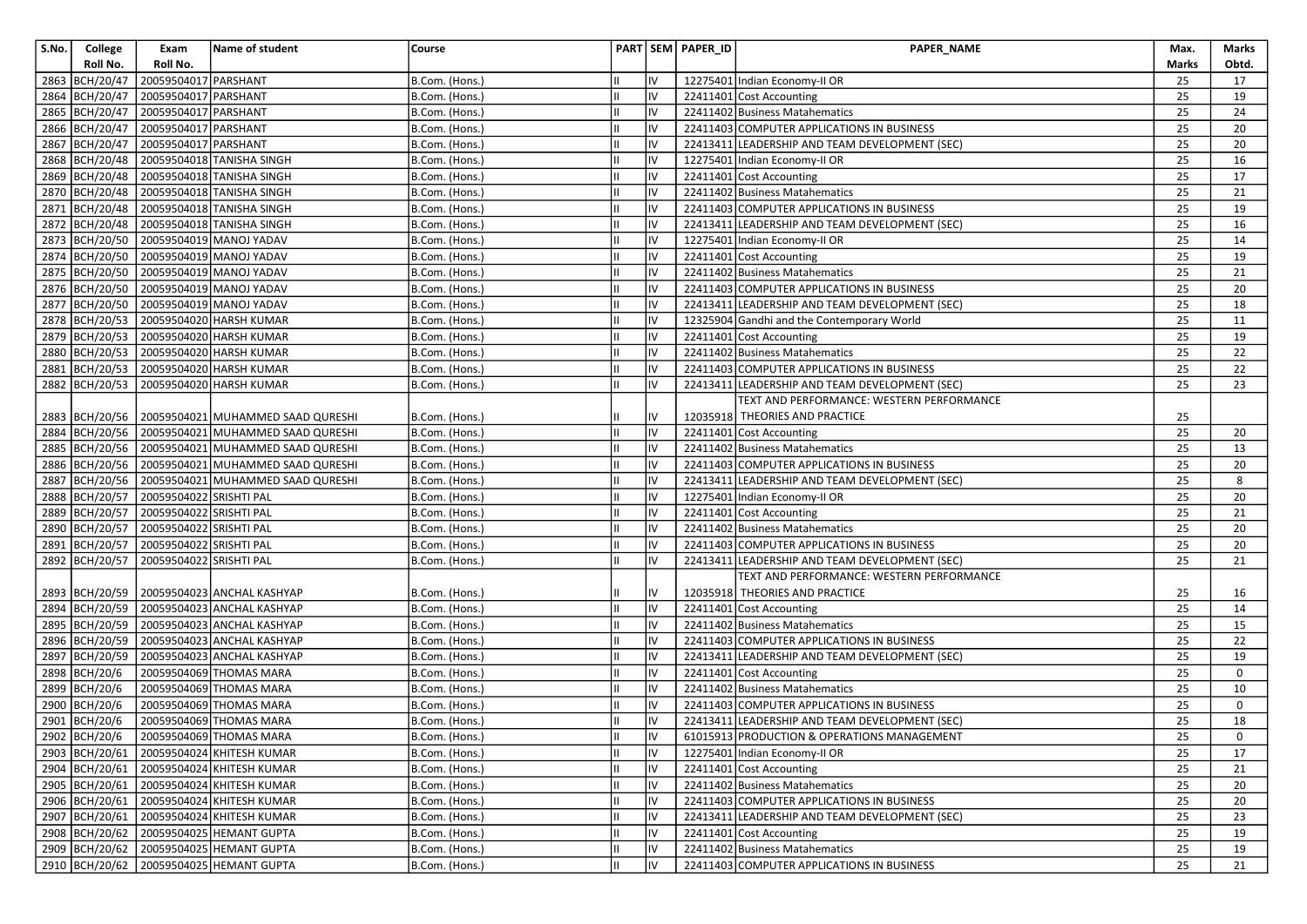| S.No. | College Roll No. | Exam Roll No. | Name of student | Course | PART | SEM | PAPER_ID | PAPER_NAME | Max. Marks | Marks Obtd. |
|---|---|---|---|---|---|---|---|---|---|---|
| 2863 | BCH/20/47 | 20059504017 | PARSHANT | B.Com. (Hons.) | II | IV | 12275401 | Indian Economy-II OR | 25 | 17 |
| 2864 | BCH/20/47 | 20059504017 | PARSHANT | B.Com. (Hons.) | II | IV | 22411401 | Cost Accounting | 25 | 19 |
| 2865 | BCH/20/47 | 20059504017 | PARSHANT | B.Com. (Hons.) | II | IV | 22411402 | Business Matahematics | 25 | 24 |
| 2866 | BCH/20/47 | 20059504017 | PARSHANT | B.Com. (Hons.) | II | IV | 22411403 | COMPUTER APPLICATIONS IN BUSINESS | 25 | 20 |
| 2867 | BCH/20/47 | 20059504017 | PARSHANT | B.Com. (Hons.) | II | IV | 22413411 | LEADERSHIP AND TEAM DEVELOPMENT (SEC) | 25 | 20 |
| 2868 | BCH/20/48 | 20059504018 | TANISHA SINGH | B.Com. (Hons.) | II | IV | 12275401 | Indian Economy-II OR | 25 | 16 |
| 2869 | BCH/20/48 | 20059504018 | TANISHA SINGH | B.Com. (Hons.) | II | IV | 22411401 | Cost Accounting | 25 | 17 |
| 2870 | BCH/20/48 | 20059504018 | TANISHA SINGH | B.Com. (Hons.) | II | IV | 22411402 | Business Matahematics | 25 | 21 |
| 2871 | BCH/20/48 | 20059504018 | TANISHA SINGH | B.Com. (Hons.) | II | IV | 22411403 | COMPUTER APPLICATIONS IN BUSINESS | 25 | 19 |
| 2872 | BCH/20/48 | 20059504018 | TANISHA SINGH | B.Com. (Hons.) | II | IV | 22413411 | LEADERSHIP AND TEAM DEVELOPMENT (SEC) | 25 | 16 |
| 2873 | BCH/20/50 | 20059504019 | MANOJ YADAV | B.Com. (Hons.) | II | IV | 12275401 | Indian Economy-II OR | 25 | 14 |
| 2874 | BCH/20/50 | 20059504019 | MANOJ YADAV | B.Com. (Hons.) | II | IV | 22411401 | Cost Accounting | 25 | 19 |
| 2875 | BCH/20/50 | 20059504019 | MANOJ YADAV | B.Com. (Hons.) | II | IV | 22411402 | Business Matahematics | 25 | 21 |
| 2876 | BCH/20/50 | 20059504019 | MANOJ YADAV | B.Com. (Hons.) | II | IV | 22411403 | COMPUTER APPLICATIONS IN BUSINESS | 25 | 20 |
| 2877 | BCH/20/50 | 20059504019 | MANOJ YADAV | B.Com. (Hons.) | II | IV | 22413411 | LEADERSHIP AND TEAM DEVELOPMENT (SEC) | 25 | 18 |
| 2878 | BCH/20/53 | 20059504020 | HARSH KUMAR | B.Com. (Hons.) | II | IV | 12325904 | Gandhi and the Contemporary World | 25 | 11 |
| 2879 | BCH/20/53 | 20059504020 | HARSH KUMAR | B.Com. (Hons.) | II | IV | 22411401 | Cost Accounting | 25 | 19 |
| 2880 | BCH/20/53 | 20059504020 | HARSH KUMAR | B.Com. (Hons.) | II | IV | 22411402 | Business Matahematics | 25 | 22 |
| 2881 | BCH/20/53 | 20059504020 | HARSH KUMAR | B.Com. (Hons.) | II | IV | 22411403 | COMPUTER APPLICATIONS IN BUSINESS | 25 | 22 |
| 2882 | BCH/20/53 | 20059504020 | HARSH KUMAR | B.Com. (Hons.) | II | IV | 22413411 | LEADERSHIP AND TEAM DEVELOPMENT (SEC) | 25 | 23 |
| 2883 | BCH/20/56 | 20059504021 | MUHAMMED SAAD QURESHI | B.Com. (Hons.) | II | IV | 12035918 | TEXT AND PERFORMANCE: WESTERN PERFORMANCE THEORIES AND PRACTICE | 25 | |
| 2884 | BCH/20/56 | 20059504021 | MUHAMMED SAAD QURESHI | B.Com. (Hons.) | II | IV | 22411401 | Cost Accounting | 25 | 20 |
| 2885 | BCH/20/56 | 20059504021 | MUHAMMED SAAD QURESHI | B.Com. (Hons.) | II | IV | 22411402 | Business Matahematics | 25 | 13 |
| 2886 | BCH/20/56 | 20059504021 | MUHAMMED SAAD QURESHI | B.Com. (Hons.) | II | IV | 22411403 | COMPUTER APPLICATIONS IN BUSINESS | 25 | 20 |
| 2887 | BCH/20/56 | 20059504021 | MUHAMMED SAAD QURESHI | B.Com. (Hons.) | II | IV | 22413411 | LEADERSHIP AND TEAM DEVELOPMENT (SEC) | 25 | 8 |
| 2888 | BCH/20/57 | 20059504022 | SRISHTI PAL | B.Com. (Hons.) | II | IV | 12275401 | Indian Economy-II OR | 25 | 20 |
| 2889 | BCH/20/57 | 20059504022 | SRISHTI PAL | B.Com. (Hons.) | II | IV | 22411401 | Cost Accounting | 25 | 21 |
| 2890 | BCH/20/57 | 20059504022 | SRISHTI PAL | B.Com. (Hons.) | II | IV | 22411402 | Business Matahematics | 25 | 20 |
| 2891 | BCH/20/57 | 20059504022 | SRISHTI PAL | B.Com. (Hons.) | II | IV | 22411403 | COMPUTER APPLICATIONS IN BUSINESS | 25 | 20 |
| 2892 | BCH/20/57 | 20059504022 | SRISHTI PAL | B.Com. (Hons.) | II | IV | 22413411 | LEADERSHIP AND TEAM DEVELOPMENT (SEC) | 25 | 21 |
| 2893 | BCH/20/59 | 20059504023 | ANCHAL KASHYAP | B.Com. (Hons.) | II | IV | 12035918 | TEXT AND PERFORMANCE: WESTERN PERFORMANCE THEORIES AND PRACTICE | 25 | 16 |
| 2894 | BCH/20/59 | 20059504023 | ANCHAL KASHYAP | B.Com. (Hons.) | II | IV | 22411401 | Cost Accounting | 25 | 14 |
| 2895 | BCH/20/59 | 20059504023 | ANCHAL KASHYAP | B.Com. (Hons.) | II | IV | 22411402 | Business Matahematics | 25 | 15 |
| 2896 | BCH/20/59 | 20059504023 | ANCHAL KASHYAP | B.Com. (Hons.) | II | IV | 22411403 | COMPUTER APPLICATIONS IN BUSINESS | 25 | 22 |
| 2897 | BCH/20/59 | 20059504023 | ANCHAL KASHYAP | B.Com. (Hons.) | II | IV | 22413411 | LEADERSHIP AND TEAM DEVELOPMENT (SEC) | 25 | 19 |
| 2898 | BCH/20/6 | 20059504069 | THOMAS MARA | B.Com. (Hons.) | II | IV | 22411401 | Cost Accounting | 25 | 0 |
| 2899 | BCH/20/6 | 20059504069 | THOMAS MARA | B.Com. (Hons.) | II | IV | 22411402 | Business Matahematics | 25 | 10 |
| 2900 | BCH/20/6 | 20059504069 | THOMAS MARA | B.Com. (Hons.) | II | IV | 22411403 | COMPUTER APPLICATIONS IN BUSINESS | 25 | 0 |
| 2901 | BCH/20/6 | 20059504069 | THOMAS MARA | B.Com. (Hons.) | II | IV | 22413411 | LEADERSHIP AND TEAM DEVELOPMENT (SEC) | 25 | 18 |
| 2902 | BCH/20/6 | 20059504069 | THOMAS MARA | B.Com. (Hons.) | II | IV | 61015913 | PRODUCTION & OPERATIONS MANAGEMENT | 25 | 0 |
| 2903 | BCH/20/61 | 20059504024 | KHITESH KUMAR | B.Com. (Hons.) | II | IV | 12275401 | Indian Economy-II OR | 25 | 17 |
| 2904 | BCH/20/61 | 20059504024 | KHITESH KUMAR | B.Com. (Hons.) | II | IV | 22411401 | Cost Accounting | 25 | 21 |
| 2905 | BCH/20/61 | 20059504024 | KHITESH KUMAR | B.Com. (Hons.) | II | IV | 22411402 | Business Matahematics | 25 | 20 |
| 2906 | BCH/20/61 | 20059504024 | KHITESH KUMAR | B.Com. (Hons.) | II | IV | 22411403 | COMPUTER APPLICATIONS IN BUSINESS | 25 | 20 |
| 2907 | BCH/20/61 | 20059504024 | KHITESH KUMAR | B.Com. (Hons.) | II | IV | 22413411 | LEADERSHIP AND TEAM DEVELOPMENT (SEC) | 25 | 23 |
| 2908 | BCH/20/62 | 20059504025 | HEMANT GUPTA | B.Com. (Hons.) | II | IV | 22411401 | Cost Accounting | 25 | 19 |
| 2909 | BCH/20/62 | 20059504025 | HEMANT GUPTA | B.Com. (Hons.) | II | IV | 22411402 | Business Matahematics | 25 | 19 |
| 2910 | BCH/20/62 | 20059504025 | HEMANT GUPTA | B.Com. (Hons.) | II | IV | 22411403 | COMPUTER APPLICATIONS IN BUSINESS | 25 | 21 |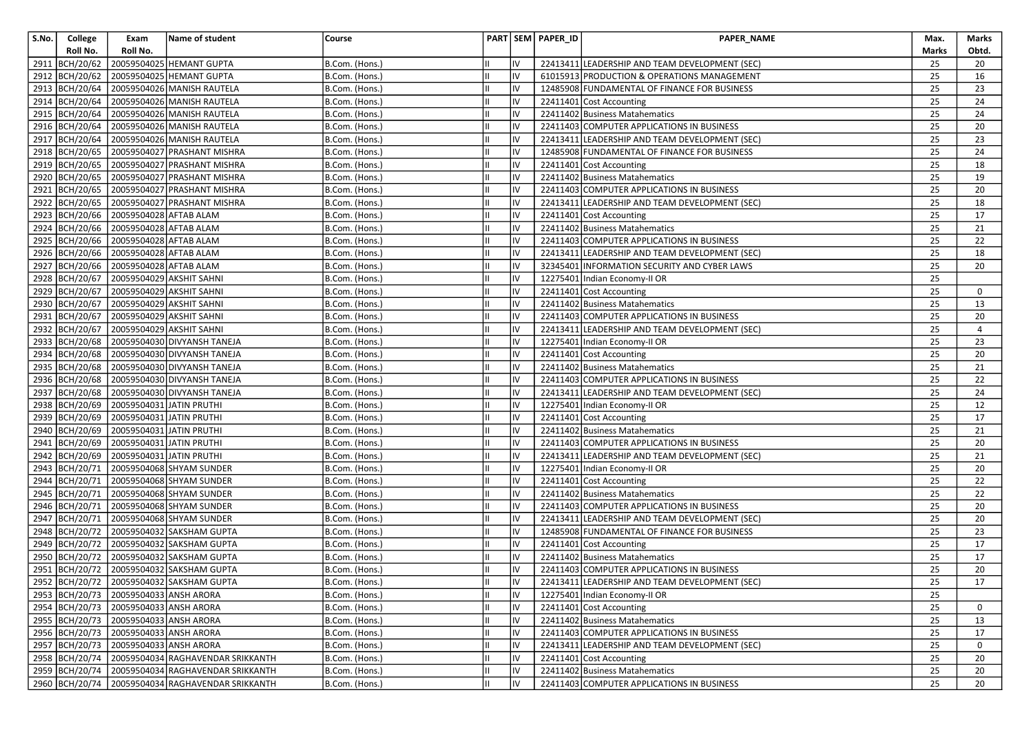| S.No. | College Roll No. | Exam Roll No. | Name of student | Course | PART | SEM | PAPER_ID | PAPER_NAME | Max. Marks | Marks Obtd. |
|---|---|---|---|---|---|---|---|---|---|---|
| 2911 | BCH/20/62 | 20059504025 | HEMANT GUPTA | B.Com. (Hons.) | II | IV | 22413411 | LEADERSHIP AND TEAM DEVELOPMENT (SEC) | 25 | 20 |
| 2912 | BCH/20/62 | 20059504025 | HEMANT GUPTA | B.Com. (Hons.) | II | IV | 61015913 | PRODUCTION & OPERATIONS MANAGEMENT | 25 | 16 |
| 2913 | BCH/20/64 | 20059504026 | MANISH RAUTELA | B.Com. (Hons.) | II | IV | 12485908 | FUNDAMENTAL OF FINANCE FOR BUSINESS | 25 | 23 |
| 2914 | BCH/20/64 | 20059504026 | MANISH RAUTELA | B.Com. (Hons.) | II | IV | 22411401 | Cost Accounting | 25 | 24 |
| 2915 | BCH/20/64 | 20059504026 | MANISH RAUTELA | B.Com. (Hons.) | II | IV | 22411402 | Business Matahematics | 25 | 24 |
| 2916 | BCH/20/64 | 20059504026 | MANISH RAUTELA | B.Com. (Hons.) | II | IV | 22411403 | COMPUTER APPLICATIONS IN BUSINESS | 25 | 20 |
| 2917 | BCH/20/64 | 20059504026 | MANISH RAUTELA | B.Com. (Hons.) | II | IV | 22413411 | LEADERSHIP AND TEAM DEVELOPMENT (SEC) | 25 | 23 |
| 2918 | BCH/20/65 | 20059504027 | PRASHANT MISHRA | B.Com. (Hons.) | II | IV | 12485908 | FUNDAMENTAL OF FINANCE FOR BUSINESS | 25 | 24 |
| 2919 | BCH/20/65 | 20059504027 | PRASHANT MISHRA | B.Com. (Hons.) | II | IV | 22411401 | Cost Accounting | 25 | 18 |
| 2920 | BCH/20/65 | 20059504027 | PRASHANT MISHRA | B.Com. (Hons.) | II | IV | 22411402 | Business Matahematics | 25 | 19 |
| 2921 | BCH/20/65 | 20059504027 | PRASHANT MISHRA | B.Com. (Hons.) | II | IV | 22411403 | COMPUTER APPLICATIONS IN BUSINESS | 25 | 20 |
| 2922 | BCH/20/65 | 20059504027 | PRASHANT MISHRA | B.Com. (Hons.) | II | IV | 22413411 | LEADERSHIP AND TEAM DEVELOPMENT (SEC) | 25 | 18 |
| 2923 | BCH/20/66 | 20059504028 | AFTAB ALAM | B.Com. (Hons.) | II | IV | 22411401 | Cost Accounting | 25 | 17 |
| 2924 | BCH/20/66 | 20059504028 | AFTAB ALAM | B.Com. (Hons.) | II | IV | 22411402 | Business Matahematics | 25 | 21 |
| 2925 | BCH/20/66 | 20059504028 | AFTAB ALAM | B.Com. (Hons.) | II | IV | 22411403 | COMPUTER APPLICATIONS IN BUSINESS | 25 | 22 |
| 2926 | BCH/20/66 | 20059504028 | AFTAB ALAM | B.Com. (Hons.) | II | IV | 22413411 | LEADERSHIP AND TEAM DEVELOPMENT (SEC) | 25 | 18 |
| 2927 | BCH/20/66 | 20059504028 | AFTAB ALAM | B.Com. (Hons.) | II | IV | 32345401 | INFORMATION SECURITY AND CYBER LAWS | 25 | 20 |
| 2928 | BCH/20/67 | 20059504029 | AKSHIT SAHNI | B.Com. (Hons.) | II | IV | 12275401 | Indian Economy-II OR | 25 | |
| 2929 | BCH/20/67 | 20059504029 | AKSHIT SAHNI | B.Com. (Hons.) | II | IV | 22411401 | Cost Accounting | 25 | 0 |
| 2930 | BCH/20/67 | 20059504029 | AKSHIT SAHNI | B.Com. (Hons.) | II | IV | 22411402 | Business Matahematics | 25 | 13 |
| 2931 | BCH/20/67 | 20059504029 | AKSHIT SAHNI | B.Com. (Hons.) | II | IV | 22411403 | COMPUTER APPLICATIONS IN BUSINESS | 25 | 20 |
| 2932 | BCH/20/67 | 20059504029 | AKSHIT SAHNI | B.Com. (Hons.) | II | IV | 22413411 | LEADERSHIP AND TEAM DEVELOPMENT (SEC) | 25 | 4 |
| 2933 | BCH/20/68 | 20059504030 | DIVYANSH TANEJA | B.Com. (Hons.) | II | IV | 12275401 | Indian Economy-II OR | 25 | 23 |
| 2934 | BCH/20/68 | 20059504030 | DIVYANSH TANEJA | B.Com. (Hons.) | II | IV | 22411401 | Cost Accounting | 25 | 20 |
| 2935 | BCH/20/68 | 20059504030 | DIVYANSH TANEJA | B.Com. (Hons.) | II | IV | 22411402 | Business Matahematics | 25 | 21 |
| 2936 | BCH/20/68 | 20059504030 | DIVYANSH TANEJA | B.Com. (Hons.) | II | IV | 22411403 | COMPUTER APPLICATIONS IN BUSINESS | 25 | 22 |
| 2937 | BCH/20/68 | 20059504030 | DIVYANSH TANEJA | B.Com. (Hons.) | II | IV | 22413411 | LEADERSHIP AND TEAM DEVELOPMENT (SEC) | 25 | 24 |
| 2938 | BCH/20/69 | 20059504031 | JATIN PRUTHI | B.Com. (Hons.) | II | IV | 12275401 | Indian Economy-II OR | 25 | 12 |
| 2939 | BCH/20/69 | 20059504031 | JATIN PRUTHI | B.Com. (Hons.) | II | IV | 22411401 | Cost Accounting | 25 | 17 |
| 2940 | BCH/20/69 | 20059504031 | JATIN PRUTHI | B.Com. (Hons.) | II | IV | 22411402 | Business Matahematics | 25 | 21 |
| 2941 | BCH/20/69 | 20059504031 | JATIN PRUTHI | B.Com. (Hons.) | II | IV | 22411403 | COMPUTER APPLICATIONS IN BUSINESS | 25 | 20 |
| 2942 | BCH/20/69 | 20059504031 | JATIN PRUTHI | B.Com. (Hons.) | II | IV | 22413411 | LEADERSHIP AND TEAM DEVELOPMENT (SEC) | 25 | 21 |
| 2943 | BCH/20/71 | 20059504068 | SHYAM SUNDER | B.Com. (Hons.) | II | IV | 12275401 | Indian Economy-II OR | 25 | 20 |
| 2944 | BCH/20/71 | 20059504068 | SHYAM SUNDER | B.Com. (Hons.) | II | IV | 22411401 | Cost Accounting | 25 | 22 |
| 2945 | BCH/20/71 | 20059504068 | SHYAM SUNDER | B.Com. (Hons.) | II | IV | 22411402 | Business Matahematics | 25 | 22 |
| 2946 | BCH/20/71 | 20059504068 | SHYAM SUNDER | B.Com. (Hons.) | II | IV | 22411403 | COMPUTER APPLICATIONS IN BUSINESS | 25 | 20 |
| 2947 | BCH/20/71 | 20059504068 | SHYAM SUNDER | B.Com. (Hons.) | II | IV | 22413411 | LEADERSHIP AND TEAM DEVELOPMENT (SEC) | 25 | 20 |
| 2948 | BCH/20/72 | 20059504032 | SAKSHAM GUPTA | B.Com. (Hons.) | II | IV | 12485908 | FUNDAMENTAL OF FINANCE FOR BUSINESS | 25 | 23 |
| 2949 | BCH/20/72 | 20059504032 | SAKSHAM GUPTA | B.Com. (Hons.) | II | IV | 22411401 | Cost Accounting | 25 | 17 |
| 2950 | BCH/20/72 | 20059504032 | SAKSHAM GUPTA | B.Com. (Hons.) | II | IV | 22411402 | Business Matahematics | 25 | 17 |
| 2951 | BCH/20/72 | 20059504032 | SAKSHAM GUPTA | B.Com. (Hons.) | II | IV | 22411403 | COMPUTER APPLICATIONS IN BUSINESS | 25 | 20 |
| 2952 | BCH/20/72 | 20059504032 | SAKSHAM GUPTA | B.Com. (Hons.) | II | IV | 22413411 | LEADERSHIP AND TEAM DEVELOPMENT (SEC) | 25 | 17 |
| 2953 | BCH/20/73 | 20059504033 | ANSH ARORA | B.Com. (Hons.) | II | IV | 12275401 | Indian Economy-II OR | 25 | |
| 2954 | BCH/20/73 | 20059504033 | ANSH ARORA | B.Com. (Hons.) | II | IV | 22411401 | Cost Accounting | 25 | 0 |
| 2955 | BCH/20/73 | 20059504033 | ANSH ARORA | B.Com. (Hons.) | II | IV | 22411402 | Business Matahematics | 25 | 13 |
| 2956 | BCH/20/73 | 20059504033 | ANSH ARORA | B.Com. (Hons.) | II | IV | 22411403 | COMPUTER APPLICATIONS IN BUSINESS | 25 | 17 |
| 2957 | BCH/20/73 | 20059504033 | ANSH ARORA | B.Com. (Hons.) | II | IV | 22413411 | LEADERSHIP AND TEAM DEVELOPMENT (SEC) | 25 | 0 |
| 2958 | BCH/20/74 | 20059504034 | RAGHAVENDAR SRIKKANTH | B.Com. (Hons.) | II | IV | 22411401 | Cost Accounting | 25 | 20 |
| 2959 | BCH/20/74 | 20059504034 | RAGHAVENDAR SRIKKANTH | B.Com. (Hons.) | II | IV | 22411402 | Business Matahematics | 25 | 20 |
| 2960 | BCH/20/74 | 20059504034 | RAGHAVENDAR SRIKKANTH | B.Com. (Hons.) | II | IV | 22411403 | COMPUTER APPLICATIONS IN BUSINESS | 25 | 20 |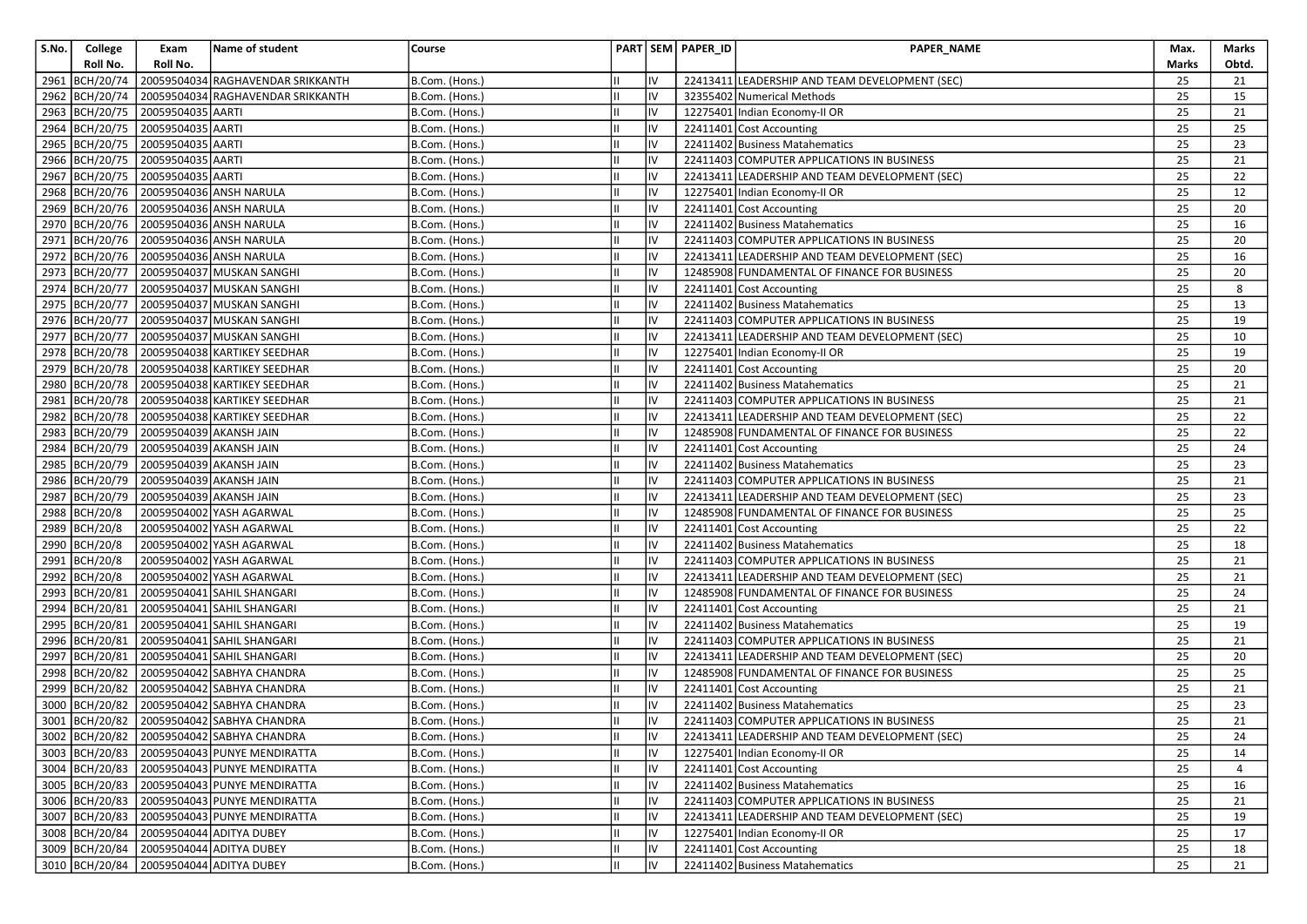| S.No. | College Roll No. | Exam Roll No. | Name of student | Course | PART | SEM | PAPER_ID | PAPER_NAME | Max. Marks | Marks Obtd. |
|---|---|---|---|---|---|---|---|---|---|---|
| 2961 | BCH/20/74 | 20059504034 | RAGHAVENDAR SRIKKANTH | B.Com. (Hons.) | II | IV | 22413411 | LEADERSHIP AND TEAM DEVELOPMENT (SEC) | 25 | 21 |
| 2962 | BCH/20/74 | 20059504034 | RAGHAVENDAR SRIKKANTH | B.Com. (Hons.) | II | IV | 32355402 | Numerical Methods | 25 | 15 |
| 2963 | BCH/20/75 | 20059504035 | AARTI | B.Com. (Hons.) | II | IV | 12275401 | Indian Economy-II OR | 25 | 21 |
| 2964 | BCH/20/75 | 20059504035 | AARTI | B.Com. (Hons.) | II | IV | 22411401 | Cost Accounting | 25 | 25 |
| 2965 | BCH/20/75 | 20059504035 | AARTI | B.Com. (Hons.) | II | IV | 22411402 | Business Matahematics | 25 | 23 |
| 2966 | BCH/20/75 | 20059504035 | AARTI | B.Com. (Hons.) | II | IV | 22411403 | COMPUTER APPLICATIONS IN BUSINESS | 25 | 21 |
| 2967 | BCH/20/75 | 20059504035 | AARTI | B.Com. (Hons.) | II | IV | 22413411 | LEADERSHIP AND TEAM DEVELOPMENT (SEC) | 25 | 22 |
| 2968 | BCH/20/76 | 20059504036 | ANSH NARULA | B.Com. (Hons.) | II | IV | 12275401 | Indian Economy-II OR | 25 | 12 |
| 2969 | BCH/20/76 | 20059504036 | ANSH NARULA | B.Com. (Hons.) | II | IV | 22411401 | Cost Accounting | 25 | 20 |
| 2970 | BCH/20/76 | 20059504036 | ANSH NARULA | B.Com. (Hons.) | II | IV | 22411402 | Business Matahematics | 25 | 16 |
| 2971 | BCH/20/76 | 20059504036 | ANSH NARULA | B.Com. (Hons.) | II | IV | 22411403 | COMPUTER APPLICATIONS IN BUSINESS | 25 | 20 |
| 2972 | BCH/20/76 | 20059504036 | ANSH NARULA | B.Com. (Hons.) | II | IV | 22413411 | LEADERSHIP AND TEAM DEVELOPMENT (SEC) | 25 | 16 |
| 2973 | BCH/20/77 | 20059504037 | MUSKAN SANGHI | B.Com. (Hons.) | II | IV | 12485908 | FUNDAMENTAL OF FINANCE FOR BUSINESS | 25 | 20 |
| 2974 | BCH/20/77 | 20059504037 | MUSKAN SANGHI | B.Com. (Hons.) | II | IV | 22411401 | Cost Accounting | 25 | 8 |
| 2975 | BCH/20/77 | 20059504037 | MUSKAN SANGHI | B.Com. (Hons.) | II | IV | 22411402 | Business Matahematics | 25 | 13 |
| 2976 | BCH/20/77 | 20059504037 | MUSKAN SANGHI | B.Com. (Hons.) | II | IV | 22411403 | COMPUTER APPLICATIONS IN BUSINESS | 25 | 19 |
| 2977 | BCH/20/77 | 20059504037 | MUSKAN SANGHI | B.Com. (Hons.) | II | IV | 22413411 | LEADERSHIP AND TEAM DEVELOPMENT (SEC) | 25 | 10 |
| 2978 | BCH/20/78 | 20059504038 | KARTIKEY SEEDHAR | B.Com. (Hons.) | II | IV | 12275401 | Indian Economy-II OR | 25 | 19 |
| 2979 | BCH/20/78 | 20059504038 | KARTIKEY SEEDHAR | B.Com. (Hons.) | II | IV | 22411401 | Cost Accounting | 25 | 20 |
| 2980 | BCH/20/78 | 20059504038 | KARTIKEY SEEDHAR | B.Com. (Hons.) | II | IV | 22411402 | Business Matahematics | 25 | 21 |
| 2981 | BCH/20/78 | 20059504038 | KARTIKEY SEEDHAR | B.Com. (Hons.) | II | IV | 22411403 | COMPUTER APPLICATIONS IN BUSINESS | 25 | 21 |
| 2982 | BCH/20/78 | 20059504038 | KARTIKEY SEEDHAR | B.Com. (Hons.) | II | IV | 22413411 | LEADERSHIP AND TEAM DEVELOPMENT (SEC) | 25 | 22 |
| 2983 | BCH/20/79 | 20059504039 | AKANSH JAIN | B.Com. (Hons.) | II | IV | 12485908 | FUNDAMENTAL OF FINANCE FOR BUSINESS | 25 | 22 |
| 2984 | BCH/20/79 | 20059504039 | AKANSH JAIN | B.Com. (Hons.) | II | IV | 22411401 | Cost Accounting | 25 | 24 |
| 2985 | BCH/20/79 | 20059504039 | AKANSH JAIN | B.Com. (Hons.) | II | IV | 22411402 | Business Matahematics | 25 | 23 |
| 2986 | BCH/20/79 | 20059504039 | AKANSH JAIN | B.Com. (Hons.) | II | IV | 22411403 | COMPUTER APPLICATIONS IN BUSINESS | 25 | 21 |
| 2987 | BCH/20/79 | 20059504039 | AKANSH JAIN | B.Com. (Hons.) | II | IV | 22413411 | LEADERSHIP AND TEAM DEVELOPMENT (SEC) | 25 | 23 |
| 2988 | BCH/20/8 | 20059504002 | YASH AGARWAL | B.Com. (Hons.) | II | IV | 12485908 | FUNDAMENTAL OF FINANCE FOR BUSINESS | 25 | 25 |
| 2989 | BCH/20/8 | 20059504002 | YASH AGARWAL | B.Com. (Hons.) | II | IV | 22411401 | Cost Accounting | 25 | 22 |
| 2990 | BCH/20/8 | 20059504002 | YASH AGARWAL | B.Com. (Hons.) | II | IV | 22411402 | Business Matahematics | 25 | 18 |
| 2991 | BCH/20/8 | 20059504002 | YASH AGARWAL | B.Com. (Hons.) | II | IV | 22411403 | COMPUTER APPLICATIONS IN BUSINESS | 25 | 21 |
| 2992 | BCH/20/8 | 20059504002 | YASH AGARWAL | B.Com. (Hons.) | II | IV | 22413411 | LEADERSHIP AND TEAM DEVELOPMENT (SEC) | 25 | 21 |
| 2993 | BCH/20/81 | 20059504041 | SAHIL SHANGARI | B.Com. (Hons.) | II | IV | 12485908 | FUNDAMENTAL OF FINANCE FOR BUSINESS | 25 | 24 |
| 2994 | BCH/20/81 | 20059504041 | SAHIL SHANGARI | B.Com. (Hons.) | II | IV | 22411401 | Cost Accounting | 25 | 21 |
| 2995 | BCH/20/81 | 20059504041 | SAHIL SHANGARI | B.Com. (Hons.) | II | IV | 22411402 | Business Matahematics | 25 | 19 |
| 2996 | BCH/20/81 | 20059504041 | SAHIL SHANGARI | B.Com. (Hons.) | II | IV | 22411403 | COMPUTER APPLICATIONS IN BUSINESS | 25 | 21 |
| 2997 | BCH/20/81 | 20059504041 | SAHIL SHANGARI | B.Com. (Hons.) | II | IV | 22413411 | LEADERSHIP AND TEAM DEVELOPMENT (SEC) | 25 | 20 |
| 2998 | BCH/20/82 | 20059504042 | SABHYA CHANDRA | B.Com. (Hons.) | II | IV | 12485908 | FUNDAMENTAL OF FINANCE FOR BUSINESS | 25 | 25 |
| 2999 | BCH/20/82 | 20059504042 | SABHYA CHANDRA | B.Com. (Hons.) | II | IV | 22411401 | Cost Accounting | 25 | 21 |
| 3000 | BCH/20/82 | 20059504042 | SABHYA CHANDRA | B.Com. (Hons.) | II | IV | 22411402 | Business Matahematics | 25 | 23 |
| 3001 | BCH/20/82 | 20059504042 | SABHYA CHANDRA | B.Com. (Hons.) | II | IV | 22411403 | COMPUTER APPLICATIONS IN BUSINESS | 25 | 21 |
| 3002 | BCH/20/82 | 20059504042 | SABHYA CHANDRA | B.Com. (Hons.) | II | IV | 22413411 | LEADERSHIP AND TEAM DEVELOPMENT (SEC) | 25 | 24 |
| 3003 | BCH/20/83 | 20059504043 | PUNYE MENDIRATTA | B.Com. (Hons.) | II | IV | 12275401 | Indian Economy-II OR | 25 | 14 |
| 3004 | BCH/20/83 | 20059504043 | PUNYE MENDIRATTA | B.Com. (Hons.) | II | IV | 22411401 | Cost Accounting | 25 | 4 |
| 3005 | BCH/20/83 | 20059504043 | PUNYE MENDIRATTA | B.Com. (Hons.) | II | IV | 22411402 | Business Matahematics | 25 | 16 |
| 3006 | BCH/20/83 | 20059504043 | PUNYE MENDIRATTA | B.Com. (Hons.) | II | IV | 22411403 | COMPUTER APPLICATIONS IN BUSINESS | 25 | 21 |
| 3007 | BCH/20/83 | 20059504043 | PUNYE MENDIRATTA | B.Com. (Hons.) | II | IV | 22413411 | LEADERSHIP AND TEAM DEVELOPMENT (SEC) | 25 | 19 |
| 3008 | BCH/20/84 | 20059504044 | ADITYA DUBEY | B.Com. (Hons.) | II | IV | 12275401 | Indian Economy-II OR | 25 | 17 |
| 3009 | BCH/20/84 | 20059504044 | ADITYA DUBEY | B.Com. (Hons.) | II | IV | 22411401 | Cost Accounting | 25 | 18 |
| 3010 | BCH/20/84 | 20059504044 | ADITYA DUBEY | B.Com. (Hons.) | II | IV | 22411402 | Business Matahematics | 25 | 21 |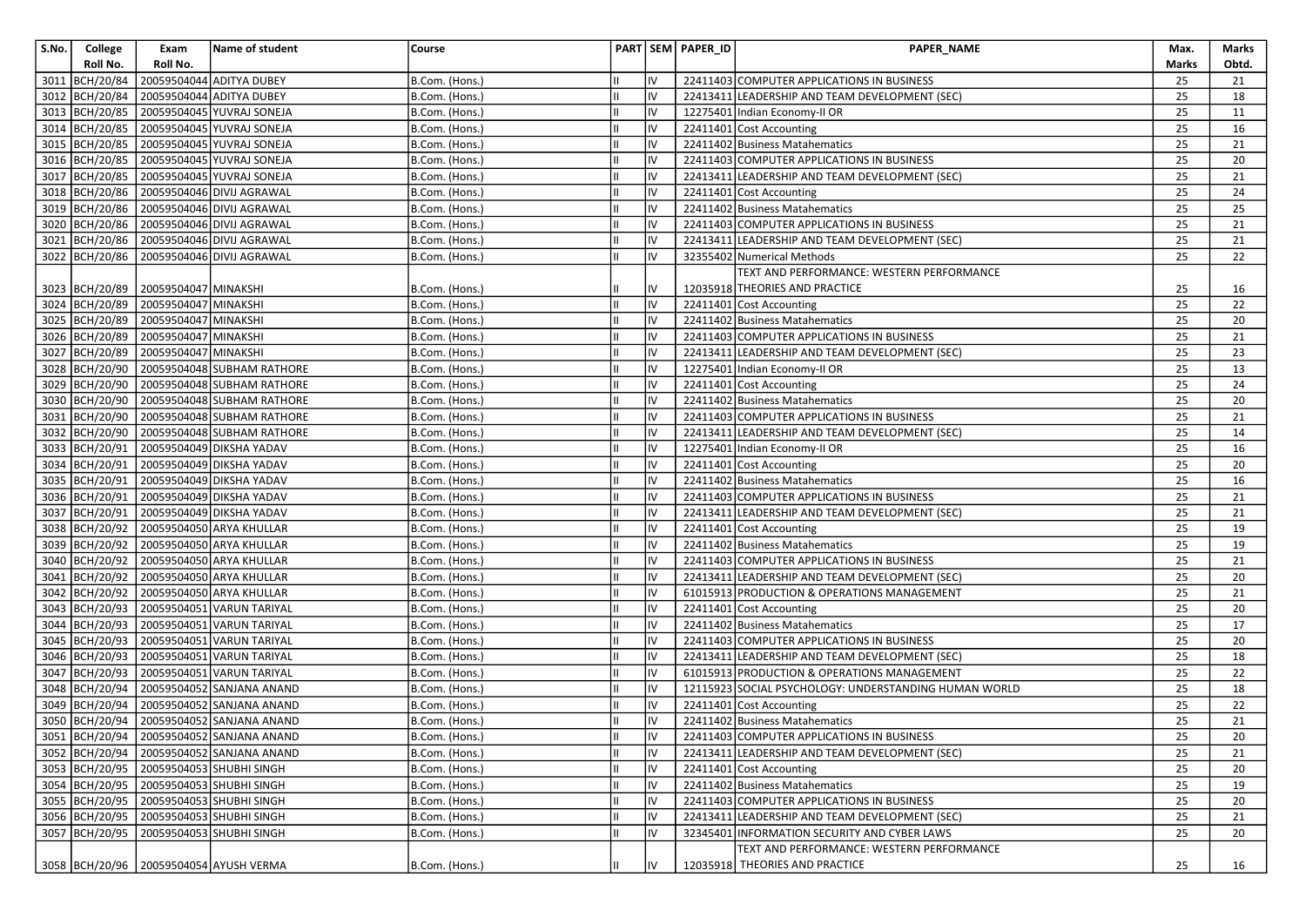| S.No. | College Roll No. | Exam Roll No. | Name of student | Course | PART | SEM | PAPER_ID | PAPER_NAME | Max. Marks | Marks Obtd. |
|---|---|---|---|---|---|---|---|---|---|---|
| 3011 | BCH/20/84 | 20059504044 | ADITYA DUBEY | B.Com. (Hons.) | II | IV | 22411403 | COMPUTER APPLICATIONS IN BUSINESS | 25 | 21 |
| 3012 | BCH/20/84 | 20059504044 | ADITYA DUBEY | B.Com. (Hons.) | II | IV | 22413411 | LEADERSHIP AND TEAM DEVELOPMENT (SEC) | 25 | 18 |
| 3013 | BCH/20/85 | 20059504045 | YUVRAJ SONEJA | B.Com. (Hons.) | II | IV | 12275401 | Indian Economy-II OR | 25 | 11 |
| 3014 | BCH/20/85 | 20059504045 | YUVRAJ SONEJA | B.Com. (Hons.) | II | IV | 22411401 | Cost Accounting | 25 | 16 |
| 3015 | BCH/20/85 | 20059504045 | YUVRAJ SONEJA | B.Com. (Hons.) | II | IV | 22411402 | Business Matahematics | 25 | 21 |
| 3016 | BCH/20/85 | 20059504045 | YUVRAJ SONEJA | B.Com. (Hons.) | II | IV | 22411403 | COMPUTER APPLICATIONS IN BUSINESS | 25 | 20 |
| 3017 | BCH/20/85 | 20059504045 | YUVRAJ SONEJA | B.Com. (Hons.) | II | IV | 22413411 | LEADERSHIP AND TEAM DEVELOPMENT (SEC) | 25 | 21 |
| 3018 | BCH/20/86 | 20059504046 | DIVIJ AGRAWAL | B.Com. (Hons.) | II | IV | 22411401 | Cost Accounting | 25 | 24 |
| 3019 | BCH/20/86 | 20059504046 | DIVIJ AGRAWAL | B.Com. (Hons.) | II | IV | 22411402 | Business Matahematics | 25 | 25 |
| 3020 | BCH/20/86 | 20059504046 | DIVIJ AGRAWAL | B.Com. (Hons.) | II | IV | 22411403 | COMPUTER APPLICATIONS IN BUSINESS | 25 | 21 |
| 3021 | BCH/20/86 | 20059504046 | DIVIJ AGRAWAL | B.Com. (Hons.) | II | IV | 22413411 | LEADERSHIP AND TEAM DEVELOPMENT (SEC) | 25 | 21 |
| 3022 | BCH/20/86 | 20059504046 | DIVIJ AGRAWAL | B.Com. (Hons.) | II | IV | 32355402 | Numerical Methods | 25 | 22 |
| 3023 | BCH/20/89 | 20059504047 | MINAKSHI | B.Com. (Hons.) | II | IV | 12035918 | TEXT AND PERFORMANCE: WESTERN PERFORMANCE THEORIES AND PRACTICE | 25 | 16 |
| 3024 | BCH/20/89 | 20059504047 | MINAKSHI | B.Com. (Hons.) | II | IV | 22411401 | Cost Accounting | 25 | 22 |
| 3025 | BCH/20/89 | 20059504047 | MINAKSHI | B.Com. (Hons.) | II | IV | 22411402 | Business Matahematics | 25 | 20 |
| 3026 | BCH/20/89 | 20059504047 | MINAKSHI | B.Com. (Hons.) | II | IV | 22411403 | COMPUTER APPLICATIONS IN BUSINESS | 25 | 21 |
| 3027 | BCH/20/89 | 20059504047 | MINAKSHI | B.Com. (Hons.) | II | IV | 22413411 | LEADERSHIP AND TEAM DEVELOPMENT (SEC) | 25 | 23 |
| 3028 | BCH/20/90 | 20059504048 | SUBHAM RATHORE | B.Com. (Hons.) | II | IV | 12275401 | Indian Economy-II OR | 25 | 13 |
| 3029 | BCH/20/90 | 20059504048 | SUBHAM RATHORE | B.Com. (Hons.) | II | IV | 22411401 | Cost Accounting | 25 | 24 |
| 3030 | BCH/20/90 | 20059504048 | SUBHAM RATHORE | B.Com. (Hons.) | II | IV | 22411402 | Business Matahematics | 25 | 20 |
| 3031 | BCH/20/90 | 20059504048 | SUBHAM RATHORE | B.Com. (Hons.) | II | IV | 22411403 | COMPUTER APPLICATIONS IN BUSINESS | 25 | 21 |
| 3032 | BCH/20/90 | 20059504048 | SUBHAM RATHORE | B.Com. (Hons.) | II | IV | 22413411 | LEADERSHIP AND TEAM DEVELOPMENT (SEC) | 25 | 14 |
| 3033 | BCH/20/91 | 20059504049 | DIKSHA YADAV | B.Com. (Hons.) | II | IV | 12275401 | Indian Economy-II OR | 25 | 16 |
| 3034 | BCH/20/91 | 20059504049 | DIKSHA YADAV | B.Com. (Hons.) | II | IV | 22411401 | Cost Accounting | 25 | 20 |
| 3035 | BCH/20/91 | 20059504049 | DIKSHA YADAV | B.Com. (Hons.) | II | IV | 22411402 | Business Matahematics | 25 | 16 |
| 3036 | BCH/20/91 | 20059504049 | DIKSHA YADAV | B.Com. (Hons.) | II | IV | 22411403 | COMPUTER APPLICATIONS IN BUSINESS | 25 | 21 |
| 3037 | BCH/20/91 | 20059504049 | DIKSHA YADAV | B.Com. (Hons.) | II | IV | 22413411 | LEADERSHIP AND TEAM DEVELOPMENT (SEC) | 25 | 21 |
| 3038 | BCH/20/92 | 20059504050 | ARYA KHULLAR | B.Com. (Hons.) | II | IV | 22411401 | Cost Accounting | 25 | 19 |
| 3039 | BCH/20/92 | 20059504050 | ARYA KHULLAR | B.Com. (Hons.) | II | IV | 22411402 | Business Matahematics | 25 | 19 |
| 3040 | BCH/20/92 | 20059504050 | ARYA KHULLAR | B.Com. (Hons.) | II | IV | 22411403 | COMPUTER APPLICATIONS IN BUSINESS | 25 | 21 |
| 3041 | BCH/20/92 | 20059504050 | ARYA KHULLAR | B.Com. (Hons.) | II | IV | 22413411 | LEADERSHIP AND TEAM DEVELOPMENT (SEC) | 25 | 20 |
| 3042 | BCH/20/92 | 20059504050 | ARYA KHULLAR | B.Com. (Hons.) | II | IV | 61015913 | PRODUCTION & OPERATIONS MANAGEMENT | 25 | 21 |
| 3043 | BCH/20/93 | 20059504051 | VARUN TARIYAL | B.Com. (Hons.) | II | IV | 22411401 | Cost Accounting | 25 | 20 |
| 3044 | BCH/20/93 | 20059504051 | VARUN TARIYAL | B.Com. (Hons.) | II | IV | 22411402 | Business Matahematics | 25 | 17 |
| 3045 | BCH/20/93 | 20059504051 | VARUN TARIYAL | B.Com. (Hons.) | II | IV | 22411403 | COMPUTER APPLICATIONS IN BUSINESS | 25 | 20 |
| 3046 | BCH/20/93 | 20059504051 | VARUN TARIYAL | B.Com. (Hons.) | II | IV | 22413411 | LEADERSHIP AND TEAM DEVELOPMENT (SEC) | 25 | 18 |
| 3047 | BCH/20/93 | 20059504051 | VARUN TARIYAL | B.Com. (Hons.) | II | IV | 61015913 | PRODUCTION & OPERATIONS MANAGEMENT | 25 | 22 |
| 3048 | BCH/20/94 | 20059504052 | SANJANA ANAND | B.Com. (Hons.) | II | IV | 12115923 | SOCIAL PSYCHOLOGY: UNDERSTANDING HUMAN WORLD | 25 | 18 |
| 3049 | BCH/20/94 | 20059504052 | SANJANA ANAND | B.Com. (Hons.) | II | IV | 22411401 | Cost Accounting | 25 | 22 |
| 3050 | BCH/20/94 | 20059504052 | SANJANA ANAND | B.Com. (Hons.) | II | IV | 22411402 | Business Matahematics | 25 | 21 |
| 3051 | BCH/20/94 | 20059504052 | SANJANA ANAND | B.Com. (Hons.) | II | IV | 22411403 | COMPUTER APPLICATIONS IN BUSINESS | 25 | 20 |
| 3052 | BCH/20/94 | 20059504052 | SANJANA ANAND | B.Com. (Hons.) | II | IV | 22413411 | LEADERSHIP AND TEAM DEVELOPMENT (SEC) | 25 | 21 |
| 3053 | BCH/20/95 | 20059504053 | SHUBHI SINGH | B.Com. (Hons.) | II | IV | 22411401 | Cost Accounting | 25 | 20 |
| 3054 | BCH/20/95 | 20059504053 | SHUBHI SINGH | B.Com. (Hons.) | II | IV | 22411402 | Business Matahematics | 25 | 19 |
| 3055 | BCH/20/95 | 20059504053 | SHUBHI SINGH | B.Com. (Hons.) | II | IV | 22411403 | COMPUTER APPLICATIONS IN BUSINESS | 25 | 20 |
| 3056 | BCH/20/95 | 20059504053 | SHUBHI SINGH | B.Com. (Hons.) | II | IV | 22413411 | LEADERSHIP AND TEAM DEVELOPMENT (SEC) | 25 | 21 |
| 3057 | BCH/20/95 | 20059504053 | SHUBHI SINGH | B.Com. (Hons.) | II | IV | 32345401 | INFORMATION SECURITY AND CYBER LAWS | 25 | 20 |
| 3058 | BCH/20/96 | 20059504054 | AYUSH VERMA | B.Com. (Hons.) | II | IV | 12035918 | TEXT AND PERFORMANCE: WESTERN PERFORMANCE THEORIES AND PRACTICE | 25 | 16 |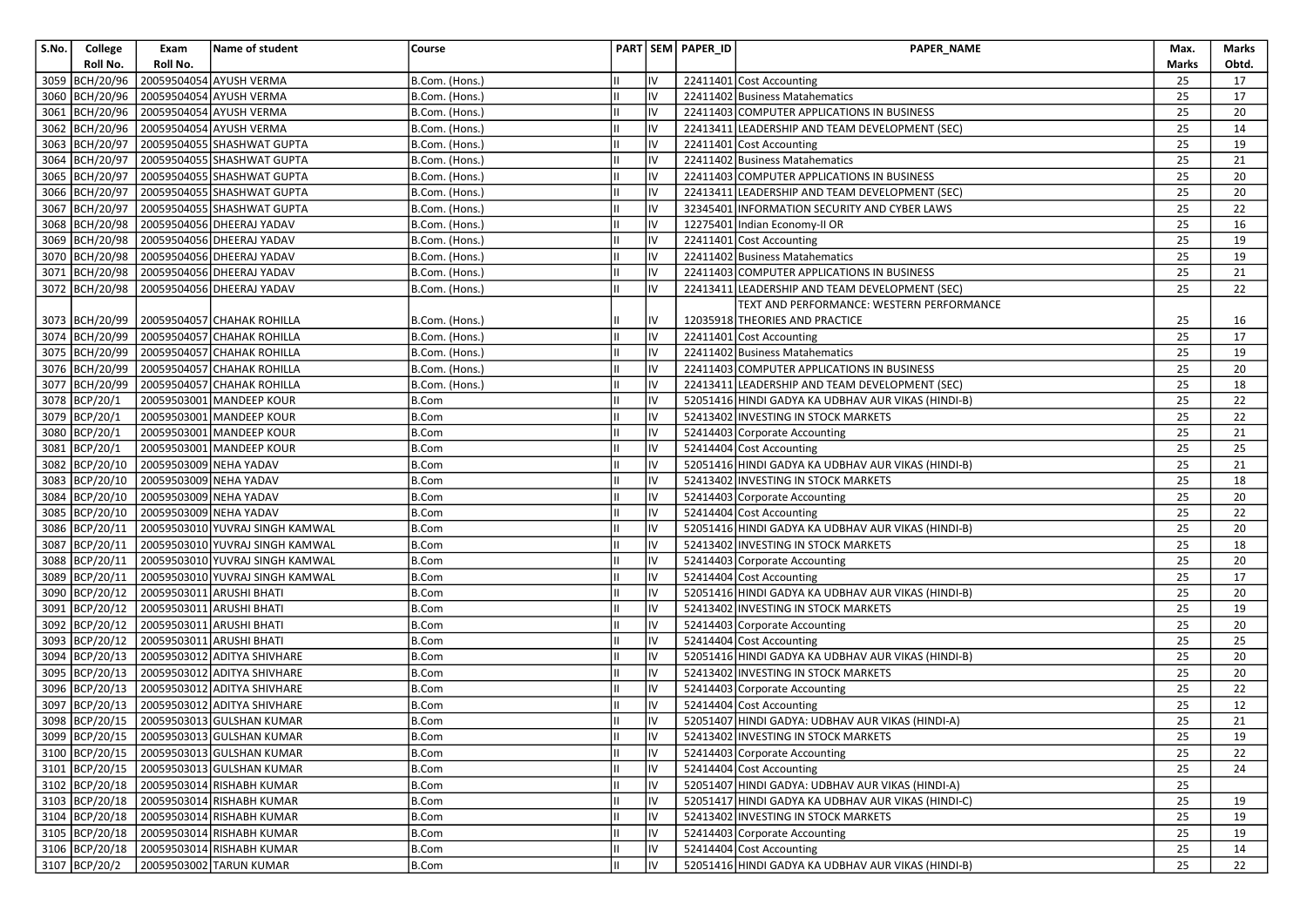| S.No. | College Roll No. | Exam Roll No. | Name of student | Course | PART | SEM | PAPER_ID | PAPER_NAME | Max. Marks | Marks Obtd. |
|---|---|---|---|---|---|---|---|---|---|---|
| 3059 | BCH/20/96 | 20059504054 | AYUSH VERMA | B.Com. (Hons.) | II | IV | 22411401 | Cost Accounting | 25 | 17 |
| 3060 | BCH/20/96 | 20059504054 | AYUSH VERMA | B.Com. (Hons.) | II | IV | 22411402 | Business Matahematics | 25 | 17 |
| 3061 | BCH/20/96 | 20059504054 | AYUSH VERMA | B.Com. (Hons.) | II | IV | 22411403 | COMPUTER APPLICATIONS IN BUSINESS | 25 | 20 |
| 3062 | BCH/20/96 | 20059504054 | AYUSH VERMA | B.Com. (Hons.) | II | IV | 22413411 | LEADERSHIP AND TEAM DEVELOPMENT (SEC) | 25 | 14 |
| 3063 | BCH/20/97 | 20059504055 | SHASHWAT GUPTA | B.Com. (Hons.) | II | IV | 22411401 | Cost Accounting | 25 | 19 |
| 3064 | BCH/20/97 | 20059504055 | SHASHWAT GUPTA | B.Com. (Hons.) | II | IV | 22411402 | Business Matahematics | 25 | 21 |
| 3065 | BCH/20/97 | 20059504055 | SHASHWAT GUPTA | B.Com. (Hons.) | II | IV | 22411403 | COMPUTER APPLICATIONS IN BUSINESS | 25 | 20 |
| 3066 | BCH/20/97 | 20059504055 | SHASHWAT GUPTA | B.Com. (Hons.) | II | IV | 22413411 | LEADERSHIP AND TEAM DEVELOPMENT (SEC) | 25 | 20 |
| 3067 | BCH/20/97 | 20059504055 | SHASHWAT GUPTA | B.Com. (Hons.) | II | IV | 32345401 | INFORMATION SECURITY AND CYBER LAWS | 25 | 22 |
| 3068 | BCH/20/98 | 20059504056 | DHEERAJ YADAV | B.Com. (Hons.) | II | IV | 12275401 | Indian Economy-II OR | 25 | 16 |
| 3069 | BCH/20/98 | 20059504056 | DHEERAJ YADAV | B.Com. (Hons.) | II | IV | 22411401 | Cost Accounting | 25 | 19 |
| 3070 | BCH/20/98 | 20059504056 | DHEERAJ YADAV | B.Com. (Hons.) | II | IV | 22411402 | Business Matahematics | 25 | 19 |
| 3071 | BCH/20/98 | 20059504056 | DHEERAJ YADAV | B.Com. (Hons.) | II | IV | 22411403 | COMPUTER APPLICATIONS IN BUSINESS | 25 | 21 |
| 3072 | BCH/20/98 | 20059504056 | DHEERAJ YADAV | B.Com. (Hons.) | II | IV | 22413411 | LEADERSHIP AND TEAM DEVELOPMENT (SEC) | 25 | 22 |
| 3073 | BCH/20/99 | 20059504057 | CHAHAK ROHILLA | B.Com. (Hons.) | II | IV | 12035918 | TEXT AND PERFORMANCE: WESTERN PERFORMANCE THEORIES AND PRACTICE | 25 | 16 |
| 3074 | BCH/20/99 | 20059504057 | CHAHAK ROHILLA | B.Com. (Hons.) | II | IV | 22411401 | Cost Accounting | 25 | 17 |
| 3075 | BCH/20/99 | 20059504057 | CHAHAK ROHILLA | B.Com. (Hons.) | II | IV | 22411402 | Business Matahematics | 25 | 19 |
| 3076 | BCH/20/99 | 20059504057 | CHAHAK ROHILLA | B.Com. (Hons.) | II | IV | 22411403 | COMPUTER APPLICATIONS IN BUSINESS | 25 | 20 |
| 3077 | BCH/20/99 | 20059504057 | CHAHAK ROHILLA | B.Com. (Hons.) | II | IV | 22413411 | LEADERSHIP AND TEAM DEVELOPMENT (SEC) | 25 | 18 |
| 3078 | BCP/20/1 | 20059503001 | MANDEEP KOUR | B.Com | II | IV | 52051416 | HINDI GADYA KA UDBHAV AUR VIKAS (HINDI-B) | 25 | 22 |
| 3079 | BCP/20/1 | 20059503001 | MANDEEP KOUR | B.Com | II | IV | 52413402 | INVESTING IN STOCK MARKETS | 25 | 22 |
| 3080 | BCP/20/1 | 20059503001 | MANDEEP KOUR | B.Com | II | IV | 52414403 | Corporate Accounting | 25 | 21 |
| 3081 | BCP/20/1 | 20059503001 | MANDEEP KOUR | B.Com | II | IV | 52414404 | Cost Accounting | 25 | 25 |
| 3082 | BCP/20/10 | 20059503009 | NEHA YADAV | B.Com | II | IV | 52051416 | HINDI GADYA KA UDBHAV AUR VIKAS (HINDI-B) | 25 | 21 |
| 3083 | BCP/20/10 | 20059503009 | NEHA YADAV | B.Com | II | IV | 52413402 | INVESTING IN STOCK MARKETS | 25 | 18 |
| 3084 | BCP/20/10 | 20059503009 | NEHA YADAV | B.Com | II | IV | 52414403 | Corporate Accounting | 25 | 20 |
| 3085 | BCP/20/10 | 20059503009 | NEHA YADAV | B.Com | II | IV | 52414404 | Cost Accounting | 25 | 22 |
| 3086 | BCP/20/11 | 20059503010 | YUVRAJ SINGH KAMWAL | B.Com | II | IV | 52051416 | HINDI GADYA KA UDBHAV AUR VIKAS (HINDI-B) | 25 | 20 |
| 3087 | BCP/20/11 | 20059503010 | YUVRAJ SINGH KAMWAL | B.Com | II | IV | 52413402 | INVESTING IN STOCK MARKETS | 25 | 18 |
| 3088 | BCP/20/11 | 20059503010 | YUVRAJ SINGH KAMWAL | B.Com | II | IV | 52414403 | Corporate Accounting | 25 | 20 |
| 3089 | BCP/20/11 | 20059503010 | YUVRAJ SINGH KAMWAL | B.Com | II | IV | 52414404 | Cost Accounting | 25 | 17 |
| 3090 | BCP/20/12 | 20059503011 | ARUSHI BHATI | B.Com | II | IV | 52051416 | HINDI GADYA KA UDBHAV AUR VIKAS (HINDI-B) | 25 | 20 |
| 3091 | BCP/20/12 | 20059503011 | ARUSHI BHATI | B.Com | II | IV | 52413402 | INVESTING IN STOCK MARKETS | 25 | 19 |
| 3092 | BCP/20/12 | 20059503011 | ARUSHI BHATI | B.Com | II | IV | 52414403 | Corporate Accounting | 25 | 20 |
| 3093 | BCP/20/12 | 20059503011 | ARUSHI BHATI | B.Com | II | IV | 52414404 | Cost Accounting | 25 | 25 |
| 3094 | BCP/20/13 | 20059503012 | ADITYA SHIVHARE | B.Com | II | IV | 52051416 | HINDI GADYA KA UDBHAV AUR VIKAS (HINDI-B) | 25 | 20 |
| 3095 | BCP/20/13 | 20059503012 | ADITYA SHIVHARE | B.Com | II | IV | 52413402 | INVESTING IN STOCK MARKETS | 25 | 20 |
| 3096 | BCP/20/13 | 20059503012 | ADITYA SHIVHARE | B.Com | II | IV | 52414403 | Corporate Accounting | 25 | 22 |
| 3097 | BCP/20/13 | 20059503012 | ADITYA SHIVHARE | B.Com | II | IV | 52414404 | Cost Accounting | 25 | 12 |
| 3098 | BCP/20/15 | 20059503013 | GULSHAN KUMAR | B.Com | II | IV | 52051407 | HINDI GADYA: UDBHAV AUR VIKAS (HINDI-A) | 25 | 21 |
| 3099 | BCP/20/15 | 20059503013 | GULSHAN KUMAR | B.Com | II | IV | 52413402 | INVESTING IN STOCK MARKETS | 25 | 19 |
| 3100 | BCP/20/15 | 20059503013 | GULSHAN KUMAR | B.Com | II | IV | 52414403 | Corporate Accounting | 25 | 22 |
| 3101 | BCP/20/15 | 20059503013 | GULSHAN KUMAR | B.Com | II | IV | 52414404 | Cost Accounting | 25 | 24 |
| 3102 | BCP/20/18 | 20059503014 | RISHABH KUMAR | B.Com | II | IV | 52051407 | HINDI GADYA: UDBHAV AUR VIKAS (HINDI-A) | 25 | |
| 3103 | BCP/20/18 | 20059503014 | RISHABH KUMAR | B.Com | II | IV | 52051417 | HINDI GADYA KA UDBHAV AUR VIKAS (HINDI-C) | 25 | 19 |
| 3104 | BCP/20/18 | 20059503014 | RISHABH KUMAR | B.Com | II | IV | 52413402 | INVESTING IN STOCK MARKETS | 25 | 19 |
| 3105 | BCP/20/18 | 20059503014 | RISHABH KUMAR | B.Com | II | IV | 52414403 | Corporate Accounting | 25 | 19 |
| 3106 | BCP/20/18 | 20059503014 | RISHABH KUMAR | B.Com | II | IV | 52414404 | Cost Accounting | 25 | 14 |
| 3107 | BCP/20/2 | 20059503002 | TARUN KUMAR | B.Com | II | IV | 52051416 | HINDI GADYA KA UDBHAV AUR VIKAS (HINDI-B) | 25 | 22 |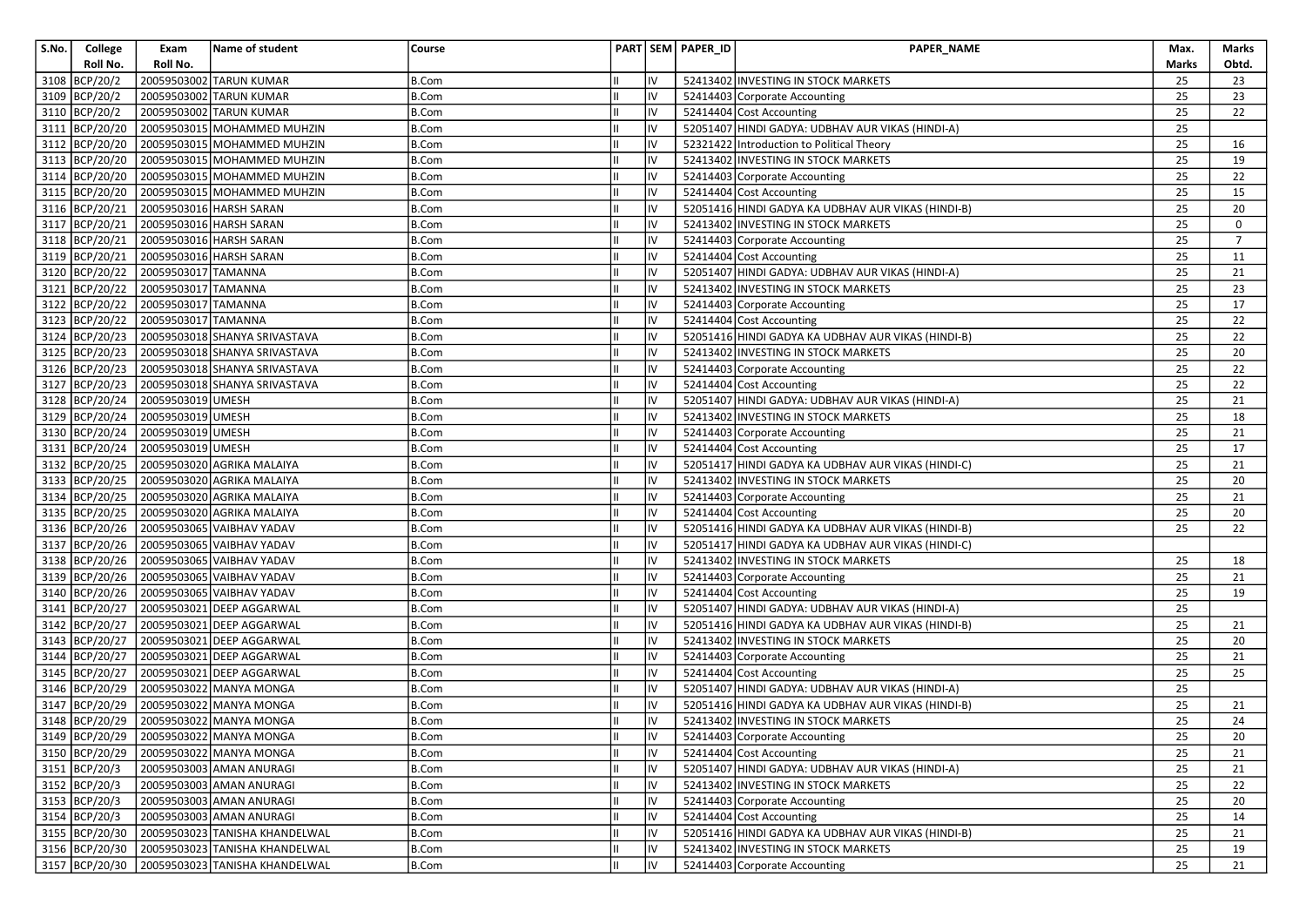| S.No. | College Roll No. | Exam Roll No. | Name of student | Course | PART | SEM | PAPER_ID | PAPER_NAME | Max. Marks | Marks Obtd. |
|---|---|---|---|---|---|---|---|---|---|---|
| 3108 | BCP/20/2 | 20059503002 | TARUN KUMAR | B.Com | II | IV | 52413402 | INVESTING IN STOCK MARKETS | 25 | 23 |
| 3109 | BCP/20/2 | 20059503002 | TARUN KUMAR | B.Com | II | IV | 52414403 | Corporate Accounting | 25 | 23 |
| 3110 | BCP/20/2 | 20059503002 | TARUN KUMAR | B.Com | II | IV | 52414404 | Cost Accounting | 25 | 22 |
| 3111 | BCP/20/20 | 20059503015 | MOHAMMED MUHZIN | B.Com | II | IV | 52051407 | HINDI GADYA: UDBHAV AUR VIKAS (HINDI-A) | 25 | |
| 3112 | BCP/20/20 | 20059503015 | MOHAMMED MUHZIN | B.Com | II | IV | 52321422 | Introduction to Political Theory | 25 | 16 |
| 3113 | BCP/20/20 | 20059503015 | MOHAMMED MUHZIN | B.Com | II | IV | 52413402 | INVESTING IN STOCK MARKETS | 25 | 19 |
| 3114 | BCP/20/20 | 20059503015 | MOHAMMED MUHZIN | B.Com | II | IV | 52414403 | Corporate Accounting | 25 | 22 |
| 3115 | BCP/20/20 | 20059503015 | MOHAMMED MUHZIN | B.Com | II | IV | 52414404 | Cost Accounting | 25 | 15 |
| 3116 | BCP/20/21 | 20059503016 | HARSH SARAN | B.Com | II | IV | 52051416 | HINDI GADYA KA UDBHAV AUR VIKAS (HINDI-B) | 25 | 20 |
| 3117 | BCP/20/21 | 20059503016 | HARSH SARAN | B.Com | II | IV | 52413402 | INVESTING IN STOCK MARKETS | 25 | 0 |
| 3118 | BCP/20/21 | 20059503016 | HARSH SARAN | B.Com | II | IV | 52414403 | Corporate Accounting | 25 | 7 |
| 3119 | BCP/20/21 | 20059503016 | HARSH SARAN | B.Com | II | IV | 52414404 | Cost Accounting | 25 | 11 |
| 3120 | BCP/20/22 | 20059503017 | TAMANNA | B.Com | II | IV | 52051407 | HINDI GADYA: UDBHAV AUR VIKAS (HINDI-A) | 25 | 21 |
| 3121 | BCP/20/22 | 20059503017 | TAMANNA | B.Com | II | IV | 52413402 | INVESTING IN STOCK MARKETS | 25 | 23 |
| 3122 | BCP/20/22 | 20059503017 | TAMANNA | B.Com | II | IV | 52414403 | Corporate Accounting | 25 | 17 |
| 3123 | BCP/20/22 | 20059503017 | TAMANNA | B.Com | II | IV | 52414404 | Cost Accounting | 25 | 22 |
| 3124 | BCP/20/23 | 20059503018 | SHANYA SRIVASTAVA | B.Com | II | IV | 52051416 | HINDI GADYA KA UDBHAV AUR VIKAS (HINDI-B) | 25 | 22 |
| 3125 | BCP/20/23 | 20059503018 | SHANYA SRIVASTAVA | B.Com | II | IV | 52413402 | INVESTING IN STOCK MARKETS | 25 | 20 |
| 3126 | BCP/20/23 | 20059503018 | SHANYA SRIVASTAVA | B.Com | II | IV | 52414403 | Corporate Accounting | 25 | 22 |
| 3127 | BCP/20/23 | 20059503018 | SHANYA SRIVASTAVA | B.Com | II | IV | 52414404 | Cost Accounting | 25 | 22 |
| 3128 | BCP/20/24 | 20059503019 | UMESH | B.Com | II | IV | 52051407 | HINDI GADYA: UDBHAV AUR VIKAS (HINDI-A) | 25 | 21 |
| 3129 | BCP/20/24 | 20059503019 | UMESH | B.Com | II | IV | 52413402 | INVESTING IN STOCK MARKETS | 25 | 18 |
| 3130 | BCP/20/24 | 20059503019 | UMESH | B.Com | II | IV | 52414403 | Corporate Accounting | 25 | 21 |
| 3131 | BCP/20/24 | 20059503019 | UMESH | B.Com | II | IV | 52414404 | Cost Accounting | 25 | 17 |
| 3132 | BCP/20/25 | 20059503020 | AGRIKA MALAIYA | B.Com | II | IV | 52051417 | HINDI GADYA KA UDBHAV AUR VIKAS (HINDI-C) | 25 | 21 |
| 3133 | BCP/20/25 | 20059503020 | AGRIKA MALAIYA | B.Com | II | IV | 52413402 | INVESTING IN STOCK MARKETS | 25 | 20 |
| 3134 | BCP/20/25 | 20059503020 | AGRIKA MALAIYA | B.Com | II | IV | 52414403 | Corporate Accounting | 25 | 21 |
| 3135 | BCP/20/25 | 20059503020 | AGRIKA MALAIYA | B.Com | II | IV | 52414404 | Cost Accounting | 25 | 20 |
| 3136 | BCP/20/26 | 20059503065 | VAIBHAV YADAV | B.Com | II | IV | 52051416 | HINDI GADYA KA UDBHAV AUR VIKAS (HINDI-B) | 25 | 22 |
| 3137 | BCP/20/26 | 20059503065 | VAIBHAV YADAV | B.Com | II | IV | 52051417 | HINDI GADYA KA UDBHAV AUR VIKAS (HINDI-C) | | |
| 3138 | BCP/20/26 | 20059503065 | VAIBHAV YADAV | B.Com | II | IV | 52413402 | INVESTING IN STOCK MARKETS | 25 | 18 |
| 3139 | BCP/20/26 | 20059503065 | VAIBHAV YADAV | B.Com | II | IV | 52414403 | Corporate Accounting | 25 | 21 |
| 3140 | BCP/20/26 | 20059503065 | VAIBHAV YADAV | B.Com | II | IV | 52414404 | Cost Accounting | 25 | 19 |
| 3141 | BCP/20/27 | 20059503021 | DEEP AGGARWAL | B.Com | II | IV | 52051407 | HINDI GADYA: UDBHAV AUR VIKAS (HINDI-A) | 25 | |
| 3142 | BCP/20/27 | 20059503021 | DEEP AGGARWAL | B.Com | II | IV | 52051416 | HINDI GADYA KA UDBHAV AUR VIKAS (HINDI-B) | 25 | 21 |
| 3143 | BCP/20/27 | 20059503021 | DEEP AGGARWAL | B.Com | II | IV | 52413402 | INVESTING IN STOCK MARKETS | 25 | 20 |
| 3144 | BCP/20/27 | 20059503021 | DEEP AGGARWAL | B.Com | II | IV | 52414403 | Corporate Accounting | 25 | 21 |
| 3145 | BCP/20/27 | 20059503021 | DEEP AGGARWAL | B.Com | II | IV | 52414404 | Cost Accounting | 25 | 25 |
| 3146 | BCP/20/29 | 20059503022 | MANYA MONGA | B.Com | II | IV | 52051407 | HINDI GADYA: UDBHAV AUR VIKAS (HINDI-A) | 25 | |
| 3147 | BCP/20/29 | 20059503022 | MANYA MONGA | B.Com | II | IV | 52051416 | HINDI GADYA KA UDBHAV AUR VIKAS (HINDI-B) | 25 | 21 |
| 3148 | BCP/20/29 | 20059503022 | MANYA MONGA | B.Com | II | IV | 52413402 | INVESTING IN STOCK MARKETS | 25 | 24 |
| 3149 | BCP/20/29 | 20059503022 | MANYA MONGA | B.Com | II | IV | 52414403 | Corporate Accounting | 25 | 20 |
| 3150 | BCP/20/29 | 20059503022 | MANYA MONGA | B.Com | II | IV | 52414404 | Cost Accounting | 25 | 21 |
| 3151 | BCP/20/3 | 20059503003 | AMAN ANURAGI | B.Com | II | IV | 52051407 | HINDI GADYA: UDBHAV AUR VIKAS (HINDI-A) | 25 | 21 |
| 3152 | BCP/20/3 | 20059503003 | AMAN ANURAGI | B.Com | II | IV | 52413402 | INVESTING IN STOCK MARKETS | 25 | 22 |
| 3153 | BCP/20/3 | 20059503003 | AMAN ANURAGI | B.Com | II | IV | 52414403 | Corporate Accounting | 25 | 20 |
| 3154 | BCP/20/3 | 20059503003 | AMAN ANURAGI | B.Com | II | IV | 52414404 | Cost Accounting | 25 | 14 |
| 3155 | BCP/20/30 | 20059503023 | TANISHA KHANDELWAL | B.Com | II | IV | 52051416 | HINDI GADYA KA UDBHAV AUR VIKAS (HINDI-B) | 25 | 21 |
| 3156 | BCP/20/30 | 20059503023 | TANISHA KHANDELWAL | B.Com | II | IV | 52413402 | INVESTING IN STOCK MARKETS | 25 | 19 |
| 3157 | BCP/20/30 | 20059503023 | TANISHA KHANDELWAL | B.Com | II | IV | 52414403 | Corporate Accounting | 25 | 21 |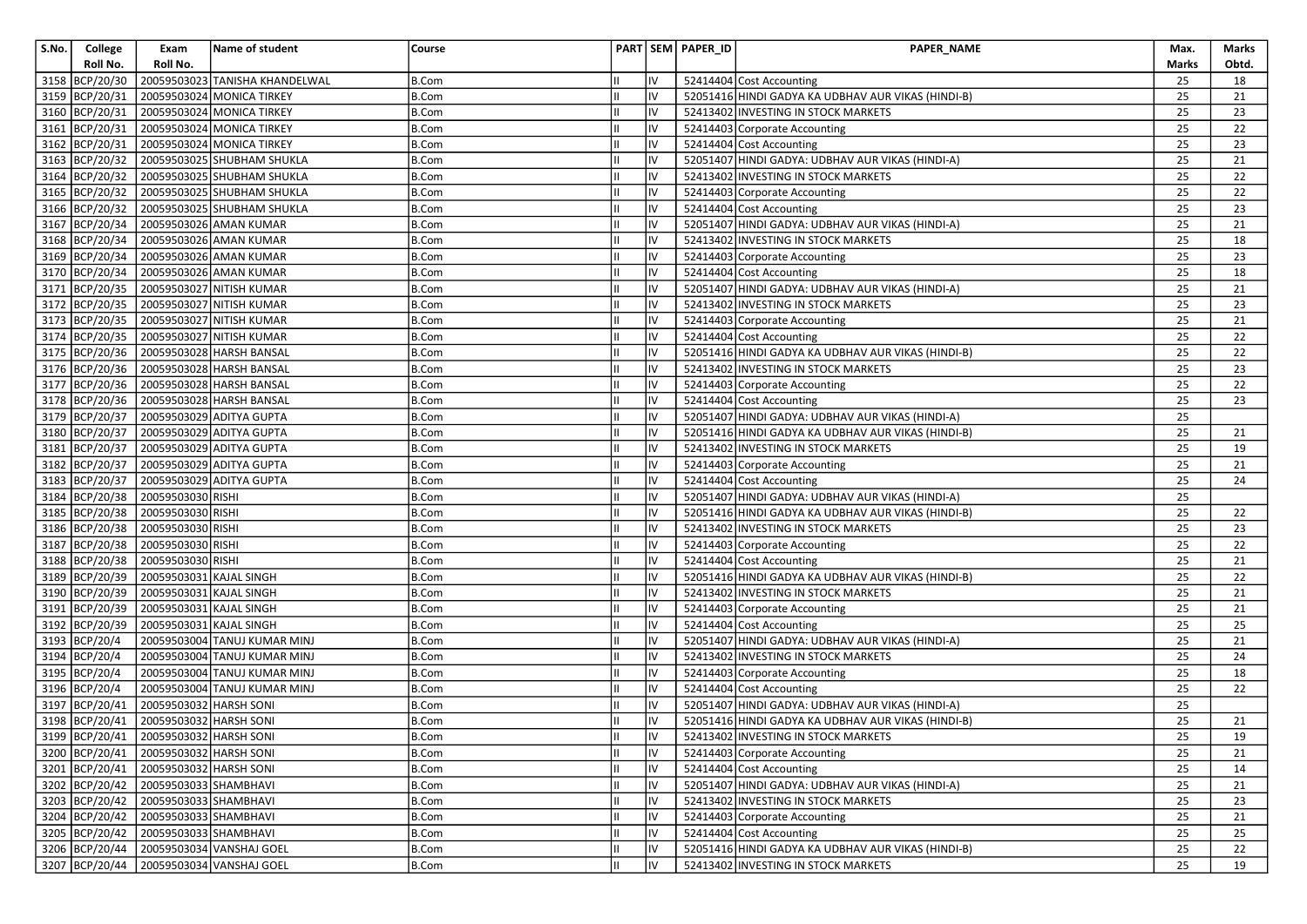| S.No. | College Roll No. | Exam Roll No. | Name of student | Course | PART | SEM | PAPER_ID | PAPER_NAME | Max. Marks | Marks Obtd. |
|---|---|---|---|---|---|---|---|---|---|---|
| 3158 | BCP/20/30 | 20059503023 | TANISHA KHANDELWAL | B.Com | II | IV | 52414404 | Cost Accounting | 25 | 18 |
| 3159 | BCP/20/31 | 20059503024 | MONICA TIRKEY | B.Com | II | IV | 52051416 | HINDI GADYA KA UDBHAV AUR VIKAS (HINDI-B) | 25 | 21 |
| 3160 | BCP/20/31 | 20059503024 | MONICA TIRKEY | B.Com | II | IV | 52413402 | INVESTING IN STOCK MARKETS | 25 | 23 |
| 3161 | BCP/20/31 | 20059503024 | MONICA TIRKEY | B.Com | II | IV | 52414403 | Corporate Accounting | 25 | 22 |
| 3162 | BCP/20/31 | 20059503024 | MONICA TIRKEY | B.Com | II | IV | 52414404 | Cost Accounting | 25 | 23 |
| 3163 | BCP/20/32 | 20059503025 | SHUBHAM SHUKLA | B.Com | II | IV | 52051407 | HINDI GADYA: UDBHAV AUR VIKAS (HINDI-A) | 25 | 21 |
| 3164 | BCP/20/32 | 20059503025 | SHUBHAM SHUKLA | B.Com | II | IV | 52413402 | INVESTING IN STOCK MARKETS | 25 | 22 |
| 3165 | BCP/20/32 | 20059503025 | SHUBHAM SHUKLA | B.Com | II | IV | 52414403 | Corporate Accounting | 25 | 22 |
| 3166 | BCP/20/32 | 20059503025 | SHUBHAM SHUKLA | B.Com | II | IV | 52414404 | Cost Accounting | 25 | 23 |
| 3167 | BCP/20/34 | 20059503026 | AMAN KUMAR | B.Com | II | IV | 52051407 | HINDI GADYA: UDBHAV AUR VIKAS (HINDI-A) | 25 | 21 |
| 3168 | BCP/20/34 | 20059503026 | AMAN KUMAR | B.Com | II | IV | 52413402 | INVESTING IN STOCK MARKETS | 25 | 18 |
| 3169 | BCP/20/34 | 20059503026 | AMAN KUMAR | B.Com | II | IV | 52414403 | Corporate Accounting | 25 | 23 |
| 3170 | BCP/20/34 | 20059503026 | AMAN KUMAR | B.Com | II | IV | 52414404 | Cost Accounting | 25 | 18 |
| 3171 | BCP/20/35 | 20059503027 | NITISH KUMAR | B.Com | II | IV | 52051407 | HINDI GADYA: UDBHAV AUR VIKAS (HINDI-A) | 25 | 21 |
| 3172 | BCP/20/35 | 20059503027 | NITISH KUMAR | B.Com | II | IV | 52413402 | INVESTING IN STOCK MARKETS | 25 | 23 |
| 3173 | BCP/20/35 | 20059503027 | NITISH KUMAR | B.Com | II | IV | 52414403 | Corporate Accounting | 25 | 21 |
| 3174 | BCP/20/35 | 20059503027 | NITISH KUMAR | B.Com | II | IV | 52414404 | Cost Accounting | 25 | 22 |
| 3175 | BCP/20/36 | 20059503028 | HARSH BANSAL | B.Com | II | IV | 52051416 | HINDI GADYA KA UDBHAV AUR VIKAS (HINDI-B) | 25 | 22 |
| 3176 | BCP/20/36 | 20059503028 | HARSH BANSAL | B.Com | II | IV | 52413402 | INVESTING IN STOCK MARKETS | 25 | 23 |
| 3177 | BCP/20/36 | 20059503028 | HARSH BANSAL | B.Com | II | IV | 52414403 | Corporate Accounting | 25 | 22 |
| 3178 | BCP/20/36 | 20059503028 | HARSH BANSAL | B.Com | II | IV | 52414404 | Cost Accounting | 25 | 23 |
| 3179 | BCP/20/37 | 20059503029 | ADITYA GUPTA | B.Com | II | IV | 52051407 | HINDI GADYA: UDBHAV AUR VIKAS (HINDI-A) | 25 | |
| 3180 | BCP/20/37 | 20059503029 | ADITYA GUPTA | B.Com | II | IV | 52051416 | HINDI GADYA KA UDBHAV AUR VIKAS (HINDI-B) | 25 | 21 |
| 3181 | BCP/20/37 | 20059503029 | ADITYA GUPTA | B.Com | II | IV | 52413402 | INVESTING IN STOCK MARKETS | 25 | 19 |
| 3182 | BCP/20/37 | 20059503029 | ADITYA GUPTA | B.Com | II | IV | 52414403 | Corporate Accounting | 25 | 21 |
| 3183 | BCP/20/37 | 20059503029 | ADITYA GUPTA | B.Com | II | IV | 52414404 | Cost Accounting | 25 | 24 |
| 3184 | BCP/20/38 | 20059503030 | RISHI | B.Com | II | IV | 52051407 | HINDI GADYA: UDBHAV AUR VIKAS (HINDI-A) | 25 | |
| 3185 | BCP/20/38 | 20059503030 | RISHI | B.Com | II | IV | 52051416 | HINDI GADYA KA UDBHAV AUR VIKAS (HINDI-B) | 25 | 22 |
| 3186 | BCP/20/38 | 20059503030 | RISHI | B.Com | II | IV | 52413402 | INVESTING IN STOCK MARKETS | 25 | 23 |
| 3187 | BCP/20/38 | 20059503030 | RISHI | B.Com | II | IV | 52414403 | Corporate Accounting | 25 | 22 |
| 3188 | BCP/20/38 | 20059503030 | RISHI | B.Com | II | IV | 52414404 | Cost Accounting | 25 | 21 |
| 3189 | BCP/20/39 | 20059503031 | KAJAL SINGH | B.Com | II | IV | 52051416 | HINDI GADYA KA UDBHAV AUR VIKAS (HINDI-B) | 25 | 22 |
| 3190 | BCP/20/39 | 20059503031 | KAJAL SINGH | B.Com | II | IV | 52413402 | INVESTING IN STOCK MARKETS | 25 | 21 |
| 3191 | BCP/20/39 | 20059503031 | KAJAL SINGH | B.Com | II | IV | 52414403 | Corporate Accounting | 25 | 21 |
| 3192 | BCP/20/39 | 20059503031 | KAJAL SINGH | B.Com | II | IV | 52414404 | Cost Accounting | 25 | 25 |
| 3193 | BCP/20/4 | 20059503004 | TANUJ KUMAR MINJ | B.Com | II | IV | 52051407 | HINDI GADYA: UDBHAV AUR VIKAS (HINDI-A) | 25 | 21 |
| 3194 | BCP/20/4 | 20059503004 | TANUJ KUMAR MINJ | B.Com | II | IV | 52413402 | INVESTING IN STOCK MARKETS | 25 | 24 |
| 3195 | BCP/20/4 | 20059503004 | TANUJ KUMAR MINJ | B.Com | II | IV | 52414403 | Corporate Accounting | 25 | 18 |
| 3196 | BCP/20/4 | 20059503004 | TANUJ KUMAR MINJ | B.Com | II | IV | 52414404 | Cost Accounting | 25 | 22 |
| 3197 | BCP/20/41 | 20059503032 | HARSH SONI | B.Com | II | IV | 52051407 | HINDI GADYA: UDBHAV AUR VIKAS (HINDI-A) | 25 | |
| 3198 | BCP/20/41 | 20059503032 | HARSH SONI | B.Com | II | IV | 52051416 | HINDI GADYA KA UDBHAV AUR VIKAS (HINDI-B) | 25 | 21 |
| 3199 | BCP/20/41 | 20059503032 | HARSH SONI | B.Com | II | IV | 52413402 | INVESTING IN STOCK MARKETS | 25 | 19 |
| 3200 | BCP/20/41 | 20059503032 | HARSH SONI | B.Com | II | IV | 52414403 | Corporate Accounting | 25 | 21 |
| 3201 | BCP/20/41 | 20059503032 | HARSH SONI | B.Com | II | IV | 52414404 | Cost Accounting | 25 | 14 |
| 3202 | BCP/20/42 | 20059503033 | SHAMBHAVI | B.Com | II | IV | 52051407 | HINDI GADYA: UDBHAV AUR VIKAS (HINDI-A) | 25 | 21 |
| 3203 | BCP/20/42 | 20059503033 | SHAMBHAVI | B.Com | II | IV | 52413402 | INVESTING IN STOCK MARKETS | 25 | 23 |
| 3204 | BCP/20/42 | 20059503033 | SHAMBHAVI | B.Com | II | IV | 52414403 | Corporate Accounting | 25 | 21 |
| 3205 | BCP/20/42 | 20059503033 | SHAMBHAVI | B.Com | II | IV | 52414404 | Cost Accounting | 25 | 25 |
| 3206 | BCP/20/44 | 20059503034 | VANSHAJ GOEL | B.Com | II | IV | 52051416 | HINDI GADYA KA UDBHAV AUR VIKAS (HINDI-B) | 25 | 22 |
| 3207 | BCP/20/44 | 20059503034 | VANSHAJ GOEL | B.Com | II | IV | 52413402 | INVESTING IN STOCK MARKETS | 25 | 19 |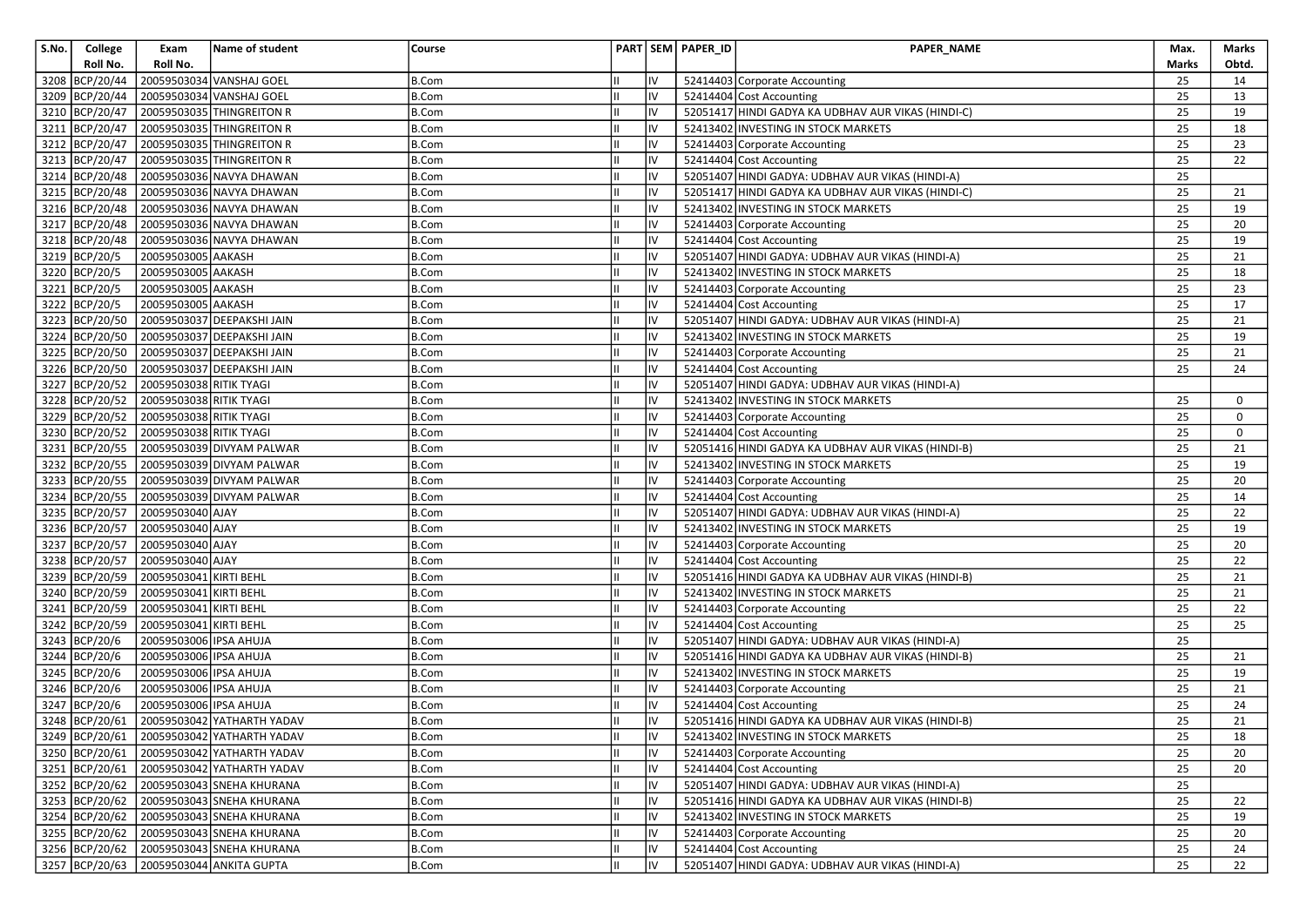| S.No. | College Roll No. | Exam Roll No. | Name of student | Course | PART | SEM | PAPER_ID | PAPER_NAME | Max. Marks | Marks Obtd. |
|---|---|---|---|---|---|---|---|---|---|---|
| 3208 | BCP/20/44 | 20059503034 | VANSHAJ GOEL | B.Com | II | IV | 52414403 | Corporate Accounting | 25 | 14 |
| 3209 | BCP/20/44 | 20059503034 | VANSHAJ GOEL | B.Com | II | IV | 52414404 | Cost Accounting | 25 | 13 |
| 3210 | BCP/20/47 | 20059503035 | THINGREITON R | B.Com | II | IV | 52051417 | HINDI GADYA KA UDBHAV AUR VIKAS (HINDI-C) | 25 | 19 |
| 3211 | BCP/20/47 | 20059503035 | THINGREITON R | B.Com | II | IV | 52413402 | INVESTING IN STOCK MARKETS | 25 | 18 |
| 3212 | BCP/20/47 | 20059503035 | THINGREITON R | B.Com | II | IV | 52414403 | Corporate Accounting | 25 | 23 |
| 3213 | BCP/20/47 | 20059503035 | THINGREITON R | B.Com | II | IV | 52414404 | Cost Accounting | 25 | 22 |
| 3214 | BCP/20/48 | 20059503036 | NAVYA DHAWAN | B.Com | II | IV | 52051407 | HINDI GADYA: UDBHAV AUR VIKAS (HINDI-A) | 25 | |
| 3215 | BCP/20/48 | 20059503036 | NAVYA DHAWAN | B.Com | II | IV | 52051417 | HINDI GADYA KA UDBHAV AUR VIKAS (HINDI-C) | 25 | 21 |
| 3216 | BCP/20/48 | 20059503036 | NAVYA DHAWAN | B.Com | II | IV | 52413402 | INVESTING IN STOCK MARKETS | 25 | 19 |
| 3217 | BCP/20/48 | 20059503036 | NAVYA DHAWAN | B.Com | II | IV | 52414403 | Corporate Accounting | 25 | 20 |
| 3218 | BCP/20/48 | 20059503036 | NAVYA DHAWAN | B.Com | II | IV | 52414404 | Cost Accounting | 25 | 19 |
| 3219 | BCP/20/5 | 20059503005 | AAKASH | B.Com | II | IV | 52051407 | HINDI GADYA: UDBHAV AUR VIKAS (HINDI-A) | 25 | 21 |
| 3220 | BCP/20/5 | 20059503005 | AAKASH | B.Com | II | IV | 52413402 | INVESTING IN STOCK MARKETS | 25 | 18 |
| 3221 | BCP/20/5 | 20059503005 | AAKASH | B.Com | II | IV | 52414403 | Corporate Accounting | 25 | 23 |
| 3222 | BCP/20/5 | 20059503005 | AAKASH | B.Com | II | IV | 52414404 | Cost Accounting | 25 | 17 |
| 3223 | BCP/20/50 | 20059503037 | DEEPAKSHI JAIN | B.Com | II | IV | 52051407 | HINDI GADYA: UDBHAV AUR VIKAS (HINDI-A) | 25 | 21 |
| 3224 | BCP/20/50 | 20059503037 | DEEPAKSHI JAIN | B.Com | II | IV | 52413402 | INVESTING IN STOCK MARKETS | 25 | 19 |
| 3225 | BCP/20/50 | 20059503037 | DEEPAKSHI JAIN | B.Com | II | IV | 52414403 | Corporate Accounting | 25 | 21 |
| 3226 | BCP/20/50 | 20059503037 | DEEPAKSHI JAIN | B.Com | II | IV | 52414404 | Cost Accounting | 25 | 24 |
| 3227 | BCP/20/52 | 20059503038 | RITIK TYAGI | B.Com | II | IV | 52051407 | HINDI GADYA: UDBHAV AUR VIKAS (HINDI-A) | | |
| 3228 | BCP/20/52 | 20059503038 | RITIK TYAGI | B.Com | II | IV | 52413402 | INVESTING IN STOCK MARKETS | 25 | 0 |
| 3229 | BCP/20/52 | 20059503038 | RITIK TYAGI | B.Com | II | IV | 52414403 | Corporate Accounting | 25 | 0 |
| 3230 | BCP/20/52 | 20059503038 | RITIK TYAGI | B.Com | II | IV | 52414404 | Cost Accounting | 25 | 0 |
| 3231 | BCP/20/55 | 20059503039 | DIVYAM PALWAR | B.Com | II | IV | 52051416 | HINDI GADYA KA UDBHAV AUR VIKAS (HINDI-B) | 25 | 21 |
| 3232 | BCP/20/55 | 20059503039 | DIVYAM PALWAR | B.Com | II | IV | 52413402 | INVESTING IN STOCK MARKETS | 25 | 19 |
| 3233 | BCP/20/55 | 20059503039 | DIVYAM PALWAR | B.Com | II | IV | 52414403 | Corporate Accounting | 25 | 20 |
| 3234 | BCP/20/55 | 20059503039 | DIVYAM PALWAR | B.Com | II | IV | 52414404 | Cost Accounting | 25 | 14 |
| 3235 | BCP/20/57 | 20059503040 | AJAY | B.Com | II | IV | 52051407 | HINDI GADYA: UDBHAV AUR VIKAS (HINDI-A) | 25 | 22 |
| 3236 | BCP/20/57 | 20059503040 | AJAY | B.Com | II | IV | 52413402 | INVESTING IN STOCK MARKETS | 25 | 19 |
| 3237 | BCP/20/57 | 20059503040 | AJAY | B.Com | II | IV | 52414403 | Corporate Accounting | 25 | 20 |
| 3238 | BCP/20/57 | 20059503040 | AJAY | B.Com | II | IV | 52414404 | Cost Accounting | 25 | 22 |
| 3239 | BCP/20/59 | 20059503041 | KIRTI BEHL | B.Com | II | IV | 52051416 | HINDI GADYA KA UDBHAV AUR VIKAS (HINDI-B) | 25 | 21 |
| 3240 | BCP/20/59 | 20059503041 | KIRTI BEHL | B.Com | II | IV | 52413402 | INVESTING IN STOCK MARKETS | 25 | 21 |
| 3241 | BCP/20/59 | 20059503041 | KIRTI BEHL | B.Com | II | IV | 52414403 | Corporate Accounting | 25 | 22 |
| 3242 | BCP/20/59 | 20059503041 | KIRTI BEHL | B.Com | II | IV | 52414404 | Cost Accounting | 25 | 25 |
| 3243 | BCP/20/6 | 20059503006 | IPSA AHUJA | B.Com | II | IV | 52051407 | HINDI GADYA: UDBHAV AUR VIKAS (HINDI-A) | 25 | |
| 3244 | BCP/20/6 | 20059503006 | IPSA AHUJA | B.Com | II | IV | 52051416 | HINDI GADYA KA UDBHAV AUR VIKAS (HINDI-B) | 25 | 21 |
| 3245 | BCP/20/6 | 20059503006 | IPSA AHUJA | B.Com | II | IV | 52413402 | INVESTING IN STOCK MARKETS | 25 | 19 |
| 3246 | BCP/20/6 | 20059503006 | IPSA AHUJA | B.Com | II | IV | 52414403 | Corporate Accounting | 25 | 21 |
| 3247 | BCP/20/6 | 20059503006 | IPSA AHUJA | B.Com | II | IV | 52414404 | Cost Accounting | 25 | 24 |
| 3248 | BCP/20/61 | 20059503042 | YATHARTH YADAV | B.Com | II | IV | 52051416 | HINDI GADYA KA UDBHAV AUR VIKAS (HINDI-B) | 25 | 21 |
| 3249 | BCP/20/61 | 20059503042 | YATHARTH YADAV | B.Com | II | IV | 52413402 | INVESTING IN STOCK MARKETS | 25 | 18 |
| 3250 | BCP/20/61 | 20059503042 | YATHARTH YADAV | B.Com | II | IV | 52414403 | Corporate Accounting | 25 | 20 |
| 3251 | BCP/20/61 | 20059503042 | YATHARTH YADAV | B.Com | II | IV | 52414404 | Cost Accounting | 25 | 20 |
| 3252 | BCP/20/62 | 20059503043 | SNEHA KHURANA | B.Com | II | IV | 52051407 | HINDI GADYA: UDBHAV AUR VIKAS (HINDI-A) | 25 | |
| 3253 | BCP/20/62 | 20059503043 | SNEHA KHURANA | B.Com | II | IV | 52051416 | HINDI GADYA KA UDBHAV AUR VIKAS (HINDI-B) | 25 | 22 |
| 3254 | BCP/20/62 | 20059503043 | SNEHA KHURANA | B.Com | II | IV | 52413402 | INVESTING IN STOCK MARKETS | 25 | 19 |
| 3255 | BCP/20/62 | 20059503043 | SNEHA KHURANA | B.Com | II | IV | 52414403 | Corporate Accounting | 25 | 20 |
| 3256 | BCP/20/62 | 20059503043 | SNEHA KHURANA | B.Com | II | IV | 52414404 | Cost Accounting | 25 | 24 |
| 3257 | BCP/20/63 | 20059503044 | ANKITA GUPTA | B.Com | II | IV | 52051407 | HINDI GADYA: UDBHAV AUR VIKAS (HINDI-A) | 25 | 22 |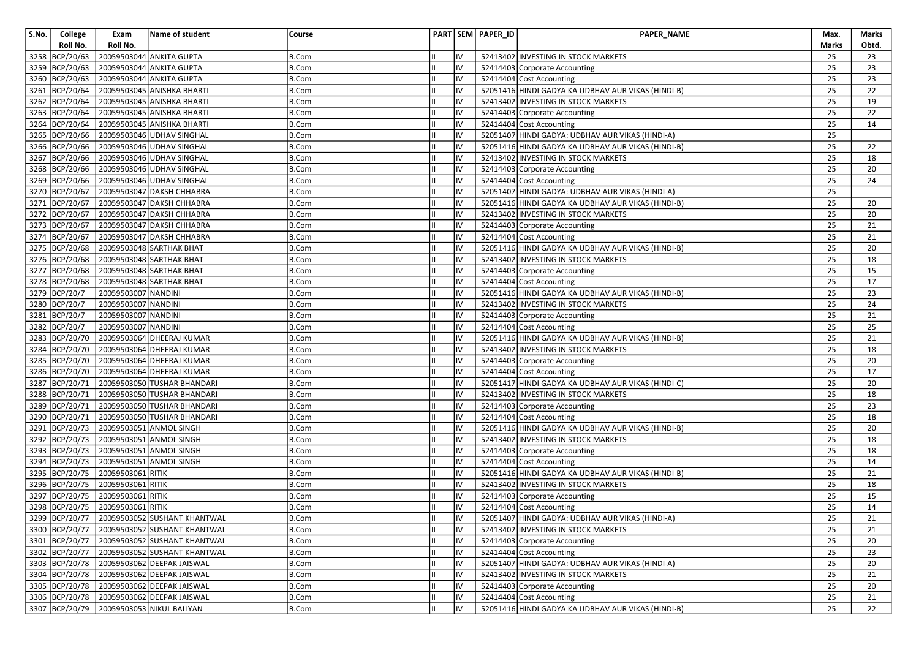| S.No. | College Roll No. | Exam Roll No. | Name of student | Course | PART | SEM | PAPER_ID | PAPER_NAME | Max. Marks | Marks Obtd. |
|---|---|---|---|---|---|---|---|---|---|---|
| 3258 | BCP/20/63 | 20059503044 | ANKITA GUPTA | B.Com | II | IV | 52413402 | INVESTING IN STOCK MARKETS | 25 | 23 |
| 3259 | BCP/20/63 | 20059503044 | ANKITA GUPTA | B.Com | II | IV | 52414403 | Corporate Accounting | 25 | 23 |
| 3260 | BCP/20/63 | 20059503044 | ANKITA GUPTA | B.Com | II | IV | 52414404 | Cost Accounting | 25 | 23 |
| 3261 | BCP/20/64 | 20059503045 | ANISHKA BHARTI | B.Com | II | IV | 52051416 | HINDI GADYA KA UDBHAV AUR VIKAS (HINDI-B) | 25 | 22 |
| 3262 | BCP/20/64 | 20059503045 | ANISHKA BHARTI | B.Com | II | IV | 52413402 | INVESTING IN STOCK MARKETS | 25 | 19 |
| 3263 | BCP/20/64 | 20059503045 | ANISHKA BHARTI | B.Com | II | IV | 52414403 | Corporate Accounting | 25 | 22 |
| 3264 | BCP/20/64 | 20059503045 | ANISHKA BHARTI | B.Com | II | IV | 52414404 | Cost Accounting | 25 | 14 |
| 3265 | BCP/20/66 | 20059503046 | UDHAV SINGHAL | B.Com | II | IV | 52051407 | HINDI GADYA: UDBHAV AUR VIKAS (HINDI-A) | 25 | |
| 3266 | BCP/20/66 | 20059503046 | UDHAV SINGHAL | B.Com | II | IV | 52051416 | HINDI GADYA KA UDBHAV AUR VIKAS (HINDI-B) | 25 | 22 |
| 3267 | BCP/20/66 | 20059503046 | UDHAV SINGHAL | B.Com | II | IV | 52413402 | INVESTING IN STOCK MARKETS | 25 | 18 |
| 3268 | BCP/20/66 | 20059503046 | UDHAV SINGHAL | B.Com | II | IV | 52414403 | Corporate Accounting | 25 | 20 |
| 3269 | BCP/20/66 | 20059503046 | UDHAV SINGHAL | B.Com | II | IV | 52414404 | Cost Accounting | 25 | 24 |
| 3270 | BCP/20/67 | 20059503047 | DAKSH CHHABRA | B.Com | II | IV | 52051407 | HINDI GADYA: UDBHAV AUR VIKAS (HINDI-A) | 25 | |
| 3271 | BCP/20/67 | 20059503047 | DAKSH CHHABRA | B.Com | II | IV | 52051416 | HINDI GADYA KA UDBHAV AUR VIKAS (HINDI-B) | 25 | 20 |
| 3272 | BCP/20/67 | 20059503047 | DAKSH CHHABRA | B.Com | II | IV | 52413402 | INVESTING IN STOCK MARKETS | 25 | 20 |
| 3273 | BCP/20/67 | 20059503047 | DAKSH CHHABRA | B.Com | II | IV | 52414403 | Corporate Accounting | 25 | 21 |
| 3274 | BCP/20/67 | 20059503047 | DAKSH CHHABRA | B.Com | II | IV | 52414404 | Cost Accounting | 25 | 21 |
| 3275 | BCP/20/68 | 20059503048 | SARTHAK BHAT | B.Com | II | IV | 52051416 | HINDI GADYA KA UDBHAV AUR VIKAS (HINDI-B) | 25 | 20 |
| 3276 | BCP/20/68 | 20059503048 | SARTHAK BHAT | B.Com | II | IV | 52413402 | INVESTING IN STOCK MARKETS | 25 | 18 |
| 3277 | BCP/20/68 | 20059503048 | SARTHAK BHAT | B.Com | II | IV | 52414403 | Corporate Accounting | 25 | 15 |
| 3278 | BCP/20/68 | 20059503048 | SARTHAK BHAT | B.Com | II | IV | 52414404 | Cost Accounting | 25 | 17 |
| 3279 | BCP/20/7 | 20059503007 | NANDINI | B.Com | II | IV | 52051416 | HINDI GADYA KA UDBHAV AUR VIKAS (HINDI-B) | 25 | 23 |
| 3280 | BCP/20/7 | 20059503007 | NANDINI | B.Com | II | IV | 52413402 | INVESTING IN STOCK MARKETS | 25 | 24 |
| 3281 | BCP/20/7 | 20059503007 | NANDINI | B.Com | II | IV | 52414403 | Corporate Accounting | 25 | 21 |
| 3282 | BCP/20/7 | 20059503007 | NANDINI | B.Com | II | IV | 52414404 | Cost Accounting | 25 | 25 |
| 3283 | BCP/20/70 | 20059503064 | DHEERAJ KUMAR | B.Com | II | IV | 52051416 | HINDI GADYA KA UDBHAV AUR VIKAS (HINDI-B) | 25 | 21 |
| 3284 | BCP/20/70 | 20059503064 | DHEERAJ KUMAR | B.Com | II | IV | 52413402 | INVESTING IN STOCK MARKETS | 25 | 18 |
| 3285 | BCP/20/70 | 20059503064 | DHEERAJ KUMAR | B.Com | II | IV | 52414403 | Corporate Accounting | 25 | 20 |
| 3286 | BCP/20/70 | 20059503064 | DHEERAJ KUMAR | B.Com | II | IV | 52414404 | Cost Accounting | 25 | 17 |
| 3287 | BCP/20/71 | 20059503050 | TUSHAR BHANDARI | B.Com | II | IV | 52051417 | HINDI GADYA KA UDBHAV AUR VIKAS (HINDI-C) | 25 | 20 |
| 3288 | BCP/20/71 | 20059503050 | TUSHAR BHANDARI | B.Com | II | IV | 52413402 | INVESTING IN STOCK MARKETS | 25 | 18 |
| 3289 | BCP/20/71 | 20059503050 | TUSHAR BHANDARI | B.Com | II | IV | 52414403 | Corporate Accounting | 25 | 23 |
| 3290 | BCP/20/71 | 20059503050 | TUSHAR BHANDARI | B.Com | II | IV | 52414404 | Cost Accounting | 25 | 18 |
| 3291 | BCP/20/73 | 20059503051 | ANMOL SINGH | B.Com | II | IV | 52051416 | HINDI GADYA KA UDBHAV AUR VIKAS (HINDI-B) | 25 | 20 |
| 3292 | BCP/20/73 | 20059503051 | ANMOL SINGH | B.Com | II | IV | 52413402 | INVESTING IN STOCK MARKETS | 25 | 18 |
| 3293 | BCP/20/73 | 20059503051 | ANMOL SINGH | B.Com | II | IV | 52414403 | Corporate Accounting | 25 | 18 |
| 3294 | BCP/20/73 | 20059503051 | ANMOL SINGH | B.Com | II | IV | 52414404 | Cost Accounting | 25 | 14 |
| 3295 | BCP/20/75 | 20059503061 | RITIK | B.Com | II | IV | 52051416 | HINDI GADYA KA UDBHAV AUR VIKAS (HINDI-B) | 25 | 21 |
| 3296 | BCP/20/75 | 20059503061 | RITIK | B.Com | II | IV | 52413402 | INVESTING IN STOCK MARKETS | 25 | 18 |
| 3297 | BCP/20/75 | 20059503061 | RITIK | B.Com | II | IV | 52414403 | Corporate Accounting | 25 | 15 |
| 3298 | BCP/20/75 | 20059503061 | RITIK | B.Com | II | IV | 52414404 | Cost Accounting | 25 | 14 |
| 3299 | BCP/20/77 | 20059503052 | SUSHANT KHANTWAL | B.Com | II | IV | 52051407 | HINDI GADYA: UDBHAV AUR VIKAS (HINDI-A) | 25 | 21 |
| 3300 | BCP/20/77 | 20059503052 | SUSHANT KHANTWAL | B.Com | II | IV | 52413402 | INVESTING IN STOCK MARKETS | 25 | 21 |
| 3301 | BCP/20/77 | 20059503052 | SUSHANT KHANTWAL | B.Com | II | IV | 52414403 | Corporate Accounting | 25 | 20 |
| 3302 | BCP/20/77 | 20059503052 | SUSHANT KHANTWAL | B.Com | II | IV | 52414404 | Cost Accounting | 25 | 23 |
| 3303 | BCP/20/78 | 20059503062 | DEEPAK JAISWAL | B.Com | II | IV | 52051407 | HINDI GADYA: UDBHAV AUR VIKAS (HINDI-A) | 25 | 20 |
| 3304 | BCP/20/78 | 20059503062 | DEEPAK JAISWAL | B.Com | II | IV | 52413402 | INVESTING IN STOCK MARKETS | 25 | 21 |
| 3305 | BCP/20/78 | 20059503062 | DEEPAK JAISWAL | B.Com | II | IV | 52414403 | Corporate Accounting | 25 | 20 |
| 3306 | BCP/20/78 | 20059503062 | DEEPAK JAISWAL | B.Com | II | IV | 52414404 | Cost Accounting | 25 | 21 |
| 3307 | BCP/20/79 | 20059503053 | NIKUL BALIYAN | B.Com | II | IV | 52051416 | HINDI GADYA KA UDBHAV AUR VIKAS (HINDI-B) | 25 | 22 |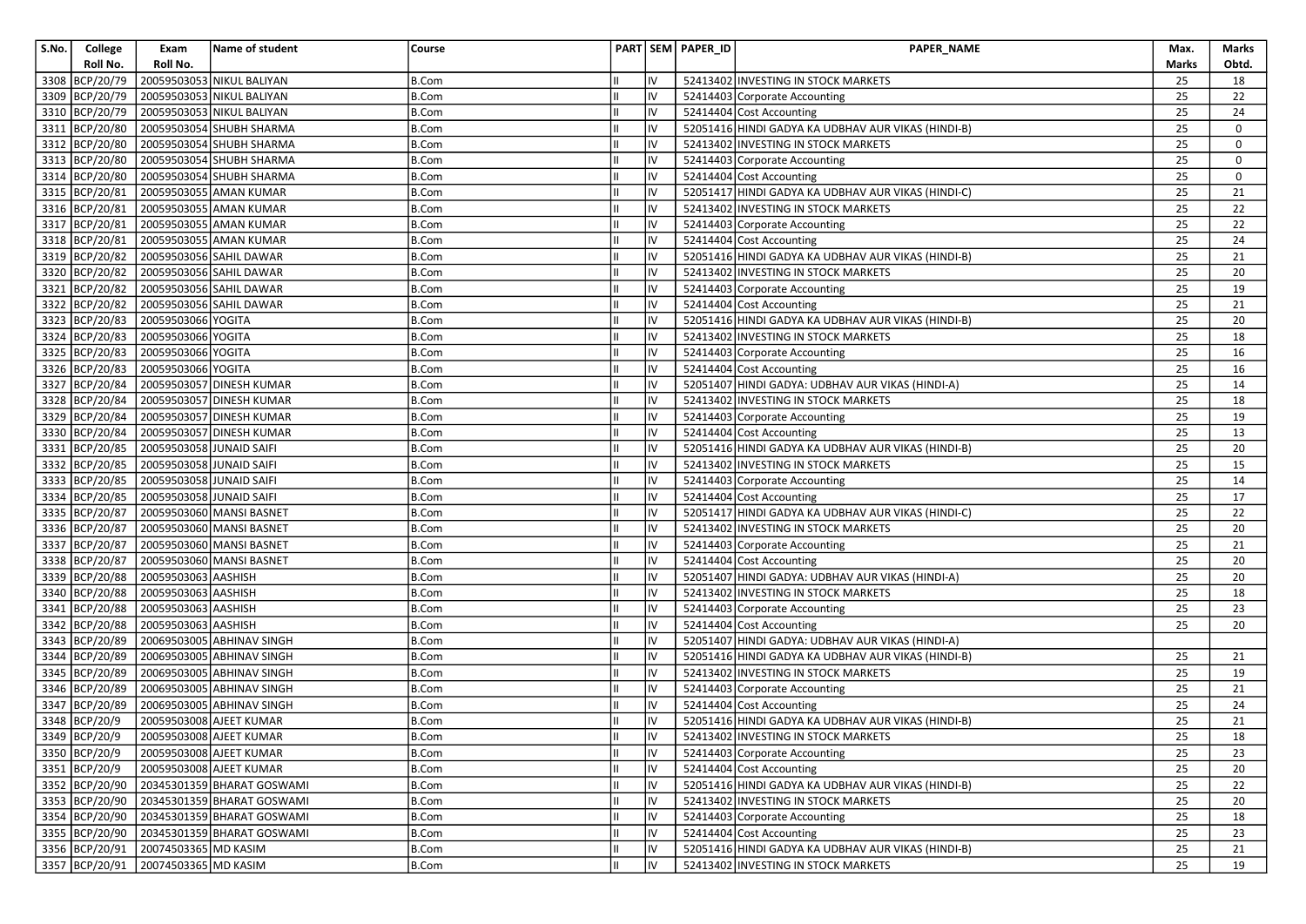| S.No. | College Roll No. | Exam Roll No. | Name of student | Course | PART | SEM | PAPER_ID | PAPER_NAME | Max. Marks | Marks Obtd. |
|---|---|---|---|---|---|---|---|---|---|---|
| 3308 | BCP/20/79 | 20059503053 | NIKUL BALIYAN | B.Com | II | IV | 52413402 | INVESTING IN STOCK MARKETS | 25 | 18 |
| 3309 | BCP/20/79 | 20059503053 | NIKUL BALIYAN | B.Com | II | IV | 52414403 | Corporate Accounting | 25 | 22 |
| 3310 | BCP/20/79 | 20059503053 | NIKUL BALIYAN | B.Com | II | IV | 52414404 | Cost Accounting | 25 | 24 |
| 3311 | BCP/20/80 | 20059503054 | SHUBH SHARMA | B.Com | II | IV | 52051416 | HINDI GADYA KA UDBHAV AUR VIKAS (HINDI-B) | 25 | 0 |
| 3312 | BCP/20/80 | 20059503054 | SHUBH SHARMA | B.Com | II | IV | 52413402 | INVESTING IN STOCK MARKETS | 25 | 0 |
| 3313 | BCP/20/80 | 20059503054 | SHUBH SHARMA | B.Com | II | IV | 52414403 | Corporate Accounting | 25 | 0 |
| 3314 | BCP/20/80 | 20059503054 | SHUBH SHARMA | B.Com | II | IV | 52414404 | Cost Accounting | 25 | 0 |
| 3315 | BCP/20/81 | 20059503055 | AMAN KUMAR | B.Com | II | IV | 52051417 | HINDI GADYA KA UDBHAV AUR VIKAS (HINDI-C) | 25 | 21 |
| 3316 | BCP/20/81 | 20059503055 | AMAN KUMAR | B.Com | II | IV | 52413402 | INVESTING IN STOCK MARKETS | 25 | 22 |
| 3317 | BCP/20/81 | 20059503055 | AMAN KUMAR | B.Com | II | IV | 52414403 | Corporate Accounting | 25 | 22 |
| 3318 | BCP/20/81 | 20059503055 | AMAN KUMAR | B.Com | II | IV | 52414404 | Cost Accounting | 25 | 24 |
| 3319 | BCP/20/82 | 20059503056 | SAHIL DAWAR | B.Com | II | IV | 52051416 | HINDI GADYA KA UDBHAV AUR VIKAS (HINDI-B) | 25 | 21 |
| 3320 | BCP/20/82 | 20059503056 | SAHIL DAWAR | B.Com | II | IV | 52413402 | INVESTING IN STOCK MARKETS | 25 | 20 |
| 3321 | BCP/20/82 | 20059503056 | SAHIL DAWAR | B.Com | II | IV | 52414403 | Corporate Accounting | 25 | 19 |
| 3322 | BCP/20/82 | 20059503056 | SAHIL DAWAR | B.Com | II | IV | 52414404 | Cost Accounting | 25 | 21 |
| 3323 | BCP/20/83 | 20059503066 | YOGITA | B.Com | II | IV | 52051416 | HINDI GADYA KA UDBHAV AUR VIKAS (HINDI-B) | 25 | 20 |
| 3324 | BCP/20/83 | 20059503066 | YOGITA | B.Com | II | IV | 52413402 | INVESTING IN STOCK MARKETS | 25 | 18 |
| 3325 | BCP/20/83 | 20059503066 | YOGITA | B.Com | II | IV | 52414403 | Corporate Accounting | 25 | 16 |
| 3326 | BCP/20/83 | 20059503066 | YOGITA | B.Com | II | IV | 52414404 | Cost Accounting | 25 | 16 |
| 3327 | BCP/20/84 | 20059503057 | DINESH KUMAR | B.Com | II | IV | 52051407 | HINDI GADYA: UDBHAV AUR VIKAS (HINDI-A) | 25 | 14 |
| 3328 | BCP/20/84 | 20059503057 | DINESH KUMAR | B.Com | II | IV | 52413402 | INVESTING IN STOCK MARKETS | 25 | 18 |
| 3329 | BCP/20/84 | 20059503057 | DINESH KUMAR | B.Com | II | IV | 52414403 | Corporate Accounting | 25 | 19 |
| 3330 | BCP/20/84 | 20059503057 | DINESH KUMAR | B.Com | II | IV | 52414404 | Cost Accounting | 25 | 13 |
| 3331 | BCP/20/85 | 20059503058 | JUNAID SAIFI | B.Com | II | IV | 52051416 | HINDI GADYA KA UDBHAV AUR VIKAS (HINDI-B) | 25 | 20 |
| 3332 | BCP/20/85 | 20059503058 | JUNAID SAIFI | B.Com | II | IV | 52413402 | INVESTING IN STOCK MARKETS | 25 | 15 |
| 3333 | BCP/20/85 | 20059503058 | JUNAID SAIFI | B.Com | II | IV | 52414403 | Corporate Accounting | 25 | 14 |
| 3334 | BCP/20/85 | 20059503058 | JUNAID SAIFI | B.Com | II | IV | 52414404 | Cost Accounting | 25 | 17 |
| 3335 | BCP/20/87 | 20059503060 | MANSI BASNET | B.Com | II | IV | 52051417 | HINDI GADYA KA UDBHAV AUR VIKAS (HINDI-C) | 25 | 22 |
| 3336 | BCP/20/87 | 20059503060 | MANSI BASNET | B.Com | II | IV | 52413402 | INVESTING IN STOCK MARKETS | 25 | 20 |
| 3337 | BCP/20/87 | 20059503060 | MANSI BASNET | B.Com | II | IV | 52414403 | Corporate Accounting | 25 | 21 |
| 3338 | BCP/20/87 | 20059503060 | MANSI BASNET | B.Com | II | IV | 52414404 | Cost Accounting | 25 | 20 |
| 3339 | BCP/20/88 | 20059503063 | AASHISH | B.Com | II | IV | 52051407 | HINDI GADYA: UDBHAV AUR VIKAS (HINDI-A) | 25 | 20 |
| 3340 | BCP/20/88 | 20059503063 | AASHISH | B.Com | II | IV | 52413402 | INVESTING IN STOCK MARKETS | 25 | 18 |
| 3341 | BCP/20/88 | 20059503063 | AASHISH | B.Com | II | IV | 52414403 | Corporate Accounting | 25 | 23 |
| 3342 | BCP/20/88 | 20059503063 | AASHISH | B.Com | II | IV | 52414404 | Cost Accounting | 25 | 20 |
| 3343 | BCP/20/89 | 20069503005 | ABHINAV SINGH | B.Com | II | IV | 52051407 | HINDI GADYA: UDBHAV AUR VIKAS (HINDI-A) | | |
| 3344 | BCP/20/89 | 20069503005 | ABHINAV SINGH | B.Com | II | IV | 52051416 | HINDI GADYA KA UDBHAV AUR VIKAS (HINDI-B) | 25 | 21 |
| 3345 | BCP/20/89 | 20069503005 | ABHINAV SINGH | B.Com | II | IV | 52413402 | INVESTING IN STOCK MARKETS | 25 | 19 |
| 3346 | BCP/20/89 | 20069503005 | ABHINAV SINGH | B.Com | II | IV | 52414403 | Corporate Accounting | 25 | 21 |
| 3347 | BCP/20/89 | 20069503005 | ABHINAV SINGH | B.Com | II | IV | 52414404 | Cost Accounting | 25 | 24 |
| 3348 | BCP/20/9 | 20059503008 | AJEET KUMAR | B.Com | II | IV | 52051416 | HINDI GADYA KA UDBHAV AUR VIKAS (HINDI-B) | 25 | 21 |
| 3349 | BCP/20/9 | 20059503008 | AJEET KUMAR | B.Com | II | IV | 52413402 | INVESTING IN STOCK MARKETS | 25 | 18 |
| 3350 | BCP/20/9 | 20059503008 | AJEET KUMAR | B.Com | II | IV | 52414403 | Corporate Accounting | 25 | 23 |
| 3351 | BCP/20/9 | 20059503008 | AJEET KUMAR | B.Com | II | IV | 52414404 | Cost Accounting | 25 | 20 |
| 3352 | BCP/20/90 | 20345301359 | BHARAT GOSWAMI | B.Com | II | IV | 52051416 | HINDI GADYA KA UDBHAV AUR VIKAS (HINDI-B) | 25 | 22 |
| 3353 | BCP/20/90 | 20345301359 | BHARAT GOSWAMI | B.Com | II | IV | 52413402 | INVESTING IN STOCK MARKETS | 25 | 20 |
| 3354 | BCP/20/90 | 20345301359 | BHARAT GOSWAMI | B.Com | II | IV | 52414403 | Corporate Accounting | 25 | 18 |
| 3355 | BCP/20/90 | 20345301359 | BHARAT GOSWAMI | B.Com | II | IV | 52414404 | Cost Accounting | 25 | 23 |
| 3356 | BCP/20/91 | 20074503365 | MD KASIM | B.Com | II | IV | 52051416 | HINDI GADYA KA UDBHAV AUR VIKAS (HINDI-B) | 25 | 21 |
| 3357 | BCP/20/91 | 20074503365 | MD KASIM | B.Com | II | IV | 52413402 | INVESTING IN STOCK MARKETS | 25 | 19 |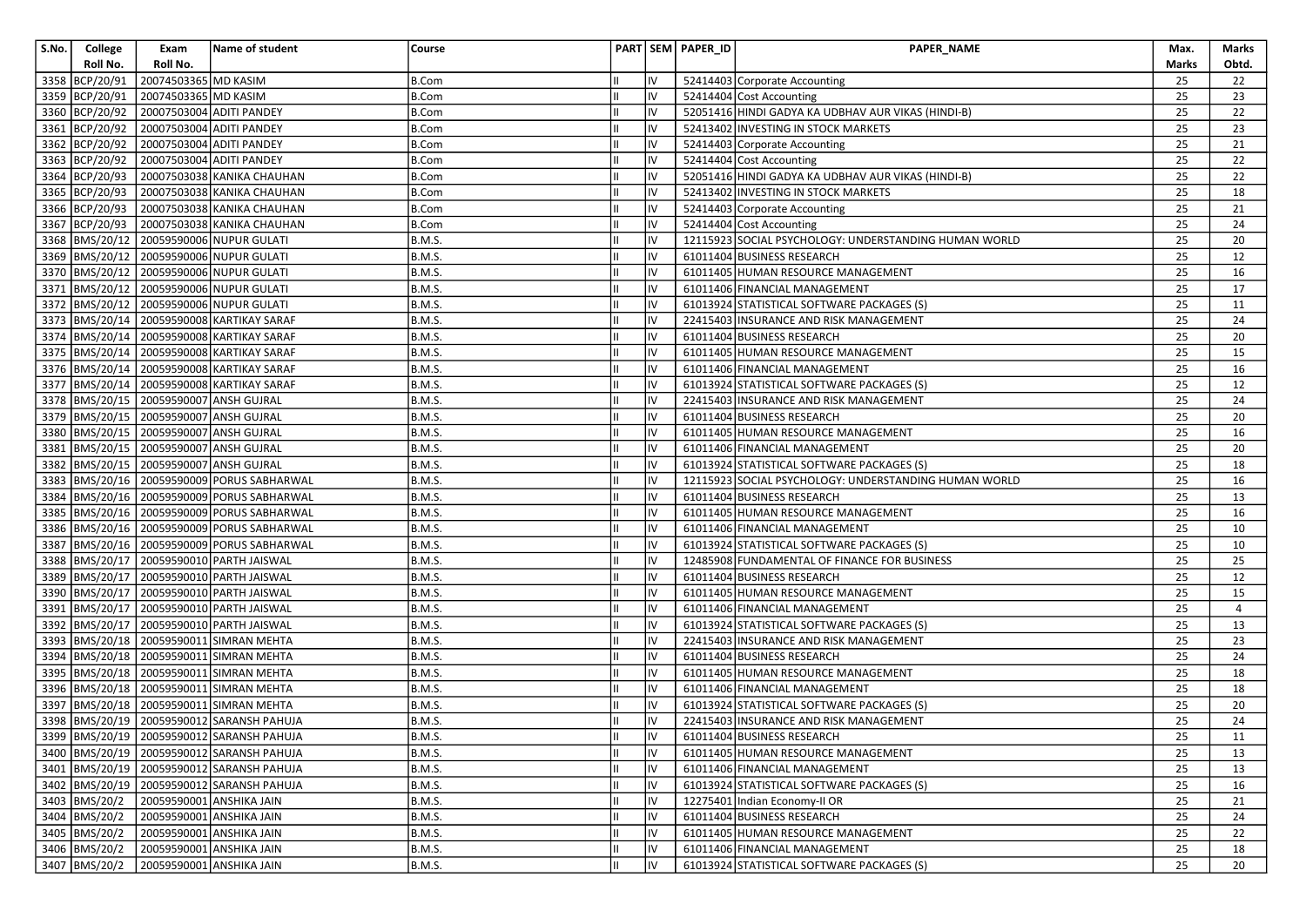| S.No. | College Roll No. | Exam Roll No. | Name of student | Course | PART | SEM | PAPER_ID | PAPER_NAME | Max. Marks | Marks Obtd. |
|---|---|---|---|---|---|---|---|---|---|---|
| 3358 | BCP/20/91 | 20074503365 | MD KASIM | B.Com | II | IV | 52414403 | Corporate Accounting | 25 | 22 |
| 3359 | BCP/20/91 | 20074503365 | MD KASIM | B.Com | II | IV | 52414404 | Cost Accounting | 25 | 23 |
| 3360 | BCP/20/92 | 20007503004 | ADITI PANDEY | B.Com | II | IV | 52051416 | HINDI GADYA KA UDBHAV AUR VIKAS (HINDI-B) | 25 | 22 |
| 3361 | BCP/20/92 | 20007503004 | ADITI PANDEY | B.Com | II | IV | 52413402 | INVESTING IN STOCK MARKETS | 25 | 23 |
| 3362 | BCP/20/92 | 20007503004 | ADITI PANDEY | B.Com | II | IV | 52414403 | Corporate Accounting | 25 | 21 |
| 3363 | BCP/20/92 | 20007503004 | ADITI PANDEY | B.Com | II | IV | 52414404 | Cost Accounting | 25 | 22 |
| 3364 | BCP/20/93 | 20007503038 | KANIKA CHAUHAN | B.Com | II | IV | 52051416 | HINDI GADYA KA UDBHAV AUR VIKAS (HINDI-B) | 25 | 22 |
| 3365 | BCP/20/93 | 20007503038 | KANIKA CHAUHAN | B.Com | II | IV | 52413402 | INVESTING IN STOCK MARKETS | 25 | 18 |
| 3366 | BCP/20/93 | 20007503038 | KANIKA CHAUHAN | B.Com | II | IV | 52414403 | Corporate Accounting | 25 | 21 |
| 3367 | BCP/20/93 | 20007503038 | KANIKA CHAUHAN | B.Com | II | IV | 52414404 | Cost Accounting | 25 | 24 |
| 3368 | BMS/20/12 | 20059590006 | NUPUR GULATI | B.M.S. | II | IV | 12115923 | SOCIAL PSYCHOLOGY: UNDERSTANDING HUMAN WORLD | 25 | 20 |
| 3369 | BMS/20/12 | 20059590006 | NUPUR GULATI | B.M.S. | II | IV | 61011404 | BUSINESS RESEARCH | 25 | 12 |
| 3370 | BMS/20/12 | 20059590006 | NUPUR GULATI | B.M.S. | II | IV | 61011405 | HUMAN RESOURCE MANAGEMENT | 25 | 16 |
| 3371 | BMS/20/12 | 20059590006 | NUPUR GULATI | B.M.S. | II | IV | 61011406 | FINANCIAL MANAGEMENT | 25 | 17 |
| 3372 | BMS/20/12 | 20059590006 | NUPUR GULATI | B.M.S. | II | IV | 61013924 | STATISTICAL SOFTWARE PACKAGES (S) | 25 | 11 |
| 3373 | BMS/20/14 | 20059590008 | KARTIKAY SARAF | B.M.S. | II | IV | 22415403 | INSURANCE AND RISK MANAGEMENT | 25 | 24 |
| 3374 | BMS/20/14 | 20059590008 | KARTIKAY SARAF | B.M.S. | II | IV | 61011404 | BUSINESS RESEARCH | 25 | 20 |
| 3375 | BMS/20/14 | 20059590008 | KARTIKAY SARAF | B.M.S. | II | IV | 61011405 | HUMAN RESOURCE MANAGEMENT | 25 | 15 |
| 3376 | BMS/20/14 | 20059590008 | KARTIKAY SARAF | B.M.S. | II | IV | 61011406 | FINANCIAL MANAGEMENT | 25 | 16 |
| 3377 | BMS/20/14 | 20059590008 | KARTIKAY SARAF | B.M.S. | II | IV | 61013924 | STATISTICAL SOFTWARE PACKAGES (S) | 25 | 12 |
| 3378 | BMS/20/15 | 20059590007 | ANSH GUJRAL | B.M.S. | II | IV | 22415403 | INSURANCE AND RISK MANAGEMENT | 25 | 24 |
| 3379 | BMS/20/15 | 20059590007 | ANSH GUJRAL | B.M.S. | II | IV | 61011404 | BUSINESS RESEARCH | 25 | 20 |
| 3380 | BMS/20/15 | 20059590007 | ANSH GUJRAL | B.M.S. | II | IV | 61011405 | HUMAN RESOURCE MANAGEMENT | 25 | 16 |
| 3381 | BMS/20/15 | 20059590007 | ANSH GUJRAL | B.M.S. | II | IV | 61011406 | FINANCIAL MANAGEMENT | 25 | 20 |
| 3382 | BMS/20/15 | 20059590007 | ANSH GUJRAL | B.M.S. | II | IV | 61013924 | STATISTICAL SOFTWARE PACKAGES (S) | 25 | 18 |
| 3383 | BMS/20/16 | 20059590009 | PORUS SABHARWAL | B.M.S. | II | IV | 12115923 | SOCIAL PSYCHOLOGY: UNDERSTANDING HUMAN WORLD | 25 | 16 |
| 3384 | BMS/20/16 | 20059590009 | PORUS SABHARWAL | B.M.S. | II | IV | 61011404 | BUSINESS RESEARCH | 25 | 13 |
| 3385 | BMS/20/16 | 20059590009 | PORUS SABHARWAL | B.M.S. | II | IV | 61011405 | HUMAN RESOURCE MANAGEMENT | 25 | 16 |
| 3386 | BMS/20/16 | 20059590009 | PORUS SABHARWAL | B.M.S. | II | IV | 61011406 | FINANCIAL MANAGEMENT | 25 | 10 |
| 3387 | BMS/20/16 | 20059590009 | PORUS SABHARWAL | B.M.S. | II | IV | 61013924 | STATISTICAL SOFTWARE PACKAGES (S) | 25 | 10 |
| 3388 | BMS/20/17 | 20059590010 | PARTH JAISWAL | B.M.S. | II | IV | 12485908 | FUNDAMENTAL OF FINANCE FOR BUSINESS | 25 | 25 |
| 3389 | BMS/20/17 | 20059590010 | PARTH JAISWAL | B.M.S. | II | IV | 61011404 | BUSINESS RESEARCH | 25 | 12 |
| 3390 | BMS/20/17 | 20059590010 | PARTH JAISWAL | B.M.S. | II | IV | 61011405 | HUMAN RESOURCE MANAGEMENT | 25 | 15 |
| 3391 | BMS/20/17 | 20059590010 | PARTH JAISWAL | B.M.S. | II | IV | 61011406 | FINANCIAL MANAGEMENT | 25 | 4 |
| 3392 | BMS/20/17 | 20059590010 | PARTH JAISWAL | B.M.S. | II | IV | 61013924 | STATISTICAL SOFTWARE PACKAGES (S) | 25 | 13 |
| 3393 | BMS/20/18 | 20059590011 | SIMRAN MEHTA | B.M.S. | II | IV | 22415403 | INSURANCE AND RISK MANAGEMENT | 25 | 23 |
| 3394 | BMS/20/18 | 20059590011 | SIMRAN MEHTA | B.M.S. | II | IV | 61011404 | BUSINESS RESEARCH | 25 | 24 |
| 3395 | BMS/20/18 | 20059590011 | SIMRAN MEHTA | B.M.S. | II | IV | 61011405 | HUMAN RESOURCE MANAGEMENT | 25 | 18 |
| 3396 | BMS/20/18 | 20059590011 | SIMRAN MEHTA | B.M.S. | II | IV | 61011406 | FINANCIAL MANAGEMENT | 25 | 18 |
| 3397 | BMS/20/18 | 20059590011 | SIMRAN MEHTA | B.M.S. | II | IV | 61013924 | STATISTICAL SOFTWARE PACKAGES (S) | 25 | 20 |
| 3398 | BMS/20/19 | 20059590012 | SARANSH PAHUJA | B.M.S. | II | IV | 22415403 | INSURANCE AND RISK MANAGEMENT | 25 | 24 |
| 3399 | BMS/20/19 | 20059590012 | SARANSH PAHUJA | B.M.S. | II | IV | 61011404 | BUSINESS RESEARCH | 25 | 11 |
| 3400 | BMS/20/19 | 20059590012 | SARANSH PAHUJA | B.M.S. | II | IV | 61011405 | HUMAN RESOURCE MANAGEMENT | 25 | 13 |
| 3401 | BMS/20/19 | 20059590012 | SARANSH PAHUJA | B.M.S. | II | IV | 61011406 | FINANCIAL MANAGEMENT | 25 | 13 |
| 3402 | BMS/20/19 | 20059590012 | SARANSH PAHUJA | B.M.S. | II | IV | 61013924 | STATISTICAL SOFTWARE PACKAGES (S) | 25 | 16 |
| 3403 | BMS/20/2 | 20059590001 | ANSHIKA JAIN | B.M.S. | II | IV | 12275401 | Indian Economy-II OR | 25 | 21 |
| 3404 | BMS/20/2 | 20059590001 | ANSHIKA JAIN | B.M.S. | II | IV | 61011404 | BUSINESS RESEARCH | 25 | 24 |
| 3405 | BMS/20/2 | 20059590001 | ANSHIKA JAIN | B.M.S. | II | IV | 61011405 | HUMAN RESOURCE MANAGEMENT | 25 | 22 |
| 3406 | BMS/20/2 | 20059590001 | ANSHIKA JAIN | B.M.S. | II | IV | 61011406 | FINANCIAL MANAGEMENT | 25 | 18 |
| 3407 | BMS/20/2 | 20059590001 | ANSHIKA JAIN | B.M.S. | II | IV | 61013924 | STATISTICAL SOFTWARE PACKAGES (S) | 25 | 20 |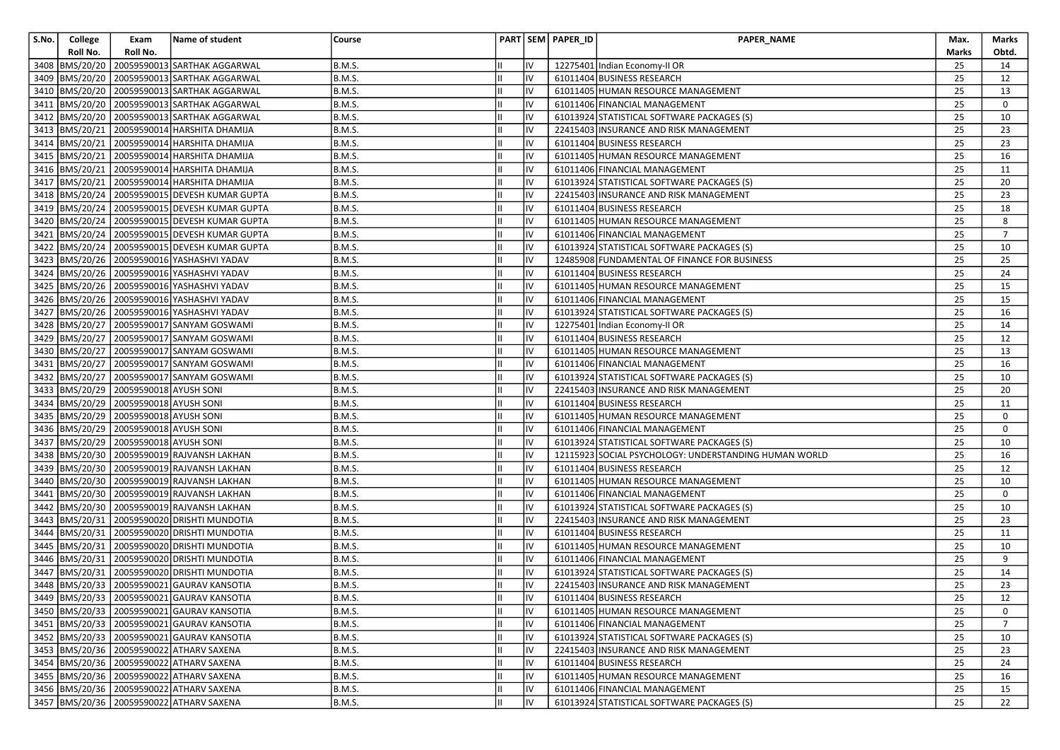| S.No. | College Roll No. | Exam Roll No. | Name of student | Course | PART | SEM | PAPER_ID | PAPER_NAME | Max. Marks | Marks Obtd. |
|---|---|---|---|---|---|---|---|---|---|---|
| 3408 | BMS/20/20 | 20059590013 | SARTHAK AGGARWAL | B.M.S. | II | IV | 12275401 | Indian Economy-II OR | 25 | 14 |
| 3409 | BMS/20/20 | 20059590013 | SARTHAK AGGARWAL | B.M.S. | II | IV | 61011404 | BUSINESS RESEARCH | 25 | 12 |
| 3410 | BMS/20/20 | 20059590013 | SARTHAK AGGARWAL | B.M.S. | II | IV | 61011405 | HUMAN RESOURCE MANAGEMENT | 25 | 13 |
| 3411 | BMS/20/20 | 20059590013 | SARTHAK AGGARWAL | B.M.S. | II | IV | 61011406 | FINANCIAL MANAGEMENT | 25 | 0 |
| 3412 | BMS/20/20 | 20059590013 | SARTHAK AGGARWAL | B.M.S. | II | IV | 61013924 | STATISTICAL SOFTWARE PACKAGES (S) | 25 | 10 |
| 3413 | BMS/20/21 | 20059590014 | HARSHITA DHAMIJA | B.M.S. | II | IV | 22415403 | INSURANCE AND RISK MANAGEMENT | 25 | 23 |
| 3414 | BMS/20/21 | 20059590014 | HARSHITA DHAMIJA | B.M.S. | II | IV | 61011404 | BUSINESS RESEARCH | 25 | 23 |
| 3415 | BMS/20/21 | 20059590014 | HARSHITA DHAMIJA | B.M.S. | II | IV | 61011405 | HUMAN RESOURCE MANAGEMENT | 25 | 16 |
| 3416 | BMS/20/21 | 20059590014 | HARSHITA DHAMIJA | B.M.S. | II | IV | 61011406 | FINANCIAL MANAGEMENT | 25 | 11 |
| 3417 | BMS/20/21 | 20059590014 | HARSHITA DHAMIJA | B.M.S. | II | IV | 61013924 | STATISTICAL SOFTWARE PACKAGES (S) | 25 | 20 |
| 3418 | BMS/20/24 | 20059590015 | DEVESH KUMAR GUPTA | B.M.S. | II | IV | 22415403 | INSURANCE AND RISK MANAGEMENT | 25 | 23 |
| 3419 | BMS/20/24 | 20059590015 | DEVESH KUMAR GUPTA | B.M.S. | II | IV | 61011404 | BUSINESS RESEARCH | 25 | 18 |
| 3420 | BMS/20/24 | 20059590015 | DEVESH KUMAR GUPTA | B.M.S. | II | IV | 61011405 | HUMAN RESOURCE MANAGEMENT | 25 | 8 |
| 3421 | BMS/20/24 | 20059590015 | DEVESH KUMAR GUPTA | B.M.S. | II | IV | 61011406 | FINANCIAL MANAGEMENT | 25 | 7 |
| 3422 | BMS/20/24 | 20059590015 | DEVESH KUMAR GUPTA | B.M.S. | II | IV | 61013924 | STATISTICAL SOFTWARE PACKAGES (S) | 25 | 10 |
| 3423 | BMS/20/26 | 20059590016 | YASHASHVI YADAV | B.M.S. | II | IV | 12485908 | FUNDAMENTAL OF FINANCE FOR BUSINESS | 25 | 25 |
| 3424 | BMS/20/26 | 20059590016 | YASHASHVI YADAV | B.M.S. | II | IV | 61011404 | BUSINESS RESEARCH | 25 | 24 |
| 3425 | BMS/20/26 | 20059590016 | YASHASHVI YADAV | B.M.S. | II | IV | 61011405 | HUMAN RESOURCE MANAGEMENT | 25 | 15 |
| 3426 | BMS/20/26 | 20059590016 | YASHASHVI YADAV | B.M.S. | II | IV | 61011406 | FINANCIAL MANAGEMENT | 25 | 15 |
| 3427 | BMS/20/26 | 20059590016 | YASHASHVI YADAV | B.M.S. | II | IV | 61013924 | STATISTICAL SOFTWARE PACKAGES (S) | 25 | 16 |
| 3428 | BMS/20/27 | 20059590017 | SANYAM GOSWAMI | B.M.S. | II | IV | 12275401 | Indian Economy-II OR | 25 | 14 |
| 3429 | BMS/20/27 | 20059590017 | SANYAM GOSWAMI | B.M.S. | II | IV | 61011404 | BUSINESS RESEARCH | 25 | 12 |
| 3430 | BMS/20/27 | 20059590017 | SANYAM GOSWAMI | B.M.S. | II | IV | 61011405 | HUMAN RESOURCE MANAGEMENT | 25 | 13 |
| 3431 | BMS/20/27 | 20059590017 | SANYAM GOSWAMI | B.M.S. | II | IV | 61011406 | FINANCIAL MANAGEMENT | 25 | 16 |
| 3432 | BMS/20/27 | 20059590017 | SANYAM GOSWAMI | B.M.S. | II | IV | 61013924 | STATISTICAL SOFTWARE PACKAGES (S) | 25 | 10 |
| 3433 | BMS/20/29 | 20059590018 | AYUSH SONI | B.M.S. | II | IV | 22415403 | INSURANCE AND RISK MANAGEMENT | 25 | 20 |
| 3434 | BMS/20/29 | 20059590018 | AYUSH SONI | B.M.S. | II | IV | 61011404 | BUSINESS RESEARCH | 25 | 11 |
| 3435 | BMS/20/29 | 20059590018 | AYUSH SONI | B.M.S. | II | IV | 61011405 | HUMAN RESOURCE MANAGEMENT | 25 | 0 |
| 3436 | BMS/20/29 | 20059590018 | AYUSH SONI | B.M.S. | II | IV | 61011406 | FINANCIAL MANAGEMENT | 25 | 0 |
| 3437 | BMS/20/29 | 20059590018 | AYUSH SONI | B.M.S. | II | IV | 61013924 | STATISTICAL SOFTWARE PACKAGES (S) | 25 | 10 |
| 3438 | BMS/20/30 | 20059590019 | RAJVANSH LAKHAN | B.M.S. | II | IV | 12115923 | SOCIAL PSYCHOLOGY: UNDERSTANDING HUMAN WORLD | 25 | 16 |
| 3439 | BMS/20/30 | 20059590019 | RAJVANSH LAKHAN | B.M.S. | II | IV | 61011404 | BUSINESS RESEARCH | 25 | 12 |
| 3440 | BMS/20/30 | 20059590019 | RAJVANSH LAKHAN | B.M.S. | II | IV | 61011405 | HUMAN RESOURCE MANAGEMENT | 25 | 10 |
| 3441 | BMS/20/30 | 20059590019 | RAJVANSH LAKHAN | B.M.S. | II | IV | 61011406 | FINANCIAL MANAGEMENT | 25 | 0 |
| 3442 | BMS/20/30 | 20059590019 | RAJVANSH LAKHAN | B.M.S. | II | IV | 61013924 | STATISTICAL SOFTWARE PACKAGES (S) | 25 | 10 |
| 3443 | BMS/20/31 | 20059590020 | DRISHTI MUNDOTIA | B.M.S. | II | IV | 22415403 | INSURANCE AND RISK MANAGEMENT | 25 | 23 |
| 3444 | BMS/20/31 | 20059590020 | DRISHTI MUNDOTIA | B.M.S. | II | IV | 61011404 | BUSINESS RESEARCH | 25 | 11 |
| 3445 | BMS/20/31 | 20059590020 | DRISHTI MUNDOTIA | B.M.S. | II | IV | 61011405 | HUMAN RESOURCE MANAGEMENT | 25 | 10 |
| 3446 | BMS/20/31 | 20059590020 | DRISHTI MUNDOTIA | B.M.S. | II | IV | 61011406 | FINANCIAL MANAGEMENT | 25 | 9 |
| 3447 | BMS/20/31 | 20059590020 | DRISHTI MUNDOTIA | B.M.S. | II | IV | 61013924 | STATISTICAL SOFTWARE PACKAGES (S) | 25 | 14 |
| 3448 | BMS/20/33 | 20059590021 | GAURAV KANSOTIA | B.M.S. | II | IV | 22415403 | INSURANCE AND RISK MANAGEMENT | 25 | 23 |
| 3449 | BMS/20/33 | 20059590021 | GAURAV KANSOTIA | B.M.S. | II | IV | 61011404 | BUSINESS RESEARCH | 25 | 12 |
| 3450 | BMS/20/33 | 20059590021 | GAURAV KANSOTIA | B.M.S. | II | IV | 61011405 | HUMAN RESOURCE MANAGEMENT | 25 | 0 |
| 3451 | BMS/20/33 | 20059590021 | GAURAV KANSOTIA | B.M.S. | II | IV | 61011406 | FINANCIAL MANAGEMENT | 25 | 7 |
| 3452 | BMS/20/33 | 20059590021 | GAURAV KANSOTIA | B.M.S. | II | IV | 61013924 | STATISTICAL SOFTWARE PACKAGES (S) | 25 | 10 |
| 3453 | BMS/20/36 | 20059590022 | ATHARV SAXENA | B.M.S. | II | IV | 22415403 | INSURANCE AND RISK MANAGEMENT | 25 | 23 |
| 3454 | BMS/20/36 | 20059590022 | ATHARV SAXENA | B.M.S. | II | IV | 61011404 | BUSINESS RESEARCH | 25 | 24 |
| 3455 | BMS/20/36 | 20059590022 | ATHARV SAXENA | B.M.S. | II | IV | 61011405 | HUMAN RESOURCE MANAGEMENT | 25 | 16 |
| 3456 | BMS/20/36 | 20059590022 | ATHARV SAXENA | B.M.S. | II | IV | 61011406 | FINANCIAL MANAGEMENT | 25 | 15 |
| 3457 | BMS/20/36 | 20059590022 | ATHARV SAXENA | B.M.S. | II | IV | 61013924 | STATISTICAL SOFTWARE PACKAGES (S) | 25 | 22 |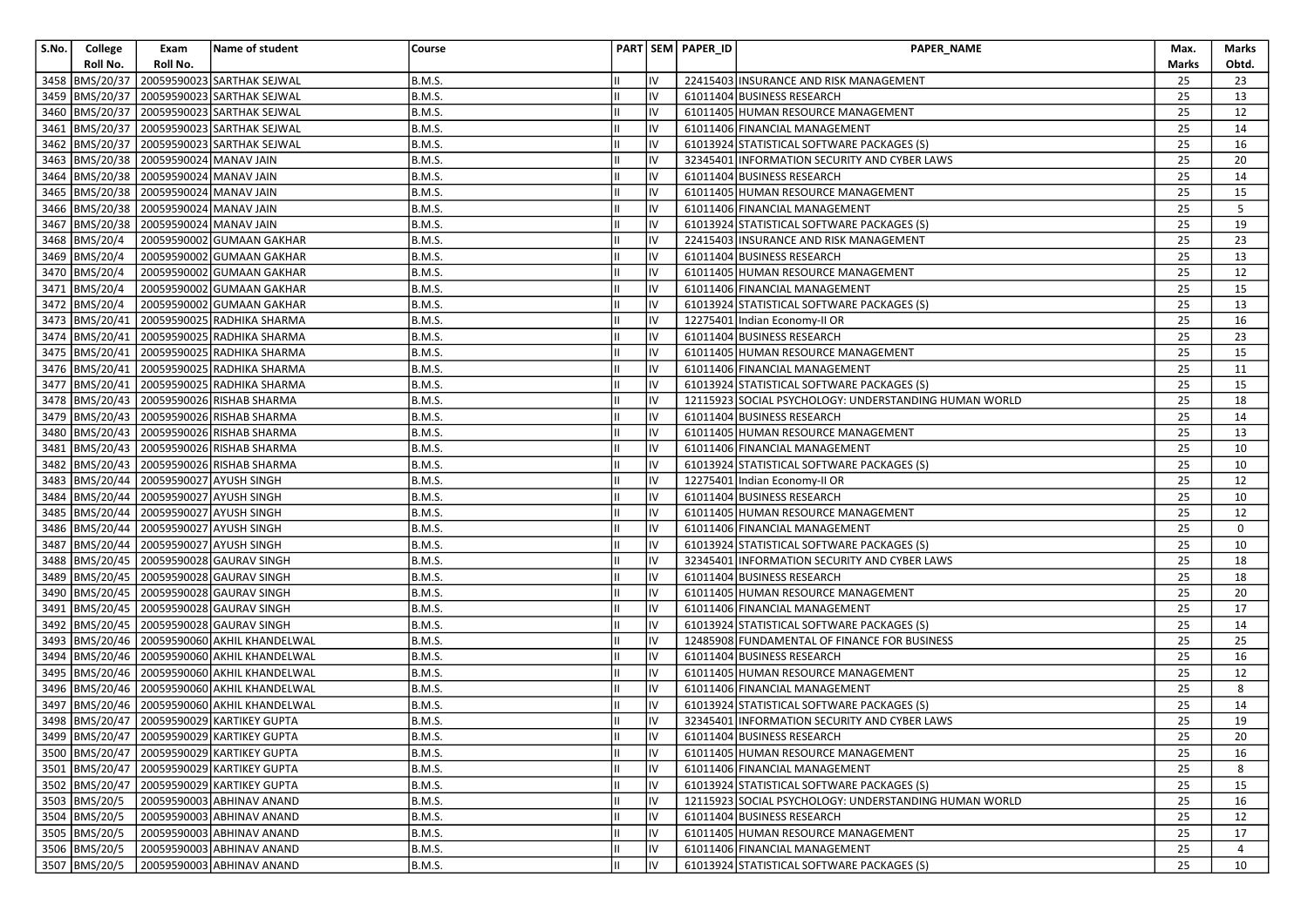| S.No. | College Roll No. | Exam Roll No. | Name of student | Course | PART | SEM | PAPER_ID | PAPER_NAME | Max. Marks | Marks Obtd. |
|---|---|---|---|---|---|---|---|---|---|---|
| 3458 | BMS/20/37 | 20059590023 | SARTHAK SEJWAL | B.M.S. | II | IV | 22415403 | INSURANCE AND RISK MANAGEMENT | 25 | 23 |
| 3459 | BMS/20/37 | 20059590023 | SARTHAK SEJWAL | B.M.S. | II | IV | 61011404 | BUSINESS RESEARCH | 25 | 13 |
| 3460 | BMS/20/37 | 20059590023 | SARTHAK SEJWAL | B.M.S. | II | IV | 61011405 | HUMAN RESOURCE MANAGEMENT | 25 | 12 |
| 3461 | BMS/20/37 | 20059590023 | SARTHAK SEJWAL | B.M.S. | II | IV | 61011406 | FINANCIAL MANAGEMENT | 25 | 14 |
| 3462 | BMS/20/37 | 20059590023 | SARTHAK SEJWAL | B.M.S. | II | IV | 61013924 | STATISTICAL SOFTWARE PACKAGES (S) | 25 | 16 |
| 3463 | BMS/20/38 | 20059590024 | MANAV JAIN | B.M.S. | II | IV | 32345401 | INFORMATION SECURITY AND CYBER LAWS | 25 | 20 |
| 3464 | BMS/20/38 | 20059590024 | MANAV JAIN | B.M.S. | II | IV | 61011404 | BUSINESS RESEARCH | 25 | 14 |
| 3465 | BMS/20/38 | 20059590024 | MANAV JAIN | B.M.S. | II | IV | 61011405 | HUMAN RESOURCE MANAGEMENT | 25 | 15 |
| 3466 | BMS/20/38 | 20059590024 | MANAV JAIN | B.M.S. | II | IV | 61011406 | FINANCIAL MANAGEMENT | 25 | 5 |
| 3467 | BMS/20/38 | 20059590024 | MANAV JAIN | B.M.S. | II | IV | 61013924 | STATISTICAL SOFTWARE PACKAGES (S) | 25 | 19 |
| 3468 | BMS/20/4 | 20059590002 | GUMAAN GAKHAR | B.M.S. | II | IV | 22415403 | INSURANCE AND RISK MANAGEMENT | 25 | 23 |
| 3469 | BMS/20/4 | 20059590002 | GUMAAN GAKHAR | B.M.S. | II | IV | 61011404 | BUSINESS RESEARCH | 25 | 13 |
| 3470 | BMS/20/4 | 20059590002 | GUMAAN GAKHAR | B.M.S. | II | IV | 61011405 | HUMAN RESOURCE MANAGEMENT | 25 | 12 |
| 3471 | BMS/20/4 | 20059590002 | GUMAAN GAKHAR | B.M.S. | II | IV | 61011406 | FINANCIAL MANAGEMENT | 25 | 15 |
| 3472 | BMS/20/4 | 20059590002 | GUMAAN GAKHAR | B.M.S. | II | IV | 61013924 | STATISTICAL SOFTWARE PACKAGES (S) | 25 | 13 |
| 3473 | BMS/20/41 | 20059590025 | RADHIKA SHARMA | B.M.S. | II | IV | 12275401 | Indian Economy-II OR | 25 | 16 |
| 3474 | BMS/20/41 | 20059590025 | RADHIKA SHARMA | B.M.S. | II | IV | 61011404 | BUSINESS RESEARCH | 25 | 23 |
| 3475 | BMS/20/41 | 20059590025 | RADHIKA SHARMA | B.M.S. | II | IV | 61011405 | HUMAN RESOURCE MANAGEMENT | 25 | 15 |
| 3476 | BMS/20/41 | 20059590025 | RADHIKA SHARMA | B.M.S. | II | IV | 61011406 | FINANCIAL MANAGEMENT | 25 | 11 |
| 3477 | BMS/20/41 | 20059590025 | RADHIKA SHARMA | B.M.S. | II | IV | 61013924 | STATISTICAL SOFTWARE PACKAGES (S) | 25 | 15 |
| 3478 | BMS/20/43 | 20059590026 | RISHAB SHARMA | B.M.S. | II | IV | 12115923 | SOCIAL PSYCHOLOGY: UNDERSTANDING HUMAN WORLD | 25 | 18 |
| 3479 | BMS/20/43 | 20059590026 | RISHAB SHARMA | B.M.S. | II | IV | 61011404 | BUSINESS RESEARCH | 25 | 14 |
| 3480 | BMS/20/43 | 20059590026 | RISHAB SHARMA | B.M.S. | II | IV | 61011405 | HUMAN RESOURCE MANAGEMENT | 25 | 13 |
| 3481 | BMS/20/43 | 20059590026 | RISHAB SHARMA | B.M.S. | II | IV | 61011406 | FINANCIAL MANAGEMENT | 25 | 10 |
| 3482 | BMS/20/43 | 20059590026 | RISHAB SHARMA | B.M.S. | II | IV | 61013924 | STATISTICAL SOFTWARE PACKAGES (S) | 25 | 10 |
| 3483 | BMS/20/44 | 20059590027 | AYUSH SINGH | B.M.S. | II | IV | 12275401 | Indian Economy-II OR | 25 | 12 |
| 3484 | BMS/20/44 | 20059590027 | AYUSH SINGH | B.M.S. | II | IV | 61011404 | BUSINESS RESEARCH | 25 | 10 |
| 3485 | BMS/20/44 | 20059590027 | AYUSH SINGH | B.M.S. | II | IV | 61011405 | HUMAN RESOURCE MANAGEMENT | 25 | 12 |
| 3486 | BMS/20/44 | 20059590027 | AYUSH SINGH | B.M.S. | II | IV | 61011406 | FINANCIAL MANAGEMENT | 25 | 0 |
| 3487 | BMS/20/44 | 20059590027 | AYUSH SINGH | B.M.S. | II | IV | 61013924 | STATISTICAL SOFTWARE PACKAGES (S) | 25 | 10 |
| 3488 | BMS/20/45 | 20059590028 | GAURAV SINGH | B.M.S. | II | IV | 32345401 | INFORMATION SECURITY AND CYBER LAWS | 25 | 18 |
| 3489 | BMS/20/45 | 20059590028 | GAURAV SINGH | B.M.S. | II | IV | 61011404 | BUSINESS RESEARCH | 25 | 18 |
| 3490 | BMS/20/45 | 20059590028 | GAURAV SINGH | B.M.S. | II | IV | 61011405 | HUMAN RESOURCE MANAGEMENT | 25 | 20 |
| 3491 | BMS/20/45 | 20059590028 | GAURAV SINGH | B.M.S. | II | IV | 61011406 | FINANCIAL MANAGEMENT | 25 | 17 |
| 3492 | BMS/20/45 | 20059590028 | GAURAV SINGH | B.M.S. | II | IV | 61013924 | STATISTICAL SOFTWARE PACKAGES (S) | 25 | 14 |
| 3493 | BMS/20/46 | 20059590060 | AKHIL KHANDELWAL | B.M.S. | II | IV | 12485908 | FUNDAMENTAL OF FINANCE FOR BUSINESS | 25 | 25 |
| 3494 | BMS/20/46 | 20059590060 | AKHIL KHANDELWAL | B.M.S. | II | IV | 61011404 | BUSINESS RESEARCH | 25 | 16 |
| 3495 | BMS/20/46 | 20059590060 | AKHIL KHANDELWAL | B.M.S. | II | IV | 61011405 | HUMAN RESOURCE MANAGEMENT | 25 | 12 |
| 3496 | BMS/20/46 | 20059590060 | AKHIL KHANDELWAL | B.M.S. | II | IV | 61011406 | FINANCIAL MANAGEMENT | 25 | 8 |
| 3497 | BMS/20/46 | 20059590060 | AKHIL KHANDELWAL | B.M.S. | II | IV | 61013924 | STATISTICAL SOFTWARE PACKAGES (S) | 25 | 14 |
| 3498 | BMS/20/47 | 20059590029 | KARTIKEY GUPTA | B.M.S. | II | IV | 32345401 | INFORMATION SECURITY AND CYBER LAWS | 25 | 19 |
| 3499 | BMS/20/47 | 20059590029 | KARTIKEY GUPTA | B.M.S. | II | IV | 61011404 | BUSINESS RESEARCH | 25 | 20 |
| 3500 | BMS/20/47 | 20059590029 | KARTIKEY GUPTA | B.M.S. | II | IV | 61011405 | HUMAN RESOURCE MANAGEMENT | 25 | 16 |
| 3501 | BMS/20/47 | 20059590029 | KARTIKEY GUPTA | B.M.S. | II | IV | 61011406 | FINANCIAL MANAGEMENT | 25 | 8 |
| 3502 | BMS/20/47 | 20059590029 | KARTIKEY GUPTA | B.M.S. | II | IV | 61013924 | STATISTICAL SOFTWARE PACKAGES (S) | 25 | 15 |
| 3503 | BMS/20/5 | 20059590003 | ABHINAV ANAND | B.M.S. | II | IV | 12115923 | SOCIAL PSYCHOLOGY: UNDERSTANDING HUMAN WORLD | 25 | 16 |
| 3504 | BMS/20/5 | 20059590003 | ABHINAV ANAND | B.M.S. | II | IV | 61011404 | BUSINESS RESEARCH | 25 | 12 |
| 3505 | BMS/20/5 | 20059590003 | ABHINAV ANAND | B.M.S. | II | IV | 61011405 | HUMAN RESOURCE MANAGEMENT | 25 | 17 |
| 3506 | BMS/20/5 | 20059590003 | ABHINAV ANAND | B.M.S. | II | IV | 61011406 | FINANCIAL MANAGEMENT | 25 | 4 |
| 3507 | BMS/20/5 | 20059590003 | ABHINAV ANAND | B.M.S. | II | IV | 61013924 | STATISTICAL SOFTWARE PACKAGES (S) | 25 | 10 |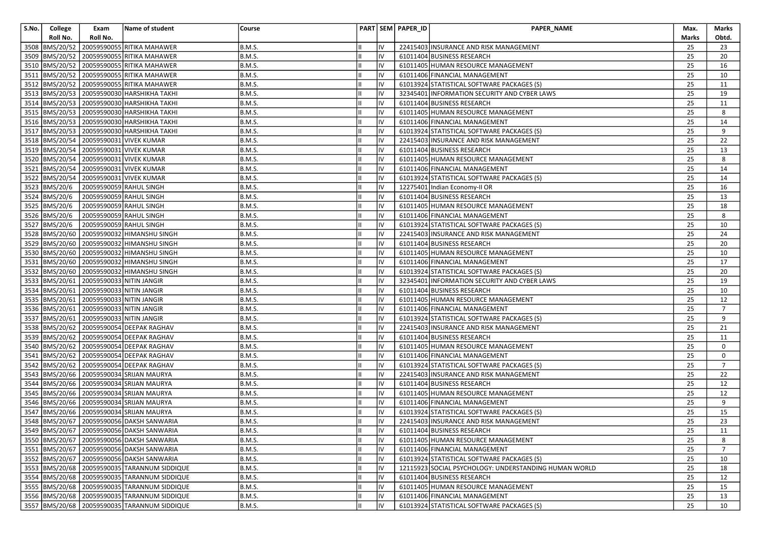| S.No. | College Roll No. | Exam Roll No. | Name of student | Course | PART | SEM | PAPER_ID | PAPER_NAME | Max. Marks | Marks Obtd. |
|---|---|---|---|---|---|---|---|---|---|---|
| 3508 | BMS/20/52 | 20059590055 | RITIKA MAHAWER | B.M.S. | II | IV | 22415403 | INSURANCE AND RISK MANAGEMENT | 25 | 23 |
| 3509 | BMS/20/52 | 20059590055 | RITIKA MAHAWER | B.M.S. | II | IV | 61011404 | BUSINESS RESEARCH | 25 | 20 |
| 3510 | BMS/20/52 | 20059590055 | RITIKA MAHAWER | B.M.S. | II | IV | 61011405 | HUMAN RESOURCE MANAGEMENT | 25 | 16 |
| 3511 | BMS/20/52 | 20059590055 | RITIKA MAHAWER | B.M.S. | II | IV | 61011406 | FINANCIAL MANAGEMENT | 25 | 10 |
| 3512 | BMS/20/52 | 20059590055 | RITIKA MAHAWER | B.M.S. | II | IV | 61013924 | STATISTICAL SOFTWARE PACKAGES (S) | 25 | 11 |
| 3513 | BMS/20/53 | 20059590030 | HARSHIKHA TAKHI | B.M.S. | II | IV | 32345401 | INFORMATION SECURITY AND CYBER LAWS | 25 | 19 |
| 3514 | BMS/20/53 | 20059590030 | HARSHIKHA TAKHI | B.M.S. | II | IV | 61011404 | BUSINESS RESEARCH | 25 | 11 |
| 3515 | BMS/20/53 | 20059590030 | HARSHIKHA TAKHI | B.M.S. | II | IV | 61011405 | HUMAN RESOURCE MANAGEMENT | 25 | 8 |
| 3516 | BMS/20/53 | 20059590030 | HARSHIKHA TAKHI | B.M.S. | II | IV | 61011406 | FINANCIAL MANAGEMENT | 25 | 14 |
| 3517 | BMS/20/53 | 20059590030 | HARSHIKHA TAKHI | B.M.S. | II | IV | 61013924 | STATISTICAL SOFTWARE PACKAGES (S) | 25 | 9 |
| 3518 | BMS/20/54 | 20059590031 | VIVEK KUMAR | B.M.S. | II | IV | 22415403 | INSURANCE AND RISK MANAGEMENT | 25 | 22 |
| 3519 | BMS/20/54 | 20059590031 | VIVEK KUMAR | B.M.S. | II | IV | 61011404 | BUSINESS RESEARCH | 25 | 13 |
| 3520 | BMS/20/54 | 20059590031 | VIVEK KUMAR | B.M.S. | II | IV | 61011405 | HUMAN RESOURCE MANAGEMENT | 25 | 8 |
| 3521 | BMS/20/54 | 20059590031 | VIVEK KUMAR | B.M.S. | II | IV | 61011406 | FINANCIAL MANAGEMENT | 25 | 14 |
| 3522 | BMS/20/54 | 20059590031 | VIVEK KUMAR | B.M.S. | II | IV | 61013924 | STATISTICAL SOFTWARE PACKAGES (S) | 25 | 14 |
| 3523 | BMS/20/6 | 20059590059 | RAHUL SINGH | B.M.S. | II | IV | 12275401 | Indian Economy-II OR | 25 | 16 |
| 3524 | BMS/20/6 | 20059590059 | RAHUL SINGH | B.M.S. | II | IV | 61011404 | BUSINESS RESEARCH | 25 | 13 |
| 3525 | BMS/20/6 | 20059590059 | RAHUL SINGH | B.M.S. | II | IV | 61011405 | HUMAN RESOURCE MANAGEMENT | 25 | 18 |
| 3526 | BMS/20/6 | 20059590059 | RAHUL SINGH | B.M.S. | II | IV | 61011406 | FINANCIAL MANAGEMENT | 25 | 8 |
| 3527 | BMS/20/6 | 20059590059 | RAHUL SINGH | B.M.S. | II | IV | 61013924 | STATISTICAL SOFTWARE PACKAGES (S) | 25 | 10 |
| 3528 | BMS/20/60 | 20059590032 | HIMANSHU SINGH | B.M.S. | II | IV | 22415403 | INSURANCE AND RISK MANAGEMENT | 25 | 24 |
| 3529 | BMS/20/60 | 20059590032 | HIMANSHU SINGH | B.M.S. | II | IV | 61011404 | BUSINESS RESEARCH | 25 | 20 |
| 3530 | BMS/20/60 | 20059590032 | HIMANSHU SINGH | B.M.S. | II | IV | 61011405 | HUMAN RESOURCE MANAGEMENT | 25 | 10 |
| 3531 | BMS/20/60 | 20059590032 | HIMANSHU SINGH | B.M.S. | II | IV | 61011406 | FINANCIAL MANAGEMENT | 25 | 17 |
| 3532 | BMS/20/60 | 20059590032 | HIMANSHU SINGH | B.M.S. | II | IV | 61013924 | STATISTICAL SOFTWARE PACKAGES (S) | 25 | 20 |
| 3533 | BMS/20/61 | 20059590033 | NITIN JANGIR | B.M.S. | II | IV | 32345401 | INFORMATION SECURITY AND CYBER LAWS | 25 | 19 |
| 3534 | BMS/20/61 | 20059590033 | NITIN JANGIR | B.M.S. | II | IV | 61011404 | BUSINESS RESEARCH | 25 | 10 |
| 3535 | BMS/20/61 | 20059590033 | NITIN JANGIR | B.M.S. | II | IV | 61011405 | HUMAN RESOURCE MANAGEMENT | 25 | 12 |
| 3536 | BMS/20/61 | 20059590033 | NITIN JANGIR | B.M.S. | II | IV | 61011406 | FINANCIAL MANAGEMENT | 25 | 7 |
| 3537 | BMS/20/61 | 20059590033 | NITIN JANGIR | B.M.S. | II | IV | 61013924 | STATISTICAL SOFTWARE PACKAGES (S) | 25 | 9 |
| 3538 | BMS/20/62 | 20059590054 | DEEPAK RAGHAV | B.M.S. | II | IV | 22415403 | INSURANCE AND RISK MANAGEMENT | 25 | 21 |
| 3539 | BMS/20/62 | 20059590054 | DEEPAK RAGHAV | B.M.S. | II | IV | 61011404 | BUSINESS RESEARCH | 25 | 11 |
| 3540 | BMS/20/62 | 20059590054 | DEEPAK RAGHAV | B.M.S. | II | IV | 61011405 | HUMAN RESOURCE MANAGEMENT | 25 | 0 |
| 3541 | BMS/20/62 | 20059590054 | DEEPAK RAGHAV | B.M.S. | II | IV | 61011406 | FINANCIAL MANAGEMENT | 25 | 0 |
| 3542 | BMS/20/62 | 20059590054 | DEEPAK RAGHAV | B.M.S. | II | IV | 61013924 | STATISTICAL SOFTWARE PACKAGES (S) | 25 | 7 |
| 3543 | BMS/20/66 | 20059590034 | SRIJAN MAURYA | B.M.S. | II | IV | 22415403 | INSURANCE AND RISK MANAGEMENT | 25 | 22 |
| 3544 | BMS/20/66 | 20059590034 | SRIJAN MAURYA | B.M.S. | II | IV | 61011404 | BUSINESS RESEARCH | 25 | 12 |
| 3545 | BMS/20/66 | 20059590034 | SRIJAN MAURYA | B.M.S. | II | IV | 61011405 | HUMAN RESOURCE MANAGEMENT | 25 | 12 |
| 3546 | BMS/20/66 | 20059590034 | SRIJAN MAURYA | B.M.S. | II | IV | 61011406 | FINANCIAL MANAGEMENT | 25 | 9 |
| 3547 | BMS/20/66 | 20059590034 | SRIJAN MAURYA | B.M.S. | II | IV | 61013924 | STATISTICAL SOFTWARE PACKAGES (S) | 25 | 15 |
| 3548 | BMS/20/67 | 20059590056 | DAKSH SANWARIA | B.M.S. | II | IV | 22415403 | INSURANCE AND RISK MANAGEMENT | 25 | 23 |
| 3549 | BMS/20/67 | 20059590056 | DAKSH SANWARIA | B.M.S. | II | IV | 61011404 | BUSINESS RESEARCH | 25 | 11 |
| 3550 | BMS/20/67 | 20059590056 | DAKSH SANWARIA | B.M.S. | II | IV | 61011405 | HUMAN RESOURCE MANAGEMENT | 25 | 8 |
| 3551 | BMS/20/67 | 20059590056 | DAKSH SANWARIA | B.M.S. | II | IV | 61011406 | FINANCIAL MANAGEMENT | 25 | 7 |
| 3552 | BMS/20/67 | 20059590056 | DAKSH SANWARIA | B.M.S. | II | IV | 61013924 | STATISTICAL SOFTWARE PACKAGES (S) | 25 | 10 |
| 3553 | BMS/20/68 | 20059590035 | TARANNUM SIDDIQUE | B.M.S. | II | IV | 12115923 | SOCIAL PSYCHOLOGY: UNDERSTANDING HUMAN WORLD | 25 | 18 |
| 3554 | BMS/20/68 | 20059590035 | TARANNUM SIDDIQUE | B.M.S. | II | IV | 61011404 | BUSINESS RESEARCH | 25 | 12 |
| 3555 | BMS/20/68 | 20059590035 | TARANNUM SIDDIQUE | B.M.S. | II | IV | 61011405 | HUMAN RESOURCE MANAGEMENT | 25 | 15 |
| 3556 | BMS/20/68 | 20059590035 | TARANNUM SIDDIQUE | B.M.S. | II | IV | 61011406 | FINANCIAL MANAGEMENT | 25 | 13 |
| 3557 | BMS/20/68 | 20059590035 | TARANNUM SIDDIQUE | B.M.S. | II | IV | 61013924 | STATISTICAL SOFTWARE PACKAGES (S) | 25 | 10 |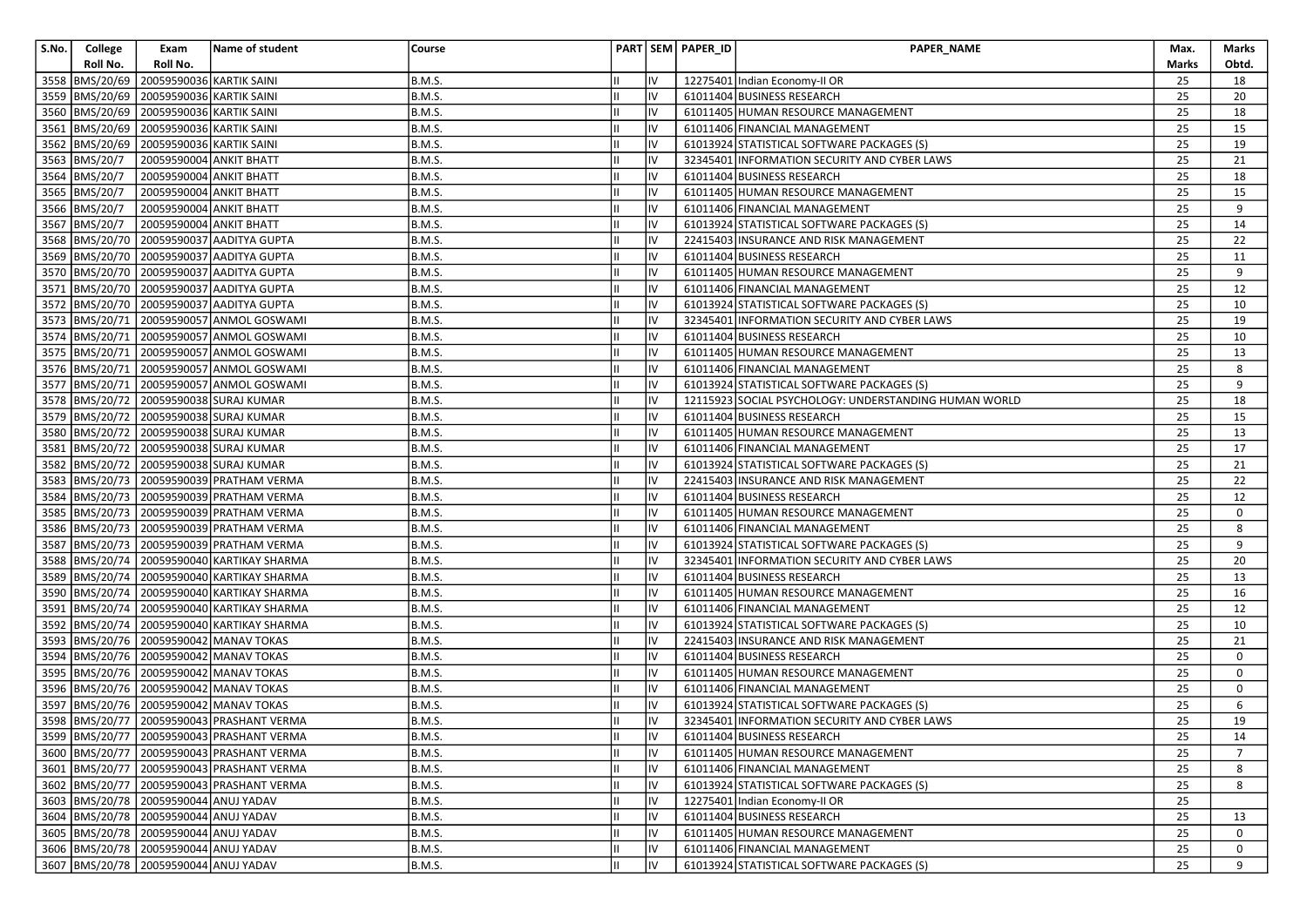| S.No. | College Roll No. | Exam Roll No. | Name of student | Course | PART | SEM | PAPER_ID | PAPER_NAME | Max. Marks | Marks Obtd. |
|---|---|---|---|---|---|---|---|---|---|---|
| 3558 | BMS/20/69 | 20059590036 | KARTIK SAINI | B.M.S. | II | IV | 12275401 | Indian Economy-II OR | 25 | 18 |
| 3559 | BMS/20/69 | 20059590036 | KARTIK SAINI | B.M.S. | II | IV | 61011404 | BUSINESS RESEARCH | 25 | 20 |
| 3560 | BMS/20/69 | 20059590036 | KARTIK SAINI | B.M.S. | II | IV | 61011405 | HUMAN RESOURCE MANAGEMENT | 25 | 18 |
| 3561 | BMS/20/69 | 20059590036 | KARTIK SAINI | B.M.S. | II | IV | 61011406 | FINANCIAL MANAGEMENT | 25 | 15 |
| 3562 | BMS/20/69 | 20059590036 | KARTIK SAINI | B.M.S. | II | IV | 61013924 | STATISTICAL SOFTWARE PACKAGES (S) | 25 | 19 |
| 3563 | BMS/20/7 | 20059590004 | ANKIT BHATT | B.M.S. | II | IV | 32345401 | INFORMATION SECURITY AND CYBER LAWS | 25 | 21 |
| 3564 | BMS/20/7 | 20059590004 | ANKIT BHATT | B.M.S. | II | IV | 61011404 | BUSINESS RESEARCH | 25 | 18 |
| 3565 | BMS/20/7 | 20059590004 | ANKIT BHATT | B.M.S. | II | IV | 61011405 | HUMAN RESOURCE MANAGEMENT | 25 | 15 |
| 3566 | BMS/20/7 | 20059590004 | ANKIT BHATT | B.M.S. | II | IV | 61011406 | FINANCIAL MANAGEMENT | 25 | 9 |
| 3567 | BMS/20/7 | 20059590004 | ANKIT BHATT | B.M.S. | II | IV | 61013924 | STATISTICAL SOFTWARE PACKAGES (S) | 25 | 14 |
| 3568 | BMS/20/70 | 20059590037 | AADITYA GUPTA | B.M.S. | II | IV | 22415403 | INSURANCE AND RISK MANAGEMENT | 25 | 22 |
| 3569 | BMS/20/70 | 20059590037 | AADITYA GUPTA | B.M.S. | II | IV | 61011404 | BUSINESS RESEARCH | 25 | 11 |
| 3570 | BMS/20/70 | 20059590037 | AADITYA GUPTA | B.M.S. | II | IV | 61011405 | HUMAN RESOURCE MANAGEMENT | 25 | 9 |
| 3571 | BMS/20/70 | 20059590037 | AADITYA GUPTA | B.M.S. | II | IV | 61011406 | FINANCIAL MANAGEMENT | 25 | 12 |
| 3572 | BMS/20/70 | 20059590037 | AADITYA GUPTA | B.M.S. | II | IV | 61013924 | STATISTICAL SOFTWARE PACKAGES (S) | 25 | 10 |
| 3573 | BMS/20/71 | 20059590057 | ANMOL GOSWAMI | B.M.S. | II | IV | 32345401 | INFORMATION SECURITY AND CYBER LAWS | 25 | 19 |
| 3574 | BMS/20/71 | 20059590057 | ANMOL GOSWAMI | B.M.S. | II | IV | 61011404 | BUSINESS RESEARCH | 25 | 10 |
| 3575 | BMS/20/71 | 20059590057 | ANMOL GOSWAMI | B.M.S. | II | IV | 61011405 | HUMAN RESOURCE MANAGEMENT | 25 | 13 |
| 3576 | BMS/20/71 | 20059590057 | ANMOL GOSWAMI | B.M.S. | II | IV | 61011406 | FINANCIAL MANAGEMENT | 25 | 8 |
| 3577 | BMS/20/71 | 20059590057 | ANMOL GOSWAMI | B.M.S. | II | IV | 61013924 | STATISTICAL SOFTWARE PACKAGES (S) | 25 | 9 |
| 3578 | BMS/20/72 | 20059590038 | SURAJ KUMAR | B.M.S. | II | IV | 12115923 | SOCIAL PSYCHOLOGY: UNDERSTANDING HUMAN WORLD | 25 | 18 |
| 3579 | BMS/20/72 | 20059590038 | SURAJ KUMAR | B.M.S. | II | IV | 61011404 | BUSINESS RESEARCH | 25 | 15 |
| 3580 | BMS/20/72 | 20059590038 | SURAJ KUMAR | B.M.S. | II | IV | 61011405 | HUMAN RESOURCE MANAGEMENT | 25 | 13 |
| 3581 | BMS/20/72 | 20059590038 | SURAJ KUMAR | B.M.S. | II | IV | 61011406 | FINANCIAL MANAGEMENT | 25 | 17 |
| 3582 | BMS/20/72 | 20059590038 | SURAJ KUMAR | B.M.S. | II | IV | 61013924 | STATISTICAL SOFTWARE PACKAGES (S) | 25 | 21 |
| 3583 | BMS/20/73 | 20059590039 | PRATHAM VERMA | B.M.S. | II | IV | 22415403 | INSURANCE AND RISK MANAGEMENT | 25 | 22 |
| 3584 | BMS/20/73 | 20059590039 | PRATHAM VERMA | B.M.S. | II | IV | 61011404 | BUSINESS RESEARCH | 25 | 12 |
| 3585 | BMS/20/73 | 20059590039 | PRATHAM VERMA | B.M.S. | II | IV | 61011405 | HUMAN RESOURCE MANAGEMENT | 25 | 0 |
| 3586 | BMS/20/73 | 20059590039 | PRATHAM VERMA | B.M.S. | II | IV | 61011406 | FINANCIAL MANAGEMENT | 25 | 8 |
| 3587 | BMS/20/73 | 20059590039 | PRATHAM VERMA | B.M.S. | II | IV | 61013924 | STATISTICAL SOFTWARE PACKAGES (S) | 25 | 9 |
| 3588 | BMS/20/74 | 20059590040 | KARTIKAY SHARMA | B.M.S. | II | IV | 32345401 | INFORMATION SECURITY AND CYBER LAWS | 25 | 20 |
| 3589 | BMS/20/74 | 20059590040 | KARTIKAY SHARMA | B.M.S. | II | IV | 61011404 | BUSINESS RESEARCH | 25 | 13 |
| 3590 | BMS/20/74 | 20059590040 | KARTIKAY SHARMA | B.M.S. | II | IV | 61011405 | HUMAN RESOURCE MANAGEMENT | 25 | 16 |
| 3591 | BMS/20/74 | 20059590040 | KARTIKAY SHARMA | B.M.S. | II | IV | 61011406 | FINANCIAL MANAGEMENT | 25 | 12 |
| 3592 | BMS/20/74 | 20059590040 | KARTIKAY SHARMA | B.M.S. | II | IV | 61013924 | STATISTICAL SOFTWARE PACKAGES (S) | 25 | 10 |
| 3593 | BMS/20/76 | 20059590042 | MANAV TOKAS | B.M.S. | II | IV | 22415403 | INSURANCE AND RISK MANAGEMENT | 25 | 21 |
| 3594 | BMS/20/76 | 20059590042 | MANAV TOKAS | B.M.S. | II | IV | 61011404 | BUSINESS RESEARCH | 25 | 0 |
| 3595 | BMS/20/76 | 20059590042 | MANAV TOKAS | B.M.S. | II | IV | 61011405 | HUMAN RESOURCE MANAGEMENT | 25 | 0 |
| 3596 | BMS/20/76 | 20059590042 | MANAV TOKAS | B.M.S. | II | IV | 61011406 | FINANCIAL MANAGEMENT | 25 | 0 |
| 3597 | BMS/20/76 | 20059590042 | MANAV TOKAS | B.M.S. | II | IV | 61013924 | STATISTICAL SOFTWARE PACKAGES (S) | 25 | 6 |
| 3598 | BMS/20/77 | 20059590043 | PRASHANT VERMA | B.M.S. | II | IV | 32345401 | INFORMATION SECURITY AND CYBER LAWS | 25 | 19 |
| 3599 | BMS/20/77 | 20059590043 | PRASHANT VERMA | B.M.S. | II | IV | 61011404 | BUSINESS RESEARCH | 25 | 14 |
| 3600 | BMS/20/77 | 20059590043 | PRASHANT VERMA | B.M.S. | II | IV | 61011405 | HUMAN RESOURCE MANAGEMENT | 25 | 7 |
| 3601 | BMS/20/77 | 20059590043 | PRASHANT VERMA | B.M.S. | II | IV | 61011406 | FINANCIAL MANAGEMENT | 25 | 8 |
| 3602 | BMS/20/77 | 20059590043 | PRASHANT VERMA | B.M.S. | II | IV | 61013924 | STATISTICAL SOFTWARE PACKAGES (S) | 25 | 8 |
| 3603 | BMS/20/78 | 20059590044 | ANUJ YADAV | B.M.S. | II | IV | 12275401 | Indian Economy-II OR | 25 | |
| 3604 | BMS/20/78 | 20059590044 | ANUJ YADAV | B.M.S. | II | IV | 61011404 | BUSINESS RESEARCH | 25 | 13 |
| 3605 | BMS/20/78 | 20059590044 | ANUJ YADAV | B.M.S. | II | IV | 61011405 | HUMAN RESOURCE MANAGEMENT | 25 | 0 |
| 3606 | BMS/20/78 | 20059590044 | ANUJ YADAV | B.M.S. | II | IV | 61011406 | FINANCIAL MANAGEMENT | 25 | 0 |
| 3607 | BMS/20/78 | 20059590044 | ANUJ YADAV | B.M.S. | II | IV | 61013924 | STATISTICAL SOFTWARE PACKAGES (S) | 25 | 9 |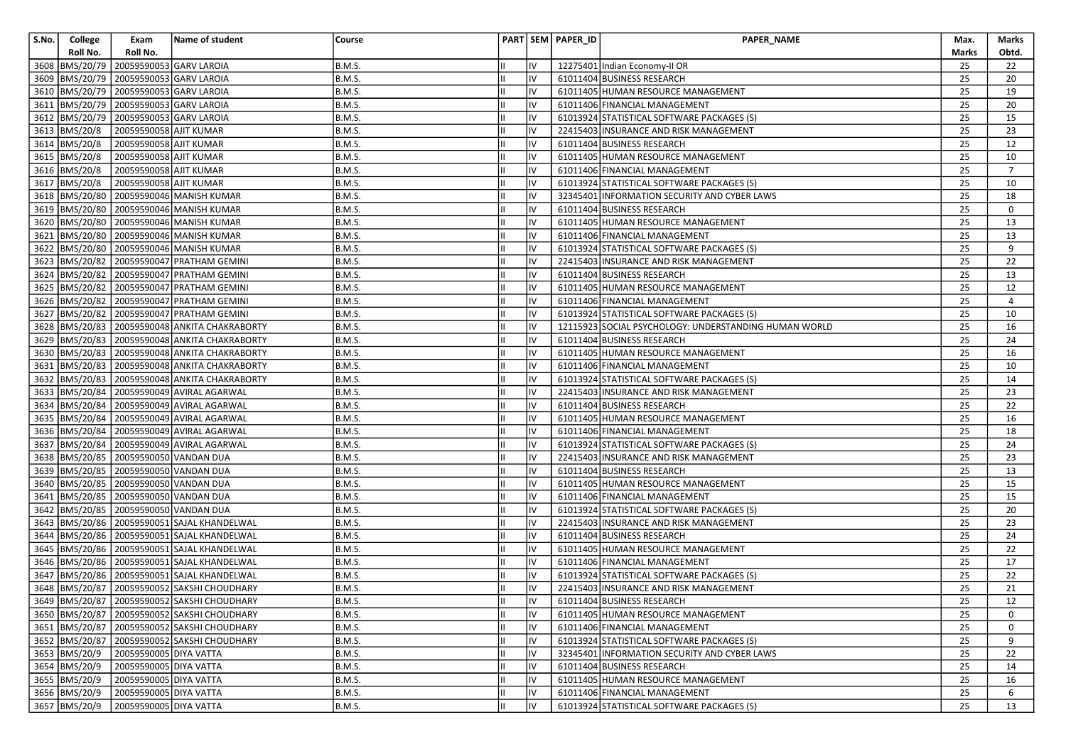| S.No. | College Roll No. | Exam Roll No. | Name of student | Course | PART | SEM | PAPER_ID | PAPER_NAME | Max. Marks | Marks Obtd. |
|---|---|---|---|---|---|---|---|---|---|---|
| 3608 | BMS/20/79 | 20059590053 | GARV LAROIA | B.M.S. | II | IV | 12275401 | Indian Economy-II OR | 25 | 22 |
| 3609 | BMS/20/79 | 20059590053 | GARV LAROIA | B.M.S. | II | IV | 61011404 | BUSINESS RESEARCH | 25 | 20 |
| 3610 | BMS/20/79 | 20059590053 | GARV LAROIA | B.M.S. | II | IV | 61011405 | HUMAN RESOURCE MANAGEMENT | 25 | 19 |
| 3611 | BMS/20/79 | 20059590053 | GARV LAROIA | B.M.S. | II | IV | 61011406 | FINANCIAL MANAGEMENT | 25 | 20 |
| 3612 | BMS/20/79 | 20059590053 | GARV LAROIA | B.M.S. | II | IV | 61013924 | STATISTICAL SOFTWARE PACKAGES (S) | 25 | 15 |
| 3613 | BMS/20/8 | 20059590058 | AJIT KUMAR | B.M.S. | II | IV | 22415403 | INSURANCE AND RISK MANAGEMENT | 25 | 23 |
| 3614 | BMS/20/8 | 20059590058 | AJIT KUMAR | B.M.S. | II | IV | 61011404 | BUSINESS RESEARCH | 25 | 12 |
| 3615 | BMS/20/8 | 20059590058 | AJIT KUMAR | B.M.S. | II | IV | 61011405 | HUMAN RESOURCE MANAGEMENT | 25 | 10 |
| 3616 | BMS/20/8 | 20059590058 | AJIT KUMAR | B.M.S. | II | IV | 61011406 | FINANCIAL MANAGEMENT | 25 | 7 |
| 3617 | BMS/20/8 | 20059590058 | AJIT KUMAR | B.M.S. | II | IV | 61013924 | STATISTICAL SOFTWARE PACKAGES (S) | 25 | 10 |
| 3618 | BMS/20/80 | 20059590046 | MANISH KUMAR | B.M.S. | II | IV | 32345401 | INFORMATION SECURITY AND CYBER LAWS | 25 | 18 |
| 3619 | BMS/20/80 | 20059590046 | MANISH KUMAR | B.M.S. | II | IV | 61011404 | BUSINESS RESEARCH | 25 | 0 |
| 3620 | BMS/20/80 | 20059590046 | MANISH KUMAR | B.M.S. | II | IV | 61011405 | HUMAN RESOURCE MANAGEMENT | 25 | 13 |
| 3621 | BMS/20/80 | 20059590046 | MANISH KUMAR | B.M.S. | II | IV | 61011406 | FINANCIAL MANAGEMENT | 25 | 13 |
| 3622 | BMS/20/80 | 20059590046 | MANISH KUMAR | B.M.S. | II | IV | 61013924 | STATISTICAL SOFTWARE PACKAGES (S) | 25 | 9 |
| 3623 | BMS/20/82 | 20059590047 | PRATHAM GEMINI | B.M.S. | II | IV | 22415403 | INSURANCE AND RISK MANAGEMENT | 25 | 22 |
| 3624 | BMS/20/82 | 20059590047 | PRATHAM GEMINI | B.M.S. | II | IV | 61011404 | BUSINESS RESEARCH | 25 | 13 |
| 3625 | BMS/20/82 | 20059590047 | PRATHAM GEMINI | B.M.S. | II | IV | 61011405 | HUMAN RESOURCE MANAGEMENT | 25 | 12 |
| 3626 | BMS/20/82 | 20059590047 | PRATHAM GEMINI | B.M.S. | II | IV | 61011406 | FINANCIAL MANAGEMENT | 25 | 4 |
| 3627 | BMS/20/82 | 20059590047 | PRATHAM GEMINI | B.M.S. | II | IV | 61013924 | STATISTICAL SOFTWARE PACKAGES (S) | 25 | 10 |
| 3628 | BMS/20/83 | 20059590048 | ANKITA CHAKRABORTY | B.M.S. | II | IV | 12115923 | SOCIAL PSYCHOLOGY: UNDERSTANDING HUMAN WORLD | 25 | 16 |
| 3629 | BMS/20/83 | 20059590048 | ANKITA CHAKRABORTY | B.M.S. | II | IV | 61011404 | BUSINESS RESEARCH | 25 | 24 |
| 3630 | BMS/20/83 | 20059590048 | ANKITA CHAKRABORTY | B.M.S. | II | IV | 61011405 | HUMAN RESOURCE MANAGEMENT | 25 | 16 |
| 3631 | BMS/20/83 | 20059590048 | ANKITA CHAKRABORTY | B.M.S. | II | IV | 61011406 | FINANCIAL MANAGEMENT | 25 | 10 |
| 3632 | BMS/20/83 | 20059590048 | ANKITA CHAKRABORTY | B.M.S. | II | IV | 61013924 | STATISTICAL SOFTWARE PACKAGES (S) | 25 | 14 |
| 3633 | BMS/20/84 | 20059590049 | AVIRAL AGARWAL | B.M.S. | II | IV | 22415403 | INSURANCE AND RISK MANAGEMENT | 25 | 23 |
| 3634 | BMS/20/84 | 20059590049 | AVIRAL AGARWAL | B.M.S. | II | IV | 61011404 | BUSINESS RESEARCH | 25 | 22 |
| 3635 | BMS/20/84 | 20059590049 | AVIRAL AGARWAL | B.M.S. | II | IV | 61011405 | HUMAN RESOURCE MANAGEMENT | 25 | 16 |
| 3636 | BMS/20/84 | 20059590049 | AVIRAL AGARWAL | B.M.S. | II | IV | 61011406 | FINANCIAL MANAGEMENT | 25 | 18 |
| 3637 | BMS/20/84 | 20059590049 | AVIRAL AGARWAL | B.M.S. | II | IV | 61013924 | STATISTICAL SOFTWARE PACKAGES (S) | 25 | 24 |
| 3638 | BMS/20/85 | 20059590050 | VANDAN DUA | B.M.S. | II | IV | 22415403 | INSURANCE AND RISK MANAGEMENT | 25 | 23 |
| 3639 | BMS/20/85 | 20059590050 | VANDAN DUA | B.M.S. | II | IV | 61011404 | BUSINESS RESEARCH | 25 | 13 |
| 3640 | BMS/20/85 | 20059590050 | VANDAN DUA | B.M.S. | II | IV | 61011405 | HUMAN RESOURCE MANAGEMENT | 25 | 15 |
| 3641 | BMS/20/85 | 20059590050 | VANDAN DUA | B.M.S. | II | IV | 61011406 | FINANCIAL MANAGEMENT | 25 | 15 |
| 3642 | BMS/20/85 | 20059590050 | VANDAN DUA | B.M.S. | II | IV | 61013924 | STATISTICAL SOFTWARE PACKAGES (S) | 25 | 20 |
| 3643 | BMS/20/86 | 20059590051 | SAJAL KHANDELWAL | B.M.S. | II | IV | 22415403 | INSURANCE AND RISK MANAGEMENT | 25 | 23 |
| 3644 | BMS/20/86 | 20059590051 | SAJAL KHANDELWAL | B.M.S. | II | IV | 61011404 | BUSINESS RESEARCH | 25 | 24 |
| 3645 | BMS/20/86 | 20059590051 | SAJAL KHANDELWAL | B.M.S. | II | IV | 61011405 | HUMAN RESOURCE MANAGEMENT | 25 | 22 |
| 3646 | BMS/20/86 | 20059590051 | SAJAL KHANDELWAL | B.M.S. | II | IV | 61011406 | FINANCIAL MANAGEMENT | 25 | 17 |
| 3647 | BMS/20/86 | 20059590051 | SAJAL KHANDELWAL | B.M.S. | II | IV | 61013924 | STATISTICAL SOFTWARE PACKAGES (S) | 25 | 22 |
| 3648 | BMS/20/87 | 20059590052 | SAKSHI CHOUDHARY | B.M.S. | II | IV | 22415403 | INSURANCE AND RISK MANAGEMENT | 25 | 21 |
| 3649 | BMS/20/87 | 20059590052 | SAKSHI CHOUDHARY | B.M.S. | II | IV | 61011404 | BUSINESS RESEARCH | 25 | 12 |
| 3650 | BMS/20/87 | 20059590052 | SAKSHI CHOUDHARY | B.M.S. | II | IV | 61011405 | HUMAN RESOURCE MANAGEMENT | 25 | 0 |
| 3651 | BMS/20/87 | 20059590052 | SAKSHI CHOUDHARY | B.M.S. | II | IV | 61011406 | FINANCIAL MANAGEMENT | 25 | 0 |
| 3652 | BMS/20/87 | 20059590052 | SAKSHI CHOUDHARY | B.M.S. | II | IV | 61013924 | STATISTICAL SOFTWARE PACKAGES (S) | 25 | 9 |
| 3653 | BMS/20/9 | 20059590005 | DIYA VATTA | B.M.S. | II | IV | 32345401 | INFORMATION SECURITY AND CYBER LAWS | 25 | 22 |
| 3654 | BMS/20/9 | 20059590005 | DIYA VATTA | B.M.S. | II | IV | 61011404 | BUSINESS RESEARCH | 25 | 14 |
| 3655 | BMS/20/9 | 20059590005 | DIYA VATTA | B.M.S. | II | IV | 61011405 | HUMAN RESOURCE MANAGEMENT | 25 | 16 |
| 3656 | BMS/20/9 | 20059590005 | DIYA VATTA | B.M.S. | II | IV | 61011406 | FINANCIAL MANAGEMENT | 25 | 6 |
| 3657 | BMS/20/9 | 20059590005 | DIYA VATTA | B.M.S. | II | IV | 61013924 | STATISTICAL SOFTWARE PACKAGES (S) | 25 | 13 |